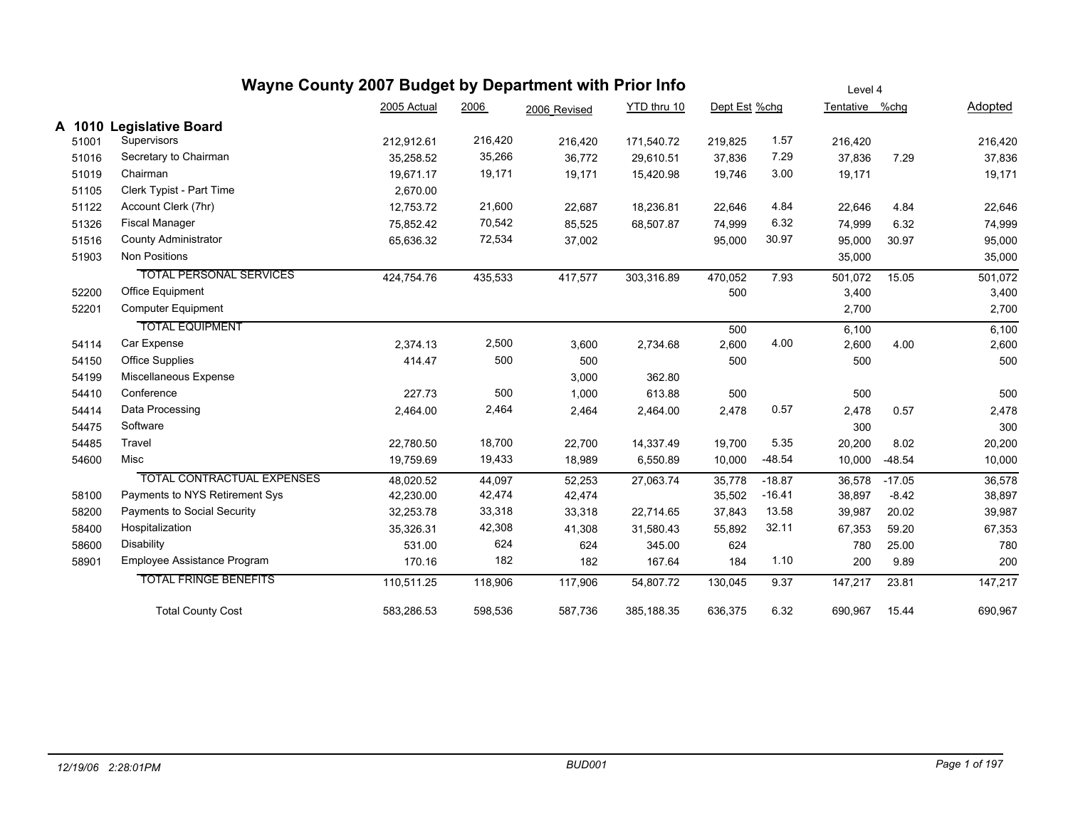# Wayne County 2007 Budget by Department with Prior Info

Level 4

## A 1010 Legislative Board

| Code | Description | 2005 Actual | 2006 | 2006_Revised | YTD thru 10 | Dept Est | %chg | Tentative | %chg | Adopted |
|---|---|---|---|---|---|---|---|---|---|---|
| 51001 | Supervisors | 212,912.61 | 216,420 | 216,420 | 171,540.72 | 219,825 | 1.57 | 216,420 | | 216,420 |
| 51016 | Secretary to Chairman | 35,258.52 | 35,266 | 36,772 | 29,610.51 | 37,836 | 7.29 | 37,836 | 7.29 | 37,836 |
| 51019 | Chairman | 19,671.17 | 19,171 | 19,171 | 15,420.98 | 19,746 | 3.00 | 19,171 | | 19,171 |
| 51105 | Clerk Typist - Part Time | 2,670.00 | | | | | | | | |
| 51122 | Account Clerk (7hr) | 12,753.72 | 21,600 | 22,687 | 18,236.81 | 22,646 | 4.84 | 22,646 | 4.84 | 22,646 |
| 51326 | Fiscal Manager | 75,852.42 | 70,542 | 85,525 | 68,507.87 | 74,999 | 6.32 | 74,999 | 6.32 | 74,999 |
| 51516 | County Administrator | 65,636.32 | 72,534 | 37,002 | | 95,000 | 30.97 | 95,000 | 30.97 | 95,000 |
| 51903 | Non Positions | | | | | | | 35,000 | | 35,000 |
| | TOTAL PERSONAL SERVICES | 424,754.76 | 435,533 | 417,577 | 303,316.89 | 470,052 | 7.93 | 501,072 | 15.05 | 501,072 |
| 52200 | Office Equipment | | | | | 500 | | 3,400 | | 3,400 |
| 52201 | Computer Equipment | | | | | | | 2,700 | | 2,700 |
| | TOTAL EQUIPMENT | | | | | 500 | | 6,100 | | 6,100 |
| 54114 | Car Expense | 2,374.13 | 2,500 | 3,600 | 2,734.68 | 2,600 | 4.00 | 2,600 | 4.00 | 2,600 |
| 54150 | Office Supplies | 414.47 | 500 | 500 | | 500 | | 500 | | 500 |
| 54199 | Miscellaneous Expense | | | 3,000 | 362.80 | | | | | |
| 54410 | Conference | 227.73 | 500 | 1,000 | 613.88 | 500 | | 500 | | 500 |
| 54414 | Data Processing | 2,464.00 | 2,464 | 2,464 | 2,464.00 | 2,478 | 0.57 | 2,478 | 0.57 | 2,478 |
| 54475 | Software | | | | | | | 300 | | 300 |
| 54485 | Travel | 22,780.50 | 18,700 | 22,700 | 14,337.49 | 19,700 | 5.35 | 20,200 | 8.02 | 20,200 |
| 54600 | Misc | 19,759.69 | 19,433 | 18,989 | 6,550.89 | 10,000 | -48.54 | 10,000 | -48.54 | 10,000 |
| | TOTAL CONTRACTUAL EXPENSES | 48,020.52 | 44,097 | 52,253 | 27,063.74 | 35,778 | -18.87 | 36,578 | -17.05 | 36,578 |
| 58100 | Payments to NYS Retirement Sys | 42,230.00 | 42,474 | 42,474 | | 35,502 | -16.41 | 38,897 | -8.42 | 38,897 |
| 58200 | Payments to Social Security | 32,253.78 | 33,318 | 33,318 | 22,714.65 | 37,843 | 13.58 | 39,987 | 20.02 | 39,987 |
| 58400 | Hospitalization | 35,326.31 | 42,308 | 41,308 | 31,580.43 | 55,892 | 32.11 | 67,353 | 59.20 | 67,353 |
| 58600 | Disability | 531.00 | 624 | 624 | 345.00 | 624 | | 780 | 25.00 | 780 |
| 58901 | Employee Assistance Program | 170.16 | 182 | 182 | 167.64 | 184 | 1.10 | 200 | 9.89 | 200 |
| | TOTAL FRINGE BENEFITS | 110,511.25 | 118,906 | 117,906 | 54,807.72 | 130,045 | 9.37 | 147,217 | 23.81 | 147,217 |
| | Total County Cost | 583,286.53 | 598,536 | 587,736 | 385,188.35 | 636,375 | 6.32 | 690,967 | 15.44 | 690,967 |

12/19/06 2:28:01PM BUD001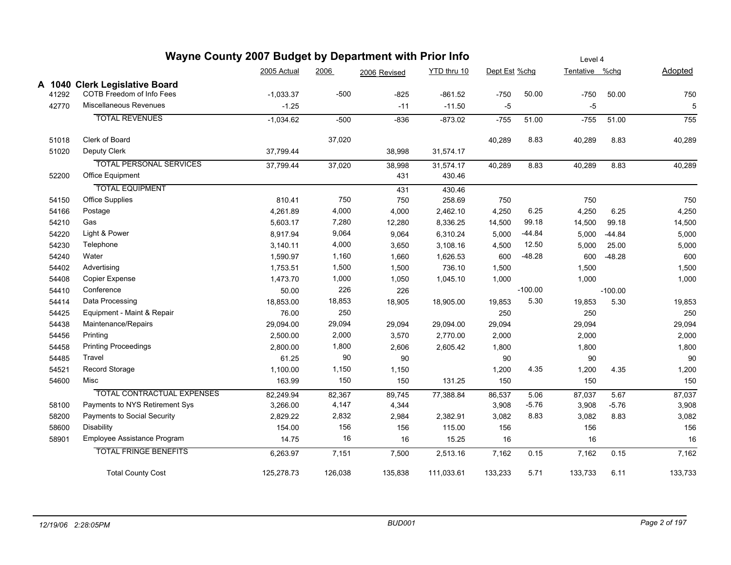# Wayne County 2007 Budget by Department with Prior Info

Level 4

## A 1040 Clerk Legislative Board

| Code | Description | 2005 Actual | 2006 | 2006 Revised | YTD thru 10 | Dept Est | %chg | Tentative | %chg | Adopted |
|---|---|---|---|---|---|---|---|---|---|---|
| 41292 | COTB Freedom of Info Fees | -1,033.37 | -500 | -825 | -861.52 | -750 | 50.00 | -750 | 50.00 | 750 |
| 42770 | Miscellaneous Revenues | -1.25 | | -11 | -11.50 | -5 | | -5 | | 5 |
| | TOTAL REVENUES | -1,034.62 | -500 | -836 | -873.02 | -755 | 51.00 | -755 | 51.00 | 755 |
| 51018 | Clerk of Board | | 37,020 | | | 40,289 | 8.83 | 40,289 | 8.83 | 40,289 |
| 51020 | Deputy Clerk | 37,799.44 | | 38,998 | 31,574.17 | | | | | |
| | TOTAL PERSONAL SERVICES | 37,799.44 | 37,020 | 38,998 | 31,574.17 | 40,289 | 8.83 | 40,289 | 8.83 | 40,289 |
| 52200 | Office Equipment | | | 431 | 430.46 | | | | | |
| | TOTAL EQUIPMENT | | | 431 | 430.46 | | | | | |
| 54150 | Office Supplies | 810.41 | 750 | 750 | 258.69 | 750 | | 750 | | 750 |
| 54166 | Postage | 4,261.89 | 4,000 | 4,000 | 2,462.10 | 4,250 | 6.25 | 4,250 | 6.25 | 4,250 |
| 54210 | Gas | 5,603.17 | 7,280 | 12,280 | 8,336.25 | 14,500 | 99.18 | 14,500 | 99.18 | 14,500 |
| 54220 | Light & Power | 8,917.94 | 9,064 | 9,064 | 6,310.24 | 5,000 | -44.84 | 5,000 | -44.84 | 5,000 |
| 54230 | Telephone | 3,140.11 | 4,000 | 3,650 | 3,108.16 | 4,500 | 12.50 | 5,000 | 25.00 | 5,000 |
| 54240 | Water | 1,590.97 | 1,160 | 1,660 | 1,626.53 | 600 | -48.28 | 600 | -48.28 | 600 |
| 54402 | Advertising | 1,753.51 | 1,500 | 1,500 | 736.10 | 1,500 | | 1,500 | | 1,500 |
| 54408 | Copier Expense | 1,473.70 | 1,000 | 1,050 | 1,045.10 | 1,000 | | 1,000 | | 1,000 |
| 54410 | Conference | 50.00 | 226 | 226 | | | -100.00 | | -100.00 | |
| 54414 | Data Processing | 18,853.00 | 18,853 | 18,905 | 18,905.00 | 19,853 | 5.30 | 19,853 | 5.30 | 19,853 |
| 54425 | Equipment - Maint & Repair | 76.00 | 250 | | | 250 | | 250 | | 250 |
| 54438 | Maintenance/Repairs | 29,094.00 | 29,094 | 29,094 | 29,094.00 | 29,094 | | 29,094 | | 29,094 |
| 54456 | Printing | 2,500.00 | 2,000 | 3,570 | 2,770.00 | 2,000 | | 2,000 | | 2,000 |
| 54458 | Printing Proceedings | 2,800.00 | 1,800 | 2,606 | 2,605.42 | 1,800 | | 1,800 | | 1,800 |
| 54485 | Travel | 61.25 | 90 | 90 | | 90 | | 90 | | 90 |
| 54521 | Record Storage | 1,100.00 | 1,150 | 1,150 | | 1,200 | 4.35 | 1,200 | 4.35 | 1,200 |
| 54600 | Misc | 163.99 | 150 | 150 | 131.25 | 150 | | 150 | | 150 |
| | TOTAL CONTRACTUAL EXPENSES | 82,249.94 | 82,367 | 89,745 | 77,388.84 | 86,537 | 5.06 | 87,037 | 5.67 | 87,037 |
| 58100 | Payments to NYS Retirement Sys | 3,266.00 | 4,147 | 4,344 | | 3,908 | -5.76 | 3,908 | -5.76 | 3,908 |
| 58200 | Payments to Social Security | 2,829.22 | 2,832 | 2,984 | 2,382.91 | 3,082 | 8.83 | 3,082 | 8.83 | 3,082 |
| 58600 | Disability | 154.00 | 156 | 156 | 115.00 | 156 | | 156 | | 156 |
| 58901 | Employee Assistance Program | 14.75 | 16 | 16 | 15.25 | 16 | | 16 | | 16 |
| | TOTAL FRINGE BENEFITS | 6,263.97 | 7,151 | 7,500 | 2,513.16 | 7,162 | 0.15 | 7,162 | 0.15 | 7,162 |
| | Total County Cost | 125,278.73 | 126,038 | 135,838 | 111,033.61 | 133,233 | 5.71 | 133,733 | 6.11 | 133,733 |

*12/19/06 2:28:05PM* BUD001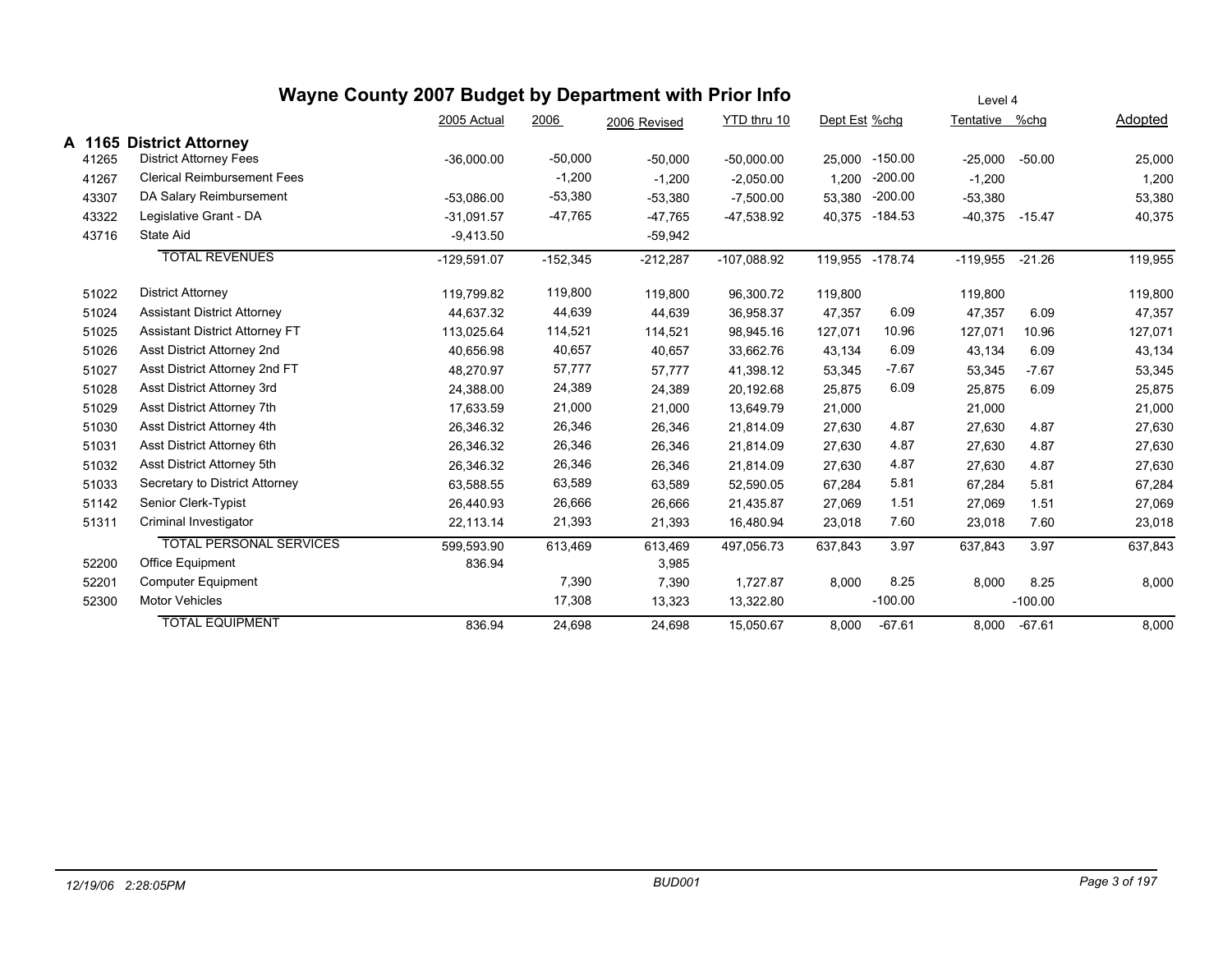# Wayne County 2007 Budget by Department with Prior Info

Level 4

## A 1165 District Attorney

| | | 2005 Actual | 2006 | 2006 Revised | YTD thru 10 | Dept Est | %chg | Tentative | %chg | Adopted |
|---|---|---|---|---|---|---|---|---|---|---|
| 41265 | District Attorney Fees | -36,000.00 | -50,000 | -50,000 | -50,000.00 | 25,000 | -150.00 | -25,000 | -50.00 | 25,000 |
| 41267 | Clerical Reimbursement Fees | | -1,200 | -1,200 | -2,050.00 | 1,200 | -200.00 | -1,200 | | 1,200 |
| 43307 | DA Salary Reimbursement | -53,086.00 | -53,380 | -53,380 | -7,500.00 | 53,380 | -200.00 | -53,380 | | 53,380 |
| 43322 | Legislative Grant - DA | -31,091.57 | -47,765 | -47,765 | -47,538.92 | 40,375 | -184.53 | -40,375 | -15.47 | 40,375 |
| 43716 | State Aid | -9,413.50 | | -59,942 | | | | | | |
| | TOTAL REVENUES | -129,591.07 | -152,345 | -212,287 | -107,088.92 | 119,955 | -178.74 | -119,955 | -21.26 | 119,955 |
| 51022 | District Attorney | 119,799.82 | 119,800 | 119,800 | 96,300.72 | 119,800 | | 119,800 | | 119,800 |
| 51024 | Assistant District Attorney | 44,637.32 | 44,639 | 44,639 | 36,958.37 | 47,357 | 6.09 | 47,357 | 6.09 | 47,357 |
| 51025 | Assistant District Attorney FT | 113,025.64 | 114,521 | 114,521 | 98,945.16 | 127,071 | 10.96 | 127,071 | 10.96 | 127,071 |
| 51026 | Asst District Attorney 2nd | 40,656.98 | 40,657 | 40,657 | 33,662.76 | 43,134 | 6.09 | 43,134 | 6.09 | 43,134 |
| 51027 | Asst District Attorney 2nd FT | 48,270.97 | 57,777 | 57,777 | 41,398.12 | 53,345 | -7.67 | 53,345 | -7.67 | 53,345 |
| 51028 | Asst District Attorney 3rd | 24,388.00 | 24,389 | 24,389 | 20,192.68 | 25,875 | 6.09 | 25,875 | 6.09 | 25,875 |
| 51029 | Asst District Attorney 7th | 17,633.59 | 21,000 | 21,000 | 13,649.79 | 21,000 | | 21,000 | | 21,000 |
| 51030 | Asst District Attorney 4th | 26,346.32 | 26,346 | 26,346 | 21,814.09 | 27,630 | 4.87 | 27,630 | 4.87 | 27,630 |
| 51031 | Asst District Attorney 6th | 26,346.32 | 26,346 | 26,346 | 21,814.09 | 27,630 | 4.87 | 27,630 | 4.87 | 27,630 |
| 51032 | Asst District Attorney 5th | 26,346.32 | 26,346 | 26,346 | 21,814.09 | 27,630 | 4.87 | 27,630 | 4.87 | 27,630 |
| 51033 | Secretary to District Attorney | 63,588.55 | 63,589 | 63,589 | 52,590.05 | 67,284 | 5.81 | 67,284 | 5.81 | 67,284 |
| 51142 | Senior Clerk-Typist | 26,440.93 | 26,666 | 26,666 | 21,435.87 | 27,069 | 1.51 | 27,069 | 1.51 | 27,069 |
| 51311 | Criminal Investigator | 22,113.14 | 21,393 | 21,393 | 16,480.94 | 23,018 | 7.60 | 23,018 | 7.60 | 23,018 |
| | TOTAL PERSONAL SERVICES | 599,593.90 | 613,469 | 613,469 | 497,056.73 | 637,843 | 3.97 | 637,843 | 3.97 | 637,843 |
| 52200 | Office Equipment | 836.94 | | 3,985 | | | | | | |
| 52201 | Computer Equipment | | 7,390 | 7,390 | 1,727.87 | 8,000 | 8.25 | 8,000 | 8.25 | 8,000 |
| 52300 | Motor Vehicles | | 17,308 | 13,323 | 13,322.80 | | -100.00 | | -100.00 | |
| | TOTAL EQUIPMENT | 836.94 | 24,698 | 24,698 | 15,050.67 | 8,000 | -67.61 | 8,000 | -67.61 | 8,000 |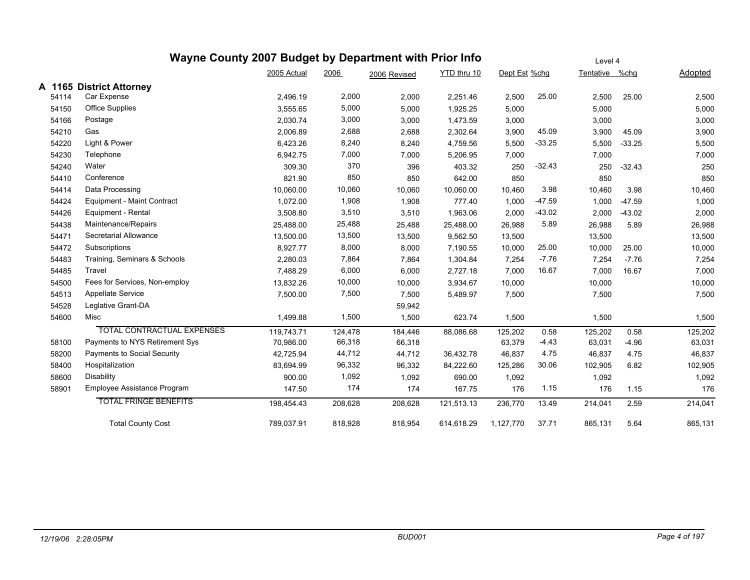# Wayne County 2007 Budget by Department with Prior Info

Level 4

## A 1165 District Attorney

| Code | Description | 2005 Actual | 2006 | 2006 Revised | YTD thru 10 | Dept Est | %chg | Tentative | %chg | Adopted |
|---|---|---|---|---|---|---|---|---|---|---|
| 54114 | Car Expense | 2,496.19 | 2,000 | 2,000 | 2,251.46 | 2,500 | 25.00 | 2,500 | 25.00 | 2,500 |
| 54150 | Office Supplies | 3,555.65 | 5,000 | 5,000 | 1,925.25 | 5,000 | | 5,000 | | 5,000 |
| 54166 | Postage | 2,030.74 | 3,000 | 3,000 | 1,473.59 | 3,000 | | 3,000 | | 3,000 |
| 54210 | Gas | 2,006.89 | 2,688 | 2,688 | 2,302.64 | 3,900 | 45.09 | 3,900 | 45.09 | 3,900 |
| 54220 | Light & Power | 6,423.26 | 8,240 | 8,240 | 4,759.56 | 5,500 | -33.25 | 5,500 | -33.25 | 5,500 |
| 54230 | Telephone | 6,942.75 | 7,000 | 7,000 | 5,206.95 | 7,000 | | 7,000 | | 7,000 |
| 54240 | Water | 309.30 | 370 | 396 | 403.32 | 250 | -32.43 | 250 | -32.43 | 250 |
| 54410 | Conference | 821.90 | 850 | 850 | 642.00 | 850 | | 850 | | 850 |
| 54414 | Data Processing | 10,060.00 | 10,060 | 10,060 | 10,060.00 | 10,460 | 3.98 | 10,460 | 3.98 | 10,460 |
| 54424 | Equipment - Maint Contract | 1,072.00 | 1,908 | 1,908 | 777.40 | 1,000 | -47.59 | 1,000 | -47.59 | 1,000 |
| 54426 | Equipment - Rental | 3,508.80 | 3,510 | 3,510 | 1,963.06 | 2,000 | -43.02 | 2,000 | -43.02 | 2,000 |
| 54438 | Maintenance/Repairs | 25,488.00 | 25,488 | 25,488 | 25,488.00 | 26,988 | 5.89 | 26,988 | 5.89 | 26,988 |
| 54471 | Secretarial Allowance | 13,500.00 | 13,500 | 13,500 | 9,562.50 | 13,500 | | 13,500 | | 13,500 |
| 54472 | Subscriptions | 8,927.77 | 8,000 | 8,000 | 7,190.55 | 10,000 | 25.00 | 10,000 | 25.00 | 10,000 |
| 54483 | Training, Seminars & Schools | 2,280.03 | 7,864 | 7,864 | 1,304.84 | 7,254 | -7.76 | 7,254 | -7.76 | 7,254 |
| 54485 | Travel | 7,488.29 | 6,000 | 6,000 | 2,727.18 | 7,000 | 16.67 | 7,000 | 16.67 | 7,000 |
| 54500 | Fees for Services, Non-employ | 13,832.26 | 10,000 | 10,000 | 3,934.67 | 10,000 | | 10,000 | | 10,000 |
| 54513 | Appellate Service | 7,500.00 | 7,500 | 7,500 | 5,489.97 | 7,500 | | 7,500 | | 7,500 |
| 54528 | Leglative Grant-DA | | | 59,942 | | | | | | |
| 54600 | Misc | 1,499.88 | 1,500 | 1,500 | 623.74 | 1,500 | | 1,500 | | 1,500 |
| | TOTAL CONTRACTUAL EXPENSES | 119,743.71 | 124,478 | 184,446 | 88,086.68 | 125,202 | 0.58 | 125,202 | 0.58 | 125,202 |
| 58100 | Payments to NYS Retirement Sys | 70,986.00 | 66,318 | 66,318 | | 63,379 | -4.43 | 63,031 | -4.96 | 63,031 |
| 58200 | Payments to Social Security | 42,725.94 | 44,712 | 44,712 | 36,432.78 | 46,837 | 4.75 | 46,837 | 4.75 | 46,837 |
| 58400 | Hospitalization | 83,694.99 | 96,332 | 96,332 | 84,222.60 | 125,286 | 30.06 | 102,905 | 6.82 | 102,905 |
| 58600 | Disability | 900.00 | 1,092 | 1,092 | 690.00 | 1,092 | | 1,092 | | 1,092 |
| 58901 | Employee Assistance Program | 147.50 | 174 | 174 | 167.75 | 176 | 1.15 | 176 | 1.15 | 176 |
| | TOTAL FRINGE BENEFITS | 198,454.43 | 208,628 | 208,628 | 121,513.13 | 236,770 | 13.49 | 214,041 | 2.59 | 214,041 |
| | Total County Cost | 789,037.91 | 818,928 | 818,954 | 614,618.29 | 1,127,770 | 37.71 | 865,131 | 5.64 | 865,131 |

12/19/06 2:28:05PM — BUD001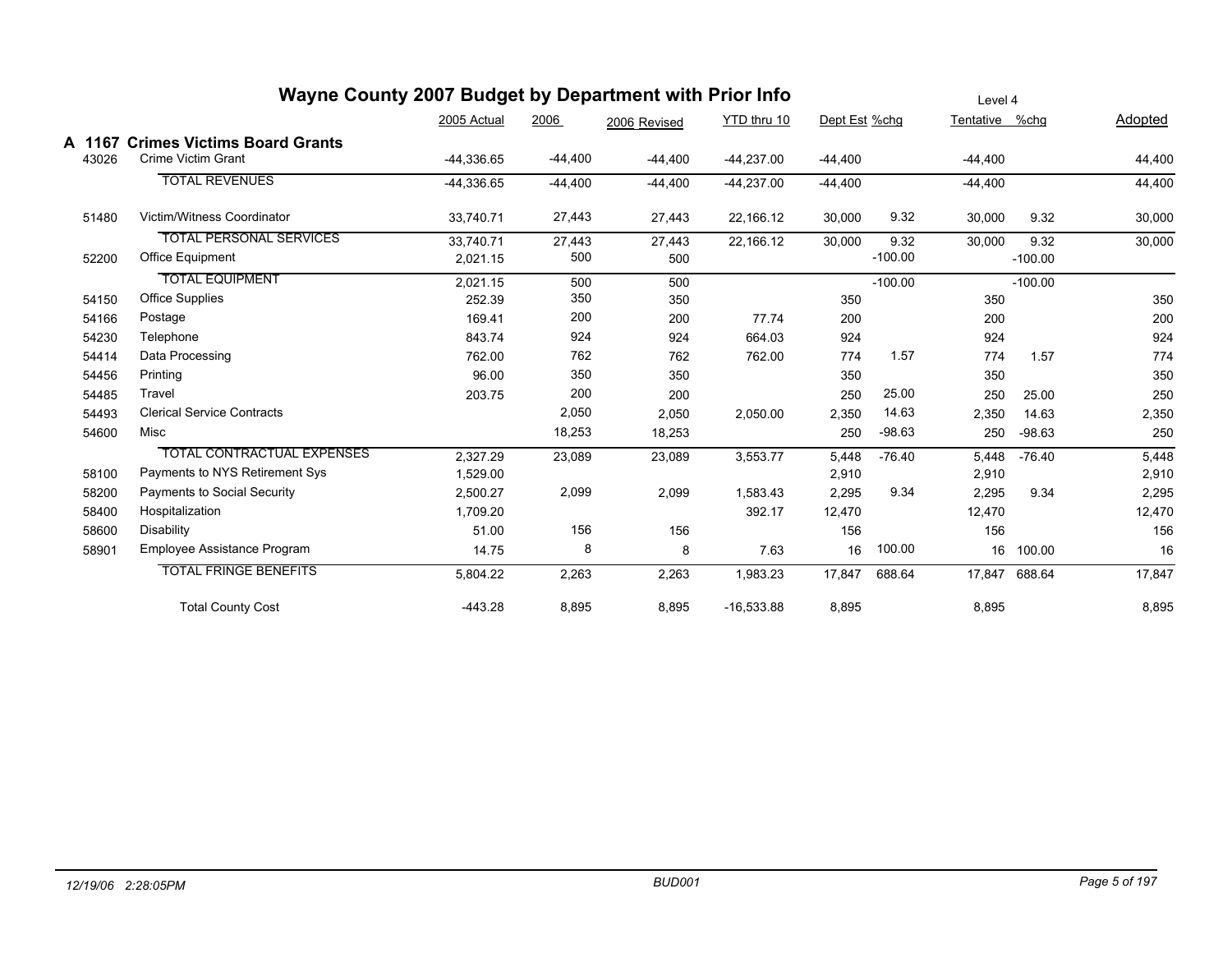# Wayne County 2007 Budget by Department with Prior Info

Level 4

## A 1167 Crimes Victims Board Grants

| Code | Description | 2005 Actual | 2006 | 2006 Revised | YTD thru 10 | Dept Est | %chg | Tentative | %chg | Adopted |
|---|---|---|---|---|---|---|---|---|---|---|
| 43026 | Crime Victim Grant | -44,336.65 | -44,400 | -44,400 | -44,237.00 | -44,400 | | -44,400 | | 44,400 |
| | TOTAL REVENUES | -44,336.65 | -44,400 | -44,400 | -44,237.00 | -44,400 | | -44,400 | | 44,400 |
| 51480 | Victim/Witness Coordinator | 33,740.71 | 27,443 | 27,443 | 22,166.12 | 30,000 | 9.32 | 30,000 | 9.32 | 30,000 |
| | TOTAL PERSONAL SERVICES | 33,740.71 | 27,443 | 27,443 | 22,166.12 | 30,000 | 9.32 | 30,000 | 9.32 | 30,000 |
| 52200 | Office Equipment | 2,021.15 | 500 | 500 | | | -100.00 | | -100.00 | |
| | TOTAL EQUIPMENT | 2,021.15 | 500 | 500 | | | -100.00 | | -100.00 | |
| 54150 | Office Supplies | 252.39 | 350 | 350 | | 350 | | 350 | | 350 |
| 54166 | Postage | 169.41 | 200 | 200 | 77.74 | 200 | | 200 | | 200 |
| 54230 | Telephone | 843.74 | 924 | 924 | 664.03 | 924 | | 924 | | 924 |
| 54414 | Data Processing | 762.00 | 762 | 762 | 762.00 | 774 | 1.57 | 774 | 1.57 | 774 |
| 54456 | Printing | 96.00 | 350 | 350 | | 350 | | 350 | | 350 |
| 54485 | Travel | 203.75 | 200 | 200 | | 250 | 25.00 | 250 | 25.00 | 250 |
| 54493 | Clerical Service Contracts | | 2,050 | 2,050 | 2,050.00 | 2,350 | 14.63 | 2,350 | 14.63 | 2,350 |
| 54600 | Misc | | 18,253 | 18,253 | | 250 | -98.63 | 250 | -98.63 | 250 |
| | TOTAL CONTRACTUAL EXPENSES | 2,327.29 | 23,089 | 23,089 | 3,553.77 | 5,448 | -76.40 | 5,448 | -76.40 | 5,448 |
| 58100 | Payments to NYS Retirement Sys | 1,529.00 | | | | 2,910 | | 2,910 | | 2,910 |
| 58200 | Payments to Social Security | 2,500.27 | 2,099 | 2,099 | 1,583.43 | 2,295 | 9.34 | 2,295 | 9.34 | 2,295 |
| 58400 | Hospitalization | 1,709.20 | | | 392.17 | 12,470 | | 12,470 | | 12,470 |
| 58600 | Disability | 51.00 | 156 | 156 | | 156 | | 156 | | 156 |
| 58901 | Employee Assistance Program | 14.75 | 8 | 8 | 7.63 | 16 | 100.00 | 16 | 100.00 | 16 |
| | TOTAL FRINGE BENEFITS | 5,804.22 | 2,263 | 2,263 | 1,983.23 | 17,847 | 688.64 | 17,847 | 688.64 | 17,847 |
| | Total County Cost | -443.28 | 8,895 | 8,895 | -16,533.88 | 8,895 | | 8,895 | | 8,895 |

12/19/06 2:28:05PM BUD001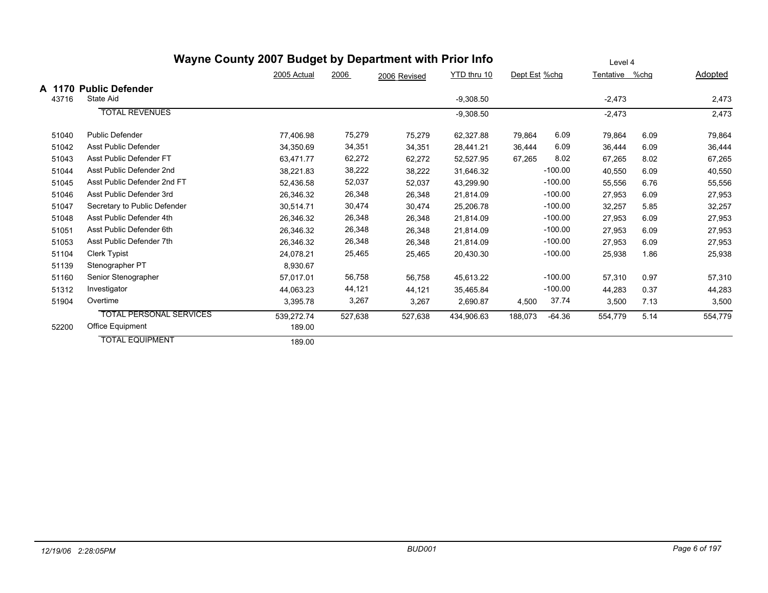# Wayne County 2007 Budget by Department with Prior Info

Level 4

## A 1170 Public Defender

| Code | Description | 2005 Actual | 2006 | 2006 Revised | YTD thru 10 | Dept Est | %chg | Tentative | %chg | Adopted |
|---|---|---|---|---|---|---|---|---|---|---|
| 43716 | State Aid | | | | -9,308.50 | | | -2,473 | | 2,473 |
| | TOTAL REVENUES | | | | -9,308.50 | | | -2,473 | | 2,473 |
| 51040 | Public Defender | 77,406.98 | 75,279 | 75,279 | 62,327.88 | 79,864 | 6.09 | 79,864 | 6.09 | 79,864 |
| 51042 | Asst Public Defender | 34,350.69 | 34,351 | 34,351 | 28,441.21 | 36,444 | 6.09 | 36,444 | 6.09 | 36,444 |
| 51043 | Asst Public Defender FT | 63,471.77 | 62,272 | 62,272 | 52,527.95 | 67,265 | 8.02 | 67,265 | 8.02 | 67,265 |
| 51044 | Asst Public Defender 2nd | 38,221.83 | 38,222 | 38,222 | 31,646.32 | | -100.00 | 40,550 | 6.09 | 40,550 |
| 51045 | Asst Public Defender 2nd FT | 52,436.58 | 52,037 | 52,037 | 43,299.90 | | -100.00 | 55,556 | 6.76 | 55,556 |
| 51046 | Asst Public Defender 3rd | 26,346.32 | 26,348 | 26,348 | 21,814.09 | | -100.00 | 27,953 | 6.09 | 27,953 |
| 51047 | Secretary to Public Defender | 30,514.71 | 30,474 | 30,474 | 25,206.78 | | -100.00 | 32,257 | 5.85 | 32,257 |
| 51048 | Asst Public Defender 4th | 26,346.32 | 26,348 | 26,348 | 21,814.09 | | -100.00 | 27,953 | 6.09 | 27,953 |
| 51051 | Asst Public Defender 6th | 26,346.32 | 26,348 | 26,348 | 21,814.09 | | -100.00 | 27,953 | 6.09 | 27,953 |
| 51053 | Asst Public Defender 7th | 26,346.32 | 26,348 | 26,348 | 21,814.09 | | -100.00 | 27,953 | 6.09 | 27,953 |
| 51104 | Clerk Typist | 24,078.21 | 25,465 | 25,465 | 20,430.30 | | -100.00 | 25,938 | 1.86 | 25,938 |
| 51139 | Stenographer PT | 8,930.67 | | | | | | | | |
| 51160 | Senior Stenographer | 57,017.01 | 56,758 | 56,758 | 45,613.22 | | -100.00 | 57,310 | 0.97 | 57,310 |
| 51312 | Investigator | 44,063.23 | 44,121 | 44,121 | 35,465.84 | | -100.00 | 44,283 | 0.37 | 44,283 |
| 51904 | Overtime | 3,395.78 | 3,267 | 3,267 | 2,690.87 | 4,500 | 37.74 | 3,500 | 7.13 | 3,500 |
| | TOTAL PERSONAL SERVICES | 539,272.74 | 527,638 | 527,638 | 434,906.63 | 188,073 | -64.36 | 554,779 | 5.14 | 554,779 |
| 52200 | Office Equipment | 189.00 | | | | | | | | |
| | TOTAL EQUIPMENT | 189.00 | | | | | | | | |

12/19/06 2:28:05PM BUD001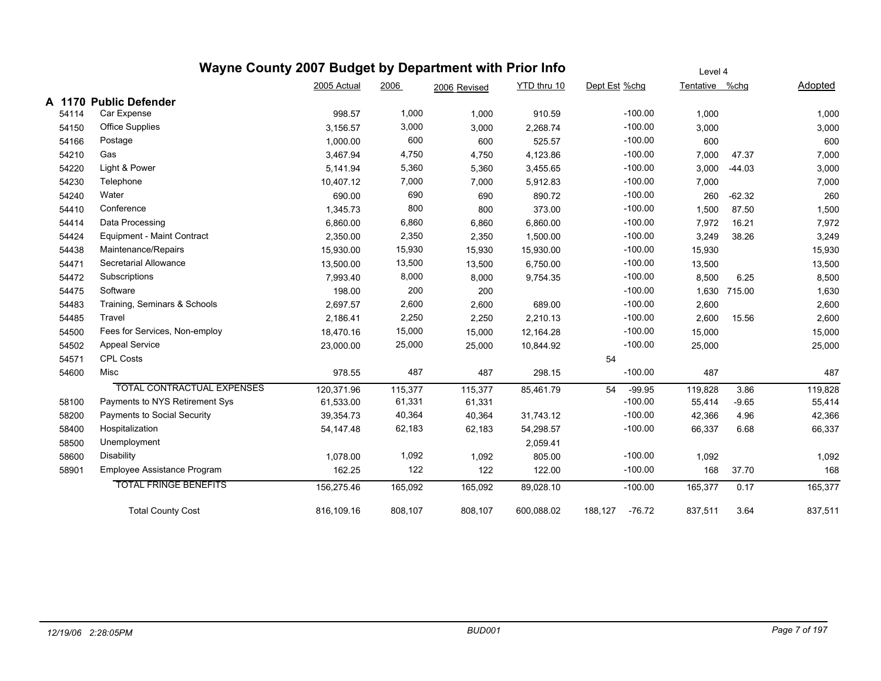# Wayne County 2007 Budget by Department with Prior Info

Level 4

## A 1170 Public Defender

| Code | Description | 2005 Actual | 2006 | 2006 Revised | YTD thru 10 | Dept Est | %chg | Tentative | %chg | Adopted |
|---|---|---|---|---|---|---|---|---|---|---|
| 54114 | Car Expense | 998.57 | 1,000 | 1,000 | 910.59 | | -100.00 | 1,000 | | 1,000 |
| 54150 | Office Supplies | 3,156.57 | 3,000 | 3,000 | 2,268.74 | | -100.00 | 3,000 | | 3,000 |
| 54166 | Postage | 1,000.00 | 600 | 600 | 525.57 | | -100.00 | 600 | | 600 |
| 54210 | Gas | 3,467.94 | 4,750 | 4,750 | 4,123.86 | | -100.00 | 7,000 | 47.37 | 7,000 |
| 54220 | Light & Power | 5,141.94 | 5,360 | 5,360 | 3,455.65 | | -100.00 | 3,000 | -44.03 | 3,000 |
| 54230 | Telephone | 10,407.12 | 7,000 | 7,000 | 5,912.83 | | -100.00 | 7,000 | | 7,000 |
| 54240 | Water | 690.00 | 690 | 690 | 890.72 | | -100.00 | 260 | -62.32 | 260 |
| 54410 | Conference | 1,345.73 | 800 | 800 | 373.00 | | -100.00 | 1,500 | 87.50 | 1,500 |
| 54414 | Data Processing | 6,860.00 | 6,860 | 6,860 | 6,860.00 | | -100.00 | 7,972 | 16.21 | 7,972 |
| 54424 | Equipment - Maint Contract | 2,350.00 | 2,350 | 2,350 | 1,500.00 | | -100.00 | 3,249 | 38.26 | 3,249 |
| 54438 | Maintenance/Repairs | 15,930.00 | 15,930 | 15,930 | 15,930.00 | | -100.00 | 15,930 | | 15,930 |
| 54471 | Secretarial Allowance | 13,500.00 | 13,500 | 13,500 | 6,750.00 | | -100.00 | 13,500 | | 13,500 |
| 54472 | Subscriptions | 7,993.40 | 8,000 | 8,000 | 9,754.35 | | -100.00 | 8,500 | 6.25 | 8,500 |
| 54475 | Software | 198.00 | 200 | 200 | | | -100.00 | 1,630 | 715.00 | 1,630 |
| 54483 | Training, Seminars & Schools | 2,697.57 | 2,600 | 2,600 | 689.00 | | -100.00 | 2,600 | | 2,600 |
| 54485 | Travel | 2,186.41 | 2,250 | 2,250 | 2,210.13 | | -100.00 | 2,600 | 15.56 | 2,600 |
| 54500 | Fees for Services, Non-employ | 18,470.16 | 15,000 | 15,000 | 12,164.28 | | -100.00 | 15,000 | | 15,000 |
| 54502 | Appeal Service | 23,000.00 | 25,000 | 25,000 | 10,844.92 | | -100.00 | 25,000 | | 25,000 |
| 54571 | CPL Costs | | | | | 54 | | | | |
| 54600 | Misc | 978.55 | 487 | 487 | 298.15 | | -100.00 | 487 | | 487 |
| | TOTAL CONTRACTUAL EXPENSES | 120,371.96 | 115,377 | 115,377 | 85,461.79 | 54 | -99.95 | 119,828 | 3.86 | 119,828 |
| 58100 | Payments to NYS Retirement Sys | 61,533.00 | 61,331 | 61,331 | | | -100.00 | 55,414 | -9.65 | 55,414 |
| 58200 | Payments to Social Security | 39,354.73 | 40,364 | 40,364 | 31,743.12 | | -100.00 | 42,366 | 4.96 | 42,366 |
| 58400 | Hospitalization | 54,147.48 | 62,183 | 62,183 | 54,298.57 | | -100.00 | 66,337 | 6.68 | 66,337 |
| 58500 | Unemployment | | | | 2,059.41 | | | | | |
| 58600 | Disability | 1,078.00 | 1,092 | 1,092 | 805.00 | | -100.00 | 1,092 | | 1,092 |
| 58901 | Employee Assistance Program | 162.25 | 122 | 122 | 122.00 | | -100.00 | 168 | 37.70 | 168 |
| | TOTAL FRINGE BENEFITS | 156,275.46 | 165,092 | 165,092 | 89,028.10 | | -100.00 | 165,377 | 0.17 | 165,377 |
| | Total County Cost | 816,109.16 | 808,107 | 808,107 | 600,088.02 | 188,127 | -76.72 | 837,511 | 3.64 | 837,511 |

12/19/06 2:28:05PM BUD001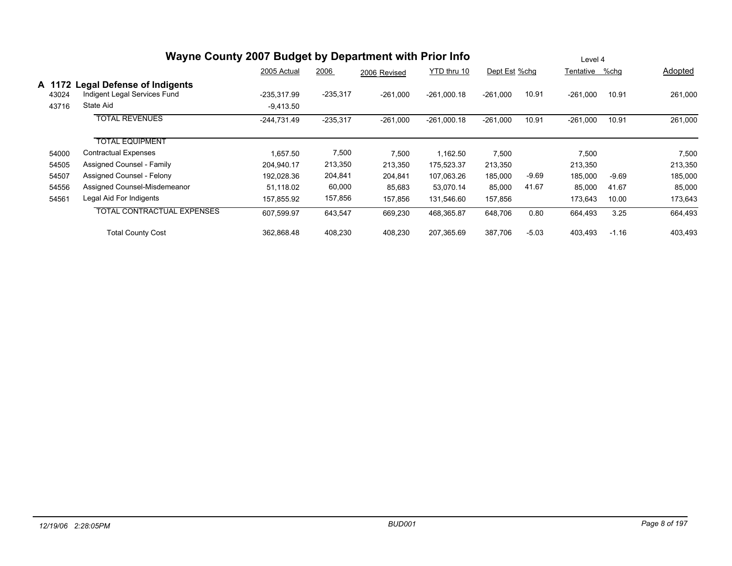# Wayne County 2007 Budget by Department with Prior Info

Level 4

## A 1172 Legal Defense of Indigents

| | | 2005 Actual | 2006 | 2006 Revised | YTD thru 10 | Dept Est | %chg | Tentative | %chg | Adopted |
|---|---|---|---|---|---|---|---|---|---|---|
| 43024 | Indigent Legal Services Fund | -235,317.99 | -235,317 | -261,000 | -261,000.18 | -261,000 | 10.91 | -261,000 | 10.91 | 261,000 |
| 43716 | State Aid | -9,413.50 | | | | | | | | |
| | TOTAL REVENUES | -244,731.49 | -235,317 | -261,000 | -261,000.18 | -261,000 | 10.91 | -261,000 | 10.91 | 261,000 |
| | TOTAL EQUIPMENT | | | | | | | | | |
| 54000 | Contractual Expenses | 1,657.50 | 7,500 | 7,500 | 1,162.50 | 7,500 | | 7,500 | | 7,500 |
| 54505 | Assigned Counsel - Family | 204,940.17 | 213,350 | 213,350 | 175,523.37 | 213,350 | | 213,350 | | 213,350 |
| 54507 | Assigned Counsel - Felony | 192,028.36 | 204,841 | 204,841 | 107,063.26 | 185,000 | -9.69 | 185,000 | -9.69 | 185,000 |
| 54556 | Assigned Counsel-Misdemeanor | 51,118.02 | 60,000 | 85,683 | 53,070.14 | 85,000 | 41.67 | 85,000 | 41.67 | 85,000 |
| 54561 | Legal Aid For Indigents | 157,855.92 | 157,856 | 157,856 | 131,546.60 | 157,856 | | 173,643 | 10.00 | 173,643 |
| | TOTAL CONTRACTUAL EXPENSES | 607,599.97 | 643,547 | 669,230 | 468,365.87 | 648,706 | 0.80 | 664,493 | 3.25 | 664,493 |
| | Total County Cost | 362,868.48 | 408,230 | 408,230 | 207,365.69 | 387,706 | -5.03 | 403,493 | -1.16 | 403,493 |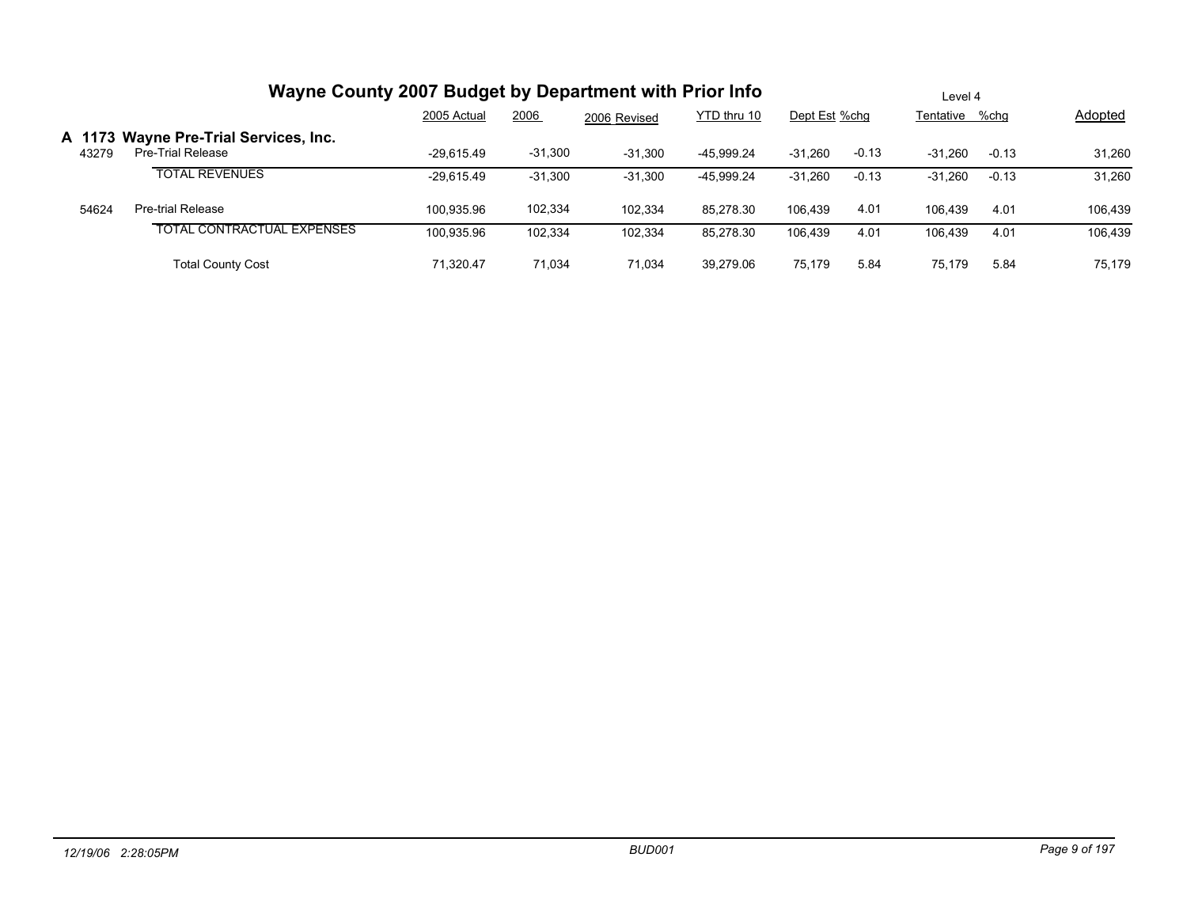# Wayne County 2007 Budget by Department with Prior Info

Level 4

| | | 2005 Actual | 2006 | 2006 Revised | YTD thru 10 | Dept Est | %chg | Tentative | %chg | Adopted |
|---|---|---|---|---|---|---|---|---|---|---|
| **A 1173** | **Wayne Pre-Trial Services, Inc.** | | | | | | | | | |
| 43279 | Pre-Trial Release | -29,615.49 | -31,300 | -31,300 | -45,999.24 | -31,260 | -0.13 | -31,260 | -0.13 | 31,260 |
| | TOTAL REVENUES | -29,615.49 | -31,300 | -31,300 | -45,999.24 | -31,260 | -0.13 | -31,260 | -0.13 | 31,260 |
| 54624 | Pre-trial Release | 100,935.96 | 102,334 | 102,334 | 85,278.30 | 106,439 | 4.01 | 106,439 | 4.01 | 106,439 |
| | TOTAL CONTRACTUAL EXPENSES | 100,935.96 | 102,334 | 102,334 | 85,278.30 | 106,439 | 4.01 | 106,439 | 4.01 | 106,439 |
| | Total County Cost | 71,320.47 | 71,034 | 71,034 | 39,279.06 | 75,179 | 5.84 | 75,179 | 5.84 | 75,179 |

12/19/06 2:28:05PM BUD001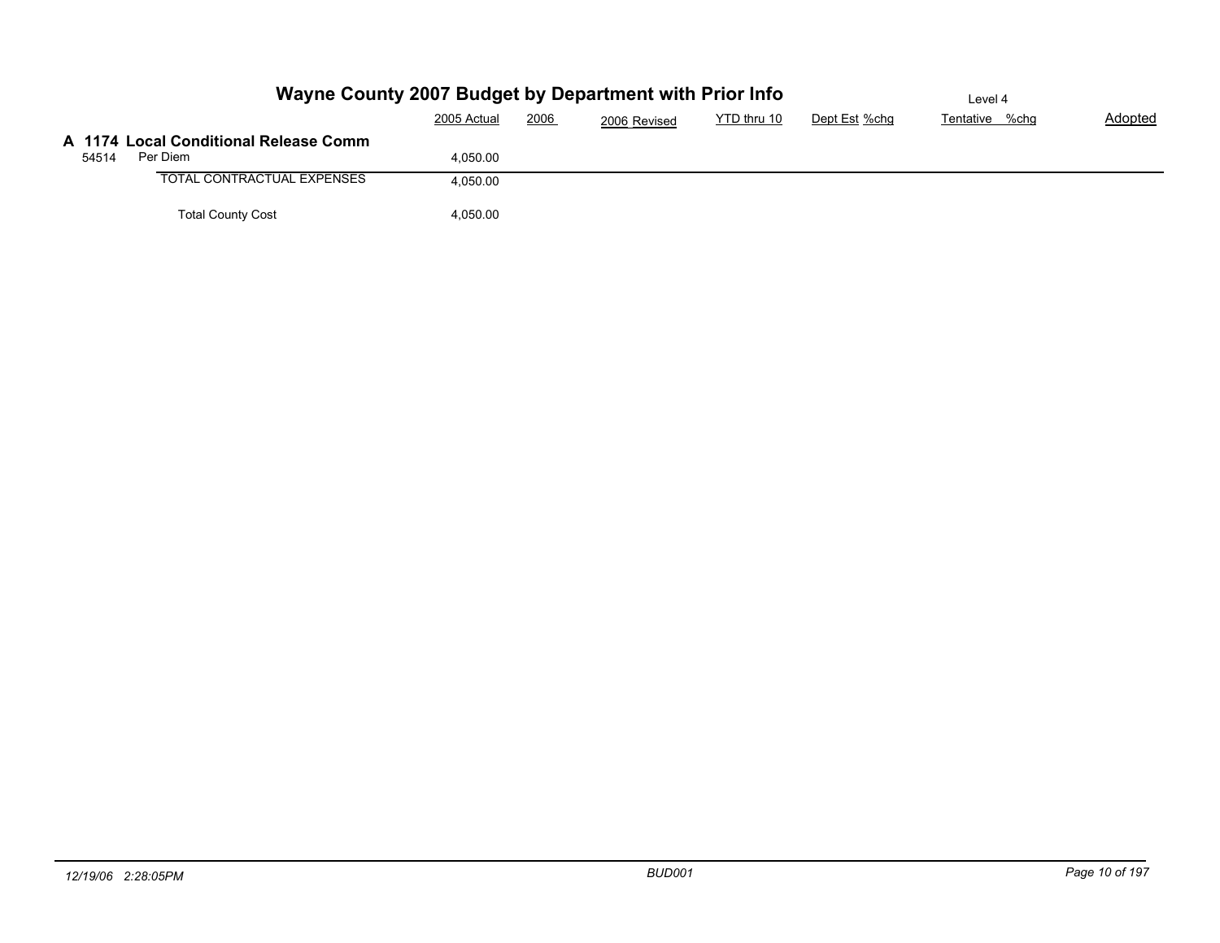# Wayne County 2007 Budget by Department with Prior Info

Level 4

| | | 2005 Actual | 2006 | 2006 Revised | YTD thru 10 | Dept Est | %chg | Tentative | %chg | Adopted |
|---|---|---|---|---|---|---|---|---|---|---|
| **A 1174** | **Local Conditional Release Comm** | | | | | | | | | |
| 54514 | Per Diem | 4,050.00 | | | | | | | | |
| | TOTAL CONTRACTUAL EXPENSES | 4,050.00 | | | | | | | | |
| | Total County Cost | 4,050.00 | | | | | | | | |

*12/19/06 2:28:05PM* *BUD001*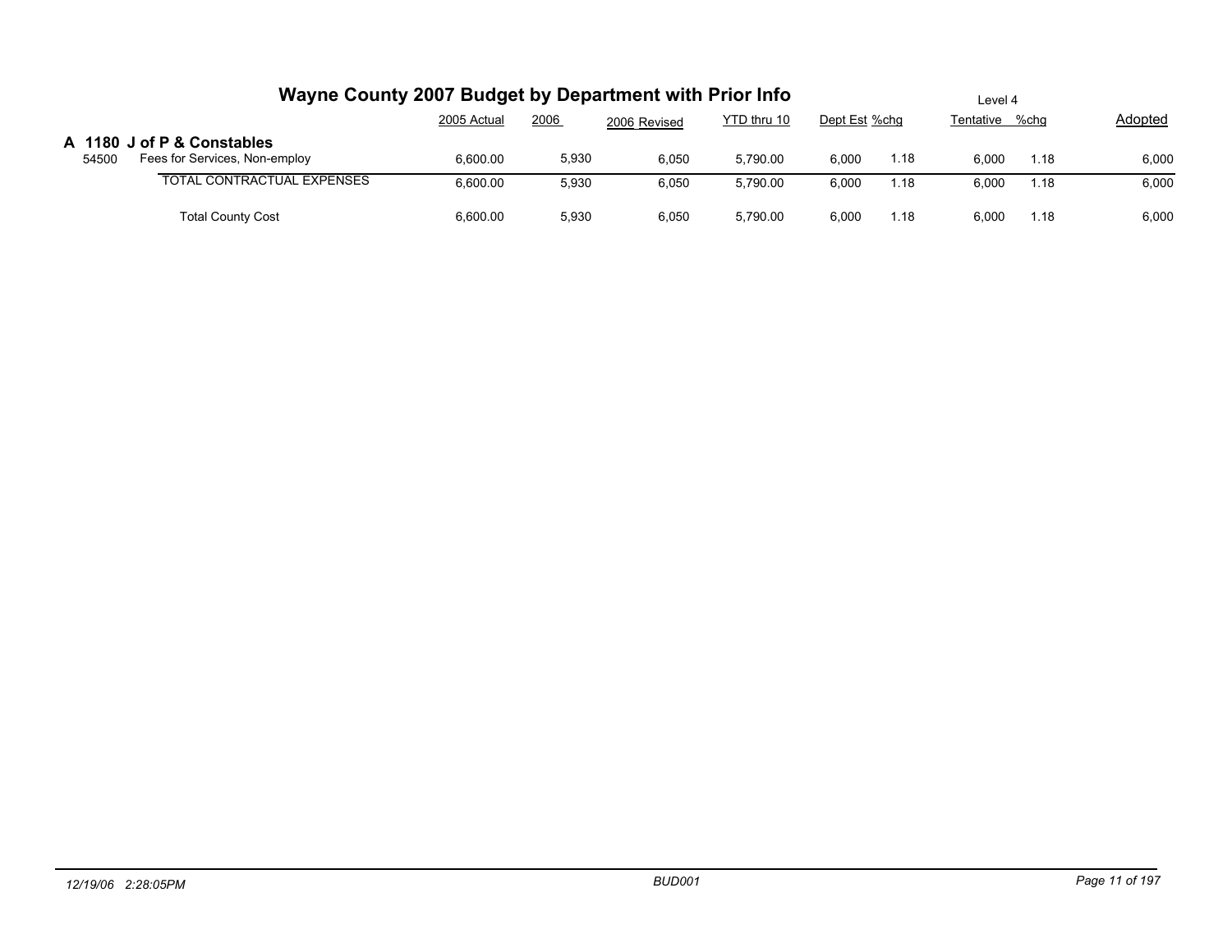# Wayne County 2007 Budget by Department with Prior Info

Level 4

| | | 2005 Actual | 2006 | 2006 Revised | YTD thru 10 | Dept Est | %chg | Tentative | %chg | Adopted |
|---|---|---|---|---|---|---|---|---|---|---|
| **A 1180** | **J of P & Constables** | | | | | | | | | |
| 54500 | Fees for Services, Non-employ | 6,600.00 | 5,930 | 6,050 | 5,790.00 | 6,000 | 1.18 | 6,000 | 1.18 | 6,000 |
| | TOTAL CONTRACTUAL EXPENSES | 6,600.00 | 5,930 | 6,050 | 5,790.00 | 6,000 | 1.18 | 6,000 | 1.18 | 6,000 |
| | Total County Cost | 6,600.00 | 5,930 | 6,050 | 5,790.00 | 6,000 | 1.18 | 6,000 | 1.18 | 6,000 |

12/19/06 2:28:05PM BUD001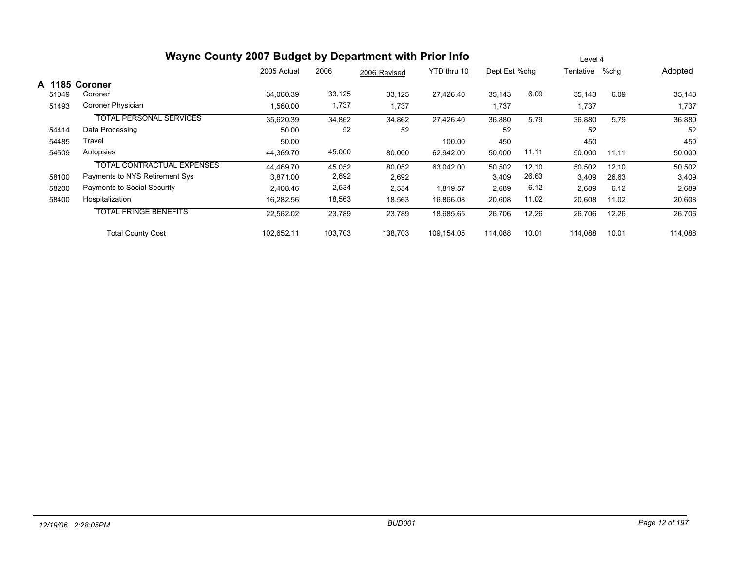# Wayne County 2007 Budget by Department with Prior Info

Level 4

## A 1185 Coroner

| Code | Description | 2005 Actual | 2006 | 2006 Revised | YTD thru 10 | Dept Est | %chg | Tentative | %chg | Adopted |
|---|---|---|---|---|---|---|---|---|---|---|
| 51049 | Coroner | 34,060.39 | 33,125 | 33,125 | 27,426.40 | 35,143 | 6.09 | 35,143 | 6.09 | 35,143 |
| 51493 | Coroner Physician | 1,560.00 | 1,737 | 1,737 | | 1,737 | | 1,737 | | 1,737 |
| | TOTAL PERSONAL SERVICES | 35,620.39 | 34,862 | 34,862 | 27,426.40 | 36,880 | 5.79 | 36,880 | 5.79 | 36,880 |
| 54414 | Data Processing | 50.00 | 52 | 52 | | 52 | | 52 | | 52 |
| 54485 | Travel | 50.00 | | | 100.00 | 450 | | 450 | | 450 |
| 54509 | Autopsies | 44,369.70 | 45,000 | 80,000 | 62,942.00 | 50,000 | 11.11 | 50,000 | 11.11 | 50,000 |
| | TOTAL CONTRACTUAL EXPENSES | 44,469.70 | 45,052 | 80,052 | 63,042.00 | 50,502 | 12.10 | 50,502 | 12.10 | 50,502 |
| 58100 | Payments to NYS Retirement Sys | 3,871.00 | 2,692 | 2,692 | | 3,409 | 26.63 | 3,409 | 26.63 | 3,409 |
| 58200 | Payments to Social Security | 2,408.46 | 2,534 | 2,534 | 1,819.57 | 2,689 | 6.12 | 2,689 | 6.12 | 2,689 |
| 58400 | Hospitalization | 16,282.56 | 18,563 | 18,563 | 16,866.08 | 20,608 | 11.02 | 20,608 | 11.02 | 20,608 |
| | TOTAL FRINGE BENEFITS | 22,562.02 | 23,789 | 23,789 | 18,685.65 | 26,706 | 12.26 | 26,706 | 12.26 | 26,706 |
| | Total County Cost | 102,652.11 | 103,703 | 138,703 | 109,154.05 | 114,088 | 10.01 | 114,088 | 10.01 | 114,088 |

*12/19/06 2:28:05PM* — *BUD001*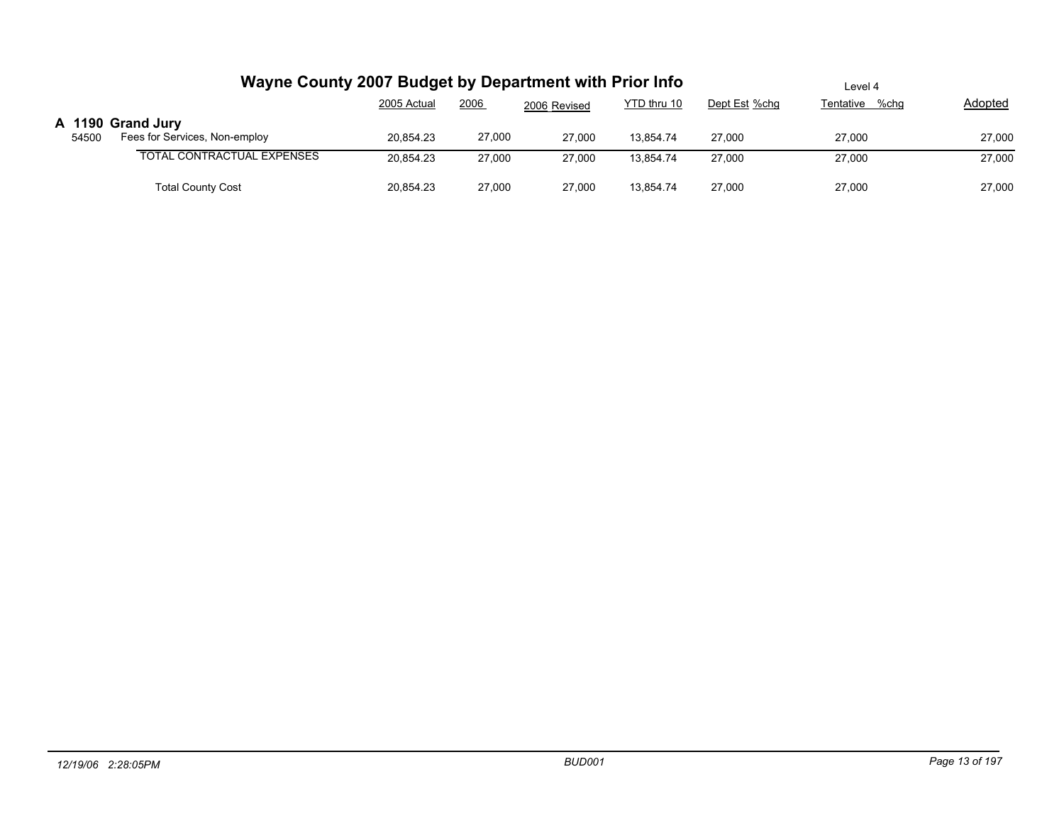# Wayne County 2007 Budget by Department with Prior Info

Level 4

| | | 2005 Actual | 2006 | 2006 Revised | YTD thru 10 | Dept Est | %chg | Tentative | %chg | Adopted |
|---|---|---|---|---|---|---|---|---|---|---|
| **A 1190** | **Grand Jury** | | | | | | | | | |
| 54500 | Fees for Services, Non-employ | 20,854.23 | 27,000 | 27,000 | 13,854.74 | 27,000 | | 27,000 | | 27,000 |
| | TOTAL CONTRACTUAL EXPENSES | 20,854.23 | 27,000 | 27,000 | 13,854.74 | 27,000 | | 27,000 | | 27,000 |
| | Total County Cost | 20,854.23 | 27,000 | 27,000 | 13,854.74 | 27,000 | | 27,000 | | 27,000 |

12/19/06 2:28:05PM BUD001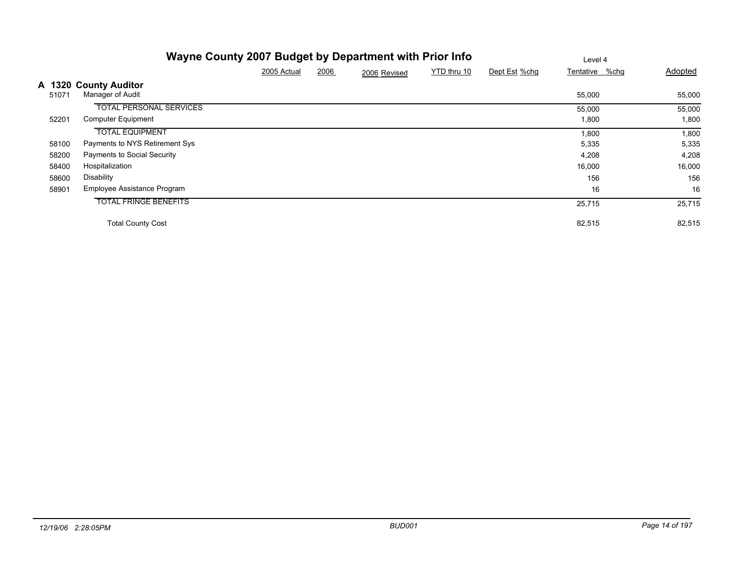# Wayne County 2007 Budget by Department with Prior Info

Level 4

## A 1320 County Auditor

| | | 2005 Actual | 2006 | 2006 Revised | YTD thru 10 | Dept Est | %chg | Tentative | %chg | Adopted |
|---|---|---|---|---|---|---|---|---|---|---|
| 51071 | Manager of Audit | | | | | | | 55,000 | | 55,000 |
| | TOTAL PERSONAL SERVICES | | | | | | | 55,000 | | 55,000 |
| 52201 | Computer Equipment | | | | | | | 1,800 | | 1,800 |
| | TOTAL EQUIPMENT | | | | | | | 1,800 | | 1,800 |
| 58100 | Payments to NYS Retirement Sys | | | | | | | 5,335 | | 5,335 |
| 58200 | Payments to Social Security | | | | | | | 4,208 | | 4,208 |
| 58400 | Hospitalization | | | | | | | 16,000 | | 16,000 |
| 58600 | Disability | | | | | | | 156 | | 156 |
| 58901 | Employee Assistance Program | | | | | | | 16 | | 16 |
| | TOTAL FRINGE BENEFITS | | | | | | | 25,715 | | 25,715 |
| | Total County Cost | | | | | | | 82,515 | | 82,515 |

12/19/06 2:28:05PM BUD001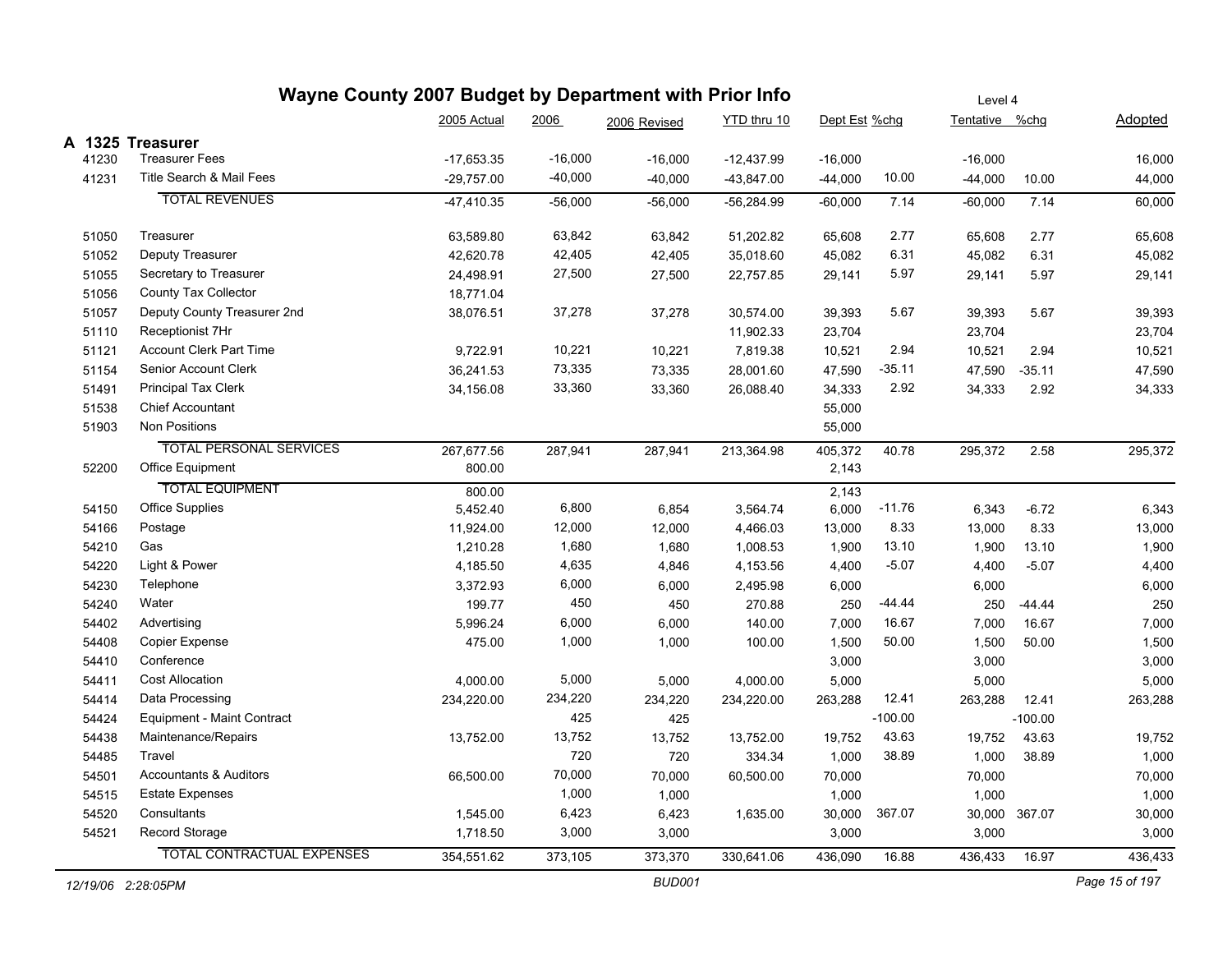# Wayne County 2007 Budget by Department with Prior Info

Level 4

## A 1325 Treasurer

| | | 2005 Actual | 2006 | 2006 Revised | YTD thru 10 | Dept Est | %chg | Tentative | %chg | Adopted |
|---|---|---|---|---|---|---|---|---|---|---|
| 41230 | Treasurer Fees | -17,653.35 | -16,000 | -16,000 | -12,437.99 | -16,000 | | -16,000 | | 16,000 |
| 41231 | Title Search & Mail Fees | -29,757.00 | -40,000 | -40,000 | -43,847.00 | -44,000 | 10.00 | -44,000 | 10.00 | 44,000 |
| | TOTAL REVENUES | -47,410.35 | -56,000 | -56,000 | -56,284.99 | -60,000 | 7.14 | -60,000 | 7.14 | 60,000 |
| 51050 | Treasurer | 63,589.80 | 63,842 | 63,842 | 51,202.82 | 65,608 | 2.77 | 65,608 | 2.77 | 65,608 |
| 51052 | Deputy Treasurer | 42,620.78 | 42,405 | 42,405 | 35,018.60 | 45,082 | 6.31 | 45,082 | 6.31 | 45,082 |
| 51055 | Secretary to Treasurer | 24,498.91 | 27,500 | 27,500 | 22,757.85 | 29,141 | 5.97 | 29,141 | 5.97 | 29,141 |
| 51056 | County Tax Collector | 18,771.04 | | | | | | | | |
| 51057 | Deputy County Treasurer 2nd | 38,076.51 | 37,278 | 37,278 | 30,574.00 | 39,393 | 5.67 | 39,393 | 5.67 | 39,393 |
| 51110 | Receptionist 7Hr | | | | 11,902.33 | 23,704 | | 23,704 | | 23,704 |
| 51121 | Account Clerk Part Time | 9,722.91 | 10,221 | 10,221 | 7,819.38 | 10,521 | 2.94 | 10,521 | 2.94 | 10,521 |
| 51154 | Senior Account Clerk | 36,241.53 | 73,335 | 73,335 | 28,001.60 | 47,590 | -35.11 | 47,590 | -35.11 | 47,590 |
| 51491 | Principal Tax Clerk | 34,156.08 | 33,360 | 33,360 | 26,088.40 | 34,333 | 2.92 | 34,333 | 2.92 | 34,333 |
| 51538 | Chief Accountant | | | | | 55,000 | | | | |
| 51903 | Non Positions | | | | | 55,000 | | | | |
| | TOTAL PERSONAL SERVICES | 267,677.56 | 287,941 | 287,941 | 213,364.98 | 405,372 | 40.78 | 295,372 | 2.58 | 295,372 |
| 52200 | Office Equipment | 800.00 | | | | 2,143 | | | | |
| | TOTAL EQUIPMENT | 800.00 | | | | 2,143 | | | | |
| 54150 | Office Supplies | 5,452.40 | 6,800 | 6,854 | 3,564.74 | 6,000 | -11.76 | 6,343 | -6.72 | 6,343 |
| 54166 | Postage | 11,924.00 | 12,000 | 12,000 | 4,466.03 | 13,000 | 8.33 | 13,000 | 8.33 | 13,000 |
| 54210 | Gas | 1,210.28 | 1,680 | 1,680 | 1,008.53 | 1,900 | 13.10 | 1,900 | 13.10 | 1,900 |
| 54220 | Light & Power | 4,185.50 | 4,635 | 4,846 | 4,153.56 | 4,400 | -5.07 | 4,400 | -5.07 | 4,400 |
| 54230 | Telephone | 3,372.93 | 6,000 | 6,000 | 2,495.98 | 6,000 | | 6,000 | | 6,000 |
| 54240 | Water | 199.77 | 450 | 450 | 270.88 | 250 | -44.44 | 250 | -44.44 | 250 |
| 54402 | Advertising | 5,996.24 | 6,000 | 6,000 | 140.00 | 7,000 | 16.67 | 7,000 | 16.67 | 7,000 |
| 54408 | Copier Expense | 475.00 | 1,000 | 1,000 | 100.00 | 1,500 | 50.00 | 1,500 | 50.00 | 1,500 |
| 54410 | Conference | | | | | 3,000 | | 3,000 | | 3,000 |
| 54411 | Cost Allocation | 4,000.00 | 5,000 | 5,000 | 4,000.00 | 5,000 | | 5,000 | | 5,000 |
| 54414 | Data Processing | 234,220.00 | 234,220 | 234,220 | 234,220.00 | 263,288 | 12.41 | 263,288 | 12.41 | 263,288 |
| 54424 | Equipment - Maint Contract | | 425 | 425 | | | -100.00 | | -100.00 | |
| 54438 | Maintenance/Repairs | 13,752.00 | 13,752 | 13,752 | 13,752.00 | 19,752 | 43.63 | 19,752 | 43.63 | 19,752 |
| 54485 | Travel | | 720 | 720 | 334.34 | 1,000 | 38.89 | 1,000 | 38.89 | 1,000 |
| 54501 | Accountants & Auditors | 66,500.00 | 70,000 | 70,000 | 60,500.00 | 70,000 | | 70,000 | | 70,000 |
| 54515 | Estate Expenses | | 1,000 | 1,000 | | 1,000 | | 1,000 | | 1,000 |
| 54520 | Consultants | 1,545.00 | 6,423 | 6,423 | 1,635.00 | 30,000 | 367.07 | 30,000 | 367.07 | 30,000 |
| 54521 | Record Storage | 1,718.50 | 3,000 | 3,000 | | 3,000 | | 3,000 | | 3,000 |
| | TOTAL CONTRACTUAL EXPENSES | 354,551.62 | 373,105 | 373,370 | 330,641.06 | 436,090 | 16.88 | 436,433 | 16.97 | 436,433 |

12/19/06 2:28:05PM BUD001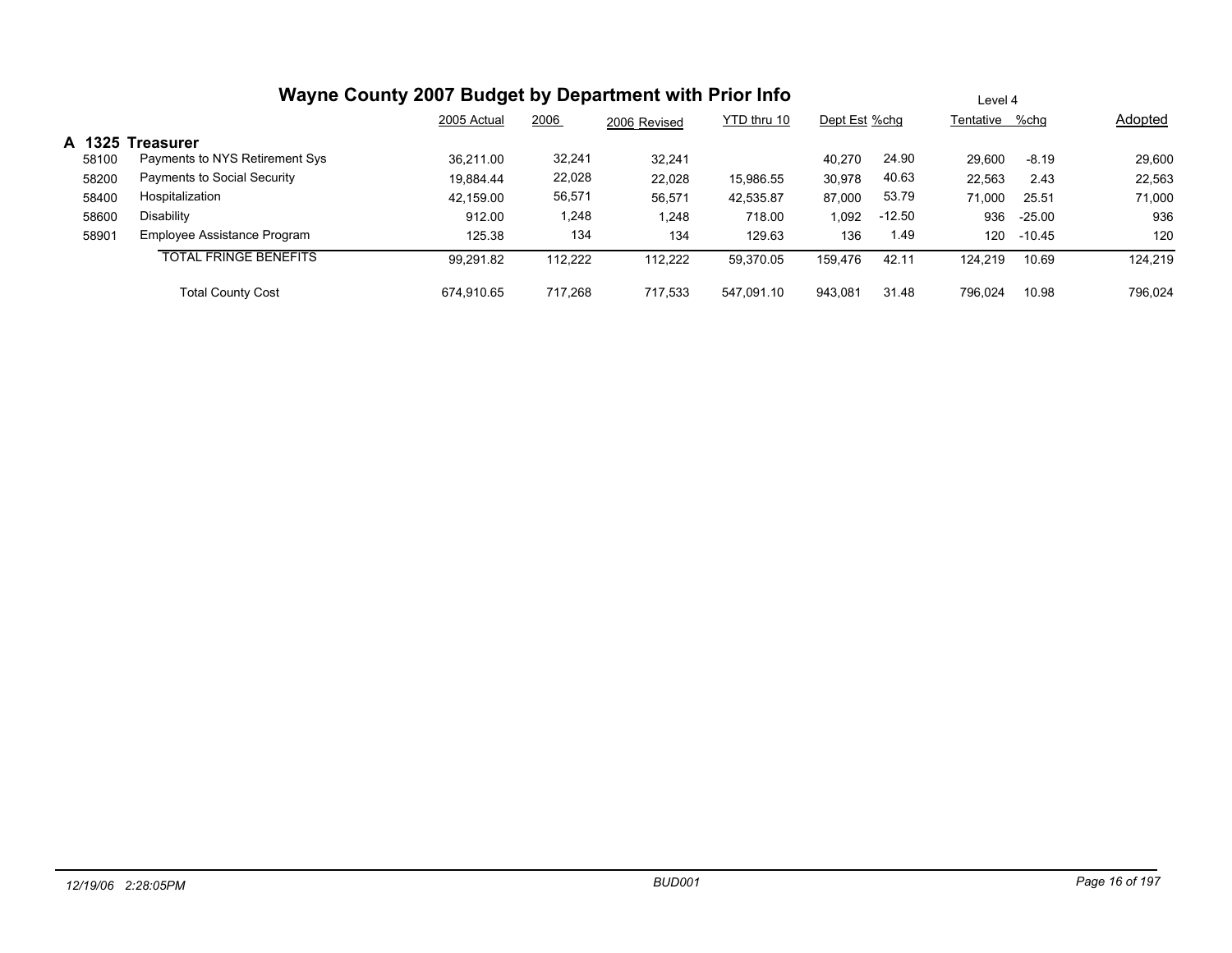# Wayne County 2007 Budget by Department with Prior Info

Level 4

| | | 2005 Actual | 2006 | 2006 Revised | YTD thru 10 | Dept Est | %chg | Tentative | %chg | Adopted |
|---|---|---|---|---|---|---|---|---|---|---|
| **A 1325** | **Treasurer** | | | | | | | | | |
| 58100 | Payments to NYS Retirement Sys | 36,211.00 | 32,241 | 32,241 | | 40,270 | 24.90 | 29,600 | -8.19 | 29,600 |
| 58200 | Payments to Social Security | 19,884.44 | 22,028 | 22,028 | 15,986.55 | 30,978 | 40.63 | 22,563 | 2.43 | 22,563 |
| 58400 | Hospitalization | 42,159.00 | 56,571 | 56,571 | 42,535.87 | 87,000 | 53.79 | 71,000 | 25.51 | 71,000 |
| 58600 | Disability | 912.00 | 1,248 | 1,248 | 718.00 | 1,092 | -12.50 | 936 | -25.00 | 936 |
| 58901 | Employee Assistance Program | 125.38 | 134 | 134 | 129.63 | 136 | 1.49 | 120 | -10.45 | 120 |
| | TOTAL FRINGE BENEFITS | 99,291.82 | 112,222 | 112,222 | 59,370.05 | 159,476 | 42.11 | 124,219 | 10.69 | 124,219 |
| | Total County Cost | 674,910.65 | 717,268 | 717,533 | 547,091.10 | 943,081 | 31.48 | 796,024 | 10.98 | 796,024 |

12/19/06 2:28:05PM BUD001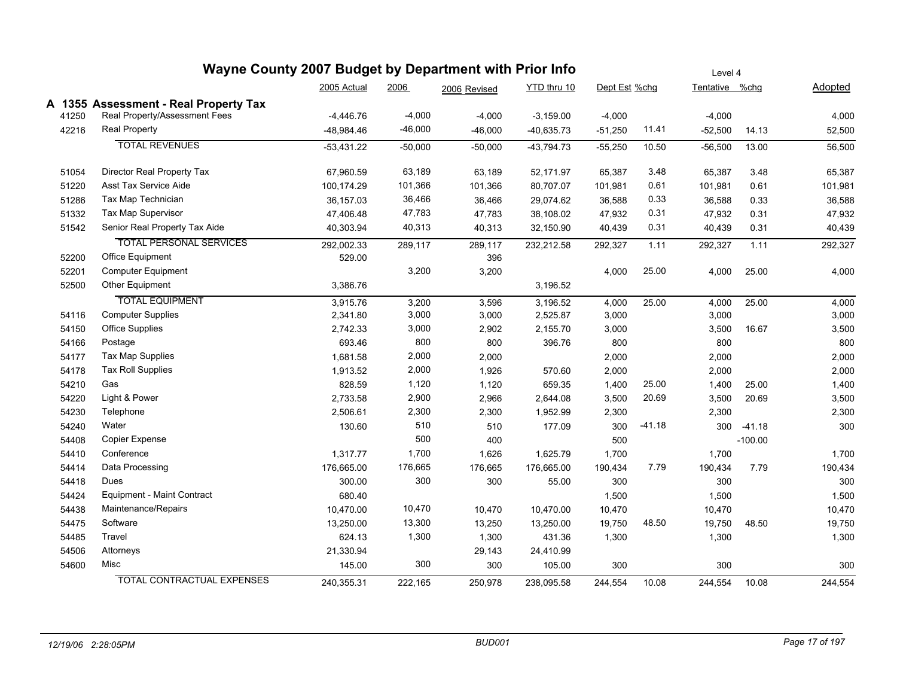# Wayne County 2007 Budget by Department with Prior Info

Level 4

## A 1355 Assessment - Real Property Tax

| Code | Description | 2005 Actual | 2006 | 2006 Revised | YTD thru 10 | Dept Est | %chg | Tentative | %chg | Adopted |
|---|---|---|---|---|---|---|---|---|---|---|
| 41250 | Real Property/Assessment Fees | -4,446.76 | -4,000 | -4,000 | -3,159.00 | -4,000 | | -4,000 | | 4,000 |
| 42216 | Real Property | -48,984.46 | -46,000 | -46,000 | -40,635.73 | -51,250 | 11.41 | -52,500 | 14.13 | 52,500 |
| | TOTAL REVENUES | -53,431.22 | -50,000 | -50,000 | -43,794.73 | -55,250 | 10.50 | -56,500 | 13.00 | 56,500 |
| 51054 | Director Real Property Tax | 67,960.59 | 63,189 | 63,189 | 52,171.97 | 65,387 | 3.48 | 65,387 | 3.48 | 65,387 |
| 51220 | Asst Tax Service Aide | 100,174.29 | 101,366 | 101,366 | 80,707.07 | 101,981 | 0.61 | 101,981 | 0.61 | 101,981 |
| 51286 | Tax Map Technician | 36,157.03 | 36,466 | 36,466 | 29,074.62 | 36,588 | 0.33 | 36,588 | 0.33 | 36,588 |
| 51332 | Tax Map Supervisor | 47,406.48 | 47,783 | 47,783 | 38,108.02 | 47,932 | 0.31 | 47,932 | 0.31 | 47,932 |
| 51542 | Senior Real Property Tax Aide | 40,303.94 | 40,313 | 40,313 | 32,150.90 | 40,439 | 0.31 | 40,439 | 0.31 | 40,439 |
| | TOTAL PERSONAL SERVICES | 292,002.33 | 289,117 | 289,117 | 232,212.58 | 292,327 | 1.11 | 292,327 | 1.11 | 292,327 |
| 52200 | Office Equipment | 529.00 | | 396 | | | | | | |
| 52201 | Computer Equipment | | 3,200 | 3,200 | | 4,000 | 25.00 | 4,000 | 25.00 | 4,000 |
| 52500 | Other Equipment | 3,386.76 | | | 3,196.52 | | | | | |
| | TOTAL EQUIPMENT | 3,915.76 | 3,200 | 3,596 | 3,196.52 | 4,000 | 25.00 | 4,000 | 25.00 | 4,000 |
| 54116 | Computer Supplies | 2,341.80 | 3,000 | 3,000 | 2,525.87 | 3,000 | | 3,000 | | 3,000 |
| 54150 | Office Supplies | 2,742.33 | 3,000 | 2,902 | 2,155.70 | 3,000 | | 3,500 | 16.67 | 3,500 |
| 54166 | Postage | 693.46 | 800 | 800 | 396.76 | 800 | | 800 | | 800 |
| 54177 | Tax Map Supplies | 1,681.58 | 2,000 | 2,000 | | 2,000 | | 2,000 | | 2,000 |
| 54178 | Tax Roll Supplies | 1,913.52 | 2,000 | 1,926 | 570.60 | 2,000 | | 2,000 | | 2,000 |
| 54210 | Gas | 828.59 | 1,120 | 1,120 | 659.35 | 1,400 | 25.00 | 1,400 | 25.00 | 1,400 |
| 54220 | Light & Power | 2,733.58 | 2,900 | 2,966 | 2,644.08 | 3,500 | 20.69 | 3,500 | 20.69 | 3,500 |
| 54230 | Telephone | 2,506.61 | 2,300 | 2,300 | 1,952.99 | 2,300 | | 2,300 | | 2,300 |
| 54240 | Water | 130.60 | 510 | 510 | 177.09 | 300 | -41.18 | 300 | -41.18 | 300 |
| 54408 | Copier Expense | | 500 | 400 | | 500 | | | -100.00 | |
| 54410 | Conference | 1,317.77 | 1,700 | 1,626 | 1,625.79 | 1,700 | | 1,700 | | 1,700 |
| 54414 | Data Processing | 176,665.00 | 176,665 | 176,665 | 176,665.00 | 190,434 | 7.79 | 190,434 | 7.79 | 190,434 |
| 54418 | Dues | 300.00 | 300 | 300 | 55.00 | 300 | | 300 | | 300 |
| 54424 | Equipment - Maint Contract | 680.40 | | | | 1,500 | | 1,500 | | 1,500 |
| 54438 | Maintenance/Repairs | 10,470.00 | 10,470 | 10,470 | 10,470.00 | 10,470 | | 10,470 | | 10,470 |
| 54475 | Software | 13,250.00 | 13,300 | 13,250 | 13,250.00 | 19,750 | 48.50 | 19,750 | 48.50 | 19,750 |
| 54485 | Travel | 624.13 | 1,300 | 1,300 | 431.36 | 1,300 | | 1,300 | | 1,300 |
| 54506 | Attorneys | 21,330.94 | | 29,143 | 24,410.99 | | | | | |
| 54600 | Misc | 145.00 | 300 | 300 | 105.00 | 300 | | 300 | | 300 |
| | TOTAL CONTRACTUAL EXPENSES | 240,355.31 | 222,165 | 250,978 | 238,095.58 | 244,554 | 10.08 | 244,554 | 10.08 | 244,554 |

12/19/06 2:28:05PM BUD001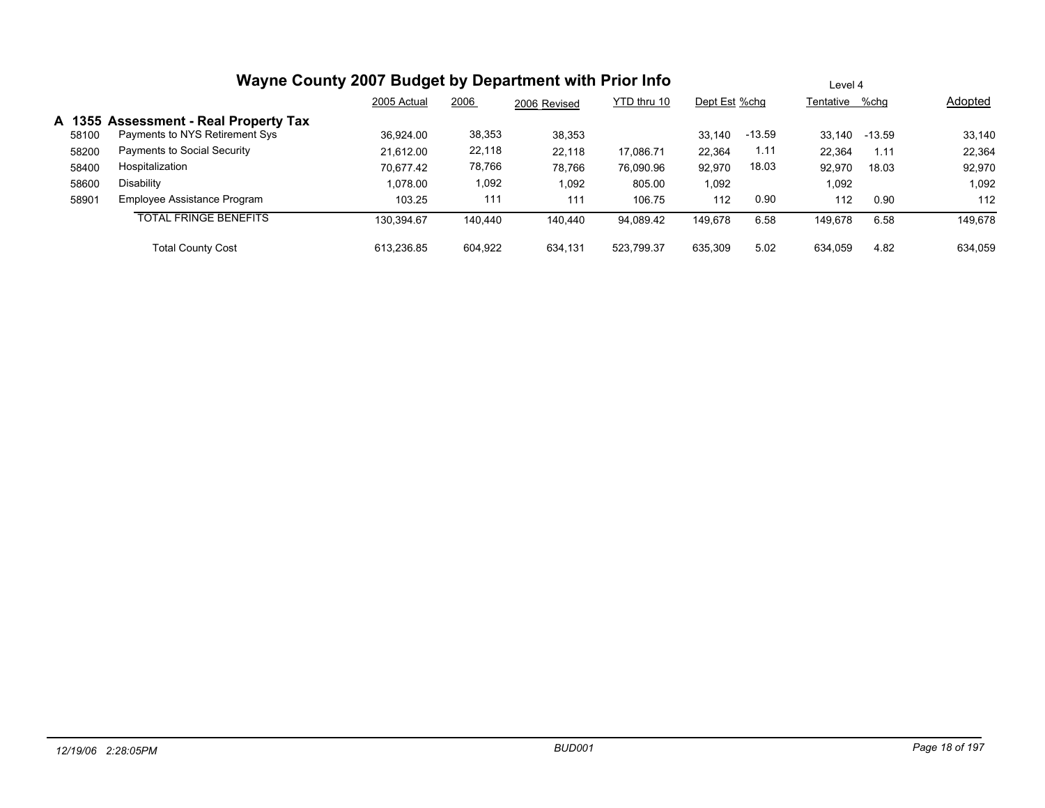# Wayne County 2007 Budget by Department with Prior Info

Level 4

| | | 2005 Actual | 2006 | 2006 Revised | YTD thru 10 | Dept Est | %chg | Tentative | %chg | Adopted |
|---|---|---|---|---|---|---|---|---|---|---|
| **A 1355** | **Assessment - Real Property Tax** | | | | | | | | | |
| 58100 | Payments to NYS Retirement Sys | 36,924.00 | 38,353 | 38,353 | | 33,140 | -13.59 | 33,140 | -13.59 | 33,140 |
| 58200 | Payments to Social Security | 21,612.00 | 22,118 | 22,118 | 17,086.71 | 22,364 | 1.11 | 22,364 | 1.11 | 22,364 |
| 58400 | Hospitalization | 70,677.42 | 78,766 | 78,766 | 76,090.96 | 92,970 | 18.03 | 92,970 | 18.03 | 92,970 |
| 58600 | Disability | 1,078.00 | 1,092 | 1,092 | 805.00 | 1,092 | | 1,092 | | 1,092 |
| 58901 | Employee Assistance Program | 103.25 | 111 | 111 | 106.75 | 112 | 0.90 | 112 | 0.90 | 112 |
| | TOTAL FRINGE BENEFITS | 130,394.67 | 140,440 | 140,440 | 94,089.42 | 149,678 | 6.58 | 149,678 | 6.58 | 149,678 |
| | Total County Cost | 613,236.85 | 604,922 | 634,131 | 523,799.37 | 635,309 | 5.02 | 634,059 | 4.82 | 634,059 |

12/19/06 2:28:05PM BUD001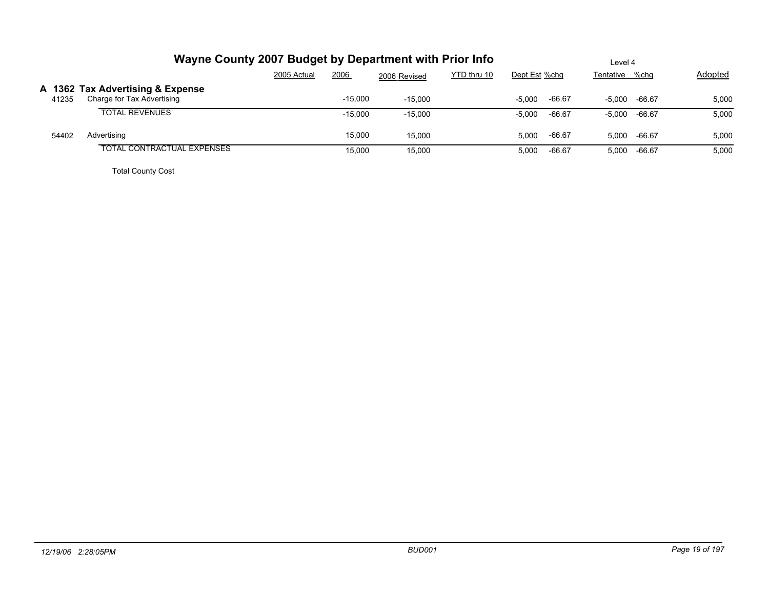# Wayne County 2007 Budget by Department with Prior Info

Level 4

| | | 2005 Actual | 2006 | 2006 Revised | YTD thru 10 | Dept Est | %chg | Tentative | %chg | Adopted |
|---|---|---|---|---|---|---|---|---|---|---|
| **A 1362** | **Tax Advertising & Expense** | | | | | | | | | |
| 41235 | Charge for Tax Advertising | | -15,000 | -15,000 | | -5,000 | -66.67 | -5,000 | -66.67 | 5,000 |
| | TOTAL REVENUES | | -15,000 | -15,000 | | -5,000 | -66.67 | -5,000 | -66.67 | 5,000 |
| 54402 | Advertising | | 15,000 | 15,000 | | 5,000 | -66.67 | 5,000 | -66.67 | 5,000 |
| | TOTAL CONTRACTUAL EXPENSES | | 15,000 | 15,000 | | 5,000 | -66.67 | 5,000 | -66.67 | 5,000 |
| | Total County Cost | | | | | | | | | |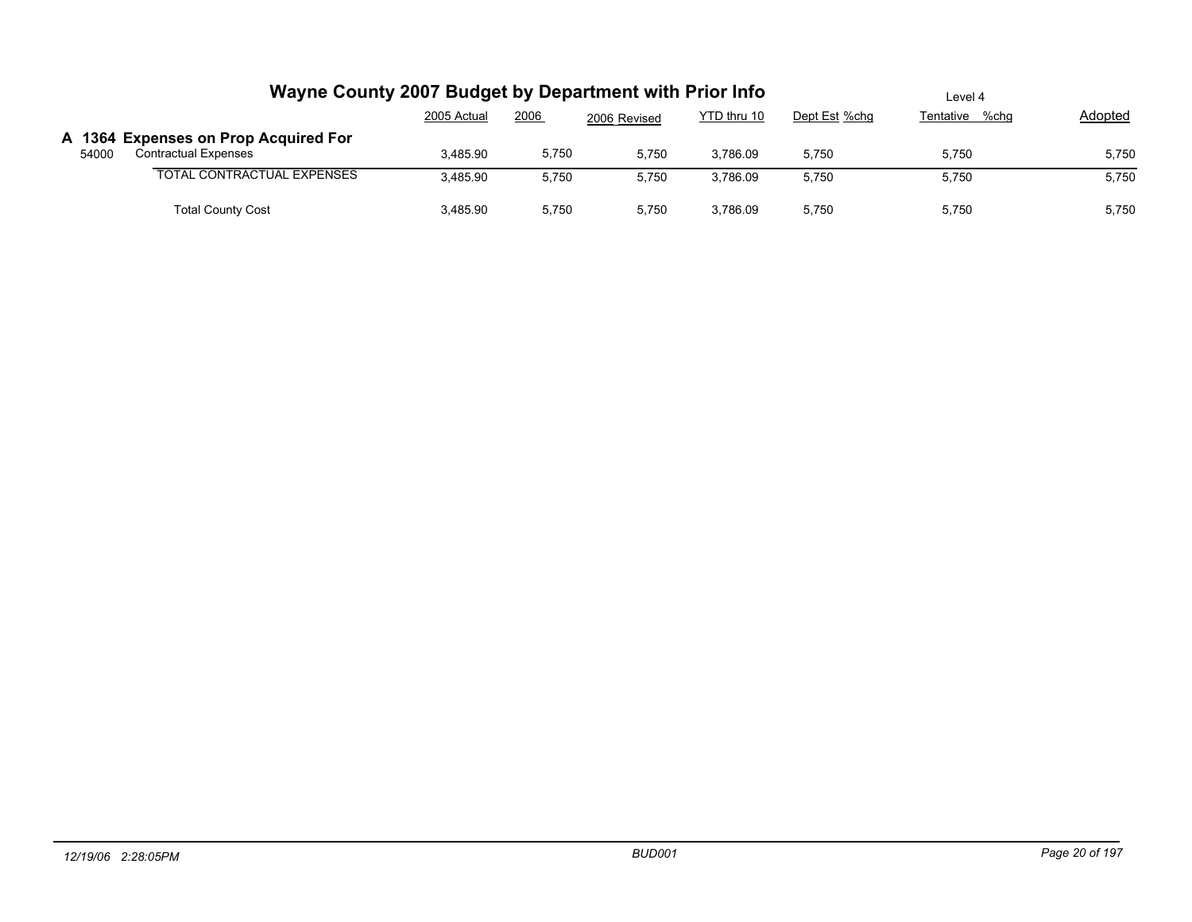# Wayne County 2007 Budget by Department with Prior Info

Level 4

| | | 2005 Actual | 2006 | 2006 Revised | YTD thru 10 | Dept Est | %chg | Tentative | %chg | Adopted |
|---|---|---|---|---|---|---|---|---|---|---|
| **A 1364** | **Expenses on Prop Acquired For** | | | | | | | | | |
| 54000 | Contractual Expenses | 3,485.90 | 5,750 | 5,750 | 3,786.09 | 5,750 | | 5,750 | | 5,750 |
| | TOTAL CONTRACTUAL EXPENSES | 3,485.90 | 5,750 | 5,750 | 3,786.09 | 5,750 | | 5,750 | | 5,750 |
| | Total County Cost | 3,485.90 | 5,750 | 5,750 | 3,786.09 | 5,750 | | 5,750 | | 5,750 |

12/19/06 2:28:05PM BUD001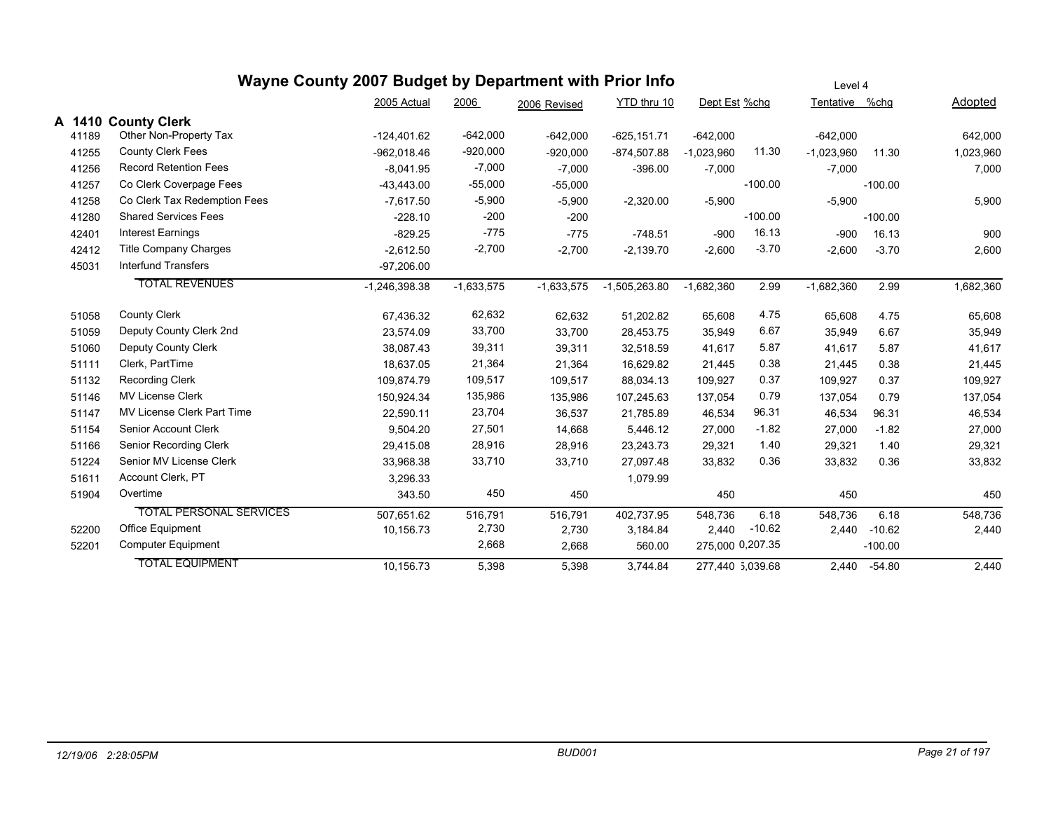# Wayne County 2007 Budget by Department with Prior Info

Level 4

## A 1410 County Clerk

| | | 2005 Actual | 2006 | 2006 Revised | YTD thru 10 | Dept Est | %chg | Tentative | %chg | Adopted |
|---|---|---|---|---|---|---|---|---|---|---|
| 41189 | Other Non-Property Tax | -124,401.62 | -642,000 | -642,000 | -625,151.71 | -642,000 | | -642,000 | | 642,000 |
| 41255 | County Clerk Fees | -962,018.46 | -920,000 | -920,000 | -874,507.88 | -1,023,960 | 11.30 | -1,023,960 | 11.30 | 1,023,960 |
| 41256 | Record Retention Fees | -8,041.95 | -7,000 | -7,000 | -396.00 | -7,000 | | -7,000 | | 7,000 |
| 41257 | Co Clerk Coverpage Fees | -43,443.00 | -55,000 | -55,000 | | | -100.00 | | -100.00 | |
| 41258 | Co Clerk Tax Redemption Fees | -7,617.50 | -5,900 | -5,900 | -2,320.00 | -5,900 | | -5,900 | | 5,900 |
| 41280 | Shared Services Fees | -228.10 | -200 | -200 | | | -100.00 | | -100.00 | |
| 42401 | Interest Earnings | -829.25 | -775 | -775 | -748.51 | -900 | 16.13 | -900 | 16.13 | 900 |
| 42412 | Title Company Charges | -2,612.50 | -2,700 | -2,700 | -2,139.70 | -2,600 | -3.70 | -2,600 | -3.70 | 2,600 |
| 45031 | Interfund Transfers | -97,206.00 | | | | | | | | |
| | TOTAL REVENUES | -1,246,398.38 | -1,633,575 | -1,633,575 | -1,505,263.80 | -1,682,360 | 2.99 | -1,682,360 | 2.99 | 1,682,360 |
| 51058 | County Clerk | 67,436.32 | 62,632 | 62,632 | 51,202.82 | 65,608 | 4.75 | 65,608 | 4.75 | 65,608 |
| 51059 | Deputy County Clerk 2nd | 23,574.09 | 33,700 | 33,700 | 28,453.75 | 35,949 | 6.67 | 35,949 | 6.67 | 35,949 |
| 51060 | Deputy County Clerk | 38,087.43 | 39,311 | 39,311 | 32,518.59 | 41,617 | 5.87 | 41,617 | 5.87 | 41,617 |
| 51111 | Clerk, PartTime | 18,637.05 | 21,364 | 21,364 | 16,629.82 | 21,445 | 0.38 | 21,445 | 0.38 | 21,445 |
| 51132 | Recording Clerk | 109,874.79 | 109,517 | 109,517 | 88,034.13 | 109,927 | 0.37 | 109,927 | 0.37 | 109,927 |
| 51146 | MV License Clerk | 150,924.34 | 135,986 | 135,986 | 107,245.63 | 137,054 | 0.79 | 137,054 | 0.79 | 137,054 |
| 51147 | MV License Clerk Part Time | 22,590.11 | 23,704 | 36,537 | 21,785.89 | 46,534 | 96.31 | 46,534 | 96.31 | 46,534 |
| 51154 | Senior Account Clerk | 9,504.20 | 27,501 | 14,668 | 5,446.12 | 27,000 | -1.82 | 27,000 | -1.82 | 27,000 |
| 51166 | Senior Recording Clerk | 29,415.08 | 28,916 | 28,916 | 23,243.73 | 29,321 | 1.40 | 29,321 | 1.40 | 29,321 |
| 51224 | Senior MV License Clerk | 33,968.38 | 33,710 | 33,710 | 27,097.48 | 33,832 | 0.36 | 33,832 | 0.36 | 33,832 |
| 51611 | Account Clerk, PT | 3,296.33 | | | 1,079.99 | | | | | |
| 51904 | Overtime | 343.50 | 450 | 450 | | 450 | | 450 | | 450 |
| | TOTAL PERSONAL SERVICES | 507,651.62 | 516,791 | 516,791 | 402,737.95 | 548,736 | 6.18 | 548,736 | 6.18 | 548,736 |
| 52200 | Office Equipment | 10,156.73 | 2,730 | 2,730 | 3,184.84 | 2,440 | -10.62 | 2,440 | -10.62 | 2,440 |
| 52201 | Computer Equipment | | 2,668 | 2,668 | 560.00 | 275,000 | 0,207.35 | | -100.00 | |
| | TOTAL EQUIPMENT | 10,156.73 | 5,398 | 5,398 | 3,744.84 | 277,440 | 5,039.68 | 2,440 | -54.80 | 2,440 |

12/19/06 2:28:05PM BUD001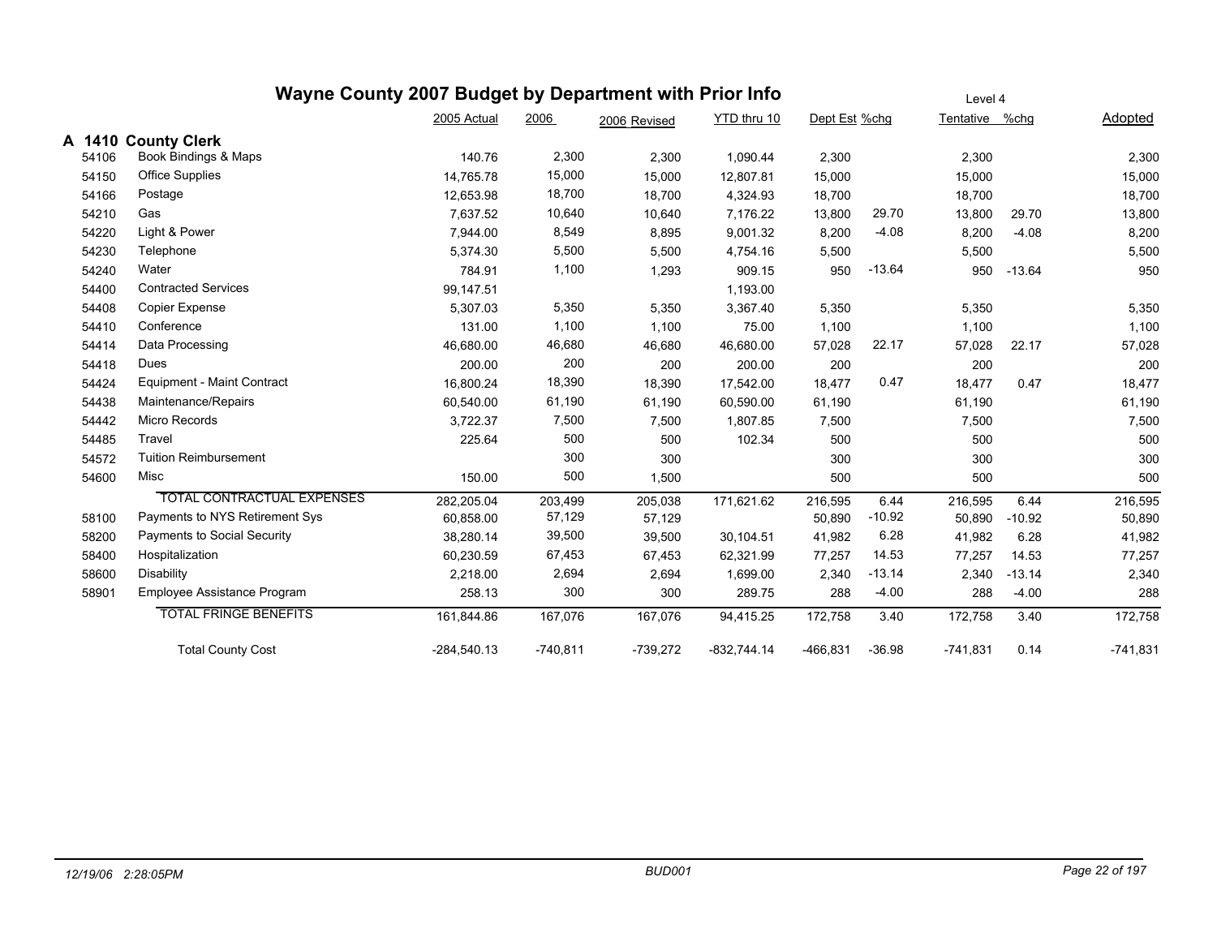# Wayne County 2007 Budget by Department with Prior Info

Level 4

## A 1410 County Clerk

| Code | Description | 2005 Actual | 2006 | 2006 Revised | YTD thru 10 | Dept Est | %chg | Tentative | %chg | Adopted |
|---|---|---|---|---|---|---|---|---|---|---|
| 54106 | Book Bindings & Maps | 140.76 | 2,300 | 2,300 | 1,090.44 | 2,300 | | 2,300 | | 2,300 |
| 54150 | Office Supplies | 14,765.78 | 15,000 | 15,000 | 12,807.81 | 15,000 | | 15,000 | | 15,000 |
| 54166 | Postage | 12,653.98 | 18,700 | 18,700 | 4,324.93 | 18,700 | | 18,700 | | 18,700 |
| 54210 | Gas | 7,637.52 | 10,640 | 10,640 | 7,176.22 | 13,800 | 29.70 | 13,800 | 29.70 | 13,800 |
| 54220 | Light & Power | 7,944.00 | 8,549 | 8,895 | 9,001.32 | 8,200 | -4.08 | 8,200 | -4.08 | 8,200 |
| 54230 | Telephone | 5,374.30 | 5,500 | 5,500 | 4,754.16 | 5,500 | | 5,500 | | 5,500 |
| 54240 | Water | 784.91 | 1,100 | 1,293 | 909.15 | 950 | -13.64 | 950 | -13.64 | 950 |
| 54400 | Contracted Services | 99,147.51 | | | 1,193.00 | | | | | |
| 54408 | Copier Expense | 5,307.03 | 5,350 | 5,350 | 3,367.40 | 5,350 | | 5,350 | | 5,350 |
| 54410 | Conference | 131.00 | 1,100 | 1,100 | 75.00 | 1,100 | | 1,100 | | 1,100 |
| 54414 | Data Processing | 46,680.00 | 46,680 | 46,680 | 46,680.00 | 57,028 | 22.17 | 57,028 | 22.17 | 57,028 |
| 54418 | Dues | 200.00 | 200 | 200 | 200.00 | 200 | | 200 | | 200 |
| 54424 | Equipment - Maint Contract | 16,800.24 | 18,390 | 18,390 | 17,542.00 | 18,477 | 0.47 | 18,477 | 0.47 | 18,477 |
| 54438 | Maintenance/Repairs | 60,540.00 | 61,190 | 61,190 | 60,590.00 | 61,190 | | 61,190 | | 61,190 |
| 54442 | Micro Records | 3,722.37 | 7,500 | 7,500 | 1,807.85 | 7,500 | | 7,500 | | 7,500 |
| 54485 | Travel | 225.64 | 500 | 500 | 102.34 | 500 | | 500 | | 500 |
| 54572 | Tuition Reimbursement | | 300 | 300 | | 300 | | 300 | | 300 |
| 54600 | Misc | 150.00 | 500 | 1,500 | | 500 | | 500 | | 500 |
| | TOTAL CONTRACTUAL EXPENSES | 282,205.04 | 203,499 | 205,038 | 171,621.62 | 216,595 | 6.44 | 216,595 | 6.44 | 216,595 |
| 58100 | Payments to NYS Retirement Sys | 60,858.00 | 57,129 | 57,129 | | 50,890 | -10.92 | 50,890 | -10.92 | 50,890 |
| 58200 | Payments to Social Security | 38,280.14 | 39,500 | 39,500 | 30,104.51 | 41,982 | 6.28 | 41,982 | 6.28 | 41,982 |
| 58400 | Hospitalization | 60,230.59 | 67,453 | 67,453 | 62,321.99 | 77,257 | 14.53 | 77,257 | 14.53 | 77,257 |
| 58600 | Disability | 2,218.00 | 2,694 | 2,694 | 1,699.00 | 2,340 | -13.14 | 2,340 | -13.14 | 2,340 |
| 58901 | Employee Assistance Program | 258.13 | 300 | 300 | 289.75 | 288 | -4.00 | 288 | -4.00 | 288 |
| | TOTAL FRINGE BENEFITS | 161,844.86 | 167,076 | 167,076 | 94,415.25 | 172,758 | 3.40 | 172,758 | 3.40 | 172,758 |
| | Total County Cost | -284,540.13 | -740,811 | -739,272 | -832,744.14 | -466,831 | -36.98 | -741,831 | 0.14 | -741,831 |

12/19/06 2:28:05PM BUD001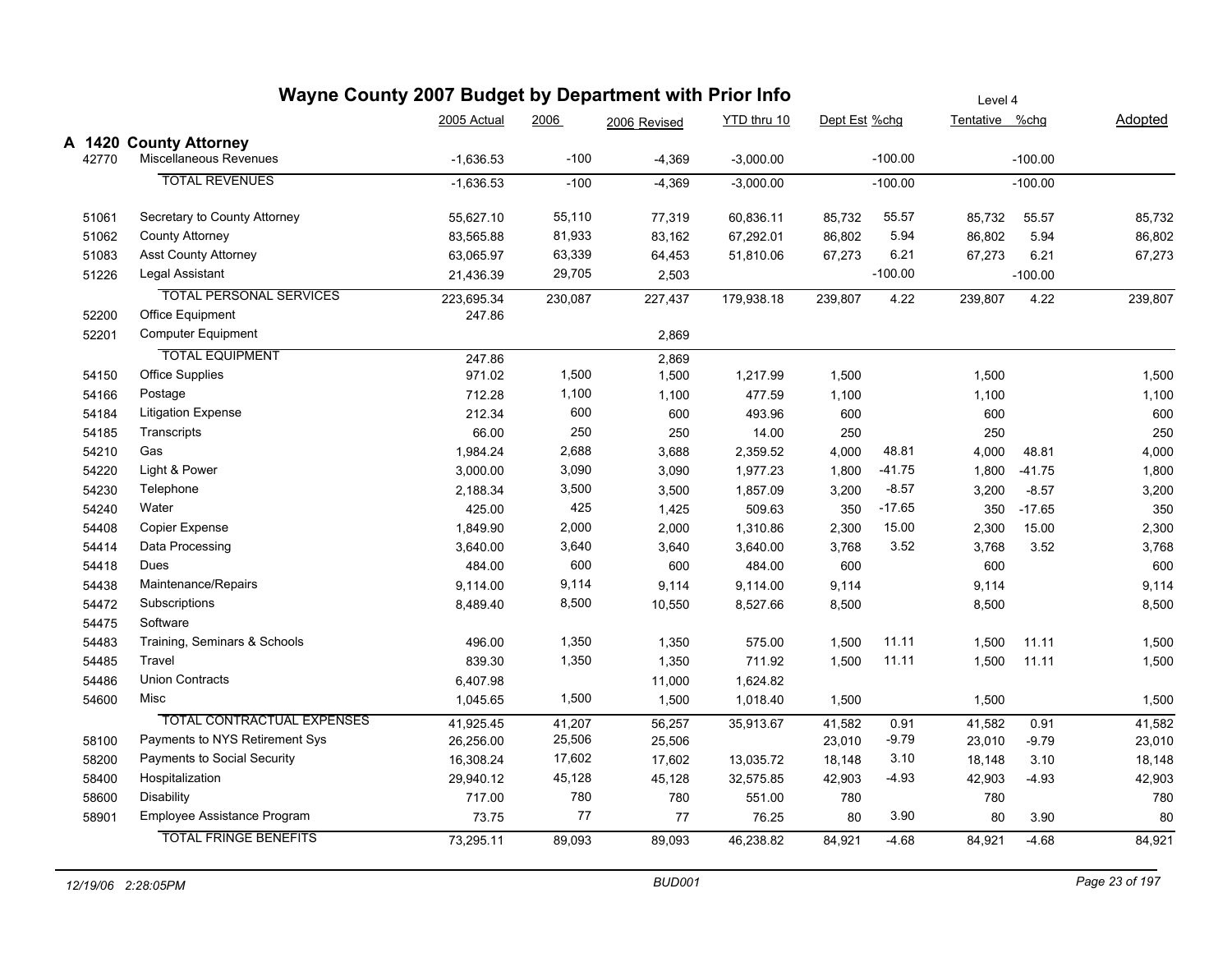# Wayne County 2007 Budget by Department with Prior Info

Level 4

## A 1420 County Attorney

| | | 2005 Actual | 2006 | 2006 Revised | YTD thru 10 | Dept Est | %chg | Tentative | %chg | Adopted |
|---|---|---|---|---|---|---|---|---|---|---|
| 42770 | Miscellaneous Revenues | -1,636.53 | -100 | -4,369 | -3,000.00 | | -100.00 | | -100.00 | |
| | TOTAL REVENUES | -1,636.53 | -100 | -4,369 | -3,000.00 | | -100.00 | | -100.00 | |
| 51061 | Secretary to County Attorney | 55,627.10 | 55,110 | 77,319 | 60,836.11 | 85,732 | 55.57 | 85,732 | 55.57 | 85,732 |
| 51062 | County Attorney | 83,565.88 | 81,933 | 83,162 | 67,292.01 | 86,802 | 5.94 | 86,802 | 5.94 | 86,802 |
| 51083 | Asst County Attorney | 63,065.97 | 63,339 | 64,453 | 51,810.06 | 67,273 | 6.21 | 67,273 | 6.21 | 67,273 |
| 51226 | Legal Assistant | 21,436.39 | 29,705 | 2,503 | | | -100.00 | | -100.00 | |
| | TOTAL PERSONAL SERVICES | 223,695.34 | 230,087 | 227,437 | 179,938.18 | 239,807 | 4.22 | 239,807 | 4.22 | 239,807 |
| 52200 | Office Equipment | 247.86 | | | | | | | | |
| 52201 | Computer Equipment | | | 2,869 | | | | | | |
| | TOTAL EQUIPMENT | 247.86 | | 2,869 | | | | | | |
| 54150 | Office Supplies | 971.02 | 1,500 | 1,500 | 1,217.99 | 1,500 | | 1,500 | | 1,500 |
| 54166 | Postage | 712.28 | 1,100 | 1,100 | 477.59 | 1,100 | | 1,100 | | 1,100 |
| 54184 | Litigation Expense | 212.34 | 600 | 600 | 493.96 | 600 | | 600 | | 600 |
| 54185 | Transcripts | 66.00 | 250 | 250 | 14.00 | 250 | | 250 | | 250 |
| 54210 | Gas | 1,984.24 | 2,688 | 3,688 | 2,359.52 | 4,000 | 48.81 | 4,000 | 48.81 | 4,000 |
| 54220 | Light & Power | 3,000.00 | 3,090 | 3,090 | 1,977.23 | 1,800 | -41.75 | 1,800 | -41.75 | 1,800 |
| 54230 | Telephone | 2,188.34 | 3,500 | 3,500 | 1,857.09 | 3,200 | -8.57 | 3,200 | -8.57 | 3,200 |
| 54240 | Water | 425.00 | 425 | 1,425 | 509.63 | 350 | -17.65 | 350 | -17.65 | 350 |
| 54408 | Copier Expense | 1,849.90 | 2,000 | 2,000 | 1,310.86 | 2,300 | 15.00 | 2,300 | 15.00 | 2,300 |
| 54414 | Data Processing | 3,640.00 | 3,640 | 3,640 | 3,640.00 | 3,768 | 3.52 | 3,768 | 3.52 | 3,768 |
| 54418 | Dues | 484.00 | 600 | 600 | 484.00 | 600 | | 600 | | 600 |
| 54438 | Maintenance/Repairs | 9,114.00 | 9,114 | 9,114 | 9,114.00 | 9,114 | | 9,114 | | 9,114 |
| 54472 | Subscriptions | 8,489.40 | 8,500 | 10,550 | 8,527.66 | 8,500 | | 8,500 | | 8,500 |
| 54475 | Software | | | | | | | | | |
| 54483 | Training, Seminars & Schools | 496.00 | 1,350 | 1,350 | 575.00 | 1,500 | 11.11 | 1,500 | 11.11 | 1,500 |
| 54485 | Travel | 839.30 | 1,350 | 1,350 | 711.92 | 1,500 | 11.11 | 1,500 | 11.11 | 1,500 |
| 54486 | Union Contracts | 6,407.98 | | 11,000 | 1,624.82 | | | | | |
| 54600 | Misc | 1,045.65 | 1,500 | 1,500 | 1,018.40 | 1,500 | | 1,500 | | 1,500 |
| | TOTAL CONTRACTUAL EXPENSES | 41,925.45 | 41,207 | 56,257 | 35,913.67 | 41,582 | 0.91 | 41,582 | 0.91 | 41,582 |
| 58100 | Payments to NYS Retirement Sys | 26,256.00 | 25,506 | 25,506 | | 23,010 | -9.79 | 23,010 | -9.79 | 23,010 |
| 58200 | Payments to Social Security | 16,308.24 | 17,602 | 17,602 | 13,035.72 | 18,148 | 3.10 | 18,148 | 3.10 | 18,148 |
| 58400 | Hospitalization | 29,940.12 | 45,128 | 45,128 | 32,575.85 | 42,903 | -4.93 | 42,903 | -4.93 | 42,903 |
| 58600 | Disability | 717.00 | 780 | 780 | 551.00 | 780 | | 780 | | 780 |
| 58901 | Employee Assistance Program | 73.75 | 77 | 77 | 76.25 | 80 | 3.90 | 80 | 3.90 | 80 |
| | TOTAL FRINGE BENEFITS | 73,295.11 | 89,093 | 89,093 | 46,238.82 | 84,921 | -4.68 | 84,921 | -4.68 | 84,921 |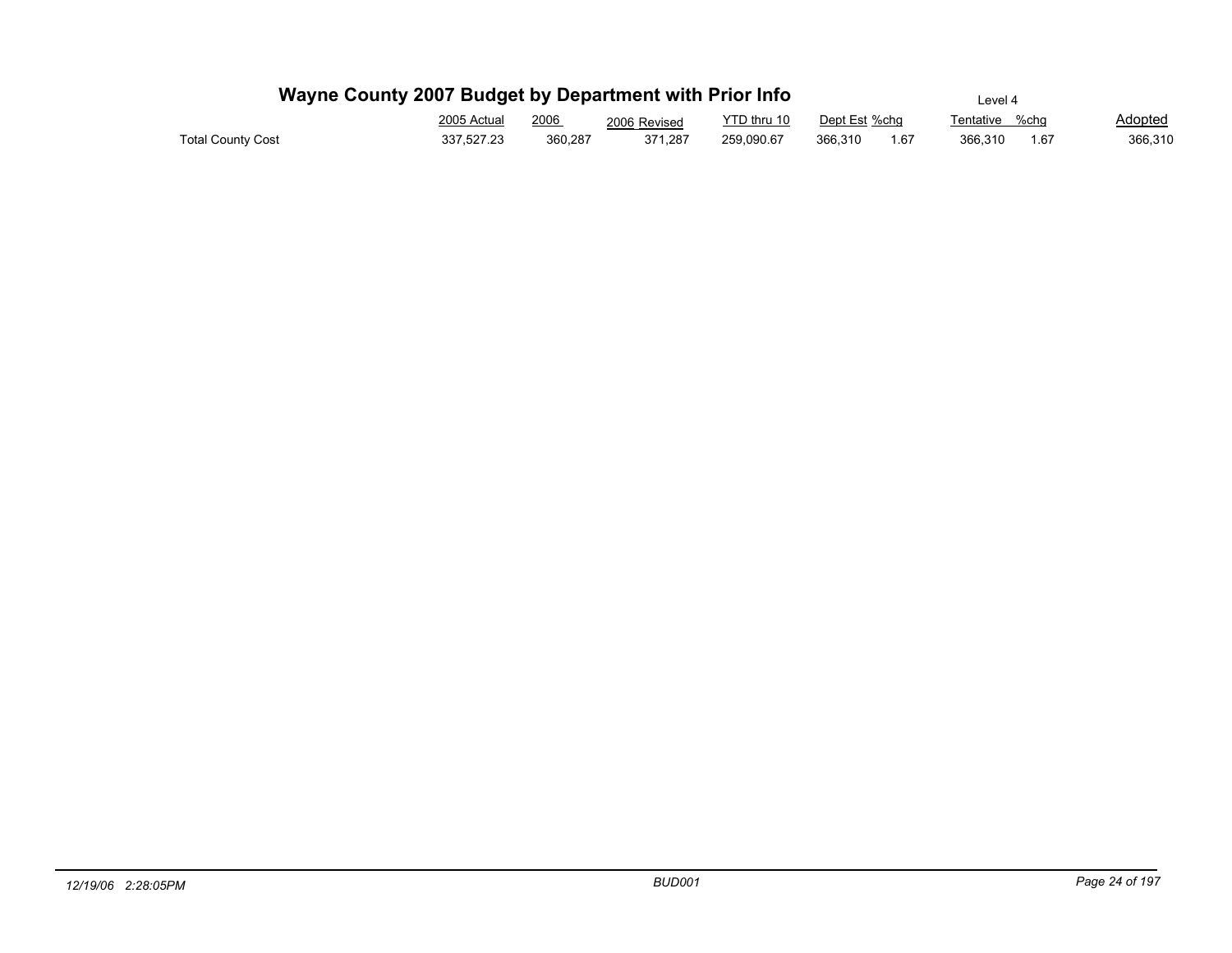# Wayne County 2007 Budget by Department with Prior Info

Level 4

| | 2005 Actual | 2006 | 2006 Revised | YTD thru 10 | Dept Est | %chg | Tentative | %chg | Adopted |
|---|---|---|---|---|---|---|---|---|---|
| Total County Cost | 337,527.23 | 360,287 | 371,287 | 259,090.67 | 366,310 | 1.67 | 366,310 | 1.67 | 366,310 |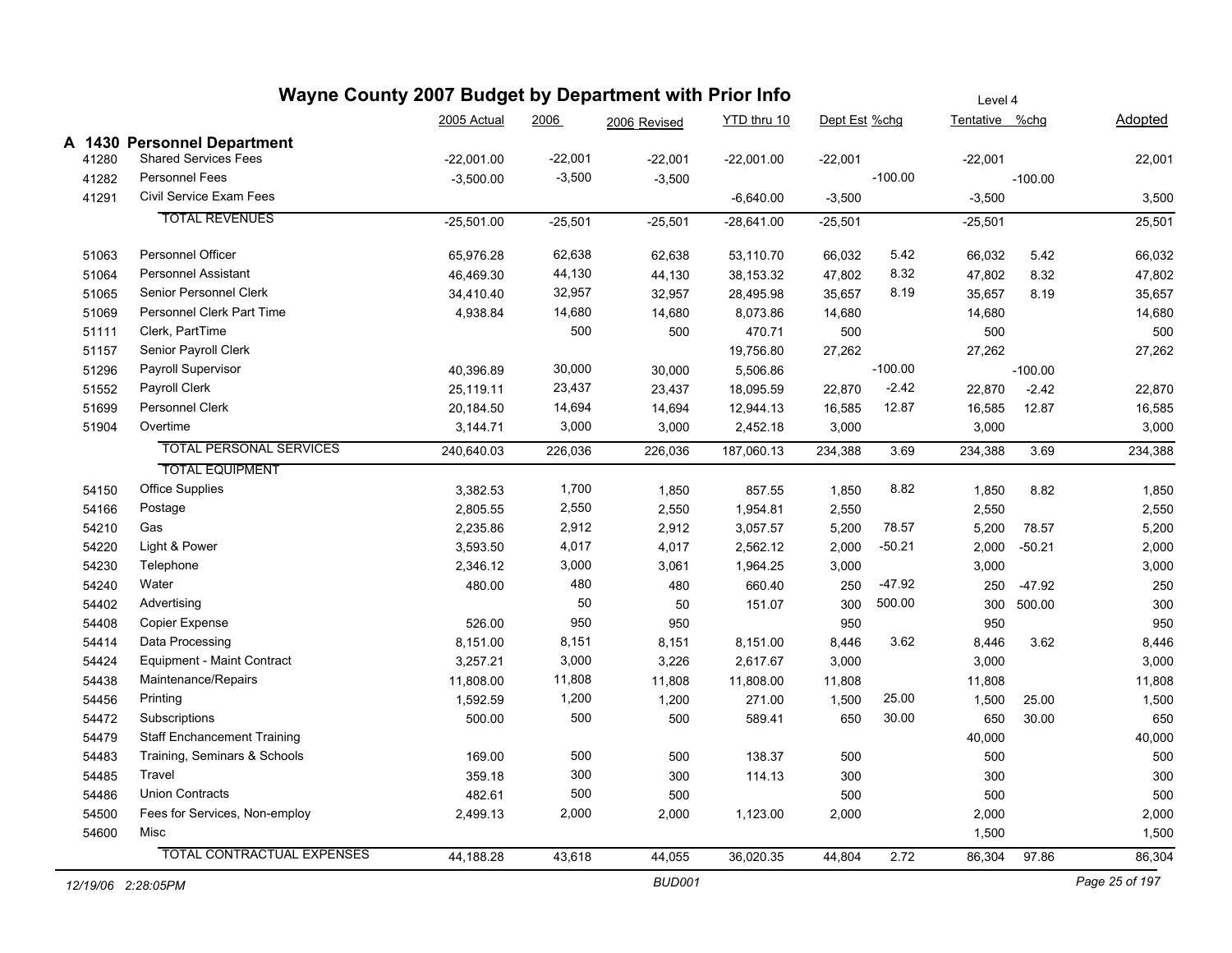# Wayne County 2007 Budget by Department with Prior Info

Level 4

## A 1430 Personnel Department

| Code | Description | 2005 Actual | 2006 | 2006 Revised | YTD thru 10 | Dept Est | %chg | Tentative | %chg | Adopted |
|---|---|---|---|---|---|---|---|---|---|---|
| 41280 | Shared Services Fees | -22,001.00 | -22,001 | -22,001 | -22,001.00 | -22,001 | | -22,001 | | 22,001 |
| 41282 | Personnel Fees | -3,500.00 | -3,500 | -3,500 | | | -100.00 | | -100.00 | |
| 41291 | Civil Service Exam Fees | | | | -6,640.00 | -3,500 | | -3,500 | | 3,500 |
| | TOTAL REVENUES | -25,501.00 | -25,501 | -25,501 | -28,641.00 | -25,501 | | -25,501 | | 25,501 |
| 51063 | Personnel Officer | 65,976.28 | 62,638 | 62,638 | 53,110.70 | 66,032 | 5.42 | 66,032 | 5.42 | 66,032 |
| 51064 | Personnel Assistant | 46,469.30 | 44,130 | 44,130 | 38,153.32 | 47,802 | 8.32 | 47,802 | 8.32 | 47,802 |
| 51065 | Senior Personnel Clerk | 34,410.40 | 32,957 | 32,957 | 28,495.98 | 35,657 | 8.19 | 35,657 | 8.19 | 35,657 |
| 51069 | Personnel Clerk Part Time | 4,938.84 | 14,680 | 14,680 | 8,073.86 | 14,680 | | 14,680 | | 14,680 |
| 51111 | Clerk, PartTime | | 500 | 500 | 470.71 | 500 | | 500 | | 500 |
| 51157 | Senior Payroll Clerk | | | | 19,756.80 | 27,262 | | 27,262 | | 27,262 |
| 51296 | Payroll Supervisor | 40,396.89 | 30,000 | 30,000 | 5,506.86 | | -100.00 | | -100.00 | |
| 51552 | Payroll Clerk | 25,119.11 | 23,437 | 23,437 | 18,095.59 | 22,870 | -2.42 | 22,870 | -2.42 | 22,870 |
| 51699 | Personnel Clerk | 20,184.50 | 14,694 | 14,694 | 12,944.13 | 16,585 | 12.87 | 16,585 | 12.87 | 16,585 |
| 51904 | Overtime | 3,144.71 | 3,000 | 3,000 | 2,452.18 | 3,000 | | 3,000 | | 3,000 |
| | TOTAL PERSONAL SERVICES | 240,640.03 | 226,036 | 226,036 | 187,060.13 | 234,388 | 3.69 | 234,388 | 3.69 | 234,388 |
| | TOTAL EQUIPMENT | | | | | | | | | |
| 54150 | Office Supplies | 3,382.53 | 1,700 | 1,850 | 857.55 | 1,850 | 8.82 | 1,850 | 8.82 | 1,850 |
| 54166 | Postage | 2,805.55 | 2,550 | 2,550 | 1,954.81 | 2,550 | | 2,550 | | 2,550 |
| 54210 | Gas | 2,235.86 | 2,912 | 2,912 | 3,057.57 | 5,200 | 78.57 | 5,200 | 78.57 | 5,200 |
| 54220 | Light & Power | 3,593.50 | 4,017 | 4,017 | 2,562.12 | 2,000 | -50.21 | 2,000 | -50.21 | 2,000 |
| 54230 | Telephone | 2,346.12 | 3,000 | 3,061 | 1,964.25 | 3,000 | | 3,000 | | 3,000 |
| 54240 | Water | 480.00 | 480 | 480 | 660.40 | 250 | -47.92 | 250 | -47.92 | 250 |
| 54402 | Advertising | | 50 | 50 | 151.07 | 300 | 500.00 | 300 | 500.00 | 300 |
| 54408 | Copier Expense | 526.00 | 950 | 950 | | 950 | | 950 | | 950 |
| 54414 | Data Processing | 8,151.00 | 8,151 | 8,151 | 8,151.00 | 8,446 | 3.62 | 8,446 | 3.62 | 8,446 |
| 54424 | Equipment - Maint Contract | 3,257.21 | 3,000 | 3,226 | 2,617.67 | 3,000 | | 3,000 | | 3,000 |
| 54438 | Maintenance/Repairs | 11,808.00 | 11,808 | 11,808 | 11,808.00 | 11,808 | | 11,808 | | 11,808 |
| 54456 | Printing | 1,592.59 | 1,200 | 1,200 | 271.00 | 1,500 | 25.00 | 1,500 | 25.00 | 1,500 |
| 54472 | Subscriptions | 500.00 | 500 | 500 | 589.41 | 650 | 30.00 | 650 | 30.00 | 650 |
| 54479 | Staff Enchancement Training | | | | | | | 40,000 | | 40,000 |
| 54483 | Training, Seminars & Schools | 169.00 | 500 | 500 | 138.37 | 500 | | 500 | | 500 |
| 54485 | Travel | 359.18 | 300 | 300 | 114.13 | 300 | | 300 | | 300 |
| 54486 | Union Contracts | 482.61 | 500 | 500 | | 500 | | 500 | | 500 |
| 54500 | Fees for Services, Non-employ | 2,499.13 | 2,000 | 2,000 | 1,123.00 | 2,000 | | 2,000 | | 2,000 |
| 54600 | Misc | | | | | | | 1,500 | | 1,500 |
| | TOTAL CONTRACTUAL EXPENSES | 44,188.28 | 43,618 | 44,055 | 36,020.35 | 44,804 | 2.72 | 86,304 | 97.86 | 86,304 |

*12/19/06 2:28:05PM* BUD001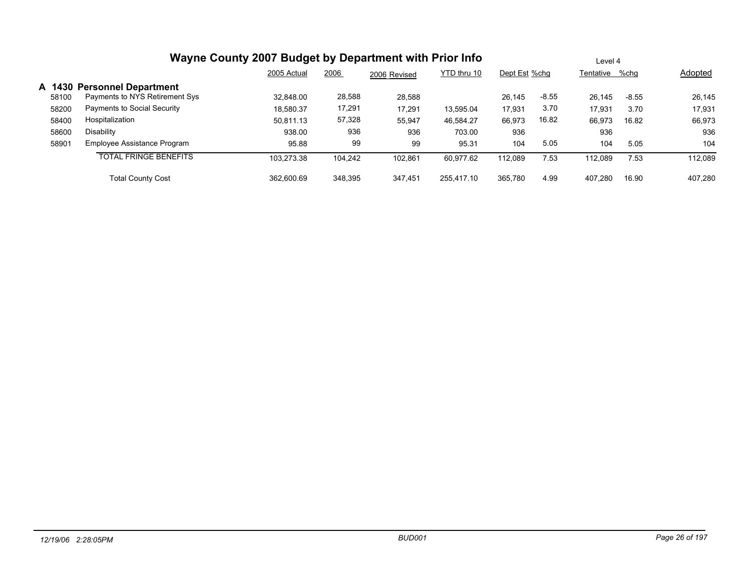# Wayne County 2007 Budget by Department with Prior Info

Level 4

| | | 2005 Actual | 2006 | 2006 Revised | YTD thru 10 | Dept Est | %chg | Tentative | %chg | Adopted |
|---|---|---|---|---|---|---|---|---|---|---|
| **A 1430** | **Personnel Department** | | | | | | | | | |
| 58100 | Payments to NYS Retirement Sys | 32,848.00 | 28,588 | 28,588 | | 26,145 | -8.55 | 26,145 | -8.55 | 26,145 |
| 58200 | Payments to Social Security | 18,580.37 | 17,291 | 17,291 | 13,595.04 | 17,931 | 3.70 | 17,931 | 3.70 | 17,931 |
| 58400 | Hospitalization | 50,811.13 | 57,328 | 55,947 | 46,584.27 | 66,973 | 16.82 | 66,973 | 16.82 | 66,973 |
| 58600 | Disability | 938.00 | 936 | 936 | 703.00 | 936 | | 936 | | 936 |
| 58901 | Employee Assistance Program | 95.88 | 99 | 99 | 95.31 | 104 | 5.05 | 104 | 5.05 | 104 |
| | TOTAL FRINGE BENEFITS | 103,273.38 | 104,242 | 102,861 | 60,977.62 | 112,089 | 7.53 | 112,089 | 7.53 | 112,089 |
| | Total County Cost | 362,600.69 | 348,395 | 347,451 | 255,417.10 | 365,780 | 4.99 | 407,280 | 16.90 | 407,280 |

12/19/06 2:28:05PM BUD001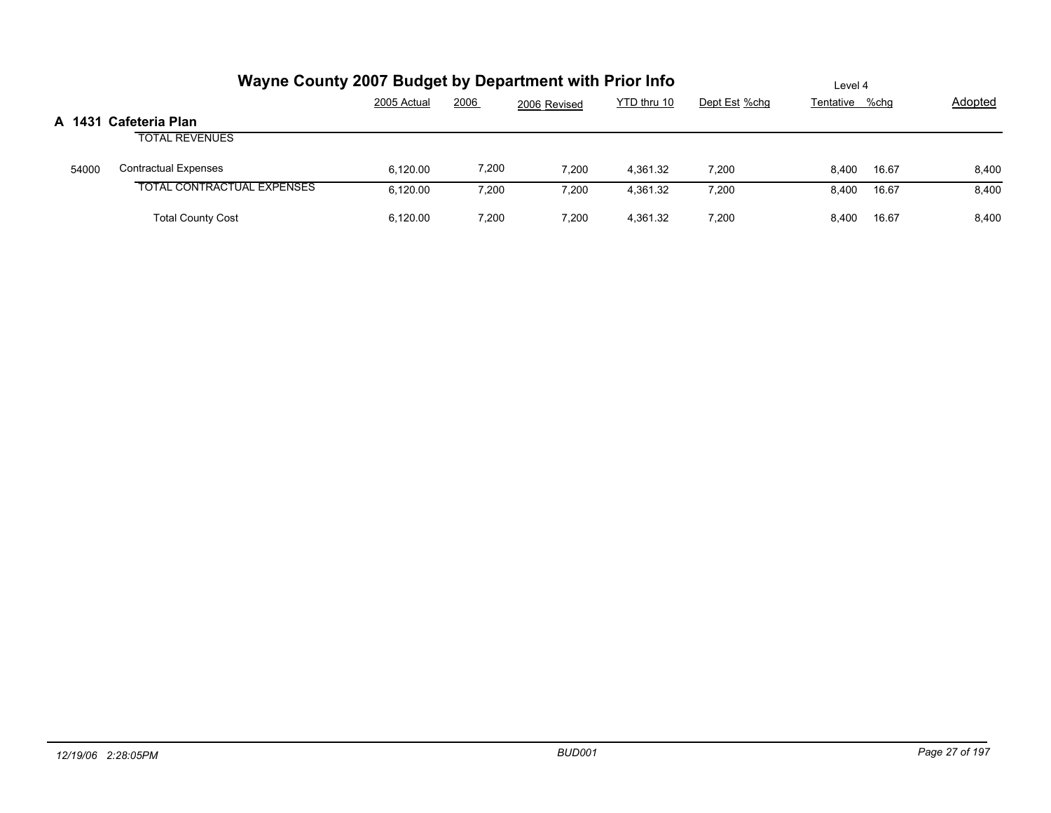# Wayne County 2007 Budget by Department with Prior Info

Level 4

## A 1431 Cafeteria Plan

| | | 2005 Actual | 2006 | 2006 Revised | YTD thru 10 | Dept Est | %chg | Tentative | %chg | Adopted |
|---|---|---|---|---|---|---|---|---|---|---|
| | TOTAL REVENUES | | | | | | | | | |
| 54000 | Contractual Expenses | 6,120.00 | 7,200 | 7,200 | 4,361.32 | 7,200 | | 8,400 | 16.67 | 8,400 |
| | TOTAL CONTRACTUAL EXPENSES | 6,120.00 | 7,200 | 7,200 | 4,361.32 | 7,200 | | 8,400 | 16.67 | 8,400 |
| | Total County Cost | 6,120.00 | 7,200 | 7,200 | 4,361.32 | 7,200 | | 8,400 | 16.67 | 8,400 |

12/19/06 2:28:05PM BUD001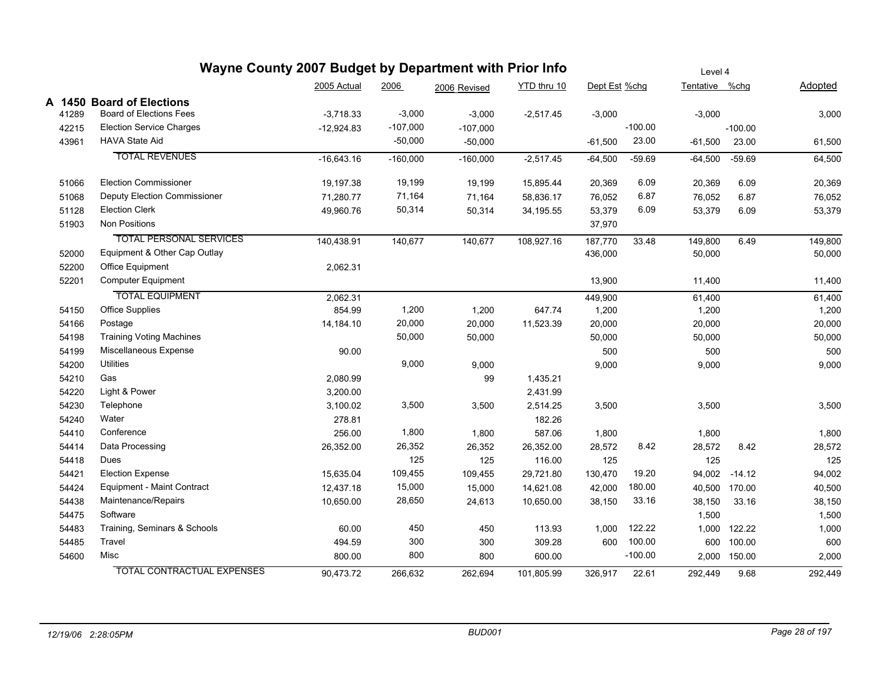# Wayne County 2007 Budget by Department with Prior Info

Level 4

| | | 2005 Actual | 2006 | 2006 Revised | YTD thru 10 | Dept Est | %chg | Tentative | %chg | Adopted |
|---|---|---|---|---|---|---|---|---|---|---|
| **A 1450** | **Board of Elections** | | | | | | | | | |
| 41289 | Board of Elections Fees | -3,718.33 | -3,000 | -3,000 | -2,517.45 | -3,000 | | -3,000 | | 3,000 |
| 42215 | Election Service Charges | -12,924.83 | -107,000 | -107,000 | | | -100.00 | | -100.00 | |
| 43961 | HAVA State Aid | | -50,000 | -50,000 | | -61,500 | 23.00 | -61,500 | 23.00 | 61,500 |
| | TOTAL REVENUES | -16,643.16 | -160,000 | -160,000 | -2,517.45 | -64,500 | -59.69 | -64,500 | -59.69 | 64,500 |
| 51066 | Election Commissioner | 19,197.38 | 19,199 | 19,199 | 15,895.44 | 20,369 | 6.09 | 20,369 | 6.09 | 20,369 |
| 51068 | Deputy Election Commissioner | 71,280.77 | 71,164 | 71,164 | 58,836.17 | 76,052 | 6.87 | 76,052 | 6.87 | 76,052 |
| 51128 | Election Clerk | 49,960.76 | 50,314 | 50,314 | 34,195.55 | 53,379 | 6.09 | 53,379 | 6.09 | 53,379 |
| 51903 | Non Positions | | | | | 37,970 | | | | |
| | TOTAL PERSONAL SERVICES | 140,438.91 | 140,677 | 140,677 | 108,927.16 | 187,770 | 33.48 | 149,800 | 6.49 | 149,800 |
| 52000 | Equipment & Other Cap Outlay | | | | | 436,000 | | 50,000 | | 50,000 |
| 52200 | Office Equipment | 2,062.31 | | | | | | | | |
| 52201 | Computer Equipment | | | | | 13,900 | | 11,400 | | 11,400 |
| | TOTAL EQUIPMENT | 2,062.31 | | | | 449,900 | | 61,400 | | 61,400 |
| 54150 | Office Supplies | 854.99 | 1,200 | 1,200 | 647.74 | 1,200 | | 1,200 | | 1,200 |
| 54166 | Postage | 14,184.10 | 20,000 | 20,000 | 11,523.39 | 20,000 | | 20,000 | | 20,000 |
| 54198 | Training Voting Machines | | 50,000 | 50,000 | | 50,000 | | 50,000 | | 50,000 |
| 54199 | Miscellaneous Expense | 90.00 | | | | 500 | | 500 | | 500 |
| 54200 | Utilities | | 9,000 | 9,000 | | 9,000 | | 9,000 | | 9,000 |
| 54210 | Gas | 2,080.99 | | 99 | 1,435.21 | | | | | |
| 54220 | Light & Power | 3,200.00 | | | 2,431.99 | | | | | |
| 54230 | Telephone | 3,100.02 | 3,500 | 3,500 | 2,514.25 | 3,500 | | 3,500 | | 3,500 |
| 54240 | Water | 278.81 | | | 182.26 | | | | | |
| 54410 | Conference | 256.00 | 1,800 | 1,800 | 587.06 | 1,800 | | 1,800 | | 1,800 |
| 54414 | Data Processing | 26,352.00 | 26,352 | 26,352 | 26,352.00 | 28,572 | 8.42 | 28,572 | 8.42 | 28,572 |
| 54418 | Dues | | 125 | 125 | 116.00 | 125 | | 125 | | 125 |
| 54421 | Election Expense | 15,635.04 | 109,455 | 109,455 | 29,721.80 | 130,470 | 19.20 | 94,002 | -14.12 | 94,002 |
| 54424 | Equipment - Maint Contract | 12,437.18 | 15,000 | 15,000 | 14,621.08 | 42,000 | 180.00 | 40,500 | 170.00 | 40,500 |
| 54438 | Maintenance/Repairs | 10,650.00 | 28,650 | 24,613 | 10,650.00 | 38,150 | 33.16 | 38,150 | 33.16 | 38,150 |
| 54475 | Software | | | | | | | 1,500 | | 1,500 |
| 54483 | Training, Seminars & Schools | 60.00 | 450 | 450 | 113.93 | 1,000 | 122.22 | 1,000 | 122.22 | 1,000 |
| 54485 | Travel | 494.59 | 300 | 300 | 309.28 | 600 | 100.00 | 600 | 100.00 | 600 |
| 54600 | Misc | 800.00 | 800 | 800 | 600.00 | | -100.00 | 2,000 | 150.00 | 2,000 |
| | TOTAL CONTRACTUAL EXPENSES | 90,473.72 | 266,632 | 262,694 | 101,805.99 | 326,917 | 22.61 | 292,449 | 9.68 | 292,449 |

12/19/06 2:28:05PM BUD001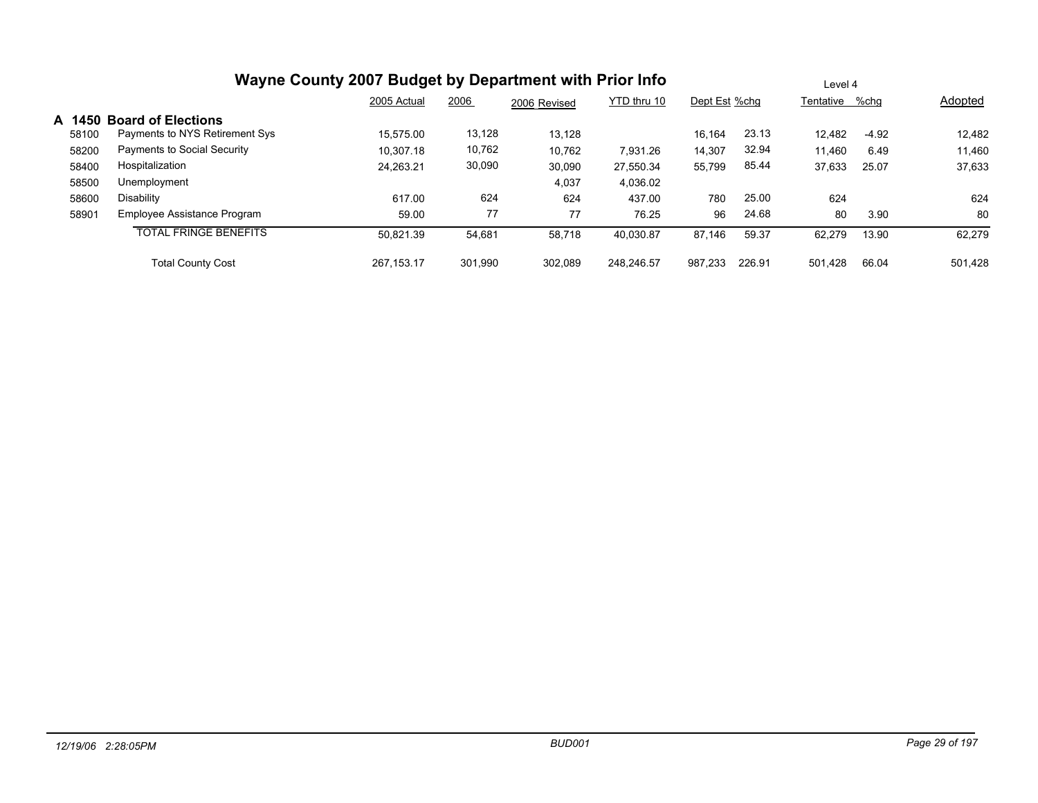# Wayne County 2007 Budget by Department with Prior Info

Level 4

| | | 2005 Actual | 2006 | 2006 Revised | YTD thru 10 | Dept Est | %chg | Tentative | %chg | Adopted |
|---|---|---|---|---|---|---|---|---|---|---|
| **A 1450** | **Board of Elections** | | | | | | | | | |
| 58100 | Payments to NYS Retirement Sys | 15,575.00 | 13,128 | 13,128 | | 16,164 | 23.13 | 12,482 | -4.92 | 12,482 |
| 58200 | Payments to Social Security | 10,307.18 | 10,762 | 10,762 | 7,931.26 | 14,307 | 32.94 | 11,460 | 6.49 | 11,460 |
| 58400 | Hospitalization | 24,263.21 | 30,090 | 30,090 | 27,550.34 | 55,799 | 85.44 | 37,633 | 25.07 | 37,633 |
| 58500 | Unemployment | | | 4,037 | 4,036.02 | | | | | |
| 58600 | Disability | 617.00 | 624 | 624 | 437.00 | 780 | 25.00 | 624 | | 624 |
| 58901 | Employee Assistance Program | 59.00 | 77 | 77 | 76.25 | 96 | 24.68 | 80 | 3.90 | 80 |
| | TOTAL FRINGE BENEFITS | 50,821.39 | 54,681 | 58,718 | 40,030.87 | 87,146 | 59.37 | 62,279 | 13.90 | 62,279 |
| | Total County Cost | 267,153.17 | 301,990 | 302,089 | 248,246.57 | 987,233 | 226.91 | 501,428 | 66.04 | 501,428 |

12/19/06 2:28:05PM BUD001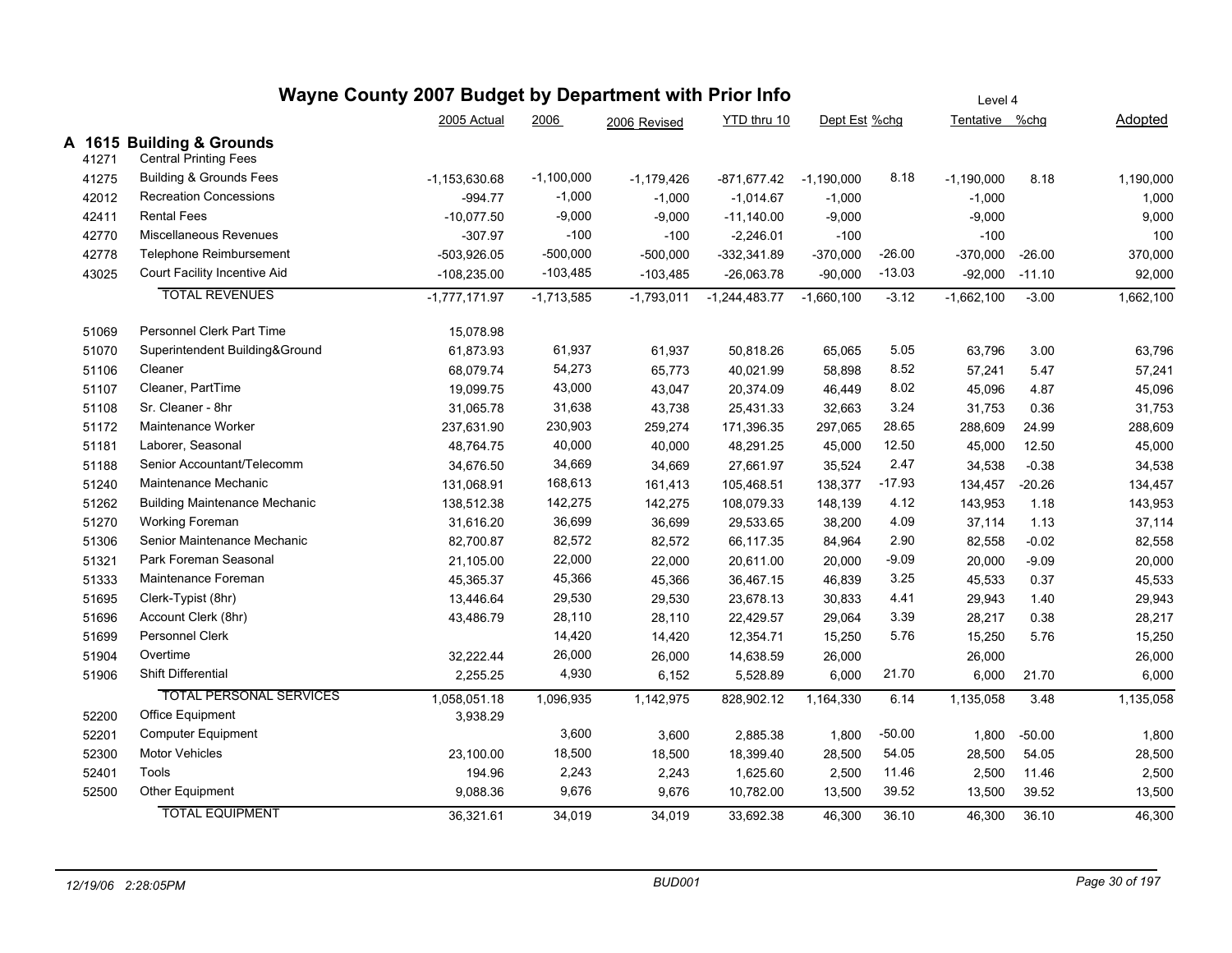# Wayne County 2007 Budget by Department with Prior Info

Level 4

## A 1615 Building & Grounds

| | | 2005 Actual | 2006 | 2006 Revised | YTD thru 10 | Dept Est | %chg | Tentative | %chg | Adopted |
|---|---|---|---|---|---|---|---|---|---|---|
| 41271 | Central Printing Fees | | | | | | | | | |
| 41275 | Building & Grounds Fees | -1,153,630.68 | -1,100,000 | -1,179,426 | -871,677.42 | -1,190,000 | 8.18 | -1,190,000 | 8.18 | 1,190,000 |
| 42012 | Recreation Concessions | -994.77 | -1,000 | -1,000 | -1,014.67 | -1,000 | | -1,000 | | 1,000 |
| 42411 | Rental Fees | -10,077.50 | -9,000 | -9,000 | -11,140.00 | -9,000 | | -9,000 | | 9,000 |
| 42770 | Miscellaneous Revenues | -307.97 | -100 | -100 | -2,246.01 | -100 | | -100 | | 100 |
| 42778 | Telephone Reimbursement | -503,926.05 | -500,000 | -500,000 | -332,341.89 | -370,000 | -26.00 | -370,000 | -26.00 | 370,000 |
| 43025 | Court Facility Incentive Aid | -108,235.00 | -103,485 | -103,485 | -26,063.78 | -90,000 | -13.03 | -92,000 | -11.10 | 92,000 |
| | TOTAL REVENUES | -1,777,171.97 | -1,713,585 | -1,793,011 | -1,244,483.77 | -1,660,100 | -3.12 | -1,662,100 | -3.00 | 1,662,100 |
| 51069 | Personnel Clerk Part Time | 15,078.98 | | | | | | | | |
| 51070 | Superintendent Building&Ground | 61,873.93 | 61,937 | 61,937 | 50,818.26 | 65,065 | 5.05 | 63,796 | 3.00 | 63,796 |
| 51106 | Cleaner | 68,079.74 | 54,273 | 65,773 | 40,021.99 | 58,898 | 8.52 | 57,241 | 5.47 | 57,241 |
| 51107 | Cleaner, PartTime | 19,099.75 | 43,000 | 43,047 | 20,374.09 | 46,449 | 8.02 | 45,096 | 4.87 | 45,096 |
| 51108 | Sr. Cleaner - 8hr | 31,065.78 | 31,638 | 43,738 | 25,431.33 | 32,663 | 3.24 | 31,753 | 0.36 | 31,753 |
| 51172 | Maintenance Worker | 237,631.90 | 230,903 | 259,274 | 171,396.35 | 297,065 | 28.65 | 288,609 | 24.99 | 288,609 |
| 51181 | Laborer, Seasonal | 48,764.75 | 40,000 | 40,000 | 48,291.25 | 45,000 | 12.50 | 45,000 | 12.50 | 45,000 |
| 51188 | Senior Accountant/Telecomm | 34,676.50 | 34,669 | 34,669 | 27,661.97 | 35,524 | 2.47 | 34,538 | -0.38 | 34,538 |
| 51240 | Maintenance Mechanic | 131,068.91 | 168,613 | 161,413 | 105,468.51 | 138,377 | -17.93 | 134,457 | -20.26 | 134,457 |
| 51262 | Building Maintenance Mechanic | 138,512.38 | 142,275 | 142,275 | 108,079.33 | 148,139 | 4.12 | 143,953 | 1.18 | 143,953 |
| 51270 | Working Foreman | 31,616.20 | 36,699 | 36,699 | 29,533.65 | 38,200 | 4.09 | 37,114 | 1.13 | 37,114 |
| 51306 | Senior Maintenance Mechanic | 82,700.87 | 82,572 | 82,572 | 66,117.35 | 84,964 | 2.90 | 82,558 | -0.02 | 82,558 |
| 51321 | Park Foreman Seasonal | 21,105.00 | 22,000 | 22,000 | 20,611.00 | 20,000 | -9.09 | 20,000 | -9.09 | 20,000 |
| 51333 | Maintenance Foreman | 45,365.37 | 45,366 | 45,366 | 36,467.15 | 46,839 | 3.25 | 45,533 | 0.37 | 45,533 |
| 51695 | Clerk-Typist (8hr) | 13,446.64 | 29,530 | 29,530 | 23,678.13 | 30,833 | 4.41 | 29,943 | 1.40 | 29,943 |
| 51696 | Account Clerk (8hr) | 43,486.79 | 28,110 | 28,110 | 22,429.57 | 29,064 | 3.39 | 28,217 | 0.38 | 28,217 |
| 51699 | Personnel Clerk | | 14,420 | 14,420 | 12,354.71 | 15,250 | 5.76 | 15,250 | 5.76 | 15,250 |
| 51904 | Overtime | 32,222.44 | 26,000 | 26,000 | 14,638.59 | 26,000 | | 26,000 | | 26,000 |
| 51906 | Shift Differential | 2,255.25 | 4,930 | 6,152 | 5,528.89 | 6,000 | 21.70 | 6,000 | 21.70 | 6,000 |
| | TOTAL PERSONAL SERVICES | 1,058,051.18 | 1,096,935 | 1,142,975 | 828,902.12 | 1,164,330 | 6.14 | 1,135,058 | 3.48 | 1,135,058 |
| 52200 | Office Equipment | 3,938.29 | | | | | | | | |
| 52201 | Computer Equipment | | 3,600 | 3,600 | 2,885.38 | 1,800 | -50.00 | 1,800 | -50.00 | 1,800 |
| 52300 | Motor Vehicles | 23,100.00 | 18,500 | 18,500 | 18,399.40 | 28,500 | 54.05 | 28,500 | 54.05 | 28,500 |
| 52401 | Tools | 194.96 | 2,243 | 2,243 | 1,625.60 | 2,500 | 11.46 | 2,500 | 11.46 | 2,500 |
| 52500 | Other Equipment | 9,088.36 | 9,676 | 9,676 | 10,782.00 | 13,500 | 39.52 | 13,500 | 39.52 | 13,500 |
| | TOTAL EQUIPMENT | 36,321.61 | 34,019 | 34,019 | 33,692.38 | 46,300 | 36.10 | 46,300 | 36.10 | 46,300 |

*12/19/06 2:28:05PM* BUD001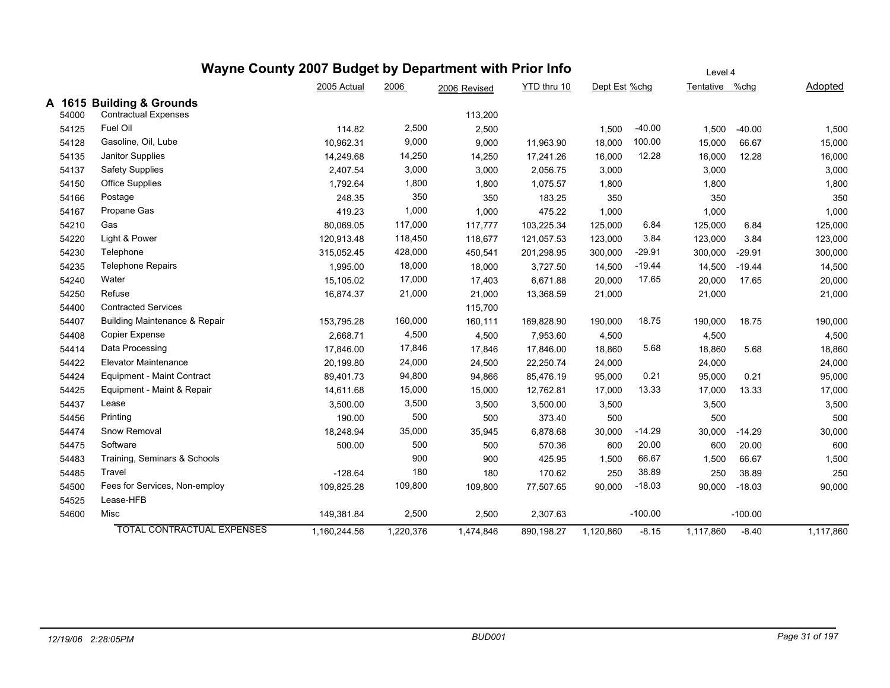# Wayne County 2007 Budget by Department with Prior Info

Level 4

## A 1615 Building & Grounds

| | | 2005 Actual | 2006 | 2006 Revised | YTD thru 10 | Dept Est | %chg | Tentative | %chg | Adopted |
|---|---|---|---|---|---|---|---|---|---|---|
| 54000 | Contractual Expenses | | | 113,200 | | | | | | |
| 54125 | Fuel Oil | 114.82 | 2,500 | 2,500 | | 1,500 | -40.00 | 1,500 | -40.00 | 1,500 |
| 54128 | Gasoline, Oil, Lube | 10,962.31 | 9,000 | 9,000 | 11,963.90 | 18,000 | 100.00 | 15,000 | 66.67 | 15,000 |
| 54135 | Janitor Supplies | 14,249.68 | 14,250 | 14,250 | 17,241.26 | 16,000 | 12.28 | 16,000 | 12.28 | 16,000 |
| 54137 | Safety Supplies | 2,407.54 | 3,000 | 3,000 | 2,056.75 | 3,000 | | 3,000 | | 3,000 |
| 54150 | Office Supplies | 1,792.64 | 1,800 | 1,800 | 1,075.57 | 1,800 | | 1,800 | | 1,800 |
| 54166 | Postage | 248.35 | 350 | 350 | 183.25 | 350 | | 350 | | 350 |
| 54167 | Propane Gas | 419.23 | 1,000 | 1,000 | 475.22 | 1,000 | | 1,000 | | 1,000 |
| 54210 | Gas | 80,069.05 | 117,000 | 117,777 | 103,225.34 | 125,000 | 6.84 | 125,000 | 6.84 | 125,000 |
| 54220 | Light & Power | 120,913.48 | 118,450 | 118,677 | 121,057.53 | 123,000 | 3.84 | 123,000 | 3.84 | 123,000 |
| 54230 | Telephone | 315,052.45 | 428,000 | 450,541 | 201,298.95 | 300,000 | -29.91 | 300,000 | -29.91 | 300,000 |
| 54235 | Telephone Repairs | 1,995.00 | 18,000 | 18,000 | 3,727.50 | 14,500 | -19.44 | 14,500 | -19.44 | 14,500 |
| 54240 | Water | 15,105.02 | 17,000 | 17,403 | 6,671.88 | 20,000 | 17.65 | 20,000 | 17.65 | 20,000 |
| 54250 | Refuse | 16,874.37 | 21,000 | 21,000 | 13,368.59 | 21,000 | | 21,000 | | 21,000 |
| 54400 | Contracted Services | | | 115,700 | | | | | | |
| 54407 | Building Maintenance & Repair | 153,795.28 | 160,000 | 160,111 | 169,828.90 | 190,000 | 18.75 | 190,000 | 18.75 | 190,000 |
| 54408 | Copier Expense | 2,668.71 | 4,500 | 4,500 | 7,953.60 | 4,500 | | 4,500 | | 4,500 |
| 54414 | Data Processing | 17,846.00 | 17,846 | 17,846 | 17,846.00 | 18,860 | 5.68 | 18,860 | 5.68 | 18,860 |
| 54422 | Elevator Maintenance | 20,199.80 | 24,000 | 24,500 | 22,250.74 | 24,000 | | 24,000 | | 24,000 |
| 54424 | Equipment - Maint Contract | 89,401.73 | 94,800 | 94,866 | 85,476.19 | 95,000 | 0.21 | 95,000 | 0.21 | 95,000 |
| 54425 | Equipment - Maint & Repair | 14,611.68 | 15,000 | 15,000 | 12,762.81 | 17,000 | 13.33 | 17,000 | 13.33 | 17,000 |
| 54437 | Lease | 3,500.00 | 3,500 | 3,500 | 3,500.00 | 3,500 | | 3,500 | | 3,500 |
| 54456 | Printing | 190.00 | 500 | 500 | 373.40 | 500 | | 500 | | 500 |
| 54474 | Snow Removal | 18,248.94 | 35,000 | 35,945 | 6,878.68 | 30,000 | -14.29 | 30,000 | -14.29 | 30,000 |
| 54475 | Software | 500.00 | 500 | 500 | 570.36 | 600 | 20.00 | 600 | 20.00 | 600 |
| 54483 | Training, Seminars & Schools | | 900 | 900 | 425.95 | 1,500 | 66.67 | 1,500 | 66.67 | 1,500 |
| 54485 | Travel | -128.64 | 180 | 180 | 170.62 | 250 | 38.89 | 250 | 38.89 | 250 |
| 54500 | Fees for Services, Non-employ | 109,825.28 | 109,800 | 109,800 | 77,507.65 | 90,000 | -18.03 | 90,000 | -18.03 | 90,000 |
| 54525 | Lease-HFB | | | | | | | | | |
| 54600 | Misc | 149,381.84 | 2,500 | 2,500 | 2,307.63 | | -100.00 | | -100.00 | |
| | TOTAL CONTRACTUAL EXPENSES | 1,160,244.56 | 1,220,376 | 1,474,846 | 890,198.27 | 1,120,860 | -8.15 | 1,117,860 | -8.40 | 1,117,860 |

*12/19/06 2:28:05PM* — *BUD001*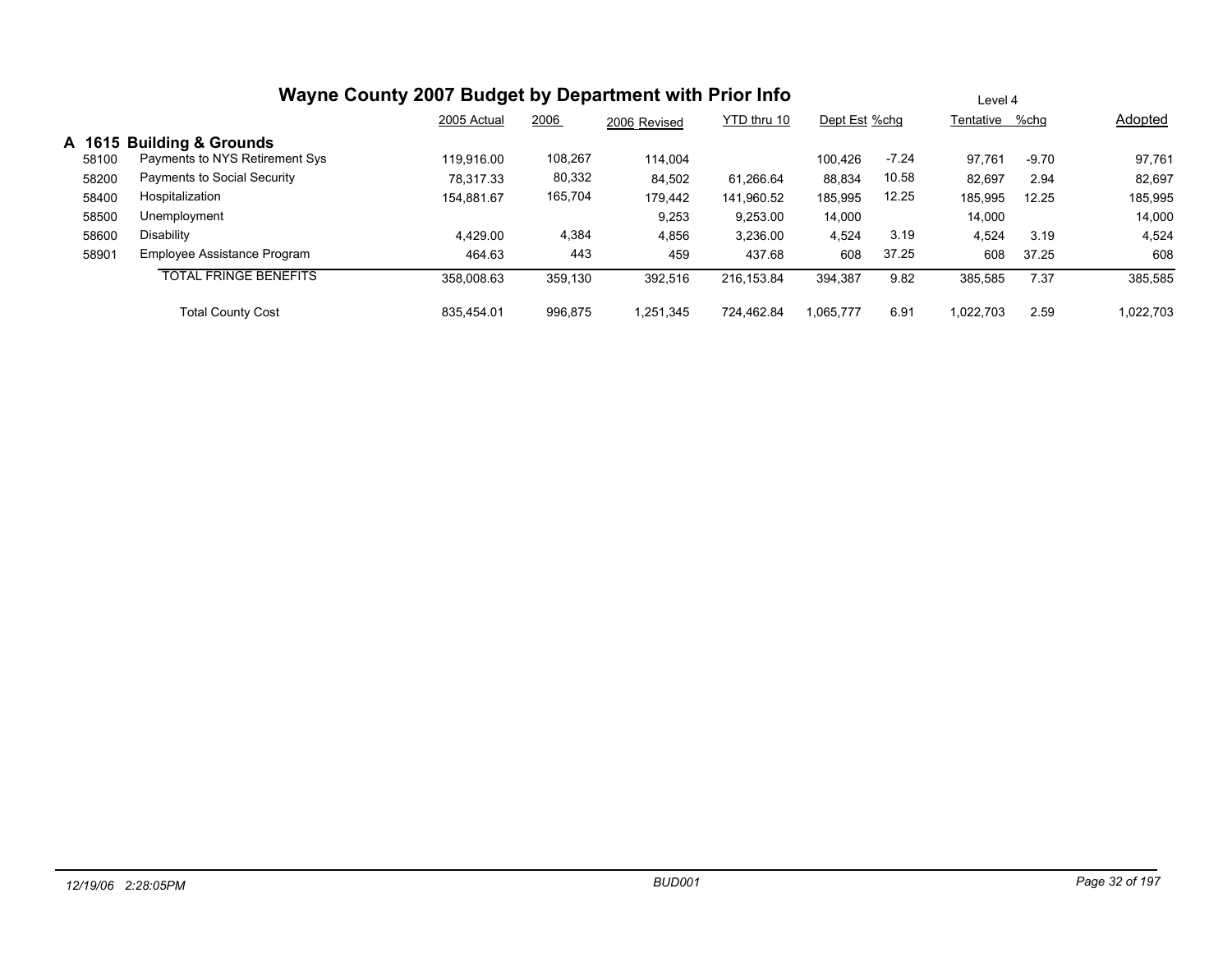# Wayne County 2007 Budget by Department with Prior Info

Level 4

| | | 2005 Actual | 2006 | 2006 Revised | YTD thru 10 | Dept Est | %chg | Tentative | %chg | Adopted |
|---|---|---|---|---|---|---|---|---|---|---|
| **A 1615** | **Building & Grounds** | | | | | | | | | |
| 58100 | Payments to NYS Retirement Sys | 119,916.00 | 108,267 | 114,004 | | 100,426 | -7.24 | 97,761 | -9.70 | 97,761 |
| 58200 | Payments to Social Security | 78,317.33 | 80,332 | 84,502 | 61,266.64 | 88,834 | 10.58 | 82,697 | 2.94 | 82,697 |
| 58400 | Hospitalization | 154,881.67 | 165,704 | 179,442 | 141,960.52 | 185,995 | 12.25 | 185,995 | 12.25 | 185,995 |
| 58500 | Unemployment | | | 9,253 | 9,253.00 | 14,000 | | 14,000 | | 14,000 |
| 58600 | Disability | 4,429.00 | 4,384 | 4,856 | 3,236.00 | 4,524 | 3.19 | 4,524 | 3.19 | 4,524 |
| 58901 | Employee Assistance Program | 464.63 | 443 | 459 | 437.68 | 608 | 37.25 | 608 | 37.25 | 608 |
| | TOTAL FRINGE BENEFITS | 358,008.63 | 359,130 | 392,516 | 216,153.84 | 394,387 | 9.82 | 385,585 | 7.37 | 385,585 |
| | Total County Cost | 835,454.01 | 996,875 | 1,251,345 | 724,462.84 | 1,065,777 | 6.91 | 1,022,703 | 2.59 | 1,022,703 |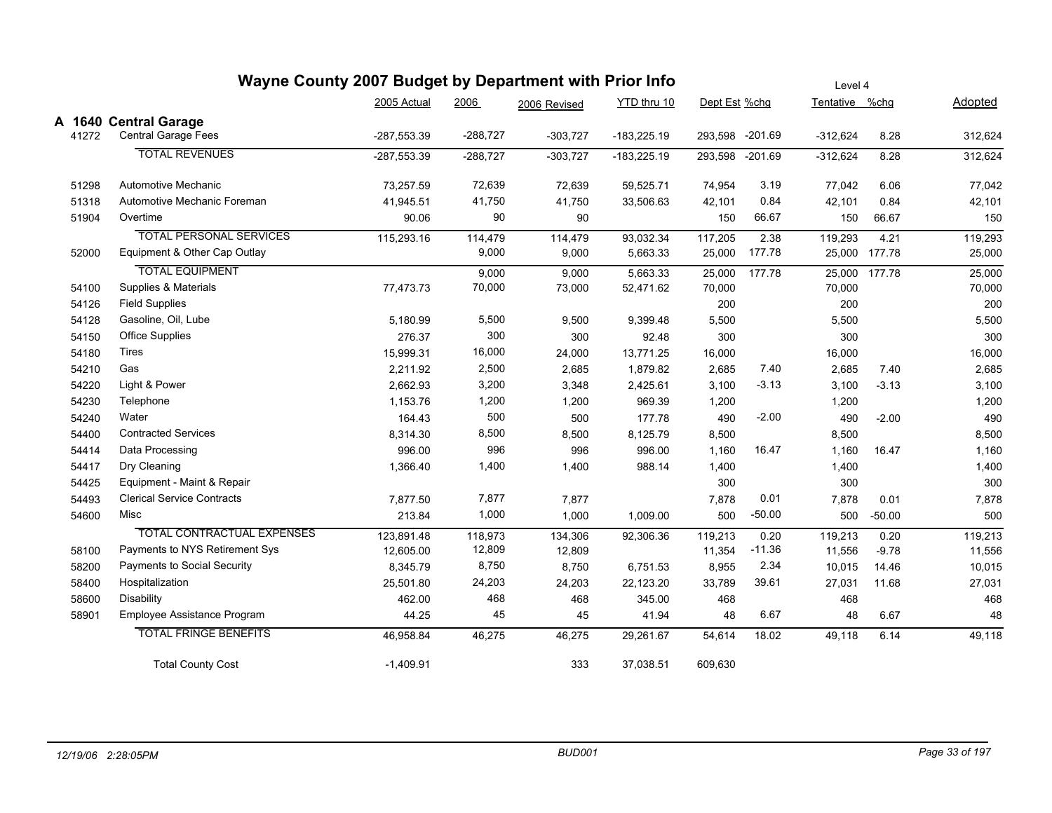# Wayne County 2007 Budget by Department with Prior Info

Level 4

## A 1640 Central Garage

| Code | Description | 2005 Actual | 2006 | 2006 Revised | YTD thru 10 | Dept Est | %chg | Tentative | %chg | Adopted |
|---|---|---|---|---|---|---|---|---|---|---|
| 41272 | Central Garage Fees | -287,553.39 | -288,727 | -303,727 | -183,225.19 | 293,598 | -201.69 | -312,624 | 8.28 | 312,624 |
| | TOTAL REVENUES | -287,553.39 | -288,727 | -303,727 | -183,225.19 | 293,598 | -201.69 | -312,624 | 8.28 | 312,624 |
| 51298 | Automotive Mechanic | 73,257.59 | 72,639 | 72,639 | 59,525.71 | 74,954 | 3.19 | 77,042 | 6.06 | 77,042 |
| 51318 | Automotive Mechanic Foreman | 41,945.51 | 41,750 | 41,750 | 33,506.63 | 42,101 | 0.84 | 42,101 | 0.84 | 42,101 |
| 51904 | Overtime | 90.06 | 90 | 90 | | 150 | 66.67 | 150 | 66.67 | 150 |
| | TOTAL PERSONAL SERVICES | 115,293.16 | 114,479 | 114,479 | 93,032.34 | 117,205 | 2.38 | 119,293 | 4.21 | 119,293 |
| 52000 | Equipment & Other Cap Outlay | | 9,000 | 9,000 | 5,663.33 | 25,000 | 177.78 | 25,000 | 177.78 | 25,000 |
| | TOTAL EQUIPMENT | | 9,000 | 9,000 | 5,663.33 | 25,000 | 177.78 | 25,000 | 177.78 | 25,000 |
| 54100 | Supplies & Materials | 77,473.73 | 70,000 | 73,000 | 52,471.62 | 70,000 | | 70,000 | | 70,000 |
| 54126 | Field Supplies | | | | | 200 | | 200 | | 200 |
| 54128 | Gasoline, Oil, Lube | 5,180.99 | 5,500 | 9,500 | 9,399.48 | 5,500 | | 5,500 | | 5,500 |
| 54150 | Office Supplies | 276.37 | 300 | 300 | 92.48 | 300 | | 300 | | 300 |
| 54180 | Tires | 15,999.31 | 16,000 | 24,000 | 13,771.25 | 16,000 | | 16,000 | | 16,000 |
| 54210 | Gas | 2,211.92 | 2,500 | 2,685 | 1,879.82 | 2,685 | 7.40 | 2,685 | 7.40 | 2,685 |
| 54220 | Light & Power | 2,662.93 | 3,200 | 3,348 | 2,425.61 | 3,100 | -3.13 | 3,100 | -3.13 | 3,100 |
| 54230 | Telephone | 1,153.76 | 1,200 | 1,200 | 969.39 | 1,200 | | 1,200 | | 1,200 |
| 54240 | Water | 164.43 | 500 | 500 | 177.78 | 490 | -2.00 | 490 | -2.00 | 490 |
| 54400 | Contracted Services | 8,314.30 | 8,500 | 8,500 | 8,125.79 | 8,500 | | 8,500 | | 8,500 |
| 54414 | Data Processing | 996.00 | 996 | 996 | 996.00 | 1,160 | 16.47 | 1,160 | 16.47 | 1,160 |
| 54417 | Dry Cleaning | 1,366.40 | 1,400 | 1,400 | 988.14 | 1,400 | | 1,400 | | 1,400 |
| 54425 | Equipment - Maint & Repair | | | | | 300 | | 300 | | 300 |
| 54493 | Clerical Service Contracts | 7,877.50 | 7,877 | 7,877 | | 7,878 | 0.01 | 7,878 | 0.01 | 7,878 |
| 54600 | Misc | 213.84 | 1,000 | 1,000 | 1,009.00 | 500 | -50.00 | 500 | -50.00 | 500 |
| | TOTAL CONTRACTUAL EXPENSES | 123,891.48 | 118,973 | 134,306 | 92,306.36 | 119,213 | 0.20 | 119,213 | 0.20 | 119,213 |
| 58100 | Payments to NYS Retirement Sys | 12,605.00 | 12,809 | 12,809 | | 11,354 | -11.36 | 11,556 | -9.78 | 11,556 |
| 58200 | Payments to Social Security | 8,345.79 | 8,750 | 8,750 | 6,751.53 | 8,955 | 2.34 | 10,015 | 14.46 | 10,015 |
| 58400 | Hospitalization | 25,501.80 | 24,203 | 24,203 | 22,123.20 | 33,789 | 39.61 | 27,031 | 11.68 | 27,031 |
| 58600 | Disability | 462.00 | 468 | 468 | 345.00 | 468 | | 468 | | 468 |
| 58901 | Employee Assistance Program | 44.25 | 45 | 45 | 41.94 | 48 | 6.67 | 48 | 6.67 | 48 |
| | TOTAL FRINGE BENEFITS | 46,958.84 | 46,275 | 46,275 | 29,261.67 | 54,614 | 18.02 | 49,118 | 6.14 | 49,118 |
| | Total County Cost | -1,409.91 | | 333 | 37,038.51 | 609,630 | | | | |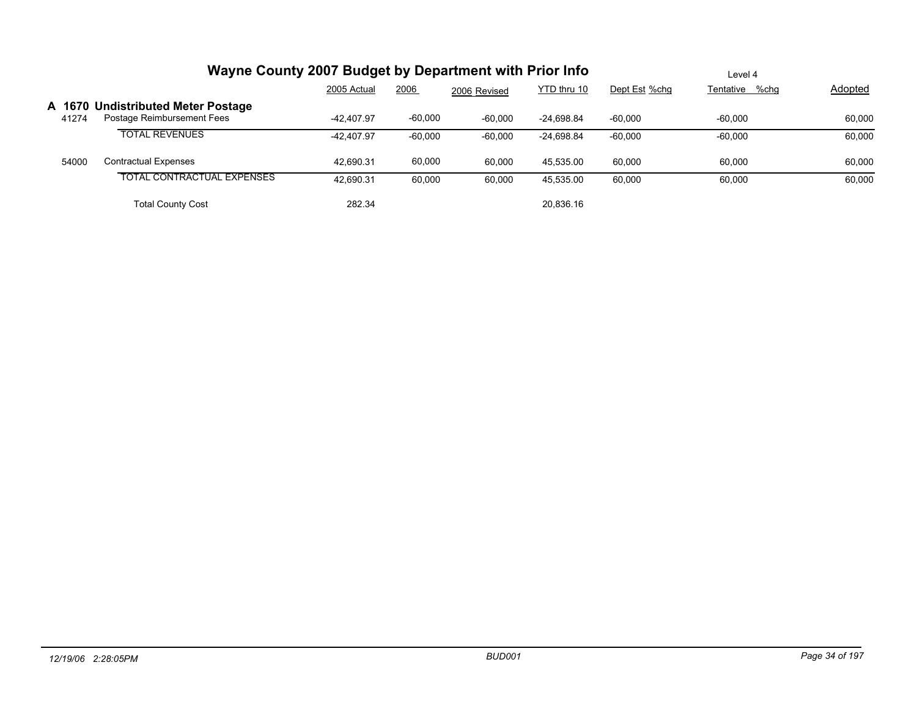# Wayne County 2007 Budget by Department with Prior Info

Level 4

## A 1670 Undistributed Meter Postage

| | | 2005 Actual | 2006 | 2006 Revised | YTD thru 10 | Dept Est | %chg | Tentative | %chg | Adopted |
|---|---|---|---|---|---|---|---|---|---|---|
| 41274 | Postage Reimbursement Fees | -42,407.97 | -60,000 | -60,000 | -24,698.84 | -60,000 | | -60,000 | | 60,000 |
| | TOTAL REVENUES | -42,407.97 | -60,000 | -60,000 | -24,698.84 | -60,000 | | -60,000 | | 60,000 |
| 54000 | Contractual Expenses | 42,690.31 | 60,000 | 60,000 | 45,535.00 | 60,000 | | 60,000 | | 60,000 |
| | TOTAL CONTRACTUAL EXPENSES | 42,690.31 | 60,000 | 60,000 | 45,535.00 | 60,000 | | 60,000 | | 60,000 |
| | Total County Cost | 282.34 | | | 20,836.16 | | | | | |

*12/19/06 2:28:05PM* *BUD001*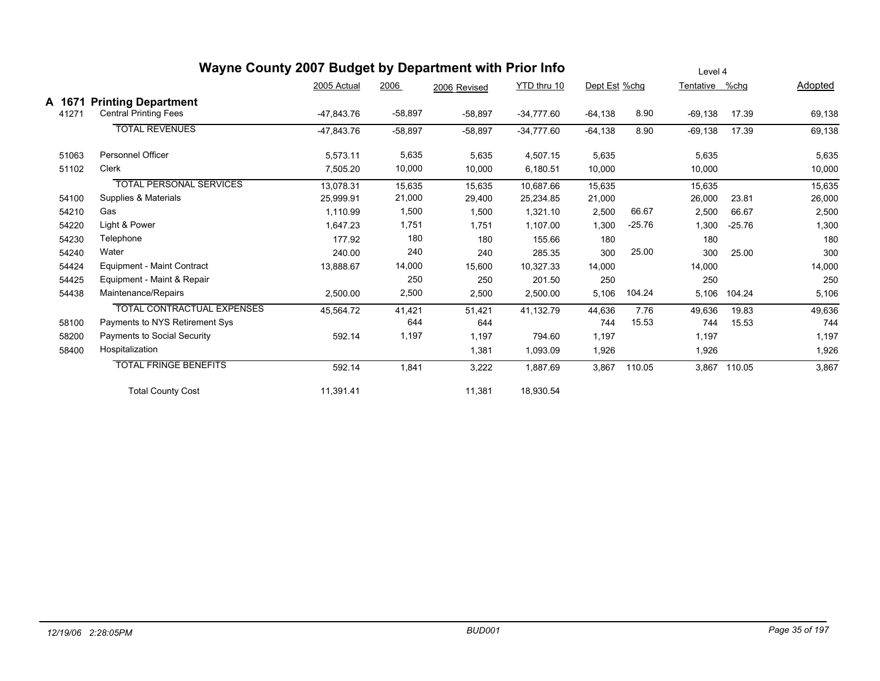# Wayne County 2007 Budget by Department with Prior Info

Level 4

| | | 2005 Actual | 2006 | 2006 Revised | YTD thru 10 | Dept Est | %chg | Tentative | %chg | Adopted |
|---|---|---|---|---|---|---|---|---|---|---|
| **A 1671** | **Printing Department** | | | | | | | | | |
| 41271 | Central Printing Fees | -47,843.76 | -58,897 | -58,897 | -34,777.60 | -64,138 | 8.90 | -69,138 | 17.39 | 69,138 |
| | TOTAL REVENUES | -47,843.76 | -58,897 | -58,897 | -34,777.60 | -64,138 | 8.90 | -69,138 | 17.39 | 69,138 |
| 51063 | Personnel Officer | 5,573.11 | 5,635 | 5,635 | 4,507.15 | 5,635 | | 5,635 | | 5,635 |
| 51102 | Clerk | 7,505.20 | 10,000 | 10,000 | 6,180.51 | 10,000 | | 10,000 | | 10,000 |
| | TOTAL PERSONAL SERVICES | 13,078.31 | 15,635 | 15,635 | 10,687.66 | 15,635 | | 15,635 | | 15,635 |
| 54100 | Supplies & Materials | 25,999.91 | 21,000 | 29,400 | 25,234.85 | 21,000 | | 26,000 | 23.81 | 26,000 |
| 54210 | Gas | 1,110.99 | 1,500 | 1,500 | 1,321.10 | 2,500 | 66.67 | 2,500 | 66.67 | 2,500 |
| 54220 | Light & Power | 1,647.23 | 1,751 | 1,751 | 1,107.00 | 1,300 | -25.76 | 1,300 | -25.76 | 1,300 |
| 54230 | Telephone | 177.92 | 180 | 180 | 155.66 | 180 | | 180 | | 180 |
| 54240 | Water | 240.00 | 240 | 240 | 285.35 | 300 | 25.00 | 300 | 25.00 | 300 |
| 54424 | Equipment - Maint Contract | 13,888.67 | 14,000 | 15,600 | 10,327.33 | 14,000 | | 14,000 | | 14,000 |
| 54425 | Equipment - Maint & Repair | | 250 | 250 | 201.50 | 250 | | 250 | | 250 |
| 54438 | Maintenance/Repairs | 2,500.00 | 2,500 | 2,500 | 2,500.00 | 5,106 | 104.24 | 5,106 | 104.24 | 5,106 |
| | TOTAL CONTRACTUAL EXPENSES | 45,564.72 | 41,421 | 51,421 | 41,132.79 | 44,636 | 7.76 | 49,636 | 19.83 | 49,636 |
| 58100 | Payments to NYS Retirement Sys | | 644 | 644 | | 744 | 15.53 | 744 | 15.53 | 744 |
| 58200 | Payments to Social Security | 592.14 | 1,197 | 1,197 | 794.60 | 1,197 | | 1,197 | | 1,197 |
| 58400 | Hospitalization | | | 1,381 | 1,093.09 | 1,926 | | 1,926 | | 1,926 |
| | TOTAL FRINGE BENEFITS | 592.14 | 1,841 | 3,222 | 1,887.69 | 3,867 | 110.05 | 3,867 | 110.05 | 3,867 |
| | Total County Cost | 11,391.41 | | 11,381 | 18,930.54 | | | | | |

*12/19/06 2:28:05PM* — *BUD001*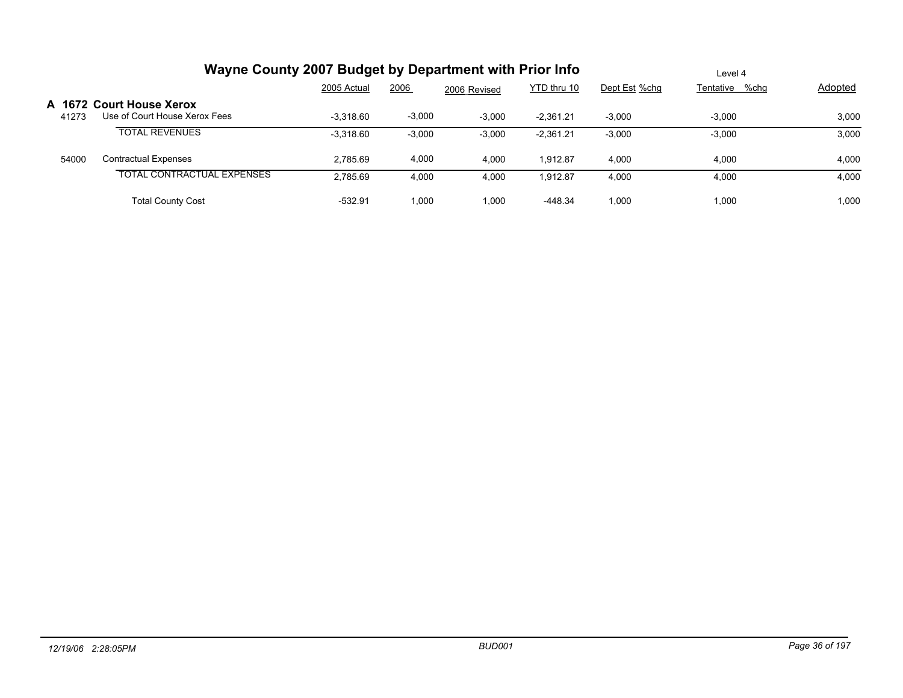# Wayne County 2007 Budget by Department with Prior Info

Level 4

| | | 2005 Actual | 2006 | 2006 Revised | YTD thru 10 | Dept Est | %chg | Tentative | %chg | Adopted |
|---|---|---|---|---|---|---|---|---|---|---|
| **A 1672** | **Court House Xerox** | | | | | | | | | |
| 41273 | Use of Court House Xerox Fees | -3,318.60 | -3,000 | -3,000 | -2,361.21 | -3,000 | | -3,000 | | 3,000 |
| | TOTAL REVENUES | -3,318.60 | -3,000 | -3,000 | -2,361.21 | -3,000 | | -3,000 | | 3,000 |
| 54000 | Contractual Expenses | 2,785.69 | 4,000 | 4,000 | 1,912.87 | 4,000 | | 4,000 | | 4,000 |
| | TOTAL CONTRACTUAL EXPENSES | 2,785.69 | 4,000 | 4,000 | 1,912.87 | 4,000 | | 4,000 | | 4,000 |
| | Total County Cost | -532.91 | 1,000 | 1,000 | -448.34 | 1,000 | | 1,000 | | 1,000 |

12/19/06 2:28:05PM BUD001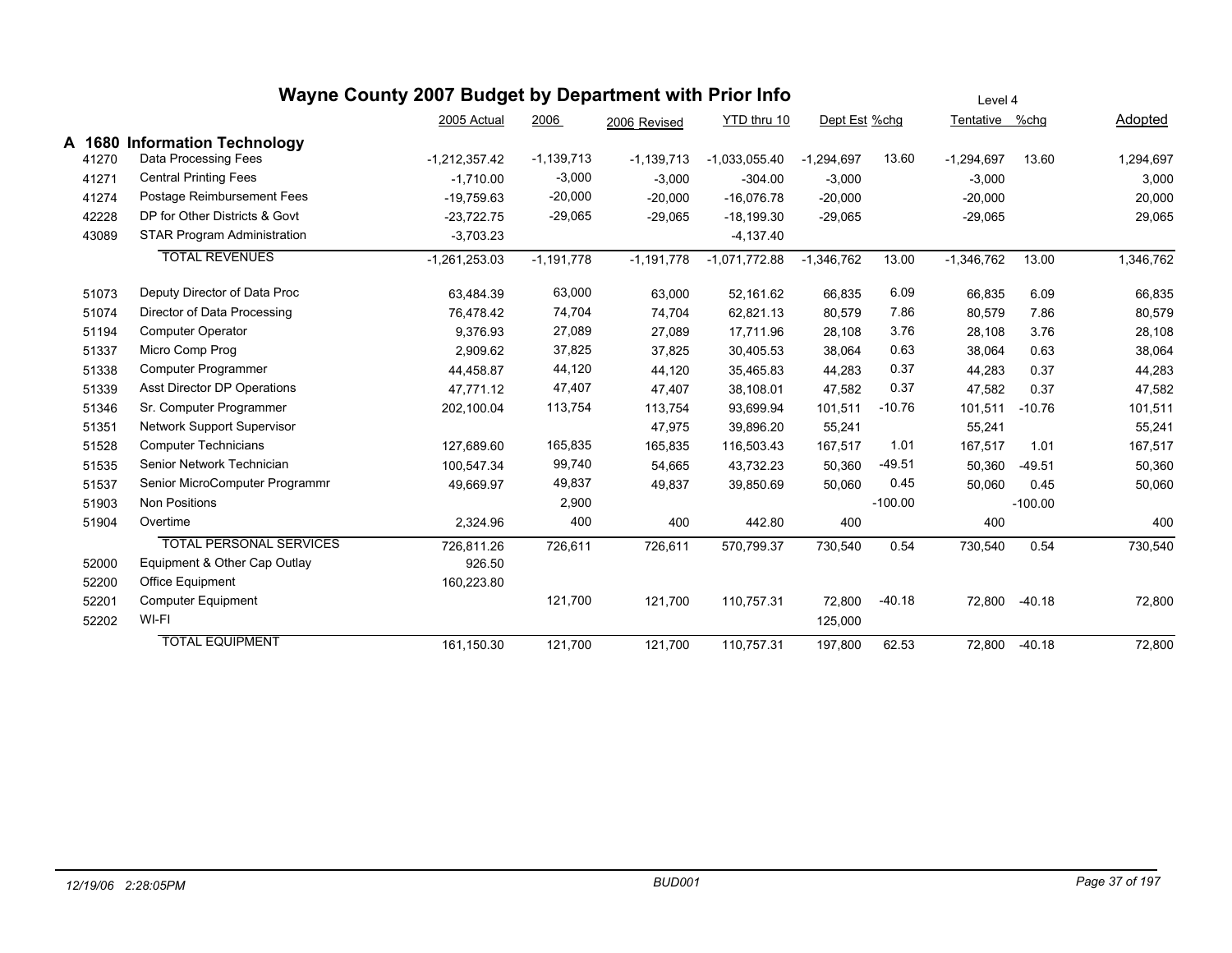# Wayne County 2007 Budget by Department with Prior Info

Level 4

| | | 2005 Actual | 2006 | 2006 Revised | YTD thru 10 | Dept Est | %chg | Tentative | %chg | Adopted |
|---|---|---|---|---|---|---|---|---|---|---|
| **A 1680** | **Information Technology** | | | | | | | | | |
| 41270 | Data Processing Fees | -1,212,357.42 | -1,139,713 | -1,139,713 | -1,033,055.40 | -1,294,697 | 13.60 | -1,294,697 | 13.60 | 1,294,697 |
| 41271 | Central Printing Fees | -1,710.00 | -3,000 | -3,000 | -304.00 | -3,000 | | -3,000 | | 3,000 |
| 41274 | Postage Reimbursement Fees | -19,759.63 | -20,000 | -20,000 | -16,076.78 | -20,000 | | -20,000 | | 20,000 |
| 42228 | DP for Other Districts & Govt | -23,722.75 | -29,065 | -29,065 | -18,199.30 | -29,065 | | -29,065 | | 29,065 |
| 43089 | STAR Program Administration | -3,703.23 | | | -4,137.40 | | | | | |
| | TOTAL REVENUES | -1,261,253.03 | -1,191,778 | -1,191,778 | -1,071,772.88 | -1,346,762 | 13.00 | -1,346,762 | 13.00 | 1,346,762 |
| 51073 | Deputy Director of Data Proc | 63,484.39 | 63,000 | 63,000 | 52,161.62 | 66,835 | 6.09 | 66,835 | 6.09 | 66,835 |
| 51074 | Director of Data Processing | 76,478.42 | 74,704 | 74,704 | 62,821.13 | 80,579 | 7.86 | 80,579 | 7.86 | 80,579 |
| 51194 | Computer Operator | 9,376.93 | 27,089 | 27,089 | 17,711.96 | 28,108 | 3.76 | 28,108 | 3.76 | 28,108 |
| 51337 | Micro Comp Prog | 2,909.62 | 37,825 | 37,825 | 30,405.53 | 38,064 | 0.63 | 38,064 | 0.63 | 38,064 |
| 51338 | Computer Programmer | 44,458.87 | 44,120 | 44,120 | 35,465.83 | 44,283 | 0.37 | 44,283 | 0.37 | 44,283 |
| 51339 | Asst Director DP Operations | 47,771.12 | 47,407 | 47,407 | 38,108.01 | 47,582 | 0.37 | 47,582 | 0.37 | 47,582 |
| 51346 | Sr. Computer Programmer | 202,100.04 | 113,754 | 113,754 | 93,699.94 | 101,511 | -10.76 | 101,511 | -10.76 | 101,511 |
| 51351 | Network Support Supervisor | | | 47,975 | 39,896.20 | 55,241 | | 55,241 | | 55,241 |
| 51528 | Computer Technicians | 127,689.60 | 165,835 | 165,835 | 116,503.43 | 167,517 | 1.01 | 167,517 | 1.01 | 167,517 |
| 51535 | Senior Network Technician | 100,547.34 | 99,740 | 54,665 | 43,732.23 | 50,360 | -49.51 | 50,360 | -49.51 | 50,360 |
| 51537 | Senior MicroComputer Programmr | 49,669.97 | 49,837 | 49,837 | 39,850.69 | 50,060 | 0.45 | 50,060 | 0.45 | 50,060 |
| 51903 | Non Positions | | 2,900 | | | | -100.00 | | -100.00 | |
| 51904 | Overtime | 2,324.96 | 400 | 400 | 442.80 | 400 | | 400 | | 400 |
| | TOTAL PERSONAL SERVICES | 726,811.26 | 726,611 | 726,611 | 570,799.37 | 730,540 | 0.54 | 730,540 | 0.54 | 730,540 |
| 52000 | Equipment & Other Cap Outlay | 926.50 | | | | | | | | |
| 52200 | Office Equipment | 160,223.80 | | | | | | | | |
| 52201 | Computer Equipment | | 121,700 | 121,700 | 110,757.31 | 72,800 | -40.18 | 72,800 | -40.18 | 72,800 |
| 52202 | WI-FI | | | | | 125,000 | | | | |
| | TOTAL EQUIPMENT | 161,150.30 | 121,700 | 121,700 | 110,757.31 | 197,800 | 62.53 | 72,800 | -40.18 | 72,800 |

*12/19/06 2:28:05PM* BUD001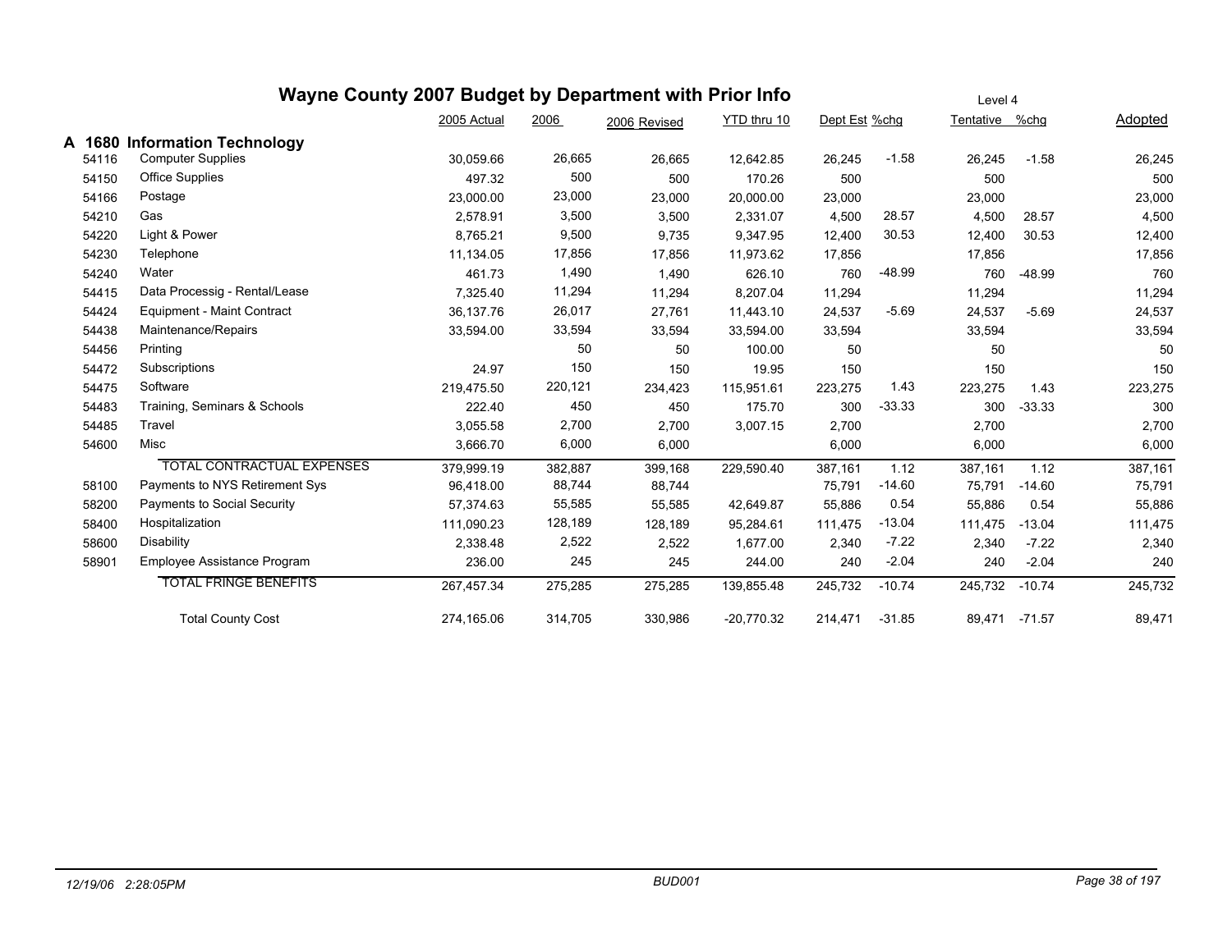# Wayne County 2007 Budget by Department with Prior Info

Level 4

## A 1680 Information Technology

| Code | Description | 2005 Actual | 2006 | 2006 Revised | YTD thru 10 | Dept Est | %chg | Tentative | %chg | Adopted |
|---|---|---|---|---|---|---|---|---|---|---|
| 54116 | Computer Supplies | 30,059.66 | 26,665 | 26,665 | 12,642.85 | 26,245 | -1.58 | 26,245 | -1.58 | 26,245 |
| 54150 | Office Supplies | 497.32 | 500 | 500 | 170.26 | 500 | | 500 | | 500 |
| 54166 | Postage | 23,000.00 | 23,000 | 23,000 | 20,000.00 | 23,000 | | 23,000 | | 23,000 |
| 54210 | Gas | 2,578.91 | 3,500 | 3,500 | 2,331.07 | 4,500 | 28.57 | 4,500 | 28.57 | 4,500 |
| 54220 | Light & Power | 8,765.21 | 9,500 | 9,735 | 9,347.95 | 12,400 | 30.53 | 12,400 | 30.53 | 12,400 |
| 54230 | Telephone | 11,134.05 | 17,856 | 17,856 | 11,973.62 | 17,856 | | 17,856 | | 17,856 |
| 54240 | Water | 461.73 | 1,490 | 1,490 | 626.10 | 760 | -48.99 | 760 | -48.99 | 760 |
| 54415 | Data Processig - Rental/Lease | 7,325.40 | 11,294 | 11,294 | 8,207.04 | 11,294 | | 11,294 | | 11,294 |
| 54424 | Equipment - Maint Contract | 36,137.76 | 26,017 | 27,761 | 11,443.10 | 24,537 | -5.69 | 24,537 | -5.69 | 24,537 |
| 54438 | Maintenance/Repairs | 33,594.00 | 33,594 | 33,594 | 33,594.00 | 33,594 | | 33,594 | | 33,594 |
| 54456 | Printing | | 50 | 50 | 100.00 | 50 | | 50 | | 50 |
| 54472 | Subscriptions | 24.97 | 150 | 150 | 19.95 | 150 | | 150 | | 150 |
| 54475 | Software | 219,475.50 | 220,121 | 234,423 | 115,951.61 | 223,275 | 1.43 | 223,275 | 1.43 | 223,275 |
| 54483 | Training, Seminars & Schools | 222.40 | 450 | 450 | 175.70 | 300 | -33.33 | 300 | -33.33 | 300 |
| 54485 | Travel | 3,055.58 | 2,700 | 2,700 | 3,007.15 | 2,700 | | 2,700 | | 2,700 |
| 54600 | Misc | 3,666.70 | 6,000 | 6,000 | | 6,000 | | 6,000 | | 6,000 |
| | TOTAL CONTRACTUAL EXPENSES | 379,999.19 | 382,887 | 399,168 | 229,590.40 | 387,161 | 1.12 | 387,161 | 1.12 | 387,161 |
| 58100 | Payments to NYS Retirement Sys | 96,418.00 | 88,744 | 88,744 | | 75,791 | -14.60 | 75,791 | -14.60 | 75,791 |
| 58200 | Payments to Social Security | 57,374.63 | 55,585 | 55,585 | 42,649.87 | 55,886 | 0.54 | 55,886 | 0.54 | 55,886 |
| 58400 | Hospitalization | 111,090.23 | 128,189 | 128,189 | 95,284.61 | 111,475 | -13.04 | 111,475 | -13.04 | 111,475 |
| 58600 | Disability | 2,338.48 | 2,522 | 2,522 | 1,677.00 | 2,340 | -7.22 | 2,340 | -7.22 | 2,340 |
| 58901 | Employee Assistance Program | 236.00 | 245 | 245 | 244.00 | 240 | -2.04 | 240 | -2.04 | 240 |
| | TOTAL FRINGE BENEFITS | 267,457.34 | 275,285 | 275,285 | 139,855.48 | 245,732 | -10.74 | 245,732 | -10.74 | 245,732 |
| | Total County Cost | 274,165.06 | 314,705 | 330,986 | -20,770.32 | 214,471 | -31.85 | 89,471 | -71.57 | 89,471 |

12/19/06 2:28:05PM BUD001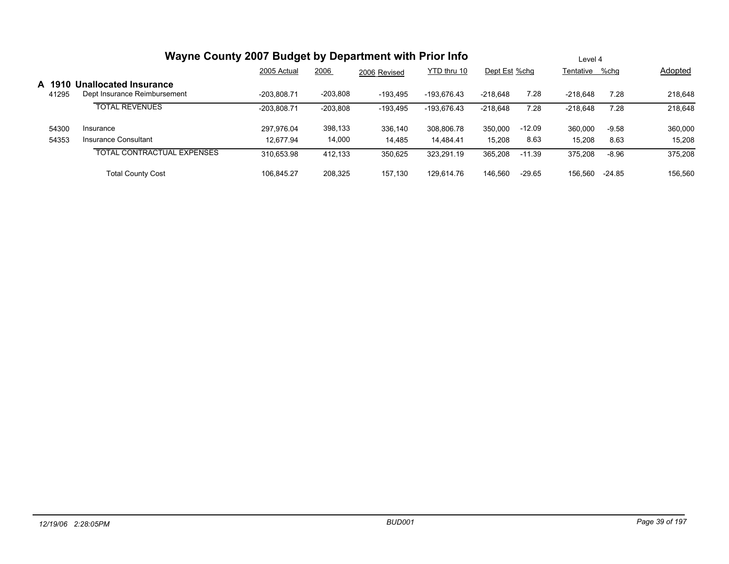# Wayne County 2007 Budget by Department with Prior Info

Level 4

| | | 2005 Actual | 2006 | 2006 Revised | YTD thru 10 | Dept Est | %chg | Tentative | %chg | Adopted |
|---|---|---|---|---|---|---|---|---|---|---|
| **A 1910** | **Unallocated Insurance** | | | | | | | | | |
| 41295 | Dept Insurance Reimbursement | -203,808.71 | -203,808 | -193,495 | -193,676.43 | -218,648 | 7.28 | -218,648 | 7.28 | 218,648 |
| | TOTAL REVENUES | -203,808.71 | -203,808 | -193,495 | -193,676.43 | -218,648 | 7.28 | -218,648 | 7.28 | 218,648 |
| 54300 | Insurance | 297,976.04 | 398,133 | 336,140 | 308,806.78 | 350,000 | -12.09 | 360,000 | -9.58 | 360,000 |
| 54353 | Insurance Consultant | 12,677.94 | 14,000 | 14,485 | 14,484.41 | 15,208 | 8.63 | 15,208 | 8.63 | 15,208 |
| | TOTAL CONTRACTUAL EXPENSES | 310,653.98 | 412,133 | 350,625 | 323,291.19 | 365,208 | -11.39 | 375,208 | -8.96 | 375,208 |
| | Total County Cost | 106,845.27 | 208,325 | 157,130 | 129,614.76 | 146,560 | -29.65 | 156,560 | -24.85 | 156,560 |

*12/19/06 2:28:05PM* BUD001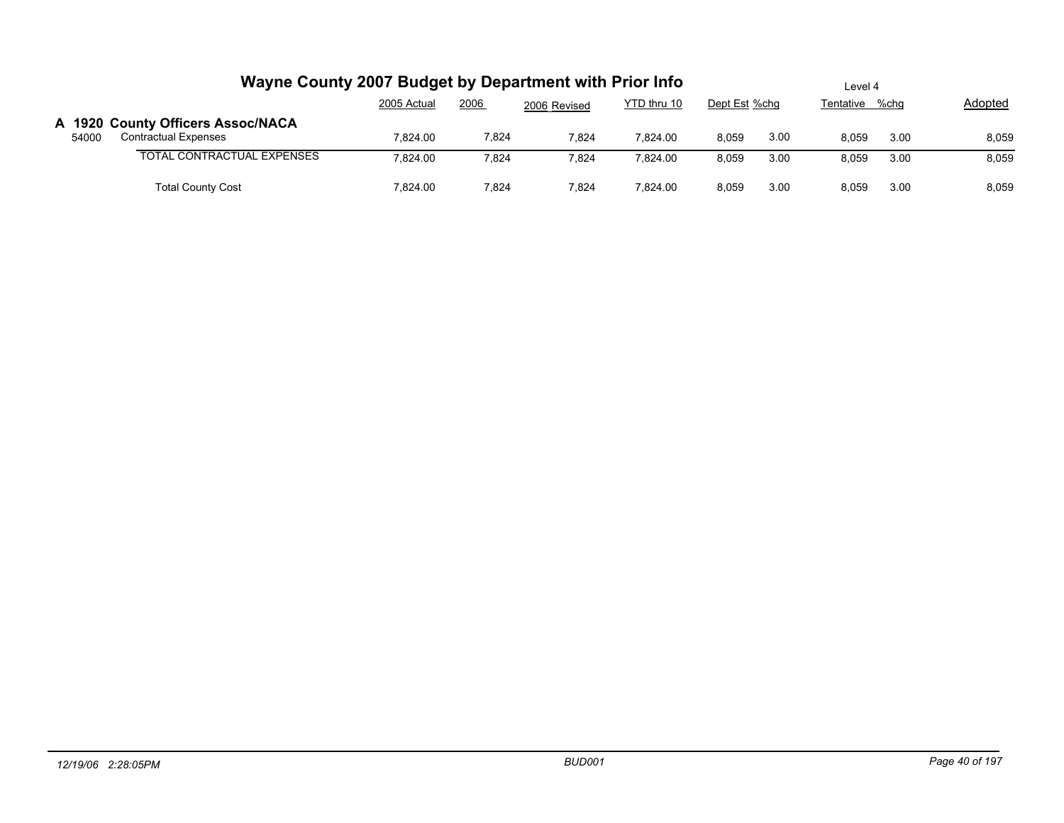# Wayne County 2007 Budget by Department with Prior Info

Level 4

## A 1920 County Officers Assoc/NACA

| | | 2005 Actual | 2006 | 2006 Revised | YTD thru 10 | Dept Est | %chg | Tentative | %chg | Adopted |
|---|---|---|---|---|---|---|---|---|---|---|
| 54000 | Contractual Expenses | 7,824.00 | 7,824 | 7,824 | 7,824.00 | 8,059 | 3.00 | 8,059 | 3.00 | 8,059 |
| | TOTAL CONTRACTUAL EXPENSES | 7,824.00 | 7,824 | 7,824 | 7,824.00 | 8,059 | 3.00 | 8,059 | 3.00 | 8,059 |
| | Total County Cost | 7,824.00 | 7,824 | 7,824 | 7,824.00 | 8,059 | 3.00 | 8,059 | 3.00 | 8,059 |

12/19/06 2:28:05PM BUD001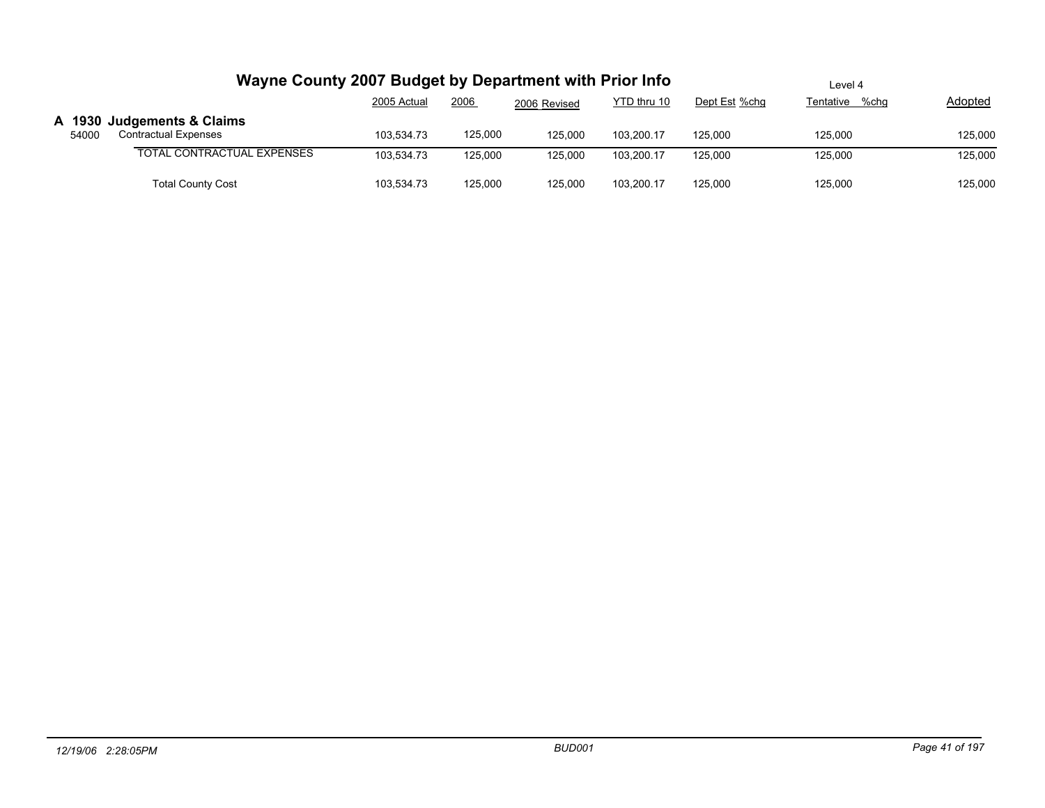# Wayne County 2007 Budget by Department with Prior Info

Level 4

| | | 2005 Actual | 2006 | 2006 Revised | YTD thru 10 | Dept Est | %chg | Tentative | %chg | Adopted |
|---|---|---|---|---|---|---|---|---|---|---|
| **A 1930** | **Judgements & Claims** | | | | | | | | | |
| 54000 | Contractual Expenses | 103,534.73 | 125,000 | 125,000 | 103,200.17 | 125,000 | | 125,000 | | 125,000 |
| | TOTAL CONTRACTUAL EXPENSES | 103,534.73 | 125,000 | 125,000 | 103,200.17 | 125,000 | | 125,000 | | 125,000 |
| | Total County Cost | 103,534.73 | 125,000 | 125,000 | 103,200.17 | 125,000 | | 125,000 | | 125,000 |

12/19/06 2:28:05PM BUD001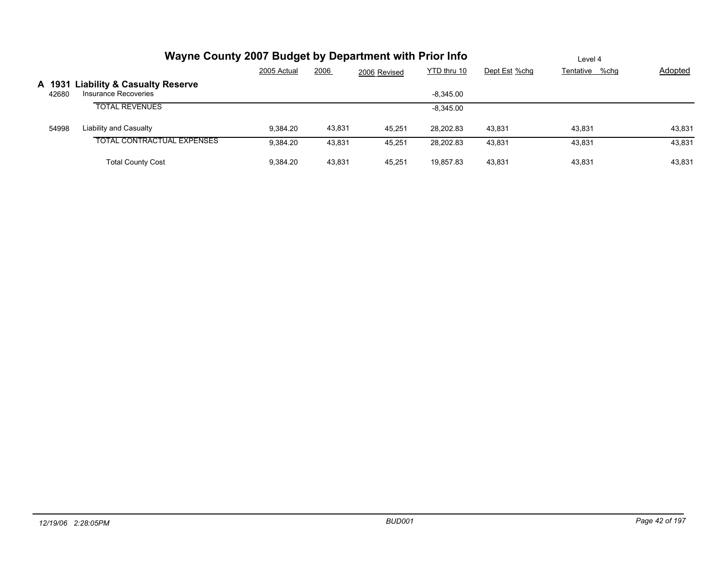# Wayne County 2007 Budget by Department with Prior Info

Level 4

## A 1931 Liability & Casualty Reserve

| Code | Description | 2005 Actual | 2006 | 2006 Revised | YTD thru 10 | Dept Est | %chg | Tentative | %chg | Adopted |
|---|---|---|---|---|---|---|---|---|---|---|
| 42680 | Insurance Recoveries | | | | -8,345.00 | | | | | |
| | TOTAL REVENUES | | | | -8,345.00 | | | | | |
| 54998 | Liability and Casualty | 9,384.20 | 43,831 | 45,251 | 28,202.83 | 43,831 | | 43,831 | | 43,831 |
| | TOTAL CONTRACTUAL EXPENSES | 9,384.20 | 43,831 | 45,251 | 28,202.83 | 43,831 | | 43,831 | | 43,831 |
| | Total County Cost | 9,384.20 | 43,831 | 45,251 | 19,857.83 | 43,831 | | 43,831 | | 43,831 |

12/19/06 2:28:05PM BUD001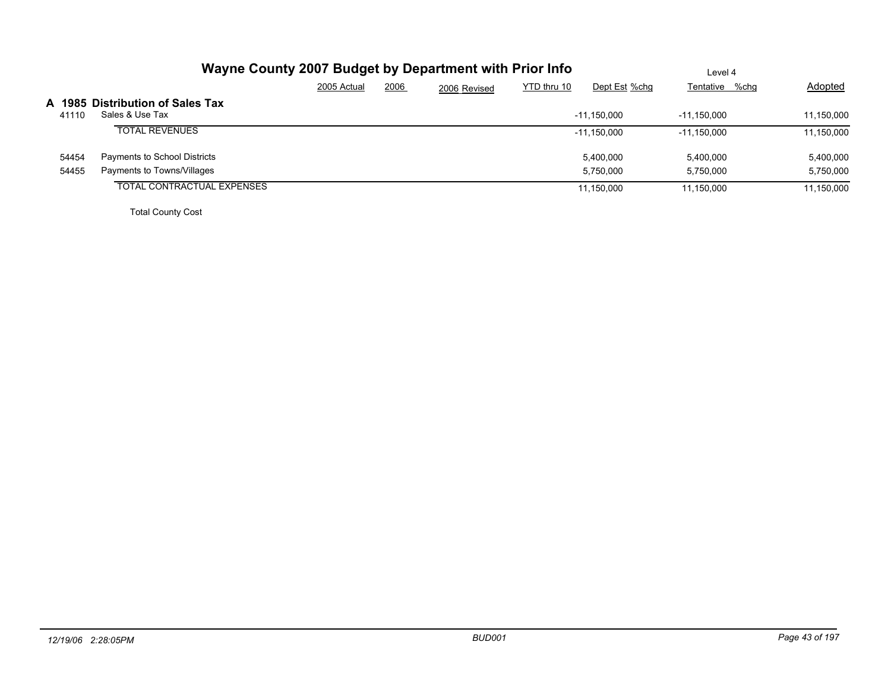# Wayne County 2007 Budget by Department with Prior Info

Level 4

## A 1985 Distribution of Sales Tax

| | | 2005 Actual | 2006 | 2006 Revised | YTD thru 10 | Dept Est | %chg | Tentative | %chg | Adopted |
|---|---|---|---|---|---|---|---|---|---|---|
| 41110 | Sales & Use Tax | | | | | -11,150,000 | | -11,150,000 | | 11,150,000 |
| | TOTAL REVENUES | | | | | -11,150,000 | | -11,150,000 | | 11,150,000 |
| 54454 | Payments to School Districts | | | | | 5,400,000 | | 5,400,000 | | 5,400,000 |
| 54455 | Payments to Towns/Villages | | | | | 5,750,000 | | 5,750,000 | | 5,750,000 |
| | TOTAL CONTRACTUAL EXPENSES | | | | | 11,150,000 | | 11,150,000 | | 11,150,000 |
| | Total County Cost | | | | | | | | | |

12/19/06 2:28:05PM BUD001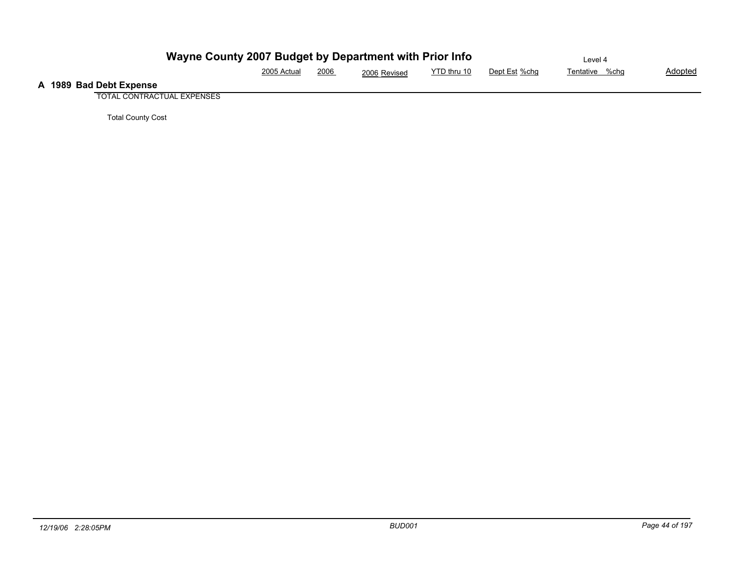# Wayne County 2007 Budget by Department with Prior Info

Level 4

| | 2005 Actual | 2006 | 2006 Revised | YTD thru 10 | Dept Est | %chg | Tentative | %chg | Adopted |
|---|---|---|---|---|---|---|---|---|---|
| **A 1989 Bad Debt Expense** | | | | | | | | | |
| TOTAL CONTRACTUAL EXPENSES | | | | | | | | | |
| Total County Cost | | | | | | | | | |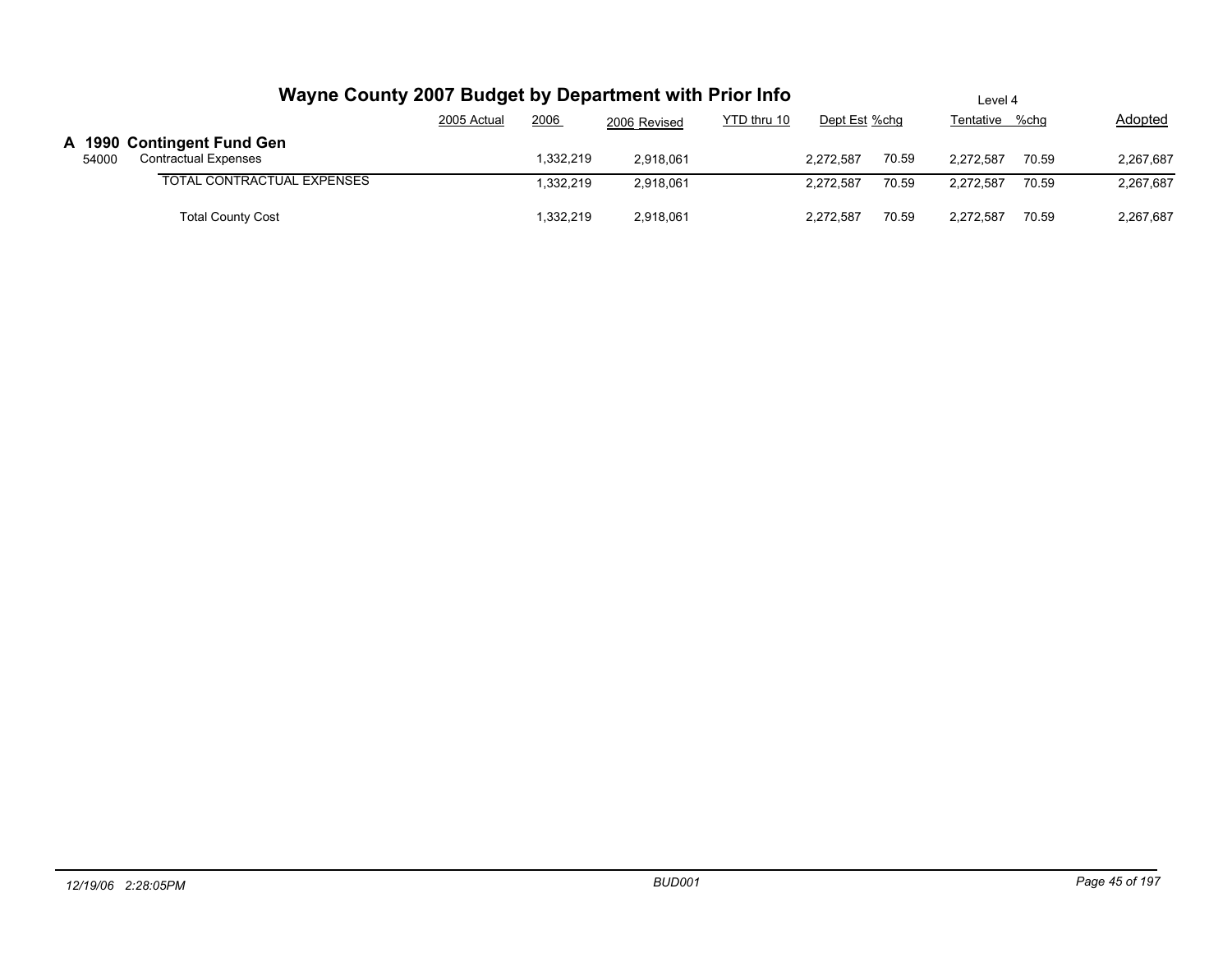# Wayne County 2007 Budget by Department with Prior Info

Level 4

| | | 2005 Actual | 2006 | 2006 Revised | YTD thru 10 | Dept Est | %chg | Tentative | %chg | Adopted |
|---|---|---|---|---|---|---|---|---|---|---|
| **A 1990** | **Contingent Fund Gen** | | | | | | | | | |
| 54000 | Contractual Expenses | | 1,332,219 | 2,918,061 | | 2,272,587 | 70.59 | 2,272,587 | 70.59 | 2,267,687 |
| | TOTAL CONTRACTUAL EXPENSES | | 1,332,219 | 2,918,061 | | 2,272,587 | 70.59 | 2,272,587 | 70.59 | 2,267,687 |
| | Total County Cost | | 1,332,219 | 2,918,061 | | 2,272,587 | 70.59 | 2,272,587 | 70.59 | 2,267,687 |

12/19/06 2:28:05PM BUD001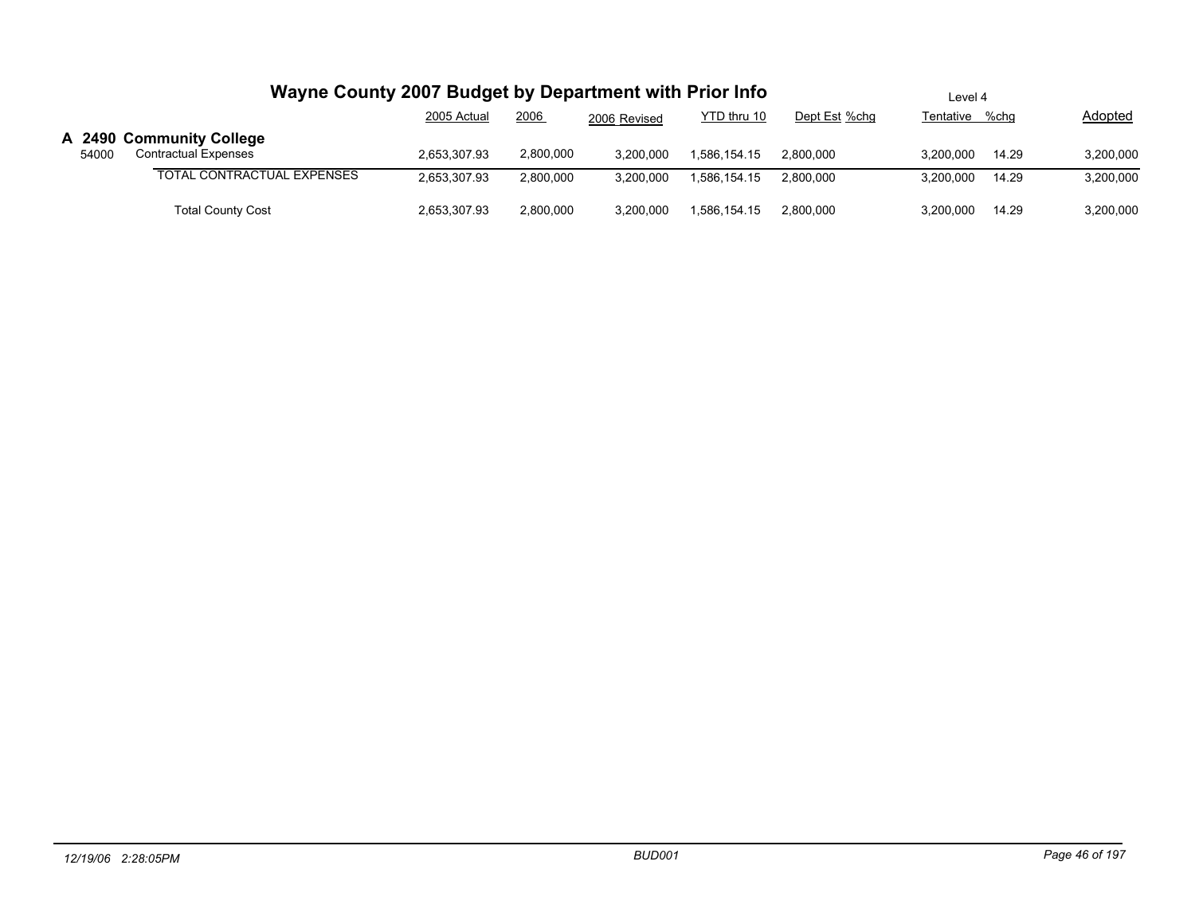# Wayne County 2007 Budget by Department with Prior Info

Level 4

| | | 2005 Actual | 2006 | 2006 Revised | YTD thru 10 | Dept Est | %chg | Tentative | %chg | Adopted |
|---|---|---|---|---|---|---|---|---|---|---|
| **A 2490** | **Community College** | | | | | | | | | |
| 54000 | Contractual Expenses | 2,653,307.93 | 2,800,000 | 3,200,000 | 1,586,154.15 | 2,800,000 | | 3,200,000 | 14.29 | 3,200,000 |
| | TOTAL CONTRACTUAL EXPENSES | 2,653,307.93 | 2,800,000 | 3,200,000 | 1,586,154.15 | 2,800,000 | | 3,200,000 | 14.29 | 3,200,000 |
| | Total County Cost | 2,653,307.93 | 2,800,000 | 3,200,000 | 1,586,154.15 | 2,800,000 | | 3,200,000 | 14.29 | 3,200,000 |

12/19/06 2:28:05PM BUD001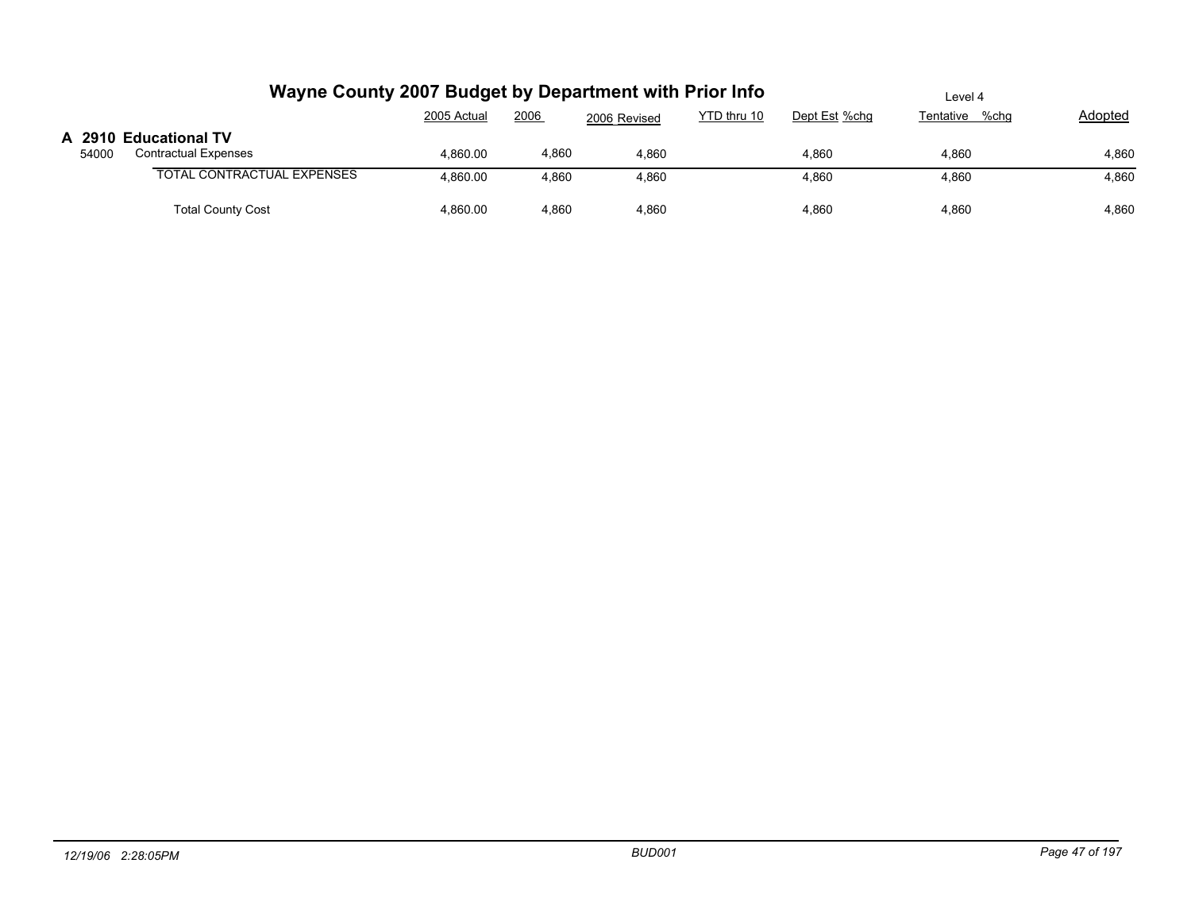# Wayne County 2007 Budget by Department with Prior Info

Level 4

## A 2910 Educational TV

| | | 2005 Actual | 2006 | 2006 Revised | YTD thru 10 | Dept Est | %chg | Tentative | %chg | Adopted |
|---|---|---|---|---|---|---|---|---|---|---|
| 54000 | Contractual Expenses | 4,860.00 | 4,860 | 4,860 | | 4,860 | | 4,860 | | 4,860 |
| | TOTAL CONTRACTUAL EXPENSES | 4,860.00 | 4,860 | 4,860 | | 4,860 | | 4,860 | | 4,860 |
| | Total County Cost | 4,860.00 | 4,860 | 4,860 | | 4,860 | | 4,860 | | 4,860 |

12/19/06 2:28:05PM BUD001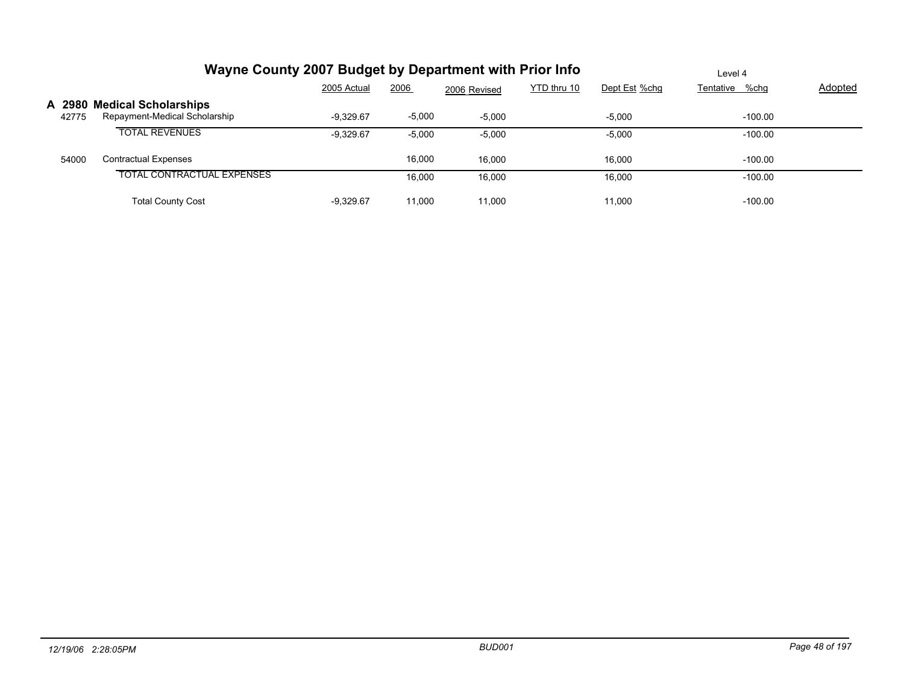# Wayne County 2007 Budget by Department with Prior Info

Level 4

| | | 2005 Actual | 2006 | 2006 Revised | YTD thru 10 | Dept Est | %chg | Tentative | %chg | Adopted |
|---|---|---|---|---|---|---|---|---|---|---|
| **A 2980** | **Medical Scholarships** | | | | | | | | | |
| 42775 | Repayment-Medical Scholarship | -9,329.67 | -5,000 | -5,000 | | -5,000 | | | -100.00 | |
| | TOTAL REVENUES | -9,329.67 | -5,000 | -5,000 | | -5,000 | | | -100.00 | |
| 54000 | Contractual Expenses | | 16,000 | 16,000 | | 16,000 | | | -100.00 | |
| | TOTAL CONTRACTUAL EXPENSES | | 16,000 | 16,000 | | 16,000 | | | -100.00 | |
| | Total County Cost | -9,329.67 | 11,000 | 11,000 | | 11,000 | | | -100.00 | |

*12/19/06 2:28:05PM* *BUD001*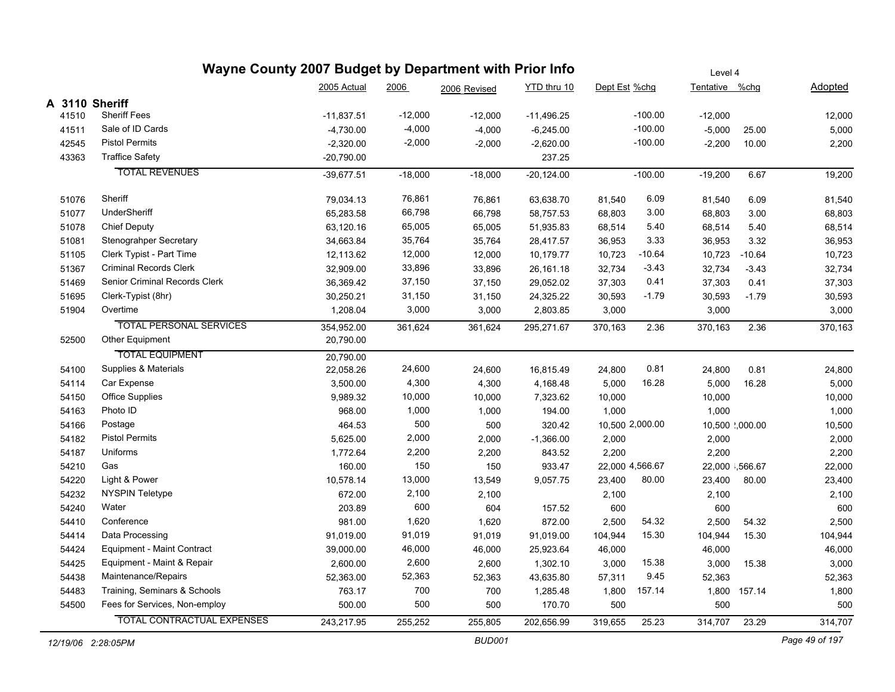# Wayne County 2007 Budget by Department with Prior Info

Level 4

| | | 2005 Actual | 2006 | 2006 Revised | YTD thru 10 | Dept Est | %chg | Tentative | %chg | Adopted |
|---|---|---|---|---|---|---|---|---|---|---|
| **A 3110** | **Sheriff** | | | | | | | | | |
| 41510 | Sheriff Fees | -11,837.51 | -12,000 | -12,000 | -11,496.25 | | -100.00 | -12,000 | | 12,000 |
| 41511 | Sale of ID Cards | -4,730.00 | -4,000 | -4,000 | -6,245.00 | | -100.00 | -5,000 | 25.00 | 5,000 |
| 42545 | Pistol Permits | -2,320.00 | -2,000 | -2,000 | -2,620.00 | | -100.00 | -2,200 | 10.00 | 2,200 |
| 43363 | Traffice Safety | -20,790.00 | | | 237.25 | | | | | |
| | TOTAL REVENUES | -39,677.51 | -18,000 | -18,000 | -20,124.00 | | -100.00 | -19,200 | 6.67 | 19,200 |
| 51076 | Sheriff | 79,034.13 | 76,861 | 76,861 | 63,638.70 | 81,540 | 6.09 | 81,540 | 6.09 | 81,540 |
| 51077 | UnderSheriff | 65,283.58 | 66,798 | 66,798 | 58,757.53 | 68,803 | 3.00 | 68,803 | 3.00 | 68,803 |
| 51078 | Chief Deputy | 63,120.16 | 65,005 | 65,005 | 51,935.83 | 68,514 | 5.40 | 68,514 | 5.40 | 68,514 |
| 51081 | Stenograhper Secretary | 34,663.84 | 35,764 | 35,764 | 28,417.57 | 36,953 | 3.33 | 36,953 | 3.32 | 36,953 |
| 51105 | Clerk Typist - Part Time | 12,113.62 | 12,000 | 12,000 | 10,179.77 | 10,723 | -10.64 | 10,723 | -10.64 | 10,723 |
| 51367 | Criminal Records Clerk | 32,909.00 | 33,896 | 33,896 | 26,161.18 | 32,734 | -3.43 | 32,734 | -3.43 | 32,734 |
| 51469 | Senior Criminal Records Clerk | 36,369.42 | 37,150 | 37,150 | 29,052.02 | 37,303 | 0.41 | 37,303 | 0.41 | 37,303 |
| 51695 | Clerk-Typist (8hr) | 30,250.21 | 31,150 | 31,150 | 24,325.22 | 30,593 | -1.79 | 30,593 | -1.79 | 30,593 |
| 51904 | Overtime | 1,208.04 | 3,000 | 3,000 | 2,803.85 | 3,000 | | 3,000 | | 3,000 |
| | TOTAL PERSONAL SERVICES | 354,952.00 | 361,624 | 361,624 | 295,271.67 | 370,163 | 2.36 | 370,163 | 2.36 | 370,163 |
| 52500 | Other Equipment | 20,790.00 | | | | | | | | |
| | TOTAL EQUIPMENT | 20,790.00 | | | | | | | | |
| 54100 | Supplies & Materials | 22,058.26 | 24,600 | 24,600 | 16,815.49 | 24,800 | 0.81 | 24,800 | 0.81 | 24,800 |
| 54114 | Car Expense | 3,500.00 | 4,300 | 4,300 | 4,168.48 | 5,000 | 16.28 | 5,000 | 16.28 | 5,000 |
| 54150 | Office Supplies | 9,989.32 | 10,000 | 10,000 | 7,323.62 | 10,000 | | 10,000 | | 10,000 |
| 54163 | Photo ID | 968.00 | 1,000 | 1,000 | 194.00 | 1,000 | | 1,000 | | 1,000 |
| 54166 | Postage | 464.53 | 500 | 500 | 320.42 | 10,500 | 2,000.00 | 10,500 | 2,000.00 | 10,500 |
| 54182 | Pistol Permits | 5,625.00 | 2,000 | 2,000 | -1,366.00 | 2,000 | | 2,000 | | 2,000 |
| 54187 | Uniforms | 1,772.64 | 2,200 | 2,200 | 843.52 | 2,200 | | 2,200 | | 2,200 |
| 54210 | Gas | 160.00 | 150 | 150 | 933.47 | 22,000 | 4,566.67 | 22,000 | 4,566.67 | 22,000 |
| 54220 | Light & Power | 10,578.14 | 13,000 | 13,549 | 9,057.75 | 23,400 | 80.00 | 23,400 | 80.00 | 23,400 |
| 54232 | NYSPIN Teletype | 672.00 | 2,100 | 2,100 | | 2,100 | | 2,100 | | 2,100 |
| 54240 | Water | 203.89 | 600 | 604 | 157.52 | 600 | | 600 | | 600 |
| 54410 | Conference | 981.00 | 1,620 | 1,620 | 872.00 | 2,500 | 54.32 | 2,500 | 54.32 | 2,500 |
| 54414 | Data Processing | 91,019.00 | 91,019 | 91,019 | 91,019.00 | 104,944 | 15.30 | 104,944 | 15.30 | 104,944 |
| 54424 | Equipment - Maint Contract | 39,000.00 | 46,000 | 46,000 | 25,923.64 | 46,000 | | 46,000 | | 46,000 |
| 54425 | Equipment - Maint & Repair | 2,600.00 | 2,600 | 2,600 | 1,302.10 | 3,000 | 15.38 | 3,000 | 15.38 | 3,000 |
| 54438 | Maintenance/Repairs | 52,363.00 | 52,363 | 52,363 | 43,635.80 | 57,311 | 9.45 | 52,363 | | 52,363 |
| 54483 | Training, Seminars & Schools | 763.17 | 700 | 700 | 1,285.48 | 1,800 | 157.14 | 1,800 | 157.14 | 1,800 |
| 54500 | Fees for Services, Non-employ | 500.00 | 500 | 500 | 170.70 | 500 | | 500 | | 500 |
| | TOTAL CONTRACTUAL EXPENSES | 243,217.95 | 255,252 | 255,805 | 202,656.99 | 319,655 | 25.23 | 314,707 | 23.29 | 314,707 |

12/19/06 2:28:05PM BUD001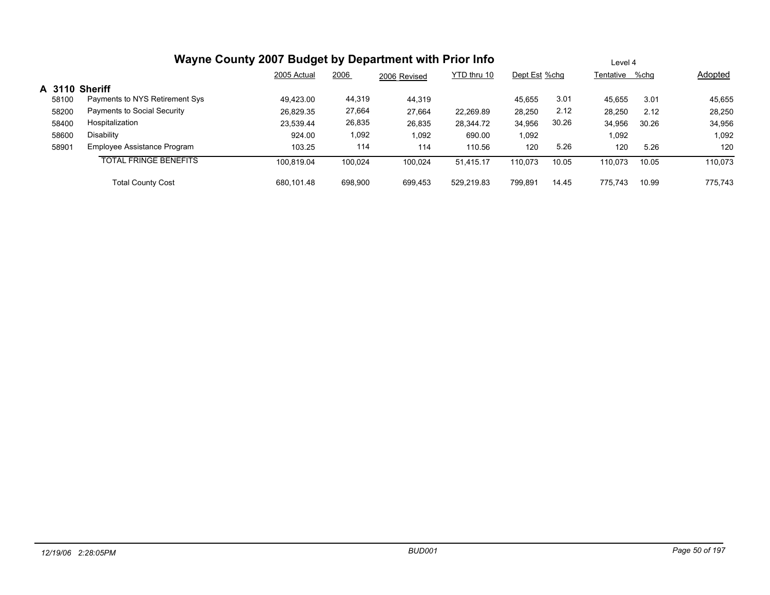# Wayne County 2007 Budget by Department with Prior Info

Level 4

| | | 2005 Actual | 2006 | 2006 Revised | YTD thru 10 | Dept Est | %chg | Tentative | %chg | Adopted |
|---|---|---|---|---|---|---|---|---|---|---|
| **A 3110** | **Sheriff** | | | | | | | | | |
| 58100 | Payments to NYS Retirement Sys | 49,423.00 | 44,319 | 44,319 | | 45,655 | 3.01 | 45,655 | 3.01 | 45,655 |
| 58200 | Payments to Social Security | 26,829.35 | 27,664 | 27,664 | 22,269.89 | 28,250 | 2.12 | 28,250 | 2.12 | 28,250 |
| 58400 | Hospitalization | 23,539.44 | 26,835 | 26,835 | 28,344.72 | 34,956 | 30.26 | 34,956 | 30.26 | 34,956 |
| 58600 | Disability | 924.00 | 1,092 | 1,092 | 690.00 | 1,092 | | 1,092 | | 1,092 |
| 58901 | Employee Assistance Program | 103.25 | 114 | 114 | 110.56 | 120 | 5.26 | 120 | 5.26 | 120 |
| | TOTAL FRINGE BENEFITS | 100,819.04 | 100,024 | 100,024 | 51,415.17 | 110,073 | 10.05 | 110,073 | 10.05 | 110,073 |
| | Total County Cost | 680,101.48 | 698,900 | 699,453 | 529,219.83 | 799,891 | 14.45 | 775,743 | 10.99 | 775,743 |

12/19/06 2:28:05PM BUD001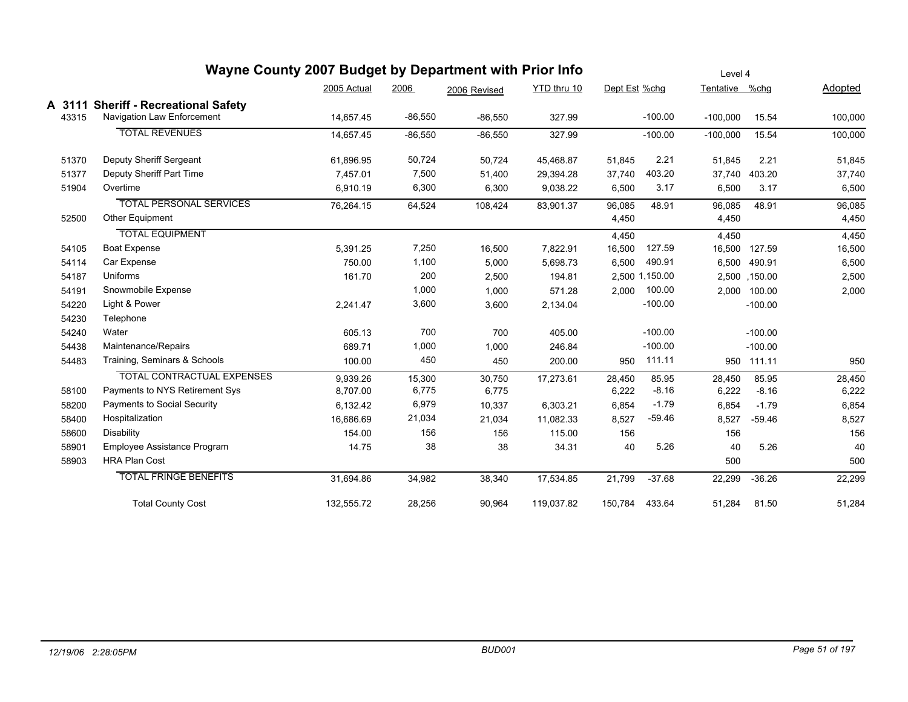# Wayne County 2007 Budget by Department with Prior Info

Level 4

## A 3111 Sheriff - Recreational Safety

| Code | Description | 2005 Actual | 2006 | 2006 Revised | YTD thru 10 | Dept Est | %chg | Tentative | %chg | Adopted |
|---|---|---|---|---|---|---|---|---|---|---|
| 43315 | Navigation Law Enforcement | 14,657.45 | -86,550 | -86,550 | 327.99 | | -100.00 | -100,000 | 15.54 | 100,000 |
| | TOTAL REVENUES | 14,657.45 | -86,550 | -86,550 | 327.99 | | -100.00 | -100,000 | 15.54 | 100,000 |
| 51370 | Deputy Sheriff Sergeant | 61,896.95 | 50,724 | 50,724 | 45,468.87 | 51,845 | 2.21 | 51,845 | 2.21 | 51,845 |
| 51377 | Deputy Sheriff Part Time | 7,457.01 | 7,500 | 51,400 | 29,394.28 | 37,740 | 403.20 | 37,740 | 403.20 | 37,740 |
| 51904 | Overtime | 6,910.19 | 6,300 | 6,300 | 9,038.22 | 6,500 | 3.17 | 6,500 | 3.17 | 6,500 |
| | TOTAL PERSONAL SERVICES | 76,264.15 | 64,524 | 108,424 | 83,901.37 | 96,085 | 48.91 | 96,085 | 48.91 | 96,085 |
| 52500 | Other Equipment | | | | | 4,450 | | 4,450 | | 4,450 |
| | TOTAL EQUIPMENT | | | | | 4,450 | | 4,450 | | 4,450 |
| 54105 | Boat Expense | 5,391.25 | 7,250 | 16,500 | 7,822.91 | 16,500 | 127.59 | 16,500 | 127.59 | 16,500 |
| 54114 | Car Expense | 750.00 | 1,100 | 5,000 | 5,698.73 | 6,500 | 490.91 | 6,500 | 490.91 | 6,500 |
| 54187 | Uniforms | 161.70 | 200 | 2,500 | 194.81 | 2,500 | 1,150.00 | 2,500 | ,150.00 | 2,500 |
| 54191 | Snowmobile Expense | | 1,000 | 1,000 | 571.28 | 2,000 | 100.00 | 2,000 | 100.00 | 2,000 |
| 54220 | Light & Power | 2,241.47 | 3,600 | 3,600 | 2,134.04 | | -100.00 | | -100.00 | |
| 54230 | Telephone | | | | | | | | | |
| 54240 | Water | 605.13 | 700 | 700 | 405.00 | | -100.00 | | -100.00 | |
| 54438 | Maintenance/Repairs | 689.71 | 1,000 | 1,000 | 246.84 | | -100.00 | | -100.00 | |
| 54483 | Training, Seminars & Schools | 100.00 | 450 | 450 | 200.00 | 950 | 111.11 | 950 | 111.11 | 950 |
| | TOTAL CONTRACTUAL EXPENSES | 9,939.26 | 15,300 | 30,750 | 17,273.61 | 28,450 | 85.95 | 28,450 | 85.95 | 28,450 |
| 58100 | Payments to NYS Retirement Sys | 8,707.00 | 6,775 | 6,775 | | 6,222 | -8.16 | 6,222 | -8.16 | 6,222 |
| 58200 | Payments to Social Security | 6,132.42 | 6,979 | 10,337 | 6,303.21 | 6,854 | -1.79 | 6,854 | -1.79 | 6,854 |
| 58400 | Hospitalization | 16,686.69 | 21,034 | 21,034 | 11,082.33 | 8,527 | -59.46 | 8,527 | -59.46 | 8,527 |
| 58600 | Disability | 154.00 | 156 | 156 | 115.00 | 156 | | 156 | | 156 |
| 58901 | Employee Assistance Program | 14.75 | 38 | 38 | 34.31 | 40 | 5.26 | 40 | 5.26 | 40 |
| 58903 | HRA Plan Cost | | | | | | | 500 | | 500 |
| | TOTAL FRINGE BENEFITS | 31,694.86 | 34,982 | 38,340 | 17,534.85 | 21,799 | -37.68 | 22,299 | -36.26 | 22,299 |
| | Total County Cost | 132,555.72 | 28,256 | 90,964 | 119,037.82 | 150,784 | 433.64 | 51,284 | 81.50 | 51,284 |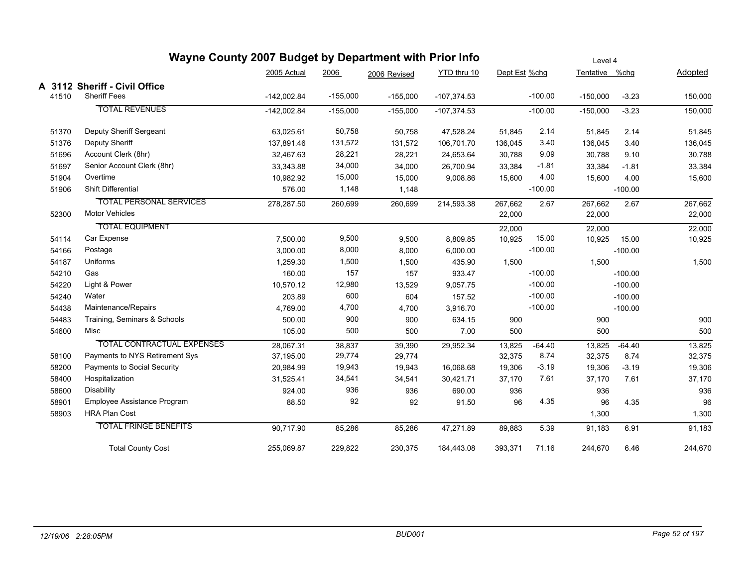# Wayne County 2007 Budget by Department with Prior Info

Level 4

## A 3112 Sheriff - Civil Office

| Code | Description | 2005 Actual | 2006 | 2006 Revised | YTD thru 10 | Dept Est | %chg | Tentative | %chg | Adopted |
|---|---|---|---|---|---|---|---|---|---|---|
| 41510 | Sheriff Fees | -142,002.84 | -155,000 | -155,000 | -107,374.53 | | -100.00 | -150,000 | -3.23 | 150,000 |
| | TOTAL REVENUES | -142,002.84 | -155,000 | -155,000 | -107,374.53 | | -100.00 | -150,000 | -3.23 | 150,000 |
| 51370 | Deputy Sheriff Sergeant | 63,025.61 | 50,758 | 50,758 | 47,528.24 | 51,845 | 2.14 | 51,845 | 2.14 | 51,845 |
| 51376 | Deputy Sheriff | 137,891.46 | 131,572 | 131,572 | 106,701.70 | 136,045 | 3.40 | 136,045 | 3.40 | 136,045 |
| 51696 | Account Clerk (8hr) | 32,467.63 | 28,221 | 28,221 | 24,653.64 | 30,788 | 9.09 | 30,788 | 9.10 | 30,788 |
| 51697 | Senior Account Clerk (8hr) | 33,343.88 | 34,000 | 34,000 | 26,700.94 | 33,384 | -1.81 | 33,384 | -1.81 | 33,384 |
| 51904 | Overtime | 10,982.92 | 15,000 | 15,000 | 9,008.86 | 15,600 | 4.00 | 15,600 | 4.00 | 15,600 |
| 51906 | Shift Differential | 576.00 | 1,148 | 1,148 | | | -100.00 | | -100.00 | |
| | TOTAL PERSONAL SERVICES | 278,287.50 | 260,699 | 260,699 | 214,593.38 | 267,662 | 2.67 | 267,662 | 2.67 | 267,662 |
| 52300 | Motor Vehicles | | | | | 22,000 | | 22,000 | | 22,000 |
| | TOTAL EQUIPMENT | | | | | 22,000 | | 22,000 | | 22,000 |
| 54114 | Car Expense | 7,500.00 | 9,500 | 9,500 | 8,809.85 | 10,925 | 15.00 | 10,925 | 15.00 | 10,925 |
| 54166 | Postage | 3,000.00 | 8,000 | 8,000 | 6,000.00 | | -100.00 | | -100.00 | |
| 54187 | Uniforms | 1,259.30 | 1,500 | 1,500 | 435.90 | 1,500 | | 1,500 | | 1,500 |
| 54210 | Gas | 160.00 | 157 | 157 | 933.47 | | -100.00 | | -100.00 | |
| 54220 | Light & Power | 10,570.12 | 12,980 | 13,529 | 9,057.75 | | -100.00 | | -100.00 | |
| 54240 | Water | 203.89 | 600 | 604 | 157.52 | | -100.00 | | -100.00 | |
| 54438 | Maintenance/Repairs | 4,769.00 | 4,700 | 4,700 | 3,916.70 | | -100.00 | | -100.00 | |
| 54483 | Training, Seminars & Schools | 500.00 | 900 | 900 | 634.15 | 900 | | 900 | | 900 |
| 54600 | Misc | 105.00 | 500 | 500 | 7.00 | 500 | | 500 | | 500 |
| | TOTAL CONTRACTUAL EXPENSES | 28,067.31 | 38,837 | 39,390 | 29,952.34 | 13,825 | -64.40 | 13,825 | -64.40 | 13,825 |
| 58100 | Payments to NYS Retirement Sys | 37,195.00 | 29,774 | 29,774 | | 32,375 | 8.74 | 32,375 | 8.74 | 32,375 |
| 58200 | Payments to Social Security | 20,984.99 | 19,943 | 19,943 | 16,068.68 | 19,306 | -3.19 | 19,306 | -3.19 | 19,306 |
| 58400 | Hospitalization | 31,525.41 | 34,541 | 34,541 | 30,421.71 | 37,170 | 7.61 | 37,170 | 7.61 | 37,170 |
| 58600 | Disability | 924.00 | 936 | 936 | 690.00 | 936 | | 936 | | 936 |
| 58901 | Employee Assistance Program | 88.50 | 92 | 92 | 91.50 | 96 | 4.35 | 96 | 4.35 | 96 |
| 58903 | HRA Plan Cost | | | | | | | 1,300 | | 1,300 |
| | TOTAL FRINGE BENEFITS | 90,717.90 | 85,286 | 85,286 | 47,271.89 | 89,883 | 5.39 | 91,183 | 6.91 | 91,183 |
| | Total County Cost | 255,069.87 | 229,822 | 230,375 | 184,443.08 | 393,371 | 71.16 | 244,670 | 6.46 | 244,670 |

12/19/06 2:28:05PM — BUD001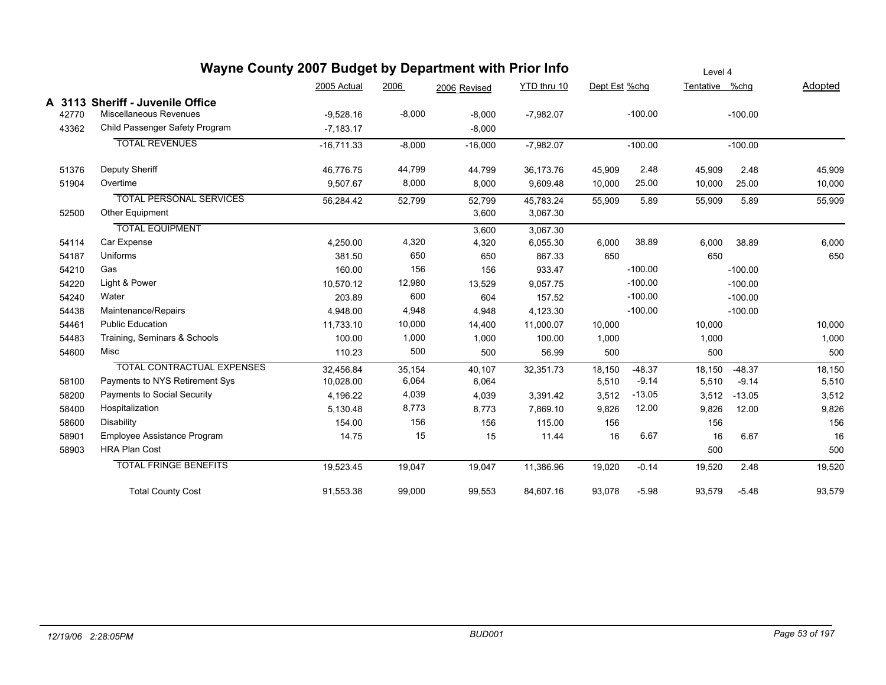# Wayne County 2007 Budget by Department with Prior Info

Level 4

## A 3113 Sheriff - Juvenile Office

| Code | Description | 2005 Actual | 2006 | 2006 Revised | YTD thru 10 | Dept Est | %chg | Tentative | %chg | Adopted |
|---|---|---|---|---|---|---|---|---|---|---|
| 42770 | Miscellaneous Revenues | -9,528.16 | -8,000 | -8,000 | -7,982.07 | | -100.00 | | -100.00 | |
| 43362 | Child Passenger Safety Program | -7,183.17 | | -8,000 | | | | | | |
| | TOTAL REVENUES | -16,711.33 | -8,000 | -16,000 | -7,982.07 | | -100.00 | | -100.00 | |
| 51376 | Deputy Sheriff | 46,776.75 | 44,799 | 44,799 | 36,173.76 | 45,909 | 2.48 | 45,909 | 2.48 | 45,909 |
| 51904 | Overtime | 9,507.67 | 8,000 | 8,000 | 9,609.48 | 10,000 | 25.00 | 10,000 | 25.00 | 10,000 |
| | TOTAL PERSONAL SERVICES | 56,284.42 | 52,799 | 52,799 | 45,783.24 | 55,909 | 5.89 | 55,909 | 5.89 | 55,909 |
| 52500 | Other Equipment | | | 3,600 | 3,067.30 | | | | | |
| | TOTAL EQUIPMENT | | | 3,600 | 3,067.30 | | | | | |
| 54114 | Car Expense | 4,250.00 | 4,320 | 4,320 | 6,055.30 | 6,000 | 38.89 | 6,000 | 38.89 | 6,000 |
| 54187 | Uniforms | 381.50 | 650 | 650 | 867.33 | 650 | | 650 | | 650 |
| 54210 | Gas | 160.00 | 156 | 156 | 933.47 | | -100.00 | | -100.00 | |
| 54220 | Light & Power | 10,570.12 | 12,980 | 13,529 | 9,057.75 | | -100.00 | | -100.00 | |
| 54240 | Water | 203.89 | 600 | 604 | 157.52 | | -100.00 | | -100.00 | |
| 54438 | Maintenance/Repairs | 4,948.00 | 4,948 | 4,948 | 4,123.30 | | -100.00 | | -100.00 | |
| 54461 | Public Education | 11,733.10 | 10,000 | 14,400 | 11,000.07 | 10,000 | | 10,000 | | 10,000 |
| 54483 | Training, Seminars & Schools | 100.00 | 1,000 | 1,000 | 100.00 | 1,000 | | 1,000 | | 1,000 |
| 54600 | Misc | 110.23 | 500 | 500 | 56.99 | 500 | | 500 | | 500 |
| | TOTAL CONTRACTUAL EXPENSES | 32,456.84 | 35,154 | 40,107 | 32,351.73 | 18,150 | -48.37 | 18,150 | -48.37 | 18,150 |
| 58100 | Payments to NYS Retirement Sys | 10,028.00 | 6,064 | 6,064 | | 5,510 | -9.14 | 5,510 | -9.14 | 5,510 |
| 58200 | Payments to Social Security | 4,196.22 | 4,039 | 4,039 | 3,391.42 | 3,512 | -13.05 | 3,512 | -13.05 | 3,512 |
| 58400 | Hospitalization | 5,130.48 | 8,773 | 8,773 | 7,869.10 | 9,826 | 12.00 | 9,826 | 12.00 | 9,826 |
| 58600 | Disability | 154.00 | 156 | 156 | 115.00 | 156 | | 156 | | 156 |
| 58901 | Employee Assistance Program | 14.75 | 15 | 15 | 11.44 | 16 | 6.67 | 16 | 6.67 | 16 |
| 58903 | HRA Plan Cost | | | | | | | 500 | | 500 |
| | TOTAL FRINGE BENEFITS | 19,523.45 | 19,047 | 19,047 | 11,386.96 | 19,020 | -0.14 | 19,520 | 2.48 | 19,520 |
| | Total County Cost | 91,553.38 | 99,000 | 99,553 | 84,607.16 | 93,078 | -5.98 | 93,579 | -5.48 | 93,579 |

*12/19/06 2:28:05PM* — *BUD001*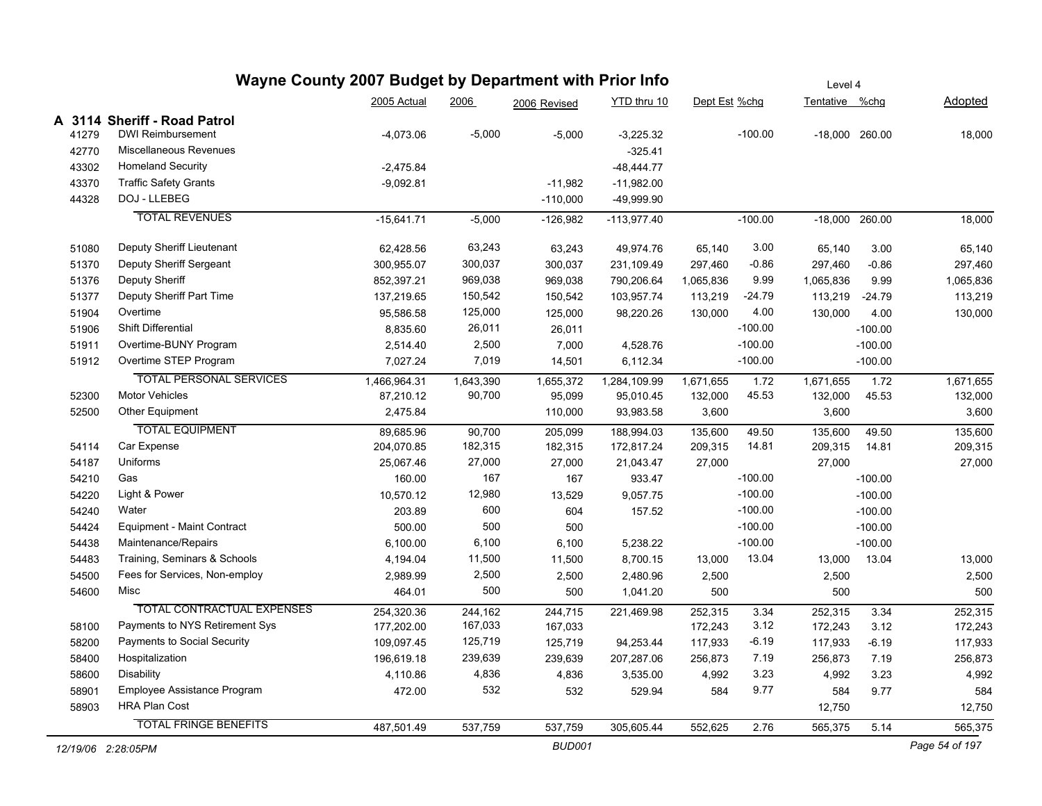# Wayne County 2007 Budget by Department with Prior Info

Level 4

## A 3114 Sheriff - Road Patrol

| Code | Description | 2005 Actual | 2006 | 2006 Revised | YTD thru 10 | Dept Est | %chg | Tentative | %chg | Adopted |
|---|---|---|---|---|---|---|---|---|---|---|
| 41279 | DWI Reimbursement | -4,073.06 | -5,000 | -5,000 | -3,225.32 | | -100.00 | -18,000 | 260.00 | 18,000 |
| 42770 | Miscellaneous Revenues | | | | -325.41 | | | | | |
| 43302 | Homeland Security | -2,475.84 | | | -48,444.77 | | | | | |
| 43370 | Traffic Safety Grants | -9,092.81 | | -11,982 | -11,982.00 | | | | | |
| 44328 | DOJ - LLEBEG | | | -110,000 | -49,999.90 | | | | | |
| | TOTAL REVENUES | -15,641.71 | -5,000 | -126,982 | -113,977.40 | | -100.00 | -18,000 | 260.00 | 18,000 |
| 51080 | Deputy Sheriff Lieutenant | 62,428.56 | 63,243 | 63,243 | 49,974.76 | 65,140 | 3.00 | 65,140 | 3.00 | 65,140 |
| 51370 | Deputy Sheriff Sergeant | 300,955.07 | 300,037 | 300,037 | 231,109.49 | 297,460 | -0.86 | 297,460 | -0.86 | 297,460 |
| 51376 | Deputy Sheriff | 852,397.21 | 969,038 | 969,038 | 790,206.64 | 1,065,836 | 9.99 | 1,065,836 | 9.99 | 1,065,836 |
| 51377 | Deputy Sheriff Part Time | 137,219.65 | 150,542 | 150,542 | 103,957.74 | 113,219 | -24.79 | 113,219 | -24.79 | 113,219 |
| 51904 | Overtime | 95,586.58 | 125,000 | 125,000 | 98,220.26 | 130,000 | 4.00 | 130,000 | 4.00 | 130,000 |
| 51906 | Shift Differential | 8,835.60 | 26,011 | 26,011 | | | -100.00 | | -100.00 | |
| 51911 | Overtime-BUNY Program | 2,514.40 | 2,500 | 7,000 | 4,528.76 | | -100.00 | | -100.00 | |
| 51912 | Overtime STEP Program | 7,027.24 | 7,019 | 14,501 | 6,112.34 | | -100.00 | | -100.00 | |
| | TOTAL PERSONAL SERVICES | 1,466,964.31 | 1,643,390 | 1,655,372 | 1,284,109.99 | 1,671,655 | 1.72 | 1,671,655 | 1.72 | 1,671,655 |
| 52300 | Motor Vehicles | 87,210.12 | 90,700 | 95,099 | 95,010.45 | 132,000 | 45.53 | 132,000 | 45.53 | 132,000 |
| 52500 | Other Equipment | 2,475.84 | | 110,000 | 93,983.58 | 3,600 | | 3,600 | | 3,600 |
| | TOTAL EQUIPMENT | 89,685.96 | 90,700 | 205,099 | 188,994.03 | 135,600 | 49.50 | 135,600 | 49.50 | 135,600 |
| 54114 | Car Expense | 204,070.85 | 182,315 | 182,315 | 172,817.24 | 209,315 | 14.81 | 209,315 | 14.81 | 209,315 |
| 54187 | Uniforms | 25,067.46 | 27,000 | 27,000 | 21,043.47 | 27,000 | | 27,000 | | 27,000 |
| 54210 | Gas | 160.00 | 167 | 167 | 933.47 | | -100.00 | | -100.00 | |
| 54220 | Light & Power | 10,570.12 | 12,980 | 13,529 | 9,057.75 | | -100.00 | | -100.00 | |
| 54240 | Water | 203.89 | 600 | 604 | 157.52 | | -100.00 | | -100.00 | |
| 54424 | Equipment - Maint Contract | 500.00 | 500 | 500 | | | -100.00 | | -100.00 | |
| 54438 | Maintenance/Repairs | 6,100.00 | 6,100 | 6,100 | 5,238.22 | | -100.00 | | -100.00 | |
| 54483 | Training, Seminars & Schools | 4,194.04 | 11,500 | 11,500 | 8,700.15 | 13,000 | 13.04 | 13,000 | 13.04 | 13,000 |
| 54500 | Fees for Services, Non-employ | 2,989.99 | 2,500 | 2,500 | 2,480.96 | 2,500 | | 2,500 | | 2,500 |
| 54600 | Misc | 464.01 | 500 | 500 | 1,041.20 | 500 | | 500 | | 500 |
| | TOTAL CONTRACTUAL EXPENSES | 254,320.36 | 244,162 | 244,715 | 221,469.98 | 252,315 | 3.34 | 252,315 | 3.34 | 252,315 |
| 58100 | Payments to NYS Retirement Sys | 177,202.00 | 167,033 | 167,033 | | 172,243 | 3.12 | 172,243 | 3.12 | 172,243 |
| 58200 | Payments to Social Security | 109,097.45 | 125,719 | 125,719 | 94,253.44 | 117,933 | -6.19 | 117,933 | -6.19 | 117,933 |
| 58400 | Hospitalization | 196,619.18 | 239,639 | 239,639 | 207,287.06 | 256,873 | 7.19 | 256,873 | 7.19 | 256,873 |
| 58600 | Disability | 4,110.86 | 4,836 | 4,836 | 3,535.00 | 4,992 | 3.23 | 4,992 | 3.23 | 4,992 |
| 58901 | Employee Assistance Program | 472.00 | 532 | 532 | 529.94 | 584 | 9.77 | 584 | 9.77 | 584 |
| 58903 | HRA Plan Cost | | | | | | | 12,750 | | 12,750 |
| | TOTAL FRINGE BENEFITS | 487,501.49 | 537,759 | 537,759 | 305,605.44 | 552,625 | 2.76 | 565,375 | 5.14 | 565,375 |

*12/19/06 2:28:05PM* BUD001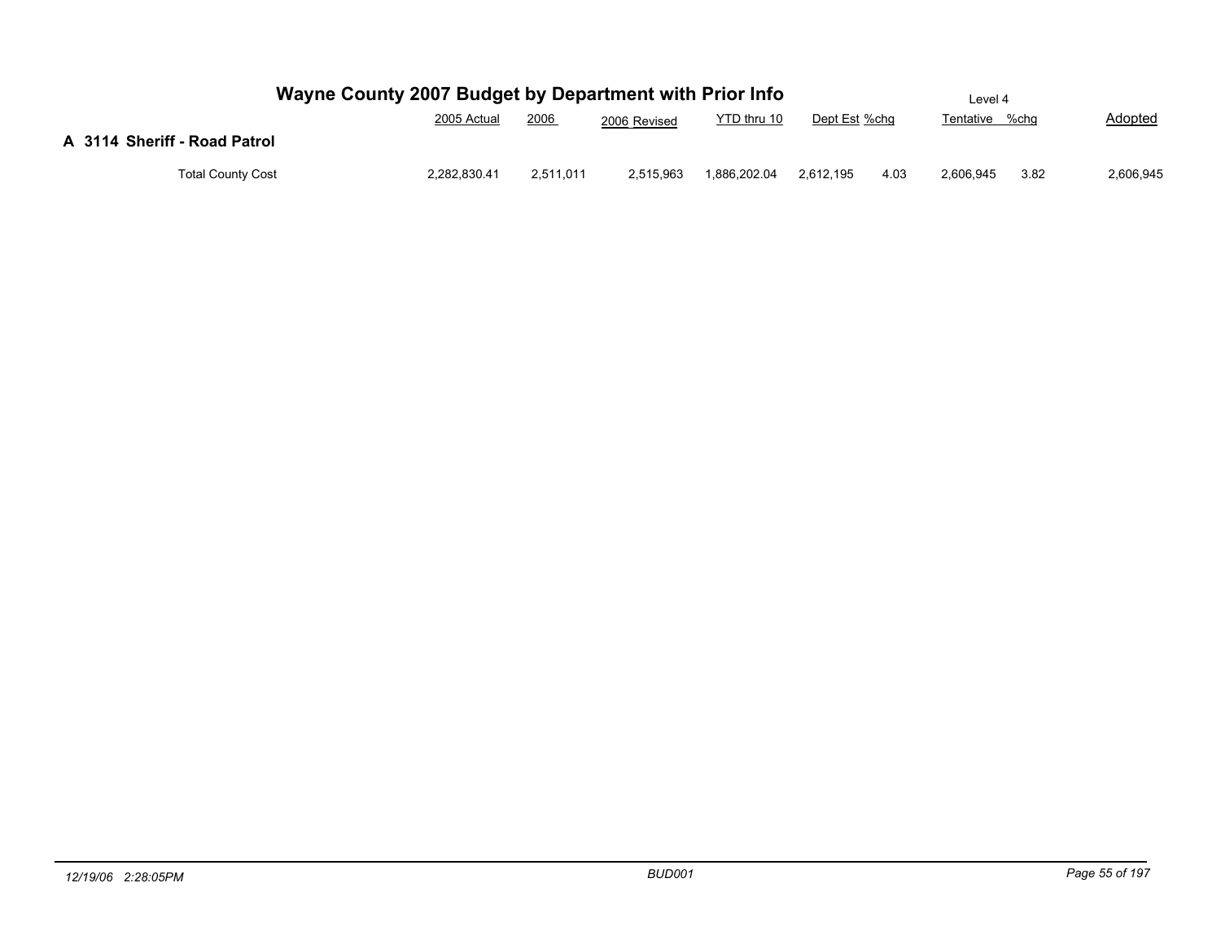# Wayne County 2007 Budget by Department with Prior Info

Level 4

## A 3114 Sheriff - Road Patrol

| | 2005 Actual | 2006 | 2006 Revised | YTD thru 10 | Dept Est | %chg | Tentative | %chg | Adopted |
|---|---|---|---|---|---|---|---|---|---|
| Total County Cost | 2,282,830.41 | 2,511,011 | 2,515,963 | 1,886,202.04 | 2,612,195 | 4.03 | 2,606,945 | 3.82 | 2,606,945 |

12/19/06 2:28:05PM BUD001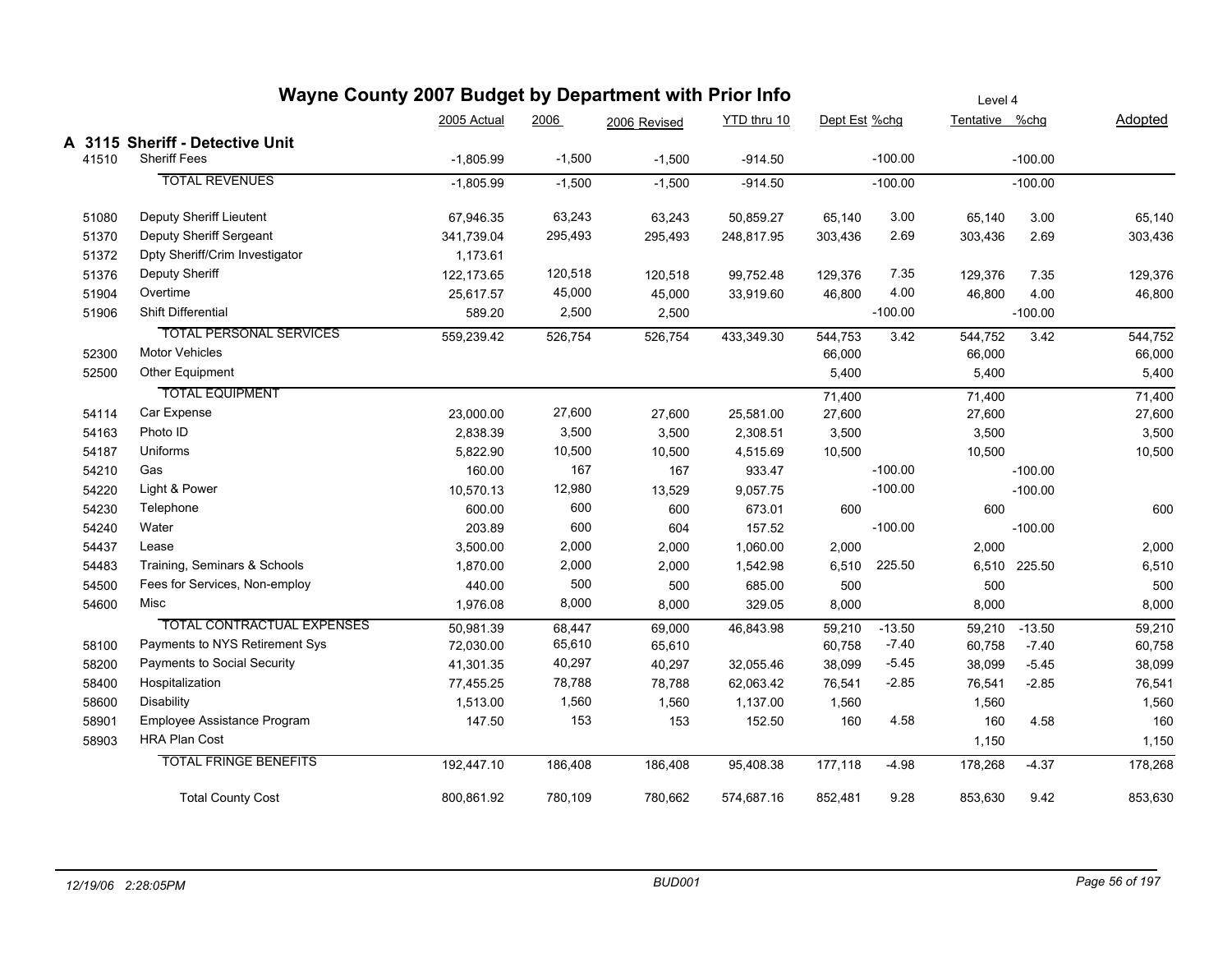# Wayne County 2007 Budget by Department with Prior Info

Level 4

| | | 2005 Actual | 2006 | 2006 Revised | YTD thru 10 | Dept Est | %chg | Tentative | %chg | Adopted |
|---|---|---|---|---|---|---|---|---|---|---|
| **A 3115** | **Sheriff - Detective Unit** | | | | | | | | | |
| 41510 | Sheriff Fees | -1,805.99 | -1,500 | -1,500 | -914.50 | | -100.00 | | -100.00 | |
| | TOTAL REVENUES | -1,805.99 | -1,500 | -1,500 | -914.50 | | -100.00 | | -100.00 | |
| 51080 | Deputy Sheriff Lieutent | 67,946.35 | 63,243 | 63,243 | 50,859.27 | 65,140 | 3.00 | 65,140 | 3.00 | 65,140 |
| 51370 | Deputy Sheriff Sergeant | 341,739.04 | 295,493 | 295,493 | 248,817.95 | 303,436 | 2.69 | 303,436 | 2.69 | 303,436 |
| 51372 | Dpty Sheriff/Crim Investigator | 1,173.61 | | | | | | | | |
| 51376 | Deputy Sheriff | 122,173.65 | 120,518 | 120,518 | 99,752.48 | 129,376 | 7.35 | 129,376 | 7.35 | 129,376 |
| 51904 | Overtime | 25,617.57 | 45,000 | 45,000 | 33,919.60 | 46,800 | 4.00 | 46,800 | 4.00 | 46,800 |
| 51906 | Shift Differential | 589.20 | 2,500 | 2,500 | | | -100.00 | | -100.00 | |
| | TOTAL PERSONAL SERVICES | 559,239.42 | 526,754 | 526,754 | 433,349.30 | 544,753 | 3.42 | 544,752 | 3.42 | 544,752 |
| 52300 | Motor Vehicles | | | | | 66,000 | | 66,000 | | 66,000 |
| 52500 | Other Equipment | | | | | 5,400 | | 5,400 | | 5,400 |
| | TOTAL EQUIPMENT | | | | | 71,400 | | 71,400 | | 71,400 |
| 54114 | Car Expense | 23,000.00 | 27,600 | 27,600 | 25,581.00 | 27,600 | | 27,600 | | 27,600 |
| 54163 | Photo ID | 2,838.39 | 3,500 | 3,500 | 2,308.51 | 3,500 | | 3,500 | | 3,500 |
| 54187 | Uniforms | 5,822.90 | 10,500 | 10,500 | 4,515.69 | 10,500 | | 10,500 | | 10,500 |
| 54210 | Gas | 160.00 | 167 | 167 | 933.47 | | -100.00 | | -100.00 | |
| 54220 | Light & Power | 10,570.13 | 12,980 | 13,529 | 9,057.75 | | -100.00 | | -100.00 | |
| 54230 | Telephone | 600.00 | 600 | 600 | 673.01 | 600 | | 600 | | 600 |
| 54240 | Water | 203.89 | 600 | 604 | 157.52 | | -100.00 | | -100.00 | |
| 54437 | Lease | 3,500.00 | 2,000 | 2,000 | 1,060.00 | 2,000 | | 2,000 | | 2,000 |
| 54483 | Training, Seminars & Schools | 1,870.00 | 2,000 | 2,000 | 1,542.98 | 6,510 | 225.50 | 6,510 | 225.50 | 6,510 |
| 54500 | Fees for Services, Non-employ | 440.00 | 500 | 500 | 685.00 | 500 | | 500 | | 500 |
| 54600 | Misc | 1,976.08 | 8,000 | 8,000 | 329.05 | 8,000 | | 8,000 | | 8,000 |
| | TOTAL CONTRACTUAL EXPENSES | 50,981.39 | 68,447 | 69,000 | 46,843.98 | 59,210 | -13.50 | 59,210 | -13.50 | 59,210 |
| 58100 | Payments to NYS Retirement Sys | 72,030.00 | 65,610 | 65,610 | | 60,758 | -7.40 | 60,758 | -7.40 | 60,758 |
| 58200 | Payments to Social Security | 41,301.35 | 40,297 | 40,297 | 32,055.46 | 38,099 | -5.45 | 38,099 | -5.45 | 38,099 |
| 58400 | Hospitalization | 77,455.25 | 78,788 | 78,788 | 62,063.42 | 76,541 | -2.85 | 76,541 | -2.85 | 76,541 |
| 58600 | Disability | 1,513.00 | 1,560 | 1,560 | 1,137.00 | 1,560 | | 1,560 | | 1,560 |
| 58901 | Employee Assistance Program | 147.50 | 153 | 153 | 152.50 | 160 | 4.58 | 160 | 4.58 | 160 |
| 58903 | HRA Plan Cost | | | | | | | 1,150 | | 1,150 |
| | TOTAL FRINGE BENEFITS | 192,447.10 | 186,408 | 186,408 | 95,408.38 | 177,118 | -4.98 | 178,268 | -4.37 | 178,268 |
| | Total County Cost | 800,861.92 | 780,109 | 780,662 | 574,687.16 | 852,481 | 9.28 | 853,630 | 9.42 | 853,630 |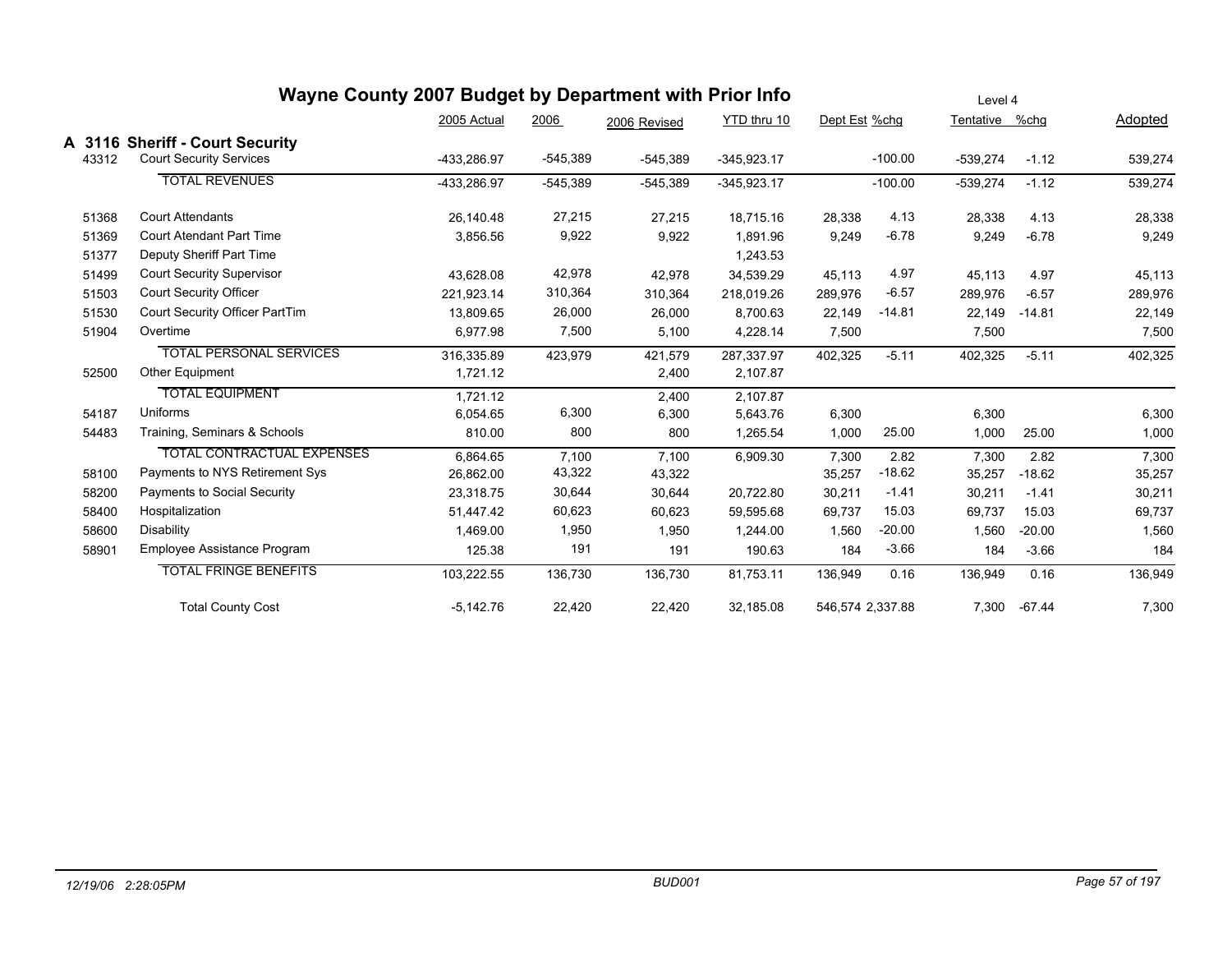# Wayne County 2007 Budget by Department with Prior Info

Level 4

## A 3116 Sheriff - Court Security

| | | 2005 Actual | 2006 | 2006 Revised | YTD thru 10 | Dept Est | %chg | Tentative | %chg | Adopted |
|---|---|---|---|---|---|---|---|---|---|---|
| 43312 | Court Security Services | -433,286.97 | -545,389 | -545,389 | -345,923.17 | | -100.00 | -539,274 | -1.12 | 539,274 |
| | TOTAL REVENUES | -433,286.97 | -545,389 | -545,389 | -345,923.17 | | -100.00 | -539,274 | -1.12 | 539,274 |
| 51368 | Court Attendants | 26,140.48 | 27,215 | 27,215 | 18,715.16 | 28,338 | 4.13 | 28,338 | 4.13 | 28,338 |
| 51369 | Court Atendant Part Time | 3,856.56 | 9,922 | 9,922 | 1,891.96 | 9,249 | -6.78 | 9,249 | -6.78 | 9,249 |
| 51377 | Deputy Sheriff Part Time | | | | 1,243.53 | | | | | |
| 51499 | Court Security Supervisor | 43,628.08 | 42,978 | 42,978 | 34,539.29 | 45,113 | 4.97 | 45,113 | 4.97 | 45,113 |
| 51503 | Court Security Officer | 221,923.14 | 310,364 | 310,364 | 218,019.26 | 289,976 | -6.57 | 289,976 | -6.57 | 289,976 |
| 51530 | Court Security Officer PartTim | 13,809.65 | 26,000 | 26,000 | 8,700.63 | 22,149 | -14.81 | 22,149 | -14.81 | 22,149 |
| 51904 | Overtime | 6,977.98 | 7,500 | 5,100 | 4,228.14 | 7,500 | | 7,500 | | 7,500 |
| | TOTAL PERSONAL SERVICES | 316,335.89 | 423,979 | 421,579 | 287,337.97 | 402,325 | -5.11 | 402,325 | -5.11 | 402,325 |
| 52500 | Other Equipment | 1,721.12 | | 2,400 | 2,107.87 | | | | | |
| | TOTAL EQUIPMENT | 1,721.12 | | 2,400 | 2,107.87 | | | | | |
| 54187 | Uniforms | 6,054.65 | 6,300 | 6,300 | 5,643.76 | 6,300 | | 6,300 | | 6,300 |
| 54483 | Training, Seminars & Schools | 810.00 | 800 | 800 | 1,265.54 | 1,000 | 25.00 | 1,000 | 25.00 | 1,000 |
| | TOTAL CONTRACTUAL EXPENSES | 6,864.65 | 7,100 | 7,100 | 6,909.30 | 7,300 | 2.82 | 7,300 | 2.82 | 7,300 |
| 58100 | Payments to NYS Retirement Sys | 26,862.00 | 43,322 | 43,322 | | 35,257 | -18.62 | 35,257 | -18.62 | 35,257 |
| 58200 | Payments to Social Security | 23,318.75 | 30,644 | 30,644 | 20,722.80 | 30,211 | -1.41 | 30,211 | -1.41 | 30,211 |
| 58400 | Hospitalization | 51,447.42 | 60,623 | 60,623 | 59,595.68 | 69,737 | 15.03 | 69,737 | 15.03 | 69,737 |
| 58600 | Disability | 1,469.00 | 1,950 | 1,950 | 1,244.00 | 1,560 | -20.00 | 1,560 | -20.00 | 1,560 |
| 58901 | Employee Assistance Program | 125.38 | 191 | 191 | 190.63 | 184 | -3.66 | 184 | -3.66 | 184 |
| | TOTAL FRINGE BENEFITS | 103,222.55 | 136,730 | 136,730 | 81,753.11 | 136,949 | 0.16 | 136,949 | 0.16 | 136,949 |
| | Total County Cost | -5,142.76 | 22,420 | 22,420 | 32,185.08 | 546,574 | 2,337.88 | 7,300 | -67.44 | 7,300 |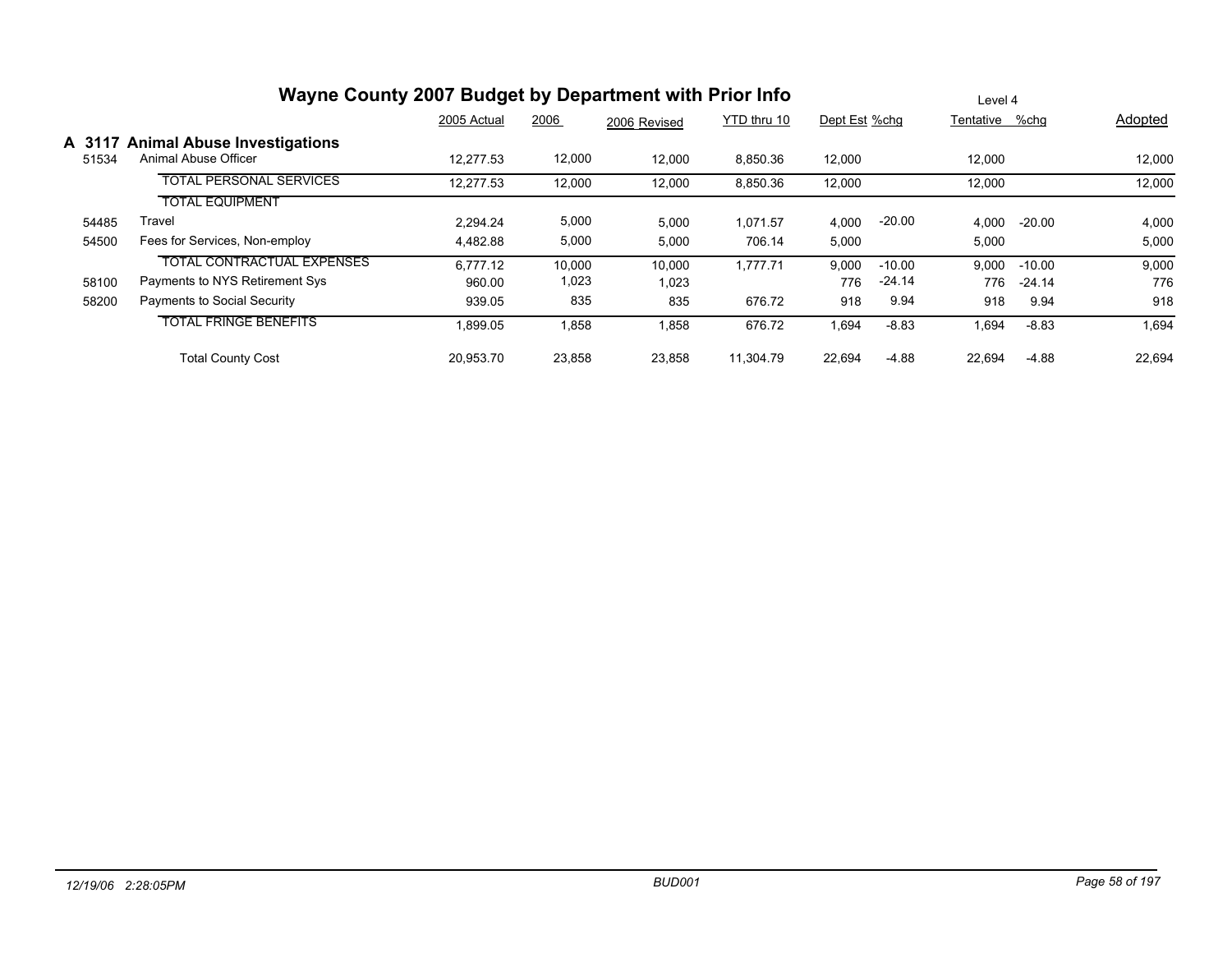# Wayne County 2007 Budget by Department with Prior Info

Level 4

## A 3117 Animal Abuse Investigations

| | | 2005 Actual | 2006 | 2006 Revised | YTD thru 10 | Dept Est | %chg | Tentative | %chg | Adopted |
|---|---|---|---|---|---|---|---|---|---|---|
| 51534 | Animal Abuse Officer | 12,277.53 | 12,000 | 12,000 | 8,850.36 | 12,000 | | 12,000 | | 12,000 |
| | TOTAL PERSONAL SERVICES | 12,277.53 | 12,000 | 12,000 | 8,850.36 | 12,000 | | 12,000 | | 12,000 |
| | TOTAL EQUIPMENT | | | | | | | | | |
| 54485 | Travel | 2,294.24 | 5,000 | 5,000 | 1,071.57 | 4,000 | -20.00 | 4,000 | -20.00 | 4,000 |
| 54500 | Fees for Services, Non-employ | 4,482.88 | 5,000 | 5,000 | 706.14 | 5,000 | | 5,000 | | 5,000 |
| | TOTAL CONTRACTUAL EXPENSES | 6,777.12 | 10,000 | 10,000 | 1,777.71 | 9,000 | -10.00 | 9,000 | -10.00 | 9,000 |
| 58100 | Payments to NYS Retirement Sys | 960.00 | 1,023 | 1,023 | | 776 | -24.14 | 776 | -24.14 | 776 |
| 58200 | Payments to Social Security | 939.05 | 835 | 835 | 676.72 | 918 | 9.94 | 918 | 9.94 | 918 |
| | TOTAL FRINGE BENEFITS | 1,899.05 | 1,858 | 1,858 | 676.72 | 1,694 | -8.83 | 1,694 | -8.83 | 1,694 |
| | Total County Cost | 20,953.70 | 23,858 | 23,858 | 11,304.79 | 22,694 | -4.88 | 22,694 | -4.88 | 22,694 |

*12/19/06 2:28:05PM* *BUD001*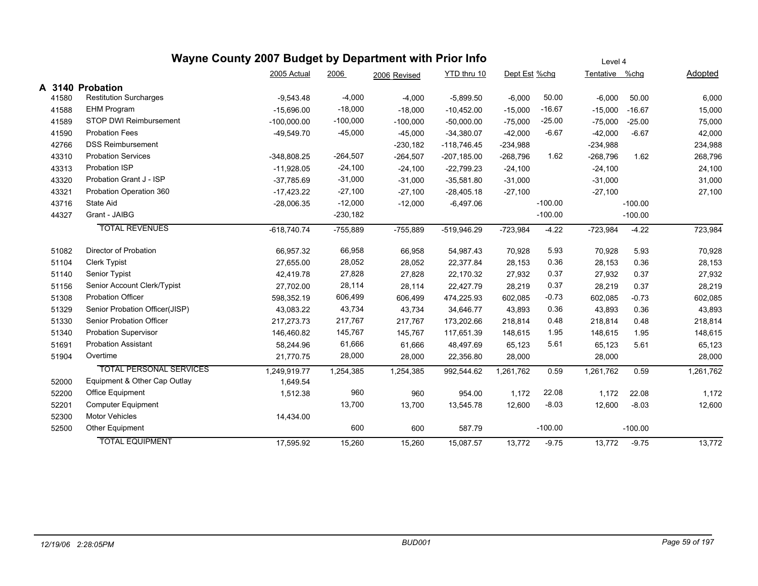# Wayne County 2007 Budget by Department with Prior Info

Level 4

## A 3140 Probation

| | | 2005 Actual | 2006 | 2006 Revised | YTD thru 10 | Dept Est | %chg | Tentative | %chg | Adopted |
|---|---|---|---|---|---|---|---|---|---|---|
| 41580 | Restitution Surcharges | -9,543.48 | -4,000 | -4,000 | -5,899.50 | -6,000 | 50.00 | -6,000 | 50.00 | 6,000 |
| 41588 | EHM Program | -15,696.00 | -18,000 | -18,000 | -10,452.00 | -15,000 | -16.67 | -15,000 | -16.67 | 15,000 |
| 41589 | STOP DWI Reimbursement | -100,000.00 | -100,000 | -100,000 | -50,000.00 | -75,000 | -25.00 | -75,000 | -25.00 | 75,000 |
| 41590 | Probation Fees | -49,549.70 | -45,000 | -45,000 | -34,380.07 | -42,000 | -6.67 | -42,000 | -6.67 | 42,000 |
| 42766 | DSS Reimbursement | | | -230,182 | -118,746.45 | -234,988 | | -234,988 | | 234,988 |
| 43310 | Probation Services | -348,808.25 | -264,507 | -264,507 | -207,185.00 | -268,796 | 1.62 | -268,796 | 1.62 | 268,796 |
| 43313 | Probation ISP | -11,928.05 | -24,100 | -24,100 | -22,799.23 | -24,100 | | -24,100 | | 24,100 |
| 43320 | Probation Grant J - ISP | -37,785.69 | -31,000 | -31,000 | -35,581.80 | -31,000 | | -31,000 | | 31,000 |
| 43321 | Probation Operation 360 | -17,423.22 | -27,100 | -27,100 | -28,405.18 | -27,100 | | -27,100 | | 27,100 |
| 43716 | State Aid | -28,006.35 | -12,000 | -12,000 | -6,497.06 | | -100.00 | | -100.00 | |
| 44327 | Grant - JAIBG | | -230,182 | | | | -100.00 | | -100.00 | |
| | TOTAL REVENUES | -618,740.74 | -755,889 | -755,889 | -519,946.29 | -723,984 | -4.22 | -723,984 | -4.22 | 723,984 |
| 51082 | Director of Probation | 66,957.32 | 66,958 | 66,958 | 54,987.43 | 70,928 | 5.93 | 70,928 | 5.93 | 70,928 |
| 51104 | Clerk Typist | 27,655.00 | 28,052 | 28,052 | 22,377.84 | 28,153 | 0.36 | 28,153 | 0.36 | 28,153 |
| 51140 | Senior Typist | 42,419.78 | 27,828 | 27,828 | 22,170.32 | 27,932 | 0.37 | 27,932 | 0.37 | 27,932 |
| 51156 | Senior Account Clerk/Typist | 27,702.00 | 28,114 | 28,114 | 22,427.79 | 28,219 | 0.37 | 28,219 | 0.37 | 28,219 |
| 51308 | Probation Officer | 598,352.19 | 606,499 | 606,499 | 474,225.93 | 602,085 | -0.73 | 602,085 | -0.73 | 602,085 |
| 51329 | Senior Probation Officer(JISP) | 43,083.22 | 43,734 | 43,734 | 34,646.77 | 43,893 | 0.36 | 43,893 | 0.36 | 43,893 |
| 51330 | Senior Probation Officer | 217,273.73 | 217,767 | 217,767 | 173,202.66 | 218,814 | 0.48 | 218,814 | 0.48 | 218,814 |
| 51340 | Probation Supervisor | 146,460.82 | 145,767 | 145,767 | 117,651.39 | 148,615 | 1.95 | 148,615 | 1.95 | 148,615 |
| 51691 | Probation Assistant | 58,244.96 | 61,666 | 61,666 | 48,497.69 | 65,123 | 5.61 | 65,123 | 5.61 | 65,123 |
| 51904 | Overtime | 21,770.75 | 28,000 | 28,000 | 22,356.80 | 28,000 | | 28,000 | | 28,000 |
| | TOTAL PERSONAL SERVICES | 1,249,919.77 | 1,254,385 | 1,254,385 | 992,544.62 | 1,261,762 | 0.59 | 1,261,762 | 0.59 | 1,261,762 |
| 52000 | Equipment & Other Cap Outlay | 1,649.54 | | | | | | | | |
| 52200 | Office Equipment | 1,512.38 | 960 | 960 | 954.00 | 1,172 | 22.08 | 1,172 | 22.08 | 1,172 |
| 52201 | Computer Equipment | | 13,700 | 13,700 | 13,545.78 | 12,600 | -8.03 | 12,600 | -8.03 | 12,600 |
| 52300 | Motor Vehicles | 14,434.00 | | | | | | | | |
| 52500 | Other Equipment | | 600 | 600 | 587.79 | | -100.00 | | -100.00 | |
| | TOTAL EQUIPMENT | 17,595.92 | 15,260 | 15,260 | 15,087.57 | 13,772 | -9.75 | 13,772 | -9.75 | 13,772 |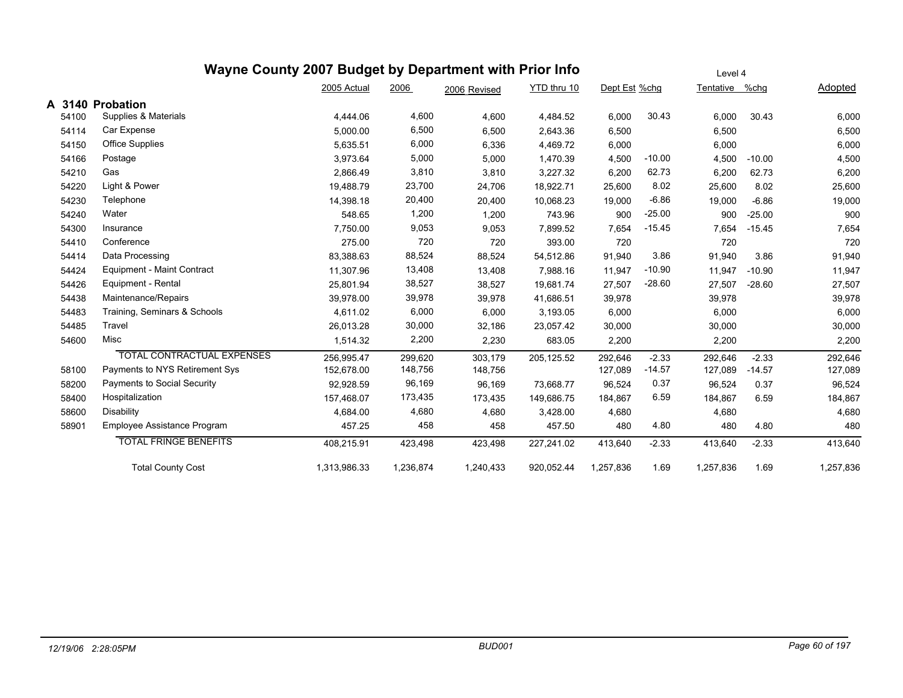# Wayne County 2007 Budget by Department with Prior Info

Level 4

| | | 2005 Actual | 2006 | 2006 Revised | YTD thru 10 | Dept Est | %chg | Tentative | %chg | Adopted |
|---|---|---|---|---|---|---|---|---|---|---|
| **A 3140** | **Probation** | | | | | | | | | |
| 54100 | Supplies & Materials | 4,444.06 | 4,600 | 4,600 | 4,484.52 | 6,000 | 30.43 | 6,000 | 30.43 | 6,000 |
| 54114 | Car Expense | 5,000.00 | 6,500 | 6,500 | 2,643.36 | 6,500 | | 6,500 | | 6,500 |
| 54150 | Office Supplies | 5,635.51 | 6,000 | 6,336 | 4,469.72 | 6,000 | | 6,000 | | 6,000 |
| 54166 | Postage | 3,973.64 | 5,000 | 5,000 | 1,470.39 | 4,500 | -10.00 | 4,500 | -10.00 | 4,500 |
| 54210 | Gas | 2,866.49 | 3,810 | 3,810 | 3,227.32 | 6,200 | 62.73 | 6,200 | 62.73 | 6,200 |
| 54220 | Light & Power | 19,488.79 | 23,700 | 24,706 | 18,922.71 | 25,600 | 8.02 | 25,600 | 8.02 | 25,600 |
| 54230 | Telephone | 14,398.18 | 20,400 | 20,400 | 10,068.23 | 19,000 | -6.86 | 19,000 | -6.86 | 19,000 |
| 54240 | Water | 548.65 | 1,200 | 1,200 | 743.96 | 900 | -25.00 | 900 | -25.00 | 900 |
| 54300 | Insurance | 7,750.00 | 9,053 | 9,053 | 7,899.52 | 7,654 | -15.45 | 7,654 | -15.45 | 7,654 |
| 54410 | Conference | 275.00 | 720 | 720 | 393.00 | 720 | | 720 | | 720 |
| 54414 | Data Processing | 83,388.63 | 88,524 | 88,524 | 54,512.86 | 91,940 | 3.86 | 91,940 | 3.86 | 91,940 |
| 54424 | Equipment - Maint Contract | 11,307.96 | 13,408 | 13,408 | 7,988.16 | 11,947 | -10.90 | 11,947 | -10.90 | 11,947 |
| 54426 | Equipment - Rental | 25,801.94 | 38,527 | 38,527 | 19,681.74 | 27,507 | -28.60 | 27,507 | -28.60 | 27,507 |
| 54438 | Maintenance/Repairs | 39,978.00 | 39,978 | 39,978 | 41,686.51 | 39,978 | | 39,978 | | 39,978 |
| 54483 | Training, Seminars & Schools | 4,611.02 | 6,000 | 6,000 | 3,193.05 | 6,000 | | 6,000 | | 6,000 |
| 54485 | Travel | 26,013.28 | 30,000 | 32,186 | 23,057.42 | 30,000 | | 30,000 | | 30,000 |
| 54600 | Misc | 1,514.32 | 2,200 | 2,230 | 683.05 | 2,200 | | 2,200 | | 2,200 |
| | TOTAL CONTRACTUAL EXPENSES | 256,995.47 | 299,620 | 303,179 | 205,125.52 | 292,646 | -2.33 | 292,646 | -2.33 | 292,646 |
| 58100 | Payments to NYS Retirement Sys | 152,678.00 | 148,756 | 148,756 | | 127,089 | -14.57 | 127,089 | -14.57 | 127,089 |
| 58200 | Payments to Social Security | 92,928.59 | 96,169 | 96,169 | 73,668.77 | 96,524 | 0.37 | 96,524 | 0.37 | 96,524 |
| 58400 | Hospitalization | 157,468.07 | 173,435 | 173,435 | 149,686.75 | 184,867 | 6.59 | 184,867 | 6.59 | 184,867 |
| 58600 | Disability | 4,684.00 | 4,680 | 4,680 | 3,428.00 | 4,680 | | 4,680 | | 4,680 |
| 58901 | Employee Assistance Program | 457.25 | 458 | 458 | 457.50 | 480 | 4.80 | 480 | 4.80 | 480 |
| | TOTAL FRINGE BENEFITS | 408,215.91 | 423,498 | 423,498 | 227,241.02 | 413,640 | -2.33 | 413,640 | -2.33 | 413,640 |
| | Total County Cost | 1,313,986.33 | 1,236,874 | 1,240,433 | 920,052.44 | 1,257,836 | 1.69 | 1,257,836 | 1.69 | 1,257,836 |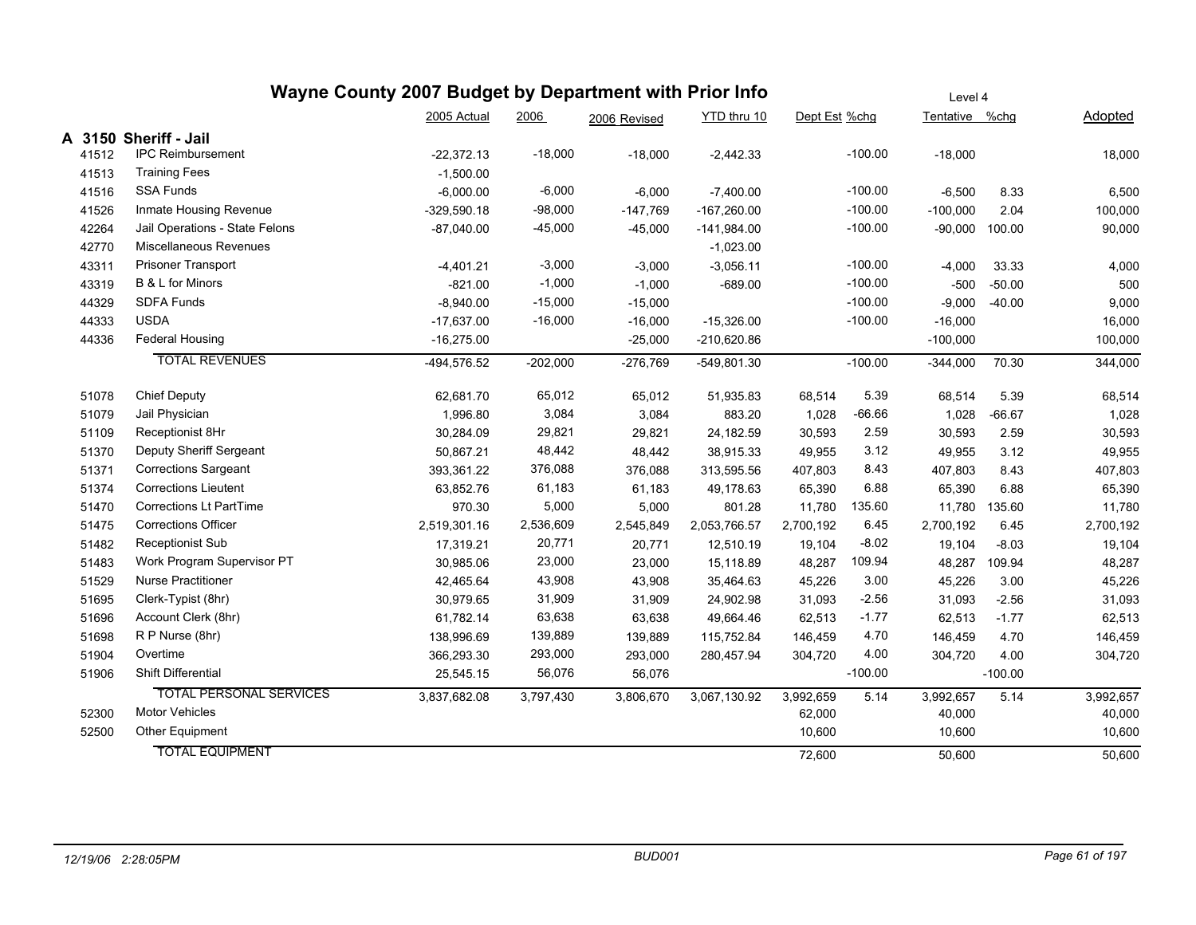# Wayne County 2007 Budget by Department with Prior Info

Level 4

| | | 2005 Actual | 2006 | 2006 Revised | YTD thru 10 | Dept Est | %chg | Tentative | %chg | Adopted |
|---|---|---|---|---|---|---|---|---|---|---|
| **A 3150** | **Sheriff - Jail** | | | | | | | | | |
| 41512 | IPC Reimbursement | -22,372.13 | -18,000 | -18,000 | -2,442.33 | | -100.00 | -18,000 | | 18,000 |
| 41513 | Training Fees | -1,500.00 | | | | | | | | |
| 41516 | SSA Funds | -6,000.00 | -6,000 | -6,000 | -7,400.00 | | -100.00 | -6,500 | 8.33 | 6,500 |
| 41526 | Inmate Housing Revenue | -329,590.18 | -98,000 | -147,769 | -167,260.00 | | -100.00 | -100,000 | 2.04 | 100,000 |
| 42264 | Jail Operations - State Felons | -87,040.00 | -45,000 | -45,000 | -141,984.00 | | -100.00 | -90,000 | 100.00 | 90,000 |
| 42770 | Miscellaneous Revenues | | | | -1,023.00 | | | | | |
| 43311 | Prisoner Transport | -4,401.21 | -3,000 | -3,000 | -3,056.11 | | -100.00 | -4,000 | 33.33 | 4,000 |
| 43319 | B & L for Minors | -821.00 | -1,000 | -1,000 | -689.00 | | -100.00 | -500 | -50.00 | 500 |
| 44329 | SDFA Funds | -8,940.00 | -15,000 | -15,000 | | | -100.00 | -9,000 | -40.00 | 9,000 |
| 44333 | USDA | -17,637.00 | -16,000 | -16,000 | -15,326.00 | | -100.00 | -16,000 | | 16,000 |
| 44336 | Federal Housing | -16,275.00 | | -25,000 | -210,620.86 | | | -100,000 | | 100,000 |
| | TOTAL REVENUES | -494,576.52 | -202,000 | -276,769 | -549,801.30 | | -100.00 | -344,000 | 70.30 | 344,000 |
| 51078 | Chief Deputy | 62,681.70 | 65,012 | 65,012 | 51,935.83 | 68,514 | 5.39 | 68,514 | 5.39 | 68,514 |
| 51079 | Jail Physician | 1,996.80 | 3,084 | 3,084 | 883.20 | 1,028 | -66.66 | 1,028 | -66.67 | 1,028 |
| 51109 | Receptionist 8Hr | 30,284.09 | 29,821 | 29,821 | 24,182.59 | 30,593 | 2.59 | 30,593 | 2.59 | 30,593 |
| 51370 | Deputy Sheriff Sergeant | 50,867.21 | 48,442 | 48,442 | 38,915.33 | 49,955 | 3.12 | 49,955 | 3.12 | 49,955 |
| 51371 | Corrections Sargeant | 393,361.22 | 376,088 | 376,088 | 313,595.56 | 407,803 | 8.43 | 407,803 | 8.43 | 407,803 |
| 51374 | Corrections Lieutent | 63,852.76 | 61,183 | 61,183 | 49,178.63 | 65,390 | 6.88 | 65,390 | 6.88 | 65,390 |
| 51470 | Corrections Lt PartTime | 970.30 | 5,000 | 5,000 | 801.28 | 11,780 | 135.60 | 11,780 | 135.60 | 11,780 |
| 51475 | Corrections Officer | 2,519,301.16 | 2,536,609 | 2,545,849 | 2,053,766.57 | 2,700,192 | 6.45 | 2,700,192 | 6.45 | 2,700,192 |
| 51482 | Receptionist Sub | 17,319.21 | 20,771 | 20,771 | 12,510.19 | 19,104 | -8.02 | 19,104 | -8.03 | 19,104 |
| 51483 | Work Program Supervisor PT | 30,985.06 | 23,000 | 23,000 | 15,118.89 | 48,287 | 109.94 | 48,287 | 109.94 | 48,287 |
| 51529 | Nurse Practitioner | 42,465.64 | 43,908 | 43,908 | 35,464.63 | 45,226 | 3.00 | 45,226 | 3.00 | 45,226 |
| 51695 | Clerk-Typist (8hr) | 30,979.65 | 31,909 | 31,909 | 24,902.98 | 31,093 | -2.56 | 31,093 | -2.56 | 31,093 |
| 51696 | Account Clerk (8hr) | 61,782.14 | 63,638 | 63,638 | 49,664.46 | 62,513 | -1.77 | 62,513 | -1.77 | 62,513 |
| 51698 | R P Nurse (8hr) | 138,996.69 | 139,889 | 139,889 | 115,752.84 | 146,459 | 4.70 | 146,459 | 4.70 | 146,459 |
| 51904 | Overtime | 366,293.30 | 293,000 | 293,000 | 280,457.94 | 304,720 | 4.00 | 304,720 | 4.00 | 304,720 |
| 51906 | Shift Differential | 25,545.15 | 56,076 | 56,076 | | | -100.00 | | -100.00 | |
| | TOTAL PERSONAL SERVICES | 3,837,682.08 | 3,797,430 | 3,806,670 | 3,067,130.92 | 3,992,659 | 5.14 | 3,992,657 | 5.14 | 3,992,657 |
| 52300 | Motor Vehicles | | | | | 62,000 | | 40,000 | | 40,000 |
| 52500 | Other Equipment | | | | | 10,600 | | 10,600 | | 10,600 |
| | TOTAL EQUIPMENT | | | | | 72,600 | | 50,600 | | 50,600 |

*12/19/06 2:28:05PM* — *BUD001*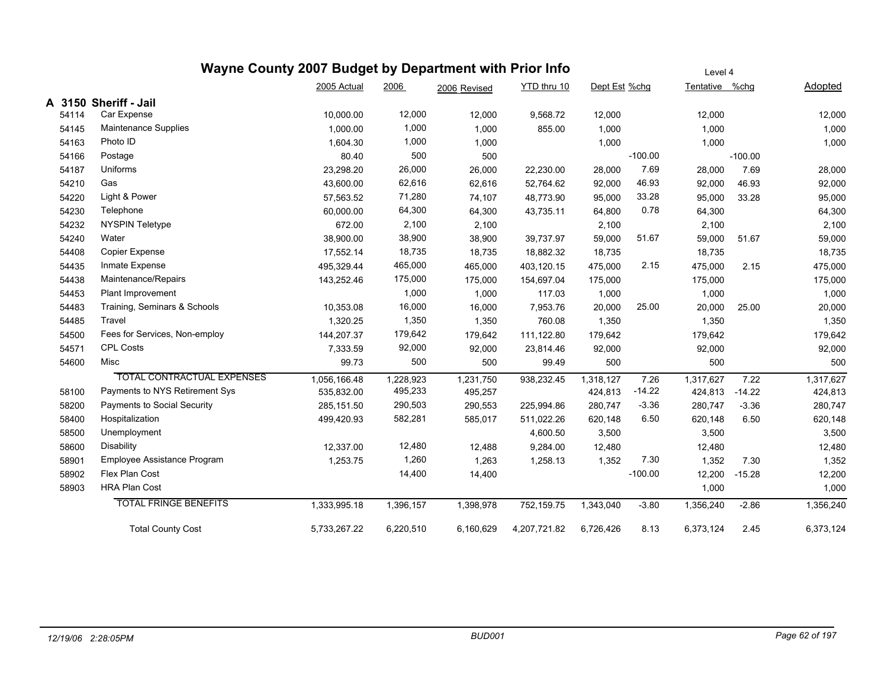# Wayne County 2007 Budget by Department with Prior Info

Level 4

| | | 2005 Actual | 2006 | 2006 Revised | YTD thru 10 | Dept Est | %chg | Tentative | %chg | Adopted |
|---|---|---|---|---|---|---|---|---|---|---|
| **A 3150** | **Sheriff - Jail** | | | | | | | | | |
| 54114 | Car Expense | 10,000.00 | 12,000 | 12,000 | 9,568.72 | 12,000 | | 12,000 | | 12,000 |
| 54145 | Maintenance Supplies | 1,000.00 | 1,000 | 1,000 | 855.00 | 1,000 | | 1,000 | | 1,000 |
| 54163 | Photo ID | 1,604.30 | 1,000 | 1,000 | | 1,000 | | 1,000 | | 1,000 |
| 54166 | Postage | 80.40 | 500 | 500 | | | -100.00 | | -100.00 | |
| 54187 | Uniforms | 23,298.20 | 26,000 | 26,000 | 22,230.00 | 28,000 | 7.69 | 28,000 | 7.69 | 28,000 |
| 54210 | Gas | 43,600.00 | 62,616 | 62,616 | 52,764.62 | 92,000 | 46.93 | 92,000 | 46.93 | 92,000 |
| 54220 | Light & Power | 57,563.52 | 71,280 | 74,107 | 48,773.90 | 95,000 | 33.28 | 95,000 | 33.28 | 95,000 |
| 54230 | Telephone | 60,000.00 | 64,300 | 64,300 | 43,735.11 | 64,800 | 0.78 | 64,300 | | 64,300 |
| 54232 | NYSPIN Teletype | 672.00 | 2,100 | 2,100 | | 2,100 | | 2,100 | | 2,100 |
| 54240 | Water | 38,900.00 | 38,900 | 38,900 | 39,737.97 | 59,000 | 51.67 | 59,000 | 51.67 | 59,000 |
| 54408 | Copier Expense | 17,552.14 | 18,735 | 18,735 | 18,882.32 | 18,735 | | 18,735 | | 18,735 |
| 54435 | Inmate Expense | 495,329.44 | 465,000 | 465,000 | 403,120.15 | 475,000 | 2.15 | 475,000 | 2.15 | 475,000 |
| 54438 | Maintenance/Repairs | 143,252.46 | 175,000 | 175,000 | 154,697.04 | 175,000 | | 175,000 | | 175,000 |
| 54453 | Plant Improvement | | 1,000 | 1,000 | 117.03 | 1,000 | | 1,000 | | 1,000 |
| 54483 | Training, Seminars & Schools | 10,353.08 | 16,000 | 16,000 | 7,953.76 | 20,000 | 25.00 | 20,000 | 25.00 | 20,000 |
| 54485 | Travel | 1,320.25 | 1,350 | 1,350 | 760.08 | 1,350 | | 1,350 | | 1,350 |
| 54500 | Fees for Services, Non-employ | 144,207.37 | 179,642 | 179,642 | 111,122.80 | 179,642 | | 179,642 | | 179,642 |
| 54571 | CPL Costs | 7,333.59 | 92,000 | 92,000 | 23,814.46 | 92,000 | | 92,000 | | 92,000 |
| 54600 | Misc | 99.73 | 500 | 500 | 99.49 | 500 | | 500 | | 500 |
| | TOTAL CONTRACTUAL EXPENSES | 1,056,166.48 | 1,228,923 | 1,231,750 | 938,232.45 | 1,318,127 | 7.26 | 1,317,627 | 7.22 | 1,317,627 |
| 58100 | Payments to NYS Retirement Sys | 535,832.00 | 495,233 | 495,257 | | 424,813 | -14.22 | 424,813 | -14.22 | 424,813 |
| 58200 | Payments to Social Security | 285,151.50 | 290,503 | 290,553 | 225,994.86 | 280,747 | -3.36 | 280,747 | -3.36 | 280,747 |
| 58400 | Hospitalization | 499,420.93 | 582,281 | 585,017 | 511,022.26 | 620,148 | 6.50 | 620,148 | 6.50 | 620,148 |
| 58500 | Unemployment | | | | 4,600.50 | 3,500 | | 3,500 | | 3,500 |
| 58600 | Disability | 12,337.00 | 12,480 | 12,488 | 9,284.00 | 12,480 | | 12,480 | | 12,480 |
| 58901 | Employee Assistance Program | 1,253.75 | 1,260 | 1,263 | 1,258.13 | 1,352 | 7.30 | 1,352 | 7.30 | 1,352 |
| 58902 | Flex Plan Cost | | 14,400 | 14,400 | | | -100.00 | 12,200 | -15.28 | 12,200 |
| 58903 | HRA Plan Cost | | | | | | | 1,000 | | 1,000 |
| | TOTAL FRINGE BENEFITS | 1,333,995.18 | 1,396,157 | 1,398,978 | 752,159.75 | 1,343,040 | -3.80 | 1,356,240 | -2.86 | 1,356,240 |
| | Total County Cost | 5,733,267.22 | 6,220,510 | 6,160,629 | 4,207,721.82 | 6,726,426 | 8.13 | 6,373,124 | 2.45 | 6,373,124 |

*12/19/06 2:28:05PM* BUD001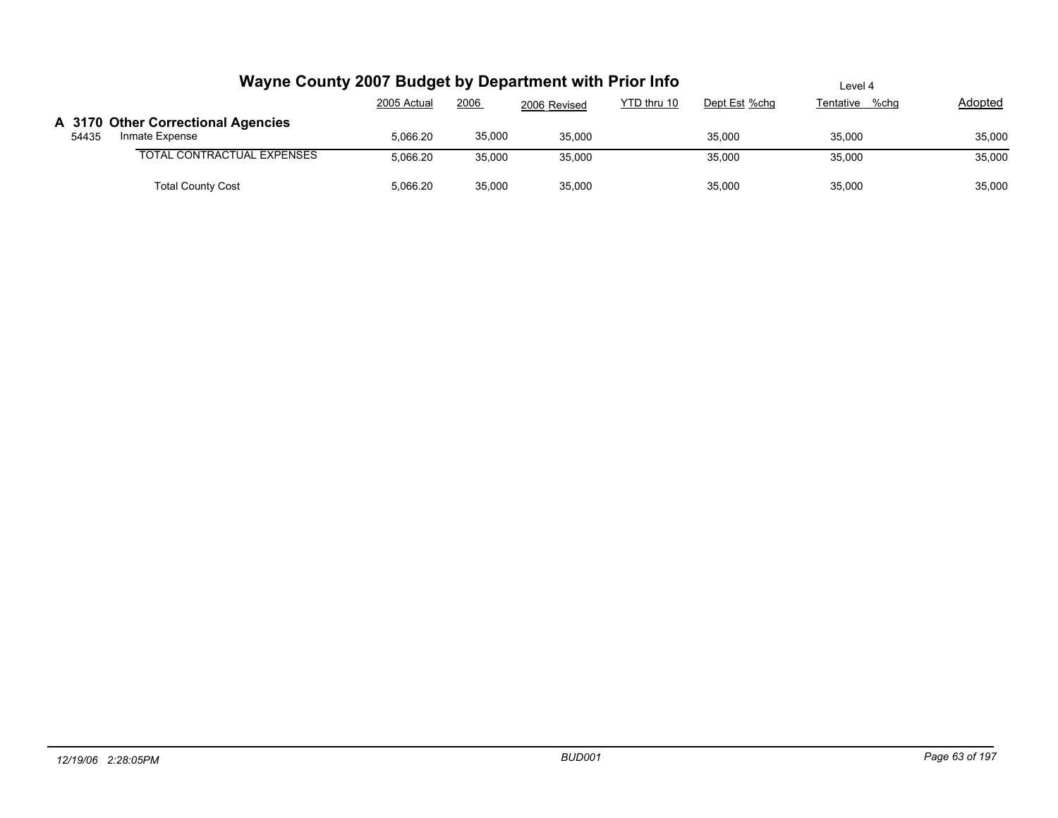# Wayne County 2007 Budget by Department with Prior Info

Level 4

## A 3170 Other Correctional Agencies

| | | 2005 Actual | 2006 | 2006 Revised | YTD thru 10 | Dept Est | %chg | Tentative | %chg | Adopted |
|---|---|---|---|---|---|---|---|---|---|---|
| 54435 | Inmate Expense | 5,066.20 | 35,000 | 35,000 | | 35,000 | | 35,000 | | 35,000 |
| | TOTAL CONTRACTUAL EXPENSES | 5,066.20 | 35,000 | 35,000 | | 35,000 | | 35,000 | | 35,000 |
| | Total County Cost | 5,066.20 | 35,000 | 35,000 | | 35,000 | | 35,000 | | 35,000 |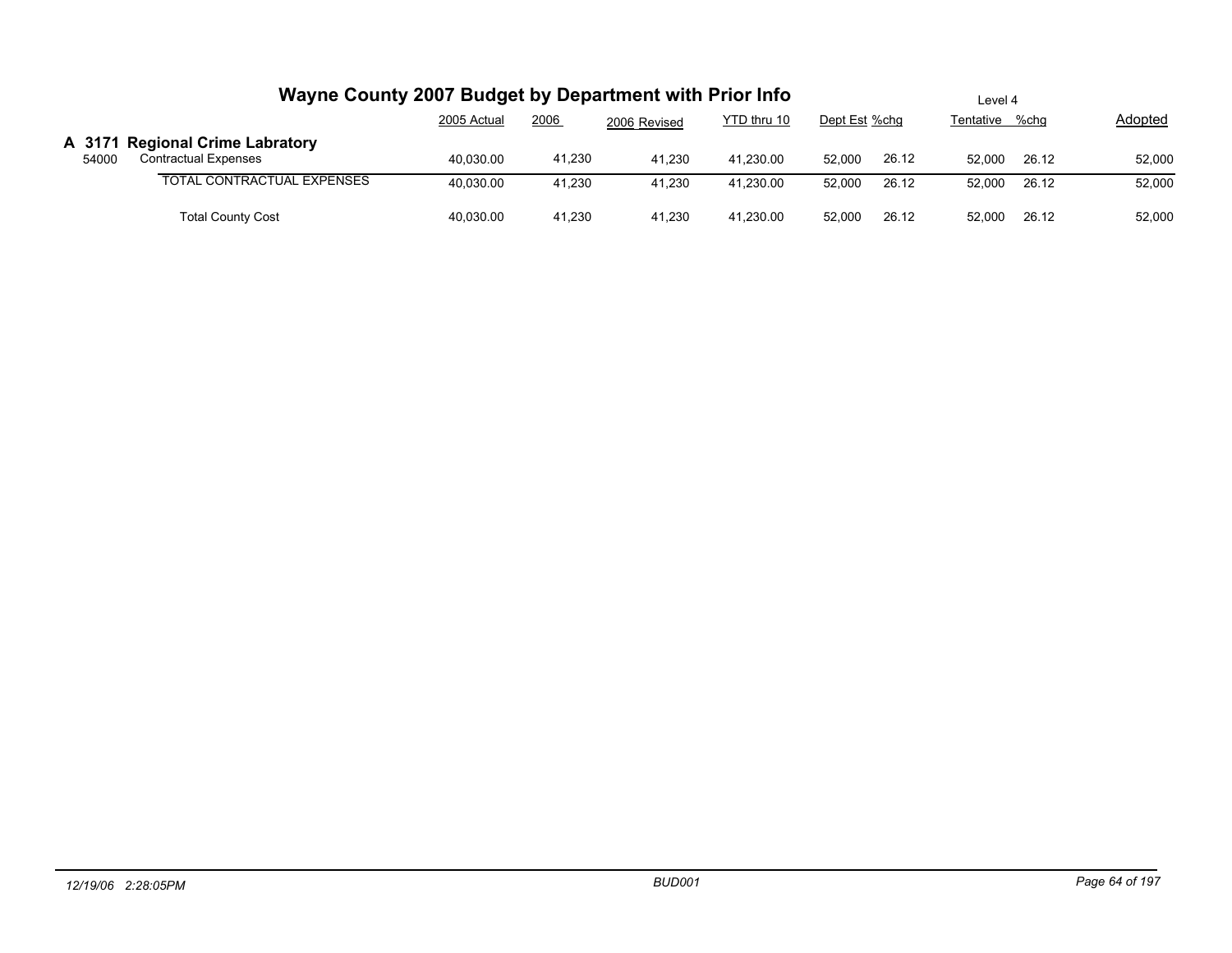# Wayne County 2007 Budget by Department with Prior Info

Level 4

| | | 2005 Actual | 2006 | 2006 Revised | YTD thru 10 | Dept Est | %chg | Tentative | %chg | Adopted |
|---|---|---|---|---|---|---|---|---|---|---|
| **A 3171** | **Regional Crime Labratory** | | | | | | | | | |
| 54000 | Contractual Expenses | 40,030.00 | 41,230 | 41,230 | 41,230.00 | 52,000 | 26.12 | 52,000 | 26.12 | 52,000 |
| | TOTAL CONTRACTUAL EXPENSES | 40,030.00 | 41,230 | 41,230 | 41,230.00 | 52,000 | 26.12 | 52,000 | 26.12 | 52,000 |
| | Total County Cost | 40,030.00 | 41,230 | 41,230 | 41,230.00 | 52,000 | 26.12 | 52,000 | 26.12 | 52,000 |

*12/19/06 2:28:05PM* *BUD001*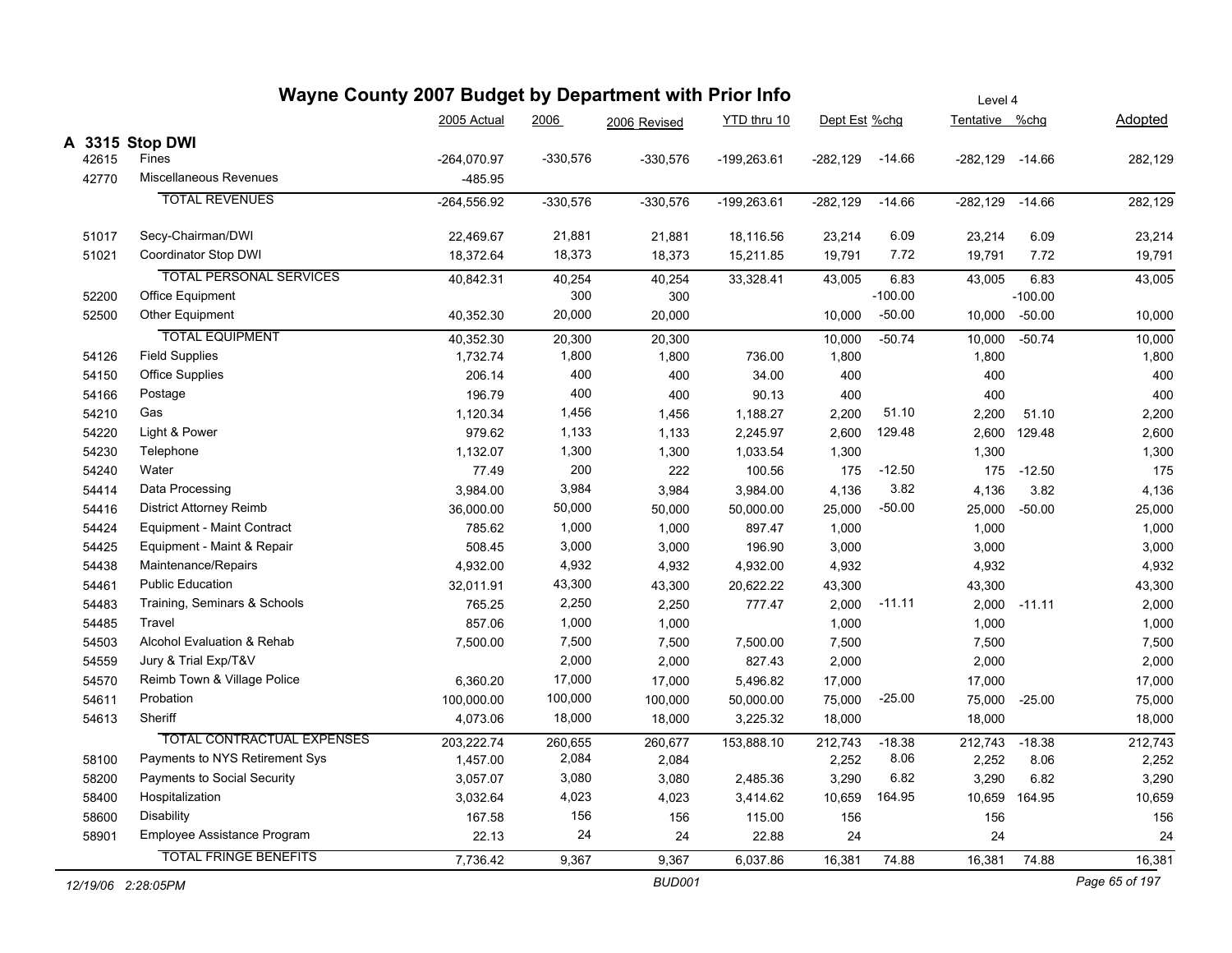# Wayne County 2007 Budget by Department with Prior Info

Level 4

| | | 2005 Actual | 2006 | 2006 Revised | YTD thru 10 | Dept Est | %chg | Tentative | %chg | Adopted |
|---|---|---|---|---|---|---|---|---|---|---|
| **A 3315** | **Stop DWI** | | | | | | | | | |
| 42615 | Fines | -264,070.97 | -330,576 | -330,576 | -199,263.61 | -282,129 | -14.66 | -282,129 | -14.66 | 282,129 |
| 42770 | Miscellaneous Revenues | -485.95 | | | | | | | | |
| | TOTAL REVENUES | -264,556.92 | -330,576 | -330,576 | -199,263.61 | -282,129 | -14.66 | -282,129 | -14.66 | 282,129 |
| 51017 | Secy-Chairman/DWI | 22,469.67 | 21,881 | 21,881 | 18,116.56 | 23,214 | 6.09 | 23,214 | 6.09 | 23,214 |
| 51021 | Coordinator Stop DWI | 18,372.64 | 18,373 | 18,373 | 15,211.85 | 19,791 | 7.72 | 19,791 | 7.72 | 19,791 |
| | TOTAL PERSONAL SERVICES | 40,842.31 | 40,254 | 40,254 | 33,328.41 | 43,005 | 6.83 | 43,005 | 6.83 | 43,005 |
| 52200 | Office Equipment | | 300 | 300 | | | -100.00 | | -100.00 | |
| 52500 | Other Equipment | 40,352.30 | 20,000 | 20,000 | | 10,000 | -50.00 | 10,000 | -50.00 | 10,000 |
| | TOTAL EQUIPMENT | 40,352.30 | 20,300 | 20,300 | | 10,000 | -50.74 | 10,000 | -50.74 | 10,000 |
| 54126 | Field Supplies | 1,732.74 | 1,800 | 1,800 | 736.00 | 1,800 | | 1,800 | | 1,800 |
| 54150 | Office Supplies | 206.14 | 400 | 400 | 34.00 | 400 | | 400 | | 400 |
| 54166 | Postage | 196.79 | 400 | 400 | 90.13 | 400 | | 400 | | 400 |
| 54210 | Gas | 1,120.34 | 1,456 | 1,456 | 1,188.27 | 2,200 | 51.10 | 2,200 | 51.10 | 2,200 |
| 54220 | Light & Power | 979.62 | 1,133 | 1,133 | 2,245.97 | 2,600 | 129.48 | 2,600 | 129.48 | 2,600 |
| 54230 | Telephone | 1,132.07 | 1,300 | 1,300 | 1,033.54 | 1,300 | | 1,300 | | 1,300 |
| 54240 | Water | 77.49 | 200 | 222 | 100.56 | 175 | -12.50 | 175 | -12.50 | 175 |
| 54414 | Data Processing | 3,984.00 | 3,984 | 3,984 | 3,984.00 | 4,136 | 3.82 | 4,136 | 3.82 | 4,136 |
| 54416 | District Attorney Reimb | 36,000.00 | 50,000 | 50,000 | 50,000.00 | 25,000 | -50.00 | 25,000 | -50.00 | 25,000 |
| 54424 | Equipment - Maint Contract | 785.62 | 1,000 | 1,000 | 897.47 | 1,000 | | 1,000 | | 1,000 |
| 54425 | Equipment - Maint & Repair | 508.45 | 3,000 | 3,000 | 196.90 | 3,000 | | 3,000 | | 3,000 |
| 54438 | Maintenance/Repairs | 4,932.00 | 4,932 | 4,932 | 4,932.00 | 4,932 | | 4,932 | | 4,932 |
| 54461 | Public Education | 32,011.91 | 43,300 | 43,300 | 20,622.22 | 43,300 | | 43,300 | | 43,300 |
| 54483 | Training, Seminars & Schools | 765.25 | 2,250 | 2,250 | 777.47 | 2,000 | -11.11 | 2,000 | -11.11 | 2,000 |
| 54485 | Travel | 857.06 | 1,000 | 1,000 | | 1,000 | | 1,000 | | 1,000 |
| 54503 | Alcohol Evaluation & Rehab | 7,500.00 | 7,500 | 7,500 | 7,500.00 | 7,500 | | 7,500 | | 7,500 |
| 54559 | Jury & Trial Exp/T&V | | 2,000 | 2,000 | 827.43 | 2,000 | | 2,000 | | 2,000 |
| 54570 | Reimb Town & Village Police | 6,360.20 | 17,000 | 17,000 | 5,496.82 | 17,000 | | 17,000 | | 17,000 |
| 54611 | Probation | 100,000.00 | 100,000 | 100,000 | 50,000.00 | 75,000 | -25.00 | 75,000 | -25.00 | 75,000 |
| 54613 | Sheriff | 4,073.06 | 18,000 | 18,000 | 3,225.32 | 18,000 | | 18,000 | | 18,000 |
| | TOTAL CONTRACTUAL EXPENSES | 203,222.74 | 260,655 | 260,677 | 153,888.10 | 212,743 | -18.38 | 212,743 | -18.38 | 212,743 |
| 58100 | Payments to NYS Retirement Sys | 1,457.00 | 2,084 | 2,084 | | 2,252 | 8.06 | 2,252 | 8.06 | 2,252 |
| 58200 | Payments to Social Security | 3,057.07 | 3,080 | 3,080 | 2,485.36 | 3,290 | 6.82 | 3,290 | 6.82 | 3,290 |
| 58400 | Hospitalization | 3,032.64 | 4,023 | 4,023 | 3,414.62 | 10,659 | 164.95 | 10,659 | 164.95 | 10,659 |
| 58600 | Disability | 167.58 | 156 | 156 | 115.00 | 156 | | 156 | | 156 |
| 58901 | Employee Assistance Program | 22.13 | 24 | 24 | 22.88 | 24 | | 24 | | 24 |
| | TOTAL FRINGE BENEFITS | 7,736.42 | 9,367 | 9,367 | 6,037.86 | 16,381 | 74.88 | 16,381 | 74.88 | 16,381 |

*12/19/06 2:28:05PM* *BUD001*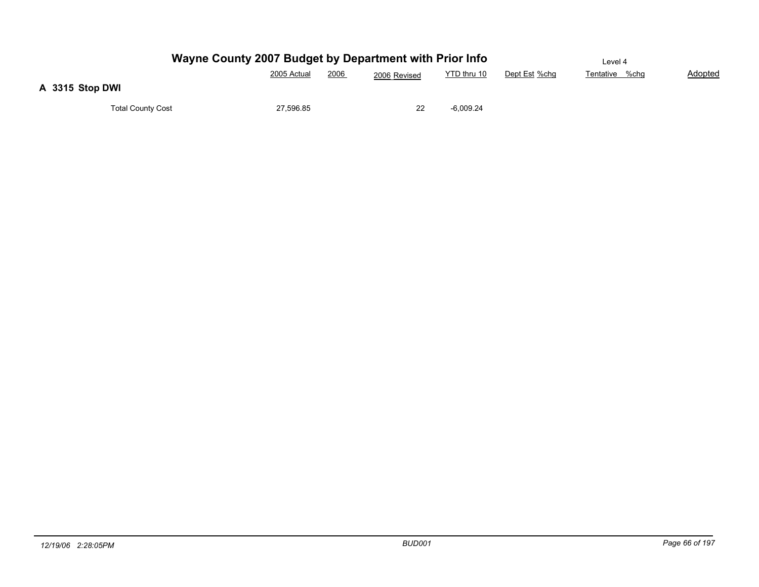# Wayne County 2007 Budget by Department with Prior Info

Level 4

## A 3315 Stop DWI

| | 2005 Actual | 2006 | 2006 Revised | YTD thru 10 | Dept Est | %chg | Tentative | %chg | Adopted |
|---|---|---|---|---|---|---|---|---|---|
| Total County Cost | 27,596.85 | | 22 | -6,009.24 | | | | | |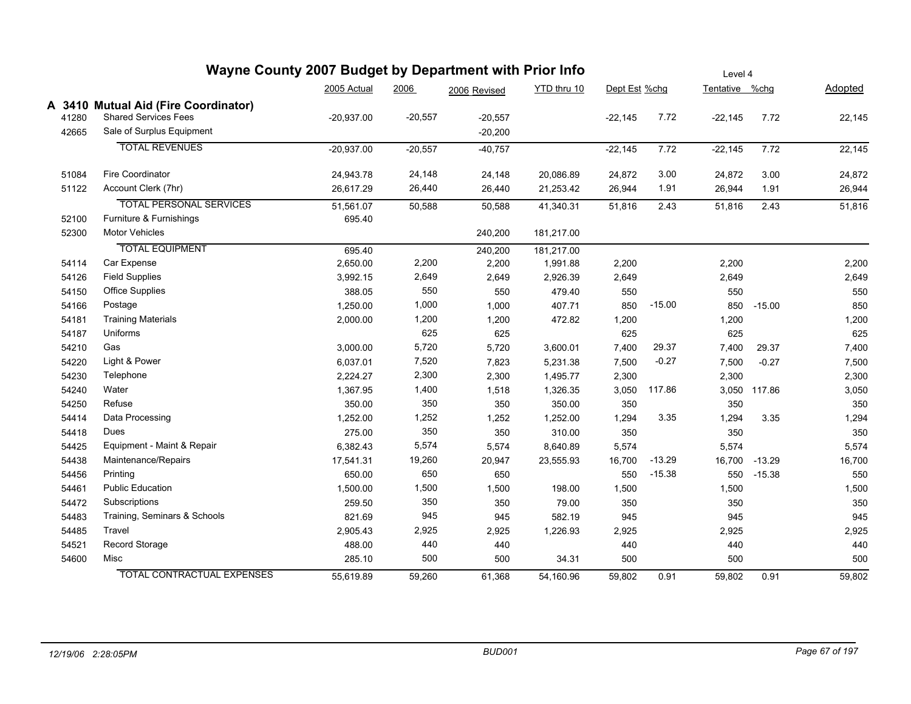# Wayne County 2007 Budget by Department with Prior Info

Level 4

## A 3410 Mutual Aid (Fire Coordinator)

| Account | Description | 2005 Actual | 2006 | 2006 Revised | YTD thru 10 | Dept Est | %chg | Tentative | %chg | Adopted |
|---|---|---|---|---|---|---|---|---|---|---|
| 41280 | Shared Services Fees | -20,937.00 | -20,557 | -20,557 | | -22,145 | 7.72 | -22,145 | 7.72 | 22,145 |
| 42665 | Sale of Surplus Equipment | | | -20,200 | | | | | | |
| | TOTAL REVENUES | -20,937.00 | -20,557 | -40,757 | | -22,145 | 7.72 | -22,145 | 7.72 | 22,145 |
| 51084 | Fire Coordinator | 24,943.78 | 24,148 | 24,148 | 20,086.89 | 24,872 | 3.00 | 24,872 | 3.00 | 24,872 |
| 51122 | Account Clerk (7hr) | 26,617.29 | 26,440 | 26,440 | 21,253.42 | 26,944 | 1.91 | 26,944 | 1.91 | 26,944 |
| | TOTAL PERSONAL SERVICES | 51,561.07 | 50,588 | 50,588 | 41,340.31 | 51,816 | 2.43 | 51,816 | 2.43 | 51,816 |
| 52100 | Furniture & Furnishings | 695.40 | | | | | | | | |
| 52300 | Motor Vehicles | | | 240,200 | 181,217.00 | | | | | |
| | TOTAL EQUIPMENT | 695.40 | | 240,200 | 181,217.00 | | | | | |
| 54114 | Car Expense | 2,650.00 | 2,200 | 2,200 | 1,991.88 | 2,200 | | 2,200 | | 2,200 |
| 54126 | Field Supplies | 3,992.15 | 2,649 | 2,649 | 2,926.39 | 2,649 | | 2,649 | | 2,649 |
| 54150 | Office Supplies | 388.05 | 550 | 550 | 479.40 | 550 | | 550 | | 550 |
| 54166 | Postage | 1,250.00 | 1,000 | 1,000 | 407.71 | 850 | -15.00 | 850 | -15.00 | 850 |
| 54181 | Training Materials | 2,000.00 | 1,200 | 1,200 | 472.82 | 1,200 | | 1,200 | | 1,200 |
| 54187 | Uniforms | | 625 | 625 | | 625 | | 625 | | 625 |
| 54210 | Gas | 3,000.00 | 5,720 | 5,720 | 3,600.01 | 7,400 | 29.37 | 7,400 | 29.37 | 7,400 |
| 54220 | Light & Power | 6,037.01 | 7,520 | 7,823 | 5,231.38 | 7,500 | -0.27 | 7,500 | -0.27 | 7,500 |
| 54230 | Telephone | 2,224.27 | 2,300 | 2,300 | 1,495.77 | 2,300 | | 2,300 | | 2,300 |
| 54240 | Water | 1,367.95 | 1,400 | 1,518 | 1,326.35 | 3,050 | 117.86 | 3,050 | 117.86 | 3,050 |
| 54250 | Refuse | 350.00 | 350 | 350 | 350.00 | 350 | | 350 | | 350 |
| 54414 | Data Processing | 1,252.00 | 1,252 | 1,252 | 1,252.00 | 1,294 | 3.35 | 1,294 | 3.35 | 1,294 |
| 54418 | Dues | 275.00 | 350 | 350 | 310.00 | 350 | | 350 | | 350 |
| 54425 | Equipment - Maint & Repair | 6,382.43 | 5,574 | 5,574 | 8,640.89 | 5,574 | | 5,574 | | 5,574 |
| 54438 | Maintenance/Repairs | 17,541.31 | 19,260 | 20,947 | 23,555.93 | 16,700 | -13.29 | 16,700 | -13.29 | 16,700 |
| 54456 | Printing | 650.00 | 650 | 650 | | 550 | -15.38 | 550 | -15.38 | 550 |
| 54461 | Public Education | 1,500.00 | 1,500 | 1,500 | 198.00 | 1,500 | | 1,500 | | 1,500 |
| 54472 | Subscriptions | 259.50 | 350 | 350 | 79.00 | 350 | | 350 | | 350 |
| 54483 | Training, Seminars & Schools | 821.69 | 945 | 945 | 582.19 | 945 | | 945 | | 945 |
| 54485 | Travel | 2,905.43 | 2,925 | 2,925 | 1,226.93 | 2,925 | | 2,925 | | 2,925 |
| 54521 | Record Storage | 488.00 | 440 | 440 | | 440 | | 440 | | 440 |
| 54600 | Misc | 285.10 | 500 | 500 | 34.31 | 500 | | 500 | | 500 |
| | TOTAL CONTRACTUAL EXPENSES | 55,619.89 | 59,260 | 61,368 | 54,160.96 | 59,802 | 0.91 | 59,802 | 0.91 | 59,802 |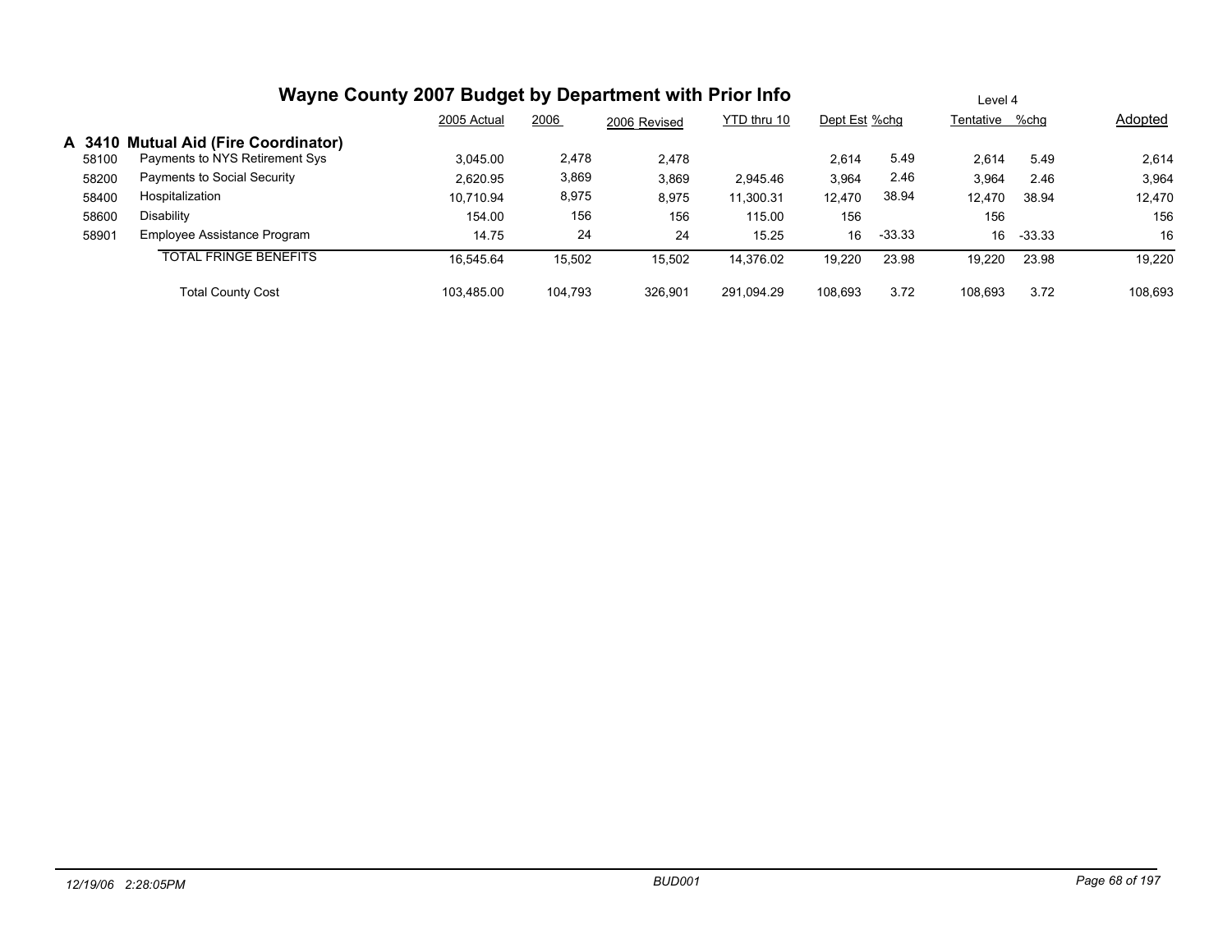# Wayne County 2007 Budget by Department with Prior Info

Level 4

| | | 2005 Actual | 2006 | 2006 Revised | YTD thru 10 | Dept Est | %chg | Tentative | %chg | Adopted |
|---|---|---|---|---|---|---|---|---|---|---|
| **A 3410** | **Mutual Aid (Fire Coordinator)** | | | | | | | | | |
| 58100 | Payments to NYS Retirement Sys | 3,045.00 | 2,478 | 2,478 | | 2,614 | 5.49 | 2,614 | 5.49 | 2,614 |
| 58200 | Payments to Social Security | 2,620.95 | 3,869 | 3,869 | 2,945.46 | 3,964 | 2.46 | 3,964 | 2.46 | 3,964 |
| 58400 | Hospitalization | 10,710.94 | 8,975 | 8,975 | 11,300.31 | 12,470 | 38.94 | 12,470 | 38.94 | 12,470 |
| 58600 | Disability | 154.00 | 156 | 156 | 115.00 | 156 | | 156 | | 156 |
| 58901 | Employee Assistance Program | 14.75 | 24 | 24 | 15.25 | 16 | -33.33 | 16 | -33.33 | 16 |
| | TOTAL FRINGE BENEFITS | 16,545.64 | 15,502 | 15,502 | 14,376.02 | 19,220 | 23.98 | 19,220 | 23.98 | 19,220 |
| | Total County Cost | 103,485.00 | 104,793 | 326,901 | 291,094.29 | 108,693 | 3.72 | 108,693 | 3.72 | 108,693 |

12/19/06 2:28:05PM BUD001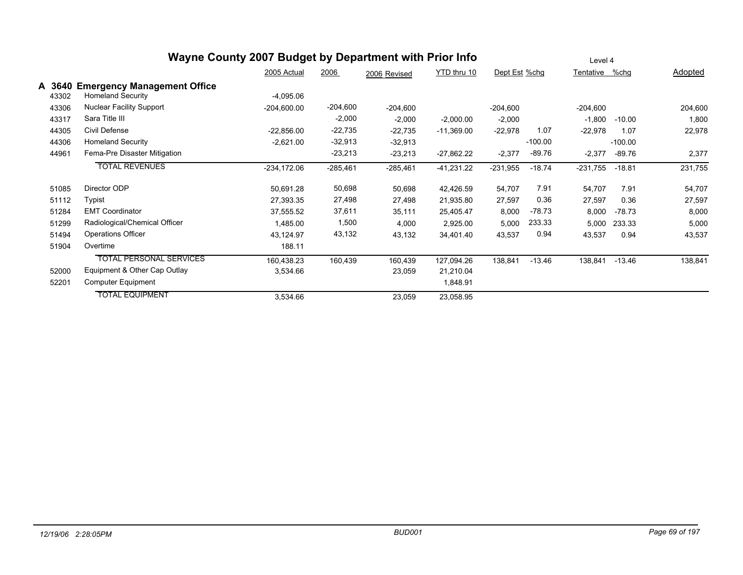# Wayne County 2007 Budget by Department with Prior Info

Level 4

## A 3640 Emergency Management Office

| Code | Description | 2005 Actual | 2006 | 2006 Revised | YTD thru 10 | Dept Est | %chg | Tentative | %chg | Adopted |
|---|---|---|---|---|---|---|---|---|---|---|
| 43302 | Homeland Security | -4,095.06 | | | | | | | | |
| 43306 | Nuclear Facility Support | -204,600.00 | -204,600 | -204,600 | | -204,600 | | -204,600 | | 204,600 |
| 43317 | Sara Title III | | -2,000 | -2,000 | -2,000.00 | -2,000 | | -1,800 | -10.00 | 1,800 |
| 44305 | Civil Defense | -22,856.00 | -22,735 | -22,735 | -11,369.00 | -22,978 | 1.07 | -22,978 | 1.07 | 22,978 |
| 44306 | Homeland Security | -2,621.00 | -32,913 | -32,913 | | | -100.00 | | -100.00 | |
| 44961 | Fema-Pre Disaster Mitigation | | -23,213 | -23,213 | -27,862.22 | -2,377 | -89.76 | -2,377 | -89.76 | 2,377 |
| | TOTAL REVENUES | -234,172.06 | -285,461 | -285,461 | -41,231.22 | -231,955 | -18.74 | -231,755 | -18.81 | 231,755 |
| 51085 | Director ODP | 50,691.28 | 50,698 | 50,698 | 42,426.59 | 54,707 | 7.91 | 54,707 | 7.91 | 54,707 |
| 51112 | Typist | 27,393.35 | 27,498 | 27,498 | 21,935.80 | 27,597 | 0.36 | 27,597 | 0.36 | 27,597 |
| 51284 | EMT Coordinator | 37,555.52 | 37,611 | 35,111 | 25,405.47 | 8,000 | -78.73 | 8,000 | -78.73 | 8,000 |
| 51299 | Radiological/Chemical Officer | 1,485.00 | 1,500 | 4,000 | 2,925.00 | 5,000 | 233.33 | 5,000 | 233.33 | 5,000 |
| 51494 | Operations Officer | 43,124.97 | 43,132 | 43,132 | 34,401.40 | 43,537 | 0.94 | 43,537 | 0.94 | 43,537 |
| 51904 | Overtime | 188.11 | | | | | | | | |
| | TOTAL PERSONAL SERVICES | 160,438.23 | 160,439 | 160,439 | 127,094.26 | 138,841 | -13.46 | 138,841 | -13.46 | 138,841 |
| 52000 | Equipment & Other Cap Outlay | 3,534.66 | | 23,059 | 21,210.04 | | | | | |
| 52201 | Computer Equipment | | | | 1,848.91 | | | | | |
| | TOTAL EQUIPMENT | 3,534.66 | | 23,059 | 23,058.95 | | | | | |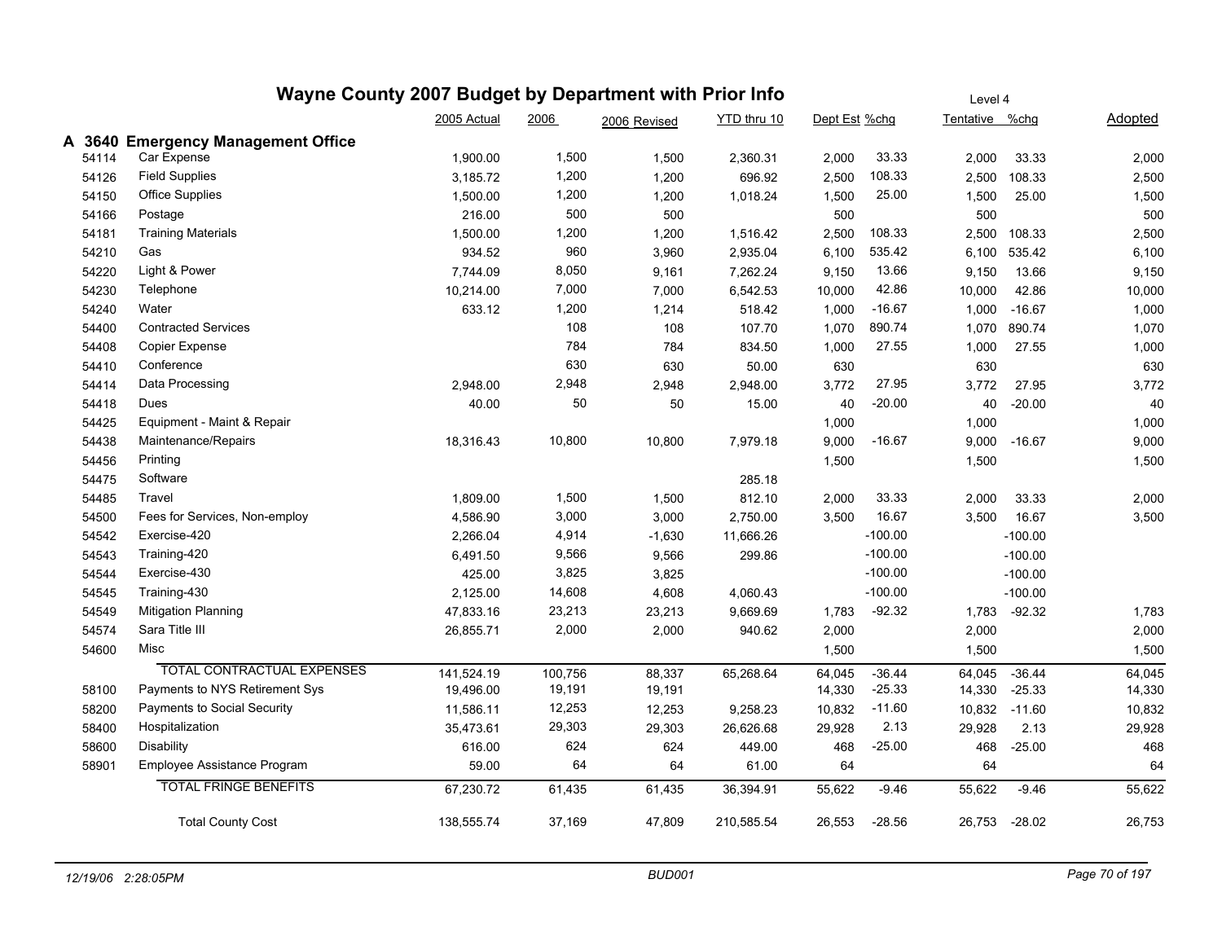# Wayne County 2007 Budget by Department with Prior Info

Level 4

## A 3640 Emergency Management Office

| Account | Description | 2005 Actual | 2006 | 2006 Revised | YTD thru 10 | Dept Est | %chg | Tentative | %chg | Adopted |
|---|---|---|---|---|---|---|---|---|---|---|
| 54114 | Car Expense | 1,900.00 | 1,500 | 1,500 | 2,360.31 | 2,000 | 33.33 | 2,000 | 33.33 | 2,000 |
| 54126 | Field Supplies | 3,185.72 | 1,200 | 1,200 | 696.92 | 2,500 | 108.33 | 2,500 | 108.33 | 2,500 |
| 54150 | Office Supplies | 1,500.00 | 1,200 | 1,200 | 1,018.24 | 1,500 | 25.00 | 1,500 | 25.00 | 1,500 |
| 54166 | Postage | 216.00 | 500 | 500 | | 500 | | 500 | | 500 |
| 54181 | Training Materials | 1,500.00 | 1,200 | 1,200 | 1,516.42 | 2,500 | 108.33 | 2,500 | 108.33 | 2,500 |
| 54210 | Gas | 934.52 | 960 | 3,960 | 2,935.04 | 6,100 | 535.42 | 6,100 | 535.42 | 6,100 |
| 54220 | Light & Power | 7,744.09 | 8,050 | 9,161 | 7,262.24 | 9,150 | 13.66 | 9,150 | 13.66 | 9,150 |
| 54230 | Telephone | 10,214.00 | 7,000 | 7,000 | 6,542.53 | 10,000 | 42.86 | 10,000 | 42.86 | 10,000 |
| 54240 | Water | 633.12 | 1,200 | 1,214 | 518.42 | 1,000 | -16.67 | 1,000 | -16.67 | 1,000 |
| 54400 | Contracted Services | | 108 | 108 | 107.70 | 1,070 | 890.74 | 1,070 | 890.74 | 1,070 |
| 54408 | Copier Expense | | 784 | 784 | 834.50 | 1,000 | 27.55 | 1,000 | 27.55 | 1,000 |
| 54410 | Conference | | 630 | 630 | 50.00 | 630 | | 630 | | 630 |
| 54414 | Data Processing | 2,948.00 | 2,948 | 2,948 | 2,948.00 | 3,772 | 27.95 | 3,772 | 27.95 | 3,772 |
| 54418 | Dues | 40.00 | 50 | 50 | 15.00 | 40 | -20.00 | 40 | -20.00 | 40 |
| 54425 | Equipment - Maint & Repair | | | | | 1,000 | | 1,000 | | 1,000 |
| 54438 | Maintenance/Repairs | 18,316.43 | 10,800 | 10,800 | 7,979.18 | 9,000 | -16.67 | 9,000 | -16.67 | 9,000 |
| 54456 | Printing | | | | | 1,500 | | 1,500 | | 1,500 |
| 54475 | Software | | | | 285.18 | | | | | |
| 54485 | Travel | 1,809.00 | 1,500 | 1,500 | 812.10 | 2,000 | 33.33 | 2,000 | 33.33 | 2,000 |
| 54500 | Fees for Services, Non-employ | 4,586.90 | 3,000 | 3,000 | 2,750.00 | 3,500 | 16.67 | 3,500 | 16.67 | 3,500 |
| 54542 | Exercise-420 | 2,266.04 | 4,914 | -1,630 | 11,666.26 | | -100.00 | | -100.00 | |
| 54543 | Training-420 | 6,491.50 | 9,566 | 9,566 | 299.86 | | -100.00 | | -100.00 | |
| 54544 | Exercise-430 | 425.00 | 3,825 | 3,825 | | | -100.00 | | -100.00 | |
| 54545 | Training-430 | 2,125.00 | 14,608 | 4,608 | 4,060.43 | | -100.00 | | -100.00 | |
| 54549 | Mitigation Planning | 47,833.16 | 23,213 | 23,213 | 9,669.69 | 1,783 | -92.32 | 1,783 | -92.32 | 1,783 |
| 54574 | Sara Title III | 26,855.71 | 2,000 | 2,000 | 940.62 | 2,000 | | 2,000 | | 2,000 |
| 54600 | Misc | | | | | 1,500 | | 1,500 | | 1,500 |
| | TOTAL CONTRACTUAL EXPENSES | 141,524.19 | 100,756 | 88,337 | 65,268.64 | 64,045 | -36.44 | 64,045 | -36.44 | 64,045 |
| 58100 | Payments to NYS Retirement Sys | 19,496.00 | 19,191 | 19,191 | | 14,330 | -25.33 | 14,330 | -25.33 | 14,330 |
| 58200 | Payments to Social Security | 11,586.11 | 12,253 | 12,253 | 9,258.23 | 10,832 | -11.60 | 10,832 | -11.60 | 10,832 |
| 58400 | Hospitalization | 35,473.61 | 29,303 | 29,303 | 26,626.68 | 29,928 | 2.13 | 29,928 | 2.13 | 29,928 |
| 58600 | Disability | 616.00 | 624 | 624 | 449.00 | 468 | -25.00 | 468 | -25.00 | 468 |
| 58901 | Employee Assistance Program | 59.00 | 64 | 64 | 61.00 | 64 | | 64 | | 64 |
| | TOTAL FRINGE BENEFITS | 67,230.72 | 61,435 | 61,435 | 36,394.91 | 55,622 | -9.46 | 55,622 | -9.46 | 55,622 |
| | Total County Cost | 138,555.74 | 37,169 | 47,809 | 210,585.54 | 26,553 | -28.56 | 26,753 | -28.02 | 26,753 |

12/19/06 2:28:05PM — BUD001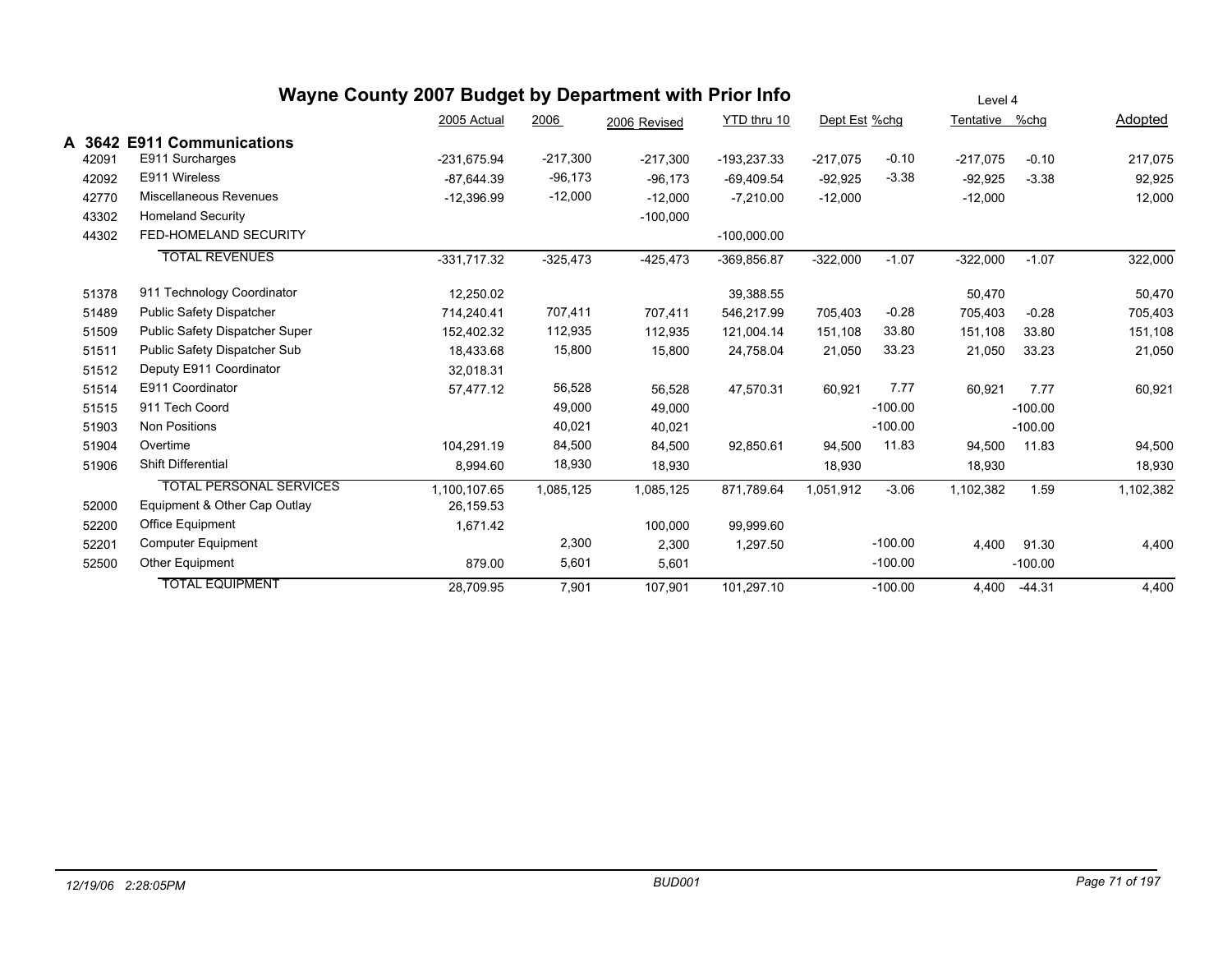# Wayne County 2007 Budget by Department with Prior Info

Level 4

| | | 2005 Actual | 2006 | 2006 Revised | YTD thru 10 | Dept Est | %chg | Tentative | %chg | Adopted |
|---|---|---|---|---|---|---|---|---|---|---|
| **A 3642** | **E911 Communications** | | | | | | | | | |
| 42091 | E911 Surcharges | -231,675.94 | -217,300 | -217,300 | -193,237.33 | -217,075 | -0.10 | -217,075 | -0.10 | 217,075 |
| 42092 | E911 Wireless | -87,644.39 | -96,173 | -96,173 | -69,409.54 | -92,925 | -3.38 | -92,925 | -3.38 | 92,925 |
| 42770 | Miscellaneous Revenues | -12,396.99 | -12,000 | -12,000 | -7,210.00 | -12,000 | | -12,000 | | 12,000 |
| 43302 | Homeland Security | | | -100,000 | | | | | | |
| 44302 | FED-HOMELAND SECURITY | | | | -100,000.00 | | | | | |
| | TOTAL REVENUES | -331,717.32 | -325,473 | -425,473 | -369,856.87 | -322,000 | -1.07 | -322,000 | -1.07 | 322,000 |
| 51378 | 911 Technology Coordinator | 12,250.02 | | | 39,388.55 | | | 50,470 | | 50,470 |
| 51489 | Public Safety Dispatcher | 714,240.41 | 707,411 | 707,411 | 546,217.99 | 705,403 | -0.28 | 705,403 | -0.28 | 705,403 |
| 51509 | Public Safety Dispatcher Super | 152,402.32 | 112,935 | 112,935 | 121,004.14 | 151,108 | 33.80 | 151,108 | 33.80 | 151,108 |
| 51511 | Public Safety Dispatcher Sub | 18,433.68 | 15,800 | 15,800 | 24,758.04 | 21,050 | 33.23 | 21,050 | 33.23 | 21,050 |
| 51512 | Deputy E911 Coordinator | 32,018.31 | | | | | | | | |
| 51514 | E911 Coordinator | 57,477.12 | 56,528 | 56,528 | 47,570.31 | 60,921 | 7.77 | 60,921 | 7.77 | 60,921 |
| 51515 | 911 Tech Coord | | 49,000 | 49,000 | | | -100.00 | | -100.00 | |
| 51903 | Non Positions | | 40,021 | 40,021 | | | -100.00 | | -100.00 | |
| 51904 | Overtime | 104,291.19 | 84,500 | 84,500 | 92,850.61 | 94,500 | 11.83 | 94,500 | 11.83 | 94,500 |
| 51906 | Shift Differential | 8,994.60 | 18,930 | 18,930 | | 18,930 | | 18,930 | | 18,930 |
| | TOTAL PERSONAL SERVICES | 1,100,107.65 | 1,085,125 | 1,085,125 | 871,789.64 | 1,051,912 | -3.06 | 1,102,382 | 1.59 | 1,102,382 |
| 52000 | Equipment & Other Cap Outlay | 26,159.53 | | | | | | | | |
| 52200 | Office Equipment | 1,671.42 | | 100,000 | 99,999.60 | | | | | |
| 52201 | Computer Equipment | | 2,300 | 2,300 | 1,297.50 | | -100.00 | 4,400 | 91.30 | 4,400 |
| 52500 | Other Equipment | 879.00 | 5,601 | 5,601 | | | -100.00 | | -100.00 | |
| | TOTAL EQUIPMENT | 28,709.95 | 7,901 | 107,901 | 101,297.10 | | -100.00 | 4,400 | -44.31 | 4,400 |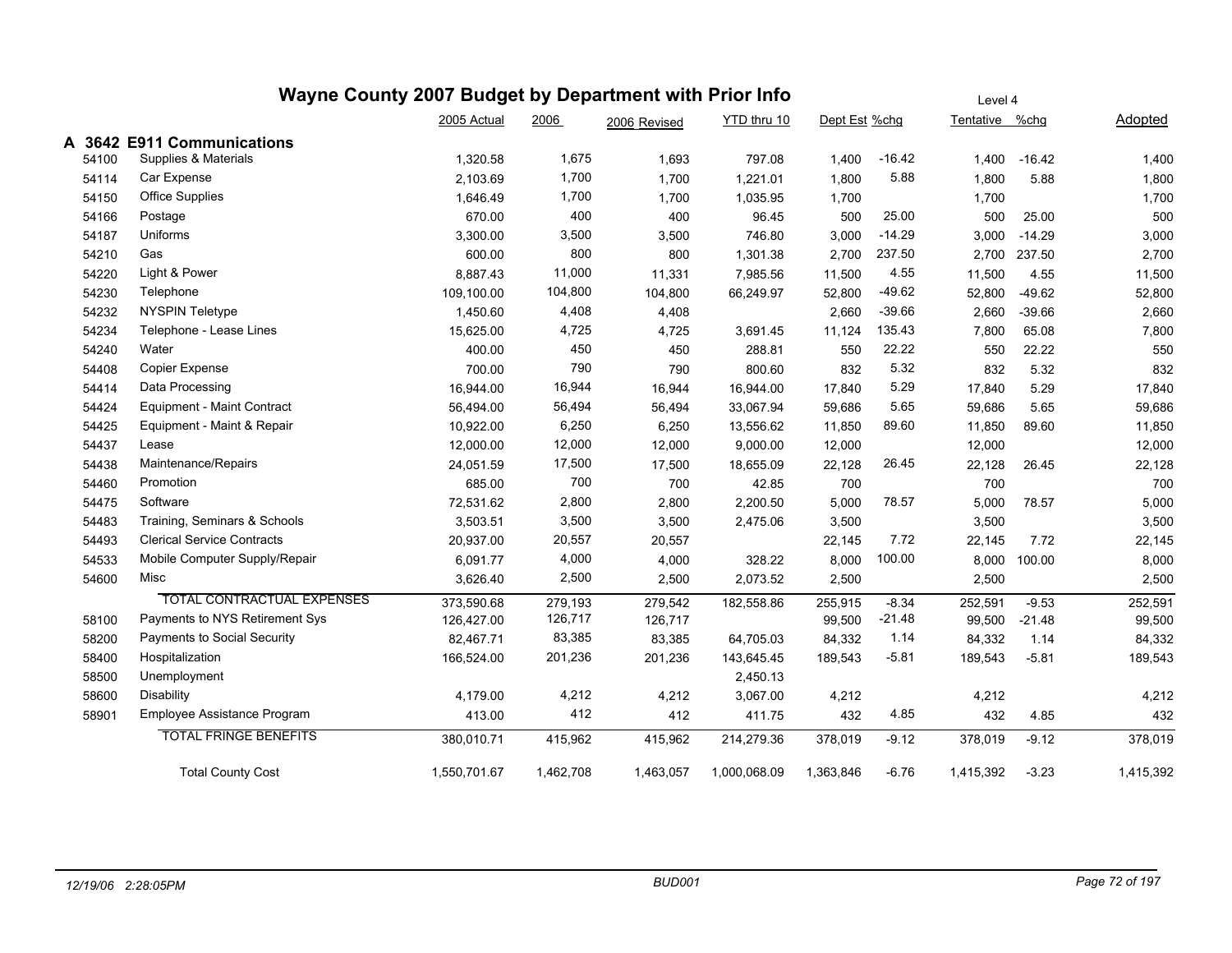# Wayne County 2007 Budget by Department with Prior Info

Level 4

## A 3642 E911 Communications

| Code | Description | 2005 Actual | 2006 | 2006 Revised | YTD thru 10 | Dept Est | %chg | Tentative | %chg | Adopted |
|---|---|---|---|---|---|---|---|---|---|---|
| 54100 | Supplies & Materials | 1,320.58 | 1,675 | 1,693 | 797.08 | 1,400 | -16.42 | 1,400 | -16.42 | 1,400 |
| 54114 | Car Expense | 2,103.69 | 1,700 | 1,700 | 1,221.01 | 1,800 | 5.88 | 1,800 | 5.88 | 1,800 |
| 54150 | Office Supplies | 1,646.49 | 1,700 | 1,700 | 1,035.95 | 1,700 | | 1,700 | | 1,700 |
| 54166 | Postage | 670.00 | 400 | 400 | 96.45 | 500 | 25.00 | 500 | 25.00 | 500 |
| 54187 | Uniforms | 3,300.00 | 3,500 | 3,500 | 746.80 | 3,000 | -14.29 | 3,000 | -14.29 | 3,000 |
| 54210 | Gas | 600.00 | 800 | 800 | 1,301.38 | 2,700 | 237.50 | 2,700 | 237.50 | 2,700 |
| 54220 | Light & Power | 8,887.43 | 11,000 | 11,331 | 7,985.56 | 11,500 | 4.55 | 11,500 | 4.55 | 11,500 |
| 54230 | Telephone | 109,100.00 | 104,800 | 104,800 | 66,249.97 | 52,800 | -49.62 | 52,800 | -49.62 | 52,800 |
| 54232 | NYSPIN Teletype | 1,450.60 | 4,408 | 4,408 | | 2,660 | -39.66 | 2,660 | -39.66 | 2,660 |
| 54234 | Telephone - Lease Lines | 15,625.00 | 4,725 | 4,725 | 3,691.45 | 11,124 | 135.43 | 7,800 | 65.08 | 7,800 |
| 54240 | Water | 400.00 | 450 | 450 | 288.81 | 550 | 22.22 | 550 | 22.22 | 550 |
| 54408 | Copier Expense | 700.00 | 790 | 790 | 800.60 | 832 | 5.32 | 832 | 5.32 | 832 |
| 54414 | Data Processing | 16,944.00 | 16,944 | 16,944 | 16,944.00 | 17,840 | 5.29 | 17,840 | 5.29 | 17,840 |
| 54424 | Equipment - Maint Contract | 56,494.00 | 56,494 | 56,494 | 33,067.94 | 59,686 | 5.65 | 59,686 | 5.65 | 59,686 |
| 54425 | Equipment - Maint & Repair | 10,922.00 | 6,250 | 6,250 | 13,556.62 | 11,850 | 89.60 | 11,850 | 89.60 | 11,850 |
| 54437 | Lease | 12,000.00 | 12,000 | 12,000 | 9,000.00 | 12,000 | | 12,000 | | 12,000 |
| 54438 | Maintenance/Repairs | 24,051.59 | 17,500 | 17,500 | 18,655.09 | 22,128 | 26.45 | 22,128 | 26.45 | 22,128 |
| 54460 | Promotion | 685.00 | 700 | 700 | 42.85 | 700 | | 700 | | 700 |
| 54475 | Software | 72,531.62 | 2,800 | 2,800 | 2,200.50 | 5,000 | 78.57 | 5,000 | 78.57 | 5,000 |
| 54483 | Training, Seminars & Schools | 3,503.51 | 3,500 | 3,500 | 2,475.06 | 3,500 | | 3,500 | | 3,500 |
| 54493 | Clerical Service Contracts | 20,937.00 | 20,557 | 20,557 | | 22,145 | 7.72 | 22,145 | 7.72 | 22,145 |
| 54533 | Mobile Computer Supply/Repair | 6,091.77 | 4,000 | 4,000 | 328.22 | 8,000 | 100.00 | 8,000 | 100.00 | 8,000 |
| 54600 | Misc | 3,626.40 | 2,500 | 2,500 | 2,073.52 | 2,500 | | 2,500 | | 2,500 |
| | TOTAL CONTRACTUAL EXPENSES | 373,590.68 | 279,193 | 279,542 | 182,558.86 | 255,915 | -8.34 | 252,591 | -9.53 | 252,591 |
| 58100 | Payments to NYS Retirement Sys | 126,427.00 | 126,717 | 126,717 | | 99,500 | -21.48 | 99,500 | -21.48 | 99,500 |
| 58200 | Payments to Social Security | 82,467.71 | 83,385 | 83,385 | 64,705.03 | 84,332 | 1.14 | 84,332 | 1.14 | 84,332 |
| 58400 | Hospitalization | 166,524.00 | 201,236 | 201,236 | 143,645.45 | 189,543 | -5.81 | 189,543 | -5.81 | 189,543 |
| 58500 | Unemployment | | | | 2,450.13 | | | | | |
| 58600 | Disability | 4,179.00 | 4,212 | 4,212 | 3,067.00 | 4,212 | | 4,212 | | 4,212 |
| 58901 | Employee Assistance Program | 413.00 | 412 | 412 | 411.75 | 432 | 4.85 | 432 | 4.85 | 432 |
| | TOTAL FRINGE BENEFITS | 380,010.71 | 415,962 | 415,962 | 214,279.36 | 378,019 | -9.12 | 378,019 | -9.12 | 378,019 |
| | Total County Cost | 1,550,701.67 | 1,462,708 | 1,463,057 | 1,000,068.09 | 1,363,846 | -6.76 | 1,415,392 | -3.23 | 1,415,392 |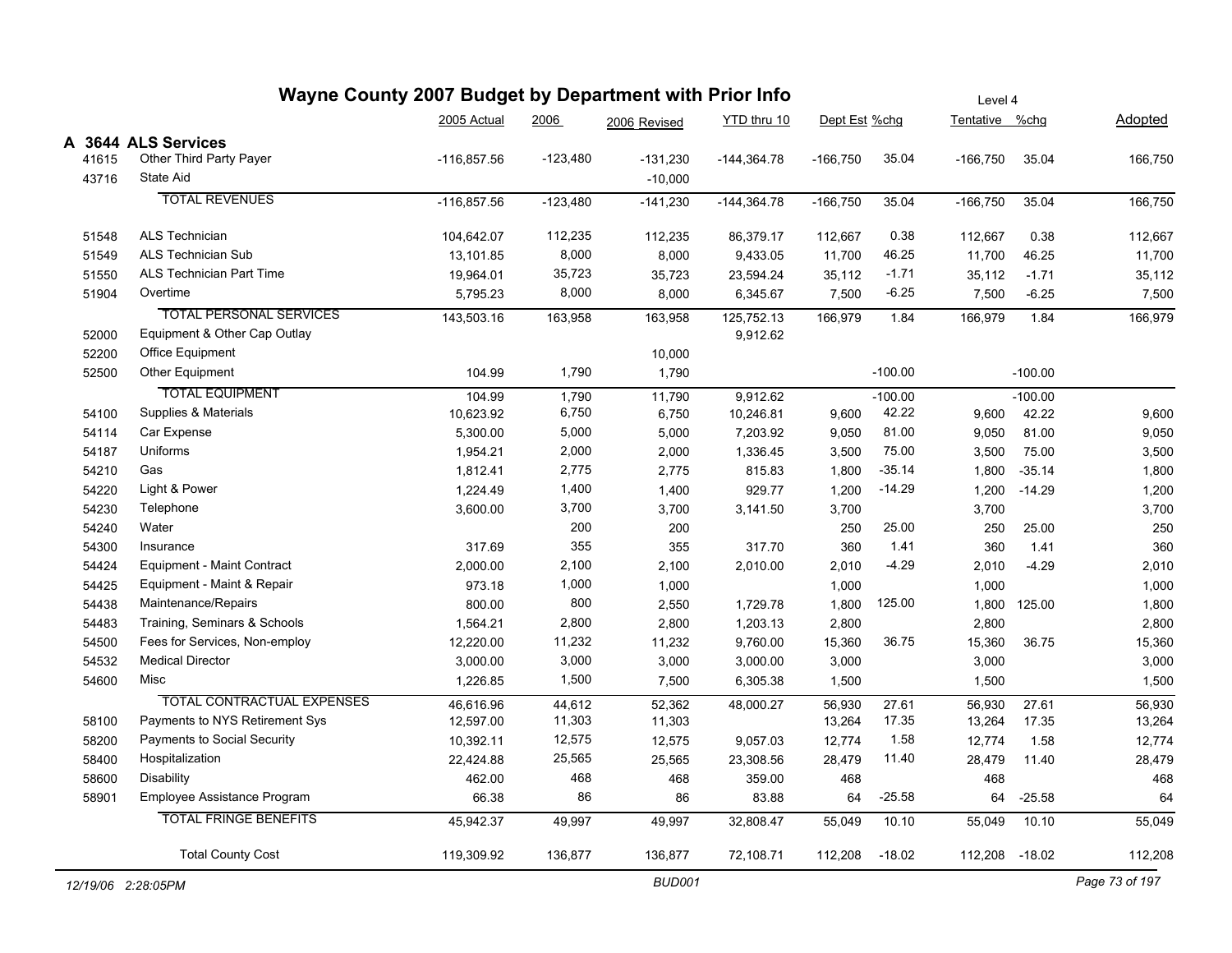# Wayne County 2007 Budget by Department with Prior Info

Level 4

| | | 2005 Actual | 2006 | 2006 Revised | YTD thru 10 | Dept Est | %chg | Tentative | %chg | Adopted |
|---|---|---|---|---|---|---|---|---|---|---|
| **A 3644** | **ALS Services** | | | | | | | | | |
| 41615 | Other Third Party Payer | -116,857.56 | -123,480 | -131,230 | -144,364.78 | -166,750 | 35.04 | -166,750 | 35.04 | 166,750 |
| 43716 | State Aid | | | -10,000 | | | | | | |
| | TOTAL REVENUES | -116,857.56 | -123,480 | -141,230 | -144,364.78 | -166,750 | 35.04 | -166,750 | 35.04 | 166,750 |
| 51548 | ALS Technician | 104,642.07 | 112,235 | 112,235 | 86,379.17 | 112,667 | 0.38 | 112,667 | 0.38 | 112,667 |
| 51549 | ALS Technician Sub | 13,101.85 | 8,000 | 8,000 | 9,433.05 | 11,700 | 46.25 | 11,700 | 46.25 | 11,700 |
| 51550 | ALS Technician Part Time | 19,964.01 | 35,723 | 35,723 | 23,594.24 | 35,112 | -1.71 | 35,112 | -1.71 | 35,112 |
| 51904 | Overtime | 5,795.23 | 8,000 | 8,000 | 6,345.67 | 7,500 | -6.25 | 7,500 | -6.25 | 7,500 |
| | TOTAL PERSONAL SERVICES | 143,503.16 | 163,958 | 163,958 | 125,752.13 | 166,979 | 1.84 | 166,979 | 1.84 | 166,979 |
| 52000 | Equipment & Other Cap Outlay | | | | 9,912.62 | | | | | |
| 52200 | Office Equipment | | | 10,000 | | | | | | |
| 52500 | Other Equipment | 104.99 | 1,790 | 1,790 | | | -100.00 | | -100.00 | |
| | TOTAL EQUIPMENT | 104.99 | 1,790 | 11,790 | 9,912.62 | | -100.00 | | -100.00 | |
| 54100 | Supplies & Materials | 10,623.92 | 6,750 | 6,750 | 10,246.81 | 9,600 | 42.22 | 9,600 | 42.22 | 9,600 |
| 54114 | Car Expense | 5,300.00 | 5,000 | 5,000 | 7,203.92 | 9,050 | 81.00 | 9,050 | 81.00 | 9,050 |
| 54187 | Uniforms | 1,954.21 | 2,000 | 2,000 | 1,336.45 | 3,500 | 75.00 | 3,500 | 75.00 | 3,500 |
| 54210 | Gas | 1,812.41 | 2,775 | 2,775 | 815.83 | 1,800 | -35.14 | 1,800 | -35.14 | 1,800 |
| 54220 | Light & Power | 1,224.49 | 1,400 | 1,400 | 929.77 | 1,200 | -14.29 | 1,200 | -14.29 | 1,200 |
| 54230 | Telephone | 3,600.00 | 3,700 | 3,700 | 3,141.50 | 3,700 | | 3,700 | | 3,700 |
| 54240 | Water | | 200 | 200 | | 250 | 25.00 | 250 | 25.00 | 250 |
| 54300 | Insurance | 317.69 | 355 | 355 | 317.70 | 360 | 1.41 | 360 | 1.41 | 360 |
| 54424 | Equipment - Maint Contract | 2,000.00 | 2,100 | 2,100 | 2,010.00 | 2,010 | -4.29 | 2,010 | -4.29 | 2,010 |
| 54425 | Equipment - Maint & Repair | 973.18 | 1,000 | 1,000 | | 1,000 | | 1,000 | | 1,000 |
| 54438 | Maintenance/Repairs | 800.00 | 800 | 2,550 | 1,729.78 | 1,800 | 125.00 | 1,800 | 125.00 | 1,800 |
| 54483 | Training, Seminars & Schools | 1,564.21 | 2,800 | 2,800 | 1,203.13 | 2,800 | | 2,800 | | 2,800 |
| 54500 | Fees for Services, Non-employ | 12,220.00 | 11,232 | 11,232 | 9,760.00 | 15,360 | 36.75 | 15,360 | 36.75 | 15,360 |
| 54532 | Medical Director | 3,000.00 | 3,000 | 3,000 | 3,000.00 | 3,000 | | 3,000 | | 3,000 |
| 54600 | Misc | 1,226.85 | 1,500 | 7,500 | 6,305.38 | 1,500 | | 1,500 | | 1,500 |
| | TOTAL CONTRACTUAL EXPENSES | 46,616.96 | 44,612 | 52,362 | 48,000.27 | 56,930 | 27.61 | 56,930 | 27.61 | 56,930 |
| 58100 | Payments to NYS Retirement Sys | 12,597.00 | 11,303 | 11,303 | | 13,264 | 17.35 | 13,264 | 17.35 | 13,264 |
| 58200 | Payments to Social Security | 10,392.11 | 12,575 | 12,575 | 9,057.03 | 12,774 | 1.58 | 12,774 | 1.58 | 12,774 |
| 58400 | Hospitalization | 22,424.88 | 25,565 | 25,565 | 23,308.56 | 28,479 | 11.40 | 28,479 | 11.40 | 28,479 |
| 58600 | Disability | 462.00 | 468 | 468 | 359.00 | 468 | | 468 | | 468 |
| 58901 | Employee Assistance Program | 66.38 | 86 | 86 | 83.88 | 64 | -25.58 | 64 | -25.58 | 64 |
| | TOTAL FRINGE BENEFITS | 45,942.37 | 49,997 | 49,997 | 32,808.47 | 55,049 | 10.10 | 55,049 | 10.10 | 55,049 |
| | Total County Cost | 119,309.92 | 136,877 | 136,877 | 72,108.71 | 112,208 | -18.02 | 112,208 | -18.02 | 112,208 |

12/19/06 2:28:05PM BUD001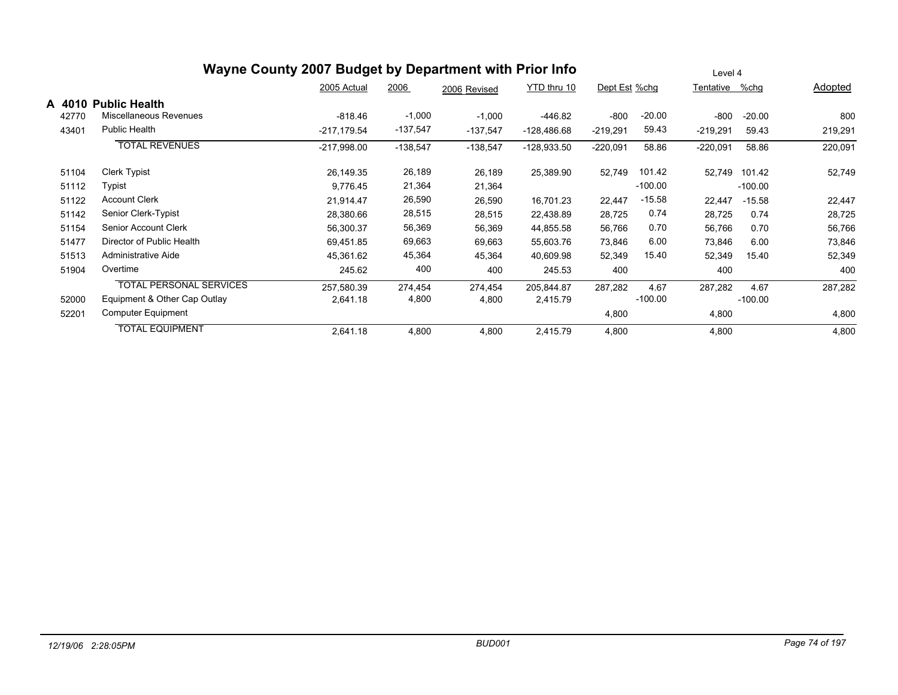# Wayne County 2007 Budget by Department with Prior Info

Level 4

| | | 2005 Actual | 2006 | 2006 Revised | YTD thru 10 | Dept Est | %chg | Tentative | %chg | Adopted |
|---|---|---|---|---|---|---|---|---|---|---|
| **A 4010** | **Public Health** | | | | | | | | | |
| 42770 | Miscellaneous Revenues | -818.46 | -1,000 | -1,000 | -446.82 | -800 | -20.00 | -800 | -20.00 | 800 |
| 43401 | Public Health | -217,179.54 | -137,547 | -137,547 | -128,486.68 | -219,291 | 59.43 | -219,291 | 59.43 | 219,291 |
| | TOTAL REVENUES | -217,998.00 | -138,547 | -138,547 | -128,933.50 | -220,091 | 58.86 | -220,091 | 58.86 | 220,091 |
| 51104 | Clerk Typist | 26,149.35 | 26,189 | 26,189 | 25,389.90 | 52,749 | 101.42 | 52,749 | 101.42 | 52,749 |
| 51112 | Typist | 9,776.45 | 21,364 | 21,364 | | | -100.00 | | -100.00 | |
| 51122 | Account Clerk | 21,914.47 | 26,590 | 26,590 | 16,701.23 | 22,447 | -15.58 | 22,447 | -15.58 | 22,447 |
| 51142 | Senior Clerk-Typist | 28,380.66 | 28,515 | 28,515 | 22,438.89 | 28,725 | 0.74 | 28,725 | 0.74 | 28,725 |
| 51154 | Senior Account Clerk | 56,300.37 | 56,369 | 56,369 | 44,855.58 | 56,766 | 0.70 | 56,766 | 0.70 | 56,766 |
| 51477 | Director of Public Health | 69,451.85 | 69,663 | 69,663 | 55,603.76 | 73,846 | 6.00 | 73,846 | 6.00 | 73,846 |
| 51513 | Administrative Aide | 45,361.62 | 45,364 | 45,364 | 40,609.98 | 52,349 | 15.40 | 52,349 | 15.40 | 52,349 |
| 51904 | Overtime | 245.62 | 400 | 400 | 245.53 | 400 | | 400 | | 400 |
| | TOTAL PERSONAL SERVICES | 257,580.39 | 274,454 | 274,454 | 205,844.87 | 287,282 | 4.67 | 287,282 | 4.67 | 287,282 |
| 52000 | Equipment & Other Cap Outlay | 2,641.18 | 4,800 | 4,800 | 2,415.79 | | -100.00 | | -100.00 | |
| 52201 | Computer Equipment | | | | | 4,800 | | 4,800 | | 4,800 |
| | TOTAL EQUIPMENT | 2,641.18 | 4,800 | 4,800 | 2,415.79 | 4,800 | | 4,800 | | 4,800 |

12/19/06 2:28:05PM BUD001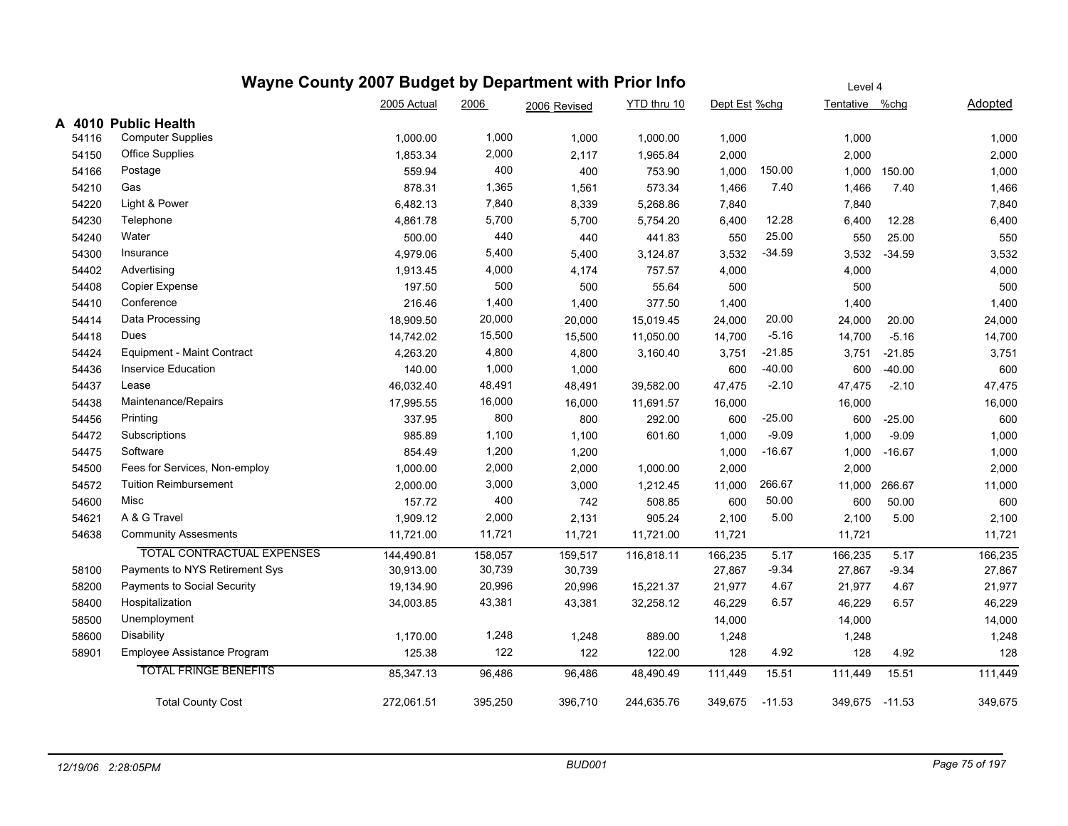# Wayne County 2007 Budget by Department with Prior Info

Level 4

| | | 2005 Actual | 2006 | 2006 Revised | YTD thru 10 | Dept Est | %chg | Tentative | %chg | Adopted |
|---|---|---|---|---|---|---|---|---|---|---|
| **A 4010** | **Public Health** | | | | | | | | | |
| 54116 | Computer Supplies | 1,000.00 | 1,000 | 1,000 | 1,000.00 | 1,000 | | 1,000 | | 1,000 |
| 54150 | Office Supplies | 1,853.34 | 2,000 | 2,117 | 1,965.84 | 2,000 | | 2,000 | | 2,000 |
| 54166 | Postage | 559.94 | 400 | 400 | 753.90 | 1,000 | 150.00 | 1,000 | 150.00 | 1,000 |
| 54210 | Gas | 878.31 | 1,365 | 1,561 | 573.34 | 1,466 | 7.40 | 1,466 | 7.40 | 1,466 |
| 54220 | Light & Power | 6,482.13 | 7,840 | 8,339 | 5,268.86 | 7,840 | | 7,840 | | 7,840 |
| 54230 | Telephone | 4,861.78 | 5,700 | 5,700 | 5,754.20 | 6,400 | 12.28 | 6,400 | 12.28 | 6,400 |
| 54240 | Water | 500.00 | 440 | 440 | 441.83 | 550 | 25.00 | 550 | 25.00 | 550 |
| 54300 | Insurance | 4,979.06 | 5,400 | 5,400 | 3,124.87 | 3,532 | -34.59 | 3,532 | -34.59 | 3,532 |
| 54402 | Advertising | 1,913.45 | 4,000 | 4,174 | 757.57 | 4,000 | | 4,000 | | 4,000 |
| 54408 | Copier Expense | 197.50 | 500 | 500 | 55.64 | 500 | | 500 | | 500 |
| 54410 | Conference | 216.46 | 1,400 | 1,400 | 377.50 | 1,400 | | 1,400 | | 1,400 |
| 54414 | Data Processing | 18,909.50 | 20,000 | 20,000 | 15,019.45 | 24,000 | 20.00 | 24,000 | 20.00 | 24,000 |
| 54418 | Dues | 14,742.02 | 15,500 | 15,500 | 11,050.00 | 14,700 | -5.16 | 14,700 | -5.16 | 14,700 |
| 54424 | Equipment - Maint Contract | 4,263.20 | 4,800 | 4,800 | 3,160.40 | 3,751 | -21.85 | 3,751 | -21.85 | 3,751 |
| 54436 | Inservice Education | 140.00 | 1,000 | 1,000 | | 600 | -40.00 | 600 | -40.00 | 600 |
| 54437 | Lease | 46,032.40 | 48,491 | 48,491 | 39,582.00 | 47,475 | -2.10 | 47,475 | -2.10 | 47,475 |
| 54438 | Maintenance/Repairs | 17,995.55 | 16,000 | 16,000 | 11,691.57 | 16,000 | | 16,000 | | 16,000 |
| 54456 | Printing | 337.95 | 800 | 800 | 292.00 | 600 | -25.00 | 600 | -25.00 | 600 |
| 54472 | Subscriptions | 985.89 | 1,100 | 1,100 | 601.60 | 1,000 | -9.09 | 1,000 | -9.09 | 1,000 |
| 54475 | Software | 854.49 | 1,200 | 1,200 | | 1,000 | -16.67 | 1,000 | -16.67 | 1,000 |
| 54500 | Fees for Services, Non-employ | 1,000.00 | 2,000 | 2,000 | 1,000.00 | 2,000 | | 2,000 | | 2,000 |
| 54572 | Tuition Reimbursement | 2,000.00 | 3,000 | 3,000 | 1,212.45 | 11,000 | 266.67 | 11,000 | 266.67 | 11,000 |
| 54600 | Misc | 157.72 | 400 | 742 | 508.85 | 600 | 50.00 | 600 | 50.00 | 600 |
| 54621 | A & G Travel | 1,909.12 | 2,000 | 2,131 | 905.24 | 2,100 | 5.00 | 2,100 | 5.00 | 2,100 |
| 54638 | Community Assesments | 11,721.00 | 11,721 | 11,721 | 11,721.00 | 11,721 | | 11,721 | | 11,721 |
| | TOTAL CONTRACTUAL EXPENSES | 144,490.81 | 158,057 | 159,517 | 116,818.11 | 166,235 | 5.17 | 166,235 | 5.17 | 166,235 |
| 58100 | Payments to NYS Retirement Sys | 30,913.00 | 30,739 | 30,739 | | 27,867 | -9.34 | 27,867 | -9.34 | 27,867 |
| 58200 | Payments to Social Security | 19,134.90 | 20,996 | 20,996 | 15,221.37 | 21,977 | 4.67 | 21,977 | 4.67 | 21,977 |
| 58400 | Hospitalization | 34,003.85 | 43,381 | 43,381 | 32,258.12 | 46,229 | 6.57 | 46,229 | 6.57 | 46,229 |
| 58500 | Unemployment | | | | | 14,000 | | 14,000 | | 14,000 |
| 58600 | Disability | 1,170.00 | 1,248 | 1,248 | 889.00 | 1,248 | | 1,248 | | 1,248 |
| 58901 | Employee Assistance Program | 125.38 | 122 | 122 | 122.00 | 128 | 4.92 | 128 | 4.92 | 128 |
| | TOTAL FRINGE BENEFITS | 85,347.13 | 96,486 | 96,486 | 48,490.49 | 111,449 | 15.51 | 111,449 | 15.51 | 111,449 |
| | Total County Cost | 272,061.51 | 395,250 | 396,710 | 244,635.76 | 349,675 | -11.53 | 349,675 | -11.53 | 349,675 |

12/19/06 2:28:05PM BUD001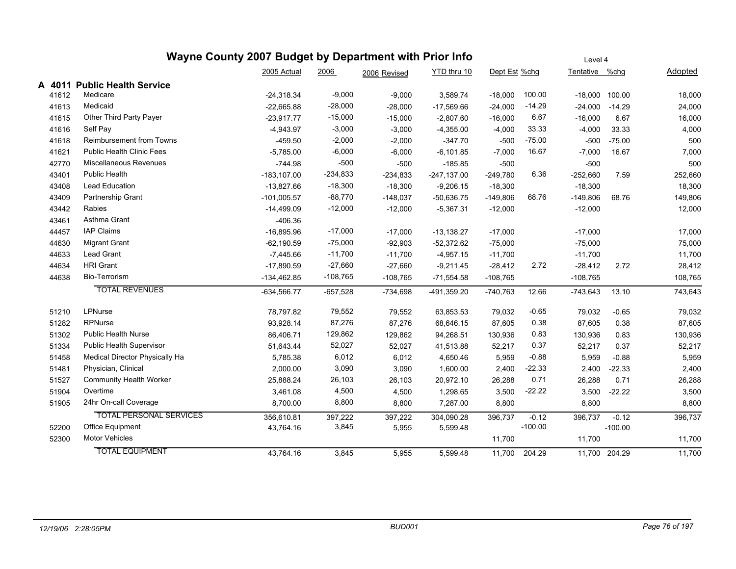# Wayne County 2007 Budget by Department with Prior Info

Level 4

| | | 2005 Actual | 2006 | 2006 Revised | YTD thru 10 | Dept Est | %chg | Tentative | %chg | Adopted |
|---|---|---|---|---|---|---|---|---|---|---|
| **A 4011** | **Public Health Service** | | | | | | | | | |
| 41612 | Medicare | -24,318.34 | -9,000 | -9,000 | 3,589.74 | -18,000 | 100.00 | -18,000 | 100.00 | 18,000 |
| 41613 | Medicaid | -22,665.88 | -28,000 | -28,000 | -17,569.66 | -24,000 | -14.29 | -24,000 | -14.29 | 24,000 |
| 41615 | Other Third Party Payer | -23,917.77 | -15,000 | -15,000 | -2,807.60 | -16,000 | 6.67 | -16,000 | 6.67 | 16,000 |
| 41616 | Self Pay | -4,943.97 | -3,000 | -3,000 | -4,355.00 | -4,000 | 33.33 | -4,000 | 33.33 | 4,000 |
| 41618 | Reimbursement from Towns | -459.50 | -2,000 | -2,000 | -347.70 | -500 | -75.00 | -500 | -75.00 | 500 |
| 41621 | Public Health Clinic Fees | -5,785.00 | -6,000 | -6,000 | -6,101.85 | -7,000 | 16.67 | -7,000 | 16.67 | 7,000 |
| 42770 | Miscellaneous Revenues | -744.98 | -500 | -500 | -185.85 | -500 | | -500 | | 500 |
| 43401 | Public Health | -183,107.00 | -234,833 | -234,833 | -247,137.00 | -249,780 | 6.36 | -252,660 | 7.59 | 252,660 |
| 43408 | Lead Education | -13,827.66 | -18,300 | -18,300 | -9,206.15 | -18,300 | | -18,300 | | 18,300 |
| 43409 | Partnership Grant | -101,005.57 | -88,770 | -148,037 | -50,636.75 | -149,806 | 68.76 | -149,806 | 68.76 | 149,806 |
| 43442 | Rabies | -14,499.09 | -12,000 | -12,000 | -5,367.31 | -12,000 | | -12,000 | | 12,000 |
| 43461 | Asthma Grant | -406.36 | | | | | | | | |
| 44457 | IAP Claims | -16,895.96 | -17,000 | -17,000 | -13,138.27 | -17,000 | | -17,000 | | 17,000 |
| 44630 | Migrant Grant | -62,190.59 | -75,000 | -92,903 | -52,372.62 | -75,000 | | -75,000 | | 75,000 |
| 44633 | Lead Grant | -7,445.66 | -11,700 | -11,700 | -4,957.15 | -11,700 | | -11,700 | | 11,700 |
| 44634 | HRI Grant | -17,890.59 | -27,660 | -27,660 | -9,211.45 | -28,412 | 2.72 | -28,412 | 2.72 | 28,412 |
| 44638 | Bio-Terrorism | -134,462.85 | -108,765 | -108,765 | -71,554.58 | -108,765 | | -108,765 | | 108,765 |
| | TOTAL REVENUES | -634,566.77 | -657,528 | -734,698 | -491,359.20 | -740,763 | 12.66 | -743,643 | 13.10 | 743,643 |
| 51210 | LPNurse | 78,797.82 | 79,552 | 79,552 | 63,853.53 | 79,032 | -0.65 | 79,032 | -0.65 | 79,032 |
| 51282 | RPNurse | 93,928.14 | 87,276 | 87,276 | 68,646.15 | 87,605 | 0.38 | 87,605 | 0.38 | 87,605 |
| 51302 | Public Health Nurse | 86,406.71 | 129,862 | 129,862 | 94,268.51 | 130,936 | 0.83 | 130,936 | 0.83 | 130,936 |
| 51334 | Public Health Supervisor | 51,643.44 | 52,027 | 52,027 | 41,513.88 | 52,217 | 0.37 | 52,217 | 0.37 | 52,217 |
| 51458 | Medical Director Physically Ha | 5,785.38 | 6,012 | 6,012 | 4,650.46 | 5,959 | -0.88 | 5,959 | -0.88 | 5,959 |
| 51481 | Physician, Clinical | 2,000.00 | 3,090 | 3,090 | 1,600.00 | 2,400 | -22.33 | 2,400 | -22.33 | 2,400 |
| 51527 | Community Health Worker | 25,888.24 | 26,103 | 26,103 | 20,972.10 | 26,288 | 0.71 | 26,288 | 0.71 | 26,288 |
| 51904 | Overtime | 3,461.08 | 4,500 | 4,500 | 1,298.65 | 3,500 | -22.22 | 3,500 | -22.22 | 3,500 |
| 51905 | 24hr On-call Coverage | 8,700.00 | 8,800 | 8,800 | 7,287.00 | 8,800 | | 8,800 | | 8,800 |
| | TOTAL PERSONAL SERVICES | 356,610.81 | 397,222 | 397,222 | 304,090.28 | 396,737 | -0.12 | 396,737 | -0.12 | 396,737 |
| 52200 | Office Equipment | 43,764.16 | 3,845 | 5,955 | 5,599.48 | | -100.00 | | -100.00 | |
| 52300 | Motor Vehicles | | | | | 11,700 | | 11,700 | | 11,700 |
| | TOTAL EQUIPMENT | 43,764.16 | 3,845 | 5,955 | 5,599.48 | 11,700 | 204.29 | 11,700 | 204.29 | 11,700 |

12/19/06 2:28:05PM BUD001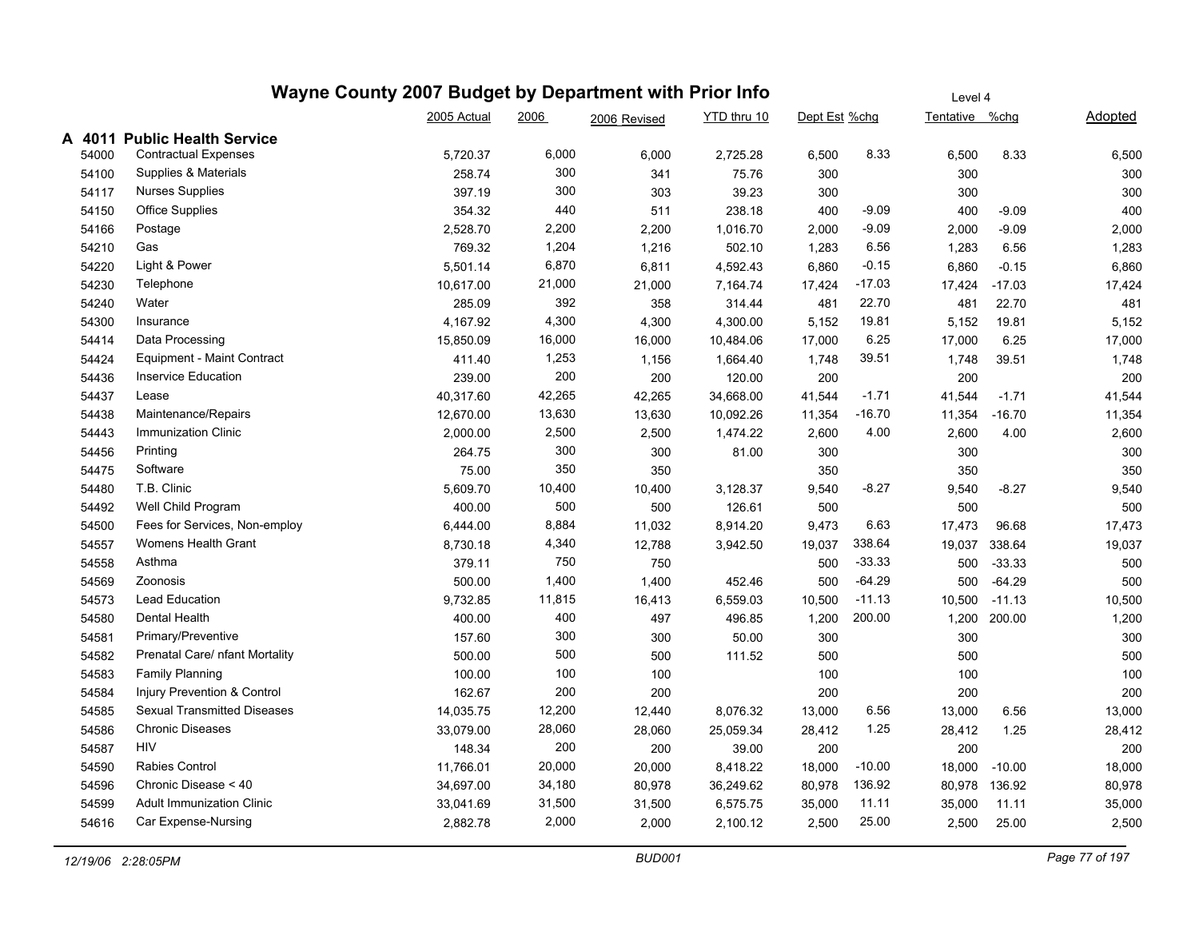# Wayne County 2007 Budget by Department with Prior Info

Level 4

## A 4011 Public Health Service

| | | 2005 Actual | 2006 | 2006 Revised | YTD thru 10 | Dept Est | %chg | Tentative | %chg | Adopted |
|---|---|---|---|---|---|---|---|---|---|---|
| 54000 | Contractual Expenses | 5,720.37 | 6,000 | 6,000 | 2,725.28 | 6,500 | 8.33 | 6,500 | 8.33 | 6,500 |
| 54100 | Supplies & Materials | 258.74 | 300 | 341 | 75.76 | 300 | | 300 | | 300 |
| 54117 | Nurses Supplies | 397.19 | 300 | 303 | 39.23 | 300 | | 300 | | 300 |
| 54150 | Office Supplies | 354.32 | 440 | 511 | 238.18 | 400 | -9.09 | 400 | -9.09 | 400 |
| 54166 | Postage | 2,528.70 | 2,200 | 2,200 | 1,016.70 | 2,000 | -9.09 | 2,000 | -9.09 | 2,000 |
| 54210 | Gas | 769.32 | 1,204 | 1,216 | 502.10 | 1,283 | 6.56 | 1,283 | 6.56 | 1,283 |
| 54220 | Light & Power | 5,501.14 | 6,870 | 6,811 | 4,592.43 | 6,860 | -0.15 | 6,860 | -0.15 | 6,860 |
| 54230 | Telephone | 10,617.00 | 21,000 | 21,000 | 7,164.74 | 17,424 | -17.03 | 17,424 | -17.03 | 17,424 |
| 54240 | Water | 285.09 | 392 | 358 | 314.44 | 481 | 22.70 | 481 | 22.70 | 481 |
| 54300 | Insurance | 4,167.92 | 4,300 | 4,300 | 4,300.00 | 5,152 | 19.81 | 5,152 | 19.81 | 5,152 |
| 54414 | Data Processing | 15,850.09 | 16,000 | 16,000 | 10,484.06 | 17,000 | 6.25 | 17,000 | 6.25 | 17,000 |
| 54424 | Equipment - Maint Contract | 411.40 | 1,253 | 1,156 | 1,664.40 | 1,748 | 39.51 | 1,748 | 39.51 | 1,748 |
| 54436 | Inservice Education | 239.00 | 200 | 200 | 120.00 | 200 | | 200 | | 200 |
| 54437 | Lease | 40,317.60 | 42,265 | 42,265 | 34,668.00 | 41,544 | -1.71 | 41,544 | -1.71 | 41,544 |
| 54438 | Maintenance/Repairs | 12,670.00 | 13,630 | 13,630 | 10,092.26 | 11,354 | -16.70 | 11,354 | -16.70 | 11,354 |
| 54443 | Immunization Clinic | 2,000.00 | 2,500 | 2,500 | 1,474.22 | 2,600 | 4.00 | 2,600 | 4.00 | 2,600 |
| 54456 | Printing | 264.75 | 300 | 300 | 81.00 | 300 | | 300 | | 300 |
| 54475 | Software | 75.00 | 350 | 350 | | 350 | | 350 | | 350 |
| 54480 | T.B. Clinic | 5,609.70 | 10,400 | 10,400 | 3,128.37 | 9,540 | -8.27 | 9,540 | -8.27 | 9,540 |
| 54492 | Well Child Program | 400.00 | 500 | 500 | 126.61 | 500 | | 500 | | 500 |
| 54500 | Fees for Services, Non-employ | 6,444.00 | 8,884 | 11,032 | 8,914.20 | 9,473 | 6.63 | 17,473 | 96.68 | 17,473 |
| 54557 | Womens Health Grant | 8,730.18 | 4,340 | 12,788 | 3,942.50 | 19,037 | 338.64 | 19,037 | 338.64 | 19,037 |
| 54558 | Asthma | 379.11 | 750 | 750 | | 500 | -33.33 | 500 | -33.33 | 500 |
| 54569 | Zoonosis | 500.00 | 1,400 | 1,400 | 452.46 | 500 | -64.29 | 500 | -64.29 | 500 |
| 54573 | Lead Education | 9,732.85 | 11,815 | 16,413 | 6,559.03 | 10,500 | -11.13 | 10,500 | -11.13 | 10,500 |
| 54580 | Dental Health | 400.00 | 400 | 497 | 496.85 | 1,200 | 200.00 | 1,200 | 200.00 | 1,200 |
| 54581 | Primary/Preventive | 157.60 | 300 | 300 | 50.00 | 300 | | 300 | | 300 |
| 54582 | Prenatal Care/ nfant Mortality | 500.00 | 500 | 500 | 111.52 | 500 | | 500 | | 500 |
| 54583 | Family Planning | 100.00 | 100 | 100 | | 100 | | 100 | | 100 |
| 54584 | Injury Prevention & Control | 162.67 | 200 | 200 | | 200 | | 200 | | 200 |
| 54585 | Sexual Transmitted Diseases | 14,035.75 | 12,200 | 12,440 | 8,076.32 | 13,000 | 6.56 | 13,000 | 6.56 | 13,000 |
| 54586 | Chronic Diseases | 33,079.00 | 28,060 | 28,060 | 25,059.34 | 28,412 | 1.25 | 28,412 | 1.25 | 28,412 |
| 54587 | HIV | 148.34 | 200 | 200 | 39.00 | 200 | | 200 | | 200 |
| 54590 | Rabies Control | 11,766.01 | 20,000 | 20,000 | 8,418.22 | 18,000 | -10.00 | 18,000 | -10.00 | 18,000 |
| 54596 | Chronic Disease < 40 | 34,697.00 | 34,180 | 80,978 | 36,249.62 | 80,978 | 136.92 | 80,978 | 136.92 | 80,978 |
| 54599 | Adult Immunization Clinic | 33,041.69 | 31,500 | 31,500 | 6,575.75 | 35,000 | 11.11 | 35,000 | 11.11 | 35,000 |
| 54616 | Car Expense-Nursing | 2,882.78 | 2,000 | 2,000 | 2,100.12 | 2,500 | 25.00 | 2,500 | 25.00 | 2,500 |

*12/19/06 2:28:05PM* BUD001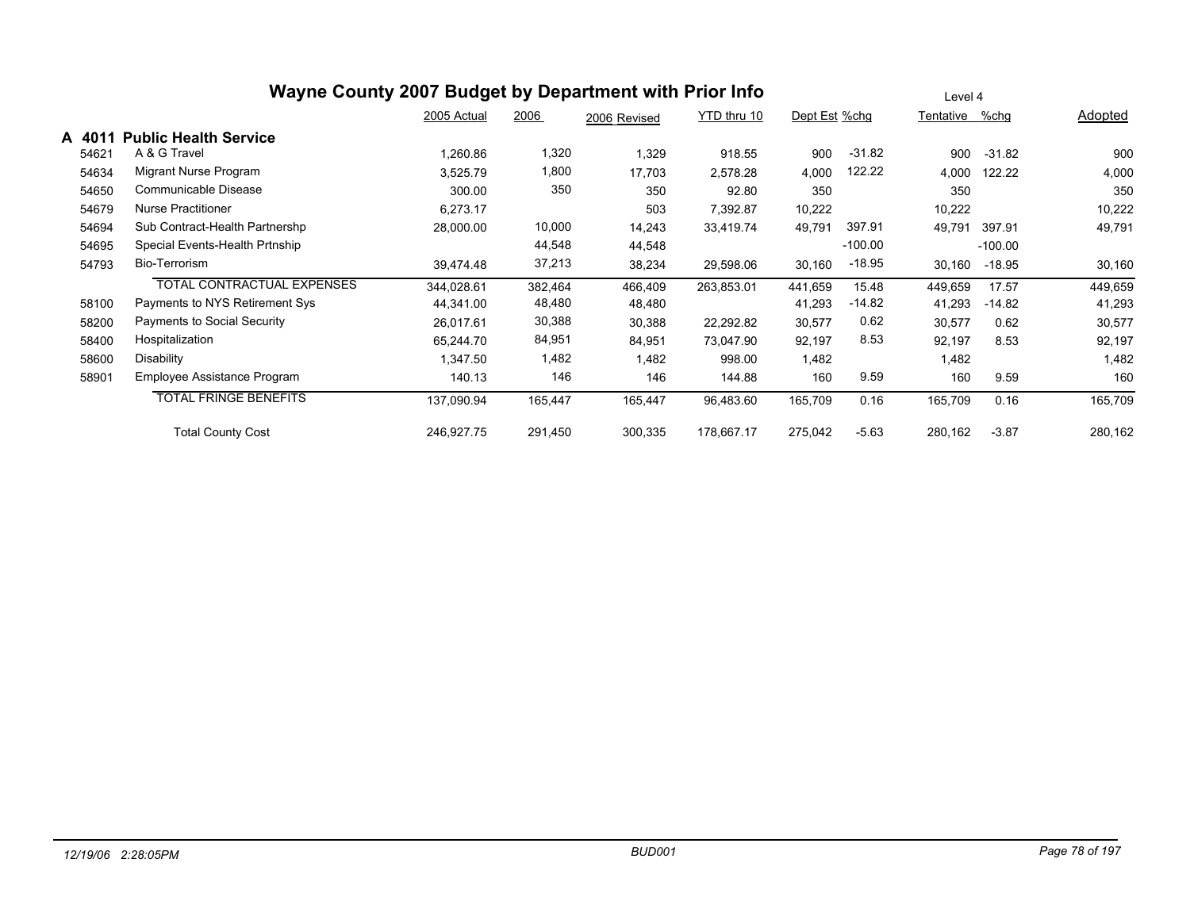# Wayne County 2007 Budget by Department with Prior Info

Level 4

## A 4011 Public Health Service

| | | 2005 Actual | 2006 | 2006 Revised | YTD thru 10 | Dept Est | %chg | Tentative | %chg | Adopted |
|---|---|---|---|---|---|---|---|---|---|---|
| 54621 | A & G Travel | 1,260.86 | 1,320 | 1,329 | 918.55 | 900 | -31.82 | 900 | -31.82 | 900 |
| 54634 | Migrant Nurse Program | 3,525.79 | 1,800 | 17,703 | 2,578.28 | 4,000 | 122.22 | 4,000 | 122.22 | 4,000 |
| 54650 | Communicable Disease | 300.00 | 350 | 350 | 92.80 | 350 | | 350 | | 350 |
| 54679 | Nurse Practitioner | 6,273.17 | | 503 | 7,392.87 | 10,222 | | 10,222 | | 10,222 |
| 54694 | Sub Contract-Health Partnershp | 28,000.00 | 10,000 | 14,243 | 33,419.74 | 49,791 | 397.91 | 49,791 | 397.91 | 49,791 |
| 54695 | Special Events-Health Prtnship | | 44,548 | 44,548 | | | -100.00 | | -100.00 | |
| 54793 | Bio-Terrorism | 39,474.48 | 37,213 | 38,234 | 29,598.06 | 30,160 | -18.95 | 30,160 | -18.95 | 30,160 |
| | TOTAL CONTRACTUAL EXPENSES | 344,028.61 | 382,464 | 466,409 | 263,853.01 | 441,659 | 15.48 | 449,659 | 17.57 | 449,659 |
| 58100 | Payments to NYS Retirement Sys | 44,341.00 | 48,480 | 48,480 | | 41,293 | -14.82 | 41,293 | -14.82 | 41,293 |
| 58200 | Payments to Social Security | 26,017.61 | 30,388 | 30,388 | 22,292.82 | 30,577 | 0.62 | 30,577 | 0.62 | 30,577 |
| 58400 | Hospitalization | 65,244.70 | 84,951 | 84,951 | 73,047.90 | 92,197 | 8.53 | 92,197 | 8.53 | 92,197 |
| 58600 | Disability | 1,347.50 | 1,482 | 1,482 | 998.00 | 1,482 | | 1,482 | | 1,482 |
| 58901 | Employee Assistance Program | 140.13 | 146 | 146 | 144.88 | 160 | 9.59 | 160 | 9.59 | 160 |
| | TOTAL FRINGE BENEFITS | 137,090.94 | 165,447 | 165,447 | 96,483.60 | 165,709 | 0.16 | 165,709 | 0.16 | 165,709 |
| | Total County Cost | 246,927.75 | 291,450 | 300,335 | 178,667.17 | 275,042 | -5.63 | 280,162 | -3.87 | 280,162 |

12/19/06 2:28:05PM BUD001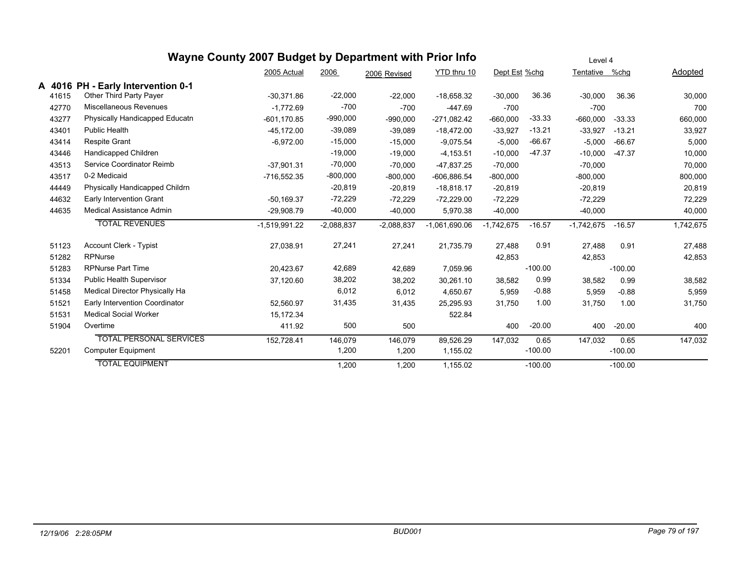# Wayne County 2007 Budget by Department with Prior Info

Level 4

## A 4016 PH - Early Intervention 0-1

| Code | Description | 2005 Actual | 2006 | 2006 Revised | YTD thru 10 | Dept Est | %chg | Tentative | %chg | Adopted |
|---|---|---|---|---|---|---|---|---|---|---|
| 41615 | Other Third Party Payer | -30,371.86 | -22,000 | -22,000 | -18,658.32 | -30,000 | 36.36 | -30,000 | 36.36 | 30,000 |
| 42770 | Miscellaneous Revenues | -1,772.69 | -700 | -700 | -447.69 | -700 | | -700 | | 700 |
| 43277 | Physically Handicapped Educatn | -601,170.85 | -990,000 | -990,000 | -271,082.42 | -660,000 | -33.33 | -660,000 | -33.33 | 660,000 |
| 43401 | Public Health | -45,172.00 | -39,089 | -39,089 | -18,472.00 | -33,927 | -13.21 | -33,927 | -13.21 | 33,927 |
| 43414 | Respite Grant | -6,972.00 | -15,000 | -15,000 | -9,075.54 | -5,000 | -66.67 | -5,000 | -66.67 | 5,000 |
| 43446 | Handicapped Children | | -19,000 | -19,000 | -4,153.51 | -10,000 | -47.37 | -10,000 | -47.37 | 10,000 |
| 43513 | Service Coordinator Reimb | -37,901.31 | -70,000 | -70,000 | -47,837.25 | -70,000 | | -70,000 | | 70,000 |
| 43517 | 0-2 Medicaid | -716,552.35 | -800,000 | -800,000 | -606,886.54 | -800,000 | | -800,000 | | 800,000 |
| 44449 | Physically Handicapped Childrn | | -20,819 | -20,819 | -18,818.17 | -20,819 | | -20,819 | | 20,819 |
| 44632 | Early Intervention Grant | -50,169.37 | -72,229 | -72,229 | -72,229.00 | -72,229 | | -72,229 | | 72,229 |
| 44635 | Medical Assistance Admin | -29,908.79 | -40,000 | -40,000 | 5,970.38 | -40,000 | | -40,000 | | 40,000 |
| | TOTAL REVENUES | -1,519,991.22 | -2,088,837 | -2,088,837 | -1,061,690.06 | -1,742,675 | -16.57 | -1,742,675 | -16.57 | 1,742,675 |
| 51123 | Account Clerk - Typist | 27,038.91 | 27,241 | 27,241 | 21,735.79 | 27,488 | 0.91 | 27,488 | 0.91 | 27,488 |
| 51282 | RPNurse | | | | | 42,853 | | 42,853 | | 42,853 |
| 51283 | RPNurse Part Time | 20,423.67 | 42,689 | 42,689 | 7,059.96 | | -100.00 | | -100.00 | |
| 51334 | Public Health Supervisor | 37,120.60 | 38,202 | 38,202 | 30,261.10 | 38,582 | 0.99 | 38,582 | 0.99 | 38,582 |
| 51458 | Medical Director Physically Ha | | 6,012 | 6,012 | 4,650.67 | 5,959 | -0.88 | 5,959 | -0.88 | 5,959 |
| 51521 | Early Intervention Coordinator | 52,560.97 | 31,435 | 31,435 | 25,295.93 | 31,750 | 1.00 | 31,750 | 1.00 | 31,750 |
| 51531 | Medical Social Worker | 15,172.34 | | | 522.84 | | | | | |
| 51904 | Overtime | 411.92 | 500 | 500 | | 400 | -20.00 | 400 | -20.00 | 400 |
| | TOTAL PERSONAL SERVICES | 152,728.41 | 146,079 | 146,079 | 89,526.29 | 147,032 | 0.65 | 147,032 | 0.65 | 147,032 |
| 52201 | Computer Equipment | | 1,200 | 1,200 | 1,155.02 | | -100.00 | | -100.00 | |
| | TOTAL EQUIPMENT | | 1,200 | 1,200 | 1,155.02 | | -100.00 | | -100.00 | |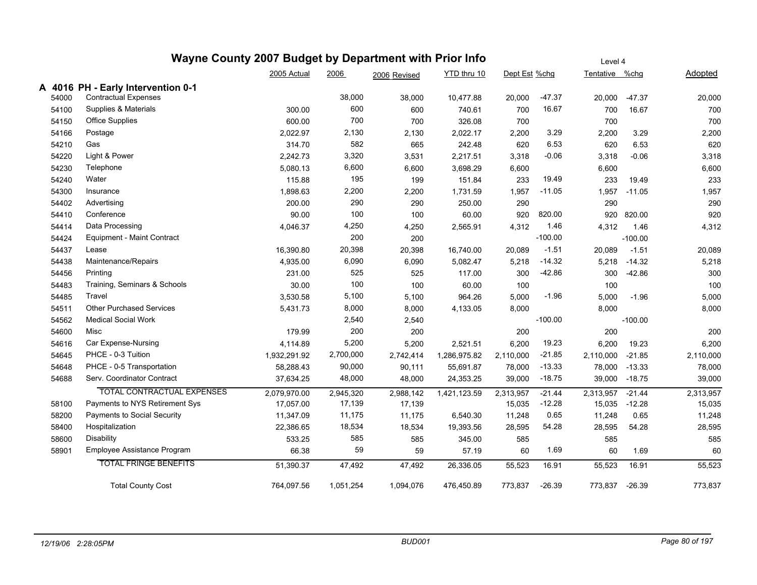# Wayne County 2007 Budget by Department with Prior Info

Level 4

| | | 2005 Actual | 2006 | 2006 Revised | YTD thru 10 | Dept Est | %chg | Tentative | %chg | Adopted |
|---|---|---|---|---|---|---|---|---|---|---|
| **A 4016** | **PH - Early Intervention 0-1** | | | | | | | | | |
| 54000 | Contractual Expenses | | 38,000 | 38,000 | 10,477.88 | 20,000 | -47.37 | 20,000 | -47.37 | 20,000 |
| 54100 | Supplies & Materials | 300.00 | 600 | 600 | 740.61 | 700 | 16.67 | 700 | 16.67 | 700 |
| 54150 | Office Supplies | 600.00 | 700 | 700 | 326.08 | 700 | | 700 | | 700 |
| 54166 | Postage | 2,022.97 | 2,130 | 2,130 | 2,022.17 | 2,200 | 3.29 | 2,200 | 3.29 | 2,200 |
| 54210 | Gas | 314.70 | 582 | 665 | 242.48 | 620 | 6.53 | 620 | 6.53 | 620 |
| 54220 | Light & Power | 2,242.73 | 3,320 | 3,531 | 2,217.51 | 3,318 | -0.06 | 3,318 | -0.06 | 3,318 |
| 54230 | Telephone | 5,080.13 | 6,600 | 6,600 | 3,698.29 | 6,600 | | 6,600 | | 6,600 |
| 54240 | Water | 115.88 | 195 | 199 | 151.84 | 233 | 19.49 | 233 | 19.49 | 233 |
| 54300 | Insurance | 1,898.63 | 2,200 | 2,200 | 1,731.59 | 1,957 | -11.05 | 1,957 | -11.05 | 1,957 |
| 54402 | Advertising | 200.00 | 290 | 290 | 250.00 | 290 | | 290 | | 290 |
| 54410 | Conference | 90.00 | 100 | 100 | 60.00 | 920 | 820.00 | 920 | 820.00 | 920 |
| 54414 | Data Processing | 4,046.37 | 4,250 | 4,250 | 2,565.91 | 4,312 | 1.46 | 4,312 | 1.46 | 4,312 |
| 54424 | Equipment - Maint Contract | | 200 | 200 | | | -100.00 | | -100.00 | |
| 54437 | Lease | 16,390.80 | 20,398 | 20,398 | 16,740.00 | 20,089 | -1.51 | 20,089 | -1.51 | 20,089 |
| 54438 | Maintenance/Repairs | 4,935.00 | 6,090 | 6,090 | 5,082.47 | 5,218 | -14.32 | 5,218 | -14.32 | 5,218 |
| 54456 | Printing | 231.00 | 525 | 525 | 117.00 | 300 | -42.86 | 300 | -42.86 | 300 |
| 54483 | Training, Seminars & Schools | 30.00 | 100 | 100 | 60.00 | 100 | | 100 | | 100 |
| 54485 | Travel | 3,530.58 | 5,100 | 5,100 | 964.26 | 5,000 | -1.96 | 5,000 | -1.96 | 5,000 |
| 54511 | Other Purchased Services | 5,431.73 | 8,000 | 8,000 | 4,133.05 | 8,000 | | 8,000 | | 8,000 |
| 54562 | Medical Social Work | | 2,540 | 2,540 | | | -100.00 | | -100.00 | |
| 54600 | Misc | 179.99 | 200 | 200 | | 200 | | 200 | | 200 |
| 54616 | Car Expense-Nursing | 4,114.89 | 5,200 | 5,200 | 2,521.51 | 6,200 | 19.23 | 6,200 | 19.23 | 6,200 |
| 54645 | PHCE - 0-3 Tuition | 1,932,291.92 | 2,700,000 | 2,742,414 | 1,286,975.82 | 2,110,000 | -21.85 | 2,110,000 | -21.85 | 2,110,000 |
| 54648 | PHCE - 0-5 Transportation | 58,288.43 | 90,000 | 90,111 | 55,691.87 | 78,000 | -13.33 | 78,000 | -13.33 | 78,000 |
| 54688 | Serv. Coordinator Contract | 37,634.25 | 48,000 | 48,000 | 24,353.25 | 39,000 | -18.75 | 39,000 | -18.75 | 39,000 |
| | TOTAL CONTRACTUAL EXPENSES | 2,079,970.00 | 2,945,320 | 2,988,142 | 1,421,123.59 | 2,313,957 | -21.44 | 2,313,957 | -21.44 | 2,313,957 |
| 58100 | Payments to NYS Retirement Sys | 17,057.00 | 17,139 | 17,139 | | 15,035 | -12.28 | 15,035 | -12.28 | 15,035 |
| 58200 | Payments to Social Security | 11,347.09 | 11,175 | 11,175 | 6,540.30 | 11,248 | 0.65 | 11,248 | 0.65 | 11,248 |
| 58400 | Hospitalization | 22,386.65 | 18,534 | 18,534 | 19,393.56 | 28,595 | 54.28 | 28,595 | 54.28 | 28,595 |
| 58600 | Disability | 533.25 | 585 | 585 | 345.00 | 585 | | 585 | | 585 |
| 58901 | Employee Assistance Program | 66.38 | 59 | 59 | 57.19 | 60 | 1.69 | 60 | 1.69 | 60 |
| | TOTAL FRINGE BENEFITS | 51,390.37 | 47,492 | 47,492 | 26,336.05 | 55,523 | 16.91 | 55,523 | 16.91 | 55,523 |
| | Total County Cost | 764,097.56 | 1,051,254 | 1,094,076 | 476,450.89 | 773,837 | -26.39 | 773,837 | -26.39 | 773,837 |

*12/19/06 2:28:05PM* BUD001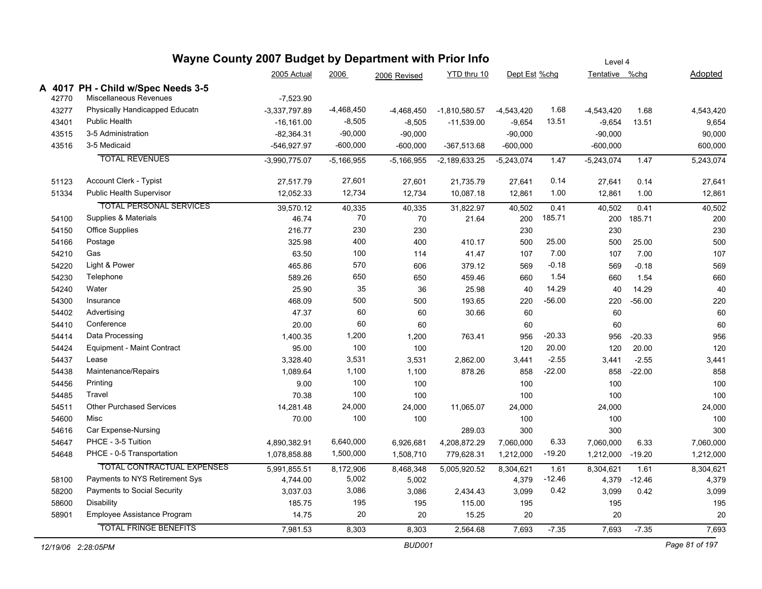# Wayne County 2007 Budget by Department with Prior Info

Level 4

| | | 2005 Actual | 2006 | 2006 Revised | YTD thru 10 | Dept Est | %chg | Tentative | %chg | Adopted |
|---|---|---|---|---|---|---|---|---|---|---|
| **A 4017** | **PH - Child w/Spec Needs 3-5** | | | | | | | | | |
| 42770 | Miscellaneous Revenues | -7,523.90 | | | | | | | | |
| 43277 | Physically Handicapped Educatn | -3,337,797.89 | -4,468,450 | -4,468,450 | -1,810,580.57 | -4,543,420 | 1.68 | -4,543,420 | 1.68 | 4,543,420 |
| 43401 | Public Health | -16,161.00 | -8,505 | -8,505 | -11,539.00 | -9,654 | 13.51 | -9,654 | 13.51 | 9,654 |
| 43515 | 3-5 Administration | -82,364.31 | -90,000 | -90,000 | | -90,000 | | -90,000 | | 90,000 |
| 43516 | 3-5 Medicaid | -546,927.97 | -600,000 | -600,000 | -367,513.68 | -600,000 | | -600,000 | | 600,000 |
| | TOTAL REVENUES | -3,990,775.07 | -5,166,955 | -5,166,955 | -2,189,633.25 | -5,243,074 | 1.47 | -5,243,074 | 1.47 | 5,243,074 |
| 51123 | Account Clerk - Typist | 27,517.79 | 27,601 | 27,601 | 21,735.79 | 27,641 | 0.14 | 27,641 | 0.14 | 27,641 |
| 51334 | Public Health Supervisor | 12,052.33 | 12,734 | 12,734 | 10,087.18 | 12,861 | 1.00 | 12,861 | 1.00 | 12,861 |
| | TOTAL PERSONAL SERVICES | 39,570.12 | 40,335 | 40,335 | 31,822.97 | 40,502 | 0.41 | 40,502 | 0.41 | 40,502 |
| 54100 | Supplies & Materials | 46.74 | 70 | 70 | 21.64 | 200 | 185.71 | 200 | 185.71 | 200 |
| 54150 | Office Supplies | 216.77 | 230 | 230 | | 230 | | 230 | | 230 |
| 54166 | Postage | 325.98 | 400 | 400 | 410.17 | 500 | 25.00 | 500 | 25.00 | 500 |
| 54210 | Gas | 63.50 | 100 | 114 | 41.47 | 107 | 7.00 | 107 | 7.00 | 107 |
| 54220 | Light & Power | 465.86 | 570 | 606 | 379.12 | 569 | -0.18 | 569 | -0.18 | 569 |
| 54230 | Telephone | 589.26 | 650 | 650 | 459.46 | 660 | 1.54 | 660 | 1.54 | 660 |
| 54240 | Water | 25.90 | 35 | 36 | 25.98 | 40 | 14.29 | 40 | 14.29 | 40 |
| 54300 | Insurance | 468.09 | 500 | 500 | 193.65 | 220 | -56.00 | 220 | -56.00 | 220 |
| 54402 | Advertising | 47.37 | 60 | 60 | 30.66 | 60 | | 60 | | 60 |
| 54410 | Conference | 20.00 | 60 | 60 | | 60 | | 60 | | 60 |
| 54414 | Data Processing | 1,400.35 | 1,200 | 1,200 | 763.41 | 956 | -20.33 | 956 | -20.33 | 956 |
| 54424 | Equipment - Maint Contract | 95.00 | 100 | 100 | | 120 | 20.00 | 120 | 20.00 | 120 |
| 54437 | Lease | 3,328.40 | 3,531 | 3,531 | 2,862.00 | 3,441 | -2.55 | 3,441 | -2.55 | 3,441 |
| 54438 | Maintenance/Repairs | 1,089.64 | 1,100 | 1,100 | 878.26 | 858 | -22.00 | 858 | -22.00 | 858 |
| 54456 | Printing | 9.00 | 100 | 100 | | 100 | | 100 | | 100 |
| 54485 | Travel | 70.38 | 100 | 100 | | 100 | | 100 | | 100 |
| 54511 | Other Purchased Services | 14,281.48 | 24,000 | 24,000 | 11,065.07 | 24,000 | | 24,000 | | 24,000 |
| 54600 | Misc | 70.00 | 100 | 100 | | 100 | | 100 | | 100 |
| 54616 | Car Expense-Nursing | | | | 289.03 | 300 | | 300 | | 300 |
| 54647 | PHCE - 3-5 Tuition | 4,890,382.91 | 6,640,000 | 6,926,681 | 4,208,872.29 | 7,060,000 | 6.33 | 7,060,000 | 6.33 | 7,060,000 |
| 54648 | PHCE - 0-5 Transportation | 1,078,858.88 | 1,500,000 | 1,508,710 | 779,628.31 | 1,212,000 | -19.20 | 1,212,000 | -19.20 | 1,212,000 |
| | TOTAL CONTRACTUAL EXPENSES | 5,991,855.51 | 8,172,906 | 8,468,348 | 5,005,920.52 | 8,304,621 | 1.61 | 8,304,621 | 1.61 | 8,304,621 |
| 58100 | Payments to NYS Retirement Sys | 4,744.00 | 5,002 | 5,002 | | 4,379 | -12.46 | 4,379 | -12.46 | 4,379 |
| 58200 | Payments to Social Security | 3,037.03 | 3,086 | 3,086 | 2,434.43 | 3,099 | 0.42 | 3,099 | 0.42 | 3,099 |
| 58600 | Disability | 185.75 | 195 | 195 | 115.00 | 195 | | 195 | | 195 |
| 58901 | Employee Assistance Program | 14.75 | 20 | 20 | 15.25 | 20 | | 20 | | 20 |
| | TOTAL FRINGE BENEFITS | 7,981.53 | 8,303 | 8,303 | 2,564.68 | 7,693 | -7.35 | 7,693 | -7.35 | 7,693 |

*12/19/06 2:28:05PM* BUD001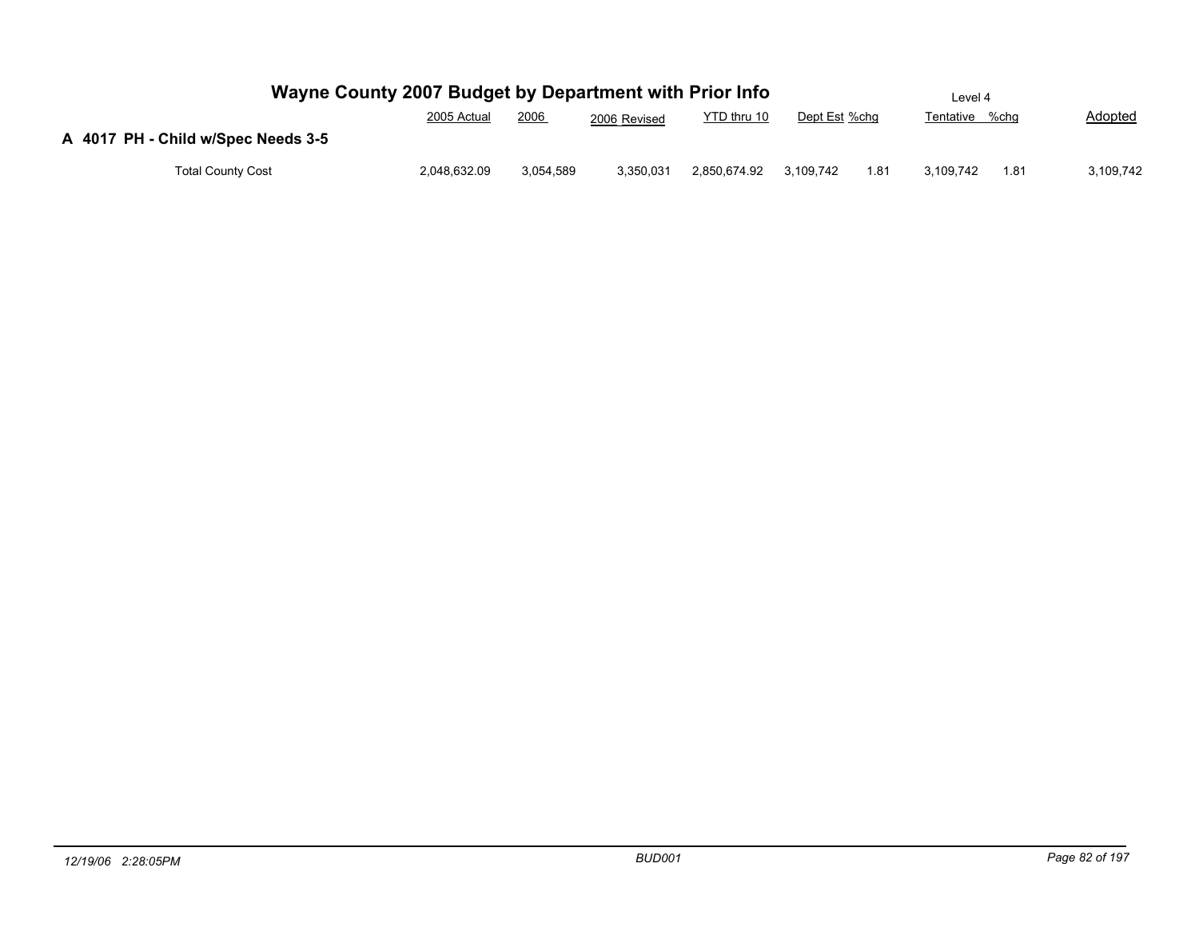# Wayne County 2007 Budget by Department with Prior Info

Level 4

## A 4017 PH - Child w/Spec Needs 3-5

| | 2005 Actual | 2006 | 2006 Revised | YTD thru 10 | Dept Est | %chg | Tentative | %chg | Adopted |
|---|---|---|---|---|---|---|---|---|---|
| Total County Cost | 2,048,632.09 | 3,054,589 | 3,350,031 | 2,850,674.92 | 3,109,742 | 1.81 | 3,109,742 | 1.81 | 3,109,742 |

12/19/06 2:28:05PM BUD001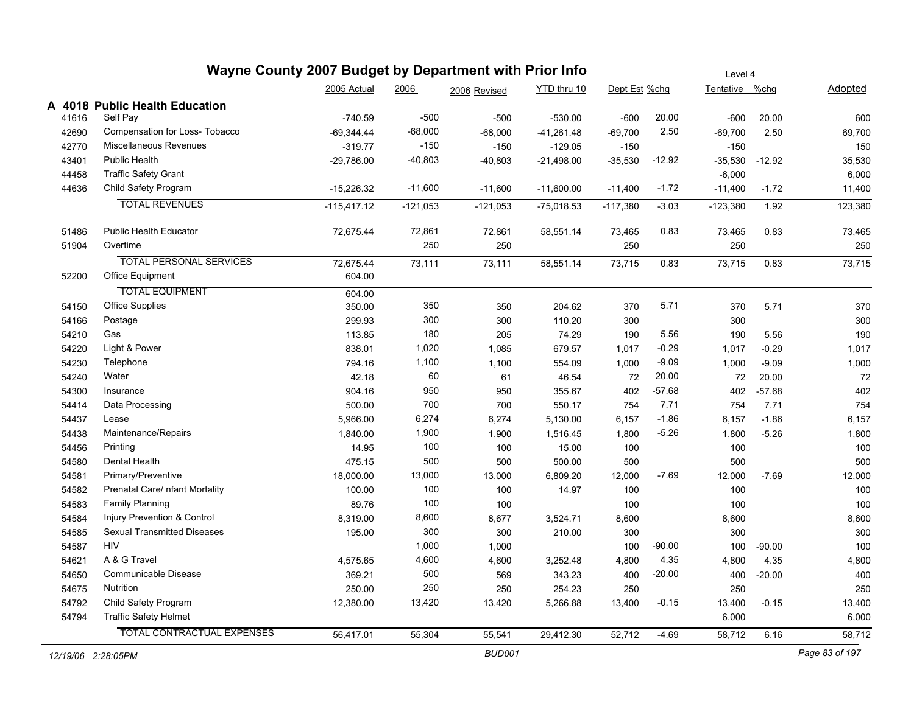# Wayne County 2007 Budget by Department with Prior Info

Level 4

## A 4018 Public Health Education

| Code | Description | 2005 Actual | 2006 | 2006 Revised | YTD thru 10 | Dept Est | %chg | Tentative | %chg | Adopted |
|---|---|---|---|---|---|---|---|---|---|---|
| 41616 | Self Pay | -740.59 | -500 | -500 | -530.00 | -600 | 20.00 | -600 | 20.00 | 600 |
| 42690 | Compensation for Loss- Tobacco | -69,344.44 | -68,000 | -68,000 | -41,261.48 | -69,700 | 2.50 | -69,700 | 2.50 | 69,700 |
| 42770 | Miscellaneous Revenues | -319.77 | -150 | -150 | -129.05 | -150 | | -150 | | 150 |
| 43401 | Public Health | -29,786.00 | -40,803 | -40,803 | -21,498.00 | -35,530 | -12.92 | -35,530 | -12.92 | 35,530 |
| 44458 | Traffic Safety Grant | | | | | | | -6,000 | | 6,000 |
| 44636 | Child Safety Program | -15,226.32 | -11,600 | -11,600 | -11,600.00 | -11,400 | -1.72 | -11,400 | -1.72 | 11,400 |
| | TOTAL REVENUES | -115,417.12 | -121,053 | -121,053 | -75,018.53 | -117,380 | -3.03 | -123,380 | 1.92 | 123,380 |
| 51486 | Public Health Educator | 72,675.44 | 72,861 | 72,861 | 58,551.14 | 73,465 | 0.83 | 73,465 | 0.83 | 73,465 |
| 51904 | Overtime | | 250 | 250 | | 250 | | 250 | | 250 |
| | TOTAL PERSONAL SERVICES | 72,675.44 | 73,111 | 73,111 | 58,551.14 | 73,715 | 0.83 | 73,715 | 0.83 | 73,715 |
| 52200 | Office Equipment | 604.00 | | | | | | | | |
| | TOTAL EQUIPMENT | 604.00 | | | | | | | | |
| 54150 | Office Supplies | 350.00 | 350 | 350 | 204.62 | 370 | 5.71 | 370 | 5.71 | 370 |
| 54166 | Postage | 299.93 | 300 | 300 | 110.20 | 300 | | 300 | | 300 |
| 54210 | Gas | 113.85 | 180 | 205 | 74.29 | 190 | 5.56 | 190 | 5.56 | 190 |
| 54220 | Light & Power | 838.01 | 1,020 | 1,085 | 679.57 | 1,017 | -0.29 | 1,017 | -0.29 | 1,017 |
| 54230 | Telephone | 794.16 | 1,100 | 1,100 | 554.09 | 1,000 | -9.09 | 1,000 | -9.09 | 1,000 |
| 54240 | Water | 42.18 | 60 | 61 | 46.54 | 72 | 20.00 | 72 | 20.00 | 72 |
| 54300 | Insurance | 904.16 | 950 | 950 | 355.67 | 402 | -57.68 | 402 | -57.68 | 402 |
| 54414 | Data Processing | 500.00 | 700 | 700 | 550.17 | 754 | 7.71 | 754 | 7.71 | 754 |
| 54437 | Lease | 5,966.00 | 6,274 | 6,274 | 5,130.00 | 6,157 | -1.86 | 6,157 | -1.86 | 6,157 |
| 54438 | Maintenance/Repairs | 1,840.00 | 1,900 | 1,900 | 1,516.45 | 1,800 | -5.26 | 1,800 | -5.26 | 1,800 |
| 54456 | Printing | 14.95 | 100 | 100 | 15.00 | 100 | | 100 | | 100 |
| 54580 | Dental Health | 475.15 | 500 | 500 | 500.00 | 500 | | 500 | | 500 |
| 54581 | Primary/Preventive | 18,000.00 | 13,000 | 13,000 | 6,809.20 | 12,000 | -7.69 | 12,000 | -7.69 | 12,000 |
| 54582 | Prenatal Care/ nfant Mortality | 100.00 | 100 | 100 | 14.97 | 100 | | 100 | | 100 |
| 54583 | Family Planning | 89.76 | 100 | 100 | | 100 | | 100 | | 100 |
| 54584 | Injury Prevention & Control | 8,319.00 | 8,600 | 8,677 | 3,524.71 | 8,600 | | 8,600 | | 8,600 |
| 54585 | Sexual Transmitted Diseases | 195.00 | 300 | 300 | 210.00 | 300 | | 300 | | 300 |
| 54587 | HIV | | 1,000 | 1,000 | | 100 | -90.00 | 100 | -90.00 | 100 |
| 54621 | A & G Travel | 4,575.65 | 4,600 | 4,600 | 3,252.48 | 4,800 | 4.35 | 4,800 | 4.35 | 4,800 |
| 54650 | Communicable Disease | 369.21 | 500 | 569 | 343.23 | 400 | -20.00 | 400 | -20.00 | 400 |
| 54675 | Nutrition | 250.00 | 250 | 250 | 254.23 | 250 | | 250 | | 250 |
| 54792 | Child Safety Program | 12,380.00 | 13,420 | 13,420 | 5,266.88 | 13,400 | -0.15 | 13,400 | -0.15 | 13,400 |
| 54794 | Traffic Safety Helmet | | | | | | | 6,000 | | 6,000 |
| | TOTAL CONTRACTUAL EXPENSES | 56,417.01 | 55,304 | 55,541 | 29,412.30 | 52,712 | -4.69 | 58,712 | 6.16 | 58,712 |

*12/19/06 2:28:05PM* BUD001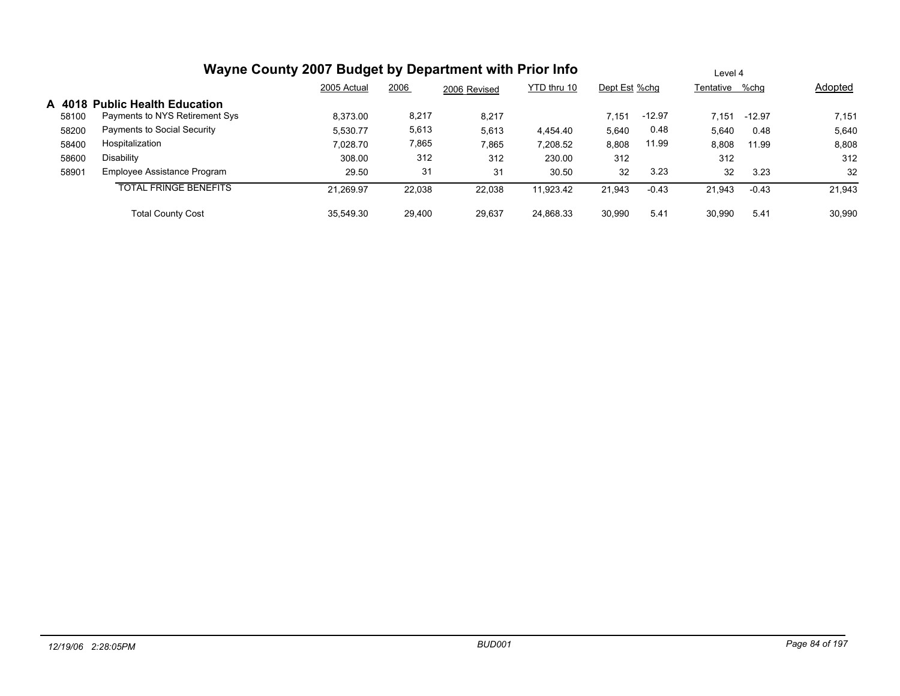# Wayne County 2007 Budget by Department with Prior Info

Level 4

| | | 2005 Actual | 2006 | 2006 Revised | YTD thru 10 | Dept Est | %chg | Tentative | %chg | Adopted |
|---|---|---|---|---|---|---|---|---|---|---|
| **A 4018** | **Public Health Education** | | | | | | | | | |
| 58100 | Payments to NYS Retirement Sys | 8,373.00 | 8,217 | 8,217 | | 7,151 | -12.97 | 7,151 | -12.97 | 7,151 |
| 58200 | Payments to Social Security | 5,530.77 | 5,613 | 5,613 | 4,454.40 | 5,640 | 0.48 | 5,640 | 0.48 | 5,640 |
| 58400 | Hospitalization | 7,028.70 | 7,865 | 7,865 | 7,208.52 | 8,808 | 11.99 | 8,808 | 11.99 | 8,808 |
| 58600 | Disability | 308.00 | 312 | 312 | 230.00 | 312 | | 312 | | 312 |
| 58901 | Employee Assistance Program | 29.50 | 31 | 31 | 30.50 | 32 | 3.23 | 32 | 3.23 | 32 |
| | TOTAL FRINGE BENEFITS | 21,269.97 | 22,038 | 22,038 | 11,923.42 | 21,943 | -0.43 | 21,943 | -0.43 | 21,943 |
| | Total County Cost | 35,549.30 | 29,400 | 29,637 | 24,868.33 | 30,990 | 5.41 | 30,990 | 5.41 | 30,990 |

12/19/06 2:28:05PM BUD001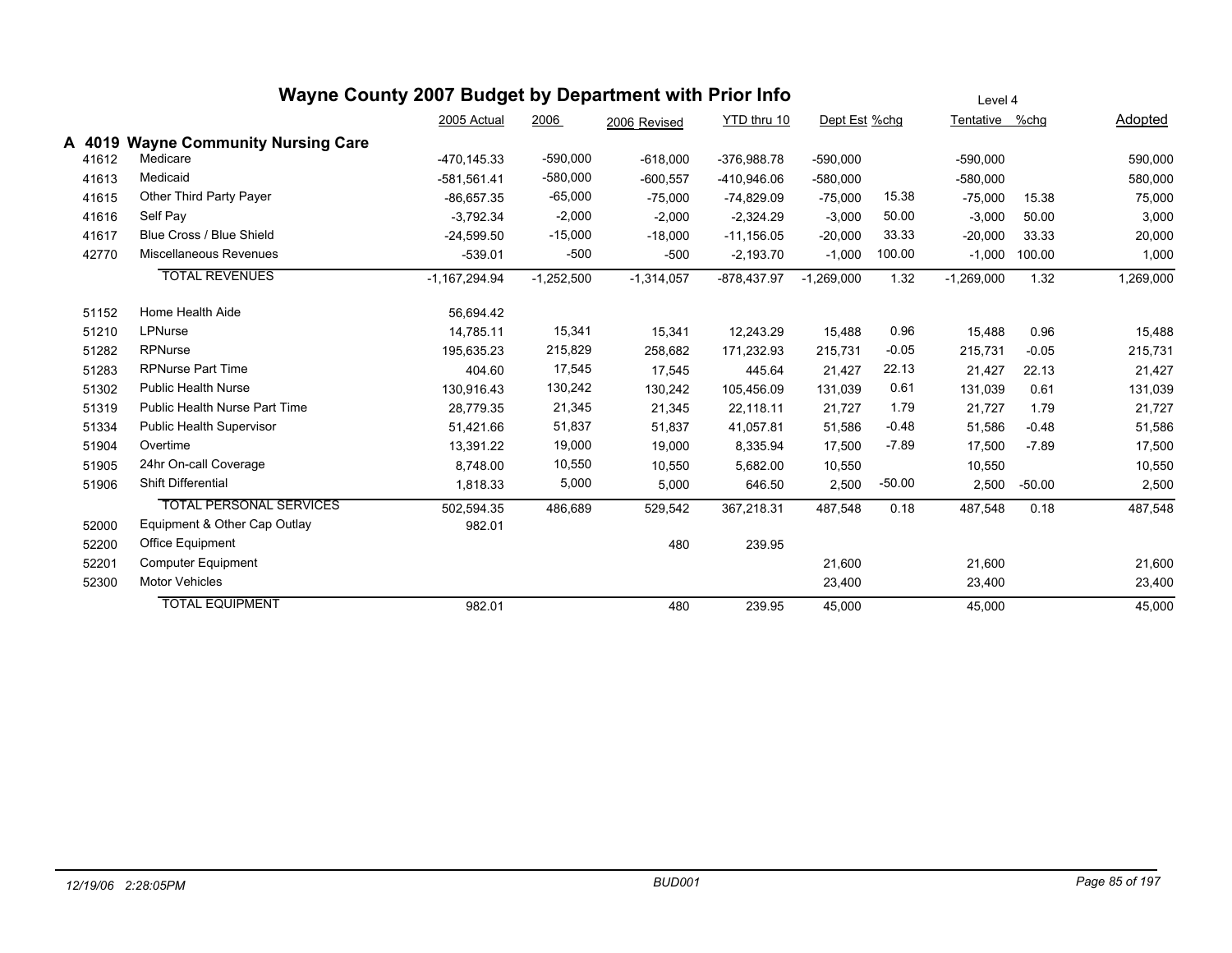# Wayne County 2007 Budget by Department with Prior Info

Level 4

| | | 2005 Actual | 2006 | 2006 Revised | YTD thru 10 | Dept Est | %chg | Tentative | %chg | Adopted |
|---|---|---|---|---|---|---|---|---|---|---|
| **A 4019** | **Wayne Community Nursing Care** | | | | | | | | | |
| 41612 | Medicare | -470,145.33 | -590,000 | -618,000 | -376,988.78 | -590,000 | | -590,000 | | 590,000 |
| 41613 | Medicaid | -581,561.41 | -580,000 | -600,557 | -410,946.06 | -580,000 | | -580,000 | | 580,000 |
| 41615 | Other Third Party Payer | -86,657.35 | -65,000 | -75,000 | -74,829.09 | -75,000 | 15.38 | -75,000 | 15.38 | 75,000 |
| 41616 | Self Pay | -3,792.34 | -2,000 | -2,000 | -2,324.29 | -3,000 | 50.00 | -3,000 | 50.00 | 3,000 |
| 41617 | Blue Cross / Blue Shield | -24,599.50 | -15,000 | -18,000 | -11,156.05 | -20,000 | 33.33 | -20,000 | 33.33 | 20,000 |
| 42770 | Miscellaneous Revenues | -539.01 | -500 | -500 | -2,193.70 | -1,000 | 100.00 | -1,000 | 100.00 | 1,000 |
| | TOTAL REVENUES | -1,167,294.94 | -1,252,500 | -1,314,057 | -878,437.97 | -1,269,000 | 1.32 | -1,269,000 | 1.32 | 1,269,000 |
| 51152 | Home Health Aide | 56,694.42 | | | | | | | | |
| 51210 | LPNurse | 14,785.11 | 15,341 | 15,341 | 12,243.29 | 15,488 | 0.96 | 15,488 | 0.96 | 15,488 |
| 51282 | RPNurse | 195,635.23 | 215,829 | 258,682 | 171,232.93 | 215,731 | -0.05 | 215,731 | -0.05 | 215,731 |
| 51283 | RPNurse Part Time | 404.60 | 17,545 | 17,545 | 445.64 | 21,427 | 22.13 | 21,427 | 22.13 | 21,427 |
| 51302 | Public Health Nurse | 130,916.43 | 130,242 | 130,242 | 105,456.09 | 131,039 | 0.61 | 131,039 | 0.61 | 131,039 |
| 51319 | Public Health Nurse Part Time | 28,779.35 | 21,345 | 21,345 | 22,118.11 | 21,727 | 1.79 | 21,727 | 1.79 | 21,727 |
| 51334 | Public Health Supervisor | 51,421.66 | 51,837 | 51,837 | 41,057.81 | 51,586 | -0.48 | 51,586 | -0.48 | 51,586 |
| 51904 | Overtime | 13,391.22 | 19,000 | 19,000 | 8,335.94 | 17,500 | -7.89 | 17,500 | -7.89 | 17,500 |
| 51905 | 24hr On-call Coverage | 8,748.00 | 10,550 | 10,550 | 5,682.00 | 10,550 | | 10,550 | | 10,550 |
| 51906 | Shift Differential | 1,818.33 | 5,000 | 5,000 | 646.50 | 2,500 | -50.00 | 2,500 | -50.00 | 2,500 |
| | TOTAL PERSONAL SERVICES | 502,594.35 | 486,689 | 529,542 | 367,218.31 | 487,548 | 0.18 | 487,548 | 0.18 | 487,548 |
| 52000 | Equipment & Other Cap Outlay | 982.01 | | | | | | | | |
| 52200 | Office Equipment | | | 480 | 239.95 | | | | | |
| 52201 | Computer Equipment | | | | | 21,600 | | 21,600 | | 21,600 |
| 52300 | Motor Vehicles | | | | | 23,400 | | 23,400 | | 23,400 |
| | TOTAL EQUIPMENT | 982.01 | | 480 | 239.95 | 45,000 | | 45,000 | | 45,000 |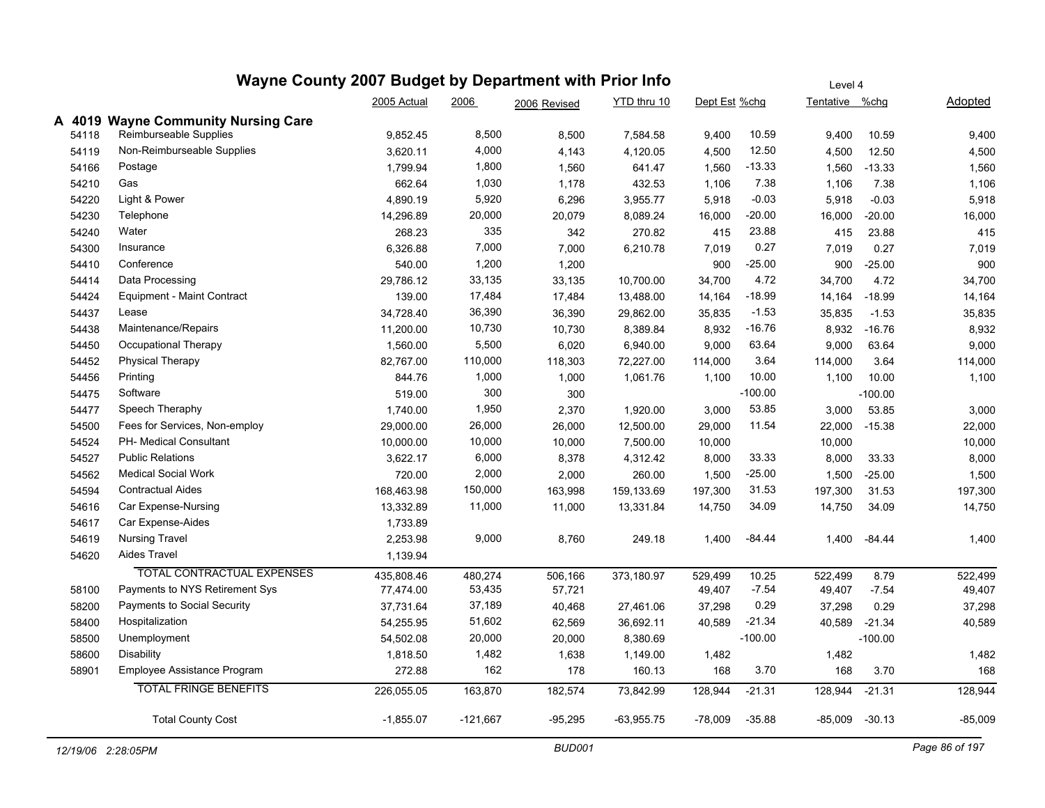# Wayne County 2007 Budget by Department with Prior Info

Level 4

## A 4019 Wayne Community Nursing Care

| | | 2005 Actual | 2006 | 2006 Revised | YTD thru 10 | Dept Est | %chg | Tentative | %chg | Adopted |
|---|---|---|---|---|---|---|---|---|---|---|
| 54118 | Reimburseable Supplies | 9,852.45 | 8,500 | 8,500 | 7,584.58 | 9,400 | 10.59 | 9,400 | 10.59 | 9,400 |
| 54119 | Non-Reimburseable Supplies | 3,620.11 | 4,000 | 4,143 | 4,120.05 | 4,500 | 12.50 | 4,500 | 12.50 | 4,500 |
| 54166 | Postage | 1,799.94 | 1,800 | 1,560 | 641.47 | 1,560 | -13.33 | 1,560 | -13.33 | 1,560 |
| 54210 | Gas | 662.64 | 1,030 | 1,178 | 432.53 | 1,106 | 7.38 | 1,106 | 7.38 | 1,106 |
| 54220 | Light & Power | 4,890.19 | 5,920 | 6,296 | 3,955.77 | 5,918 | -0.03 | 5,918 | -0.03 | 5,918 |
| 54230 | Telephone | 14,296.89 | 20,000 | 20,079 | 8,089.24 | 16,000 | -20.00 | 16,000 | -20.00 | 16,000 |
| 54240 | Water | 268.23 | 335 | 342 | 270.82 | 415 | 23.88 | 415 | 23.88 | 415 |
| 54300 | Insurance | 6,326.88 | 7,000 | 7,000 | 6,210.78 | 7,019 | 0.27 | 7,019 | 0.27 | 7,019 |
| 54410 | Conference | 540.00 | 1,200 | 1,200 | | 900 | -25.00 | 900 | -25.00 | 900 |
| 54414 | Data Processing | 29,786.12 | 33,135 | 33,135 | 10,700.00 | 34,700 | 4.72 | 34,700 | 4.72 | 34,700 |
| 54424 | Equipment - Maint Contract | 139.00 | 17,484 | 17,484 | 13,488.00 | 14,164 | -18.99 | 14,164 | -18.99 | 14,164 |
| 54437 | Lease | 34,728.40 | 36,390 | 36,390 | 29,862.00 | 35,835 | -1.53 | 35,835 | -1.53 | 35,835 |
| 54438 | Maintenance/Repairs | 11,200.00 | 10,730 | 10,730 | 8,389.84 | 8,932 | -16.76 | 8,932 | -16.76 | 8,932 |
| 54450 | Occupational Therapy | 1,560.00 | 5,500 | 6,020 | 6,940.00 | 9,000 | 63.64 | 9,000 | 63.64 | 9,000 |
| 54452 | Physical Therapy | 82,767.00 | 110,000 | 118,303 | 72,227.00 | 114,000 | 3.64 | 114,000 | 3.64 | 114,000 |
| 54456 | Printing | 844.76 | 1,000 | 1,000 | 1,061.76 | 1,100 | 10.00 | 1,100 | 10.00 | 1,100 |
| 54475 | Software | 519.00 | 300 | 300 | | | -100.00 | | -100.00 | |
| 54477 | Speech Theraphy | 1,740.00 | 1,950 | 2,370 | 1,920.00 | 3,000 | 53.85 | 3,000 | 53.85 | 3,000 |
| 54500 | Fees for Services, Non-employ | 29,000.00 | 26,000 | 26,000 | 12,500.00 | 29,000 | 11.54 | 22,000 | -15.38 | 22,000 |
| 54524 | PH- Medical Consultant | 10,000.00 | 10,000 | 10,000 | 7,500.00 | 10,000 | | 10,000 | | 10,000 |
| 54527 | Public Relations | 3,622.17 | 6,000 | 8,378 | 4,312.42 | 8,000 | 33.33 | 8,000 | 33.33 | 8,000 |
| 54562 | Medical Social Work | 720.00 | 2,000 | 2,000 | 260.00 | 1,500 | -25.00 | 1,500 | -25.00 | 1,500 |
| 54594 | Contractual Aides | 168,463.98 | 150,000 | 163,998 | 159,133.69 | 197,300 | 31.53 | 197,300 | 31.53 | 197,300 |
| 54616 | Car Expense-Nursing | 13,332.89 | 11,000 | 11,000 | 13,331.84 | 14,750 | 34.09 | 14,750 | 34.09 | 14,750 |
| 54617 | Car Expense-Aides | 1,733.89 | | | | | | | | |
| 54619 | Nursing Travel | 2,253.98 | 9,000 | 8,760 | 249.18 | 1,400 | -84.44 | 1,400 | -84.44 | 1,400 |
| 54620 | Aides Travel | 1,139.94 | | | | | | | | |
| | TOTAL CONTRACTUAL EXPENSES | 435,808.46 | 480,274 | 506,166 | 373,180.97 | 529,499 | 10.25 | 522,499 | 8.79 | 522,499 |
| 58100 | Payments to NYS Retirement Sys | 77,474.00 | 53,435 | 57,721 | | 49,407 | -7.54 | 49,407 | -7.54 | 49,407 |
| 58200 | Payments to Social Security | 37,731.64 | 37,189 | 40,468 | 27,461.06 | 37,298 | 0.29 | 37,298 | 0.29 | 37,298 |
| 58400 | Hospitalization | 54,255.95 | 51,602 | 62,569 | 36,692.11 | 40,589 | -21.34 | 40,589 | -21.34 | 40,589 |
| 58500 | Unemployment | 54,502.08 | 20,000 | 20,000 | 8,380.69 | | -100.00 | | -100.00 | |
| 58600 | Disability | 1,818.50 | 1,482 | 1,638 | 1,149.00 | 1,482 | | 1,482 | | 1,482 |
| 58901 | Employee Assistance Program | 272.88 | 162 | 178 | 160.13 | 168 | 3.70 | 168 | 3.70 | 168 |
| | TOTAL FRINGE BENEFITS | 226,055.05 | 163,870 | 182,574 | 73,842.99 | 128,944 | -21.31 | 128,944 | -21.31 | 128,944 |
| | Total County Cost | -1,855.07 | -121,667 | -95,295 | -63,955.75 | -78,009 | -35.88 | -85,009 | -30.13 | -85,009 |

12/19/06 2:28:05PM BUD001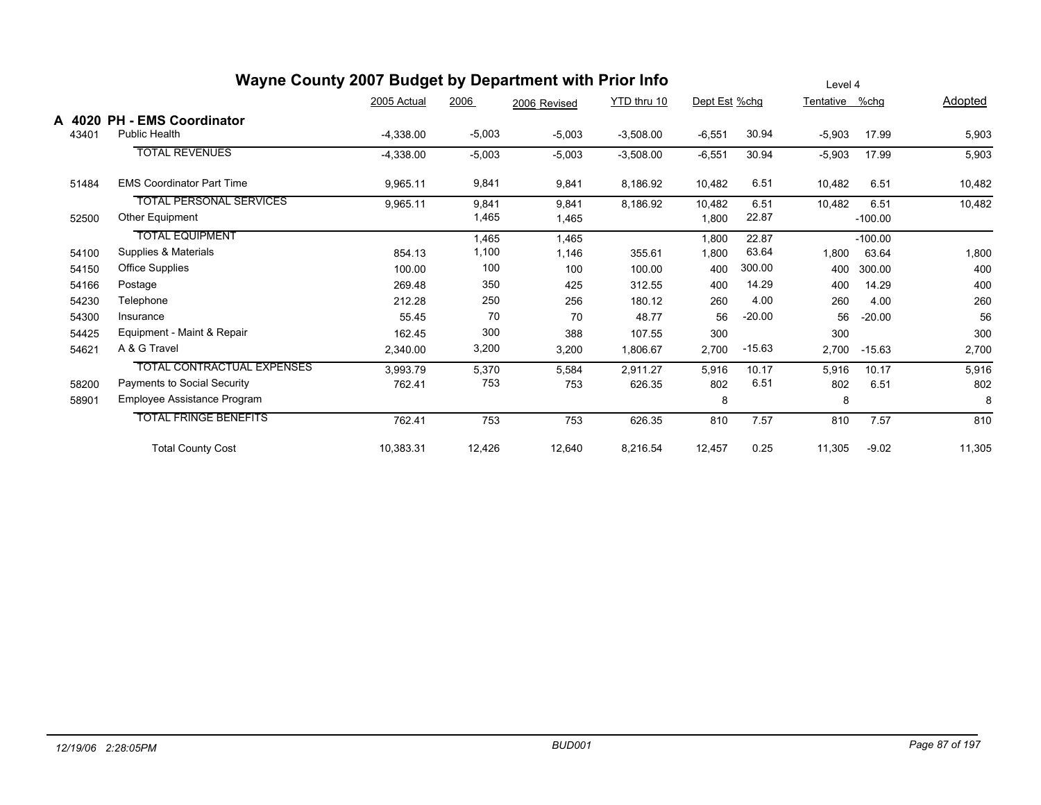# Wayne County 2007 Budget by Department with Prior Info

Level 4

## A 4020 PH - EMS Coordinator

| Account | Description | 2005 Actual | 2006 | 2006 Revised | YTD thru 10 | Dept Est | %chg | Tentative | %chg | Adopted |
|---|---|---|---|---|---|---|---|---|---|---|
| 43401 | Public Health | -4,338.00 | -5,003 | -5,003 | -3,508.00 | -6,551 | 30.94 | -5,903 | 17.99 | 5,903 |
| | TOTAL REVENUES | -4,338.00 | -5,003 | -5,003 | -3,508.00 | -6,551 | 30.94 | -5,903 | 17.99 | 5,903 |
| 51484 | EMS Coordinator Part Time | 9,965.11 | 9,841 | 9,841 | 8,186.92 | 10,482 | 6.51 | 10,482 | 6.51 | 10,482 |
| | TOTAL PERSONAL SERVICES | 9,965.11 | 9,841 | 9,841 | 8,186.92 | 10,482 | 6.51 | 10,482 | 6.51 | 10,482 |
| 52500 | Other Equipment | | 1,465 | 1,465 | | 1,800 | 22.87 | | -100.00 | |
| | TOTAL EQUIPMENT | | 1,465 | 1,465 | | 1,800 | 22.87 | | -100.00 | |
| 54100 | Supplies & Materials | 854.13 | 1,100 | 1,146 | 355.61 | 1,800 | 63.64 | 1,800 | 63.64 | 1,800 |
| 54150 | Office Supplies | 100.00 | 100 | 100 | 100.00 | 400 | 300.00 | 400 | 300.00 | 400 |
| 54166 | Postage | 269.48 | 350 | 425 | 312.55 | 400 | 14.29 | 400 | 14.29 | 400 |
| 54230 | Telephone | 212.28 | 250 | 256 | 180.12 | 260 | 4.00 | 260 | 4.00 | 260 |
| 54300 | Insurance | 55.45 | 70 | 70 | 48.77 | 56 | -20.00 | 56 | -20.00 | 56 |
| 54425 | Equipment - Maint & Repair | 162.45 | 300 | 388 | 107.55 | 300 | | 300 | | 300 |
| 54621 | A & G Travel | 2,340.00 | 3,200 | 3,200 | 1,806.67 | 2,700 | -15.63 | 2,700 | -15.63 | 2,700 |
| | TOTAL CONTRACTUAL EXPENSES | 3,993.79 | 5,370 | 5,584 | 2,911.27 | 5,916 | 10.17 | 5,916 | 10.17 | 5,916 |
| 58200 | Payments to Social Security | 762.41 | 753 | 753 | 626.35 | 802 | 6.51 | 802 | 6.51 | 802 |
| 58901 | Employee Assistance Program | | | | | 8 | | 8 | | 8 |
| | TOTAL FRINGE BENEFITS | 762.41 | 753 | 753 | 626.35 | 810 | 7.57 | 810 | 7.57 | 810 |
| | Total County Cost | 10,383.31 | 12,426 | 12,640 | 8,216.54 | 12,457 | 0.25 | 11,305 | -9.02 | 11,305 |

*12/19/06 2:28:05PM* — *BUD001*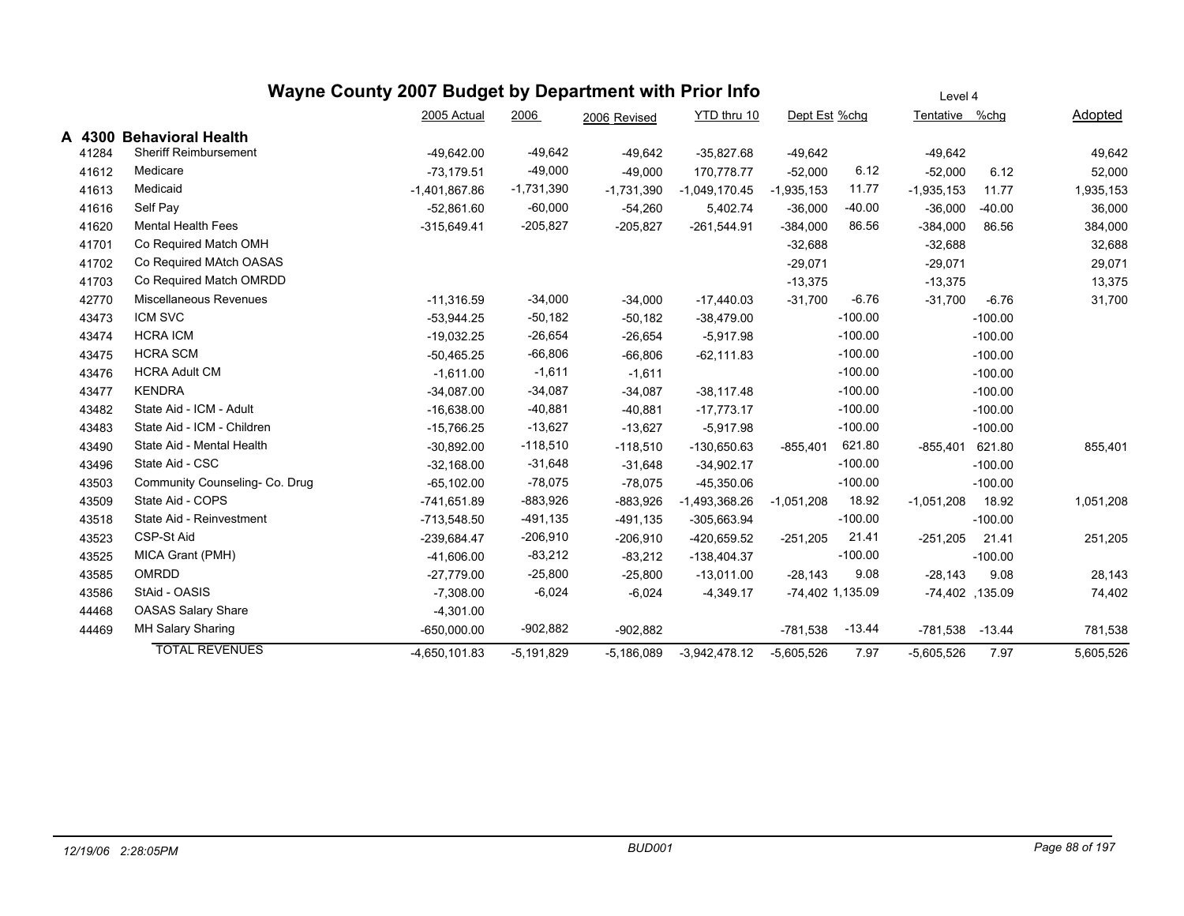# Wayne County 2007 Budget by Department with Prior Info

Level 4

## A 4300 Behavioral Health

| | | 2005 Actual | 2006 | 2006 Revised | YTD thru 10 | Dept Est | %chg | Tentative | %chg | Adopted |
|---|---|---|---|---|---|---|---|---|---|---|
| 41284 | Sheriff Reimbursement | -49,642.00 | -49,642 | -49,642 | -35,827.68 | -49,642 | | -49,642 | | 49,642 |
| 41612 | Medicare | -73,179.51 | -49,000 | -49,000 | 170,778.77 | -52,000 | 6.12 | -52,000 | 6.12 | 52,000 |
| 41613 | Medicaid | -1,401,867.86 | -1,731,390 | -1,731,390 | -1,049,170.45 | -1,935,153 | 11.77 | -1,935,153 | 11.77 | 1,935,153 |
| 41616 | Self Pay | -52,861.60 | -60,000 | -54,260 | 5,402.74 | -36,000 | -40.00 | -36,000 | -40.00 | 36,000 |
| 41620 | Mental Health Fees | -315,649.41 | -205,827 | -205,827 | -261,544.91 | -384,000 | 86.56 | -384,000 | 86.56 | 384,000 |
| 41701 | Co Required Match OMH | | | | | -32,688 | | -32,688 | | 32,688 |
| 41702 | Co Required MAtch OASAS | | | | | -29,071 | | -29,071 | | 29,071 |
| 41703 | Co Required Match OMRDD | | | | | -13,375 | | -13,375 | | 13,375 |
| 42770 | Miscellaneous Revenues | -11,316.59 | -34,000 | -34,000 | -17,440.03 | -31,700 | -6.76 | -31,700 | -6.76 | 31,700 |
| 43473 | ICM SVC | -53,944.25 | -50,182 | -50,182 | -38,479.00 | | -100.00 | | -100.00 | |
| 43474 | HCRA ICM | -19,032.25 | -26,654 | -26,654 | -5,917.98 | | -100.00 | | -100.00 | |
| 43475 | HCRA SCM | -50,465.25 | -66,806 | -66,806 | -62,111.83 | | -100.00 | | -100.00 | |
| 43476 | HCRA Adult CM | -1,611.00 | -1,611 | -1,611 | | | -100.00 | | -100.00 | |
| 43477 | KENDRA | -34,087.00 | -34,087 | -34,087 | -38,117.48 | | -100.00 | | -100.00 | |
| 43482 | State Aid - ICM - Adult | -16,638.00 | -40,881 | -40,881 | -17,773.17 | | -100.00 | | -100.00 | |
| 43483 | State Aid - ICM - Children | -15,766.25 | -13,627 | -13,627 | -5,917.98 | | -100.00 | | -100.00 | |
| 43490 | State Aid - Mental Health | -30,892.00 | -118,510 | -118,510 | -130,650.63 | -855,401 | 621.80 | -855,401 | 621.80 | 855,401 |
| 43496 | State Aid - CSC | -32,168.00 | -31,648 | -31,648 | -34,902.17 | | -100.00 | | -100.00 | |
| 43503 | Community Counseling- Co. Drug | -65,102.00 | -78,075 | -78,075 | -45,350.06 | | -100.00 | | -100.00 | |
| 43509 | State Aid - COPS | -741,651.89 | -883,926 | -883,926 | -1,493,368.26 | -1,051,208 | 18.92 | -1,051,208 | 18.92 | 1,051,208 |
| 43518 | State Aid - Reinvestment | -713,548.50 | -491,135 | -491,135 | -305,663.94 | | -100.00 | | -100.00 | |
| 43523 | CSP-St Aid | -239,684.47 | -206,910 | -206,910 | -420,659.52 | -251,205 | 21.41 | -251,205 | 21.41 | 251,205 |
| 43525 | MICA Grant (PMH) | -41,606.00 | -83,212 | -83,212 | -138,404.37 | | -100.00 | | -100.00 | |
| 43585 | OMRDD | -27,779.00 | -25,800 | -25,800 | -13,011.00 | -28,143 | 9.08 | -28,143 | 9.08 | 28,143 |
| 43586 | StAid - OASIS | -7,308.00 | -6,024 | -6,024 | -4,349.17 | -74,402 | 1,135.09 | -74,402 | ,135.09 | 74,402 |
| 44468 | OASAS Salary Share | -4,301.00 | | | | | | | | |
| 44469 | MH Salary Sharing | -650,000.00 | -902,882 | -902,882 | | -781,538 | -13.44 | -781,538 | -13.44 | 781,538 |
| | TOTAL REVENUES | -4,650,101.83 | -5,191,829 | -5,186,089 | -3,942,478.12 | -5,605,526 | 7.97 | -5,605,526 | 7.97 | 5,605,526 |

12/19/06 2:28:05PM BUD001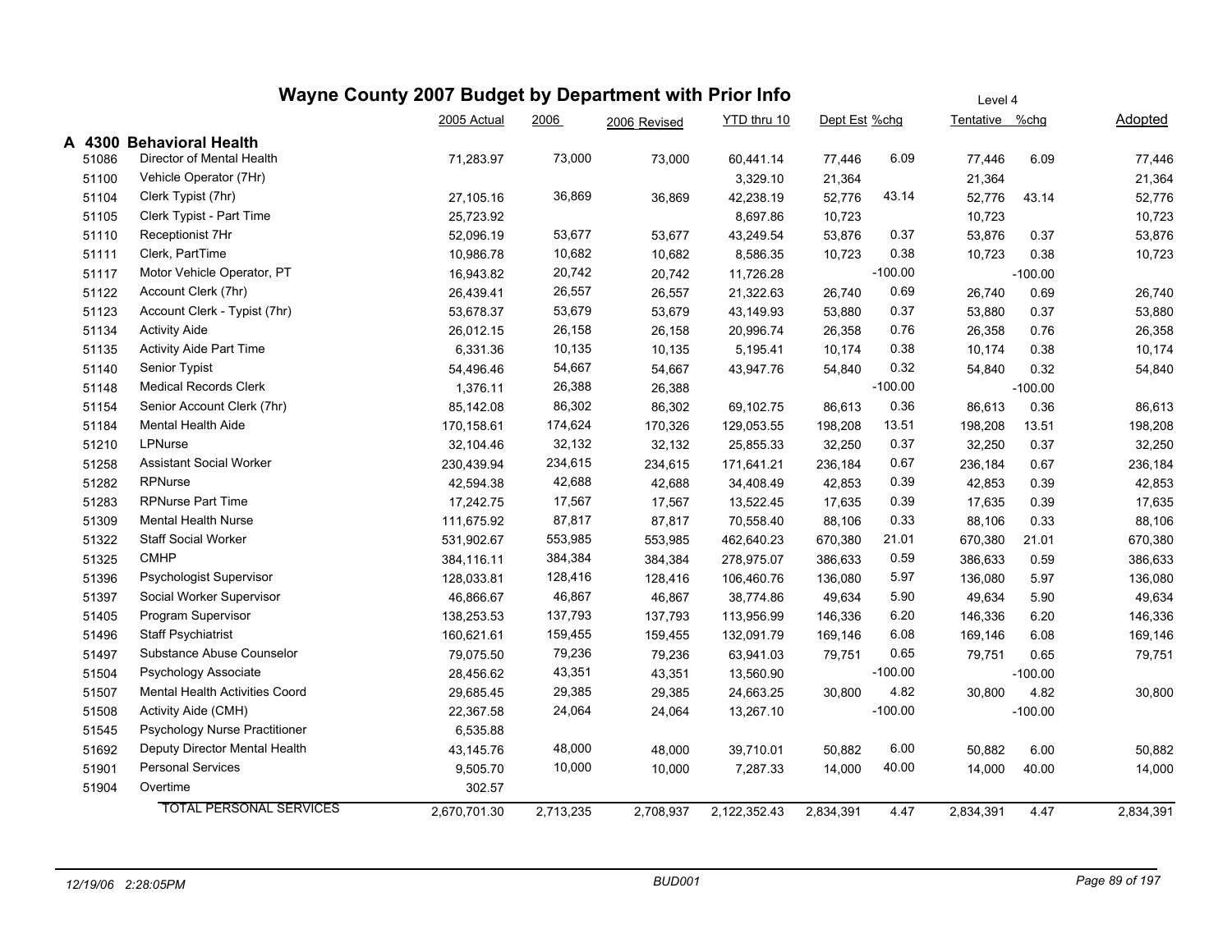# Wayne County 2007 Budget by Department with Prior Info

Level 4

## A 4300 Behavioral Health

| Code | Description | 2005 Actual | 2006 | 2006 Revised | YTD thru 10 | Dept Est | %chg | Tentative | %chg | Adopted |
|---|---|---|---|---|---|---|---|---|---|---|
| 51086 | Director of Mental Health | 71,283.97 | 73,000 | 73,000 | 60,441.14 | 77,446 | 6.09 | 77,446 | 6.09 | 77,446 |
| 51100 | Vehicle Operator (7Hr) | | | | 3,329.10 | 21,364 | | 21,364 | | 21,364 |
| 51104 | Clerk Typist (7hr) | 27,105.16 | 36,869 | 36,869 | 42,238.19 | 52,776 | 43.14 | 52,776 | 43.14 | 52,776 |
| 51105 | Clerk Typist - Part Time | 25,723.92 | | | 8,697.86 | 10,723 | | 10,723 | | 10,723 |
| 51110 | Receptionist 7Hr | 52,096.19 | 53,677 | 53,677 | 43,249.54 | 53,876 | 0.37 | 53,876 | 0.37 | 53,876 |
| 51111 | Clerk, PartTime | 10,986.78 | 10,682 | 10,682 | 8,586.35 | 10,723 | 0.38 | 10,723 | 0.38 | 10,723 |
| 51117 | Motor Vehicle Operator, PT | 16,943.82 | 20,742 | 20,742 | 11,726.28 | | -100.00 | | -100.00 | |
| 51122 | Account Clerk (7hr) | 26,439.41 | 26,557 | 26,557 | 21,322.63 | 26,740 | 0.69 | 26,740 | 0.69 | 26,740 |
| 51123 | Account Clerk - Typist (7hr) | 53,678.37 | 53,679 | 53,679 | 43,149.93 | 53,880 | 0.37 | 53,880 | 0.37 | 53,880 |
| 51134 | Activity Aide | 26,012.15 | 26,158 | 26,158 | 20,996.74 | 26,358 | 0.76 | 26,358 | 0.76 | 26,358 |
| 51135 | Activity Aide Part Time | 6,331.36 | 10,135 | 10,135 | 5,195.41 | 10,174 | 0.38 | 10,174 | 0.38 | 10,174 |
| 51140 | Senior Typist | 54,496.46 | 54,667 | 54,667 | 43,947.76 | 54,840 | 0.32 | 54,840 | 0.32 | 54,840 |
| 51148 | Medical Records Clerk | 1,376.11 | 26,388 | 26,388 | | | -100.00 | | -100.00 | |
| 51154 | Senior Account Clerk (7hr) | 85,142.08 | 86,302 | 86,302 | 69,102.75 | 86,613 | 0.36 | 86,613 | 0.36 | 86,613 |
| 51184 | Mental Health Aide | 170,158.61 | 174,624 | 170,326 | 129,053.55 | 198,208 | 13.51 | 198,208 | 13.51 | 198,208 |
| 51210 | LPNurse | 32,104.46 | 32,132 | 32,132 | 25,855.33 | 32,250 | 0.37 | 32,250 | 0.37 | 32,250 |
| 51258 | Assistant Social Worker | 230,439.94 | 234,615 | 234,615 | 171,641.21 | 236,184 | 0.67 | 236,184 | 0.67 | 236,184 |
| 51282 | RPNurse | 42,594.38 | 42,688 | 42,688 | 34,408.49 | 42,853 | 0.39 | 42,853 | 0.39 | 42,853 |
| 51283 | RPNurse Part Time | 17,242.75 | 17,567 | 17,567 | 13,522.45 | 17,635 | 0.39 | 17,635 | 0.39 | 17,635 |
| 51309 | Mental Health Nurse | 111,675.92 | 87,817 | 87,817 | 70,558.40 | 88,106 | 0.33 | 88,106 | 0.33 | 88,106 |
| 51322 | Staff Social Worker | 531,902.67 | 553,985 | 553,985 | 462,640.23 | 670,380 | 21.01 | 670,380 | 21.01 | 670,380 |
| 51325 | CMHP | 384,116.11 | 384,384 | 384,384 | 278,975.07 | 386,633 | 0.59 | 386,633 | 0.59 | 386,633 |
| 51396 | Psychologist Supervisor | 128,033.81 | 128,416 | 128,416 | 106,460.76 | 136,080 | 5.97 | 136,080 | 5.97 | 136,080 |
| 51397 | Social Worker Supervisor | 46,866.67 | 46,867 | 46,867 | 38,774.86 | 49,634 | 5.90 | 49,634 | 5.90 | 49,634 |
| 51405 | Program Supervisor | 138,253.53 | 137,793 | 137,793 | 113,956.99 | 146,336 | 6.20 | 146,336 | 6.20 | 146,336 |
| 51496 | Staff Psychiatrist | 160,621.61 | 159,455 | 159,455 | 132,091.79 | 169,146 | 6.08 | 169,146 | 6.08 | 169,146 |
| 51497 | Substance Abuse Counselor | 79,075.50 | 79,236 | 79,236 | 63,941.03 | 79,751 | 0.65 | 79,751 | 0.65 | 79,751 |
| 51504 | Psychology Associate | 28,456.62 | 43,351 | 43,351 | 13,560.90 | | -100.00 | | -100.00 | |
| 51507 | Mental Health Activities Coord | 29,685.45 | 29,385 | 29,385 | 24,663.25 | 30,800 | 4.82 | 30,800 | 4.82 | 30,800 |
| 51508 | Activity Aide (CMH) | 22,367.58 | 24,064 | 24,064 | 13,267.10 | | -100.00 | | -100.00 | |
| 51545 | Psychology Nurse Practitioner | 6,535.88 | | | | | | | | |
| 51692 | Deputy Director Mental Health | 43,145.76 | 48,000 | 48,000 | 39,710.01 | 50,882 | 6.00 | 50,882 | 6.00 | 50,882 |
| 51901 | Personal Services | 9,505.70 | 10,000 | 10,000 | 7,287.33 | 14,000 | 40.00 | 14,000 | 40.00 | 14,000 |
| 51904 | Overtime | 302.57 | | | | | | | | |
| | TOTAL PERSONAL SERVICES | 2,670,701.30 | 2,713,235 | 2,708,937 | 2,122,352.43 | 2,834,391 | 4.47 | 2,834,391 | 4.47 | 2,834,391 |

12/19/06 2:28:05PM BUD001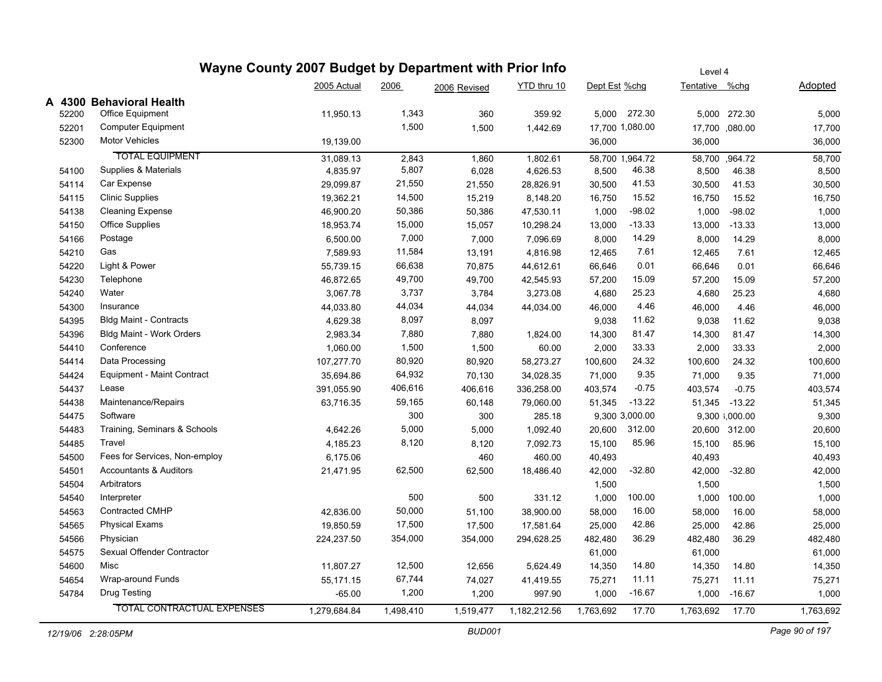# Wayne County 2007 Budget by Department with Prior Info

Level 4

| | | 2005 Actual | 2006 | 2006 Revised | YTD thru 10 | Dept Est | %chg | Tentative | %chg | Adopted |
|---|---|---|---|---|---|---|---|---|---|---|
| **A 4300** | **Behavioral Health** | | | | | | | | | |
| 52200 | Office Equipment | 11,950.13 | 1,343 | 360 | 359.92 | 5,000 | 272.30 | 5,000 | 272.30 | 5,000 |
| 52201 | Computer Equipment | | 1,500 | 1,500 | 1,442.69 | 17,700 | 1,080.00 | 17,700 | ,080.00 | 17,700 |
| 52300 | Motor Vehicles | 19,139.00 | | | | 36,000 | | 36,000 | | 36,000 |
| | TOTAL EQUIPMENT | 31,089.13 | 2,843 | 1,860 | 1,802.61 | 58,700 | 1,964.72 | 58,700 | ,964.72 | 58,700 |
| 54100 | Supplies & Materials | 4,835.97 | 5,807 | 6,028 | 4,626.53 | 8,500 | 46.38 | 8,500 | 46.38 | 8,500 |
| 54114 | Car Expense | 29,099.87 | 21,550 | 21,550 | 28,826.91 | 30,500 | 41.53 | 30,500 | 41.53 | 30,500 |
| 54115 | Clinic Supplies | 19,362.21 | 14,500 | 15,219 | 8,148.20 | 16,750 | 15.52 | 16,750 | 15.52 | 16,750 |
| 54138 | Cleaning Expense | 46,900.20 | 50,386 | 50,386 | 47,530.11 | 1,000 | -98.02 | 1,000 | -98.02 | 1,000 |
| 54150 | Office Supplies | 18,953.74 | 15,000 | 15,057 | 10,298.24 | 13,000 | -13.33 | 13,000 | -13.33 | 13,000 |
| 54166 | Postage | 6,500.00 | 7,000 | 7,000 | 7,096.69 | 8,000 | 14.29 | 8,000 | 14.29 | 8,000 |
| 54210 | Gas | 7,589.93 | 11,584 | 13,191 | 4,816.98 | 12,465 | 7.61 | 12,465 | 7.61 | 12,465 |
| 54220 | Light & Power | 55,739.15 | 66,638 | 70,875 | 44,612.61 | 66,646 | 0.01 | 66,646 | 0.01 | 66,646 |
| 54230 | Telephone | 46,872.65 | 49,700 | 49,700 | 42,545.93 | 57,200 | 15.09 | 57,200 | 15.09 | 57,200 |
| 54240 | Water | 3,067.78 | 3,737 | 3,784 | 3,273.08 | 4,680 | 25.23 | 4,680 | 25.23 | 4,680 |
| 54300 | Insurance | 44,033.80 | 44,034 | 44,034 | 44,034.00 | 46,000 | 4.46 | 46,000 | 4.46 | 46,000 |
| 54395 | Bldg Maint - Contracts | 4,629.38 | 8,097 | 8,097 | | 9,038 | 11.62 | 9,038 | 11.62 | 9,038 |
| 54396 | Bldg Maint - Work Orders | 2,983.34 | 7,880 | 7,880 | 1,824.00 | 14,300 | 81.47 | 14,300 | 81.47 | 14,300 |
| 54410 | Conference | 1,060.00 | 1,500 | 1,500 | 60.00 | 2,000 | 33.33 | 2,000 | 33.33 | 2,000 |
| 54414 | Data Processing | 107,277.70 | 80,920 | 80,920 | 58,273.27 | 100,600 | 24.32 | 100,600 | 24.32 | 100,600 |
| 54424 | Equipment - Maint Contract | 35,694.86 | 64,932 | 70,130 | 34,028.35 | 71,000 | 9.35 | 71,000 | 9.35 | 71,000 |
| 54437 | Lease | 391,055.90 | 406,616 | 406,616 | 336,258.00 | 403,574 | -0.75 | 403,574 | -0.75 | 403,574 |
| 54438 | Maintenance/Repairs | 63,716.35 | 59,165 | 60,148 | 79,060.00 | 51,345 | -13.22 | 51,345 | -13.22 | 51,345 |
| 54475 | Software | | 300 | 300 | 285.18 | 9,300 | 3,000.00 | 9,300 | ,000.00 | 9,300 |
| 54483 | Training, Seminars & Schools | 4,642.26 | 5,000 | 5,000 | 1,092.40 | 20,600 | 312.00 | 20,600 | 312.00 | 20,600 |
| 54485 | Travel | 4,185.23 | 8,120 | 8,120 | 7,092.73 | 15,100 | 85.96 | 15,100 | 85.96 | 15,100 |
| 54500 | Fees for Services, Non-employ | 6,175.06 | | 460 | 460.00 | 40,493 | | 40,493 | | 40,493 |
| 54501 | Accountants & Auditors | 21,471.95 | 62,500 | 62,500 | 18,486.40 | 42,000 | -32.80 | 42,000 | -32.80 | 42,000 |
| 54504 | Arbitrators | | | | | 1,500 | | 1,500 | | 1,500 |
| 54540 | Interpreter | | 500 | 500 | 331.12 | 1,000 | 100.00 | 1,000 | 100.00 | 1,000 |
| 54563 | Contracted CMHP | 42,836.00 | 50,000 | 51,100 | 38,900.00 | 58,000 | 16.00 | 58,000 | 16.00 | 58,000 |
| 54565 | Physical Exams | 19,850.59 | 17,500 | 17,500 | 17,581.64 | 25,000 | 42.86 | 25,000 | 42.86 | 25,000 |
| 54566 | Physician | 224,237.50 | 354,000 | 354,000 | 294,628.25 | 482,480 | 36.29 | 482,480 | 36.29 | 482,480 |
| 54575 | Sexual Offender Contractor | | | | | 61,000 | | 61,000 | | 61,000 |
| 54600 | Misc | 11,807.27 | 12,500 | 12,656 | 5,624.49 | 14,350 | 14.80 | 14,350 | 14.80 | 14,350 |
| 54654 | Wrap-around Funds | 55,171.15 | 67,744 | 74,027 | 41,419.55 | 75,271 | 11.11 | 75,271 | 11.11 | 75,271 |
| 54784 | Drug Testing | -65.00 | 1,200 | 1,200 | 997.90 | 1,000 | -16.67 | 1,000 | -16.67 | 1,000 |
| | TOTAL CONTRACTUAL EXPENSES | 1,279,684.84 | 1,498,410 | 1,519,477 | 1,182,212.56 | 1,763,692 | 17.70 | 1,763,692 | 17.70 | 1,763,692 |

12/19/06 2:28:05PM BUD001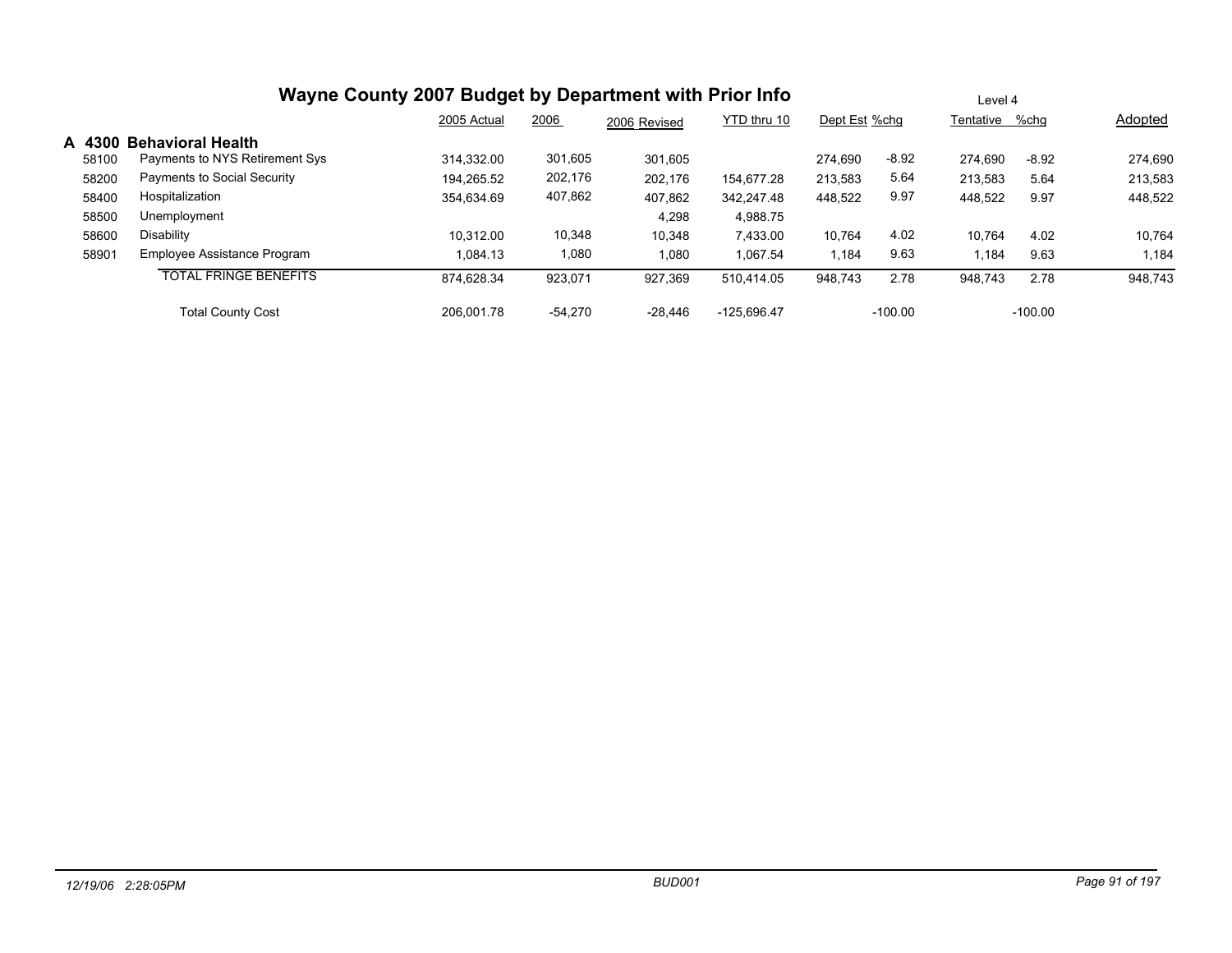# Wayne County 2007 Budget by Department with Prior Info

Level 4

| | | 2005 Actual | 2006 | 2006 Revised | YTD thru 10 | Dept Est | %chg | Tentative | %chg | Adopted |
|---|---|---|---|---|---|---|---|---|---|---|
| **A 4300** | **Behavioral Health** | | | | | | | | | |
| 58100 | Payments to NYS Retirement Sys | 314,332.00 | 301,605 | 301,605 | | 274,690 | -8.92 | 274,690 | -8.92 | 274,690 |
| 58200 | Payments to Social Security | 194,265.52 | 202,176 | 202,176 | 154,677.28 | 213,583 | 5.64 | 213,583 | 5.64 | 213,583 |
| 58400 | Hospitalization | 354,634.69 | 407,862 | 407,862 | 342,247.48 | 448,522 | 9.97 | 448,522 | 9.97 | 448,522 |
| 58500 | Unemployment | | | 4,298 | 4,988.75 | | | | | |
| 58600 | Disability | 10,312.00 | 10,348 | 10,348 | 7,433.00 | 10,764 | 4.02 | 10,764 | 4.02 | 10,764 |
| 58901 | Employee Assistance Program | 1,084.13 | 1,080 | 1,080 | 1,067.54 | 1,184 | 9.63 | 1,184 | 9.63 | 1,184 |
| | TOTAL FRINGE BENEFITS | 874,628.34 | 923,071 | 927,369 | 510,414.05 | 948,743 | 2.78 | 948,743 | 2.78 | 948,743 |
| | Total County Cost | 206,001.78 | -54,270 | -28,446 | -125,696.47 | | -100.00 | | -100.00 | |

*12/19/06 2:28:05PM* BUD001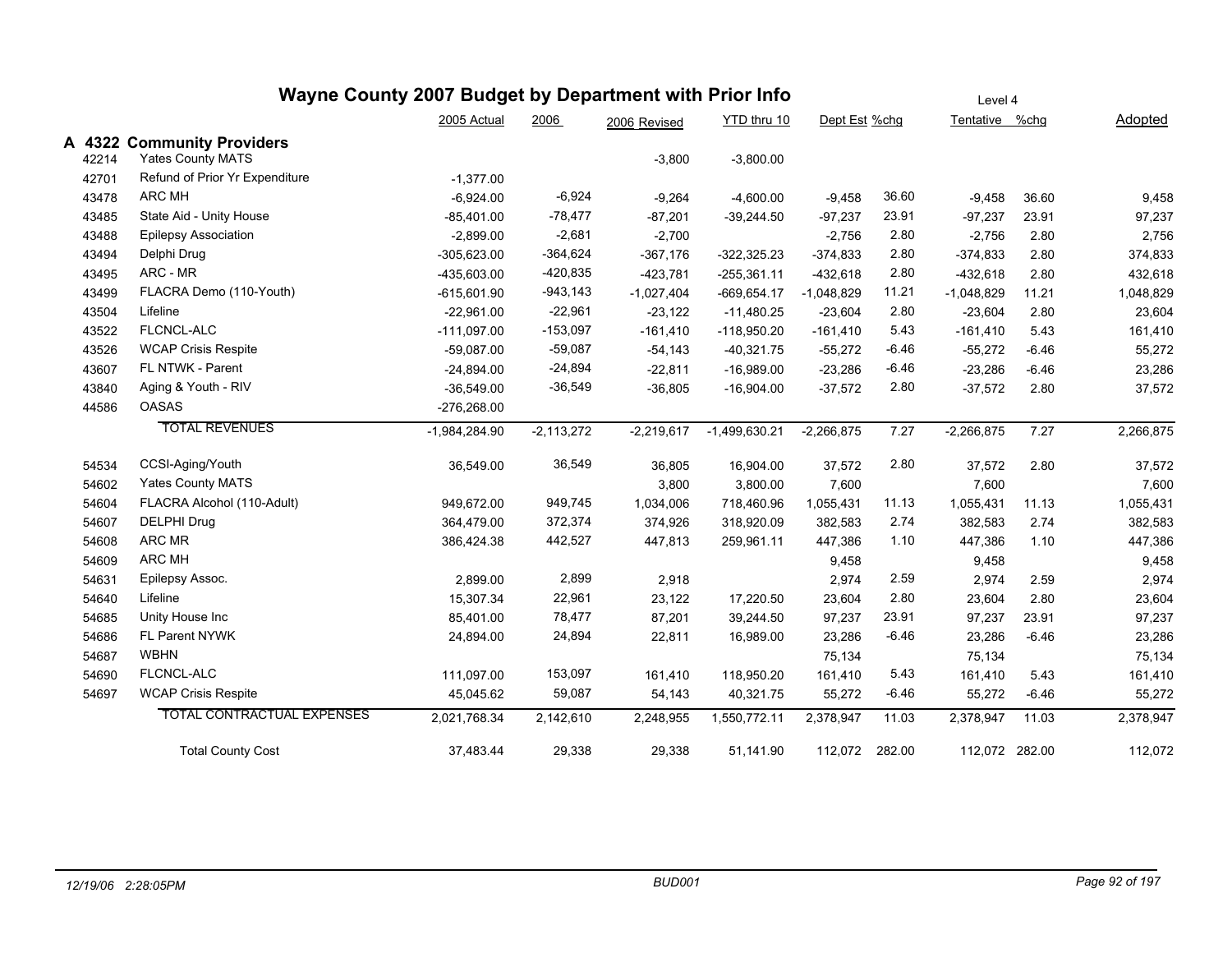# Wayne County 2007 Budget by Department with Prior Info

Level 4

## A 4322 Community Providers

| | | 2005 Actual | 2006 | 2006 Revised | YTD thru 10 | Dept Est | %chg | Tentative | %chg | Adopted |
|---|---|---|---|---|---|---|---|---|---|---|
| 42214 | Yates County MATS | | | -3,800 | -3,800.00 | | | | | |
| 42701 | Refund of Prior Yr Expenditure | -1,377.00 | | | | | | | | |
| 43478 | ARC MH | -6,924.00 | -6,924 | -9,264 | -4,600.00 | -9,458 | 36.60 | -9,458 | 36.60 | 9,458 |
| 43485 | State Aid - Unity House | -85,401.00 | -78,477 | -87,201 | -39,244.50 | -97,237 | 23.91 | -97,237 | 23.91 | 97,237 |
| 43488 | Epilepsy Association | -2,899.00 | -2,681 | -2,700 | | -2,756 | 2.80 | -2,756 | 2.80 | 2,756 |
| 43494 | Delphi Drug | -305,623.00 | -364,624 | -367,176 | -322,325.23 | -374,833 | 2.80 | -374,833 | 2.80 | 374,833 |
| 43495 | ARC - MR | -435,603.00 | -420,835 | -423,781 | -255,361.11 | -432,618 | 2.80 | -432,618 | 2.80 | 432,618 |
| 43499 | FLACRA Demo (110-Youth) | -615,601.90 | -943,143 | -1,027,404 | -669,654.17 | -1,048,829 | 11.21 | -1,048,829 | 11.21 | 1,048,829 |
| 43504 | Lifeline | -22,961.00 | -22,961 | -23,122 | -11,480.25 | -23,604 | 2.80 | -23,604 | 2.80 | 23,604 |
| 43522 | FLCNCL-ALC | -111,097.00 | -153,097 | -161,410 | -118,950.20 | -161,410 | 5.43 | -161,410 | 5.43 | 161,410 |
| 43526 | WCAP Crisis Respite | -59,087.00 | -59,087 | -54,143 | -40,321.75 | -55,272 | -6.46 | -55,272 | -6.46 | 55,272 |
| 43607 | FL NTWK - Parent | -24,894.00 | -24,894 | -22,811 | -16,989.00 | -23,286 | -6.46 | -23,286 | -6.46 | 23,286 |
| 43840 | Aging & Youth - RIV | -36,549.00 | -36,549 | -36,805 | -16,904.00 | -37,572 | 2.80 | -37,572 | 2.80 | 37,572 |
| 44586 | OASAS | -276,268.00 | | | | | | | | |
| | TOTAL REVENUES | -1,984,284.90 | -2,113,272 | -2,219,617 | -1,499,630.21 | -2,266,875 | 7.27 | -2,266,875 | 7.27 | 2,266,875 |
| 54534 | CCSI-Aging/Youth | 36,549.00 | 36,549 | 36,805 | 16,904.00 | 37,572 | 2.80 | 37,572 | 2.80 | 37,572 |
| 54602 | Yates County MATS | | | 3,800 | 3,800.00 | 7,600 | | 7,600 | | 7,600 |
| 54604 | FLACRA Alcohol (110-Adult) | 949,672.00 | 949,745 | 1,034,006 | 718,460.96 | 1,055,431 | 11.13 | 1,055,431 | 11.13 | 1,055,431 |
| 54607 | DELPHI Drug | 364,479.00 | 372,374 | 374,926 | 318,920.09 | 382,583 | 2.74 | 382,583 | 2.74 | 382,583 |
| 54608 | ARC MR | 386,424.38 | 442,527 | 447,813 | 259,961.11 | 447,386 | 1.10 | 447,386 | 1.10 | 447,386 |
| 54609 | ARC MH | | | | | 9,458 | | 9,458 | | 9,458 |
| 54631 | Epilepsy Assoc. | 2,899.00 | 2,899 | 2,918 | | 2,974 | 2.59 | 2,974 | 2.59 | 2,974 |
| 54640 | Lifeline | 15,307.34 | 22,961 | 23,122 | 17,220.50 | 23,604 | 2.80 | 23,604 | 2.80 | 23,604 |
| 54685 | Unity House Inc | 85,401.00 | 78,477 | 87,201 | 39,244.50 | 97,237 | 23.91 | 97,237 | 23.91 | 97,237 |
| 54686 | FL Parent NYWK | 24,894.00 | 24,894 | 22,811 | 16,989.00 | 23,286 | -6.46 | 23,286 | -6.46 | 23,286 |
| 54687 | WBHN | | | | | 75,134 | | 75,134 | | 75,134 |
| 54690 | FLCNCL-ALC | 111,097.00 | 153,097 | 161,410 | 118,950.20 | 161,410 | 5.43 | 161,410 | 5.43 | 161,410 |
| 54697 | WCAP Crisis Respite | 45,045.62 | 59,087 | 54,143 | 40,321.75 | 55,272 | -6.46 | 55,272 | -6.46 | 55,272 |
| | TOTAL CONTRACTUAL EXPENSES | 2,021,768.34 | 2,142,610 | 2,248,955 | 1,550,772.11 | 2,378,947 | 11.03 | 2,378,947 | 11.03 | 2,378,947 |
| | Total County Cost | 37,483.44 | 29,338 | 29,338 | 51,141.90 | 112,072 | 282.00 | 112,072 | 282.00 | 112,072 |

12/19/06 2:28:05PM BUD001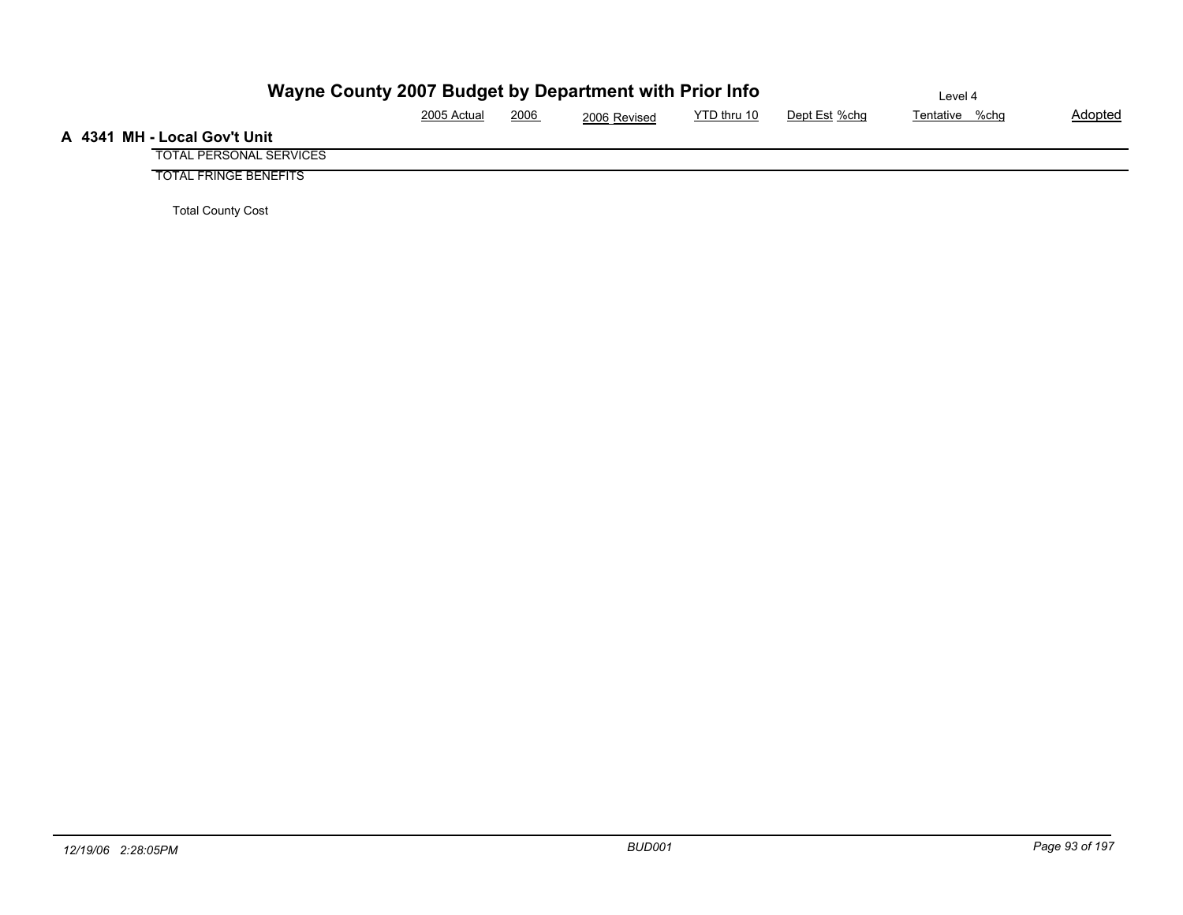# Wayne County 2007 Budget by Department with Prior Info

Level 4

| | 2005 Actual | 2006 | 2006 Revised | YTD thru 10 | Dept Est | %chg | Tentative | %chg | Adopted |
|---|---|---|---|---|---|---|---|---|---|
| **A 4341 MH - Local Gov't Unit** | | | | | | | | | |
| TOTAL PERSONAL SERVICES | | | | | | | | | |
| TOTAL FRINGE BENEFITS | | | | | | | | | |
| Total County Cost | | | | | | | | | |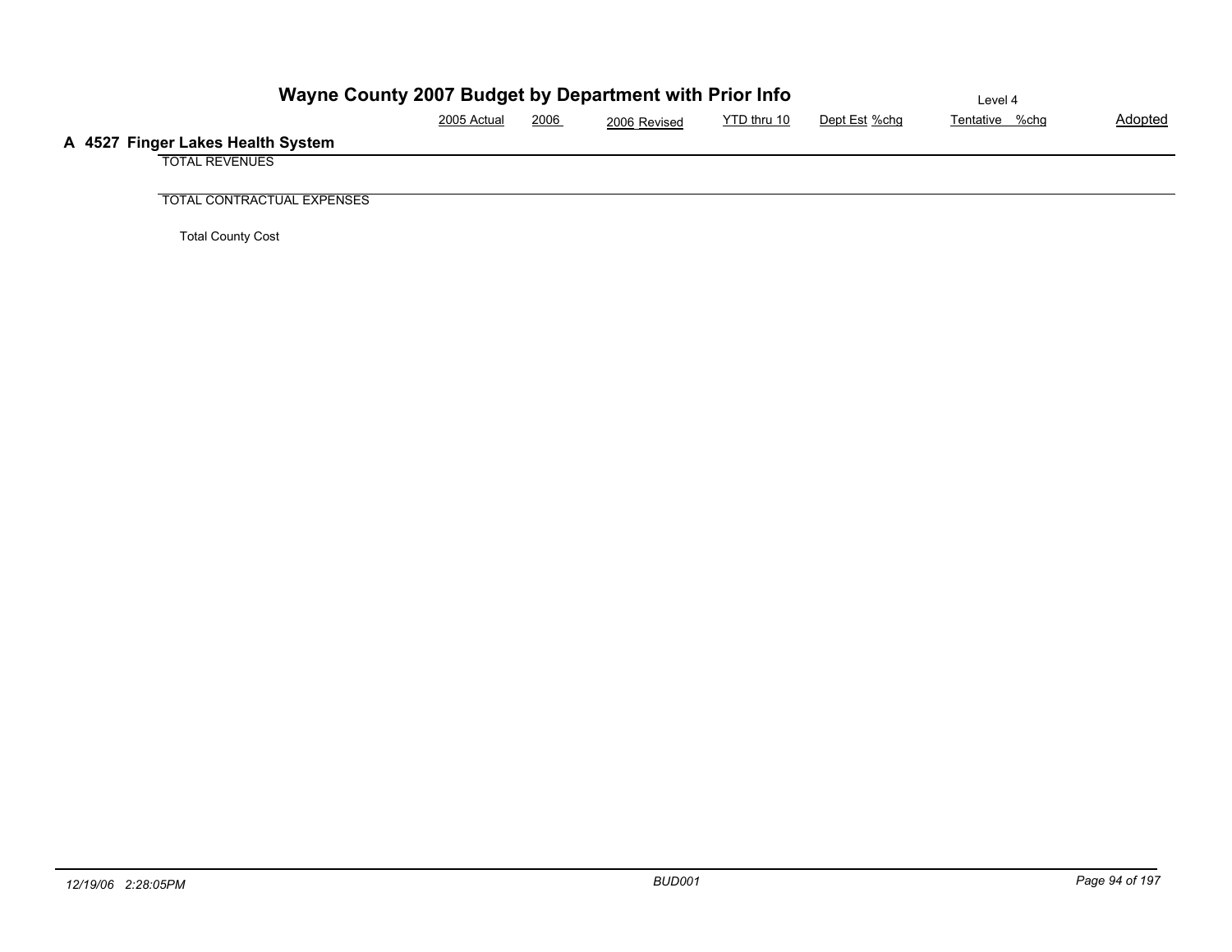# Wayne County 2007 Budget by Department with Prior Info

Level 4

## A 4527 Finger Lakes Health System

| | 2005 Actual | 2006 | 2006 Revised | YTD thru 10 | Dept Est | %chg | Tentative | %chg | Adopted |
|---|---|---|---|---|---|---|---|---|---|
| TOTAL REVENUES | | | | | | | | | |
| TOTAL CONTRACTUAL EXPENSES | | | | | | | | | |
| Total County Cost | | | | | | | | | |

12/19/06 2:28:05PM BUD001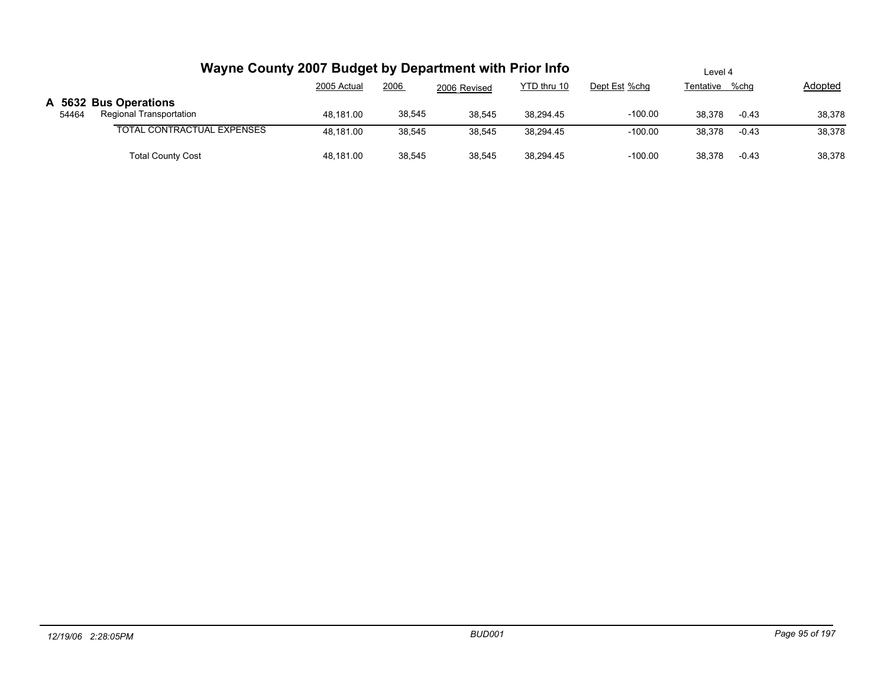# Wayne County 2007 Budget by Department with Prior Info

Level 4

| | | 2005 Actual | 2006 | 2006 Revised | YTD thru 10 | Dept Est | %chg | Tentative | %chg | Adopted |
|---|---|---|---|---|---|---|---|---|---|---|
| **A 5632** | **Bus Operations** | | | | | | | | | |
| 54464 | Regional Transportation | 48,181.00 | 38,545 | 38,545 | 38,294.45 | | -100.00 | 38,378 | -0.43 | 38,378 |
| | TOTAL CONTRACTUAL EXPENSES | 48,181.00 | 38,545 | 38,545 | 38,294.45 | | -100.00 | 38,378 | -0.43 | 38,378 |
| | Total County Cost | 48,181.00 | 38,545 | 38,545 | 38,294.45 | | -100.00 | 38,378 | -0.43 | 38,378 |

12/19/06 2:28:05PM BUD001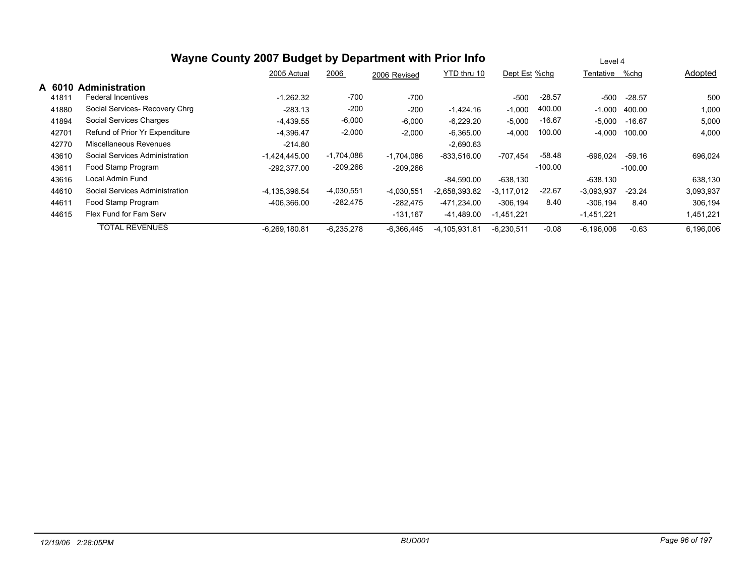# Wayne County 2007 Budget by Department with Prior Info

Level 4

## A 6010 Administration

| | | 2005 Actual | 2006 | 2006 Revised | YTD thru 10 | Dept Est | %chg | Tentative | %chg | Adopted |
|---|---|---|---|---|---|---|---|---|---|---|
| 41811 | Federal Incentives | -1,262.32 | -700 | -700 | | -500 | -28.57 | -500 | -28.57 | 500 |
| 41880 | Social Services- Recovery Chrg | -283.13 | -200 | -200 | -1,424.16 | -1,000 | 400.00 | -1,000 | 400.00 | 1,000 |
| 41894 | Social Services Charges | -4,439.55 | -6,000 | -6,000 | -6,229.20 | -5,000 | -16.67 | -5,000 | -16.67 | 5,000 |
| 42701 | Refund of Prior Yr Expenditure | -4,396.47 | -2,000 | -2,000 | -6,365.00 | -4,000 | 100.00 | -4,000 | 100.00 | 4,000 |
| 42770 | Miscellaneous Revenues | -214.80 | | | -2,690.63 | | | | | |
| 43610 | Social Services Administration | -1,424,445.00 | -1,704,086 | -1,704,086 | -833,516.00 | -707,454 | -58.48 | -696,024 | -59.16 | 696,024 |
| 43611 | Food Stamp Program | -292,377.00 | -209,266 | -209,266 | | | -100.00 | | -100.00 | |
| 43616 | Local Admin Fund | | | | -84,590.00 | -638,130 | | -638,130 | | 638,130 |
| 44610 | Social Services Administration | -4,135,396.54 | -4,030,551 | -4,030,551 | -2,658,393.82 | -3,117,012 | -22.67 | -3,093,937 | -23.24 | 3,093,937 |
| 44611 | Food Stamp Program | -406,366.00 | -282,475 | -282,475 | -471,234.00 | -306,194 | 8.40 | -306,194 | 8.40 | 306,194 |
| 44615 | Flex Fund for Fam Serv | | | -131,167 | -41,489.00 | -1,451,221 | | -1,451,221 | | 1,451,221 |
| | TOTAL REVENUES | -6,269,180.81 | -6,235,278 | -6,366,445 | -4,105,931.81 | -6,230,511 | -0.08 | -6,196,006 | -0.63 | 6,196,006 |

12/19/06 2:28:05PM BUD001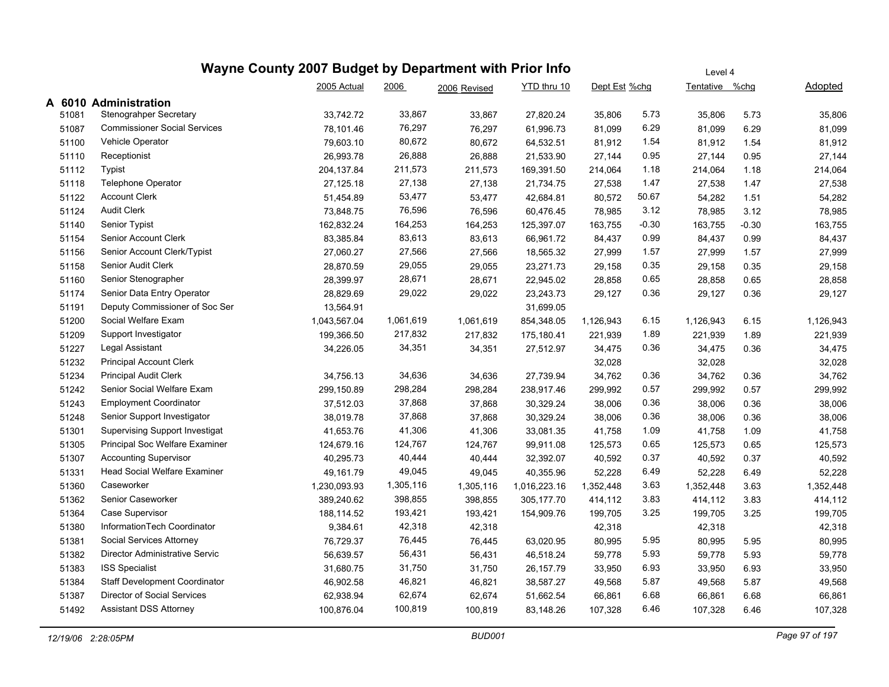# Wayne County 2007 Budget by Department with Prior Info

Level 4

## A 6010 Administration

| | | 2005 Actual | 2006 | 2006 Revised | YTD thru 10 | Dept Est | %chg | Tentative | %chg | Adopted |
|---|---|---|---|---|---|---|---|---|---|---|
| 51081 | Stenograhper Secretary | 33,742.72 | 33,867 | 33,867 | 27,820.24 | 35,806 | 5.73 | 35,806 | 5.73 | 35,806 |
| 51087 | Commissioner Social Services | 78,101.46 | 76,297 | 76,297 | 61,996.73 | 81,099 | 6.29 | 81,099 | 6.29 | 81,099 |
| 51100 | Vehicle Operator | 79,603.10 | 80,672 | 80,672 | 64,532.51 | 81,912 | 1.54 | 81,912 | 1.54 | 81,912 |
| 51110 | Receptionist | 26,993.78 | 26,888 | 26,888 | 21,533.90 | 27,144 | 0.95 | 27,144 | 0.95 | 27,144 |
| 51112 | Typist | 204,137.84 | 211,573 | 211,573 | 169,391.50 | 214,064 | 1.18 | 214,064 | 1.18 | 214,064 |
| 51118 | Telephone Operator | 27,125.18 | 27,138 | 27,138 | 21,734.75 | 27,538 | 1.47 | 27,538 | 1.47 | 27,538 |
| 51122 | Account Clerk | 51,454.89 | 53,477 | 53,477 | 42,684.81 | 80,572 | 50.67 | 54,282 | 1.51 | 54,282 |
| 51124 | Audit Clerk | 73,848.75 | 76,596 | 76,596 | 60,476.45 | 78,985 | 3.12 | 78,985 | 3.12 | 78,985 |
| 51140 | Senior Typist | 162,832.24 | 164,253 | 164,253 | 125,397.07 | 163,755 | -0.30 | 163,755 | -0.30 | 163,755 |
| 51154 | Senior Account Clerk | 83,385.84 | 83,613 | 83,613 | 66,961.72 | 84,437 | 0.99 | 84,437 | 0.99 | 84,437 |
| 51156 | Senior Account Clerk/Typist | 27,060.27 | 27,566 | 27,566 | 18,565.32 | 27,999 | 1.57 | 27,999 | 1.57 | 27,999 |
| 51158 | Senior Audit Clerk | 28,870.59 | 29,055 | 29,055 | 23,271.73 | 29,158 | 0.35 | 29,158 | 0.35 | 29,158 |
| 51160 | Senior Stenographer | 28,399.97 | 28,671 | 28,671 | 22,945.02 | 28,858 | 0.65 | 28,858 | 0.65 | 28,858 |
| 51174 | Senior Data Entry Operator | 28,829.69 | 29,022 | 29,022 | 23,243.73 | 29,127 | 0.36 | 29,127 | 0.36 | 29,127 |
| 51191 | Deputy Commissioner of Soc Ser | 13,564.91 | | | 31,699.05 | | | | | |
| 51200 | Social Welfare Exam | 1,043,567.04 | 1,061,619 | 1,061,619 | 854,348.05 | 1,126,943 | 6.15 | 1,126,943 | 6.15 | 1,126,943 |
| 51209 | Support Investigator | 199,366.50 | 217,832 | 217,832 | 175,180.41 | 221,939 | 1.89 | 221,939 | 1.89 | 221,939 |
| 51227 | Legal Assistant | 34,226.05 | 34,351 | 34,351 | 27,512.97 | 34,475 | 0.36 | 34,475 | 0.36 | 34,475 |
| 51232 | Principal Account Clerk | | | | | 32,028 | | 32,028 | | 32,028 |
| 51234 | Principal Audit Clerk | 34,756.13 | 34,636 | 34,636 | 27,739.94 | 34,762 | 0.36 | 34,762 | 0.36 | 34,762 |
| 51242 | Senior Social Welfare Exam | 299,150.89 | 298,284 | 298,284 | 238,917.46 | 299,992 | 0.57 | 299,992 | 0.57 | 299,992 |
| 51243 | Employment Coordinator | 37,512.03 | 37,868 | 37,868 | 30,329.24 | 38,006 | 0.36 | 38,006 | 0.36 | 38,006 |
| 51248 | Senior Support Investigator | 38,019.78 | 37,868 | 37,868 | 30,329.24 | 38,006 | 0.36 | 38,006 | 0.36 | 38,006 |
| 51301 | Supervising Support Investigat | 41,653.76 | 41,306 | 41,306 | 33,081.35 | 41,758 | 1.09 | 41,758 | 1.09 | 41,758 |
| 51305 | Principal Soc Welfare Examiner | 124,679.16 | 124,767 | 124,767 | 99,911.08 | 125,573 | 0.65 | 125,573 | 0.65 | 125,573 |
| 51307 | Accounting Supervisor | 40,295.73 | 40,444 | 40,444 | 32,392.07 | 40,592 | 0.37 | 40,592 | 0.37 | 40,592 |
| 51331 | Head Social Welfare Examiner | 49,161.79 | 49,045 | 49,045 | 40,355.96 | 52,228 | 6.49 | 52,228 | 6.49 | 52,228 |
| 51360 | Caseworker | 1,230,093.93 | 1,305,116 | 1,305,116 | 1,016,223.16 | 1,352,448 | 3.63 | 1,352,448 | 3.63 | 1,352,448 |
| 51362 | Senior Caseworker | 389,240.62 | 398,855 | 398,855 | 305,177.70 | 414,112 | 3.83 | 414,112 | 3.83 | 414,112 |
| 51364 | Case Supervisor | 188,114.52 | 193,421 | 193,421 | 154,909.76 | 199,705 | 3.25 | 199,705 | 3.25 | 199,705 |
| 51380 | InformationTech Coordinator | 9,384.61 | 42,318 | 42,318 | | 42,318 | | 42,318 | | 42,318 |
| 51381 | Social Services Attorney | 76,729.37 | 76,445 | 76,445 | 63,020.95 | 80,995 | 5.95 | 80,995 | 5.95 | 80,995 |
| 51382 | Director Administrative Servic | 56,639.57 | 56,431 | 56,431 | 46,518.24 | 59,778 | 5.93 | 59,778 | 5.93 | 59,778 |
| 51383 | ISS Specialist | 31,680.75 | 31,750 | 31,750 | 26,157.79 | 33,950 | 6.93 | 33,950 | 6.93 | 33,950 |
| 51384 | Staff Development Coordinator | 46,902.58 | 46,821 | 46,821 | 38,587.27 | 49,568 | 5.87 | 49,568 | 5.87 | 49,568 |
| 51387 | Director of Social Services | 62,938.94 | 62,674 | 62,674 | 51,662.54 | 66,861 | 6.68 | 66,861 | 6.68 | 66,861 |
| 51492 | Assistant DSS Attorney | 100,876.04 | 100,819 | 100,819 | 83,148.26 | 107,328 | 6.46 | 107,328 | 6.46 | 107,328 |

*12/19/06 2:28:05PM* — *BUD001*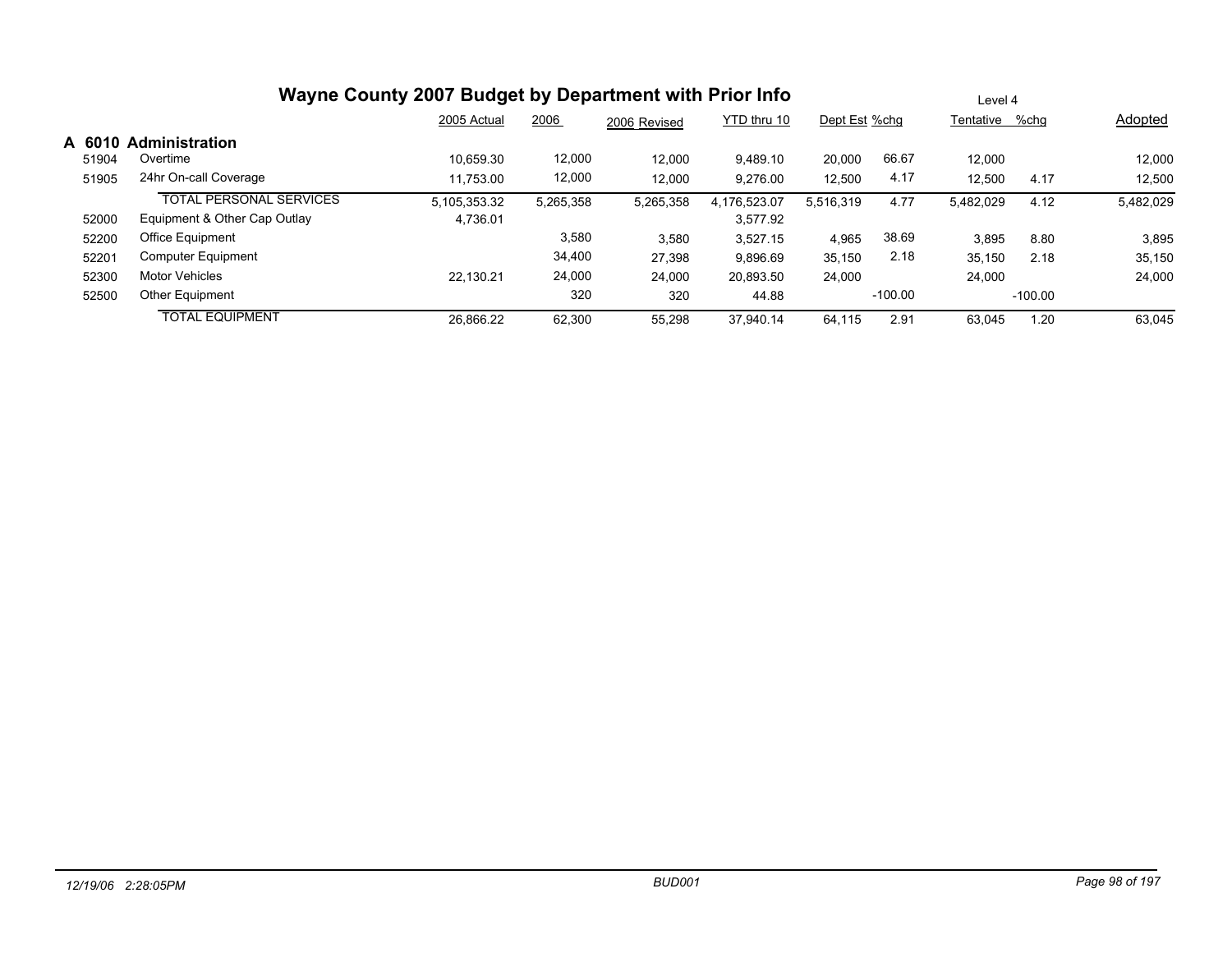# Wayne County 2007 Budget by Department with Prior Info

Level 4

## A 6010 Administration

| | | 2005 Actual | 2006 | 2006 Revised | YTD thru 10 | Dept Est | %chg | Tentative | %chg | Adopted |
|---|---|---|---|---|---|---|---|---|---|---|
| 51904 | Overtime | 10,659.30 | 12,000 | 12,000 | 9,489.10 | 20,000 | 66.67 | 12,000 | | 12,000 |
| 51905 | 24hr On-call Coverage | 11,753.00 | 12,000 | 12,000 | 9,276.00 | 12,500 | 4.17 | 12,500 | 4.17 | 12,500 |
| | TOTAL PERSONAL SERVICES | 5,105,353.32 | 5,265,358 | 5,265,358 | 4,176,523.07 | 5,516,319 | 4.77 | 5,482,029 | 4.12 | 5,482,029 |
| 52000 | Equipment & Other Cap Outlay | 4,736.01 | | | 3,577.92 | | | | | |
| 52200 | Office Equipment | | 3,580 | 3,580 | 3,527.15 | 4,965 | 38.69 | 3,895 | 8.80 | 3,895 |
| 52201 | Computer Equipment | | 34,400 | 27,398 | 9,896.69 | 35,150 | 2.18 | 35,150 | 2.18 | 35,150 |
| 52300 | Motor Vehicles | 22,130.21 | 24,000 | 24,000 | 20,893.50 | 24,000 | | 24,000 | | 24,000 |
| 52500 | Other Equipment | | 320 | 320 | 44.88 | | -100.00 | | -100.00 | |
| | TOTAL EQUIPMENT | 26,866.22 | 62,300 | 55,298 | 37,940.14 | 64,115 | 2.91 | 63,045 | 1.20 | 63,045 |

12/19/06 2:28:05PM BUD001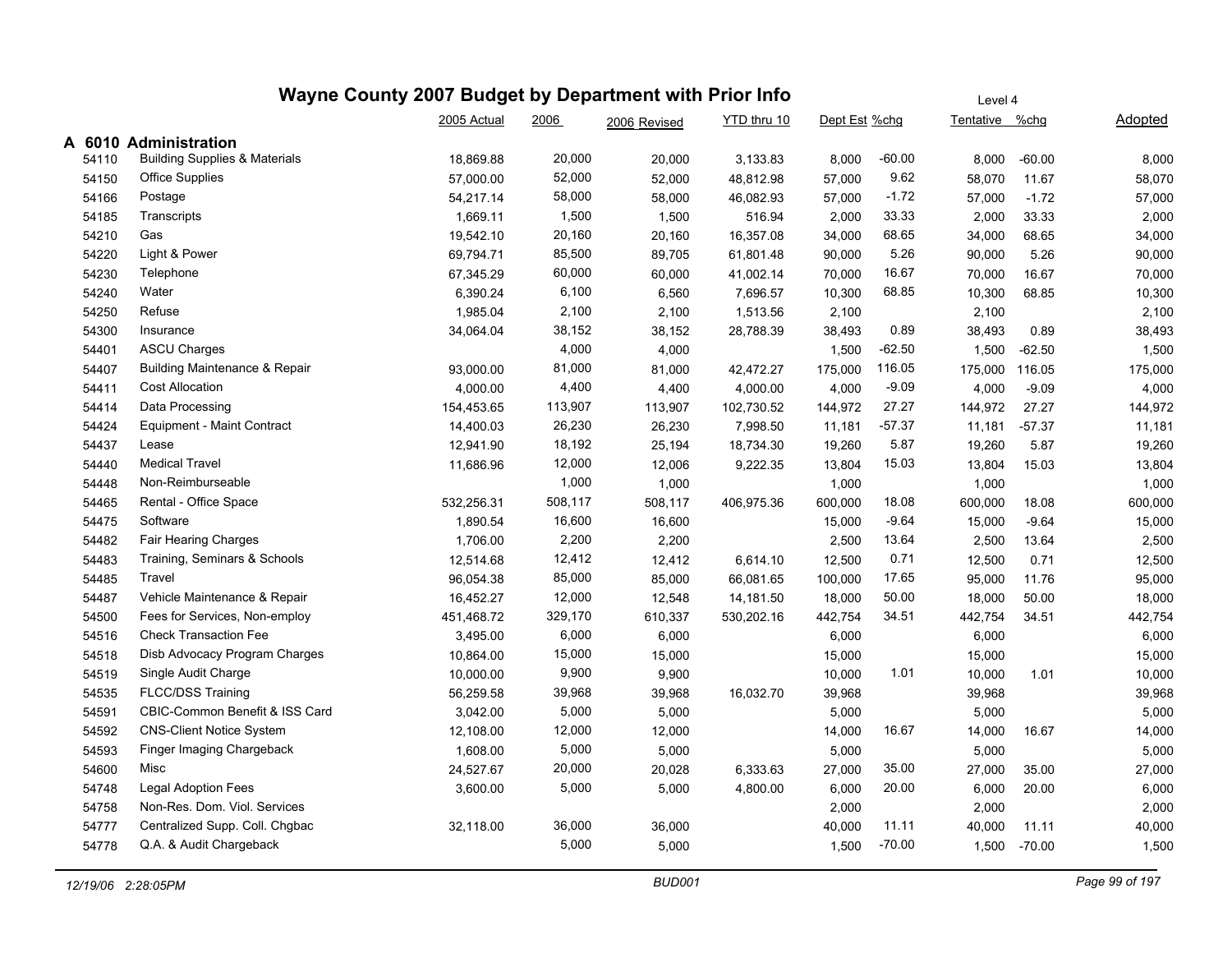# Wayne County 2007 Budget by Department with Prior Info

Level 4

## A 6010 Administration

| Code | Description | 2005 Actual | 2006 | 2006 Revised | YTD thru 10 | Dept Est | %chg | Tentative | %chg | Adopted |
|---|---|---|---|---|---|---|---|---|---|---|
| 54110 | Building Supplies & Materials | 18,869.88 | 20,000 | 20,000 | 3,133.83 | 8,000 | -60.00 | 8,000 | -60.00 | 8,000 |
| 54150 | Office Supplies | 57,000.00 | 52,000 | 52,000 | 48,812.98 | 57,000 | 9.62 | 58,070 | 11.67 | 58,070 |
| 54166 | Postage | 54,217.14 | 58,000 | 58,000 | 46,082.93 | 57,000 | -1.72 | 57,000 | -1.72 | 57,000 |
| 54185 | Transcripts | 1,669.11 | 1,500 | 1,500 | 516.94 | 2,000 | 33.33 | 2,000 | 33.33 | 2,000 |
| 54210 | Gas | 19,542.10 | 20,160 | 20,160 | 16,357.08 | 34,000 | 68.65 | 34,000 | 68.65 | 34,000 |
| 54220 | Light & Power | 69,794.71 | 85,500 | 89,705 | 61,801.48 | 90,000 | 5.26 | 90,000 | 5.26 | 90,000 |
| 54230 | Telephone | 67,345.29 | 60,000 | 60,000 | 41,002.14 | 70,000 | 16.67 | 70,000 | 16.67 | 70,000 |
| 54240 | Water | 6,390.24 | 6,100 | 6,560 | 7,696.57 | 10,300 | 68.85 | 10,300 | 68.85 | 10,300 |
| 54250 | Refuse | 1,985.04 | 2,100 | 2,100 | 1,513.56 | 2,100 | | 2,100 | | 2,100 |
| 54300 | Insurance | 34,064.04 | 38,152 | 38,152 | 28,788.39 | 38,493 | 0.89 | 38,493 | 0.89 | 38,493 |
| 54401 | ASCU Charges | | 4,000 | 4,000 | | 1,500 | -62.50 | 1,500 | -62.50 | 1,500 |
| 54407 | Building Maintenance & Repair | 93,000.00 | 81,000 | 81,000 | 42,472.27 | 175,000 | 116.05 | 175,000 | 116.05 | 175,000 |
| 54411 | Cost Allocation | 4,000.00 | 4,400 | 4,400 | 4,000.00 | 4,000 | -9.09 | 4,000 | -9.09 | 4,000 |
| 54414 | Data Processing | 154,453.65 | 113,907 | 113,907 | 102,730.52 | 144,972 | 27.27 | 144,972 | 27.27 | 144,972 |
| 54424 | Equipment - Maint Contract | 14,400.03 | 26,230 | 26,230 | 7,998.50 | 11,181 | -57.37 | 11,181 | -57.37 | 11,181 |
| 54437 | Lease | 12,941.90 | 18,192 | 25,194 | 18,734.30 | 19,260 | 5.87 | 19,260 | 5.87 | 19,260 |
| 54440 | Medical Travel | 11,686.96 | 12,000 | 12,006 | 9,222.35 | 13,804 | 15.03 | 13,804 | 15.03 | 13,804 |
| 54448 | Non-Reimburseable | | 1,000 | 1,000 | | 1,000 | | 1,000 | | 1,000 |
| 54465 | Rental - Office Space | 532,256.31 | 508,117 | 508,117 | 406,975.36 | 600,000 | 18.08 | 600,000 | 18.08 | 600,000 |
| 54475 | Software | 1,890.54 | 16,600 | 16,600 | | 15,000 | -9.64 | 15,000 | -9.64 | 15,000 |
| 54482 | Fair Hearing Charges | 1,706.00 | 2,200 | 2,200 | | 2,500 | 13.64 | 2,500 | 13.64 | 2,500 |
| 54483 | Training, Seminars & Schools | 12,514.68 | 12,412 | 12,412 | 6,614.10 | 12,500 | 0.71 | 12,500 | 0.71 | 12,500 |
| 54485 | Travel | 96,054.38 | 85,000 | 85,000 | 66,081.65 | 100,000 | 17.65 | 95,000 | 11.76 | 95,000 |
| 54487 | Vehicle Maintenance & Repair | 16,452.27 | 12,000 | 12,548 | 14,181.50 | 18,000 | 50.00 | 18,000 | 50.00 | 18,000 |
| 54500 | Fees for Services, Non-employ | 451,468.72 | 329,170 | 610,337 | 530,202.16 | 442,754 | 34.51 | 442,754 | 34.51 | 442,754 |
| 54516 | Check Transaction Fee | 3,495.00 | 6,000 | 6,000 | | 6,000 | | 6,000 | | 6,000 |
| 54518 | Disb Advocacy Program Charges | 10,864.00 | 15,000 | 15,000 | | 15,000 | | 15,000 | | 15,000 |
| 54519 | Single Audit Charge | 10,000.00 | 9,900 | 9,900 | | 10,000 | 1.01 | 10,000 | 1.01 | 10,000 |
| 54535 | FLCC/DSS Training | 56,259.58 | 39,968 | 39,968 | 16,032.70 | 39,968 | | 39,968 | | 39,968 |
| 54591 | CBIC-Common Benefit & ISS Card | 3,042.00 | 5,000 | 5,000 | | 5,000 | | 5,000 | | 5,000 |
| 54592 | CNS-Client Notice System | 12,108.00 | 12,000 | 12,000 | | 14,000 | 16.67 | 14,000 | 16.67 | 14,000 |
| 54593 | Finger Imaging Chargeback | 1,608.00 | 5,000 | 5,000 | | 5,000 | | 5,000 | | 5,000 |
| 54600 | Misc | 24,527.67 | 20,000 | 20,028 | 6,333.63 | 27,000 | 35.00 | 27,000 | 35.00 | 27,000 |
| 54748 | Legal Adoption Fees | 3,600.00 | 5,000 | 5,000 | 4,800.00 | 6,000 | 20.00 | 6,000 | 20.00 | 6,000 |
| 54758 | Non-Res. Dom. Viol. Services | | | | | 2,000 | | 2,000 | | 2,000 |
| 54777 | Centralized Supp. Coll. Chgbac | 32,118.00 | 36,000 | 36,000 | | 40,000 | 11.11 | 40,000 | 11.11 | 40,000 |
| 54778 | Q.A. & Audit Chargeback | | 5,000 | 5,000 | | 1,500 | -70.00 | 1,500 | -70.00 | 1,500 |

12/19/06 2:28:05PM BUD001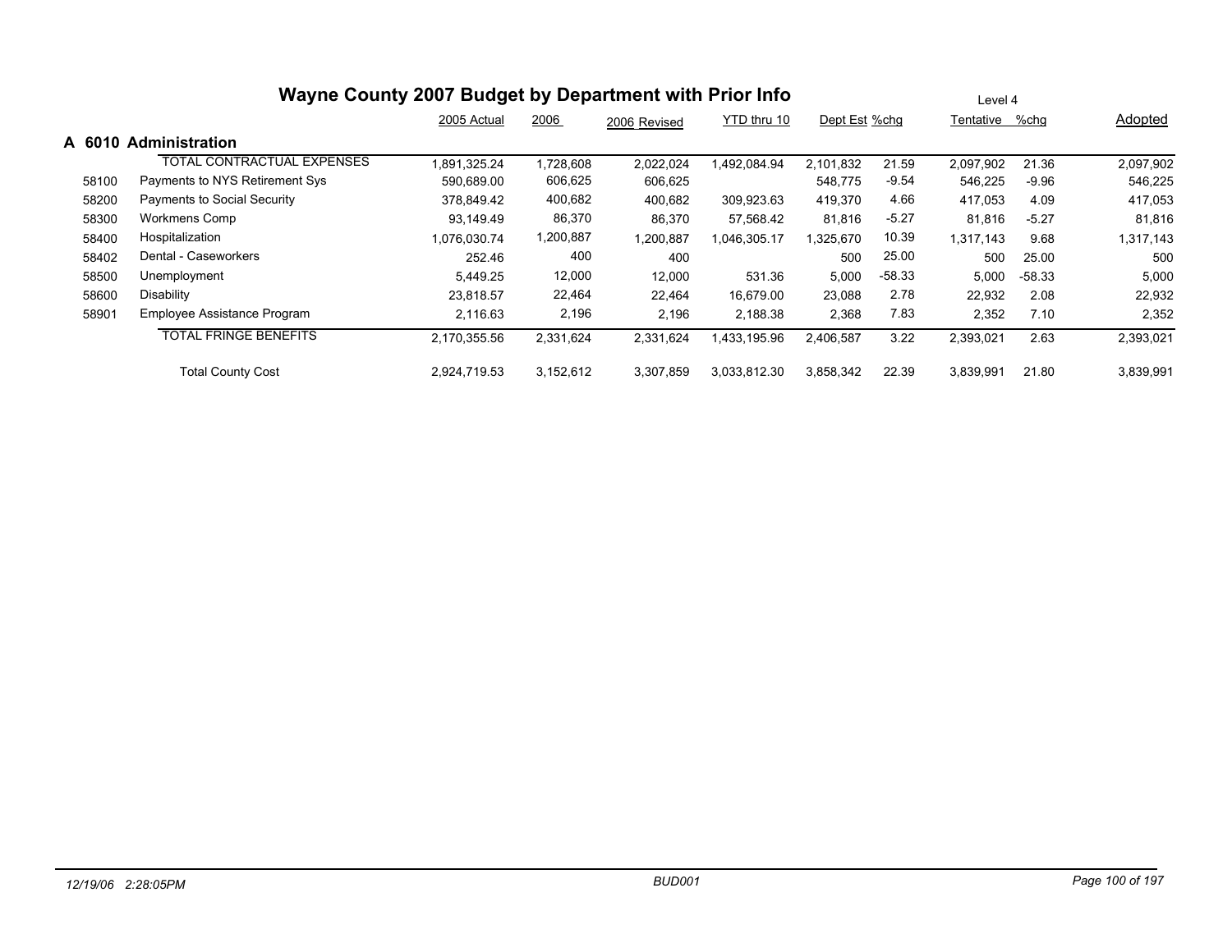# Wayne County 2007 Budget by Department with Prior Info

Level 4

## A 6010 Administration

| | | 2005 Actual | 2006 | 2006 Revised | YTD thru 10 | Dept Est | %chg | Tentative | %chg | Adopted |
|---|---|---|---|---|---|---|---|---|---|---|
| | TOTAL CONTRACTUAL EXPENSES | 1,891,325.24 | 1,728,608 | 2,022,024 | 1,492,084.94 | 2,101,832 | 21.59 | 2,097,902 | 21.36 | 2,097,902 |
| 58100 | Payments to NYS Retirement Sys | 590,689.00 | 606,625 | 606,625 | | 548,775 | -9.54 | 546,225 | -9.96 | 546,225 |
| 58200 | Payments to Social Security | 378,849.42 | 400,682 | 400,682 | 309,923.63 | 419,370 | 4.66 | 417,053 | 4.09 | 417,053 |
| 58300 | Workmens Comp | 93,149.49 | 86,370 | 86,370 | 57,568.42 | 81,816 | -5.27 | 81,816 | -5.27 | 81,816 |
| 58400 | Hospitalization | 1,076,030.74 | 1,200,887 | 1,200,887 | 1,046,305.17 | 1,325,670 | 10.39 | 1,317,143 | 9.68 | 1,317,143 |
| 58402 | Dental - Caseworkers | 252.46 | 400 | 400 | | 500 | 25.00 | 500 | 25.00 | 500 |
| 58500 | Unemployment | 5,449.25 | 12,000 | 12,000 | 531.36 | 5,000 | -58.33 | 5,000 | -58.33 | 5,000 |
| 58600 | Disability | 23,818.57 | 22,464 | 22,464 | 16,679.00 | 23,088 | 2.78 | 22,932 | 2.08 | 22,932 |
| 58901 | Employee Assistance Program | 2,116.63 | 2,196 | 2,196 | 2,188.38 | 2,368 | 7.83 | 2,352 | 7.10 | 2,352 |
| | TOTAL FRINGE BENEFITS | 2,170,355.56 | 2,331,624 | 2,331,624 | 1,433,195.96 | 2,406,587 | 3.22 | 2,393,021 | 2.63 | 2,393,021 |
| | Total County Cost | 2,924,719.53 | 3,152,612 | 3,307,859 | 3,033,812.30 | 3,858,342 | 22.39 | 3,839,991 | 21.80 | 3,839,991 |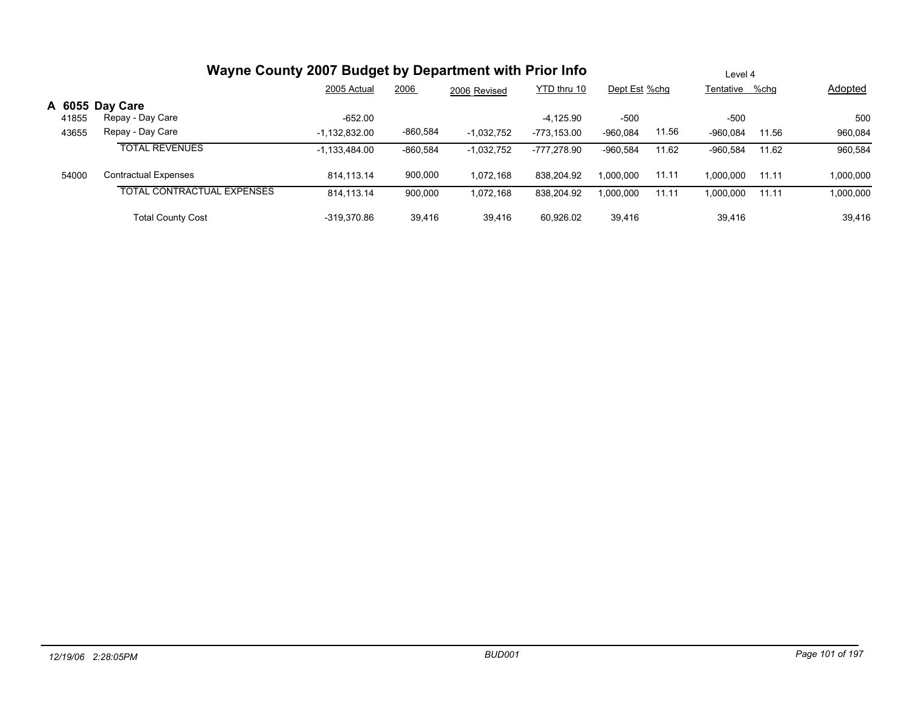# Wayne County 2007 Budget by Department with Prior Info

Level 4

## A 6055 Day Care

| | | 2005 Actual | 2006 | 2006 Revised | YTD thru 10 | Dept Est | %chg | Tentative | %chg | Adopted |
|---|---|---|---|---|---|---|---|---|---|---|
| 41855 | Repay - Day Care | -652.00 | | | -4,125.90 | -500 | | -500 | | 500 |
| 43655 | Repay - Day Care | -1,132,832.00 | -860,584 | -1,032,752 | -773,153.00 | -960,084 | 11.56 | -960,084 | 11.56 | 960,084 |
| | TOTAL REVENUES | -1,133,484.00 | -860,584 | -1,032,752 | -777,278.90 | -960,584 | 11.62 | -960,584 | 11.62 | 960,584 |
| 54000 | Contractual Expenses | 814,113.14 | 900,000 | 1,072,168 | 838,204.92 | 1,000,000 | 11.11 | 1,000,000 | 11.11 | 1,000,000 |
| | TOTAL CONTRACTUAL EXPENSES | 814,113.14 | 900,000 | 1,072,168 | 838,204.92 | 1,000,000 | 11.11 | 1,000,000 | 11.11 | 1,000,000 |
| | Total County Cost | -319,370.86 | 39,416 | 39,416 | 60,926.02 | 39,416 | | 39,416 | | 39,416 |

*12/19/06 2:28:05PM* | *BUD001*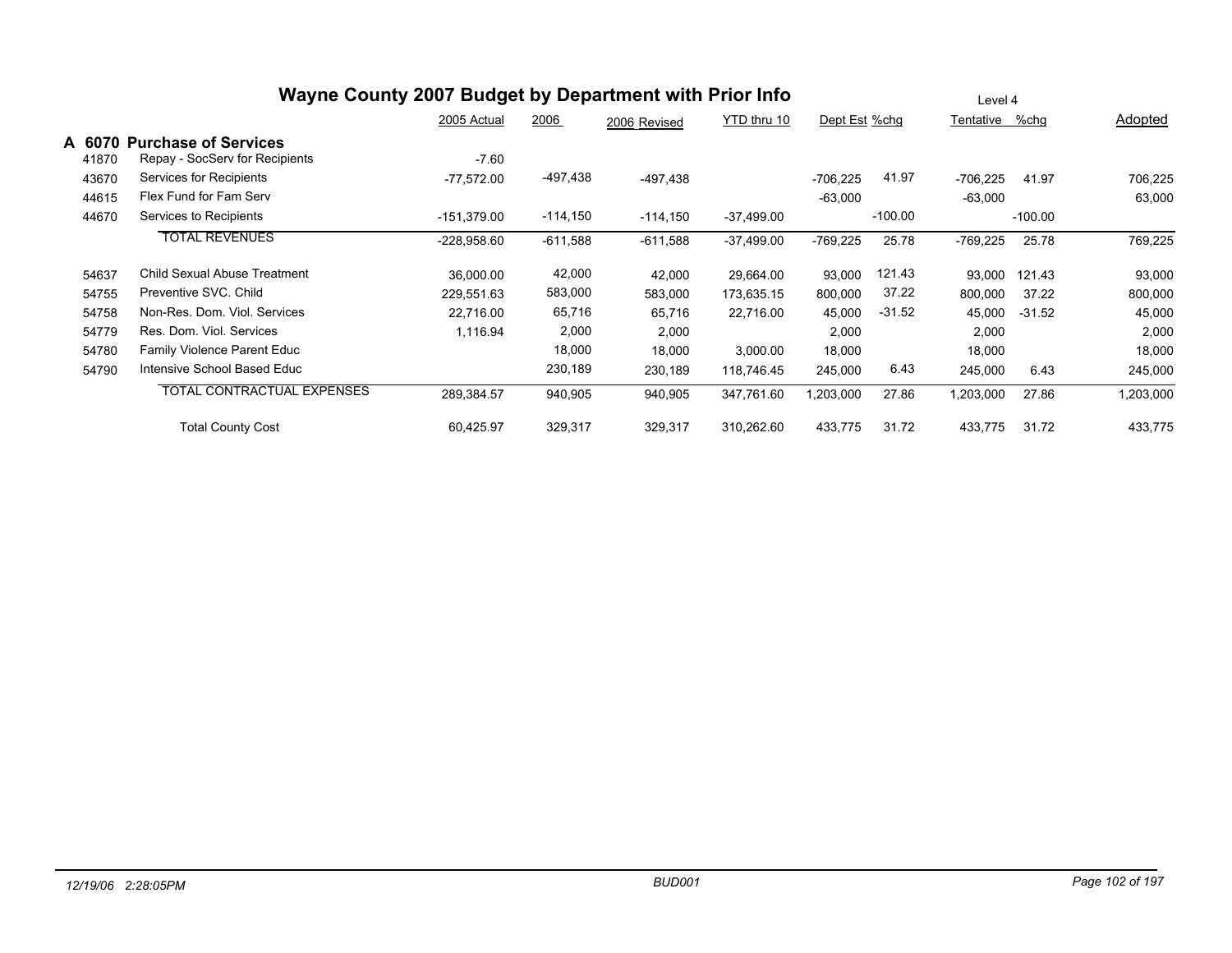# Wayne County 2007 Budget by Department with Prior Info

Level 4

## A 6070 Purchase of Services

| | | 2005 Actual | 2006 | 2006 Revised | YTD thru 10 | Dept Est | %chg | Tentative | %chg | Adopted |
|---|---|---|---|---|---|---|---|---|---|---|
| 41870 | Repay - SocServ for Recipients | -7.60 | | | | | | | | |
| 43670 | Services for Recipients | -77,572.00 | -497,438 | -497,438 | | -706,225 | 41.97 | -706,225 | 41.97 | 706,225 |
| 44615 | Flex Fund for Fam Serv | | | | | -63,000 | | -63,000 | | 63,000 |
| 44670 | Services to Recipients | -151,379.00 | -114,150 | -114,150 | -37,499.00 | | -100.00 | | -100.00 | |
| | TOTAL REVENUES | -228,958.60 | -611,588 | -611,588 | -37,499.00 | -769,225 | 25.78 | -769,225 | 25.78 | 769,225 |
| 54637 | Child Sexual Abuse Treatment | 36,000.00 | 42,000 | 42,000 | 29,664.00 | 93,000 | 121.43 | 93,000 | 121.43 | 93,000 |
| 54755 | Preventive SVC. Child | 229,551.63 | 583,000 | 583,000 | 173,635.15 | 800,000 | 37.22 | 800,000 | 37.22 | 800,000 |
| 54758 | Non-Res. Dom. Viol. Services | 22,716.00 | 65,716 | 65,716 | 22,716.00 | 45,000 | -31.52 | 45,000 | -31.52 | 45,000 |
| 54779 | Res. Dom. Viol. Services | 1,116.94 | 2,000 | 2,000 | | 2,000 | | 2,000 | | 2,000 |
| 54780 | Family Violence Parent Educ | | 18,000 | 18,000 | 3,000.00 | 18,000 | | 18,000 | | 18,000 |
| 54790 | Intensive School Based Educ | | 230,189 | 230,189 | 118,746.45 | 245,000 | 6.43 | 245,000 | 6.43 | 245,000 |
| | TOTAL CONTRACTUAL EXPENSES | 289,384.57 | 940,905 | 940,905 | 347,761.60 | 1,203,000 | 27.86 | 1,203,000 | 27.86 | 1,203,000 |
| | Total County Cost | 60,425.97 | 329,317 | 329,317 | 310,262.60 | 433,775 | 31.72 | 433,775 | 31.72 | 433,775 |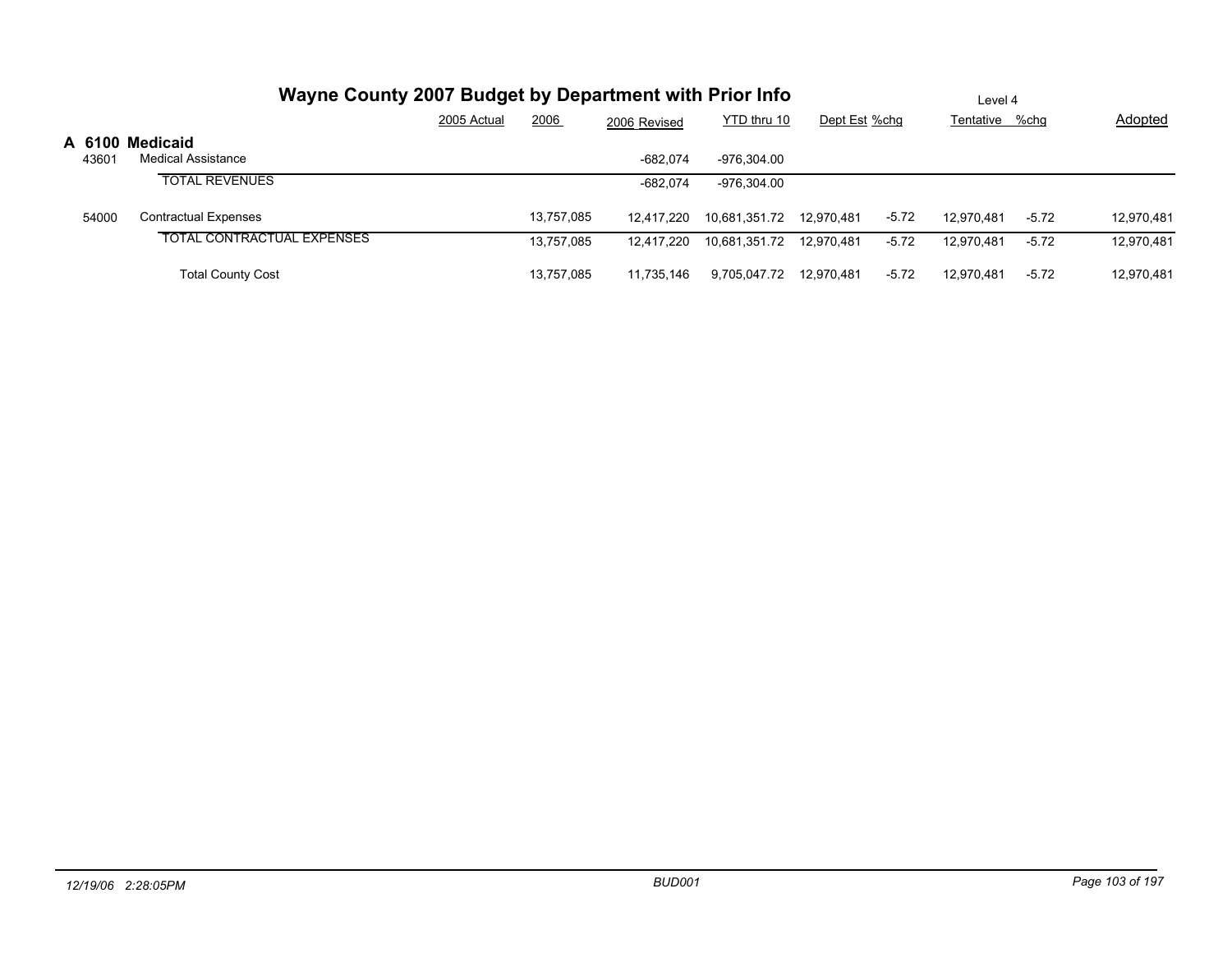# Wayne County 2007 Budget by Department with Prior Info

Level 4

| | | 2005 Actual | 2006 | 2006 Revised | YTD thru 10 | Dept Est | %chg | Tentative | %chg | Adopted |
|---|---|---|---|---|---|---|---|---|---|---|
| **A 6100** | **Medicaid** | | | | | | | | | |
| 43601 | Medical Assistance | | | -682,074 | -976,304.00 | | | | | |
| | TOTAL REVENUES | | | -682,074 | -976,304.00 | | | | | |
| 54000 | Contractual Expenses | | 13,757,085 | 12,417,220 | 10,681,351.72 | 12,970,481 | -5.72 | 12,970,481 | -5.72 | 12,970,481 |
| | TOTAL CONTRACTUAL EXPENSES | | 13,757,085 | 12,417,220 | 10,681,351.72 | 12,970,481 | -5.72 | 12,970,481 | -5.72 | 12,970,481 |
| | Total County Cost | | 13,757,085 | 11,735,146 | 9,705,047.72 | 12,970,481 | -5.72 | 12,970,481 | -5.72 | 12,970,481 |

12/19/06 2:28:05PM BUD001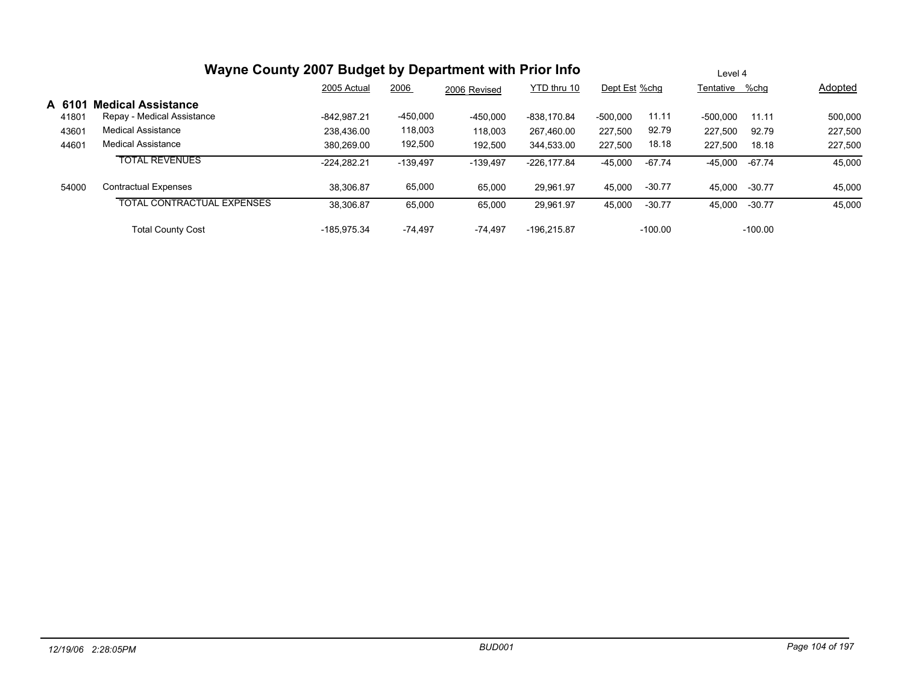# Wayne County 2007 Budget by Department with Prior Info

Level 4

## A 6101 Medical Assistance

| | | 2005 Actual | 2006 | 2006 Revised | YTD thru 10 | Dept Est | %chg | Tentative | %chg | Adopted |
|---|---|---|---|---|---|---|---|---|---|---|
| 41801 | Repay - Medical Assistance | -842,987.21 | -450,000 | -450,000 | -838,170.84 | -500,000 | 11.11 | -500,000 | 11.11 | 500,000 |
| 43601 | Medical Assistance | 238,436.00 | 118,003 | 118,003 | 267,460.00 | 227,500 | 92.79 | 227,500 | 92.79 | 227,500 |
| 44601 | Medical Assistance | 380,269.00 | 192,500 | 192,500 | 344,533.00 | 227,500 | 18.18 | 227,500 | 18.18 | 227,500 |
| | TOTAL REVENUES | -224,282.21 | -139,497 | -139,497 | -226,177.84 | -45,000 | -67.74 | -45,000 | -67.74 | 45,000 |
| 54000 | Contractual Expenses | 38,306.87 | 65,000 | 65,000 | 29,961.97 | 45,000 | -30.77 | 45,000 | -30.77 | 45,000 |
| | TOTAL CONTRACTUAL EXPENSES | 38,306.87 | 65,000 | 65,000 | 29,961.97 | 45,000 | -30.77 | 45,000 | -30.77 | 45,000 |
| | Total County Cost | -185,975.34 | -74,497 | -74,497 | -196,215.87 | | -100.00 | | -100.00 | |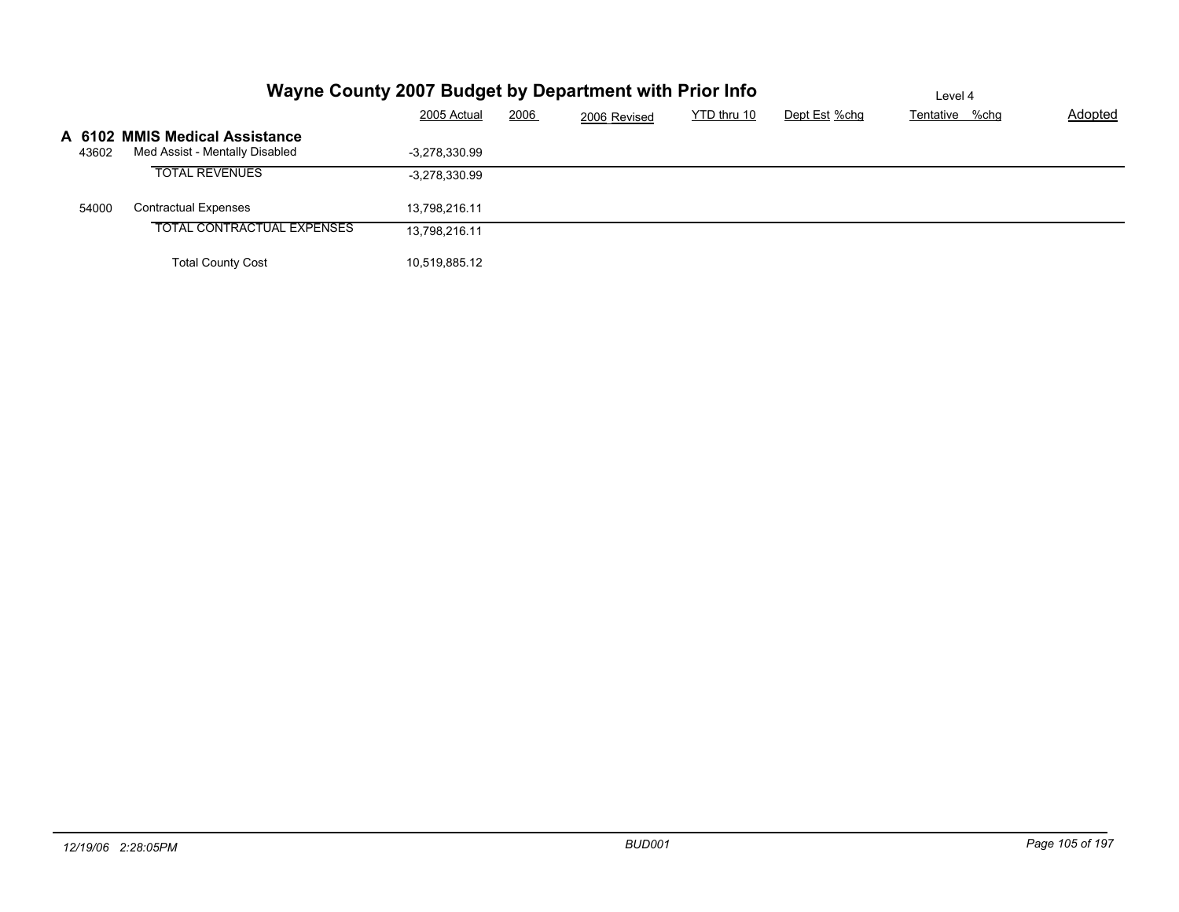# Wayne County 2007 Budget by Department with Prior Info

Level 4

## A 6102 MMIS Medical Assistance

| | | 2005 Actual | 2006 | 2006 Revised | YTD thru 10 | Dept Est | %chg | Tentative | %chg | Adopted |
|---|---|---|---|---|---|---|---|---|---|---|
| 43602 | Med Assist - Mentally Disabled | -3,278,330.99 | | | | | | | | |
| | TOTAL REVENUES | -3,278,330.99 | | | | | | | | |
| 54000 | Contractual Expenses | 13,798,216.11 | | | | | | | | |
| | TOTAL CONTRACTUAL EXPENSES | 13,798,216.11 | | | | | | | | |
| | Total County Cost | 10,519,885.12 | | | | | | | | |

12/19/06 2:28:05PM BUD001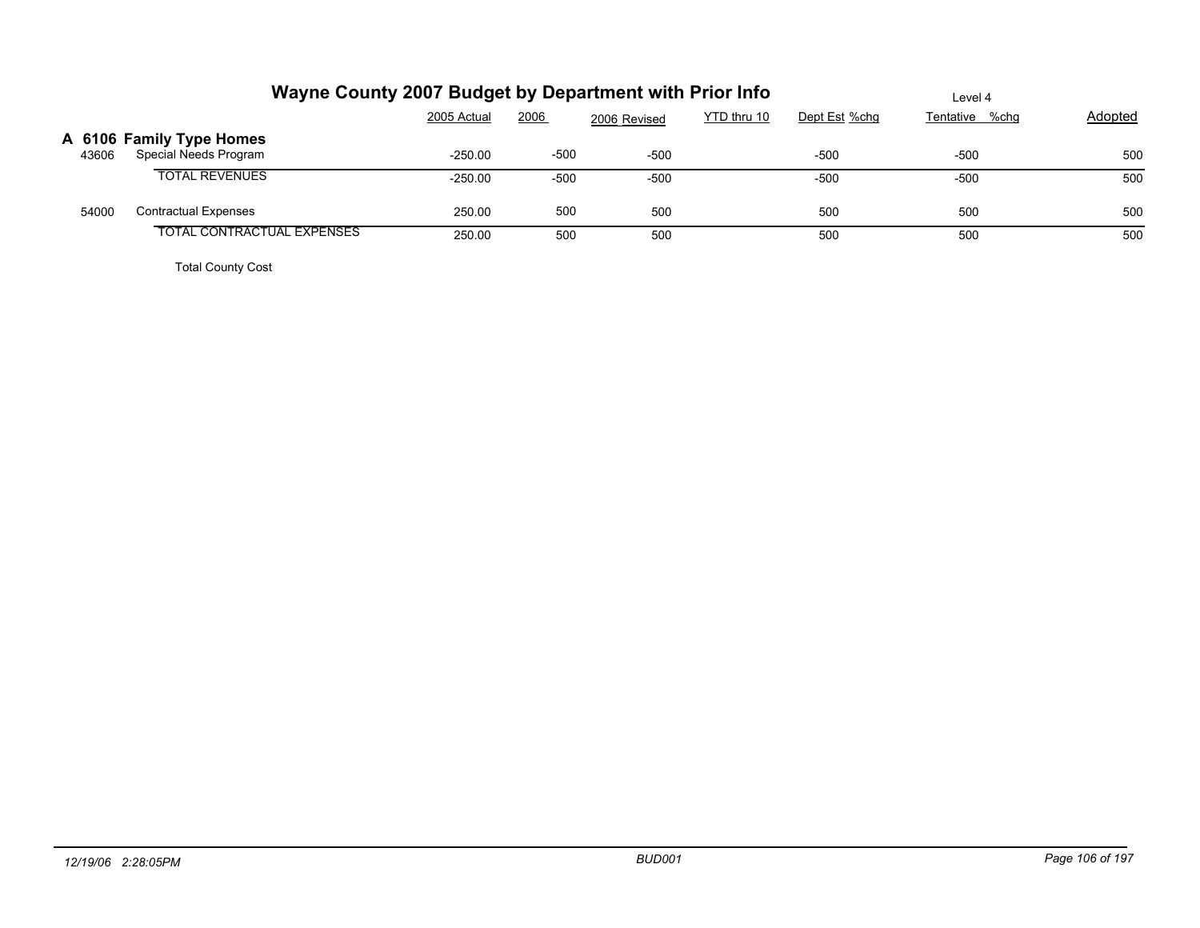## Wayne County 2007 Budget by Department with Prior Info

Level 4

### A 6106 Family Type Homes

| | | 2005 Actual | 2006 | 2006 Revised | YTD thru 10 | Dept Est %chg | Tentative %chg | Adopted |
|---|---|---|---|---|---|---|---|---|
| 43606 | Special Needs Program | -250.00 | -500 | -500 | | -500 | -500 | 500 |
| | TOTAL REVENUES | -250.00 | -500 | -500 | | -500 | -500 | 500 |
| 54000 | Contractual Expenses | 250.00 | 500 | 500 | | 500 | 500 | 500 |
| | TOTAL CONTRACTUAL EXPENSES | 250.00 | 500 | 500 | | 500 | 500 | 500 |
| | Total County Cost | | | | | | | |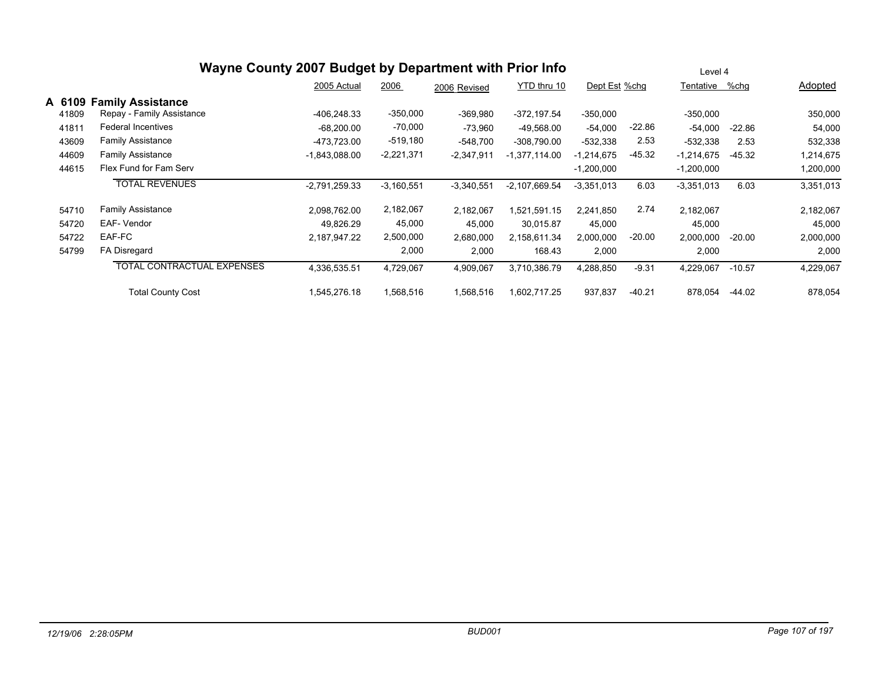# Wayne County 2007 Budget by Department with Prior Info

Level 4

## A 6109 Family Assistance

| | | 2005 Actual | 2006 | 2006 Revised | YTD thru 10 | Dept Est | %chg | Tentative | %chg | Adopted |
|---|---|---|---|---|---|---|---|---|---|---|
| 41809 | Repay - Family Assistance | -406,248.33 | -350,000 | -369,980 | -372,197.54 | -350,000 | | -350,000 | | 350,000 |
| 41811 | Federal Incentives | -68,200.00 | -70,000 | -73,960 | -49,568.00 | -54,000 | -22.86 | -54,000 | -22.86 | 54,000 |
| 43609 | Family Assistance | -473,723.00 | -519,180 | -548,700 | -308,790.00 | -532,338 | 2.53 | -532,338 | 2.53 | 532,338 |
| 44609 | Family Assistance | -1,843,088.00 | -2,221,371 | -2,347,911 | -1,377,114.00 | -1,214,675 | -45.32 | -1,214,675 | -45.32 | 1,214,675 |
| 44615 | Flex Fund for Fam Serv | | | | | -1,200,000 | | -1,200,000 | | 1,200,000 |
| | TOTAL REVENUES | -2,791,259.33 | -3,160,551 | -3,340,551 | -2,107,669.54 | -3,351,013 | 6.03 | -3,351,013 | 6.03 | 3,351,013 |
| 54710 | Family Assistance | 2,098,762.00 | 2,182,067 | 2,182,067 | 1,521,591.15 | 2,241,850 | 2.74 | 2,182,067 | | 2,182,067 |
| 54720 | EAF- Vendor | 49,826.29 | 45,000 | 45,000 | 30,015.87 | 45,000 | | 45,000 | | 45,000 |
| 54722 | EAF-FC | 2,187,947.22 | 2,500,000 | 2,680,000 | 2,158,611.34 | 2,000,000 | -20.00 | 2,000,000 | -20.00 | 2,000,000 |
| 54799 | FA Disregard | | 2,000 | 2,000 | 168.43 | 2,000 | | 2,000 | | 2,000 |
| | TOTAL CONTRACTUAL EXPENSES | 4,336,535.51 | 4,729,067 | 4,909,067 | 3,710,386.79 | 4,288,850 | -9.31 | 4,229,067 | -10.57 | 4,229,067 |
| | Total County Cost | 1,545,276.18 | 1,568,516 | 1,568,516 | 1,602,717.25 | 937,837 | -40.21 | 878,054 | -44.02 | 878,054 |

12/19/06 2:28:05PM BUD001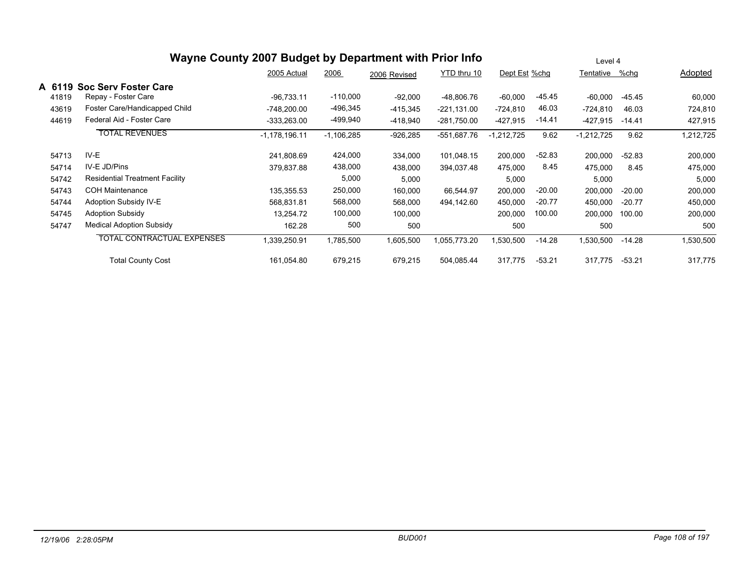# Wayne County 2007 Budget by Department with Prior Info

Level 4

## A 6119 Soc Serv Foster Care

| | | 2005 Actual | 2006 | 2006 Revised | YTD thru 10 | Dept Est | %chg | Tentative | %chg | Adopted |
|---|---|---|---|---|---|---|---|---|---|---|
| 41819 | Repay - Foster Care | -96,733.11 | -110,000 | -92,000 | -48,806.76 | -60,000 | -45.45 | -60,000 | -45.45 | 60,000 |
| 43619 | Foster Care/Handicapped Child | -748,200.00 | -496,345 | -415,345 | -221,131.00 | -724,810 | 46.03 | -724,810 | 46.03 | 724,810 |
| 44619 | Federal Aid - Foster Care | -333,263.00 | -499,940 | -418,940 | -281,750.00 | -427,915 | -14.41 | -427,915 | -14.41 | 427,915 |
| | TOTAL REVENUES | -1,178,196.11 | -1,106,285 | -926,285 | -551,687.76 | -1,212,725 | 9.62 | -1,212,725 | 9.62 | 1,212,725 |
| 54713 | IV-E | 241,808.69 | 424,000 | 334,000 | 101,048.15 | 200,000 | -52.83 | 200,000 | -52.83 | 200,000 |
| 54714 | IV-E JD/Pins | 379,837.88 | 438,000 | 438,000 | 394,037.48 | 475,000 | 8.45 | 475,000 | 8.45 | 475,000 |
| 54742 | Residential Treatment Facility | | 5,000 | 5,000 | | 5,000 | | 5,000 | | 5,000 |
| 54743 | COH Maintenance | 135,355.53 | 250,000 | 160,000 | 66,544.97 | 200,000 | -20.00 | 200,000 | -20.00 | 200,000 |
| 54744 | Adoption Subsidy IV-E | 568,831.81 | 568,000 | 568,000 | 494,142.60 | 450,000 | -20.77 | 450,000 | -20.77 | 450,000 |
| 54745 | Adoption Subsidy | 13,254.72 | 100,000 | 100,000 | | 200,000 | 100.00 | 200,000 | 100.00 | 200,000 |
| 54747 | Medical Adoption Subsidy | 162.28 | 500 | 500 | | 500 | | 500 | | 500 |
| | TOTAL CONTRACTUAL EXPENSES | 1,339,250.91 | 1,785,500 | 1,605,500 | 1,055,773.20 | 1,530,500 | -14.28 | 1,530,500 | -14.28 | 1,530,500 |
| | Total County Cost | 161,054.80 | 679,215 | 679,215 | 504,085.44 | 317,775 | -53.21 | 317,775 | -53.21 | 317,775 |

12/19/06 2:28:05PM BUD001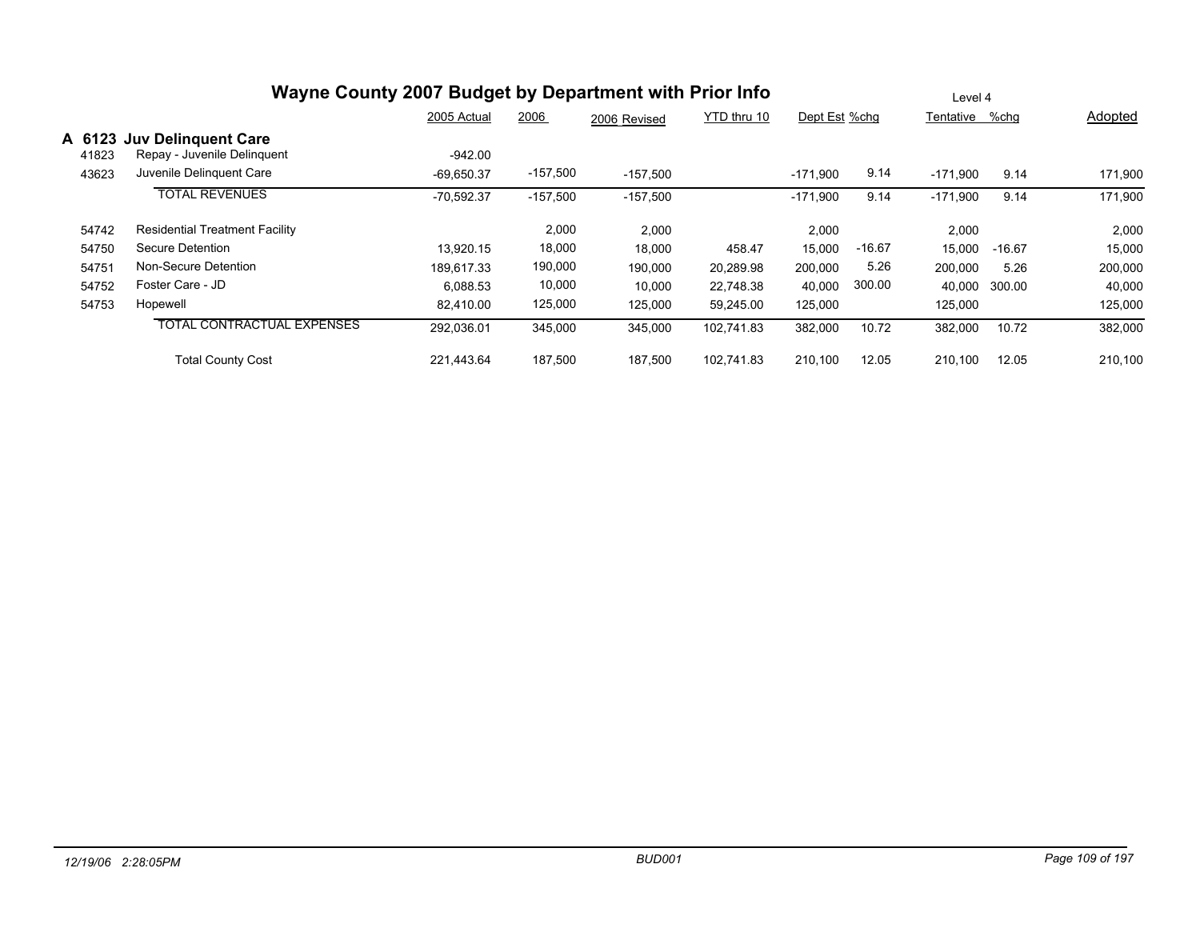# Wayne County 2007 Budget by Department with Prior Info

Level 4

## A 6123 Juv Delinquent Care

| | | 2005 Actual | 2006 | 2006 Revised | YTD thru 10 | Dept Est | %chg | Tentative | %chg | Adopted |
|---|---|---|---|---|---|---|---|---|---|---|
| 41823 | Repay - Juvenile Delinquent | -942.00 | | | | | | | | |
| 43623 | Juvenile Delinquent Care | -69,650.37 | -157,500 | -157,500 | | -171,900 | 9.14 | -171,900 | 9.14 | 171,900 |
| | TOTAL REVENUES | -70,592.37 | -157,500 | -157,500 | | -171,900 | 9.14 | -171,900 | 9.14 | 171,900 |
| 54742 | Residential Treatment Facility | | 2,000 | 2,000 | | 2,000 | | 2,000 | | 2,000 |
| 54750 | Secure Detention | 13,920.15 | 18,000 | 18,000 | 458.47 | 15,000 | -16.67 | 15,000 | -16.67 | 15,000 |
| 54751 | Non-Secure Detention | 189,617.33 | 190,000 | 190,000 | 20,289.98 | 200,000 | 5.26 | 200,000 | 5.26 | 200,000 |
| 54752 | Foster Care - JD | 6,088.53 | 10,000 | 10,000 | 22,748.38 | 40,000 | 300.00 | 40,000 | 300.00 | 40,000 |
| 54753 | Hopewell | 82,410.00 | 125,000 | 125,000 | 59,245.00 | 125,000 | | 125,000 | | 125,000 |
| | TOTAL CONTRACTUAL EXPENSES | 292,036.01 | 345,000 | 345,000 | 102,741.83 | 382,000 | 10.72 | 382,000 | 10.72 | 382,000 |
| | Total County Cost | 221,443.64 | 187,500 | 187,500 | 102,741.83 | 210,100 | 12.05 | 210,100 | 12.05 | 210,100 |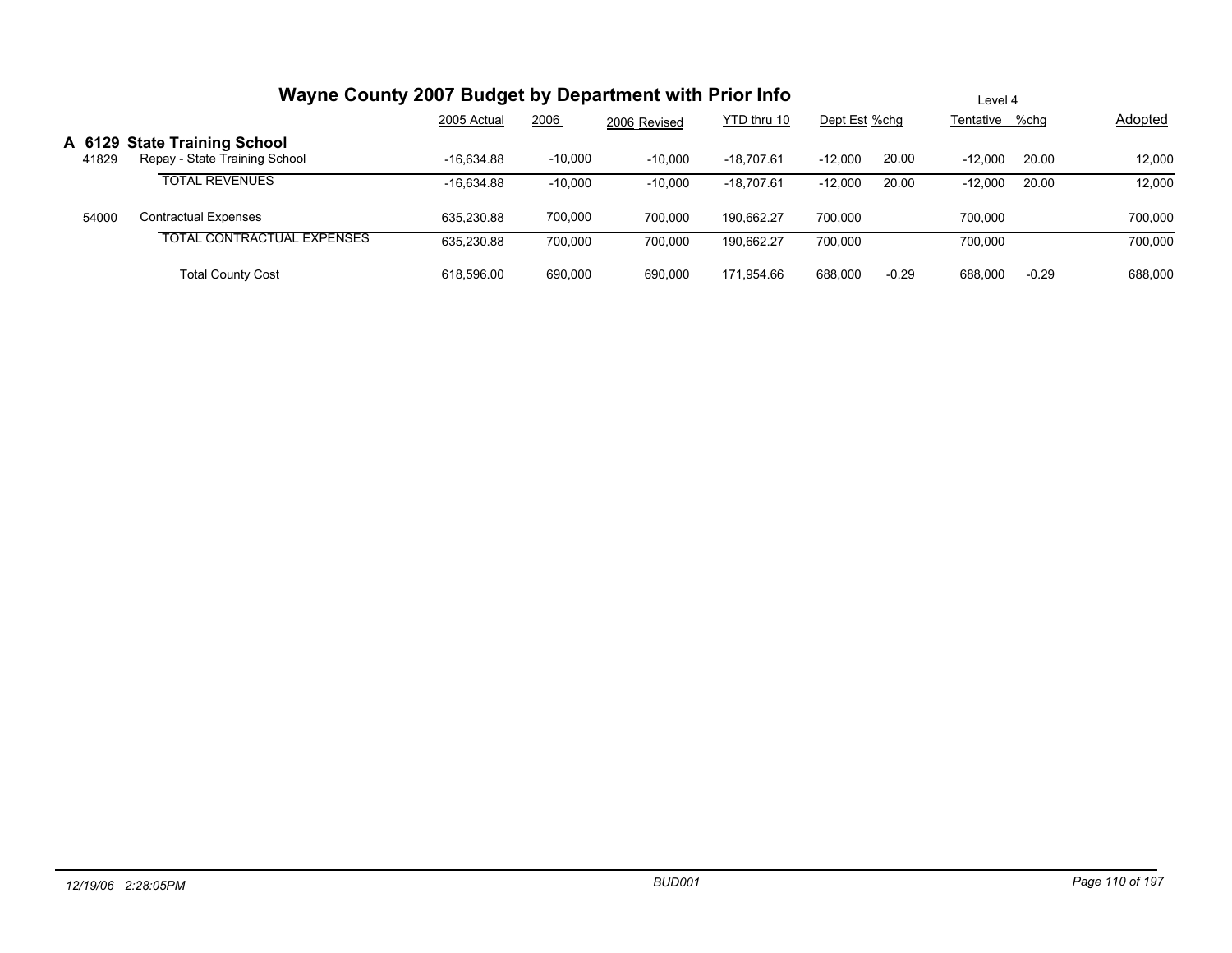# Wayne County 2007 Budget by Department with Prior Info

Level 4

## A 6129 State Training School

| | | 2005 Actual | 2006 | 2006 Revised | YTD thru 10 | Dept Est | %chg | Tentative | %chg | Adopted |
|---|---|---|---|---|---|---|---|---|---|---|
| 41829 | Repay - State Training School | -16,634.88 | -10,000 | -10,000 | -18,707.61 | -12,000 | 20.00 | -12,000 | 20.00 | 12,000 |
| | TOTAL REVENUES | -16,634.88 | -10,000 | -10,000 | -18,707.61 | -12,000 | 20.00 | -12,000 | 20.00 | 12,000 |
| 54000 | Contractual Expenses | 635,230.88 | 700,000 | 700,000 | 190,662.27 | 700,000 | | 700,000 | | 700,000 |
| | TOTAL CONTRACTUAL EXPENSES | 635,230.88 | 700,000 | 700,000 | 190,662.27 | 700,000 | | 700,000 | | 700,000 |
| | Total County Cost | 618,596.00 | 690,000 | 690,000 | 171,954.66 | 688,000 | -0.29 | 688,000 | -0.29 | 688,000 |

*12/19/06 2:28:05PM* *BUD001*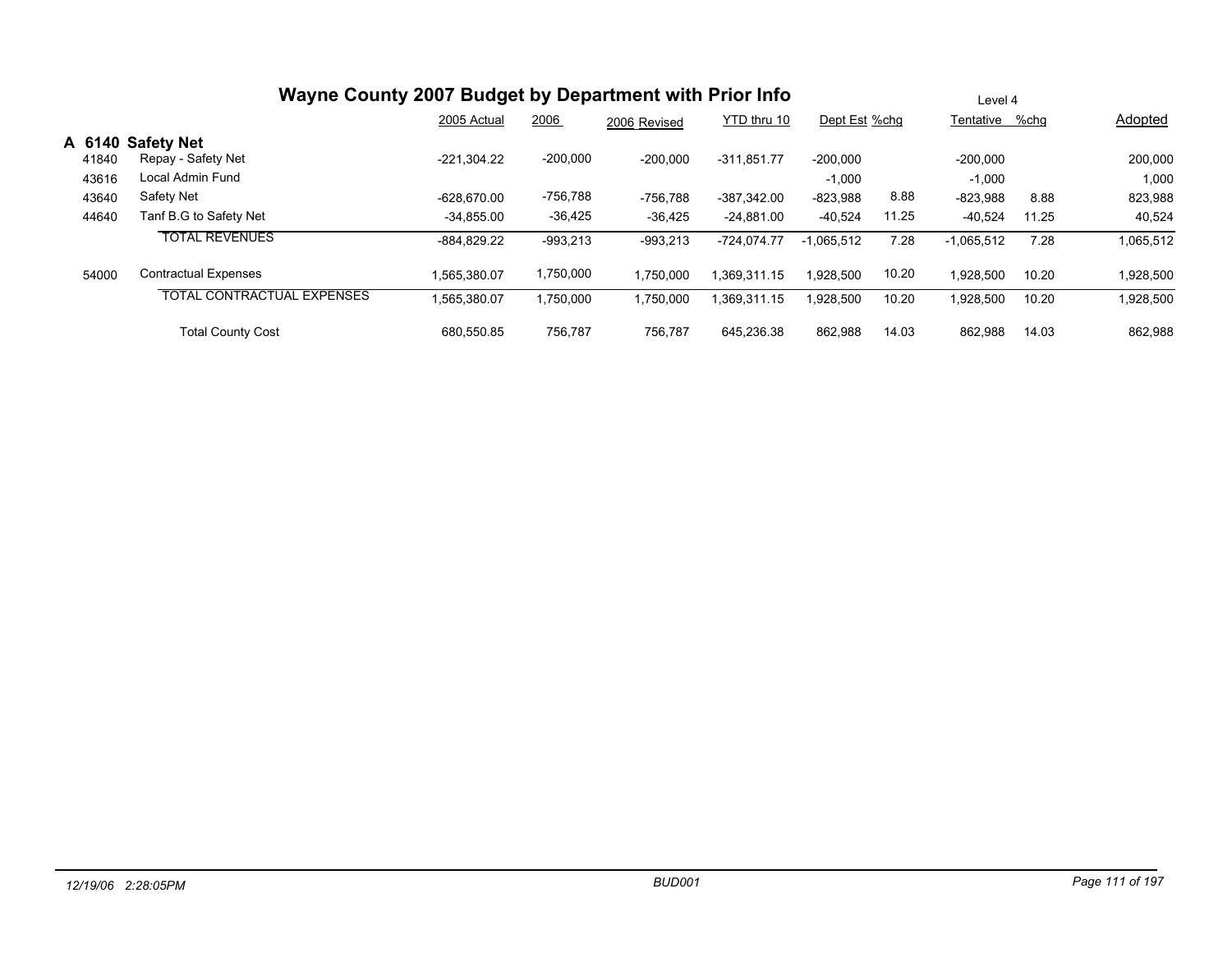# Wayne County 2007 Budget by Department with Prior Info

Level 4

| | | 2005 Actual | 2006 | 2006 Revised | YTD thru 10 | Dept Est | %chg | Tentative | %chg | Adopted |
|---|---|---|---|---|---|---|---|---|---|---|
| **A 6140** | **Safety Net** | | | | | | | | | |
| 41840 | Repay - Safety Net | -221,304.22 | -200,000 | -200,000 | -311,851.77 | -200,000 | | -200,000 | | 200,000 |
| 43616 | Local Admin Fund | | | | | -1,000 | | -1,000 | | 1,000 |
| 43640 | Safety Net | -628,670.00 | -756,788 | -756,788 | -387,342.00 | -823,988 | 8.88 | -823,988 | 8.88 | 823,988 |
| 44640 | Tanf B.G to Safety Net | -34,855.00 | -36,425 | -36,425 | -24,881.00 | -40,524 | 11.25 | -40,524 | 11.25 | 40,524 |
| | TOTAL REVENUES | -884,829.22 | -993,213 | -993,213 | -724,074.77 | -1,065,512 | 7.28 | -1,065,512 | 7.28 | 1,065,512 |
| 54000 | Contractual Expenses | 1,565,380.07 | 1,750,000 | 1,750,000 | 1,369,311.15 | 1,928,500 | 10.20 | 1,928,500 | 10.20 | 1,928,500 |
| | TOTAL CONTRACTUAL EXPENSES | 1,565,380.07 | 1,750,000 | 1,750,000 | 1,369,311.15 | 1,928,500 | 10.20 | 1,928,500 | 10.20 | 1,928,500 |
| | Total County Cost | 680,550.85 | 756,787 | 756,787 | 645,236.38 | 862,988 | 14.03 | 862,988 | 14.03 | 862,988 |

12/19/06 2:28:05PM — BUD001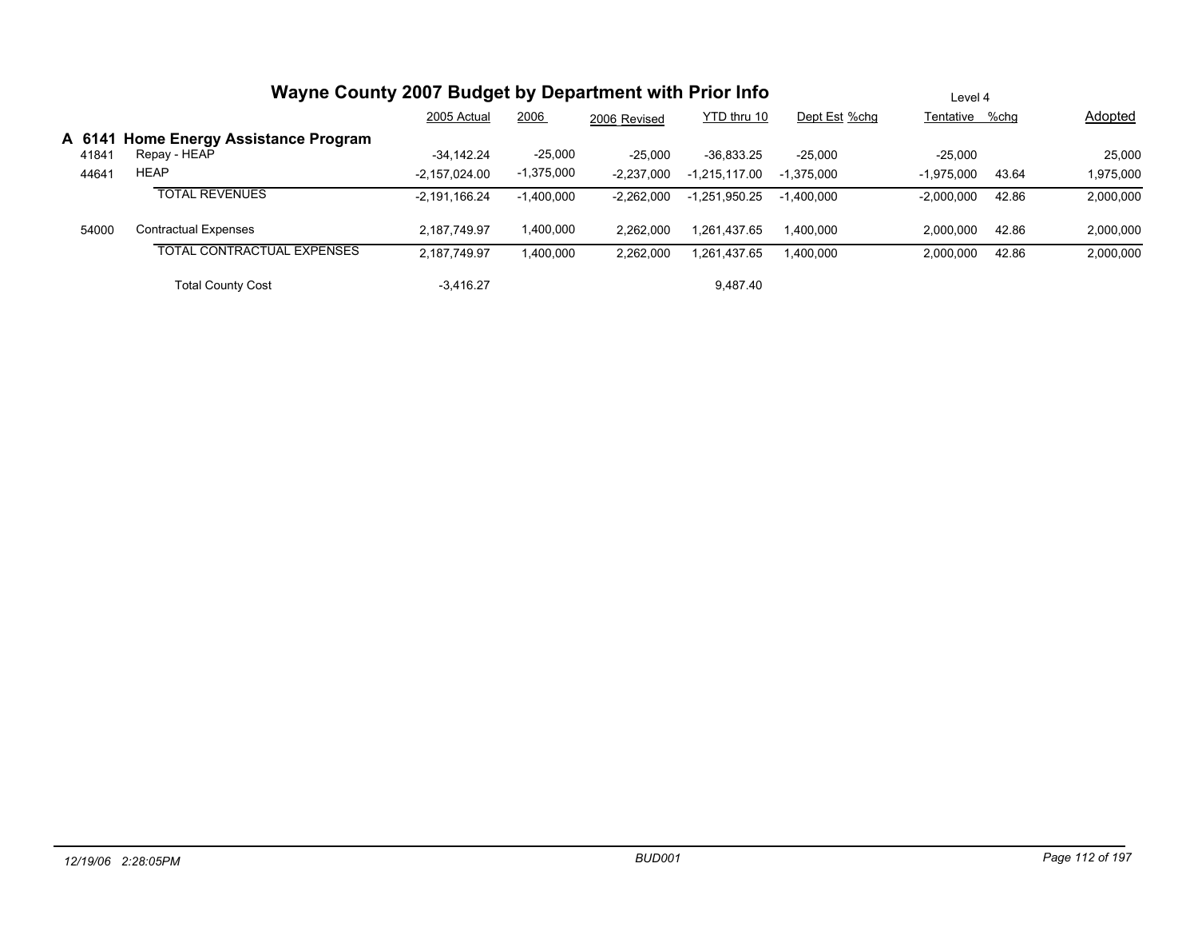# Wayne County 2007 Budget by Department with Prior Info

Level 4

## A 6141 Home Energy Assistance Program

| | | 2005 Actual | 2006 | 2006 Revised | YTD thru 10 | Dept Est | %chg | Tentative | %chg | Adopted |
|---|---|---|---|---|---|---|---|---|---|---|
| 41841 | Repay - HEAP | -34,142.24 | -25,000 | -25,000 | -36,833.25 | -25,000 | | -25,000 | | 25,000 |
| 44641 | HEAP | -2,157,024.00 | -1,375,000 | -2,237,000 | -1,215,117.00 | -1,375,000 | | -1,975,000 | 43.64 | 1,975,000 |
| | TOTAL REVENUES | -2,191,166.24 | -1,400,000 | -2,262,000 | -1,251,950.25 | -1,400,000 | | -2,000,000 | 42.86 | 2,000,000 |
| 54000 | Contractual Expenses | 2,187,749.97 | 1,400,000 | 2,262,000 | 1,261,437.65 | 1,400,000 | | 2,000,000 | 42.86 | 2,000,000 |
| | TOTAL CONTRACTUAL EXPENSES | 2,187,749.97 | 1,400,000 | 2,262,000 | 1,261,437.65 | 1,400,000 | | 2,000,000 | 42.86 | 2,000,000 |
| | Total County Cost | -3,416.27 | | | 9,487.40 | | | | | |

*12/19/06 2:28:05PM* *BUD001*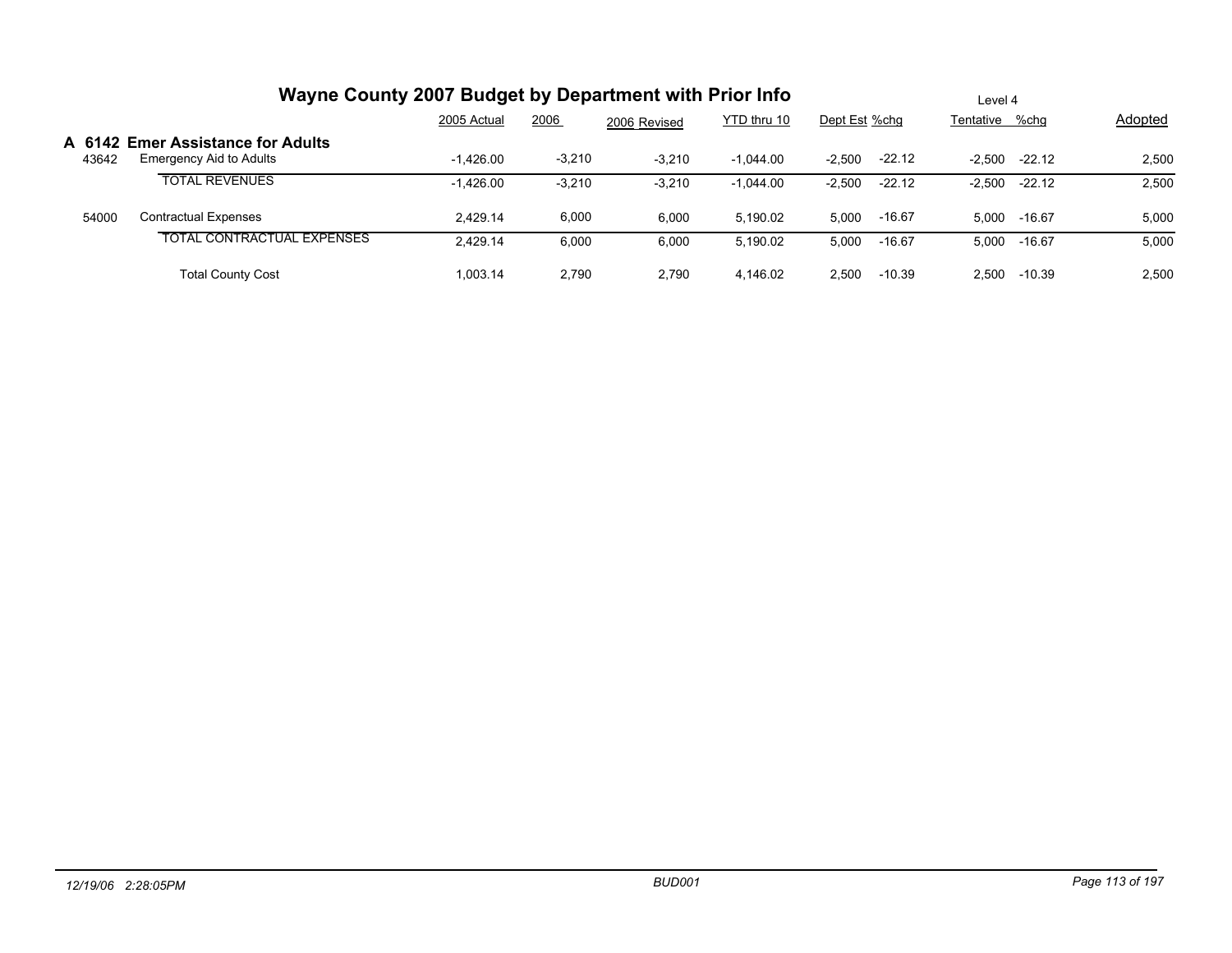# Wayne County 2007 Budget by Department with Prior Info

Level 4

## A 6142 Emer Assistance for Adults

| | | 2005 Actual | 2006 | 2006 Revised | YTD thru 10 | Dept Est | %chg | Tentative | %chg | Adopted |
|---|---|---|---|---|---|---|---|---|---|---|
| 43642 | Emergency Aid to Adults | -1,426.00 | -3,210 | -3,210 | -1,044.00 | -2,500 | -22.12 | -2,500 | -22.12 | 2,500 |
| | TOTAL REVENUES | -1,426.00 | -3,210 | -3,210 | -1,044.00 | -2,500 | -22.12 | -2,500 | -22.12 | 2,500 |
| 54000 | Contractual Expenses | 2,429.14 | 6,000 | 6,000 | 5,190.02 | 5,000 | -16.67 | 5,000 | -16.67 | 5,000 |
| | TOTAL CONTRACTUAL EXPENSES | 2,429.14 | 6,000 | 6,000 | 5,190.02 | 5,000 | -16.67 | 5,000 | -16.67 | 5,000 |
| | Total County Cost | 1,003.14 | 2,790 | 2,790 | 4,146.02 | 2,500 | -10.39 | 2,500 | -10.39 | 2,500 |

*12/19/06 2:28:05PM* — *BUD001*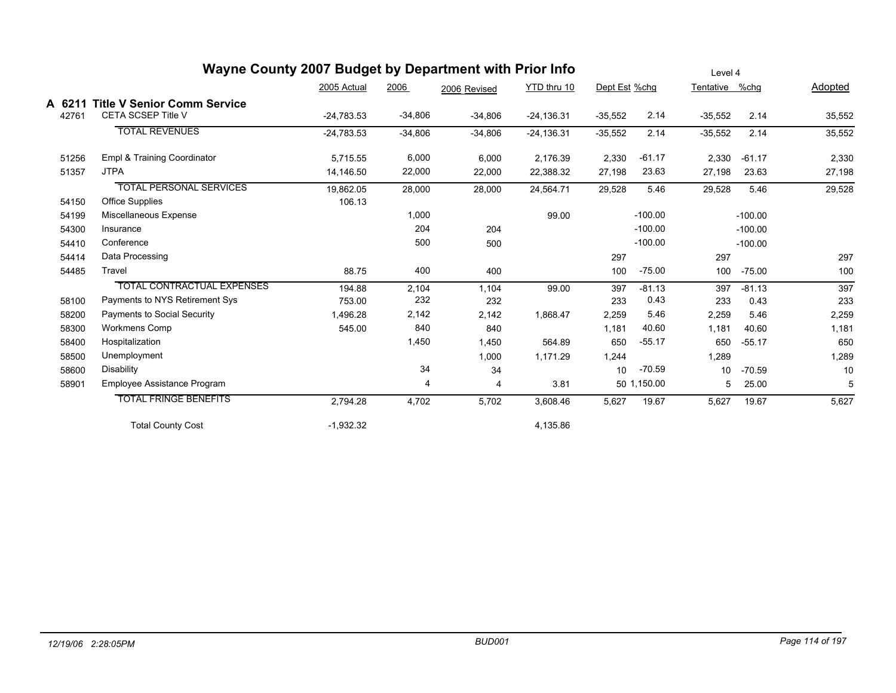# Wayne County 2007 Budget by Department with Prior Info

Level 4

| | | 2005 Actual | 2006 | 2006 Revised | YTD thru 10 | Dept Est | %chg | Tentative | %chg | Adopted |
|---|---|---|---|---|---|---|---|---|---|---|
| **A 6211** | **Title V Senior Comm Service** | | | | | | | | | |
| 42761 | CETA SCSEP Title V | -24,783.53 | -34,806 | -34,806 | -24,136.31 | -35,552 | 2.14 | -35,552 | 2.14 | 35,552 |
| | TOTAL REVENUES | -24,783.53 | -34,806 | -34,806 | -24,136.31 | -35,552 | 2.14 | -35,552 | 2.14 | 35,552 |
| 51256 | Empl & Training Coordinator | 5,715.55 | 6,000 | 6,000 | 2,176.39 | 2,330 | -61.17 | 2,330 | -61.17 | 2,330 |
| 51357 | JTPA | 14,146.50 | 22,000 | 22,000 | 22,388.32 | 27,198 | 23.63 | 27,198 | 23.63 | 27,198 |
| | TOTAL PERSONAL SERVICES | 19,862.05 | 28,000 | 28,000 | 24,564.71 | 29,528 | 5.46 | 29,528 | 5.46 | 29,528 |
| 54150 | Office Supplies | 106.13 | | | | | | | | |
| 54199 | Miscellaneous Expense | | 1,000 | | 99.00 | | -100.00 | | -100.00 | |
| 54300 | Insurance | | 204 | 204 | | | -100.00 | | -100.00 | |
| 54410 | Conference | | 500 | 500 | | | -100.00 | | -100.00 | |
| 54414 | Data Processing | | | | | 297 | | 297 | | 297 |
| 54485 | Travel | 88.75 | 400 | 400 | | 100 | -75.00 | 100 | -75.00 | 100 |
| | TOTAL CONTRACTUAL EXPENSES | 194.88 | 2,104 | 1,104 | 99.00 | 397 | -81.13 | 397 | -81.13 | 397 |
| 58100 | Payments to NYS Retirement Sys | 753.00 | 232 | 232 | | 233 | 0.43 | 233 | 0.43 | 233 |
| 58200 | Payments to Social Security | 1,496.28 | 2,142 | 2,142 | 1,868.47 | 2,259 | 5.46 | 2,259 | 5.46 | 2,259 |
| 58300 | Workmens Comp | 545.00 | 840 | 840 | | 1,181 | 40.60 | 1,181 | 40.60 | 1,181 |
| 58400 | Hospitalization | | 1,450 | 1,450 | 564.89 | 650 | -55.17 | 650 | -55.17 | 650 |
| 58500 | Unemployment | | | 1,000 | 1,171.29 | 1,244 | | 1,289 | | 1,289 |
| 58600 | Disability | | 34 | 34 | | 10 | -70.59 | 10 | -70.59 | 10 |
| 58901 | Employee Assistance Program | | 4 | 4 | 3.81 | 50 | 1,150.00 | 5 | 25.00 | 5 |
| | TOTAL FRINGE BENEFITS | 2,794.28 | 4,702 | 5,702 | 3,608.46 | 5,627 | 19.67 | 5,627 | 19.67 | 5,627 |
| | Total County Cost | -1,932.32 | | | 4,135.86 | | | | | |

*12/19/06 2:28:05PM* BUD001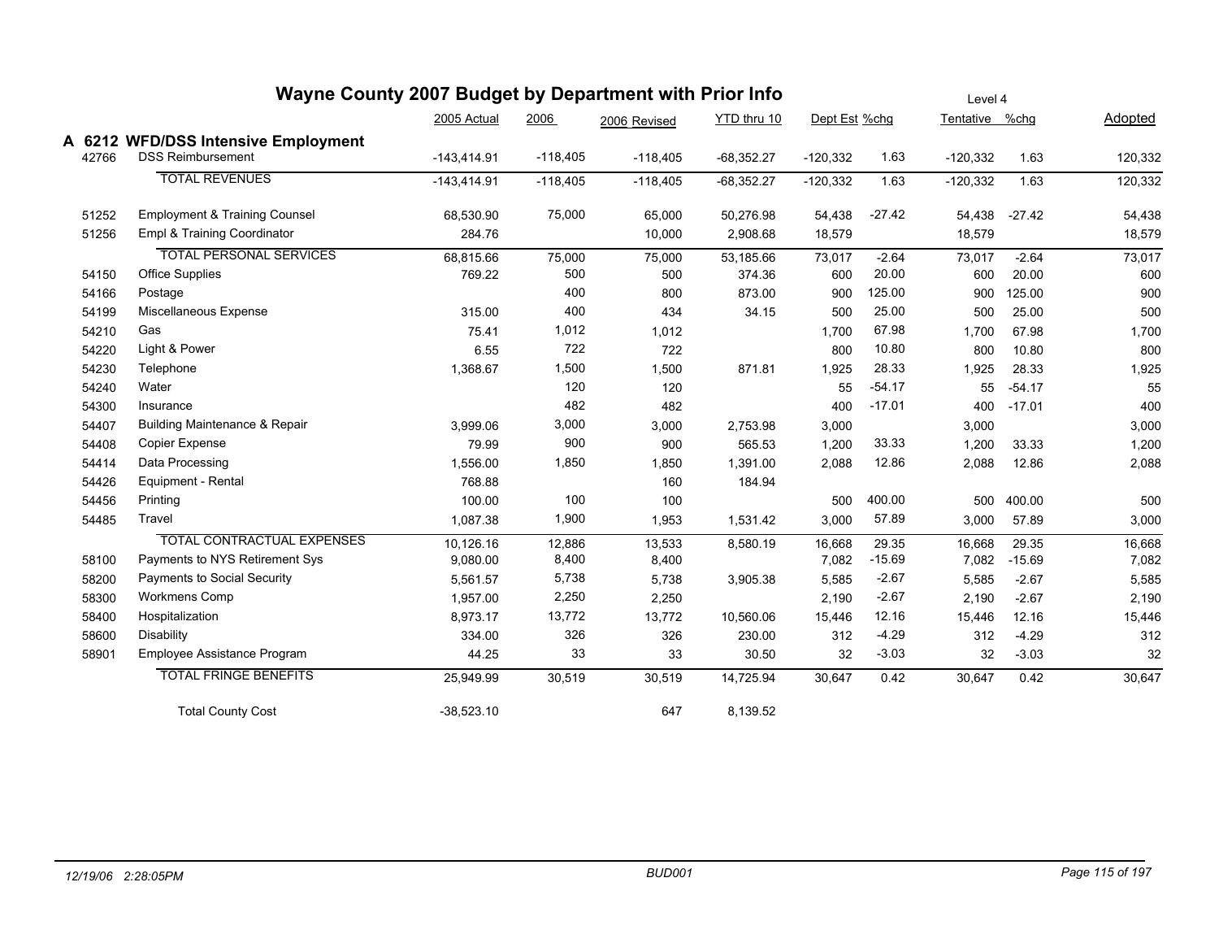# Wayne County 2007 Budget by Department with Prior Info

Level 4

## A 6212 WFD/DSS Intensive Employment

| | | 2005 Actual | 2006 | 2006 Revised | YTD thru 10 | Dept Est | %chg | Tentative | %chg | Adopted |
|---|---|---|---|---|---|---|---|---|---|---|
| 42766 | DSS Reimbursement | -143,414.91 | -118,405 | -118,405 | -68,352.27 | -120,332 | 1.63 | -120,332 | 1.63 | 120,332 |
| | TOTAL REVENUES | -143,414.91 | -118,405 | -118,405 | -68,352.27 | -120,332 | 1.63 | -120,332 | 1.63 | 120,332 |
| 51252 | Employment & Training Counsel | 68,530.90 | 75,000 | 65,000 | 50,276.98 | 54,438 | -27.42 | 54,438 | -27.42 | 54,438 |
| 51256 | Empl & Training Coordinator | 284.76 | | 10,000 | 2,908.68 | 18,579 | | 18,579 | | 18,579 |
| | TOTAL PERSONAL SERVICES | 68,815.66 | 75,000 | 75,000 | 53,185.66 | 73,017 | -2.64 | 73,017 | -2.64 | 73,017 |
| 54150 | Office Supplies | 769.22 | 500 | 500 | 374.36 | 600 | 20.00 | 600 | 20.00 | 600 |
| 54166 | Postage | | 400 | 800 | 873.00 | 900 | 125.00 | 900 | 125.00 | 900 |
| 54199 | Miscellaneous Expense | 315.00 | 400 | 434 | 34.15 | 500 | 25.00 | 500 | 25.00 | 500 |
| 54210 | Gas | 75.41 | 1,012 | 1,012 | | 1,700 | 67.98 | 1,700 | 67.98 | 1,700 |
| 54220 | Light & Power | 6.55 | 722 | 722 | | 800 | 10.80 | 800 | 10.80 | 800 |
| 54230 | Telephone | 1,368.67 | 1,500 | 1,500 | 871.81 | 1,925 | 28.33 | 1,925 | 28.33 | 1,925 |
| 54240 | Water | | 120 | 120 | | 55 | -54.17 | 55 | -54.17 | 55 |
| 54300 | Insurance | | 482 | 482 | | 400 | -17.01 | 400 | -17.01 | 400 |
| 54407 | Building Maintenance & Repair | 3,999.06 | 3,000 | 3,000 | 2,753.98 | 3,000 | | 3,000 | | 3,000 |
| 54408 | Copier Expense | 79.99 | 900 | 900 | 565.53 | 1,200 | 33.33 | 1,200 | 33.33 | 1,200 |
| 54414 | Data Processing | 1,556.00 | 1,850 | 1,850 | 1,391.00 | 2,088 | 12.86 | 2,088 | 12.86 | 2,088 |
| 54426 | Equipment - Rental | 768.88 | | 160 | 184.94 | | | | | |
| 54456 | Printing | 100.00 | 100 | 100 | | 500 | 400.00 | 500 | 400.00 | 500 |
| 54485 | Travel | 1,087.38 | 1,900 | 1,953 | 1,531.42 | 3,000 | 57.89 | 3,000 | 57.89 | 3,000 |
| | TOTAL CONTRACTUAL EXPENSES | 10,126.16 | 12,886 | 13,533 | 8,580.19 | 16,668 | 29.35 | 16,668 | 29.35 | 16,668 |
| 58100 | Payments to NYS Retirement Sys | 9,080.00 | 8,400 | 8,400 | | 7,082 | -15.69 | 7,082 | -15.69 | 7,082 |
| 58200 | Payments to Social Security | 5,561.57 | 5,738 | 5,738 | 3,905.38 | 5,585 | -2.67 | 5,585 | -2.67 | 5,585 |
| 58300 | Workmens Comp | 1,957.00 | 2,250 | 2,250 | | 2,190 | -2.67 | 2,190 | -2.67 | 2,190 |
| 58400 | Hospitalization | 8,973.17 | 13,772 | 13,772 | 10,560.06 | 15,446 | 12.16 | 15,446 | 12.16 | 15,446 |
| 58600 | Disability | 334.00 | 326 | 326 | 230.00 | 312 | -4.29 | 312 | -4.29 | 312 |
| 58901 | Employee Assistance Program | 44.25 | 33 | 33 | 30.50 | 32 | -3.03 | 32 | -3.03 | 32 |
| | TOTAL FRINGE BENEFITS | 25,949.99 | 30,519 | 30,519 | 14,725.94 | 30,647 | 0.42 | 30,647 | 0.42 | 30,647 |
| | Total County Cost | -38,523.10 | | 647 | 8,139.52 | | | | | |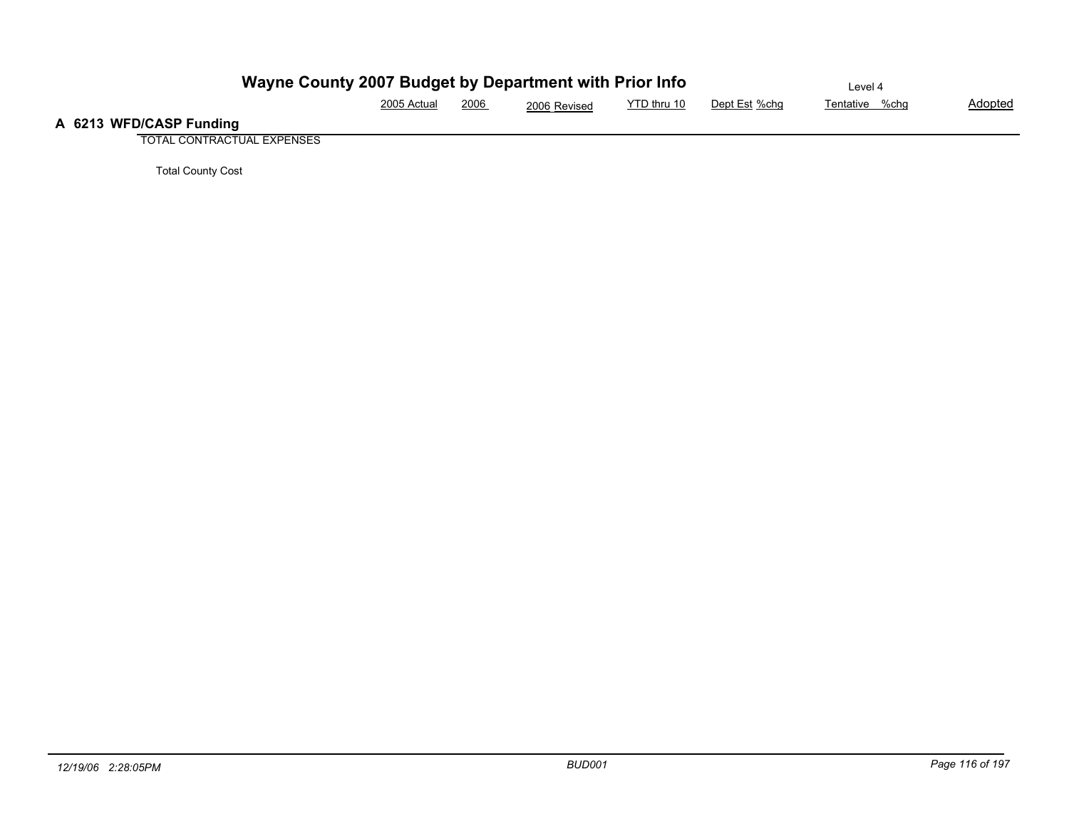| A 6213 WFD/CASP Funding | 2005 Actual | 2006 | 2006 Revised | YTD thru 10 | Dept Est | %chg | Tentative | %chg | Adopted |
|---|---|---|---|---|---|---|---|---|---|
| TOTAL CONTRACTUAL EXPENSES | | | | | | | | | |
| Total County Cost | | | | | | | | | |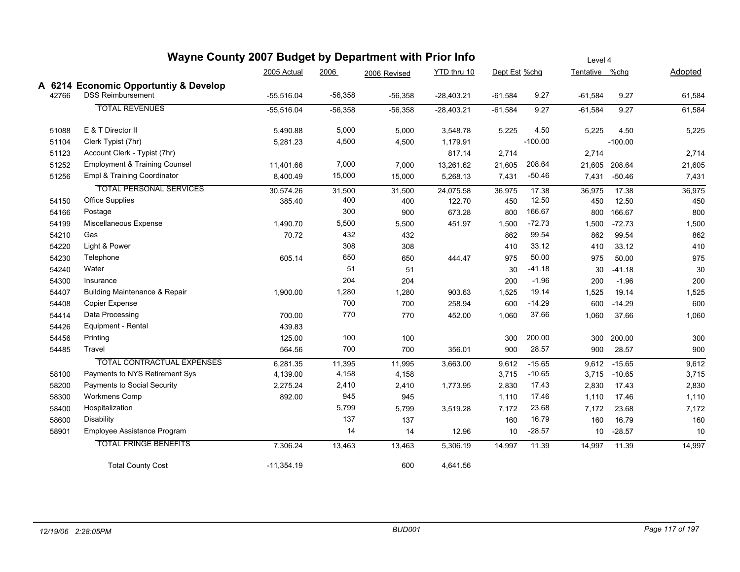# Wayne County 2007 Budget by Department with Prior Info

Level 4

## A 6214 Economic Opportuntiy & Develop

| Code | Description | 2005 Actual | 2006 | 2006 Revised | YTD thru 10 | Dept Est | %chg | Tentative | %chg | Adopted |
|---|---|---|---|---|---|---|---|---|---|---|
| 42766 | DSS Reimbursement | -55,516.04 | -56,358 | -56,358 | -28,403.21 | -61,584 | 9.27 | -61,584 | 9.27 | 61,584 |
| | TOTAL REVENUES | -55,516.04 | -56,358 | -56,358 | -28,403.21 | -61,584 | 9.27 | -61,584 | 9.27 | 61,584 |
| 51088 | E & T Director II | 5,490.88 | 5,000 | 5,000 | 3,548.78 | 5,225 | 4.50 | 5,225 | 4.50 | 5,225 |
| 51104 | Clerk Typist (7hr) | 5,281.23 | 4,500 | 4,500 | 1,179.91 | | -100.00 | | -100.00 | |
| 51123 | Account Clerk - Typist (7hr) | | | | 817.14 | 2,714 | | 2,714 | | 2,714 |
| 51252 | Employment & Training Counsel | 11,401.66 | 7,000 | 7,000 | 13,261.62 | 21,605 | 208.64 | 21,605 | 208.64 | 21,605 |
| 51256 | Empl & Training Coordinator | 8,400.49 | 15,000 | 15,000 | 5,268.13 | 7,431 | -50.46 | 7,431 | -50.46 | 7,431 |
| | TOTAL PERSONAL SERVICES | 30,574.26 | 31,500 | 31,500 | 24,075.58 | 36,975 | 17.38 | 36,975 | 17.38 | 36,975 |
| 54150 | Office Supplies | 385.40 | 400 | 400 | 122.70 | 450 | 12.50 | 450 | 12.50 | 450 |
| 54166 | Postage | | 300 | 900 | 673.28 | 800 | 166.67 | 800 | 166.67 | 800 |
| 54199 | Miscellaneous Expense | 1,490.70 | 5,500 | 5,500 | 451.97 | 1,500 | -72.73 | 1,500 | -72.73 | 1,500 |
| 54210 | Gas | 70.72 | 432 | 432 | | 862 | 99.54 | 862 | 99.54 | 862 |
| 54220 | Light & Power | | 308 | 308 | | 410 | 33.12 | 410 | 33.12 | 410 |
| 54230 | Telephone | 605.14 | 650 | 650 | 444.47 | 975 | 50.00 | 975 | 50.00 | 975 |
| 54240 | Water | | 51 | 51 | | 30 | -41.18 | 30 | -41.18 | 30 |
| 54300 | Insurance | | 204 | 204 | | 200 | -1.96 | 200 | -1.96 | 200 |
| 54407 | Building Maintenance & Repair | 1,900.00 | 1,280 | 1,280 | 903.63 | 1,525 | 19.14 | 1,525 | 19.14 | 1,525 |
| 54408 | Copier Expense | | 700 | 700 | 258.94 | 600 | -14.29 | 600 | -14.29 | 600 |
| 54414 | Data Processing | 700.00 | 770 | 770 | 452.00 | 1,060 | 37.66 | 1,060 | 37.66 | 1,060 |
| 54426 | Equipment - Rental | 439.83 | | | | | | | | |
| 54456 | Printing | 125.00 | 100 | 100 | | 300 | 200.00 | 300 | 200.00 | 300 |
| 54485 | Travel | 564.56 | 700 | 700 | 356.01 | 900 | 28.57 | 900 | 28.57 | 900 |
| | TOTAL CONTRACTUAL EXPENSES | 6,281.35 | 11,395 | 11,995 | 3,663.00 | 9,612 | -15.65 | 9,612 | -15.65 | 9,612 |
| 58100 | Payments to NYS Retirement Sys | 4,139.00 | 4,158 | 4,158 | | 3,715 | -10.65 | 3,715 | -10.65 | 3,715 |
| 58200 | Payments to Social Security | 2,275.24 | 2,410 | 2,410 | 1,773.95 | 2,830 | 17.43 | 2,830 | 17.43 | 2,830 |
| 58300 | Workmens Comp | 892.00 | 945 | 945 | | 1,110 | 17.46 | 1,110 | 17.46 | 1,110 |
| 58400 | Hospitalization | | 5,799 | 5,799 | 3,519.28 | 7,172 | 23.68 | 7,172 | 23.68 | 7,172 |
| 58600 | Disability | | 137 | 137 | | 160 | 16.79 | 160 | 16.79 | 160 |
| 58901 | Employee Assistance Program | | 14 | 14 | 12.96 | 10 | -28.57 | 10 | -28.57 | 10 |
| | TOTAL FRINGE BENEFITS | 7,306.24 | 13,463 | 13,463 | 5,306.19 | 14,997 | 11.39 | 14,997 | 11.39 | 14,997 |
| | Total County Cost | -11,354.19 | | 600 | 4,641.56 | | | | | |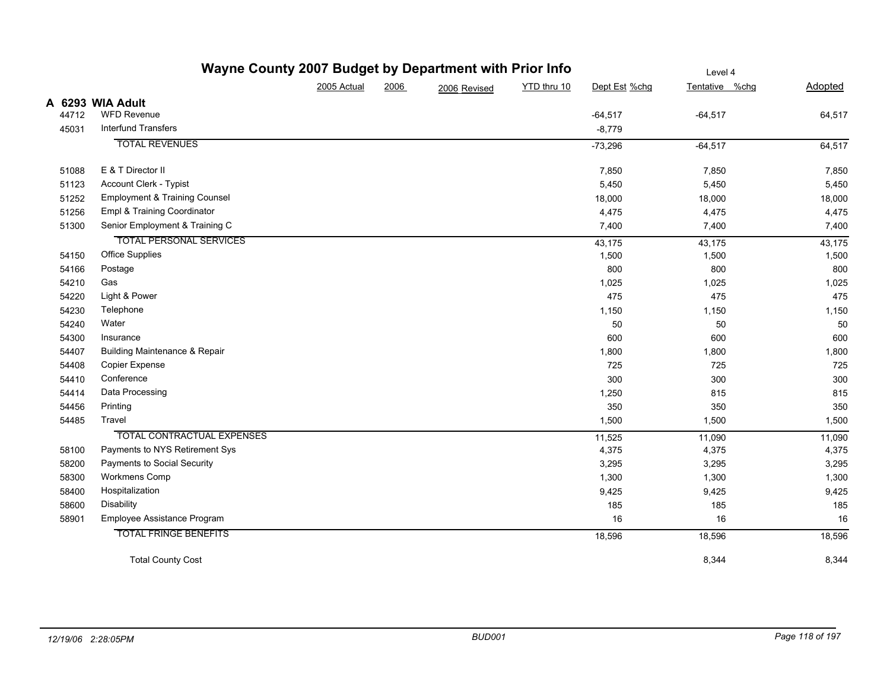# Wayne County 2007 Budget by Department with Prior Info

Level 4

## A 6293 WIA Adult

| Code | Description | 2005 Actual | 2006 | 2006 Revised | YTD thru 10 | Dept Est | %chg | Tentative | %chg | Adopted |
|---|---|---|---|---|---|---|---|---|---|---|
| 44712 | WFD Revenue | | | | | -64,517 | | -64,517 | | 64,517 |
| 45031 | Interfund Transfers | | | | | -8,779 | | | | |
| | TOTAL REVENUES | | | | | -73,296 | | -64,517 | | 64,517 |
| 51088 | E & T Director II | | | | | 7,850 | | 7,850 | | 7,850 |
| 51123 | Account Clerk - Typist | | | | | 5,450 | | 5,450 | | 5,450 |
| 51252 | Employment & Training Counsel | | | | | 18,000 | | 18,000 | | 18,000 |
| 51256 | Empl & Training Coordinator | | | | | 4,475 | | 4,475 | | 4,475 |
| 51300 | Senior Employment & Training C | | | | | 7,400 | | 7,400 | | 7,400 |
| | TOTAL PERSONAL SERVICES | | | | | 43,175 | | 43,175 | | 43,175 |
| 54150 | Office Supplies | | | | | 1,500 | | 1,500 | | 1,500 |
| 54166 | Postage | | | | | 800 | | 800 | | 800 |
| 54210 | Gas | | | | | 1,025 | | 1,025 | | 1,025 |
| 54220 | Light & Power | | | | | 475 | | 475 | | 475 |
| 54230 | Telephone | | | | | 1,150 | | 1,150 | | 1,150 |
| 54240 | Water | | | | | 50 | | 50 | | 50 |
| 54300 | Insurance | | | | | 600 | | 600 | | 600 |
| 54407 | Building Maintenance & Repair | | | | | 1,800 | | 1,800 | | 1,800 |
| 54408 | Copier Expense | | | | | 725 | | 725 | | 725 |
| 54410 | Conference | | | | | 300 | | 300 | | 300 |
| 54414 | Data Processing | | | | | 1,250 | | 815 | | 815 |
| 54456 | Printing | | | | | 350 | | 350 | | 350 |
| 54485 | Travel | | | | | 1,500 | | 1,500 | | 1,500 |
| | TOTAL CONTRACTUAL EXPENSES | | | | | 11,525 | | 11,090 | | 11,090 |
| 58100 | Payments to NYS Retirement Sys | | | | | 4,375 | | 4,375 | | 4,375 |
| 58200 | Payments to Social Security | | | | | 3,295 | | 3,295 | | 3,295 |
| 58300 | Workmens Comp | | | | | 1,300 | | 1,300 | | 1,300 |
| 58400 | Hospitalization | | | | | 9,425 | | 9,425 | | 9,425 |
| 58600 | Disability | | | | | 185 | | 185 | | 185 |
| 58901 | Employee Assistance Program | | | | | 16 | | 16 | | 16 |
| | TOTAL FRINGE BENEFITS | | | | | 18,596 | | 18,596 | | 18,596 |
| | Total County Cost | | | | | | | 8,344 | | 8,344 |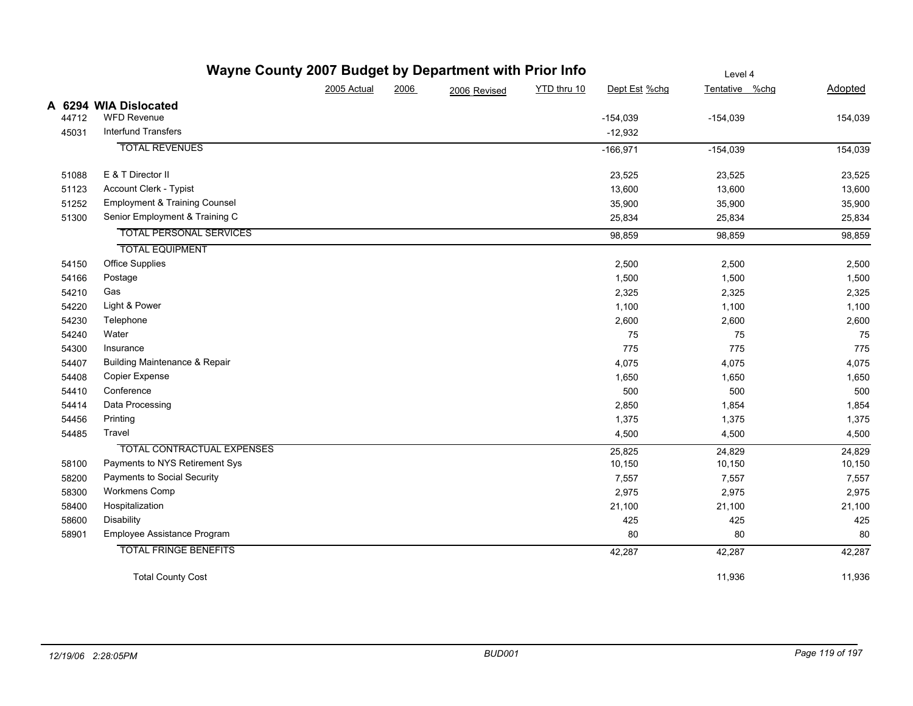# Wayne County 2007 Budget by Department with Prior Info

Level 4

## A 6294 WIA Dislocated

| Code | Description | 2005 Actual | 2006 | 2006 Revised | YTD thru 10 | Dept Est | %chg | Tentative | %chg | Adopted |
|---|---|---|---|---|---|---|---|---|---|---|
| 44712 | WFD Revenue | | | | | -154,039 | | -154,039 | | 154,039 |
| 45031 | Interfund Transfers | | | | | -12,932 | | | | |
| | TOTAL REVENUES | | | | | -166,971 | | -154,039 | | 154,039 |
| 51088 | E & T Director II | | | | | 23,525 | | 23,525 | | 23,525 |
| 51123 | Account Clerk - Typist | | | | | 13,600 | | 13,600 | | 13,600 |
| 51252 | Employment & Training Counsel | | | | | 35,900 | | 35,900 | | 35,900 |
| 51300 | Senior Employment & Training C | | | | | 25,834 | | 25,834 | | 25,834 |
| | TOTAL PERSONAL SERVICES | | | | | 98,859 | | 98,859 | | 98,859 |
| | TOTAL EQUIPMENT | | | | | | | | | |
| 54150 | Office Supplies | | | | | 2,500 | | 2,500 | | 2,500 |
| 54166 | Postage | | | | | 1,500 | | 1,500 | | 1,500 |
| 54210 | Gas | | | | | 2,325 | | 2,325 | | 2,325 |
| 54220 | Light & Power | | | | | 1,100 | | 1,100 | | 1,100 |
| 54230 | Telephone | | | | | 2,600 | | 2,600 | | 2,600 |
| 54240 | Water | | | | | 75 | | 75 | | 75 |
| 54300 | Insurance | | | | | 775 | | 775 | | 775 |
| 54407 | Building Maintenance & Repair | | | | | 4,075 | | 4,075 | | 4,075 |
| 54408 | Copier Expense | | | | | 1,650 | | 1,650 | | 1,650 |
| 54410 | Conference | | | | | 500 | | 500 | | 500 |
| 54414 | Data Processing | | | | | 2,850 | | 1,854 | | 1,854 |
| 54456 | Printing | | | | | 1,375 | | 1,375 | | 1,375 |
| 54485 | Travel | | | | | 4,500 | | 4,500 | | 4,500 |
| | TOTAL CONTRACTUAL EXPENSES | | | | | 25,825 | | 24,829 | | 24,829 |
| 58100 | Payments to NYS Retirement Sys | | | | | 10,150 | | 10,150 | | 10,150 |
| 58200 | Payments to Social Security | | | | | 7,557 | | 7,557 | | 7,557 |
| 58300 | Workmens Comp | | | | | 2,975 | | 2,975 | | 2,975 |
| 58400 | Hospitalization | | | | | 21,100 | | 21,100 | | 21,100 |
| 58600 | Disability | | | | | 425 | | 425 | | 425 |
| 58901 | Employee Assistance Program | | | | | 80 | | 80 | | 80 |
| | TOTAL FRINGE BENEFITS | | | | | 42,287 | | 42,287 | | 42,287 |
| | Total County Cost | | | | | | | 11,936 | | 11,936 |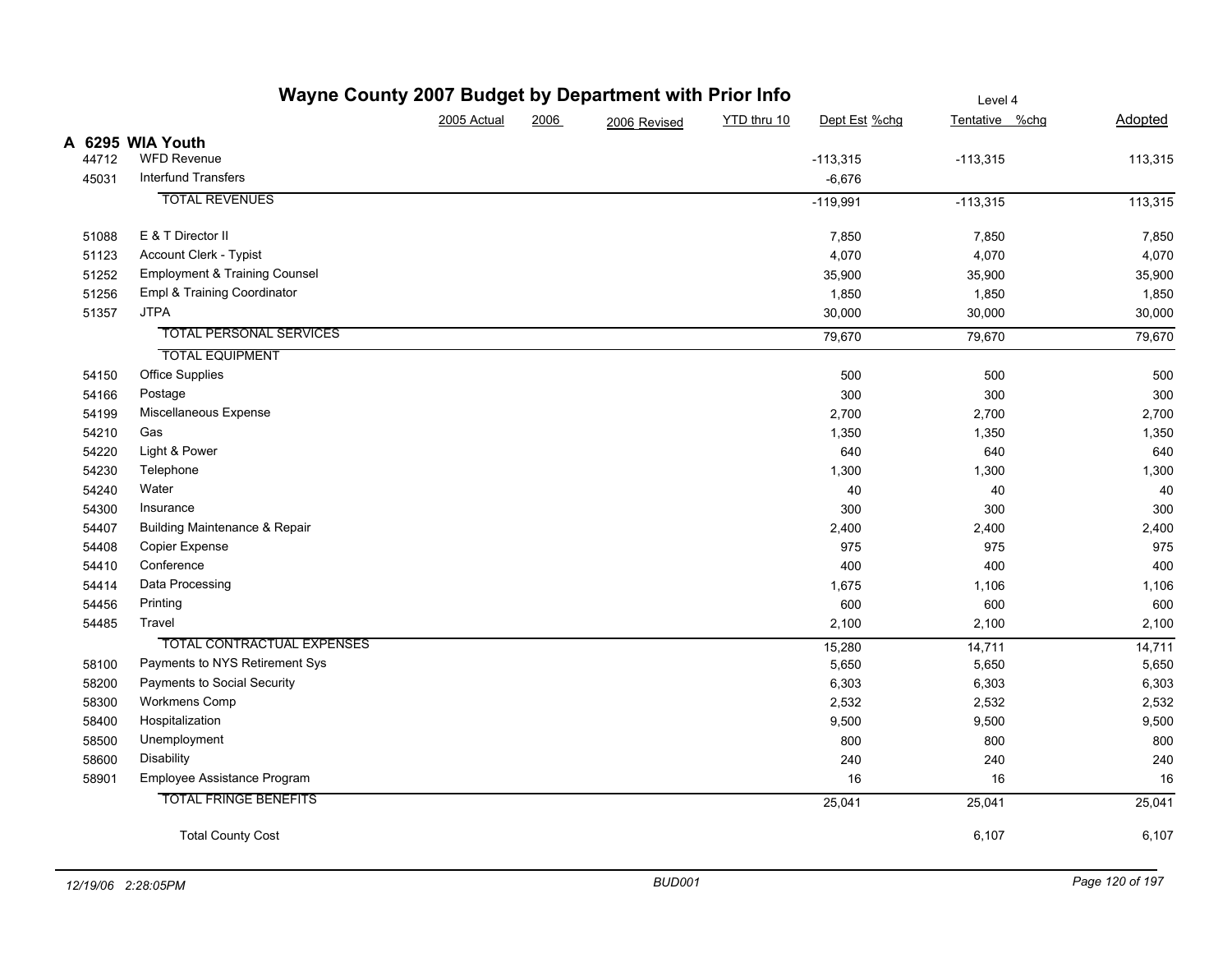# Wayne County 2007 Budget by Department with Prior Info

Level 4

| | | 2005 Actual | 2006 | 2006 Revised | YTD thru 10 | Dept Est | %chg | Tentative | %chg | Adopted |
|---|---|---|---|---|---|---|---|---|---|---|
| **A 6295 WIA Youth** | | | | | | | | | | |
| 44712 | WFD Revenue | | | | | -113,315 | | -113,315 | | 113,315 |
| 45031 | Interfund Transfers | | | | | -6,676 | | | | |
| | TOTAL REVENUES | | | | | -119,991 | | -113,315 | | 113,315 |
| 51088 | E & T Director II | | | | | 7,850 | | 7,850 | | 7,850 |
| 51123 | Account Clerk - Typist | | | | | 4,070 | | 4,070 | | 4,070 |
| 51252 | Employment & Training Counsel | | | | | 35,900 | | 35,900 | | 35,900 |
| 51256 | Empl & Training Coordinator | | | | | 1,850 | | 1,850 | | 1,850 |
| 51357 | JTPA | | | | | 30,000 | | 30,000 | | 30,000 |
| | TOTAL PERSONAL SERVICES | | | | | 79,670 | | 79,670 | | 79,670 |
| | TOTAL EQUIPMENT | | | | | | | | | |
| 54150 | Office Supplies | | | | | 500 | | 500 | | 500 |
| 54166 | Postage | | | | | 300 | | 300 | | 300 |
| 54199 | Miscellaneous Expense | | | | | 2,700 | | 2,700 | | 2,700 |
| 54210 | Gas | | | | | 1,350 | | 1,350 | | 1,350 |
| 54220 | Light & Power | | | | | 640 | | 640 | | 640 |
| 54230 | Telephone | | | | | 1,300 | | 1,300 | | 1,300 |
| 54240 | Water | | | | | 40 | | 40 | | 40 |
| 54300 | Insurance | | | | | 300 | | 300 | | 300 |
| 54407 | Building Maintenance & Repair | | | | | 2,400 | | 2,400 | | 2,400 |
| 54408 | Copier Expense | | | | | 975 | | 975 | | 975 |
| 54410 | Conference | | | | | 400 | | 400 | | 400 |
| 54414 | Data Processing | | | | | 1,675 | | 1,106 | | 1,106 |
| 54456 | Printing | | | | | 600 | | 600 | | 600 |
| 54485 | Travel | | | | | 2,100 | | 2,100 | | 2,100 |
| | TOTAL CONTRACTUAL EXPENSES | | | | | 15,280 | | 14,711 | | 14,711 |
| 58100 | Payments to NYS Retirement Sys | | | | | 5,650 | | 5,650 | | 5,650 |
| 58200 | Payments to Social Security | | | | | 6,303 | | 6,303 | | 6,303 |
| 58300 | Workmens Comp | | | | | 2,532 | | 2,532 | | 2,532 |
| 58400 | Hospitalization | | | | | 9,500 | | 9,500 | | 9,500 |
| 58500 | Unemployment | | | | | 800 | | 800 | | 800 |
| 58600 | Disability | | | | | 240 | | 240 | | 240 |
| 58901 | Employee Assistance Program | | | | | 16 | | 16 | | 16 |
| | TOTAL FRINGE BENEFITS | | | | | 25,041 | | 25,041 | | 25,041 |
| | Total County Cost | | | | | | | 6,107 | | 6,107 |

*12/19/06 2:28:05PM* — *BUD001*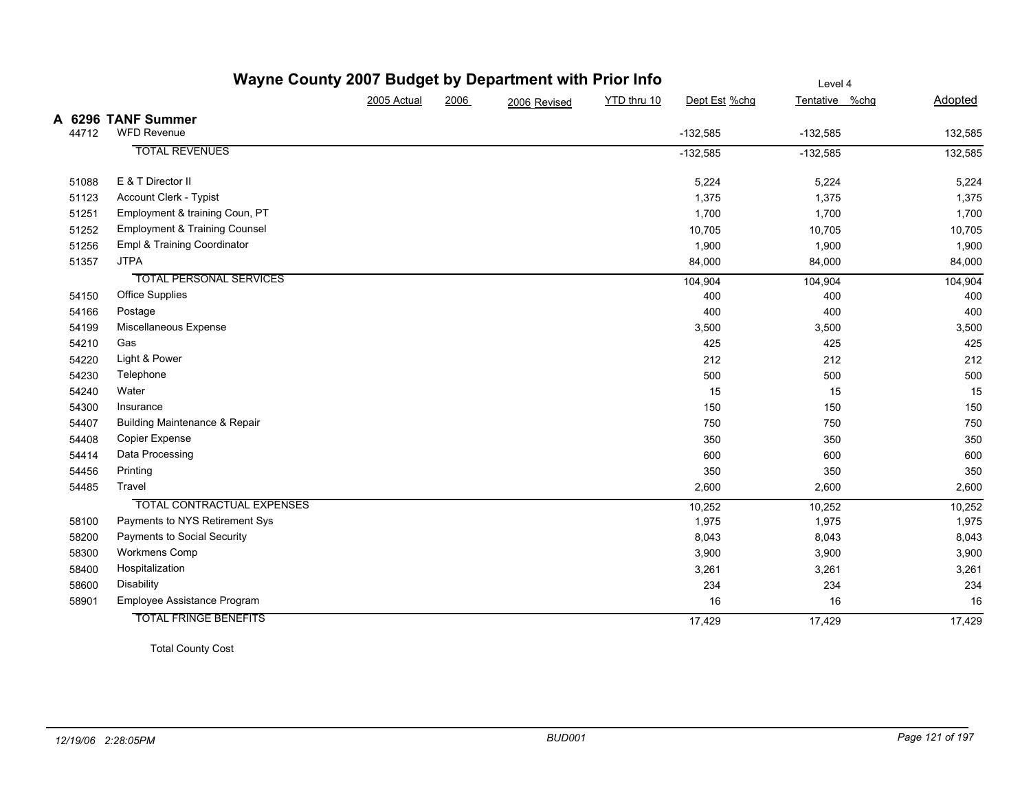# Wayne County 2007 Budget by Department with Prior Info

Level 4

## A 6296 TANF Summer

| | | 2005 Actual | 2006 | 2006 Revised | YTD thru 10 | Dept Est | %chg | Tentative | %chg | Adopted |
|---|---|---|---|---|---|---|---|---|---|---|
| 44712 | WFD Revenue | | | | | -132,585 | | -132,585 | | 132,585 |
| | TOTAL REVENUES | | | | | -132,585 | | -132,585 | | 132,585 |
| 51088 | E & T Director II | | | | | 5,224 | | 5,224 | | 5,224 |
| 51123 | Account Clerk - Typist | | | | | 1,375 | | 1,375 | | 1,375 |
| 51251 | Employment & training Coun, PT | | | | | 1,700 | | 1,700 | | 1,700 |
| 51252 | Employment & Training Counsel | | | | | 10,705 | | 10,705 | | 10,705 |
| 51256 | Empl & Training Coordinator | | | | | 1,900 | | 1,900 | | 1,900 |
| 51357 | JTPA | | | | | 84,000 | | 84,000 | | 84,000 |
| | TOTAL PERSONAL SERVICES | | | | | 104,904 | | 104,904 | | 104,904 |
| 54150 | Office Supplies | | | | | 400 | | 400 | | 400 |
| 54166 | Postage | | | | | 400 | | 400 | | 400 |
| 54199 | Miscellaneous Expense | | | | | 3,500 | | 3,500 | | 3,500 |
| 54210 | Gas | | | | | 425 | | 425 | | 425 |
| 54220 | Light & Power | | | | | 212 | | 212 | | 212 |
| 54230 | Telephone | | | | | 500 | | 500 | | 500 |
| 54240 | Water | | | | | 15 | | 15 | | 15 |
| 54300 | Insurance | | | | | 150 | | 150 | | 150 |
| 54407 | Building Maintenance & Repair | | | | | 750 | | 750 | | 750 |
| 54408 | Copier Expense | | | | | 350 | | 350 | | 350 |
| 54414 | Data Processing | | | | | 600 | | 600 | | 600 |
| 54456 | Printing | | | | | 350 | | 350 | | 350 |
| 54485 | Travel | | | | | 2,600 | | 2,600 | | 2,600 |
| | TOTAL CONTRACTUAL EXPENSES | | | | | 10,252 | | 10,252 | | 10,252 |
| 58100 | Payments to NYS Retirement Sys | | | | | 1,975 | | 1,975 | | 1,975 |
| 58200 | Payments to Social Security | | | | | 8,043 | | 8,043 | | 8,043 |
| 58300 | Workmens Comp | | | | | 3,900 | | 3,900 | | 3,900 |
| 58400 | Hospitalization | | | | | 3,261 | | 3,261 | | 3,261 |
| 58600 | Disability | | | | | 234 | | 234 | | 234 |
| 58901 | Employee Assistance Program | | | | | 16 | | 16 | | 16 |
| | TOTAL FRINGE BENEFITS | | | | | 17,429 | | 17,429 | | 17,429 |
| | Total County Cost | | | | | | | | | |

*12/19/06 2:28:05PM* — *BUD001*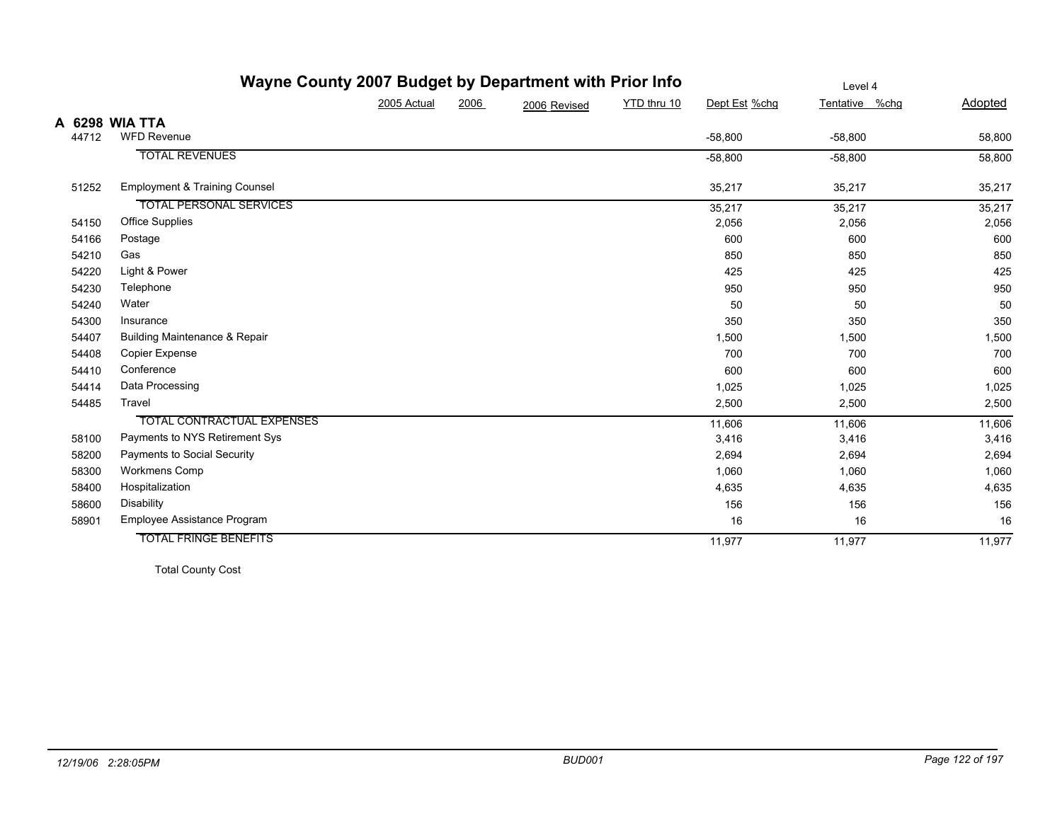# Wayne County 2007 Budget by Department with Prior Info

Level 4

| | | 2005 Actual | 2006 | 2006 Revised | YTD thru 10 | Dept Est | %chg | Tentative | %chg | Adopted |
|---|---|---|---|---|---|---|---|---|---|---|
| **A 6298** | **WIA TTA** | | | | | | | | | |
| 44712 | WFD Revenue | | | | | -58,800 | | -58,800 | | 58,800 |
| | TOTAL REVENUES | | | | | -58,800 | | -58,800 | | 58,800 |
| 51252 | Employment & Training Counsel | | | | | 35,217 | | 35,217 | | 35,217 |
| | TOTAL PERSONAL SERVICES | | | | | 35,217 | | 35,217 | | 35,217 |
| 54150 | Office Supplies | | | | | 2,056 | | 2,056 | | 2,056 |
| 54166 | Postage | | | | | 600 | | 600 | | 600 |
| 54210 | Gas | | | | | 850 | | 850 | | 850 |
| 54220 | Light & Power | | | | | 425 | | 425 | | 425 |
| 54230 | Telephone | | | | | 950 | | 950 | | 950 |
| 54240 | Water | | | | | 50 | | 50 | | 50 |
| 54300 | Insurance | | | | | 350 | | 350 | | 350 |
| 54407 | Building Maintenance & Repair | | | | | 1,500 | | 1,500 | | 1,500 |
| 54408 | Copier Expense | | | | | 700 | | 700 | | 700 |
| 54410 | Conference | | | | | 600 | | 600 | | 600 |
| 54414 | Data Processing | | | | | 1,025 | | 1,025 | | 1,025 |
| 54485 | Travel | | | | | 2,500 | | 2,500 | | 2,500 |
| | TOTAL CONTRACTUAL EXPENSES | | | | | 11,606 | | 11,606 | | 11,606 |
| 58100 | Payments to NYS Retirement Sys | | | | | 3,416 | | 3,416 | | 3,416 |
| 58200 | Payments to Social Security | | | | | 2,694 | | 2,694 | | 2,694 |
| 58300 | Workmens Comp | | | | | 1,060 | | 1,060 | | 1,060 |
| 58400 | Hospitalization | | | | | 4,635 | | 4,635 | | 4,635 |
| 58600 | Disability | | | | | 156 | | 156 | | 156 |
| 58901 | Employee Assistance Program | | | | | 16 | | 16 | | 16 |
| | TOTAL FRINGE BENEFITS | | | | | 11,977 | | 11,977 | | 11,977 |
| | Total County Cost | | | | | | | | | |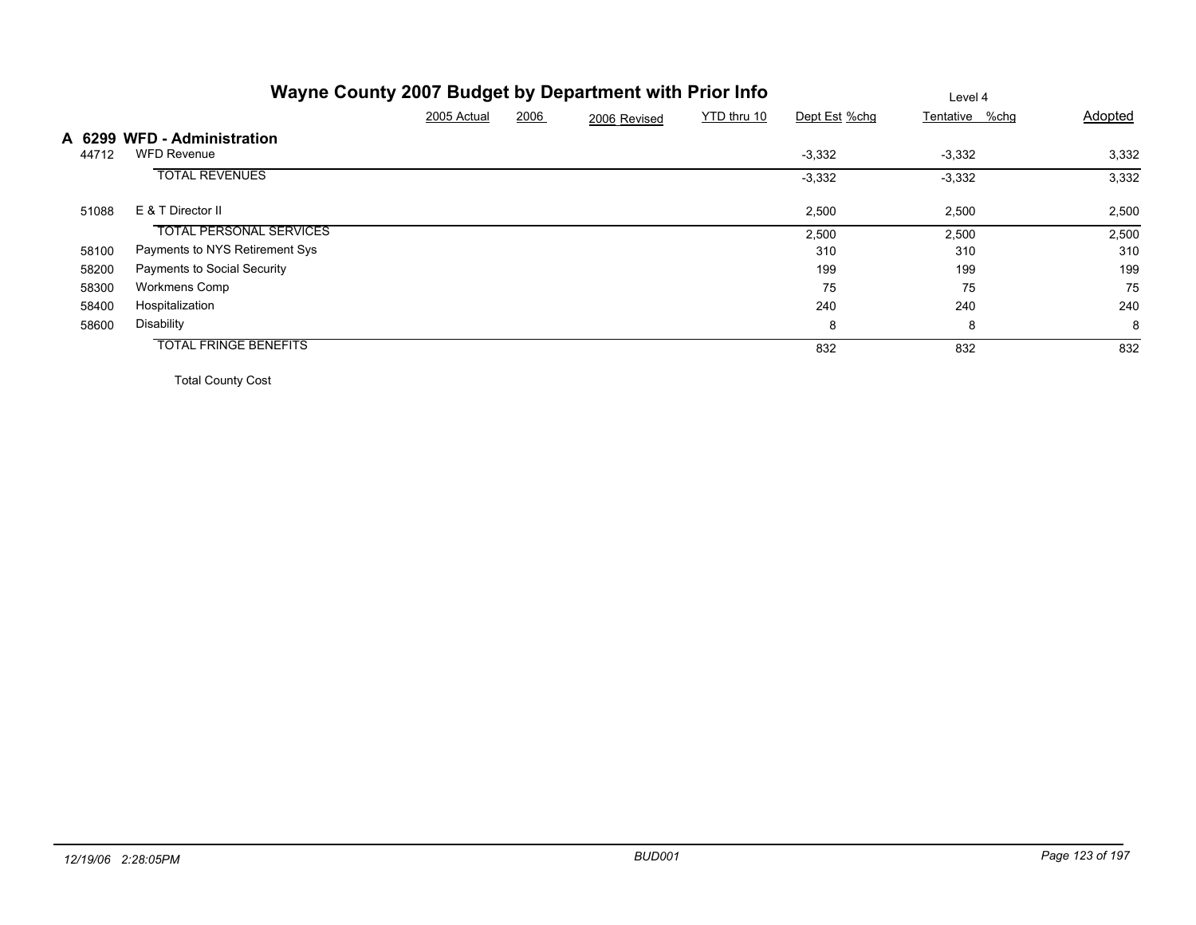# Wayne County 2007 Budget by Department with Prior Info

Level 4

## A 6299 WFD - Administration

| | | 2005 Actual | 2006 | 2006 Revised | YTD thru 10 | Dept Est | %chg | Tentative | %chg | Adopted |
|---|---|---|---|---|---|---|---|---|---|---|
| 44712 | WFD Revenue | | | | | -3,332 | | -3,332 | | 3,332 |
| | TOTAL REVENUES | | | | | -3,332 | | -3,332 | | 3,332 |
| 51088 | E & T Director II | | | | | 2,500 | | 2,500 | | 2,500 |
| | TOTAL PERSONAL SERVICES | | | | | 2,500 | | 2,500 | | 2,500 |
| 58100 | Payments to NYS Retirement Sys | | | | | 310 | | 310 | | 310 |
| 58200 | Payments to Social Security | | | | | 199 | | 199 | | 199 |
| 58300 | Workmens Comp | | | | | 75 | | 75 | | 75 |
| 58400 | Hospitalization | | | | | 240 | | 240 | | 240 |
| 58600 | Disability | | | | | 8 | | 8 | | 8 |
| | TOTAL FRINGE BENEFITS | | | | | 832 | | 832 | | 832 |
| | Total County Cost | | | | | | | | | |

*12/19/06 2:28:05PM* *BUD001*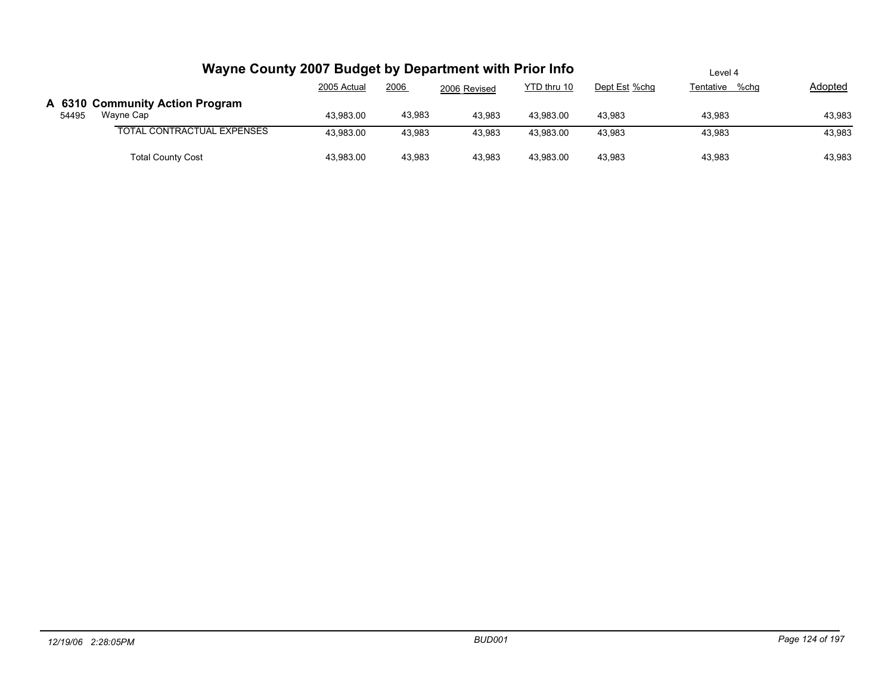# Wayne County 2007 Budget by Department with Prior Info

Level 4

## A 6310 Community Action Program

| | | 2005 Actual | 2006 | 2006 Revised | YTD thru 10 | Dept Est | %chg | Tentative | %chg | Adopted |
|---|---|---|---|---|---|---|---|---|---|---|
| 54495 | Wayne Cap | 43,983.00 | 43,983 | 43,983 | 43,983.00 | 43,983 | | 43,983 | | 43,983 |
| | TOTAL CONTRACTUAL EXPENSES | 43,983.00 | 43,983 | 43,983 | 43,983.00 | 43,983 | | 43,983 | | 43,983 |
| | Total County Cost | 43,983.00 | 43,983 | 43,983 | 43,983.00 | 43,983 | | 43,983 | | 43,983 |

12/19/06 2:28:05PM BUD001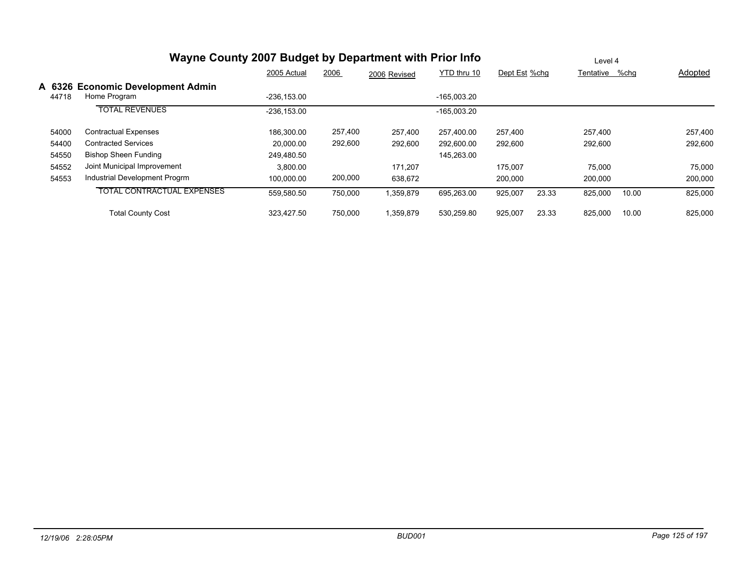# Wayne County 2007 Budget by Department with Prior Info

Level 4

## A 6326 Economic Development Admin

| | | 2005 Actual | 2006 | 2006 Revised | YTD thru 10 | Dept Est | %chg | Tentative | %chg | Adopted |
|---|---|---|---|---|---|---|---|---|---|---|
| 44718 | Home Program | -236,153.00 | | | -165,003.20 | | | | | |
| | TOTAL REVENUES | -236,153.00 | | | -165,003.20 | | | | | |
| 54000 | Contractual Expenses | 186,300.00 | 257,400 | 257,400 | 257,400.00 | 257,400 | | 257,400 | | 257,400 |
| 54400 | Contracted Services | 20,000.00 | 292,600 | 292,600 | 292,600.00 | 292,600 | | 292,600 | | 292,600 |
| 54550 | Bishop Sheen Funding | 249,480.50 | | | 145,263.00 | | | | | |
| 54552 | Joint Municipal Improvement | 3,800.00 | | 171,207 | | 175,007 | | 75,000 | | 75,000 |
| 54553 | Industrial Development Progrm | 100,000.00 | 200,000 | 638,672 | | 200,000 | | 200,000 | | 200,000 |
| | TOTAL CONTRACTUAL EXPENSES | 559,580.50 | 750,000 | 1,359,879 | 695,263.00 | 925,007 | 23.33 | 825,000 | 10.00 | 825,000 |
| | Total County Cost | 323,427.50 | 750,000 | 1,359,879 | 530,259.80 | 925,007 | 23.33 | 825,000 | 10.00 | 825,000 |

*12/19/06 2:28:05PM* — *BUD001*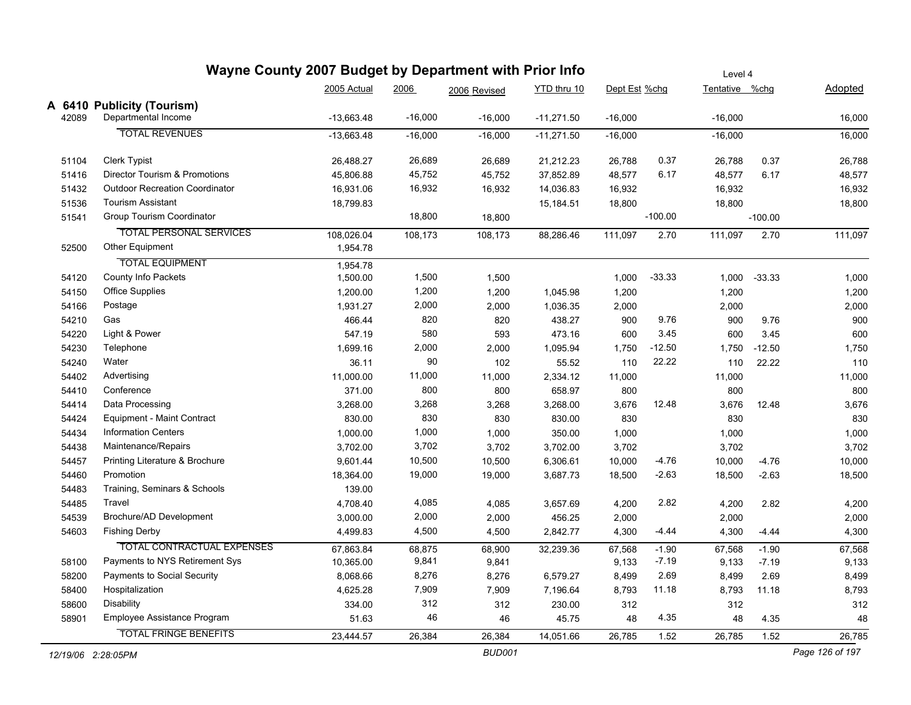# Wayne County 2007 Budget by Department with Prior Info

Level 4

## A 6410 Publicity (Tourism)

| | | 2005 Actual | 2006 | 2006 Revised | YTD thru 10 | Dept Est | %chg | Tentative | %chg | Adopted |
|---|---|---|---|---|---|---|---|---|---|---|
| 42089 | Departmental Income | -13,663.48 | -16,000 | -16,000 | -11,271.50 | -16,000 | | -16,000 | | 16,000 |
| | TOTAL REVENUES | -13,663.48 | -16,000 | -16,000 | -11,271.50 | -16,000 | | -16,000 | | 16,000 |
| 51104 | Clerk Typist | 26,488.27 | 26,689 | 26,689 | 21,212.23 | 26,788 | 0.37 | 26,788 | 0.37 | 26,788 |
| 51416 | Director Tourism & Promotions | 45,806.88 | 45,752 | 45,752 | 37,852.89 | 48,577 | 6.17 | 48,577 | 6.17 | 48,577 |
| 51432 | Outdoor Recreation Coordinator | 16,931.06 | 16,932 | 16,932 | 14,036.83 | 16,932 | | 16,932 | | 16,932 |
| 51536 | Tourism Assistant | 18,799.83 | | | 15,184.51 | 18,800 | | 18,800 | | 18,800 |
| 51541 | Group Tourism Coordinator | | 18,800 | 18,800 | | | -100.00 | | -100.00 | |
| | TOTAL PERSONAL SERVICES | 108,026.04 | 108,173 | 108,173 | 88,286.46 | 111,097 | 2.70 | 111,097 | 2.70 | 111,097 |
| 52500 | Other Equipment | 1,954.78 | | | | | | | | |
| | TOTAL EQUIPMENT | 1,954.78 | | | | | | | | |
| 54120 | County Info Packets | 1,500.00 | 1,500 | 1,500 | | 1,000 | -33.33 | 1,000 | -33.33 | 1,000 |
| 54150 | Office Supplies | 1,200.00 | 1,200 | 1,200 | 1,045.98 | 1,200 | | 1,200 | | 1,200 |
| 54166 | Postage | 1,931.27 | 2,000 | 2,000 | 1,036.35 | 2,000 | | 2,000 | | 2,000 |
| 54210 | Gas | 466.44 | 820 | 820 | 438.27 | 900 | 9.76 | 900 | 9.76 | 900 |
| 54220 | Light & Power | 547.19 | 580 | 593 | 473.16 | 600 | 3.45 | 600 | 3.45 | 600 |
| 54230 | Telephone | 1,699.16 | 2,000 | 2,000 | 1,095.94 | 1,750 | -12.50 | 1,750 | -12.50 | 1,750 |
| 54240 | Water | 36.11 | 90 | 102 | 55.52 | 110 | 22.22 | 110 | 22.22 | 110 |
| 54402 | Advertising | 11,000.00 | 11,000 | 11,000 | 2,334.12 | 11,000 | | 11,000 | | 11,000 |
| 54410 | Conference | 371.00 | 800 | 800 | 658.97 | 800 | | 800 | | 800 |
| 54414 | Data Processing | 3,268.00 | 3,268 | 3,268 | 3,268.00 | 3,676 | 12.48 | 3,676 | 12.48 | 3,676 |
| 54424 | Equipment - Maint Contract | 830.00 | 830 | 830 | 830.00 | 830 | | 830 | | 830 |
| 54434 | Information Centers | 1,000.00 | 1,000 | 1,000 | 350.00 | 1,000 | | 1,000 | | 1,000 |
| 54438 | Maintenance/Repairs | 3,702.00 | 3,702 | 3,702 | 3,702.00 | 3,702 | | 3,702 | | 3,702 |
| 54457 | Printing Literature & Brochure | 9,601.44 | 10,500 | 10,500 | 6,306.61 | 10,000 | -4.76 | 10,000 | -4.76 | 10,000 |
| 54460 | Promotion | 18,364.00 | 19,000 | 19,000 | 3,687.73 | 18,500 | -2.63 | 18,500 | -2.63 | 18,500 |
| 54483 | Training, Seminars & Schools | 139.00 | | | | | | | | |
| 54485 | Travel | 4,708.40 | 4,085 | 4,085 | 3,657.69 | 4,200 | 2.82 | 4,200 | 2.82 | 4,200 |
| 54539 | Brochure/AD Development | 3,000.00 | 2,000 | 2,000 | 456.25 | 2,000 | | 2,000 | | 2,000 |
| 54603 | Fishing Derby | 4,499.83 | 4,500 | 4,500 | 2,842.77 | 4,300 | -4.44 | 4,300 | -4.44 | 4,300 |
| | TOTAL CONTRACTUAL EXPENSES | 67,863.84 | 68,875 | 68,900 | 32,239.36 | 67,568 | -1.90 | 67,568 | -1.90 | 67,568 |
| 58100 | Payments to NYS Retirement Sys | 10,365.00 | 9,841 | 9,841 | | 9,133 | -7.19 | 9,133 | -7.19 | 9,133 |
| 58200 | Payments to Social Security | 8,068.66 | 8,276 | 8,276 | 6,579.27 | 8,499 | 2.69 | 8,499 | 2.69 | 8,499 |
| 58400 | Hospitalization | 4,625.28 | 7,909 | 7,909 | 7,196.64 | 8,793 | 11.18 | 8,793 | 11.18 | 8,793 |
| 58600 | Disability | 334.00 | 312 | 312 | 230.00 | 312 | | 312 | | 312 |
| 58901 | Employee Assistance Program | 51.63 | 46 | 46 | 45.75 | 48 | 4.35 | 48 | 4.35 | 48 |
| | TOTAL FRINGE BENEFITS | 23,444.57 | 26,384 | 26,384 | 14,051.66 | 26,785 | 1.52 | 26,785 | 1.52 | 26,785 |

*12/19/06 2:28:05PM* — *BUD001*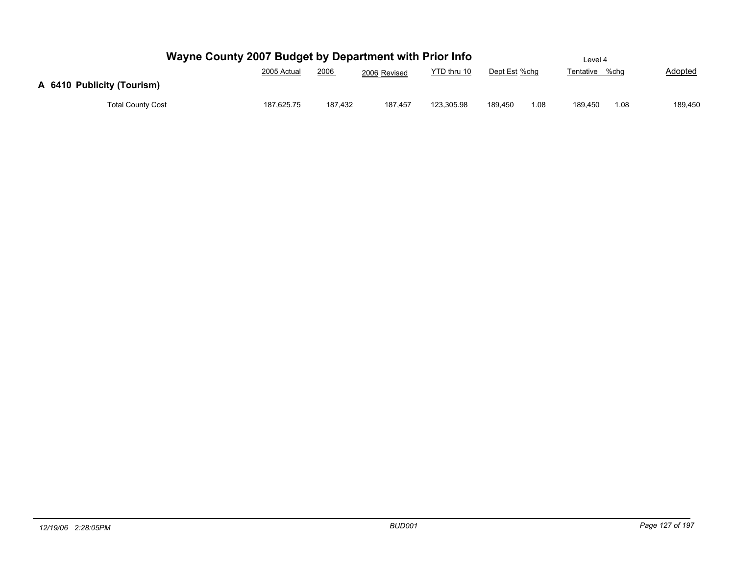# Wayne County 2007 Budget by Department with Prior Info

Level 4

## A 6410 Publicity (Tourism)

| | 2005 Actual | 2006 | 2006 Revised | YTD thru 10 | Dept Est | %chg | Tentative | %chg | Adopted |
|---|---|---|---|---|---|---|---|---|---|
| Total County Cost | 187,625.75 | 187,432 | 187,457 | 123,305.98 | 189,450 | 1.08 | 189,450 | 1.08 | 189,450 |

*12/19/06 2:28:05PM* *BUD001*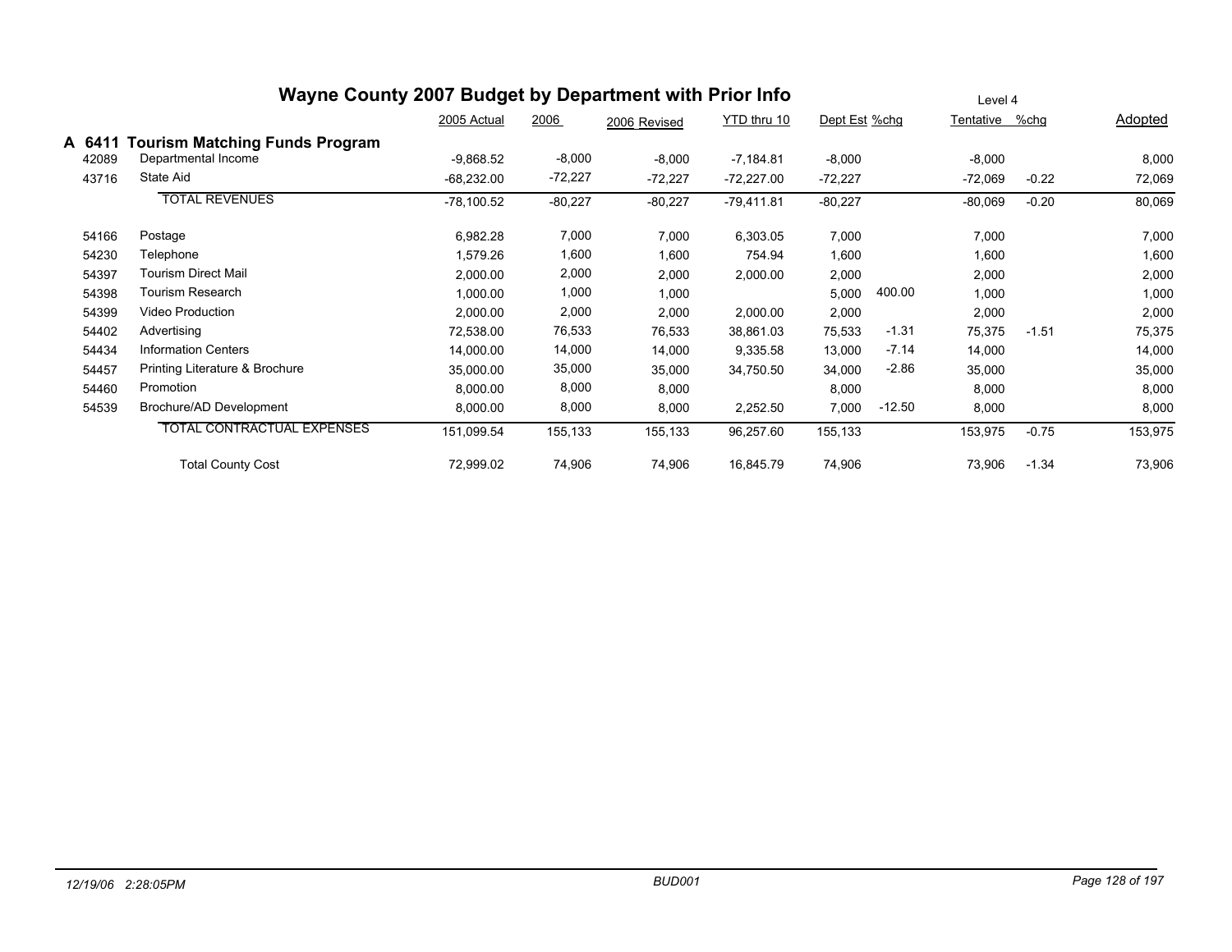# Wayne County 2007 Budget by Department with Prior Info

Level 4

## A 6411 Tourism Matching Funds Program

| | | 2005 Actual | 2006 | 2006 Revised | YTD thru 10 | Dept Est | %chg | Tentative | %chg | Adopted |
|---|---|---|---|---|---|---|---|---|---|---|
| 42089 | Departmental Income | -9,868.52 | -8,000 | -8,000 | -7,184.81 | -8,000 | | -8,000 | | 8,000 |
| 43716 | State Aid | -68,232.00 | -72,227 | -72,227 | -72,227.00 | -72,227 | | -72,069 | -0.22 | 72,069 |
| | TOTAL REVENUES | -78,100.52 | -80,227 | -80,227 | -79,411.81 | -80,227 | | -80,069 | -0.20 | 80,069 |
| 54166 | Postage | 6,982.28 | 7,000 | 7,000 | 6,303.05 | 7,000 | | 7,000 | | 7,000 |
| 54230 | Telephone | 1,579.26 | 1,600 | 1,600 | 754.94 | 1,600 | | 1,600 | | 1,600 |
| 54397 | Tourism Direct Mail | 2,000.00 | 2,000 | 2,000 | 2,000.00 | 2,000 | | 2,000 | | 2,000 |
| 54398 | Tourism Research | 1,000.00 | 1,000 | 1,000 | | 5,000 | 400.00 | 1,000 | | 1,000 |
| 54399 | Video Production | 2,000.00 | 2,000 | 2,000 | 2,000.00 | 2,000 | | 2,000 | | 2,000 |
| 54402 | Advertising | 72,538.00 | 76,533 | 76,533 | 38,861.03 | 75,533 | -1.31 | 75,375 | -1.51 | 75,375 |
| 54434 | Information Centers | 14,000.00 | 14,000 | 14,000 | 9,335.58 | 13,000 | -7.14 | 14,000 | | 14,000 |
| 54457 | Printing Literature & Brochure | 35,000.00 | 35,000 | 35,000 | 34,750.50 | 34,000 | -2.86 | 35,000 | | 35,000 |
| 54460 | Promotion | 8,000.00 | 8,000 | 8,000 | | 8,000 | | 8,000 | | 8,000 |
| 54539 | Brochure/AD Development | 8,000.00 | 8,000 | 8,000 | 2,252.50 | 7,000 | -12.50 | 8,000 | | 8,000 |
| | TOTAL CONTRACTUAL EXPENSES | 151,099.54 | 155,133 | 155,133 | 96,257.60 | 155,133 | | 153,975 | -0.75 | 153,975 |
| | Total County Cost | 72,999.02 | 74,906 | 74,906 | 16,845.79 | 74,906 | | 73,906 | -1.34 | 73,906 |

*12/19/06 2:28:05PM* BUD001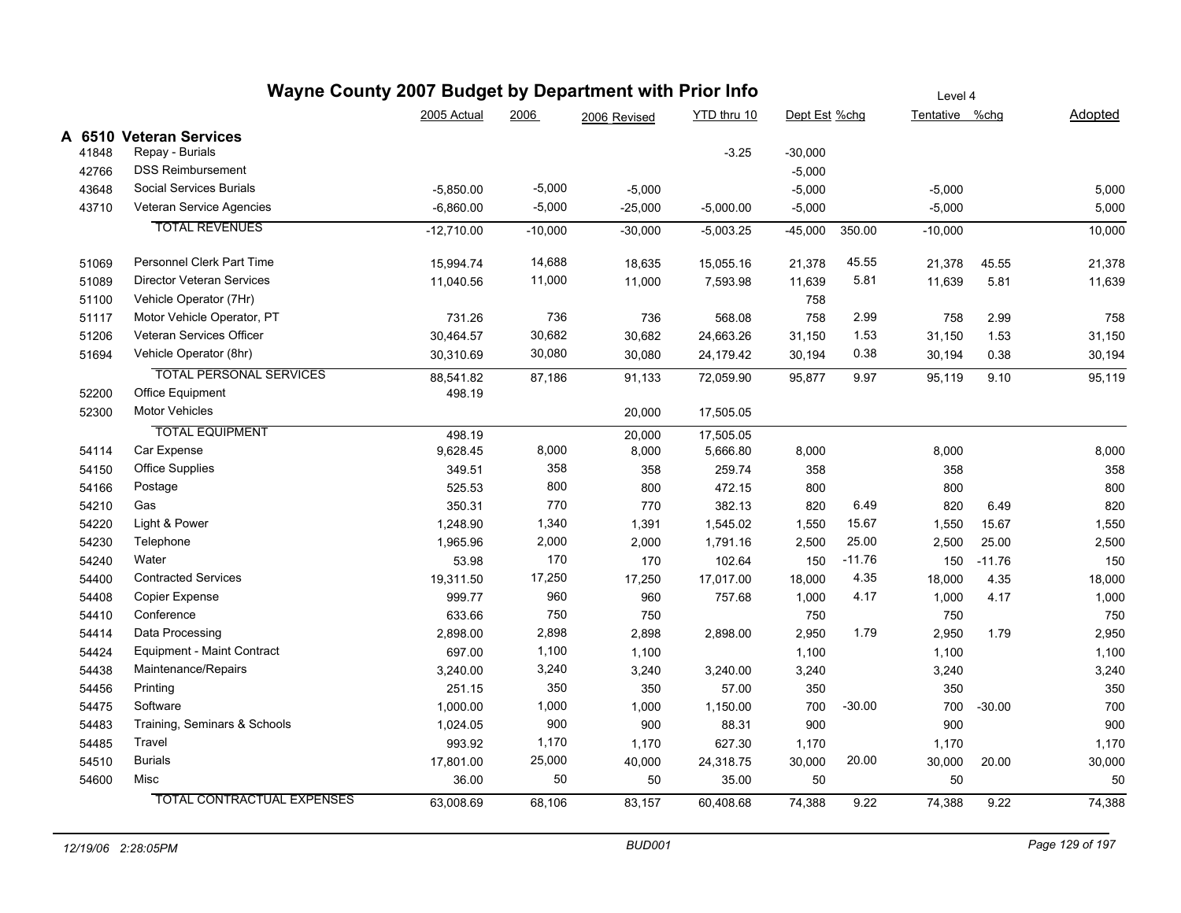# Wayne County 2007 Budget by Department with Prior Info

Level 4

| | | 2005 Actual | 2006 | 2006 Revised | YTD thru 10 | Dept Est | %chg | Tentative | %chg | Adopted |
|---|---|---|---|---|---|---|---|---|---|---|
| **A 6510** | **Veteran Services** | | | | | | | | | |
| 41848 | Repay - Burials | | | | -3.25 | -30,000 | | | | |
| 42766 | DSS Reimbursement | | | | | -5,000 | | | | |
| 43648 | Social Services Burials | -5,850.00 | -5,000 | -5,000 | | -5,000 | | -5,000 | | 5,000 |
| 43710 | Veteran Service Agencies | -6,860.00 | -5,000 | -25,000 | -5,000.00 | -5,000 | | -5,000 | | 5,000 |
| | TOTAL REVENUES | -12,710.00 | -10,000 | -30,000 | -5,003.25 | -45,000 | 350.00 | -10,000 | | 10,000 |
| 51069 | Personnel Clerk Part Time | 15,994.74 | 14,688 | 18,635 | 15,055.16 | 21,378 | 45.55 | 21,378 | 45.55 | 21,378 |
| 51089 | Director Veteran Services | 11,040.56 | 11,000 | 11,000 | 7,593.98 | 11,639 | 5.81 | 11,639 | 5.81 | 11,639 |
| 51100 | Vehicle Operator (7Hr) | | | | | 758 | | | | |
| 51117 | Motor Vehicle Operator, PT | 731.26 | 736 | 736 | 568.08 | 758 | 2.99 | 758 | 2.99 | 758 |
| 51206 | Veteran Services Officer | 30,464.57 | 30,682 | 30,682 | 24,663.26 | 31,150 | 1.53 | 31,150 | 1.53 | 31,150 |
| 51694 | Vehicle Operator (8hr) | 30,310.69 | 30,080 | 30,080 | 24,179.42 | 30,194 | 0.38 | 30,194 | 0.38 | 30,194 |
| | TOTAL PERSONAL SERVICES | 88,541.82 | 87,186 | 91,133 | 72,059.90 | 95,877 | 9.97 | 95,119 | 9.10 | 95,119 |
| 52200 | Office Equipment | 498.19 | | | | | | | | |
| 52300 | Motor Vehicles | | | 20,000 | 17,505.05 | | | | | |
| | TOTAL EQUIPMENT | 498.19 | | 20,000 | 17,505.05 | | | | | |
| 54114 | Car Expense | 9,628.45 | 8,000 | 8,000 | 5,666.80 | 8,000 | | 8,000 | | 8,000 |
| 54150 | Office Supplies | 349.51 | 358 | 358 | 259.74 | 358 | | 358 | | 358 |
| 54166 | Postage | 525.53 | 800 | 800 | 472.15 | 800 | | 800 | | 800 |
| 54210 | Gas | 350.31 | 770 | 770 | 382.13 | 820 | 6.49 | 820 | 6.49 | 820 |
| 54220 | Light & Power | 1,248.90 | 1,340 | 1,391 | 1,545.02 | 1,550 | 15.67 | 1,550 | 15.67 | 1,550 |
| 54230 | Telephone | 1,965.96 | 2,000 | 2,000 | 1,791.16 | 2,500 | 25.00 | 2,500 | 25.00 | 2,500 |
| 54240 | Water | 53.98 | 170 | 170 | 102.64 | 150 | -11.76 | 150 | -11.76 | 150 |
| 54400 | Contracted Services | 19,311.50 | 17,250 | 17,250 | 17,017.00 | 18,000 | 4.35 | 18,000 | 4.35 | 18,000 |
| 54408 | Copier Expense | 999.77 | 960 | 960 | 757.68 | 1,000 | 4.17 | 1,000 | 4.17 | 1,000 |
| 54410 | Conference | 633.66 | 750 | 750 | | 750 | | 750 | | 750 |
| 54414 | Data Processing | 2,898.00 | 2,898 | 2,898 | 2,898.00 | 2,950 | 1.79 | 2,950 | 1.79 | 2,950 |
| 54424 | Equipment - Maint Contract | 697.00 | 1,100 | 1,100 | | 1,100 | | 1,100 | | 1,100 |
| 54438 | Maintenance/Repairs | 3,240.00 | 3,240 | 3,240 | 3,240.00 | 3,240 | | 3,240 | | 3,240 |
| 54456 | Printing | 251.15 | 350 | 350 | 57.00 | 350 | | 350 | | 350 |
| 54475 | Software | 1,000.00 | 1,000 | 1,000 | 1,150.00 | 700 | -30.00 | 700 | -30.00 | 700 |
| 54483 | Training, Seminars & Schools | 1,024.05 | 900 | 900 | 88.31 | 900 | | 900 | | 900 |
| 54485 | Travel | 993.92 | 1,170 | 1,170 | 627.30 | 1,170 | | 1,170 | | 1,170 |
| 54510 | Burials | 17,801.00 | 25,000 | 40,000 | 24,318.75 | 30,000 | 20.00 | 30,000 | 20.00 | 30,000 |
| 54600 | Misc | 36.00 | 50 | 50 | 35.00 | 50 | | 50 | | 50 |
| | TOTAL CONTRACTUAL EXPENSES | 63,008.69 | 68,106 | 83,157 | 60,408.68 | 74,388 | 9.22 | 74,388 | 9.22 | 74,388 |

12/19/06 2:28:05PM BUD001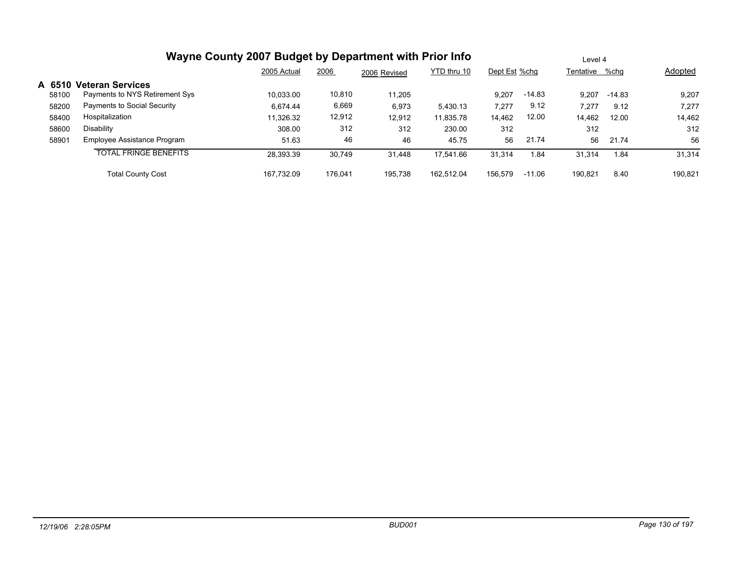# Wayne County 2007 Budget by Department with Prior Info

Level 4

## A 6510 Veteran Services

| | | 2005 Actual | 2006 | 2006 Revised | YTD thru 10 | Dept Est | %chg | Tentative | %chg | Adopted |
|---|---|---|---|---|---|---|---|---|---|---|
| 58100 | Payments to NYS Retirement Sys | 10,033.00 | 10,810 | 11,205 | | 9,207 | -14.83 | 9,207 | -14.83 | 9,207 |
| 58200 | Payments to Social Security | 6,674.44 | 6,669 | 6,973 | 5,430.13 | 7,277 | 9.12 | 7,277 | 9.12 | 7,277 |
| 58400 | Hospitalization | 11,326.32 | 12,912 | 12,912 | 11,835.78 | 14,462 | 12.00 | 14,462 | 12.00 | 14,462 |
| 58600 | Disability | 308.00 | 312 | 312 | 230.00 | 312 | | 312 | | 312 |
| 58901 | Employee Assistance Program | 51.63 | 46 | 46 | 45.75 | 56 | 21.74 | 56 | 21.74 | 56 |
| | TOTAL FRINGE BENEFITS | 28,393.39 | 30,749 | 31,448 | 17,541.66 | 31,314 | 1.84 | 31,314 | 1.84 | 31,314 |
| | Total County Cost | 167,732.09 | 176,041 | 195,738 | 162,512.04 | 156,579 | -11.06 | 190,821 | 8.40 | 190,821 |

*12/19/06 2:28:05PM* — *BUD001*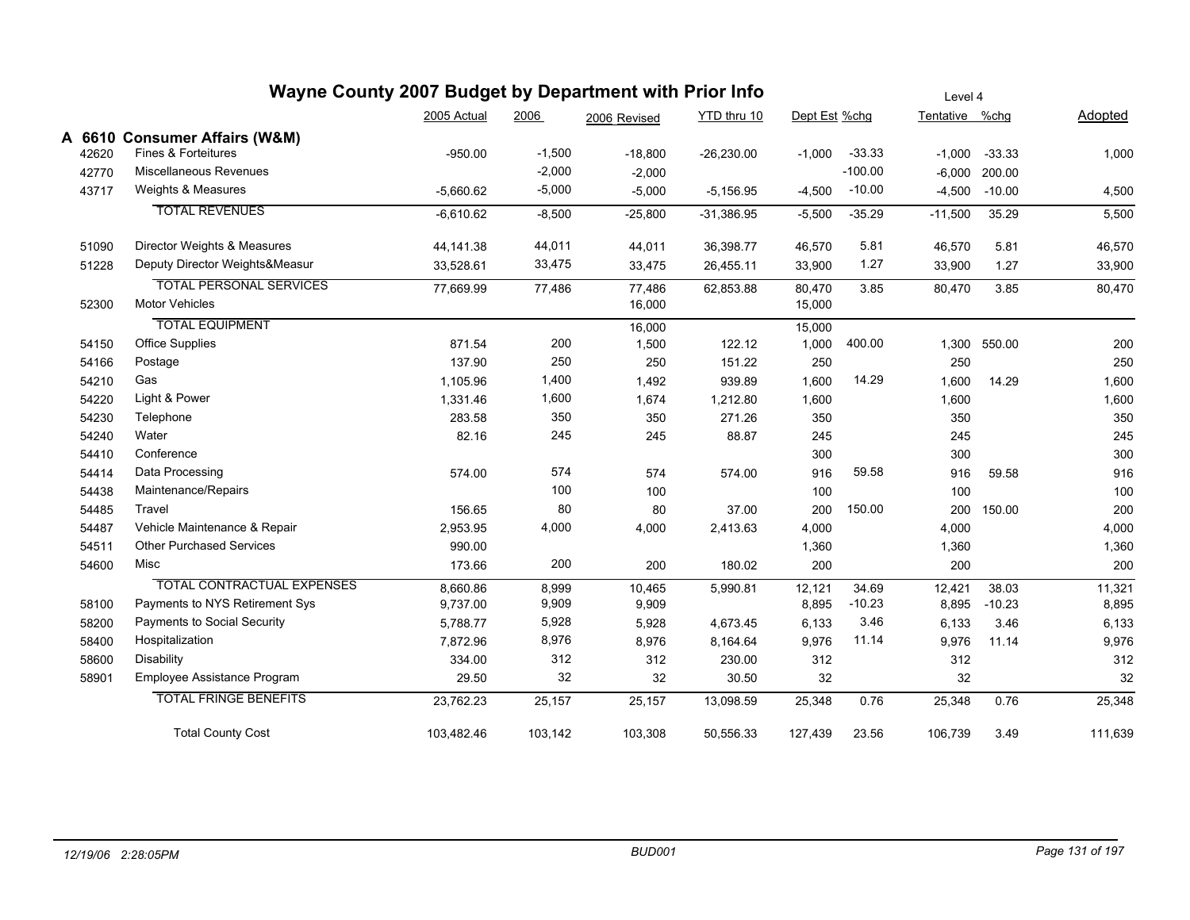# Wayne County 2007 Budget by Department with Prior Info

Level 4

| | | 2005 Actual | 2006 | 2006 Revised | YTD thru 10 | Dept Est | %chg | Tentative | %chg | Adopted |
|---|---|---|---|---|---|---|---|---|---|---|
| **A 6610** | **Consumer Affairs (W&M)** | | | | | | | | | |
| 42620 | Fines & Forteitures | -950.00 | -1,500 | -18,800 | -26,230.00 | -1,000 | -33.33 | -1,000 | -33.33 | 1,000 |
| 42770 | Miscellaneous Revenues | | -2,000 | -2,000 | | | -100.00 | -6,000 | 200.00 | |
| 43717 | Weights & Measures | -5,660.62 | -5,000 | -5,000 | -5,156.95 | -4,500 | -10.00 | -4,500 | -10.00 | 4,500 |
| | TOTAL REVENUES | -6,610.62 | -8,500 | -25,800 | -31,386.95 | -5,500 | -35.29 | -11,500 | 35.29 | 5,500 |
| 51090 | Director Weights & Measures | 44,141.38 | 44,011 | 44,011 | 36,398.77 | 46,570 | 5.81 | 46,570 | 5.81 | 46,570 |
| 51228 | Deputy Director Weights&Measur | 33,528.61 | 33,475 | 33,475 | 26,455.11 | 33,900 | 1.27 | 33,900 | 1.27 | 33,900 |
| | TOTAL PERSONAL SERVICES | 77,669.99 | 77,486 | 77,486 | 62,853.88 | 80,470 | 3.85 | 80,470 | 3.85 | 80,470 |
| 52300 | Motor Vehicles | | | 16,000 | | 15,000 | | | | |
| | TOTAL EQUIPMENT | | | 16,000 | | 15,000 | | | | |
| 54150 | Office Supplies | 871.54 | 200 | 1,500 | 122.12 | 1,000 | 400.00 | 1,300 | 550.00 | 200 |
| 54166 | Postage | 137.90 | 250 | 250 | 151.22 | 250 | | 250 | | 250 |
| 54210 | Gas | 1,105.96 | 1,400 | 1,492 | 939.89 | 1,600 | 14.29 | 1,600 | 14.29 | 1,600 |
| 54220 | Light & Power | 1,331.46 | 1,600 | 1,674 | 1,212.80 | 1,600 | | 1,600 | | 1,600 |
| 54230 | Telephone | 283.58 | 350 | 350 | 271.26 | 350 | | 350 | | 350 |
| 54240 | Water | 82.16 | 245 | 245 | 88.87 | 245 | | 245 | | 245 |
| 54410 | Conference | | | | | 300 | | 300 | | 300 |
| 54414 | Data Processing | 574.00 | 574 | 574 | 574.00 | 916 | 59.58 | 916 | 59.58 | 916 |
| 54438 | Maintenance/Repairs | | 100 | 100 | | 100 | | 100 | | 100 |
| 54485 | Travel | 156.65 | 80 | 80 | 37.00 | 200 | 150.00 | 200 | 150.00 | 200 |
| 54487 | Vehicle Maintenance & Repair | 2,953.95 | 4,000 | 4,000 | 2,413.63 | 4,000 | | 4,000 | | 4,000 |
| 54511 | Other Purchased Services | 990.00 | | | | 1,360 | | 1,360 | | 1,360 |
| 54600 | Misc | 173.66 | 200 | 200 | 180.02 | 200 | | 200 | | 200 |
| | TOTAL CONTRACTUAL EXPENSES | 8,660.86 | 8,999 | 10,465 | 5,990.81 | 12,121 | 34.69 | 12,421 | 38.03 | 11,321 |
| 58100 | Payments to NYS Retirement Sys | 9,737.00 | 9,909 | 9,909 | | 8,895 | -10.23 | 8,895 | -10.23 | 8,895 |
| 58200 | Payments to Social Security | 5,788.77 | 5,928 | 5,928 | 4,673.45 | 6,133 | 3.46 | 6,133 | 3.46 | 6,133 |
| 58400 | Hospitalization | 7,872.96 | 8,976 | 8,976 | 8,164.64 | 9,976 | 11.14 | 9,976 | 11.14 | 9,976 |
| 58600 | Disability | 334.00 | 312 | 312 | 230.00 | 312 | | 312 | | 312 |
| 58901 | Employee Assistance Program | 29.50 | 32 | 32 | 30.50 | 32 | | 32 | | 32 |
| | TOTAL FRINGE BENEFITS | 23,762.23 | 25,157 | 25,157 | 13,098.59 | 25,348 | 0.76 | 25,348 | 0.76 | 25,348 |
| | Total County Cost | 103,482.46 | 103,142 | 103,308 | 50,556.33 | 127,439 | 23.56 | 106,739 | 3.49 | 111,639 |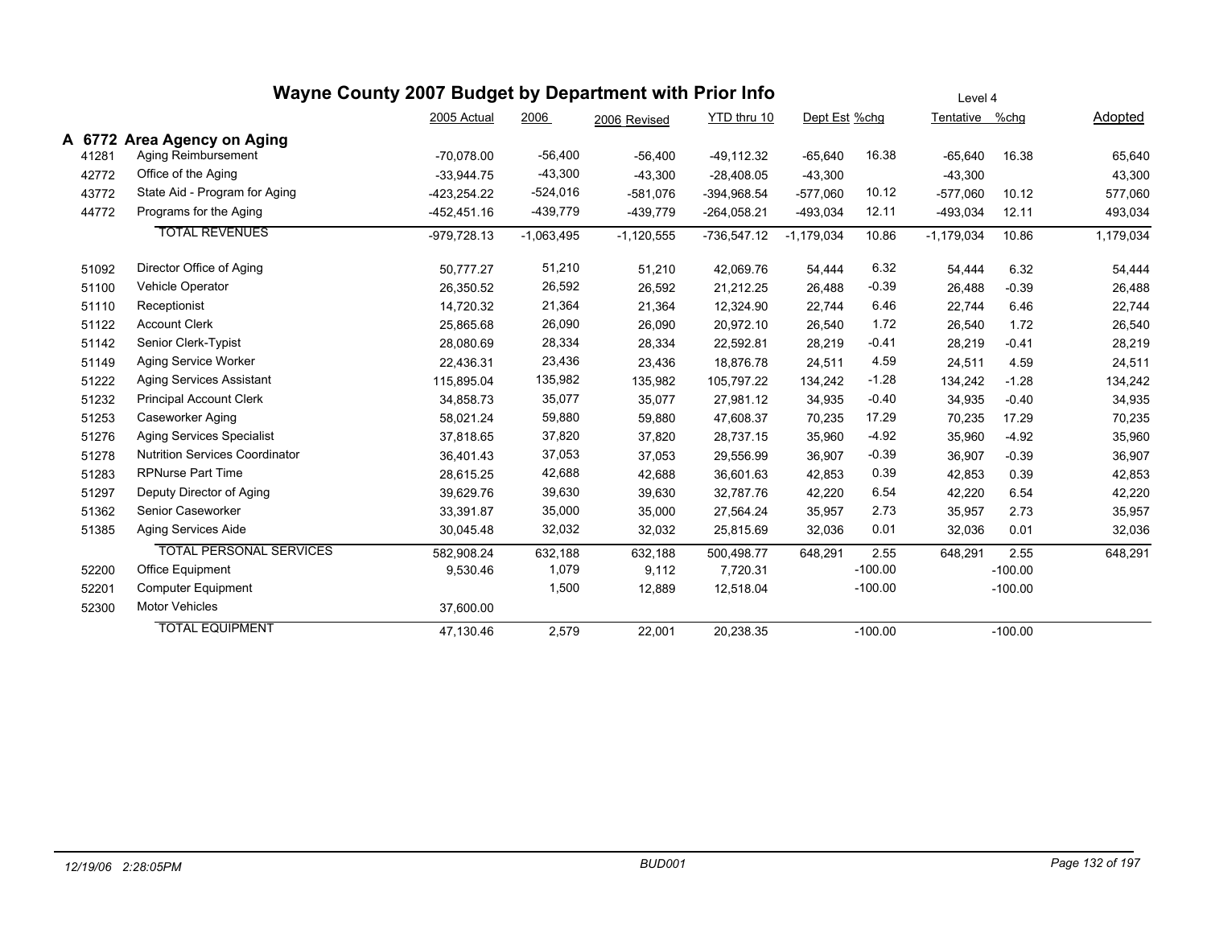# Wayne County 2007 Budget by Department with Prior Info

Level 4

| | | 2005 Actual | 2006 | 2006 Revised | YTD thru 10 | Dept Est | %chg | Tentative | %chg | Adopted |
|---|---|---|---|---|---|---|---|---|---|---|
| **A 6772** | **Area Agency on Aging** | | | | | | | | | |
| 41281 | Aging Reimbursement | -70,078.00 | -56,400 | -56,400 | -49,112.32 | -65,640 | 16.38 | -65,640 | 16.38 | 65,640 |
| 42772 | Office of the Aging | -33,944.75 | -43,300 | -43,300 | -28,408.05 | -43,300 | | -43,300 | | 43,300 |
| 43772 | State Aid - Program for Aging | -423,254.22 | -524,016 | -581,076 | -394,968.54 | -577,060 | 10.12 | -577,060 | 10.12 | 577,060 |
| 44772 | Programs for the Aging | -452,451.16 | -439,779 | -439,779 | -264,058.21 | -493,034 | 12.11 | -493,034 | 12.11 | 493,034 |
| | TOTAL REVENUES | -979,728.13 | -1,063,495 | -1,120,555 | -736,547.12 | -1,179,034 | 10.86 | -1,179,034 | 10.86 | 1,179,034 |
| 51092 | Director Office of Aging | 50,777.27 | 51,210 | 51,210 | 42,069.76 | 54,444 | 6.32 | 54,444 | 6.32 | 54,444 |
| 51100 | Vehicle Operator | 26,350.52 | 26,592 | 26,592 | 21,212.25 | 26,488 | -0.39 | 26,488 | -0.39 | 26,488 |
| 51110 | Receptionist | 14,720.32 | 21,364 | 21,364 | 12,324.90 | 22,744 | 6.46 | 22,744 | 6.46 | 22,744 |
| 51122 | Account Clerk | 25,865.68 | 26,090 | 26,090 | 20,972.10 | 26,540 | 1.72 | 26,540 | 1.72 | 26,540 |
| 51142 | Senior Clerk-Typist | 28,080.69 | 28,334 | 28,334 | 22,592.81 | 28,219 | -0.41 | 28,219 | -0.41 | 28,219 |
| 51149 | Aging Service Worker | 22,436.31 | 23,436 | 23,436 | 18,876.78 | 24,511 | 4.59 | 24,511 | 4.59 | 24,511 |
| 51222 | Aging Services Assistant | 115,895.04 | 135,982 | 135,982 | 105,797.22 | 134,242 | -1.28 | 134,242 | -1.28 | 134,242 |
| 51232 | Principal Account Clerk | 34,858.73 | 35,077 | 35,077 | 27,981.12 | 34,935 | -0.40 | 34,935 | -0.40 | 34,935 |
| 51253 | Caseworker Aging | 58,021.24 | 59,880 | 59,880 | 47,608.37 | 70,235 | 17.29 | 70,235 | 17.29 | 70,235 |
| 51276 | Aging Services Specialist | 37,818.65 | 37,820 | 37,820 | 28,737.15 | 35,960 | -4.92 | 35,960 | -4.92 | 35,960 |
| 51278 | Nutrition Services Coordinator | 36,401.43 | 37,053 | 37,053 | 29,556.99 | 36,907 | -0.39 | 36,907 | -0.39 | 36,907 |
| 51283 | RPNurse Part Time | 28,615.25 | 42,688 | 42,688 | 36,601.63 | 42,853 | 0.39 | 42,853 | 0.39 | 42,853 |
| 51297 | Deputy Director of Aging | 39,629.76 | 39,630 | 39,630 | 32,787.76 | 42,220 | 6.54 | 42,220 | 6.54 | 42,220 |
| 51362 | Senior Caseworker | 33,391.87 | 35,000 | 35,000 | 27,564.24 | 35,957 | 2.73 | 35,957 | 2.73 | 35,957 |
| 51385 | Aging Services Aide | 30,045.48 | 32,032 | 32,032 | 25,815.69 | 32,036 | 0.01 | 32,036 | 0.01 | 32,036 |
| | TOTAL PERSONAL SERVICES | 582,908.24 | 632,188 | 632,188 | 500,498.77 | 648,291 | 2.55 | 648,291 | 2.55 | 648,291 |
| 52200 | Office Equipment | 9,530.46 | 1,079 | 9,112 | 7,720.31 | | -100.00 | | -100.00 | |
| 52201 | Computer Equipment | | 1,500 | 12,889 | 12,518.04 | | -100.00 | | -100.00 | |
| 52300 | Motor Vehicles | 37,600.00 | | | | | | | | |
| | TOTAL EQUIPMENT | 47,130.46 | 2,579 | 22,001 | 20,238.35 | | -100.00 | | -100.00 | |

12/19/06 2:28:05PM BUD001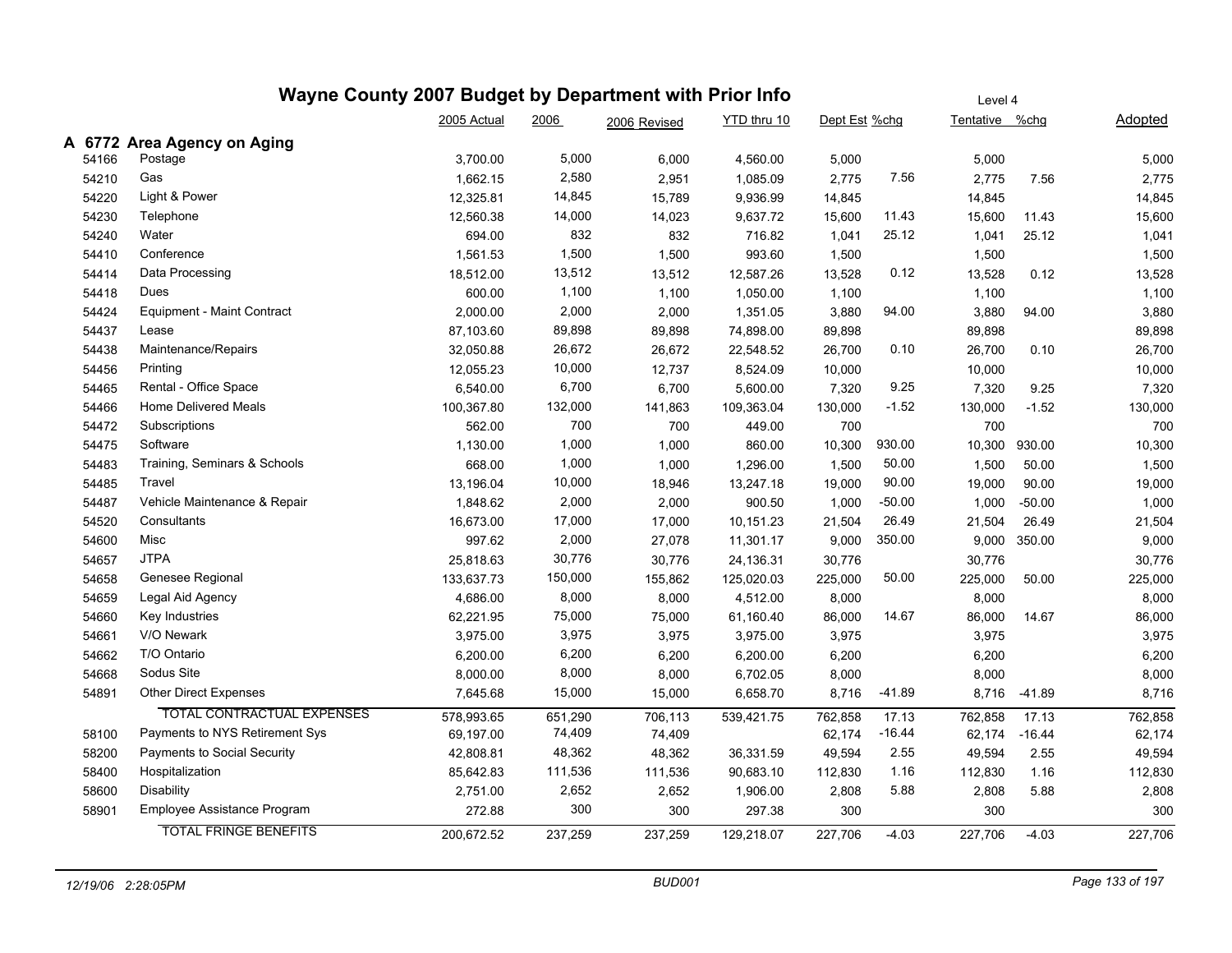# Wayne County 2007 Budget by Department with Prior Info

Level 4

## A 6772 Area Agency on Aging

| | | 2005 Actual | 2006 | 2006 Revised | YTD thru 10 | Dept Est | %chg | Tentative | %chg | Adopted |
|---|---|---|---|---|---|---|---|---|---|---|
| 54166 | Postage | 3,700.00 | 5,000 | 6,000 | 4,560.00 | 5,000 | | 5,000 | | 5,000 |
| 54210 | Gas | 1,662.15 | 2,580 | 2,951 | 1,085.09 | 2,775 | 7.56 | 2,775 | 7.56 | 2,775 |
| 54220 | Light & Power | 12,325.81 | 14,845 | 15,789 | 9,936.99 | 14,845 | | 14,845 | | 14,845 |
| 54230 | Telephone | 12,560.38 | 14,000 | 14,023 | 9,637.72 | 15,600 | 11.43 | 15,600 | 11.43 | 15,600 |
| 54240 | Water | 694.00 | 832 | 832 | 716.82 | 1,041 | 25.12 | 1,041 | 25.12 | 1,041 |
| 54410 | Conference | 1,561.53 | 1,500 | 1,500 | 993.60 | 1,500 | | 1,500 | | 1,500 |
| 54414 | Data Processing | 18,512.00 | 13,512 | 13,512 | 12,587.26 | 13,528 | 0.12 | 13,528 | 0.12 | 13,528 |
| 54418 | Dues | 600.00 | 1,100 | 1,100 | 1,050.00 | 1,100 | | 1,100 | | 1,100 |
| 54424 | Equipment - Maint Contract | 2,000.00 | 2,000 | 2,000 | 1,351.05 | 3,880 | 94.00 | 3,880 | 94.00 | 3,880 |
| 54437 | Lease | 87,103.60 | 89,898 | 89,898 | 74,898.00 | 89,898 | | 89,898 | | 89,898 |
| 54438 | Maintenance/Repairs | 32,050.88 | 26,672 | 26,672 | 22,548.52 | 26,700 | 0.10 | 26,700 | 0.10 | 26,700 |
| 54456 | Printing | 12,055.23 | 10,000 | 12,737 | 8,524.09 | 10,000 | | 10,000 | | 10,000 |
| 54465 | Rental - Office Space | 6,540.00 | 6,700 | 6,700 | 5,600.00 | 7,320 | 9.25 | 7,320 | 9.25 | 7,320 |
| 54466 | Home Delivered Meals | 100,367.80 | 132,000 | 141,863 | 109,363.04 | 130,000 | -1.52 | 130,000 | -1.52 | 130,000 |
| 54472 | Subscriptions | 562.00 | 700 | 700 | 449.00 | 700 | | 700 | | 700 |
| 54475 | Software | 1,130.00 | 1,000 | 1,000 | 860.00 | 10,300 | 930.00 | 10,300 | 930.00 | 10,300 |
| 54483 | Training, Seminars & Schools | 668.00 | 1,000 | 1,000 | 1,296.00 | 1,500 | 50.00 | 1,500 | 50.00 | 1,500 |
| 54485 | Travel | 13,196.04 | 10,000 | 18,946 | 13,247.18 | 19,000 | 90.00 | 19,000 | 90.00 | 19,000 |
| 54487 | Vehicle Maintenance & Repair | 1,848.62 | 2,000 | 2,000 | 900.50 | 1,000 | -50.00 | 1,000 | -50.00 | 1,000 |
| 54520 | Consultants | 16,673.00 | 17,000 | 17,000 | 10,151.23 | 21,504 | 26.49 | 21,504 | 26.49 | 21,504 |
| 54600 | Misc | 997.62 | 2,000 | 27,078 | 11,301.17 | 9,000 | 350.00 | 9,000 | 350.00 | 9,000 |
| 54657 | JTPA | 25,818.63 | 30,776 | 30,776 | 24,136.31 | 30,776 | | 30,776 | | 30,776 |
| 54658 | Genesee Regional | 133,637.73 | 150,000 | 155,862 | 125,020.03 | 225,000 | 50.00 | 225,000 | 50.00 | 225,000 |
| 54659 | Legal Aid Agency | 4,686.00 | 8,000 | 8,000 | 4,512.00 | 8,000 | | 8,000 | | 8,000 |
| 54660 | Key Industries | 62,221.95 | 75,000 | 75,000 | 61,160.40 | 86,000 | 14.67 | 86,000 | 14.67 | 86,000 |
| 54661 | V/O Newark | 3,975.00 | 3,975 | 3,975 | 3,975.00 | 3,975 | | 3,975 | | 3,975 |
| 54662 | T/O Ontario | 6,200.00 | 6,200 | 6,200 | 6,200.00 | 6,200 | | 6,200 | | 6,200 |
| 54668 | Sodus Site | 8,000.00 | 8,000 | 8,000 | 6,702.05 | 8,000 | | 8,000 | | 8,000 |
| 54891 | Other Direct Expenses | 7,645.68 | 15,000 | 15,000 | 6,658.70 | 8,716 | -41.89 | 8,716 | -41.89 | 8,716 |
| | TOTAL CONTRACTUAL EXPENSES | 578,993.65 | 651,290 | 706,113 | 539,421.75 | 762,858 | 17.13 | 762,858 | 17.13 | 762,858 |
| 58100 | Payments to NYS Retirement Sys | 69,197.00 | 74,409 | 74,409 | | 62,174 | -16.44 | 62,174 | -16.44 | 62,174 |
| 58200 | Payments to Social Security | 42,808.81 | 48,362 | 48,362 | 36,331.59 | 49,594 | 2.55 | 49,594 | 2.55 | 49,594 |
| 58400 | Hospitalization | 85,642.83 | 111,536 | 111,536 | 90,683.10 | 112,830 | 1.16 | 112,830 | 1.16 | 112,830 |
| 58600 | Disability | 2,751.00 | 2,652 | 2,652 | 1,906.00 | 2,808 | 5.88 | 2,808 | 5.88 | 2,808 |
| 58901 | Employee Assistance Program | 272.88 | 300 | 300 | 297.38 | 300 | | 300 | | 300 |
| | TOTAL FRINGE BENEFITS | 200,672.52 | 237,259 | 237,259 | 129,218.07 | 227,706 | -4.03 | 227,706 | -4.03 | 227,706 |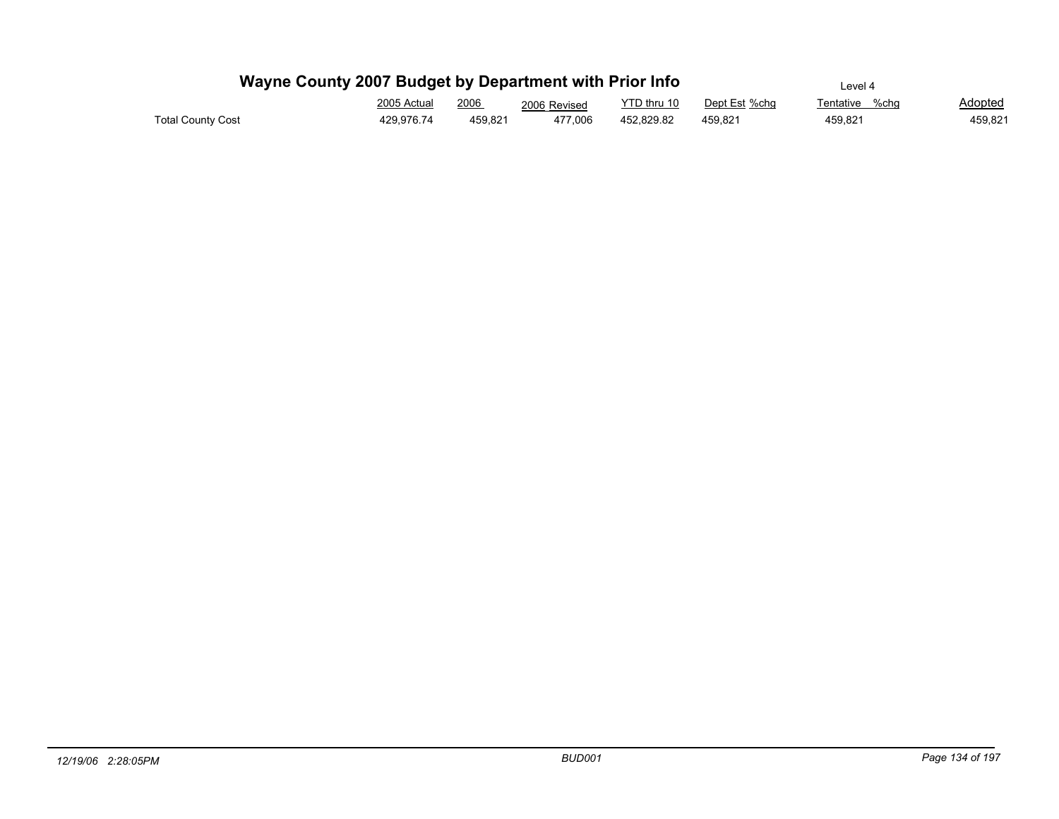# Wayne County 2007 Budget by Department with Prior Info

Level 4

| | 2005 Actual | 2006 | 2006 Revised | YTD thru 10 | Dept Est | %chg | Tentative | %chg | Adopted |
|---|---|---|---|---|---|---|---|---|---|
| Total County Cost | 429,976.74 | 459,821 | 477,006 | 452,829.82 | 459,821 | | 459,821 | | 459,821 |

12/19/06 2:28:05PM

BUD001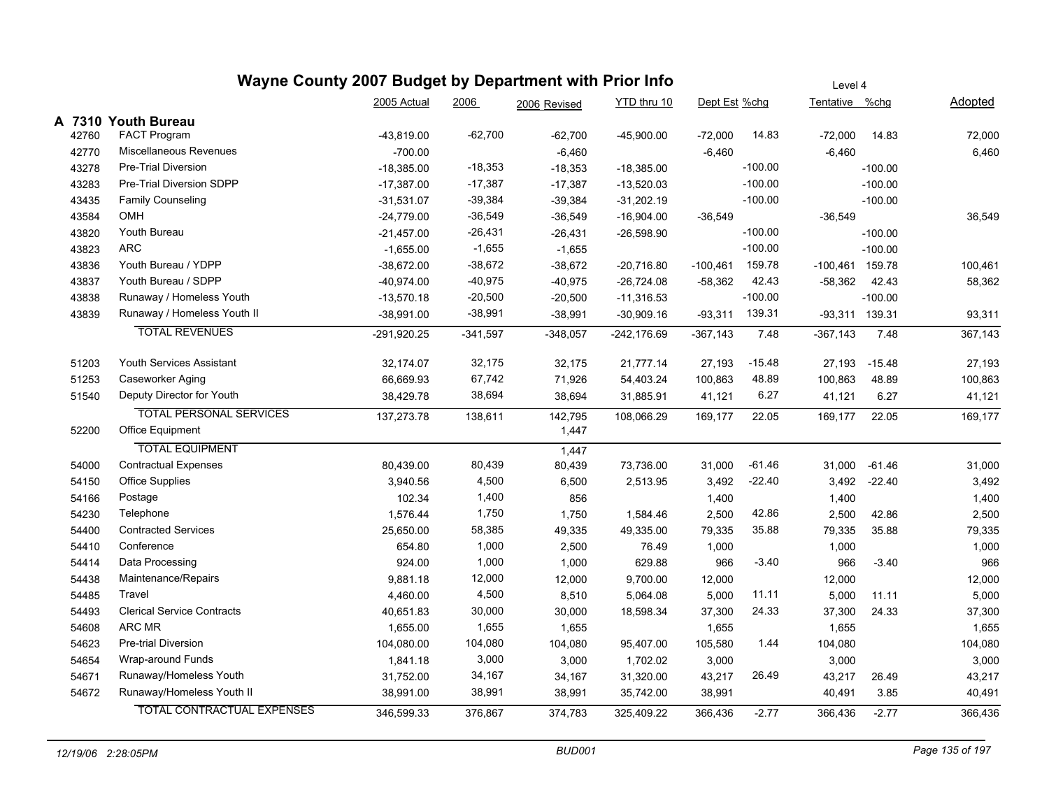# Wayne County 2007 Budget by Department with Prior Info

Level 4

## A 7310 Youth Bureau

| Account | Description | 2005 Actual | 2006 | 2006 Revised | YTD thru 10 | Dept Est | %chg | Tentative | %chg | Adopted |
|---|---|---|---|---|---|---|---|---|---|---|
| 42760 | FACT Program | -43,819.00 | -62,700 | -62,700 | -45,900.00 | -72,000 | 14.83 | -72,000 | 14.83 | 72,000 |
| 42770 | Miscellaneous Revenues | -700.00 | | -6,460 | | -6,460 | | -6,460 | | 6,460 |
| 43278 | Pre-Trial Diversion | -18,385.00 | -18,353 | -18,353 | -18,385.00 | | -100.00 | | -100.00 | |
| 43283 | Pre-Trial Diversion SDPP | -17,387.00 | -17,387 | -17,387 | -13,520.03 | | -100.00 | | -100.00 | |
| 43435 | Family Counseling | -31,531.07 | -39,384 | -39,384 | -31,202.19 | | -100.00 | | -100.00 | |
| 43584 | OMH | -24,779.00 | -36,549 | -36,549 | -16,904.00 | -36,549 | | -36,549 | | 36,549 |
| 43820 | Youth Bureau | -21,457.00 | -26,431 | -26,431 | -26,598.90 | | -100.00 | | -100.00 | |
| 43823 | ARC | -1,655.00 | -1,655 | -1,655 | | | -100.00 | | -100.00 | |
| 43836 | Youth Bureau / YDPP | -38,672.00 | -38,672 | -38,672 | -20,716.80 | -100,461 | 159.78 | -100,461 | 159.78 | 100,461 |
| 43837 | Youth Bureau / SDPP | -40,974.00 | -40,975 | -40,975 | -26,724.08 | -58,362 | 42.43 | -58,362 | 42.43 | 58,362 |
| 43838 | Runaway / Homeless Youth | -13,570.18 | -20,500 | -20,500 | -11,316.53 | | -100.00 | | -100.00 | |
| 43839 | Runaway / Homeless Youth II | -38,991.00 | -38,991 | -38,991 | -30,909.16 | -93,311 | 139.31 | -93,311 | 139.31 | 93,311 |
| | TOTAL REVENUES | -291,920.25 | -341,597 | -348,057 | -242,176.69 | -367,143 | 7.48 | -367,143 | 7.48 | 367,143 |
| 51203 | Youth Services Assistant | 32,174.07 | 32,175 | 32,175 | 21,777.14 | 27,193 | -15.48 | 27,193 | -15.48 | 27,193 |
| 51253 | Caseworker Aging | 66,669.93 | 67,742 | 71,926 | 54,403.24 | 100,863 | 48.89 | 100,863 | 48.89 | 100,863 |
| 51540 | Deputy Director for Youth | 38,429.78 | 38,694 | 38,694 | 31,885.91 | 41,121 | 6.27 | 41,121 | 6.27 | 41,121 |
| | TOTAL PERSONAL SERVICES | 137,273.78 | 138,611 | 142,795 | 108,066.29 | 169,177 | 22.05 | 169,177 | 22.05 | 169,177 |
| 52200 | Office Equipment | | | 1,447 | | | | | | |
| | TOTAL EQUIPMENT | | | 1,447 | | | | | | |
| 54000 | Contractual Expenses | 80,439.00 | 80,439 | 80,439 | 73,736.00 | 31,000 | -61.46 | 31,000 | -61.46 | 31,000 |
| 54150 | Office Supplies | 3,940.56 | 4,500 | 6,500 | 2,513.95 | 3,492 | -22.40 | 3,492 | -22.40 | 3,492 |
| 54166 | Postage | 102.34 | 1,400 | 856 | | 1,400 | | 1,400 | | 1,400 |
| 54230 | Telephone | 1,576.44 | 1,750 | 1,750 | 1,584.46 | 2,500 | 42.86 | 2,500 | 42.86 | 2,500 |
| 54400 | Contracted Services | 25,650.00 | 58,385 | 49,335 | 49,335.00 | 79,335 | 35.88 | 79,335 | 35.88 | 79,335 |
| 54410 | Conference | 654.80 | 1,000 | 2,500 | 76.49 | 1,000 | | 1,000 | | 1,000 |
| 54414 | Data Processing | 924.00 | 1,000 | 1,000 | 629.88 | 966 | -3.40 | 966 | -3.40 | 966 |
| 54438 | Maintenance/Repairs | 9,881.18 | 12,000 | 12,000 | 9,700.00 | 12,000 | | 12,000 | | 12,000 |
| 54485 | Travel | 4,460.00 | 4,500 | 8,510 | 5,064.08 | 5,000 | 11.11 | 5,000 | 11.11 | 5,000 |
| 54493 | Clerical Service Contracts | 40,651.83 | 30,000 | 30,000 | 18,598.34 | 37,300 | 24.33 | 37,300 | 24.33 | 37,300 |
| 54608 | ARC MR | 1,655.00 | 1,655 | 1,655 | | 1,655 | | 1,655 | | 1,655 |
| 54623 | Pre-trial Diversion | 104,080.00 | 104,080 | 104,080 | 95,407.00 | 105,580 | 1.44 | 104,080 | | 104,080 |
| 54654 | Wrap-around Funds | 1,841.18 | 3,000 | 3,000 | 1,702.02 | 3,000 | | 3,000 | | 3,000 |
| 54671 | Runaway/Homeless Youth | 31,752.00 | 34,167 | 34,167 | 31,320.00 | 43,217 | 26.49 | 43,217 | 26.49 | 43,217 |
| 54672 | Runaway/Homeless Youth II | 38,991.00 | 38,991 | 38,991 | 35,742.00 | 38,991 | | 40,491 | 3.85 | 40,491 |
| | TOTAL CONTRACTUAL EXPENSES | 346,599.33 | 376,867 | 374,783 | 325,409.22 | 366,436 | -2.77 | 366,436 | -2.77 | 366,436 |

*12/19/06 2:28:05PM* BUD001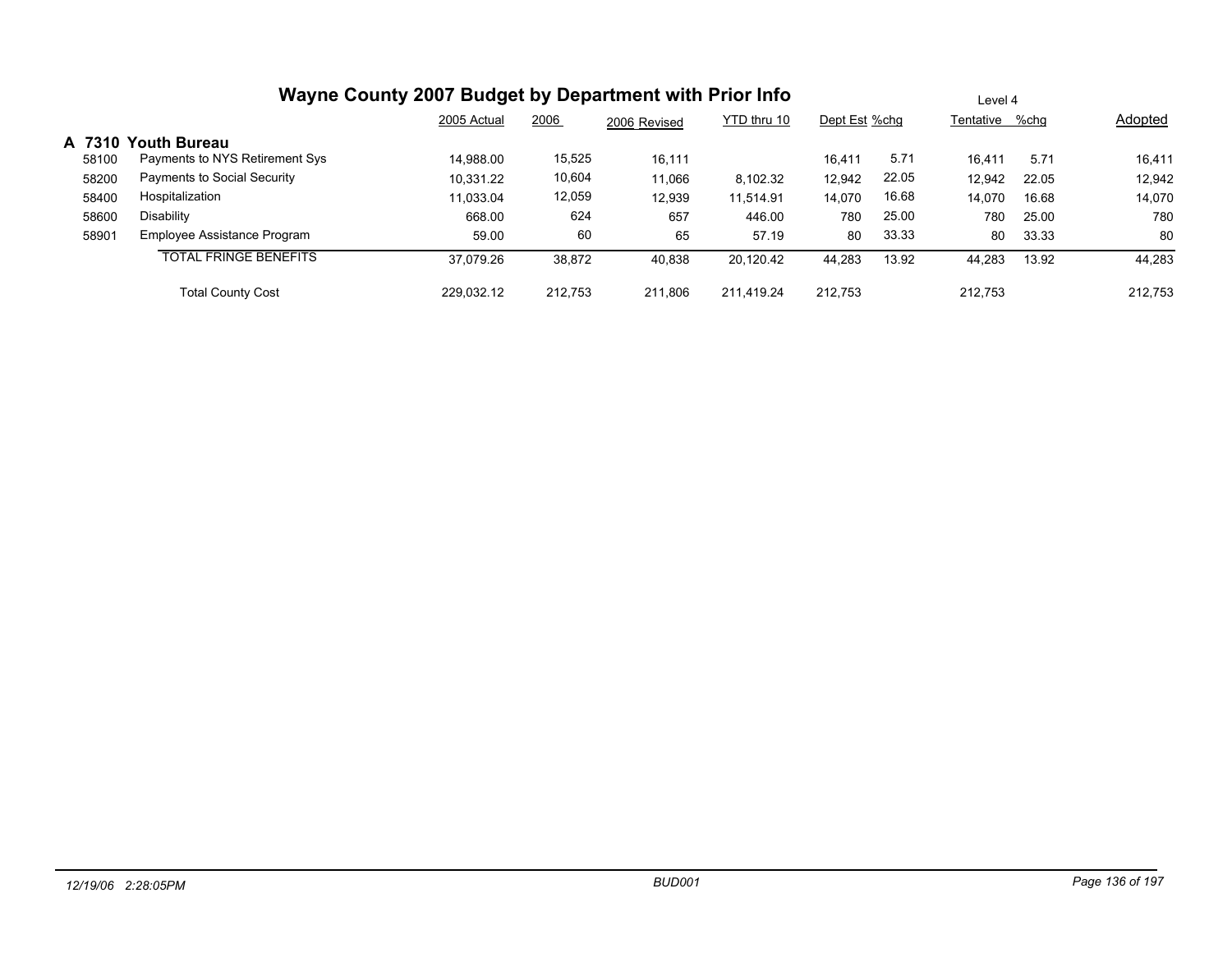# Wayne County 2007 Budget by Department with Prior Info

Level 4

## A 7310 Youth Bureau

| | | 2005 Actual | 2006 | 2006 Revised | YTD thru 10 | Dept Est | %chg | Tentative | %chg | Adopted |
|---|---|---|---|---|---|---|---|---|---|---|
| 58100 | Payments to NYS Retirement Sys | 14,988.00 | 15,525 | 16,111 | | 16,411 | 5.71 | 16,411 | 5.71 | 16,411 |
| 58200 | Payments to Social Security | 10,331.22 | 10,604 | 11,066 | 8,102.32 | 12,942 | 22.05 | 12,942 | 22.05 | 12,942 |
| 58400 | Hospitalization | 11,033.04 | 12,059 | 12,939 | 11,514.91 | 14,070 | 16.68 | 14,070 | 16.68 | 14,070 |
| 58600 | Disability | 668.00 | 624 | 657 | 446.00 | 780 | 25.00 | 780 | 25.00 | 780 |
| 58901 | Employee Assistance Program | 59.00 | 60 | 65 | 57.19 | 80 | 33.33 | 80 | 33.33 | 80 |
| | TOTAL FRINGE BENEFITS | 37,079.26 | 38,872 | 40,838 | 20,120.42 | 44,283 | 13.92 | 44,283 | 13.92 | 44,283 |
| | Total County Cost | 229,032.12 | 212,753 | 211,806 | 211,419.24 | 212,753 | | 212,753 | | 212,753 |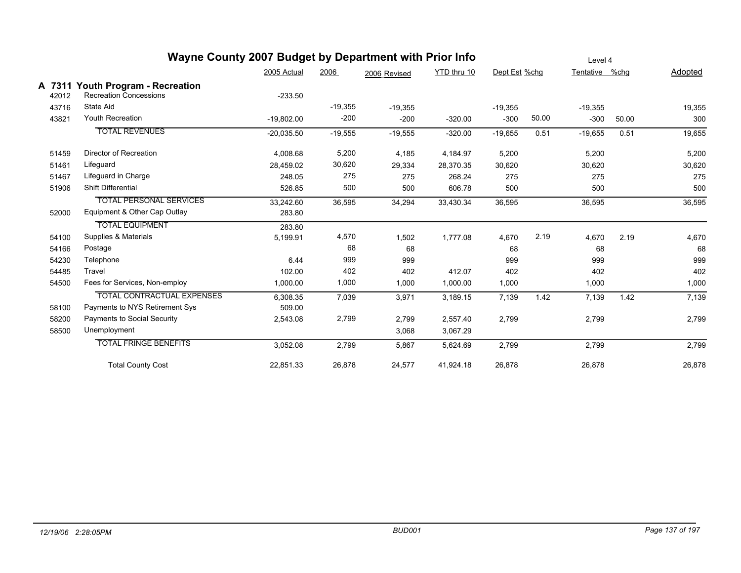# Wayne County 2007 Budget by Department with Prior Info

Level 4

## A 7311 Youth Program - Recreation

| Code | Description | 2005 Actual | 2006 | 2006 Revised | YTD thru 10 | Dept Est | %chg | Tentative | %chg | Adopted |
|---|---|---|---|---|---|---|---|---|---|---|
| 42012 | Recreation Concessions | -233.50 | | | | | | | | |
| 43716 | State Aid | | -19,355 | -19,355 | | -19,355 | | -19,355 | | 19,355 |
| 43821 | Youth Recreation | -19,802.00 | -200 | -200 | -320.00 | -300 | 50.00 | -300 | 50.00 | 300 |
| | TOTAL REVENUES | -20,035.50 | -19,555 | -19,555 | -320.00 | -19,655 | 0.51 | -19,655 | 0.51 | 19,655 |
| 51459 | Director of Recreation | 4,008.68 | 5,200 | 4,185 | 4,184.97 | 5,200 | | 5,200 | | 5,200 |
| 51461 | Lifeguard | 28,459.02 | 30,620 | 29,334 | 28,370.35 | 30,620 | | 30,620 | | 30,620 |
| 51467 | Lifeguard in Charge | 248.05 | 275 | 275 | 268.24 | 275 | | 275 | | 275 |
| 51906 | Shift Differential | 526.85 | 500 | 500 | 606.78 | 500 | | 500 | | 500 |
| | TOTAL PERSONAL SERVICES | 33,242.60 | 36,595 | 34,294 | 33,430.34 | 36,595 | | 36,595 | | 36,595 |
| 52000 | Equipment & Other Cap Outlay | 283.80 | | | | | | | | |
| | TOTAL EQUIPMENT | 283.80 | | | | | | | | |
| 54100 | Supplies & Materials | 5,199.91 | 4,570 | 1,502 | 1,777.08 | 4,670 | 2.19 | 4,670 | 2.19 | 4,670 |
| 54166 | Postage | | 68 | 68 | | 68 | | 68 | | 68 |
| 54230 | Telephone | 6.44 | 999 | 999 | | 999 | | 999 | | 999 |
| 54485 | Travel | 102.00 | 402 | 402 | 412.07 | 402 | | 402 | | 402 |
| 54500 | Fees for Services, Non-employ | 1,000.00 | 1,000 | 1,000 | 1,000.00 | 1,000 | | 1,000 | | 1,000 |
| | TOTAL CONTRACTUAL EXPENSES | 6,308.35 | 7,039 | 3,971 | 3,189.15 | 7,139 | 1.42 | 7,139 | 1.42 | 7,139 |
| 58100 | Payments to NYS Retirement Sys | 509.00 | | | | | | | | |
| 58200 | Payments to Social Security | 2,543.08 | 2,799 | 2,799 | 2,557.40 | 2,799 | | 2,799 | | 2,799 |
| 58500 | Unemployment | | | 3,068 | 3,067.29 | | | | | |
| | TOTAL FRINGE BENEFITS | 3,052.08 | 2,799 | 5,867 | 5,624.69 | 2,799 | | 2,799 | | 2,799 |
| | Total County Cost | 22,851.33 | 26,878 | 24,577 | 41,924.18 | 26,878 | | 26,878 | | 26,878 |

*12/19/06 2:28:05PM* — *BUD001*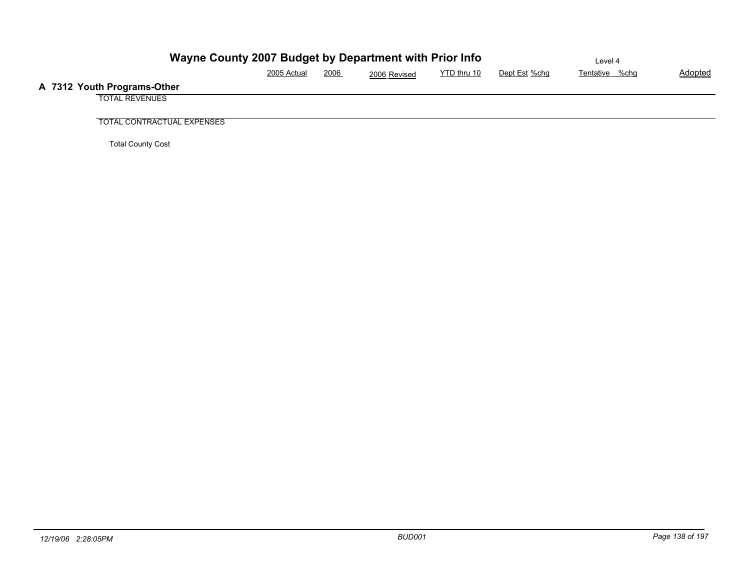# Wayne County 2007 Budget by Department with Prior Info

Level 4

| | 2005 Actual | 2006 | 2006 Revised | YTD thru 10 | Dept Est | %chg | Tentative | %chg | Adopted |
|---|---|---|---|---|---|---|---|---|---|
| **A 7312 Youth Programs-Other** | | | | | | | | | |
| TOTAL REVENUES | | | | | | | | | |
| TOTAL CONTRACTUAL EXPENSES | | | | | | | | | |
| Total County Cost | | | | | | | | | |

12/19/06 2:28:05PM BUD001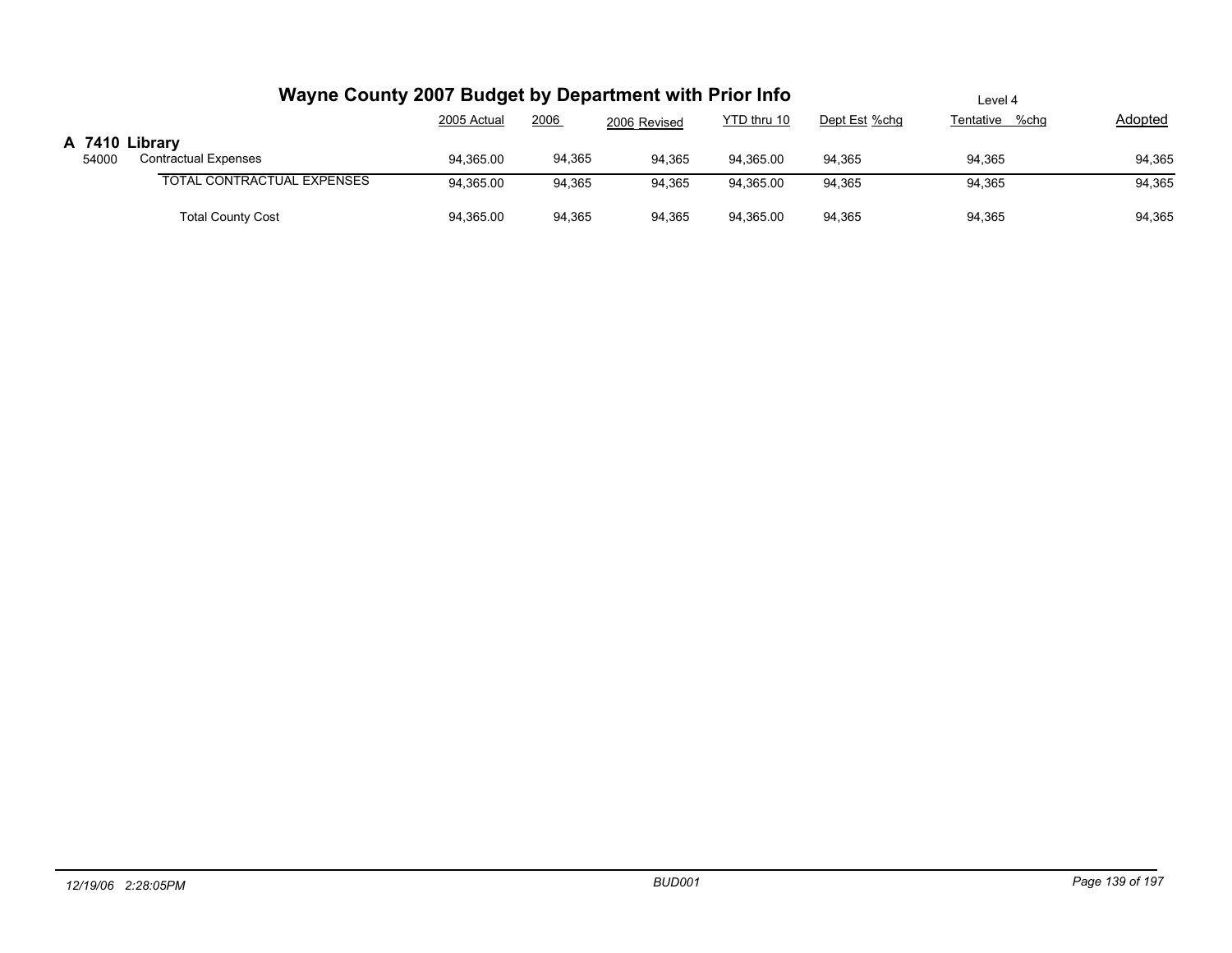# Wayne County 2007 Budget by Department with Prior Info

Level 4

## A 7410 Library

| | | 2005 Actual | 2006 | 2006 Revised | YTD thru 10 | Dept Est %chg | Tentative %chg | Adopted |
|---|---|---|---|---|---|---|---|---|
| 54000 | Contractual Expenses | 94,365.00 | 94,365 | 94,365 | 94,365.00 | 94,365 | 94,365 | 94,365 |
| | TOTAL CONTRACTUAL EXPENSES | 94,365.00 | 94,365 | 94,365 | 94,365.00 | 94,365 | 94,365 | 94,365 |
| | Total County Cost | 94,365.00 | 94,365 | 94,365 | 94,365.00 | 94,365 | 94,365 | 94,365 |

*12/19/06 2:28:05PM* *BUD001*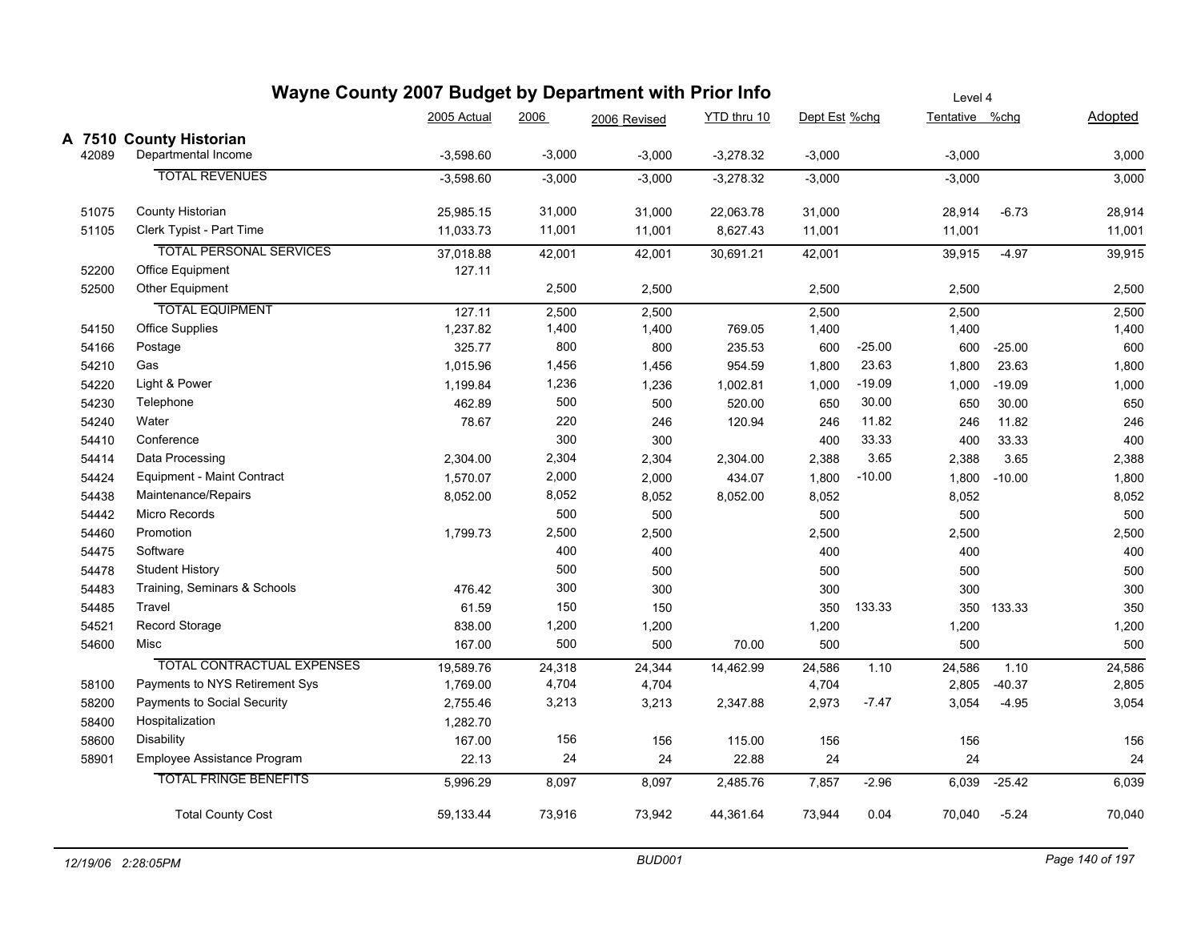# Wayne County 2007 Budget by Department with Prior Info

Level 4

## A 7510 County Historian

| | | 2005 Actual | 2006 | 2006 Revised | YTD thru 10 | Dept Est | %chg | Tentative | %chg | Adopted |
|---|---|---|---|---|---|---|---|---|---|---|
| 42089 | Departmental Income | -3,598.60 | -3,000 | -3,000 | -3,278.32 | -3,000 | | -3,000 | | 3,000 |
| | TOTAL REVENUES | -3,598.60 | -3,000 | -3,000 | -3,278.32 | -3,000 | | -3,000 | | 3,000 |
| 51075 | County Historian | 25,985.15 | 31,000 | 31,000 | 22,063.78 | 31,000 | | 28,914 | -6.73 | 28,914 |
| 51105 | Clerk Typist - Part Time | 11,033.73 | 11,001 | 11,001 | 8,627.43 | 11,001 | | 11,001 | | 11,001 |
| | TOTAL PERSONAL SERVICES | 37,018.88 | 42,001 | 42,001 | 30,691.21 | 42,001 | | 39,915 | -4.97 | 39,915 |
| 52200 | Office Equipment | 127.11 | | | | | | | | |
| 52500 | Other Equipment | | 2,500 | 2,500 | | 2,500 | | 2,500 | | 2,500 |
| | TOTAL EQUIPMENT | 127.11 | 2,500 | 2,500 | | 2,500 | | 2,500 | | 2,500 |
| 54150 | Office Supplies | 1,237.82 | 1,400 | 1,400 | 769.05 | 1,400 | | 1,400 | | 1,400 |
| 54166 | Postage | 325.77 | 800 | 800 | 235.53 | 600 | -25.00 | 600 | -25.00 | 600 |
| 54210 | Gas | 1,015.96 | 1,456 | 1,456 | 954.59 | 1,800 | 23.63 | 1,800 | 23.63 | 1,800 |
| 54220 | Light & Power | 1,199.84 | 1,236 | 1,236 | 1,002.81 | 1,000 | -19.09 | 1,000 | -19.09 | 1,000 |
| 54230 | Telephone | 462.89 | 500 | 500 | 520.00 | 650 | 30.00 | 650 | 30.00 | 650 |
| 54240 | Water | 78.67 | 220 | 246 | 120.94 | 246 | 11.82 | 246 | 11.82 | 246 |
| 54410 | Conference | | 300 | 300 | | 400 | 33.33 | 400 | 33.33 | 400 |
| 54414 | Data Processing | 2,304.00 | 2,304 | 2,304 | 2,304.00 | 2,388 | 3.65 | 2,388 | 3.65 | 2,388 |
| 54424 | Equipment - Maint Contract | 1,570.07 | 2,000 | 2,000 | 434.07 | 1,800 | -10.00 | 1,800 | -10.00 | 1,800 |
| 54438 | Maintenance/Repairs | 8,052.00 | 8,052 | 8,052 | 8,052.00 | 8,052 | | 8,052 | | 8,052 |
| 54442 | Micro Records | | 500 | 500 | | 500 | | 500 | | 500 |
| 54460 | Promotion | 1,799.73 | 2,500 | 2,500 | | 2,500 | | 2,500 | | 2,500 |
| 54475 | Software | | 400 | 400 | | 400 | | 400 | | 400 |
| 54478 | Student History | | 500 | 500 | | 500 | | 500 | | 500 |
| 54483 | Training, Seminars & Schools | 476.42 | 300 | 300 | | 300 | | 300 | | 300 |
| 54485 | Travel | 61.59 | 150 | 150 | | 350 | 133.33 | 350 | 133.33 | 350 |
| 54521 | Record Storage | 838.00 | 1,200 | 1,200 | | 1,200 | | 1,200 | | 1,200 |
| 54600 | Misc | 167.00 | 500 | 500 | 70.00 | 500 | | 500 | | 500 |
| | TOTAL CONTRACTUAL EXPENSES | 19,589.76 | 24,318 | 24,344 | 14,462.99 | 24,586 | 1.10 | 24,586 | 1.10 | 24,586 |
| 58100 | Payments to NYS Retirement Sys | 1,769.00 | 4,704 | 4,704 | | 4,704 | | 2,805 | -40.37 | 2,805 |
| 58200 | Payments to Social Security | 2,755.46 | 3,213 | 3,213 | 2,347.88 | 2,973 | -7.47 | 3,054 | -4.95 | 3,054 |
| 58400 | Hospitalization | 1,282.70 | | | | | | | | |
| 58600 | Disability | 167.00 | 156 | 156 | 115.00 | 156 | | 156 | | 156 |
| 58901 | Employee Assistance Program | 22.13 | 24 | 24 | 22.88 | 24 | | 24 | | 24 |
| | TOTAL FRINGE BENEFITS | 5,996.29 | 8,097 | 8,097 | 2,485.76 | 7,857 | -2.96 | 6,039 | -25.42 | 6,039 |
| | Total County Cost | 59,133.44 | 73,916 | 73,942 | 44,361.64 | 73,944 | 0.04 | 70,040 | -5.24 | 70,040 |

12/19/06 2:28:05PM BUD001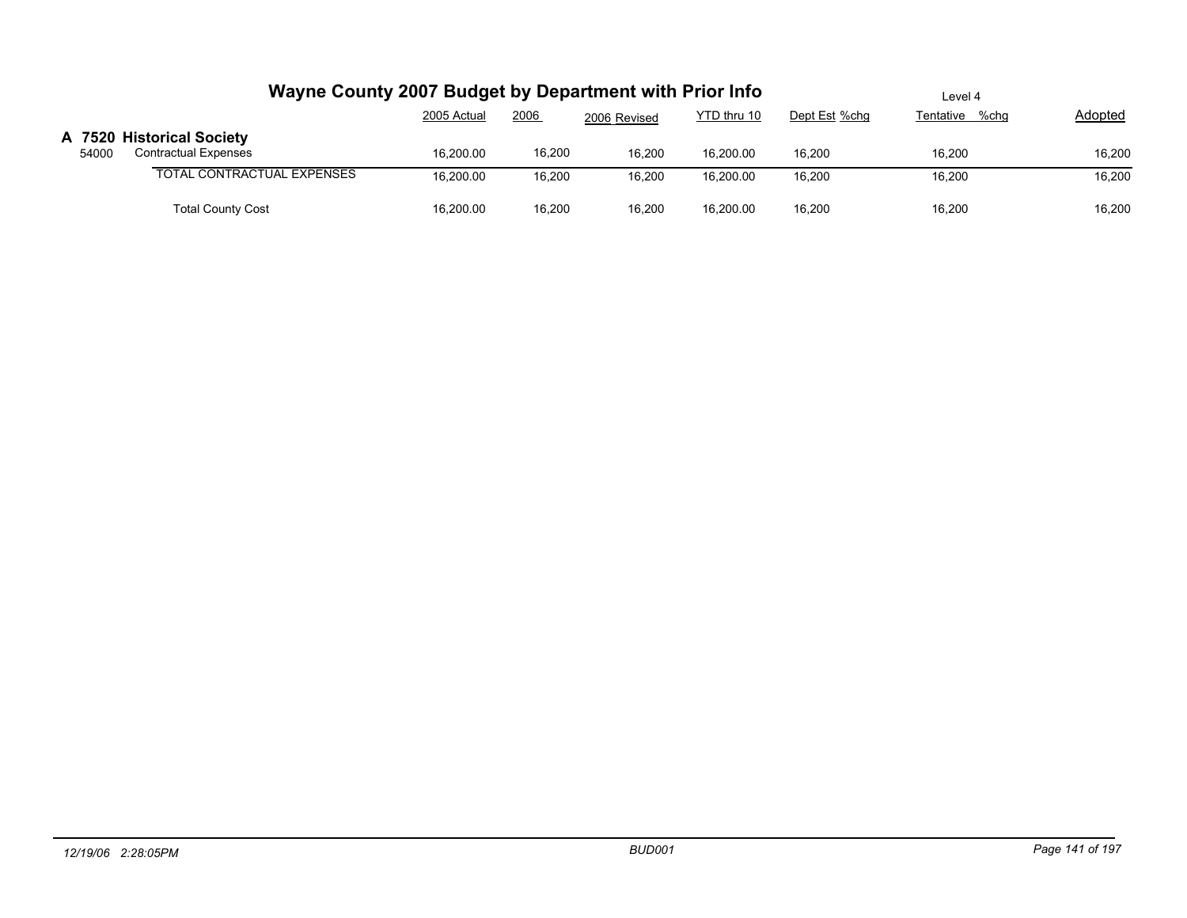# Wayne County 2007 Budget by Department with Prior Info

Level 4

| | | 2005 Actual | 2006 | 2006 Revised | YTD thru 10 | Dept Est | %chg | Tentative | %chg | Adopted |
|---|---|---|---|---|---|---|---|---|---|---|
| **A 7520** | **Historical Society** | | | | | | | | | |
| 54000 | Contractual Expenses | 16,200.00 | 16,200 | 16,200 | 16,200.00 | 16,200 | | 16,200 | | 16,200 |
| | TOTAL CONTRACTUAL EXPENSES | 16,200.00 | 16,200 | 16,200 | 16,200.00 | 16,200 | | 16,200 | | 16,200 |
| | Total County Cost | 16,200.00 | 16,200 | 16,200 | 16,200.00 | 16,200 | | 16,200 | | 16,200 |

*12/19/06 2:28:05PM* *BUD001*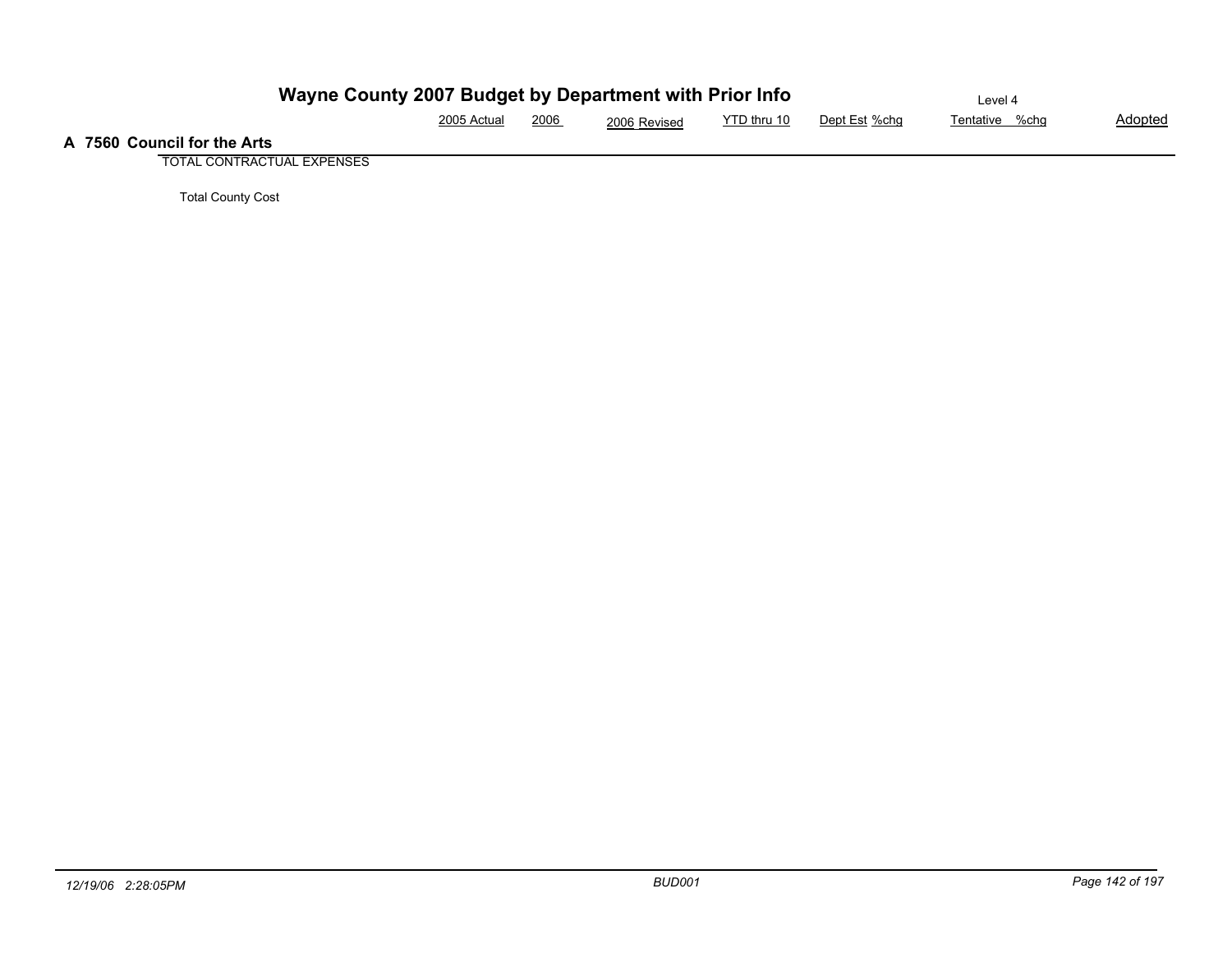# Wayne County 2007 Budget by Department with Prior Info

Level 4

| | 2005 Actual | 2006 | 2006 Revised | YTD thru 10 | Dept Est | %chg | Tentative | %chg | Adopted |
|---|---|---|---|---|---|---|---|---|---|
| **A 7560 Council for the Arts** | | | | | | | | | |
| TOTAL CONTRACTUAL EXPENSES | | | | | | | | | |
| Total County Cost | | | | | | | | | |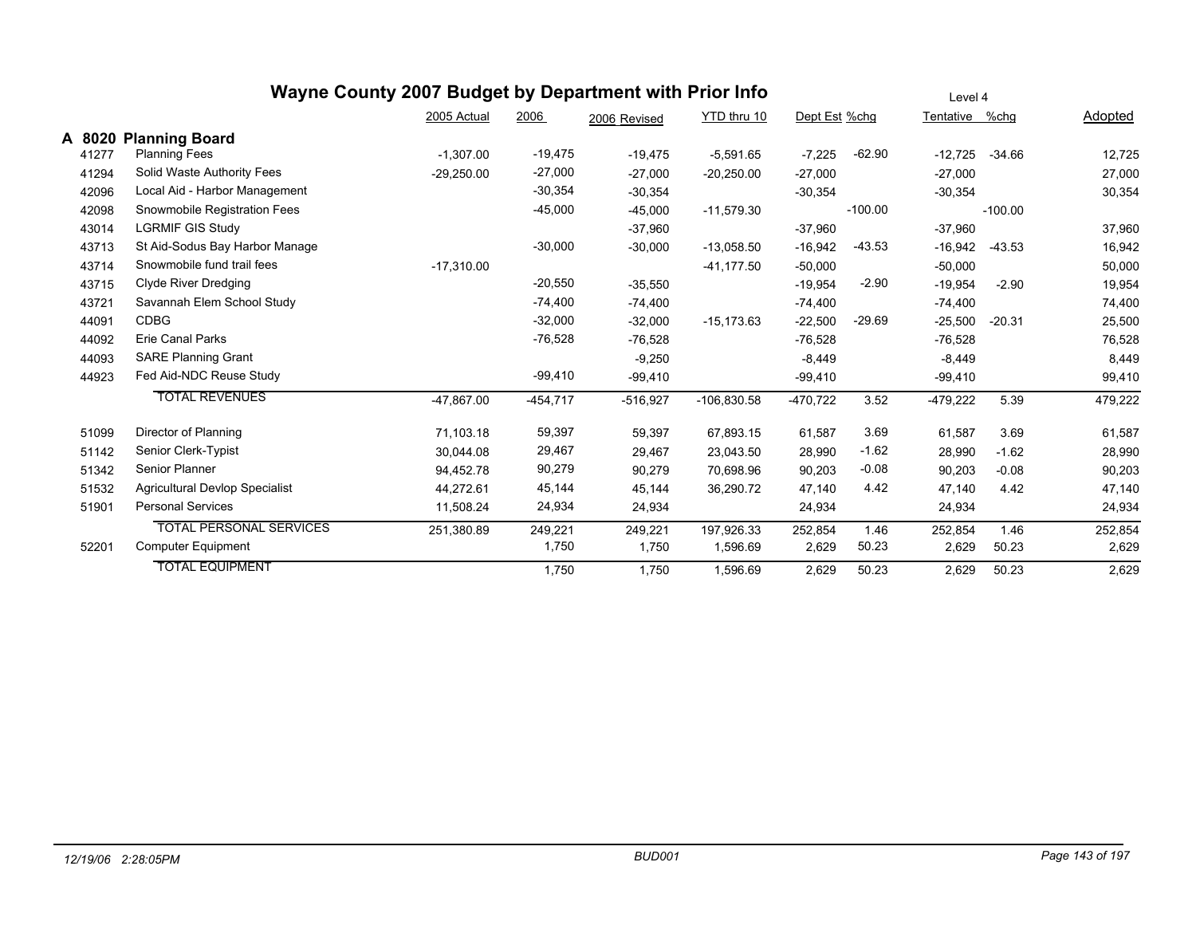# Wayne County 2007 Budget by Department with Prior Info

Level 4

## A 8020 Planning Board

| | | 2005 Actual | 2006 | 2006 Revised | YTD thru 10 | Dept Est | %chg | Tentative | %chg | Adopted |
|---|---|---|---|---|---|---|---|---|---|---|
| 41277 | Planning Fees | -1,307.00 | -19,475 | -19,475 | -5,591.65 | -7,225 | -62.90 | -12,725 | -34.66 | 12,725 |
| 41294 | Solid Waste Authority Fees | -29,250.00 | -27,000 | -27,000 | -20,250.00 | -27,000 | | -27,000 | | 27,000 |
| 42096 | Local Aid - Harbor Management | | -30,354 | -30,354 | | -30,354 | | -30,354 | | 30,354 |
| 42098 | Snowmobile Registration Fees | | -45,000 | -45,000 | -11,579.30 | | -100.00 | | -100.00 | |
| 43014 | LGRMIF GIS Study | | | -37,960 | | -37,960 | | -37,960 | | 37,960 |
| 43713 | St Aid-Sodus Bay Harbor Manage | | -30,000 | -30,000 | -13,058.50 | -16,942 | -43.53 | -16,942 | -43.53 | 16,942 |
| 43714 | Snowmobile fund trail fees | -17,310.00 | | | -41,177.50 | -50,000 | | -50,000 | | 50,000 |
| 43715 | Clyde River Dredging | | -20,550 | -35,550 | | -19,954 | -2.90 | -19,954 | -2.90 | 19,954 |
| 43721 | Savannah Elem School Study | | -74,400 | -74,400 | | -74,400 | | -74,400 | | 74,400 |
| 44091 | CDBG | | -32,000 | -32,000 | -15,173.63 | -22,500 | -29.69 | -25,500 | -20.31 | 25,500 |
| 44092 | Erie Canal Parks | | -76,528 | -76,528 | | -76,528 | | -76,528 | | 76,528 |
| 44093 | SARE Planning Grant | | | -9,250 | | -8,449 | | -8,449 | | 8,449 |
| 44923 | Fed Aid-NDC Reuse Study | | -99,410 | -99,410 | | -99,410 | | -99,410 | | 99,410 |
| | TOTAL REVENUES | -47,867.00 | -454,717 | -516,927 | -106,830.58 | -470,722 | 3.52 | -479,222 | 5.39 | 479,222 |
| 51099 | Director of Planning | 71,103.18 | 59,397 | 59,397 | 67,893.15 | 61,587 | 3.69 | 61,587 | 3.69 | 61,587 |
| 51142 | Senior Clerk-Typist | 30,044.08 | 29,467 | 29,467 | 23,043.50 | 28,990 | -1.62 | 28,990 | -1.62 | 28,990 |
| 51342 | Senior Planner | 94,452.78 | 90,279 | 90,279 | 70,698.96 | 90,203 | -0.08 | 90,203 | -0.08 | 90,203 |
| 51532 | Agricultural Devlop Specialist | 44,272.61 | 45,144 | 45,144 | 36,290.72 | 47,140 | 4.42 | 47,140 | 4.42 | 47,140 |
| 51901 | Personal Services | 11,508.24 | 24,934 | 24,934 | | 24,934 | | 24,934 | | 24,934 |
| | TOTAL PERSONAL SERVICES | 251,380.89 | 249,221 | 249,221 | 197,926.33 | 252,854 | 1.46 | 252,854 | 1.46 | 252,854 |
| 52201 | Computer Equipment | | 1,750 | 1,750 | 1,596.69 | 2,629 | 50.23 | 2,629 | 50.23 | 2,629 |
| | TOTAL EQUIPMENT | | 1,750 | 1,750 | 1,596.69 | 2,629 | 50.23 | 2,629 | 50.23 | 2,629 |

12/19/06 2:28:05PM BUD001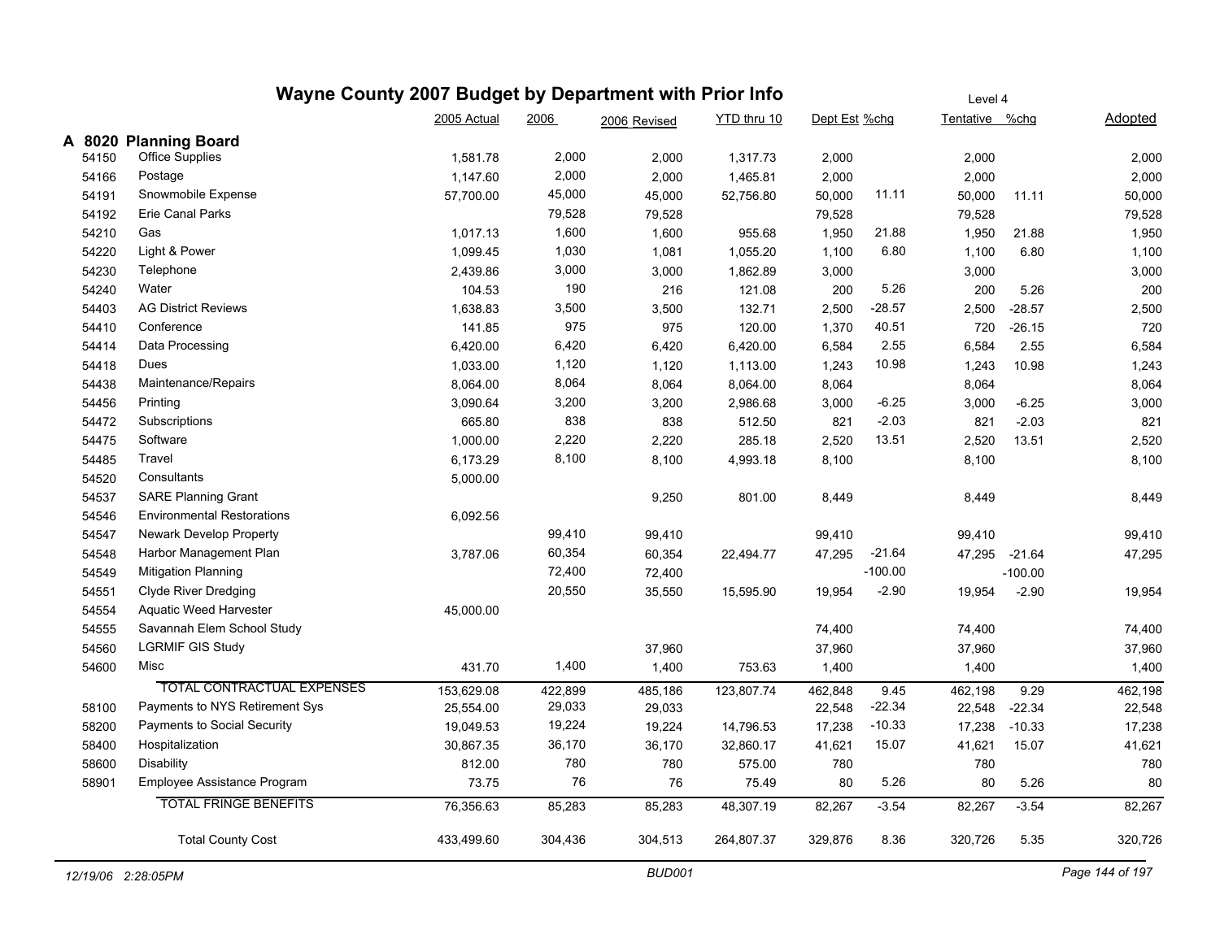# Wayne County 2007 Budget by Department with Prior Info

Level 4

| | | 2005 Actual | 2006 | 2006 Revised | YTD thru 10 | Dept Est | %chg | Tentative | %chg | Adopted |
|---|---|---|---|---|---|---|---|---|---|---|
| **A 8020** | **Planning Board** | | | | | | | | | |
| 54150 | Office Supplies | 1,581.78 | 2,000 | 2,000 | 1,317.73 | 2,000 | | 2,000 | | 2,000 |
| 54166 | Postage | 1,147.60 | 2,000 | 2,000 | 1,465.81 | 2,000 | | 2,000 | | 2,000 |
| 54191 | Snowmobile Expense | 57,700.00 | 45,000 | 45,000 | 52,756.80 | 50,000 | 11.11 | 50,000 | 11.11 | 50,000 |
| 54192 | Erie Canal Parks | | 79,528 | 79,528 | | 79,528 | | 79,528 | | 79,528 |
| 54210 | Gas | 1,017.13 | 1,600 | 1,600 | 955.68 | 1,950 | 21.88 | 1,950 | 21.88 | 1,950 |
| 54220 | Light & Power | 1,099.45 | 1,030 | 1,081 | 1,055.20 | 1,100 | 6.80 | 1,100 | 6.80 | 1,100 |
| 54230 | Telephone | 2,439.86 | 3,000 | 3,000 | 1,862.89 | 3,000 | | 3,000 | | 3,000 |
| 54240 | Water | 104.53 | 190 | 216 | 121.08 | 200 | 5.26 | 200 | 5.26 | 200 |
| 54403 | AG District Reviews | 1,638.83 | 3,500 | 3,500 | 132.71 | 2,500 | -28.57 | 2,500 | -28.57 | 2,500 |
| 54410 | Conference | 141.85 | 975 | 975 | 120.00 | 1,370 | 40.51 | 720 | -26.15 | 720 |
| 54414 | Data Processing | 6,420.00 | 6,420 | 6,420 | 6,420.00 | 6,584 | 2.55 | 6,584 | 2.55 | 6,584 |
| 54418 | Dues | 1,033.00 | 1,120 | 1,120 | 1,113.00 | 1,243 | 10.98 | 1,243 | 10.98 | 1,243 |
| 54438 | Maintenance/Repairs | 8,064.00 | 8,064 | 8,064 | 8,064.00 | 8,064 | | 8,064 | | 8,064 |
| 54456 | Printing | 3,090.64 | 3,200 | 3,200 | 2,986.68 | 3,000 | -6.25 | 3,000 | -6.25 | 3,000 |
| 54472 | Subscriptions | 665.80 | 838 | 838 | 512.50 | 821 | -2.03 | 821 | -2.03 | 821 |
| 54475 | Software | 1,000.00 | 2,220 | 2,220 | 285.18 | 2,520 | 13.51 | 2,520 | 13.51 | 2,520 |
| 54485 | Travel | 6,173.29 | 8,100 | 8,100 | 4,993.18 | 8,100 | | 8,100 | | 8,100 |
| 54520 | Consultants | 5,000.00 | | | | | | | | |
| 54537 | SARE Planning Grant | | | 9,250 | 801.00 | 8,449 | | 8,449 | | 8,449 |
| 54546 | Environmental Restorations | 6,092.56 | | | | | | | | |
| 54547 | Newark Develop Property | | 99,410 | 99,410 | | 99,410 | | 99,410 | | 99,410 |
| 54548 | Harbor Management Plan | 3,787.06 | 60,354 | 60,354 | 22,494.77 | 47,295 | -21.64 | 47,295 | -21.64 | 47,295 |
| 54549 | Mitigation Planning | | 72,400 | 72,400 | | | -100.00 | | -100.00 | |
| 54551 | Clyde River Dredging | | 20,550 | 35,550 | 15,595.90 | 19,954 | -2.90 | 19,954 | -2.90 | 19,954 |
| 54554 | Aquatic Weed Harvester | 45,000.00 | | | | | | | | |
| 54555 | Savannah Elem School Study | | | | | 74,400 | | 74,400 | | 74,400 |
| 54560 | LGRMIF GIS Study | | | 37,960 | | 37,960 | | 37,960 | | 37,960 |
| 54600 | Misc | 431.70 | 1,400 | 1,400 | 753.63 | 1,400 | | 1,400 | | 1,400 |
| | TOTAL CONTRACTUAL EXPENSES | 153,629.08 | 422,899 | 485,186 | 123,807.74 | 462,848 | 9.45 | 462,198 | 9.29 | 462,198 |
| 58100 | Payments to NYS Retirement Sys | 25,554.00 | 29,033 | 29,033 | | 22,548 | -22.34 | 22,548 | -22.34 | 22,548 |
| 58200 | Payments to Social Security | 19,049.53 | 19,224 | 19,224 | 14,796.53 | 17,238 | -10.33 | 17,238 | -10.33 | 17,238 |
| 58400 | Hospitalization | 30,867.35 | 36,170 | 36,170 | 32,860.17 | 41,621 | 15.07 | 41,621 | 15.07 | 41,621 |
| 58600 | Disability | 812.00 | 780 | 780 | 575.00 | 780 | | 780 | | 780 |
| 58901 | Employee Assistance Program | 73.75 | 76 | 76 | 75.49 | 80 | 5.26 | 80 | 5.26 | 80 |
| | TOTAL FRINGE BENEFITS | 76,356.63 | 85,283 | 85,283 | 48,307.19 | 82,267 | -3.54 | 82,267 | -3.54 | 82,267 |
| | Total County Cost | 433,499.60 | 304,436 | 304,513 | 264,807.37 | 329,876 | 8.36 | 320,726 | 5.35 | 320,726 |

*12/19/06 2:28:05PM* BUD001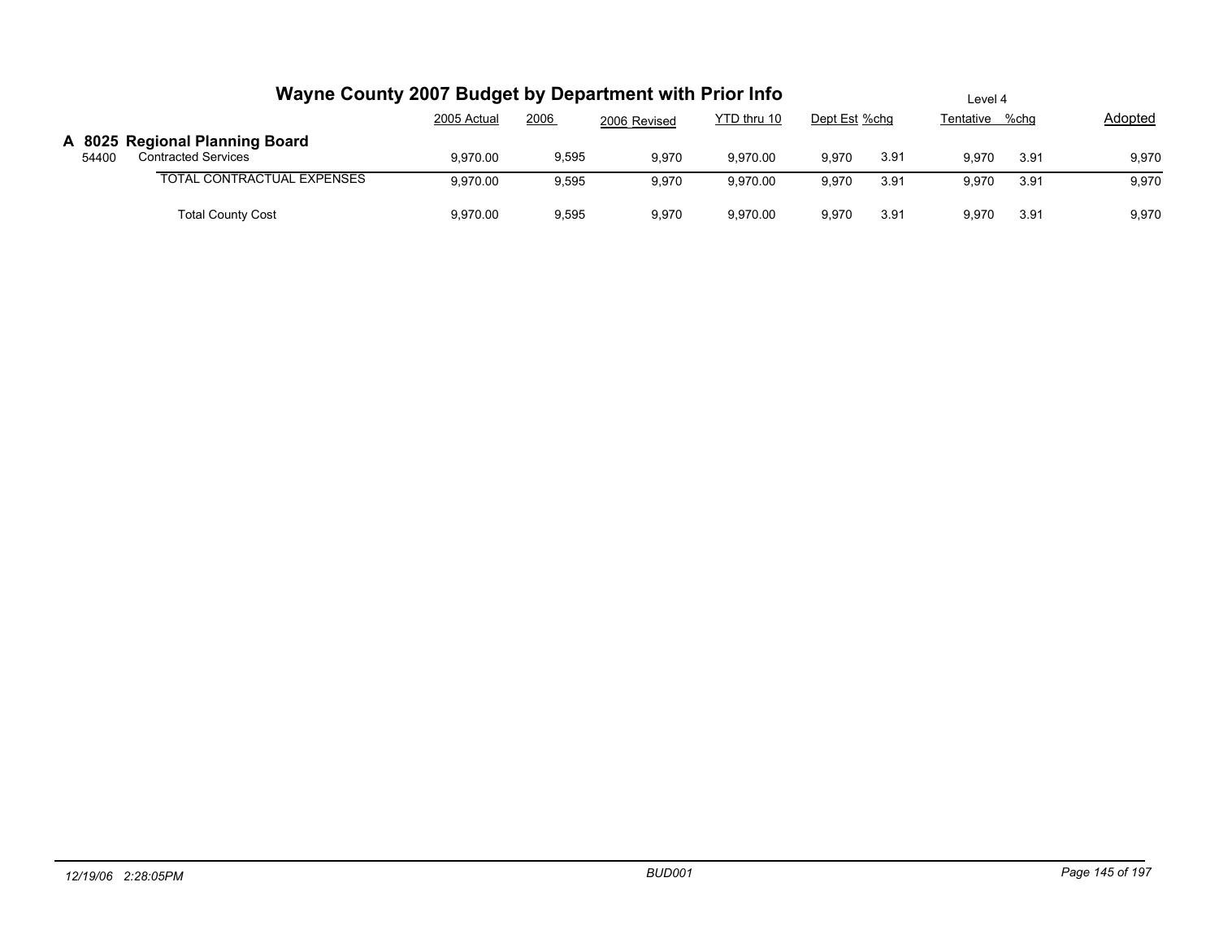# Wayne County 2007 Budget by Department with Prior Info

Level 4

## A 8025 Regional Planning Board

| | | 2005 Actual | 2006 | 2006 Revised | YTD thru 10 | Dept Est | %chg | Tentative | %chg | Adopted |
|---|---|---|---|---|---|---|---|---|---|---|
| 54400 | Contracted Services | 9,970.00 | 9,595 | 9,970 | 9,970.00 | 9,970 | 3.91 | 9,970 | 3.91 | 9,970 |
| | TOTAL CONTRACTUAL EXPENSES | 9,970.00 | 9,595 | 9,970 | 9,970.00 | 9,970 | 3.91 | 9,970 | 3.91 | 9,970 |
| | Total County Cost | 9,970.00 | 9,595 | 9,970 | 9,970.00 | 9,970 | 3.91 | 9,970 | 3.91 | 9,970 |

*12/19/06 2:28:05PM* *BUD001*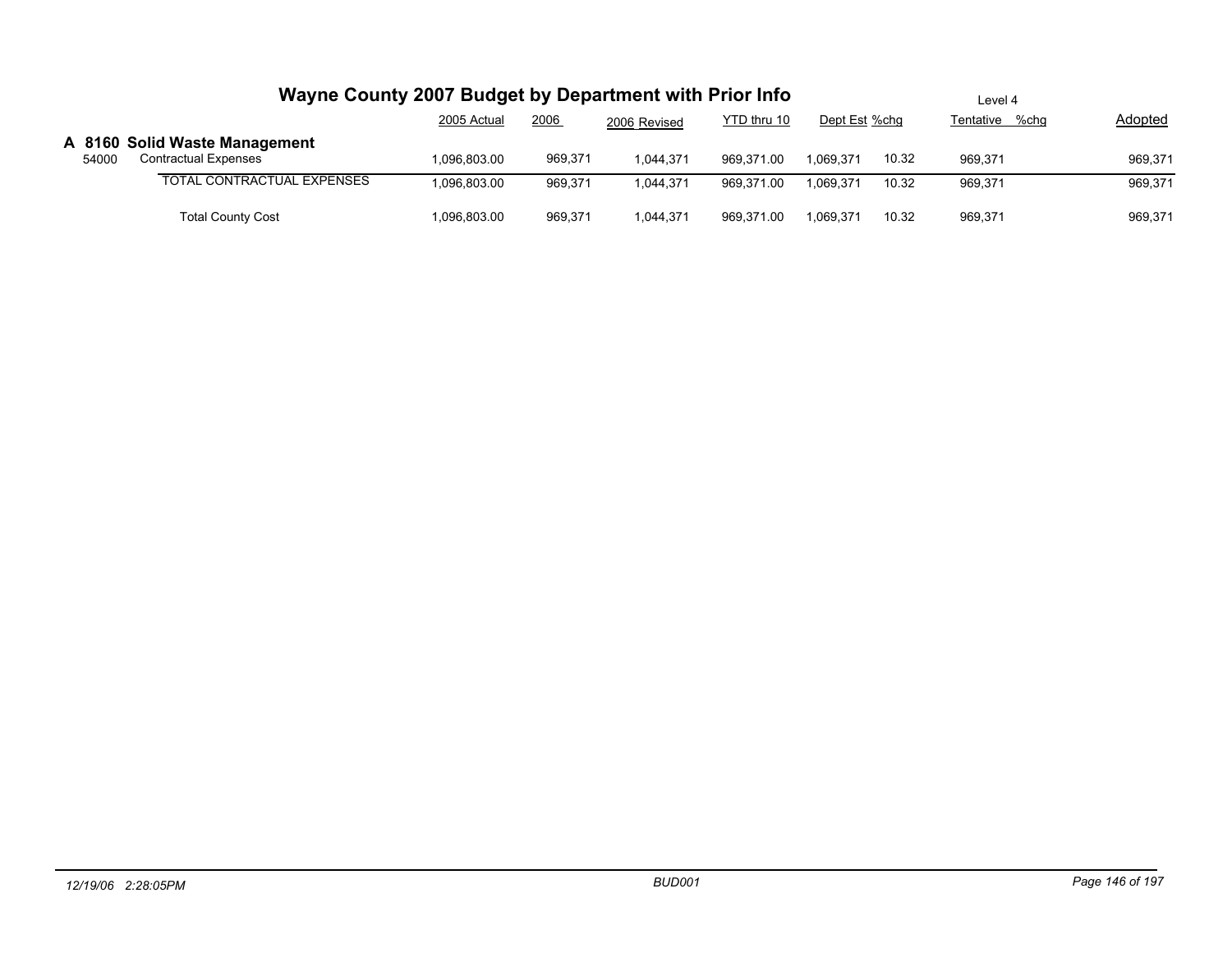# Wayne County 2007 Budget by Department with Prior Info

Level 4

| | | 2005 Actual | 2006 | 2006 Revised | YTD thru 10 | Dept Est | %chg | Tentative | %chg | Adopted |
|---|---|---|---|---|---|---|---|---|---|---|
| **A 8160** | **Solid Waste Management** | | | | | | | | | |
| 54000 | Contractual Expenses | 1,096,803.00 | 969,371 | 1,044,371 | 969,371.00 | 1,069,371 | 10.32 | 969,371 | | 969,371 |
| | TOTAL CONTRACTUAL EXPENSES | 1,096,803.00 | 969,371 | 1,044,371 | 969,371.00 | 1,069,371 | 10.32 | 969,371 | | 969,371 |
| | Total County Cost | 1,096,803.00 | 969,371 | 1,044,371 | 969,371.00 | 1,069,371 | 10.32 | 969,371 | | 969,371 |

12/19/06 2:28:05PM BUD001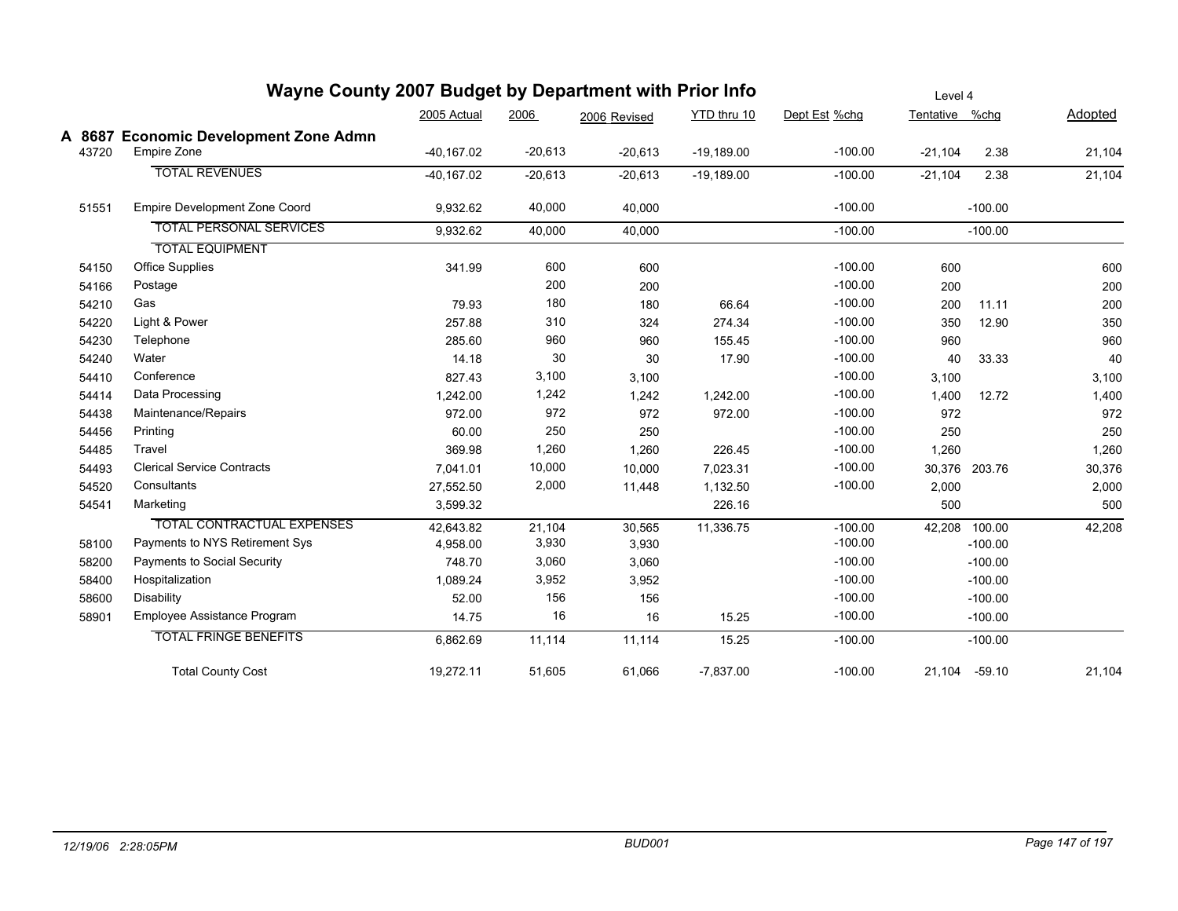# Wayne County 2007 Budget by Department with Prior Info

Level 4

| | | 2005 Actual | 2006 | 2006 Revised | YTD thru 10 | Dept Est | %chg | Tentative | %chg | Adopted |
|---|---|---|---|---|---|---|---|---|---|---|
| **A 8687** | **Economic Development Zone Admn** | | | | | | | | | |
| 43720 | Empire Zone | -40,167.02 | -20,613 | -20,613 | -19,189.00 | | -100.00 | -21,104 | 2.38 | 21,104 |
| | TOTAL REVENUES | -40,167.02 | -20,613 | -20,613 | -19,189.00 | | -100.00 | -21,104 | 2.38 | 21,104 |
| 51551 | Empire Development Zone Coord | 9,932.62 | 40,000 | 40,000 | | | -100.00 | | -100.00 | |
| | TOTAL PERSONAL SERVICES | 9,932.62 | 40,000 | 40,000 | | | -100.00 | | -100.00 | |
| | TOTAL EQUIPMENT | | | | | | | | | |
| 54150 | Office Supplies | 341.99 | 600 | 600 | | | -100.00 | 600 | | 600 |
| 54166 | Postage | | 200 | 200 | | | -100.00 | 200 | | 200 |
| 54210 | Gas | 79.93 | 180 | 180 | 66.64 | | -100.00 | 200 | 11.11 | 200 |
| 54220 | Light & Power | 257.88 | 310 | 324 | 274.34 | | -100.00 | 350 | 12.90 | 350 |
| 54230 | Telephone | 285.60 | 960 | 960 | 155.45 | | -100.00 | 960 | | 960 |
| 54240 | Water | 14.18 | 30 | 30 | 17.90 | | -100.00 | 40 | 33.33 | 40 |
| 54410 | Conference | 827.43 | 3,100 | 3,100 | | | -100.00 | 3,100 | | 3,100 |
| 54414 | Data Processing | 1,242.00 | 1,242 | 1,242 | 1,242.00 | | -100.00 | 1,400 | 12.72 | 1,400 |
| 54438 | Maintenance/Repairs | 972.00 | 972 | 972 | 972.00 | | -100.00 | 972 | | 972 |
| 54456 | Printing | 60.00 | 250 | 250 | | | -100.00 | 250 | | 250 |
| 54485 | Travel | 369.98 | 1,260 | 1,260 | 226.45 | | -100.00 | 1,260 | | 1,260 |
| 54493 | Clerical Service Contracts | 7,041.01 | 10,000 | 10,000 | 7,023.31 | | -100.00 | 30,376 | 203.76 | 30,376 |
| 54520 | Consultants | 27,552.50 | 2,000 | 11,448 | 1,132.50 | | -100.00 | 2,000 | | 2,000 |
| 54541 | Marketing | 3,599.32 | | | 226.16 | | | 500 | | 500 |
| | TOTAL CONTRACTUAL EXPENSES | 42,643.82 | 21,104 | 30,565 | 11,336.75 | | -100.00 | 42,208 | 100.00 | 42,208 |
| 58100 | Payments to NYS Retirement Sys | 4,958.00 | 3,930 | 3,930 | | | -100.00 | | -100.00 | |
| 58200 | Payments to Social Security | 748.70 | 3,060 | 3,060 | | | -100.00 | | -100.00 | |
| 58400 | Hospitalization | 1,089.24 | 3,952 | 3,952 | | | -100.00 | | -100.00 | |
| 58600 | Disability | 52.00 | 156 | 156 | | | -100.00 | | -100.00 | |
| 58901 | Employee Assistance Program | 14.75 | 16 | 16 | 15.25 | | -100.00 | | -100.00 | |
| | TOTAL FRINGE BENEFITS | 6,862.69 | 11,114 | 11,114 | 15.25 | | -100.00 | | -100.00 | |
| | Total County Cost | 19,272.11 | 51,605 | 61,066 | -7,837.00 | | -100.00 | 21,104 | -59.10 | 21,104 |

12/19/06 2:28:05PM — BUD001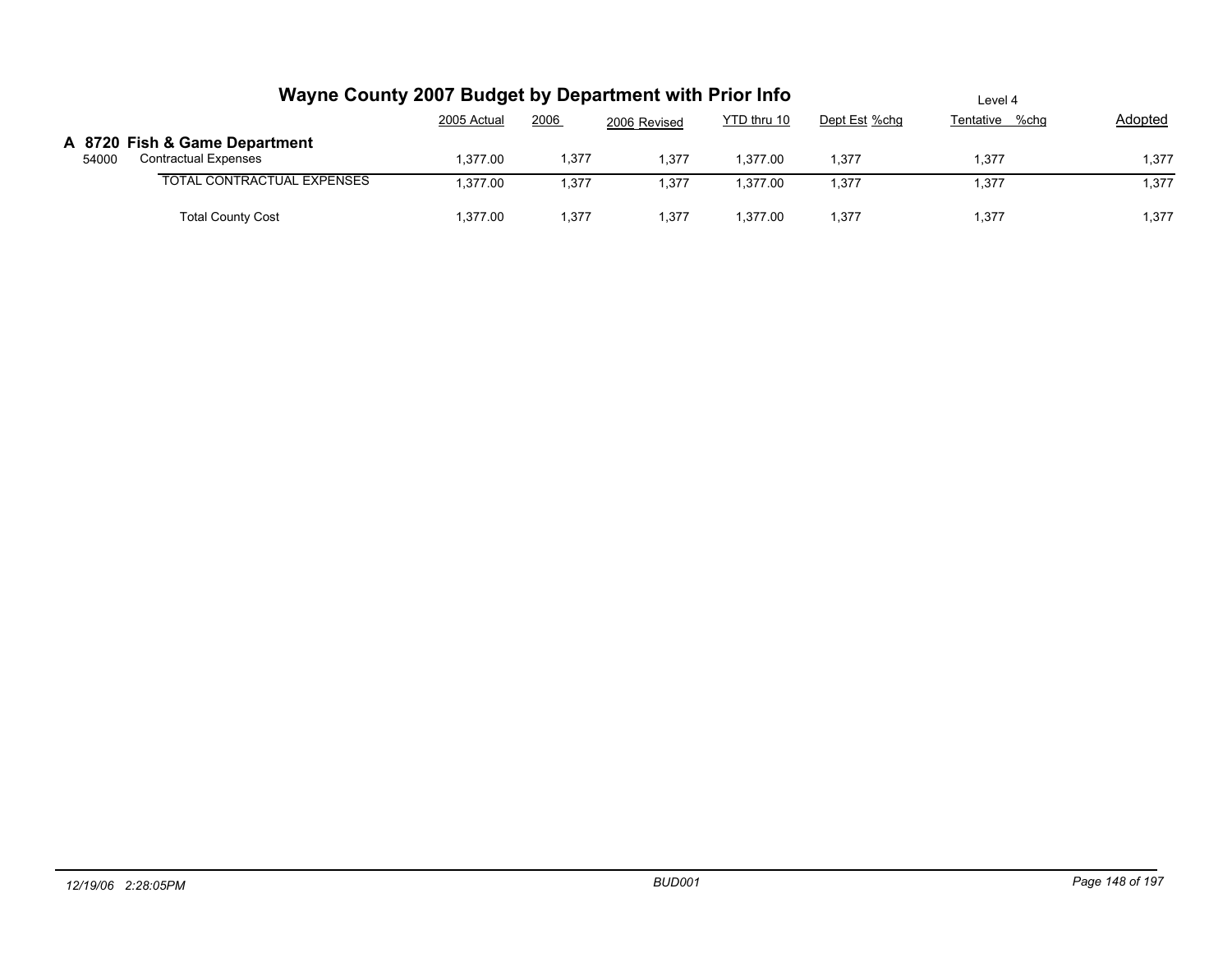# Wayne County 2007 Budget by Department with Prior Info

Level 4

| | | 2005 Actual | 2006 | 2006 Revised | YTD thru 10 | Dept Est | %chg | Tentative | %chg | Adopted |
|---|---|---|---|---|---|---|---|---|---|---|
| **A 8720** | **Fish & Game Department** | | | | | | | | | |
| 54000 | Contractual Expenses | 1,377.00 | 1,377 | 1,377 | 1,377.00 | 1,377 | | 1,377 | | 1,377 |
| | TOTAL CONTRACTUAL EXPENSES | 1,377.00 | 1,377 | 1,377 | 1,377.00 | 1,377 | | 1,377 | | 1,377 |
| | Total County Cost | 1,377.00 | 1,377 | 1,377 | 1,377.00 | 1,377 | | 1,377 | | 1,377 |

12/19/06 2:28:05PM BUD001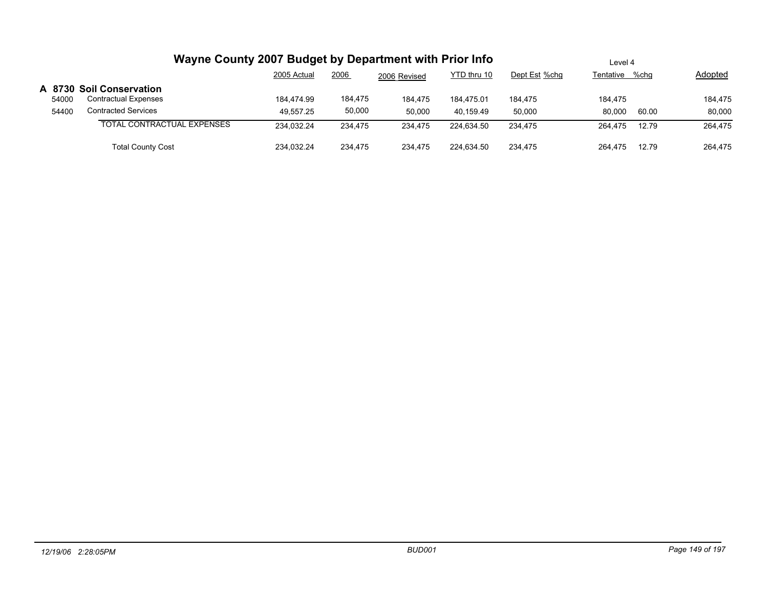# Wayne County 2007 Budget by Department with Prior Info

Level 4

## A 8730 Soil Conservation

| | | 2005 Actual | 2006 | 2006 Revised | YTD thru 10 | Dept Est | %chg | Tentative | %chg | Adopted |
|---|---|---|---|---|---|---|---|---|---|---|
| 54000 | Contractual Expenses | 184,474.99 | 184,475 | 184,475 | 184,475.01 | 184,475 | | 184,475 | | 184,475 |
| 54400 | Contracted Services | 49,557.25 | 50,000 | 50,000 | 40,159.49 | 50,000 | | 80,000 | 60.00 | 80,000 |
| | TOTAL CONTRACTUAL EXPENSES | 234,032.24 | 234,475 | 234,475 | 224,634.50 | 234,475 | | 264,475 | 12.79 | 264,475 |
| | Total County Cost | 234,032.24 | 234,475 | 234,475 | 224,634.50 | 234,475 | | 264,475 | 12.79 | 264,475 |

12/19/06 2:28:05PM BUD001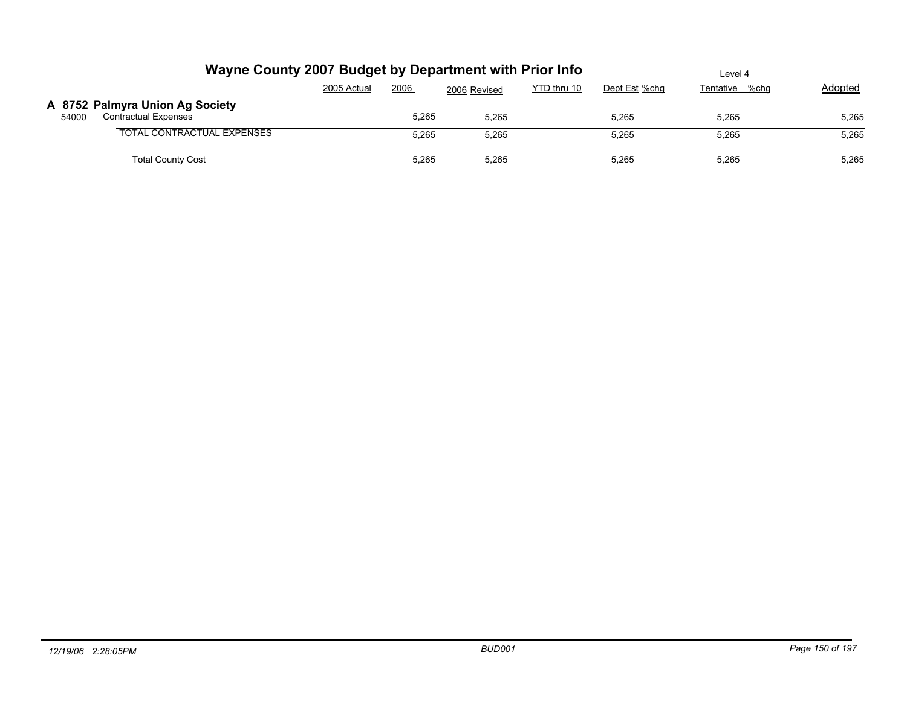# Wayne County 2007 Budget by Department with Prior Info

Level 4

## A 8752 Palmyra Union Ag Society

| | | 2005 Actual | 2006 | 2006 Revised | YTD thru 10 | Dept Est | %chg | Tentative | %chg | Adopted |
|---|---|---|---|---|---|---|---|---|---|---|
| 54000 | Contractual Expenses | | 5,265 | 5,265 | | 5,265 | | 5,265 | | 5,265 |
| | TOTAL CONTRACTUAL EXPENSES | | 5,265 | 5,265 | | 5,265 | | 5,265 | | 5,265 |
| | Total County Cost | | 5,265 | 5,265 | | 5,265 | | 5,265 | | 5,265 |

*12/19/06 2:28:05PM* *BUD001*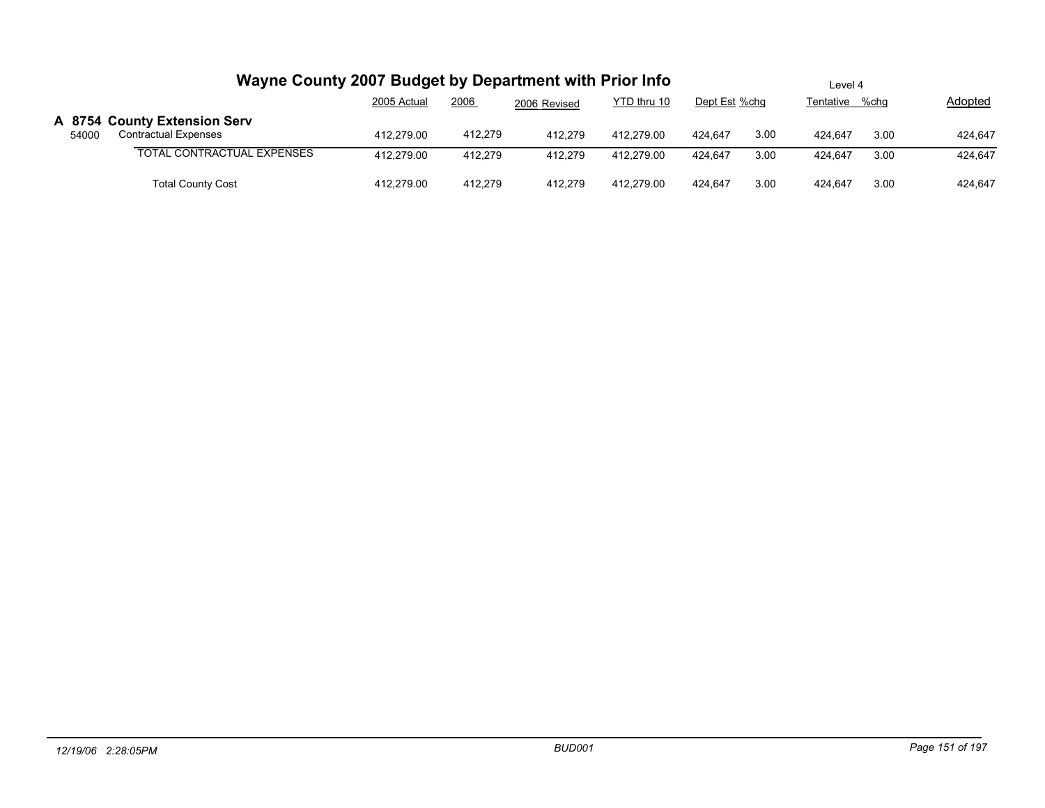# Wayne County 2007 Budget by Department with Prior Info

Level 4

| | | 2005 Actual | 2006 | 2006 Revised | YTD thru 10 | Dept Est | %chg | Tentative | %chg | Adopted |
|---|---|---|---|---|---|---|---|---|---|---|
| **A 8754** | **County Extension Serv** | | | | | | | | | |
| 54000 | Contractual Expenses | 412,279.00 | 412,279 | 412,279 | 412,279.00 | 424,647 | 3.00 | 424,647 | 3.00 | 424,647 |
| | TOTAL CONTRACTUAL EXPENSES | 412,279.00 | 412,279 | 412,279 | 412,279.00 | 424,647 | 3.00 | 424,647 | 3.00 | 424,647 |
| | Total County Cost | 412,279.00 | 412,279 | 412,279 | 412,279.00 | 424,647 | 3.00 | 424,647 | 3.00 | 424,647 |

*12/19/06 2:28:05PM* *BUD001*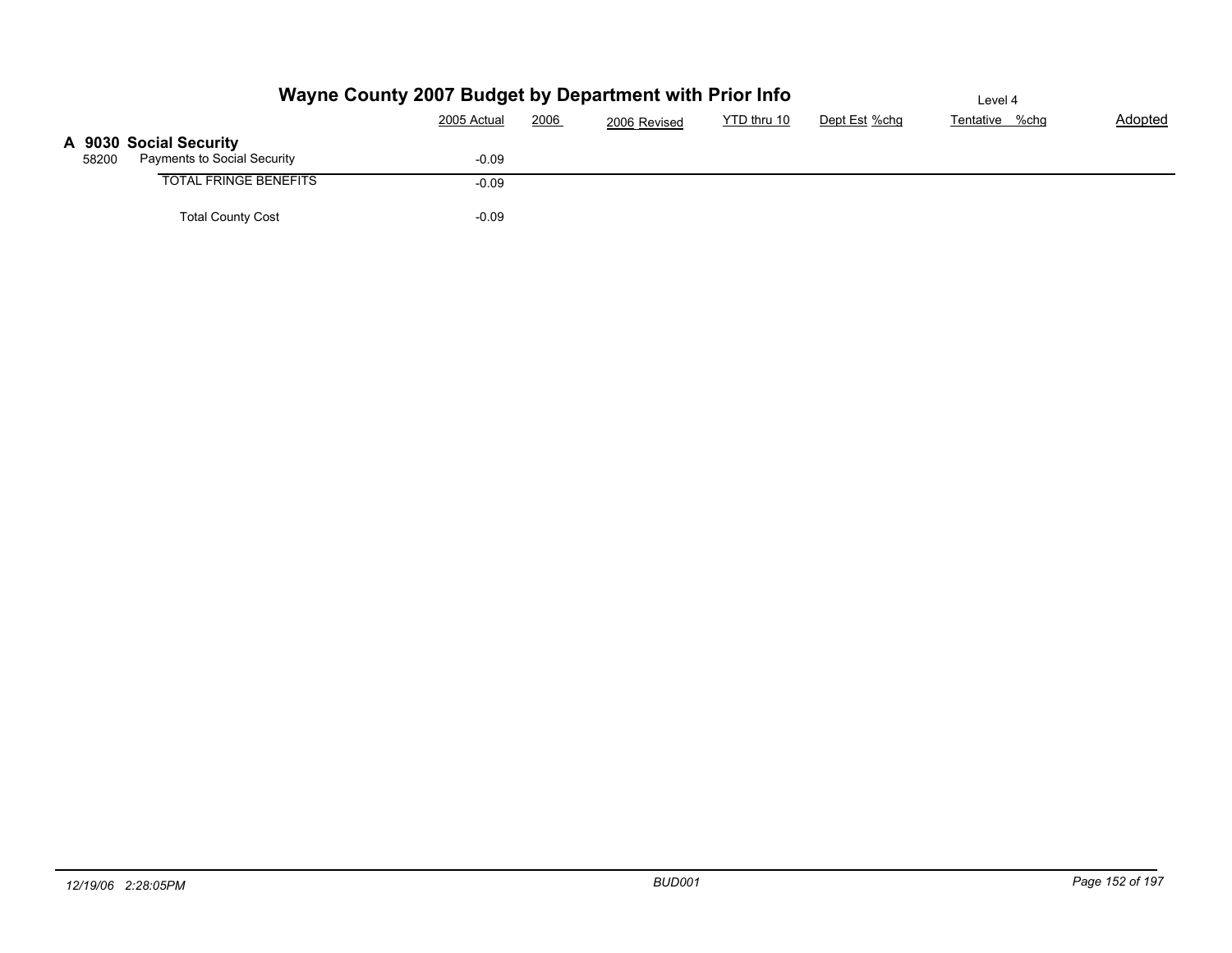# Wayne County 2007 Budget by Department with Prior Info

Level 4

| | | 2005 Actual | 2006 | 2006 Revised | YTD thru 10 | Dept Est | %chg | Tentative | %chg | Adopted |
|---|---|---|---|---|---|---|---|---|---|---|
| **A 9030** | **Social Security** | | | | | | | | | |
| 58200 | Payments to Social Security | -0.09 | | | | | | | | |
| | TOTAL FRINGE BENEFITS | -0.09 | | | | | | | | |
| | Total County Cost | -0.09 | | | | | | | | |

*12/19/06 2:28:05PM*

*BUD001*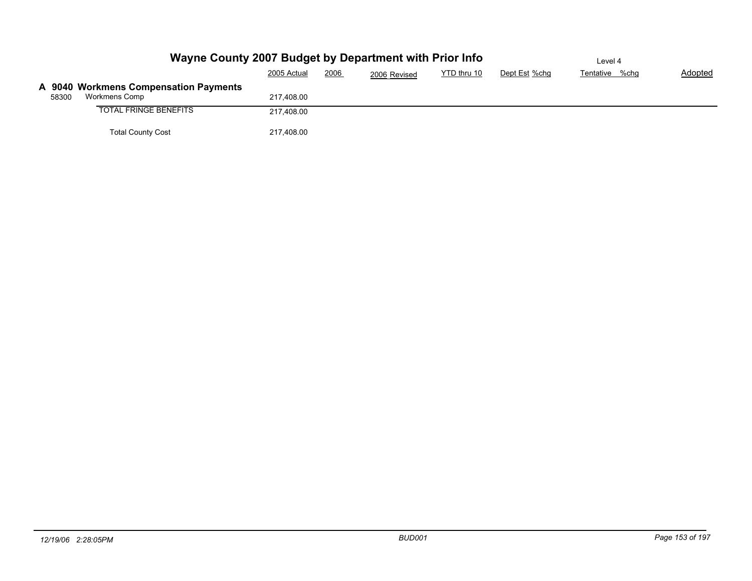# Wayne County 2007 Budget by Department with Prior Info

Level 4

## A 9040 Workmens Compensation Payments

| | | 2005 Actual | 2006 | 2006 Revised | YTD thru 10 | Dept Est | %chg | Tentative | %chg | Adopted |
|---|---|---|---|---|---|---|---|---|---|---|
| 58300 | Workmens Comp | 217,408.00 | | | | | | | | |
| | TOTAL FRINGE BENEFITS | 217,408.00 | | | | | | | | |
| | Total County Cost | 217,408.00 | | | | | | | | |

12/19/06 2:28:05PM BUD001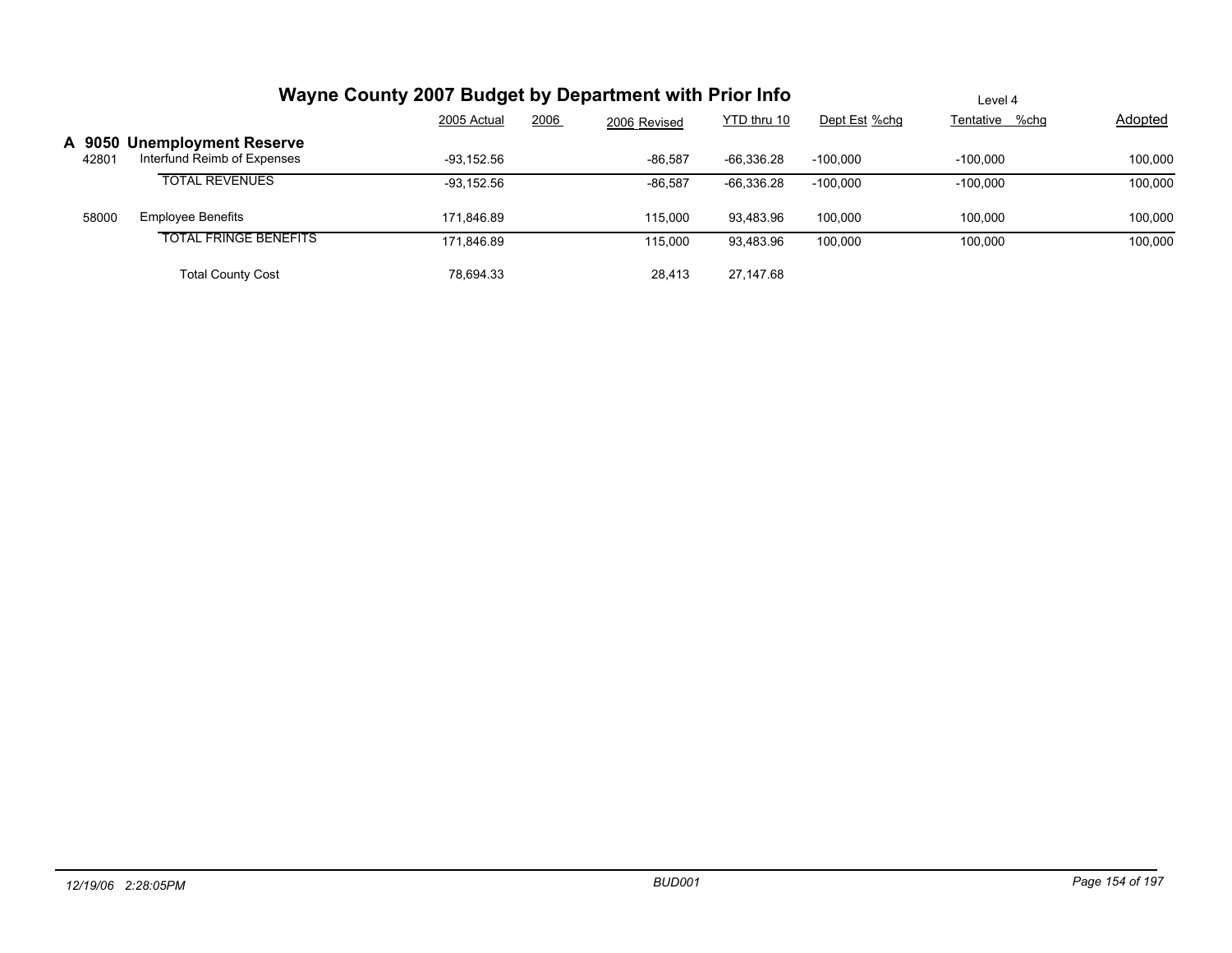# Wayne County 2007 Budget by Department with Prior Info

Level 4

| | | 2005 Actual | 2006 | 2006 Revised | YTD thru 10 | Dept Est | %chg | Tentative | %chg | Adopted |
|---|---|---|---|---|---|---|---|---|---|---|
| **A 9050** | **Unemployment Reserve** | | | | | | | | | |
| 42801 | Interfund Reimb of Expenses | -93,152.56 | | -86,587 | -66,336.28 | -100,000 | | -100,000 | | 100,000 |
| | TOTAL REVENUES | -93,152.56 | | -86,587 | -66,336.28 | -100,000 | | -100,000 | | 100,000 |
| 58000 | Employee Benefits | 171,846.89 | | 115,000 | 93,483.96 | 100,000 | | 100,000 | | 100,000 |
| | TOTAL FRINGE BENEFITS | 171,846.89 | | 115,000 | 93,483.96 | 100,000 | | 100,000 | | 100,000 |
| | Total County Cost | 78,694.33 | | 28,413 | 27,147.68 | | | | | |

12/19/06 2:28:05PM BUD001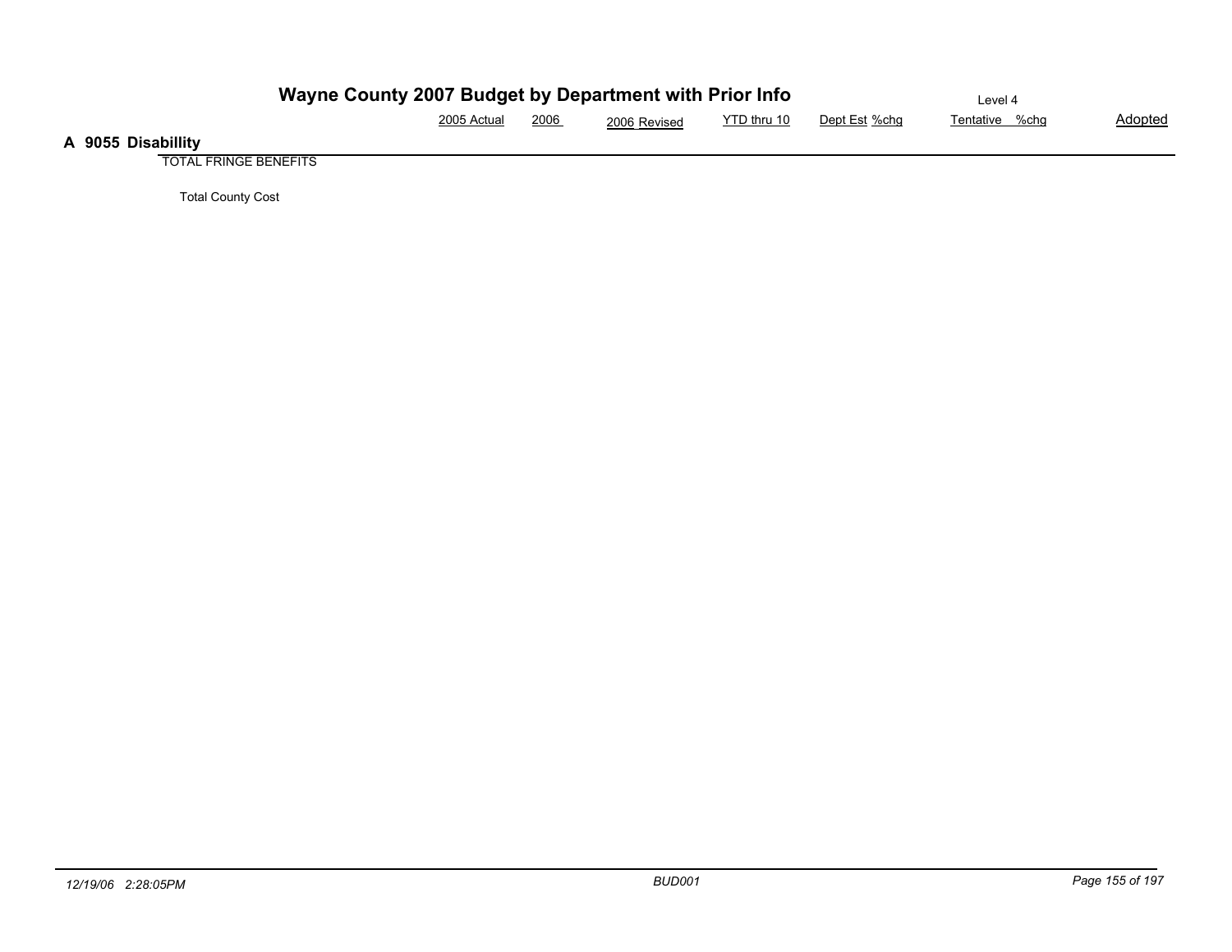# Wayne County 2007 Budget by Department with Prior Info

Level 4

| | 2005 Actual | 2006 | 2006 Revised | YTD thru 10 | Dept Est | %chg | Tentative | %chg | Adopted |
|---|---|---|---|---|---|---|---|---|---|

## A 9055 Disabillity

| | 2005 Actual | 2006 | 2006 Revised | YTD thru 10 | Dept Est | %chg | Tentative | %chg | Adopted |
|---|---|---|---|---|---|---|---|---|---|
| TOTAL FRINGE BENEFITS | | | | | | | | | |
| Total County Cost | | | | | | | | | |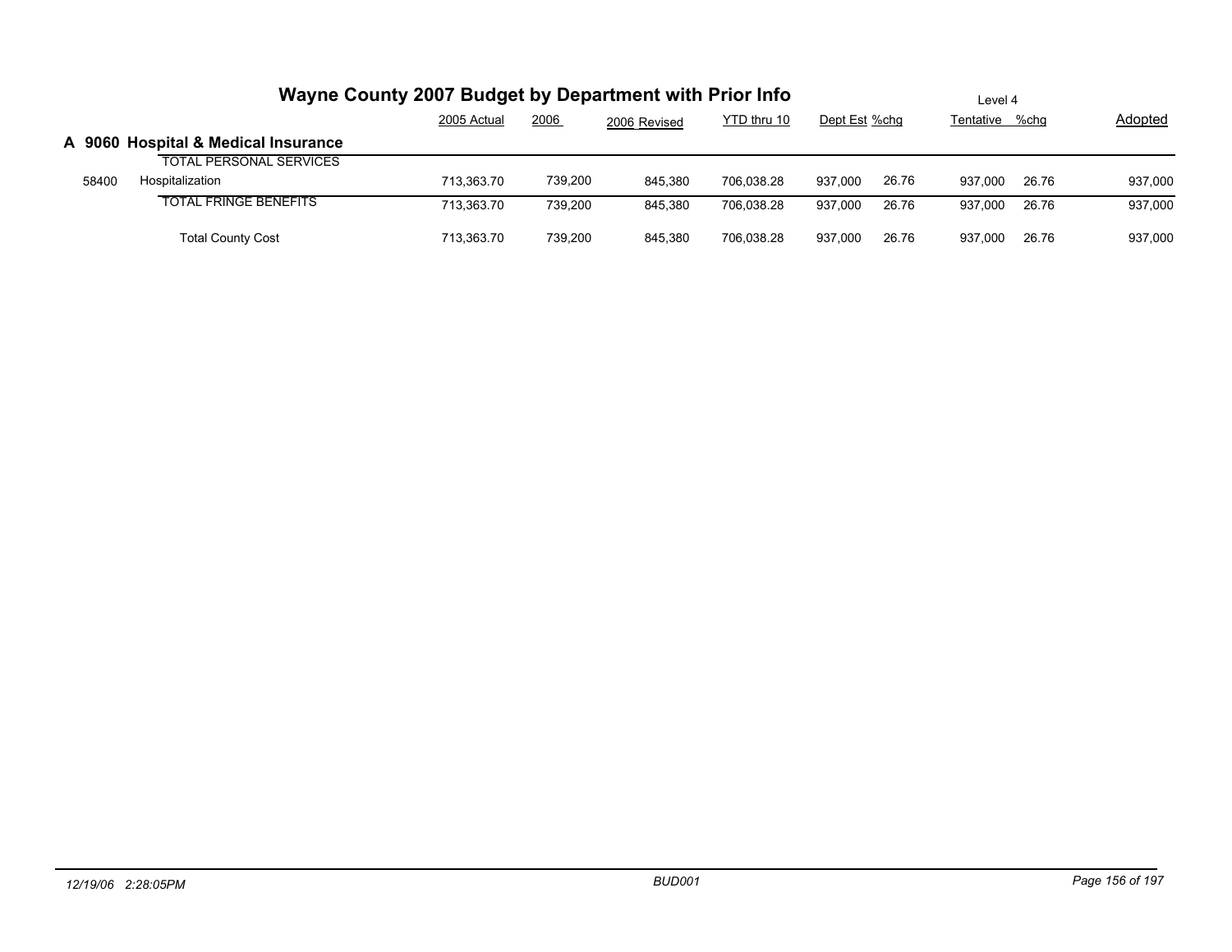# Wayne County 2007 Budget by Department with Prior Info

Level 4

## A 9060 Hospital & Medical Insurance

| | | 2005 Actual | 2006 | 2006 Revised | YTD thru 10 | Dept Est | %chg | Tentative | %chg | Adopted |
|---|---|---|---|---|---|---|---|---|---|---|
| | TOTAL PERSONAL SERVICES | | | | | | | | | |
| 58400 | Hospitalization | 713,363.70 | 739,200 | 845,380 | 706,038.28 | 937,000 | 26.76 | 937,000 | 26.76 | 937,000 |
| | TOTAL FRINGE BENEFITS | 713,363.70 | 739,200 | 845,380 | 706,038.28 | 937,000 | 26.76 | 937,000 | 26.76 | 937,000 |
| | Total County Cost | 713,363.70 | 739,200 | 845,380 | 706,038.28 | 937,000 | 26.76 | 937,000 | 26.76 | 937,000 |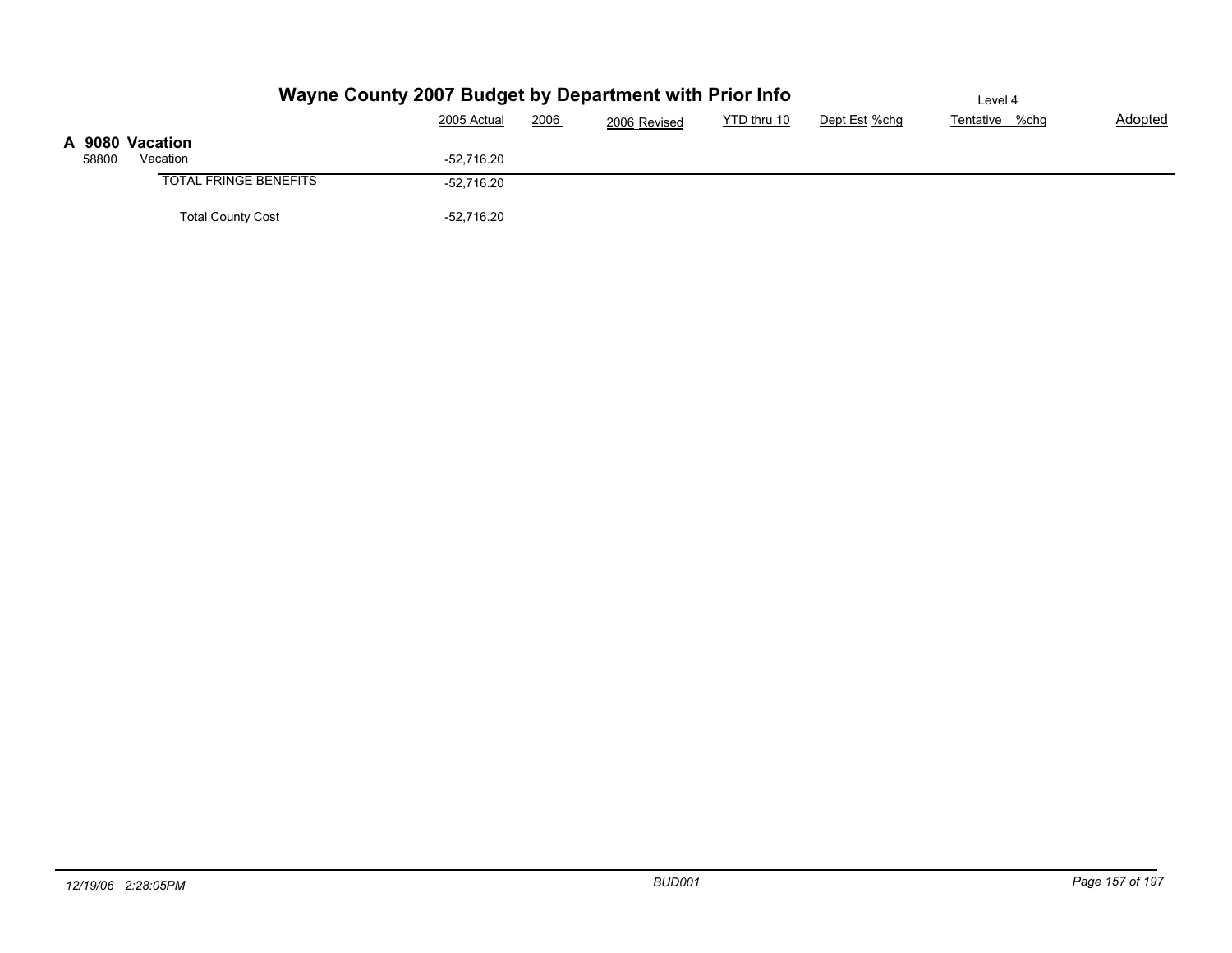# Wayne County 2007 Budget by Department with Prior Info

Level 4

## A 9080 Vacation

| | | 2005 Actual | 2006 | 2006 Revised | YTD thru 10 | Dept Est | %chg | Tentative | %chg | Adopted |
|---|---|---|---|---|---|---|---|---|---|---|
| 58800 | Vacation | -52,716.20 | | | | | | | | |
| | TOTAL FRINGE BENEFITS | -52,716.20 | | | | | | | | |
| | Total County Cost | -52,716.20 | | | | | | | | |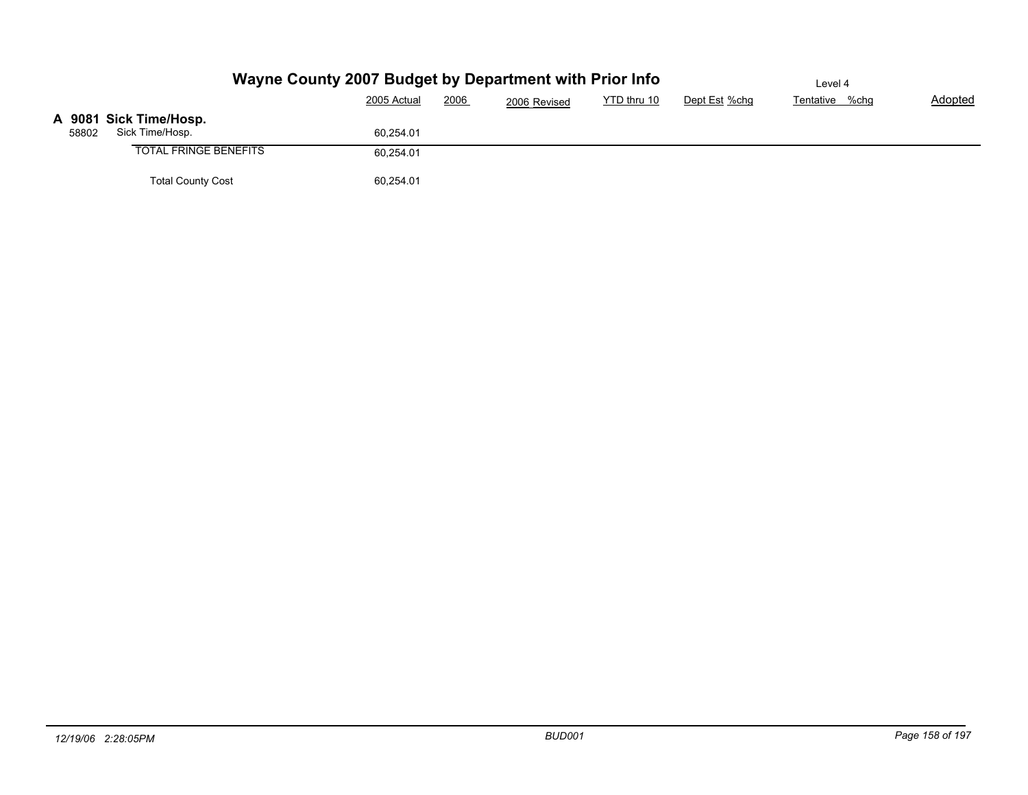# Wayne County 2007 Budget by Department with Prior Info

Level 4

| | | 2005 Actual | 2006 | 2006 Revised | YTD thru 10 | Dept Est | %chg | Tentative | %chg | Adopted |
|---|---|---|---|---|---|---|---|---|---|---|
| **A 9081** | **Sick Time/Hosp.** | | | | | | | | | |
| 58802 | Sick Time/Hosp. | 60,254.01 | | | | | | | | |
| | TOTAL FRINGE BENEFITS | 60,254.01 | | | | | | | | |
| | Total County Cost | 60,254.01 | | | | | | | | |

*12/19/06 2:28:05PM* *BUD001*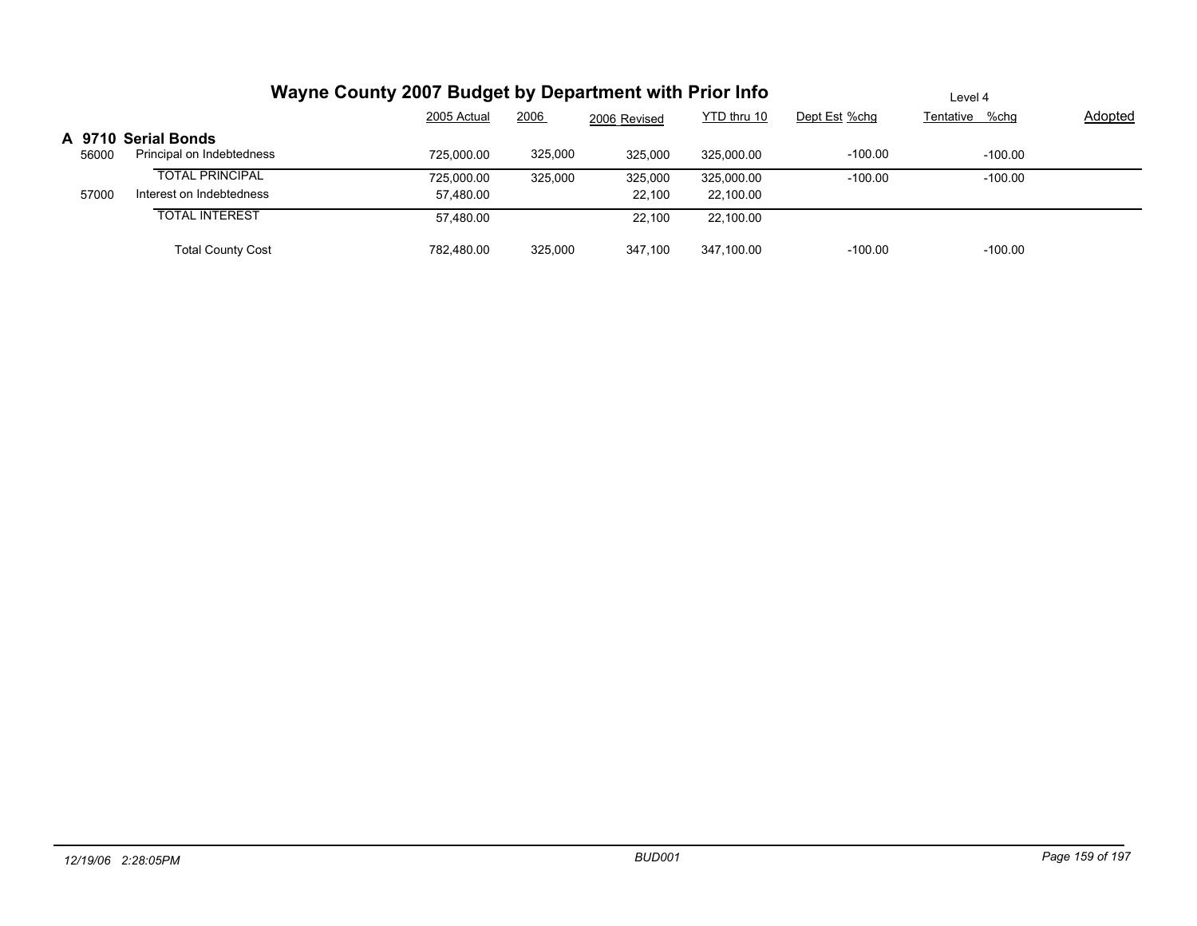# Wayne County 2007 Budget by Department with Prior Info

Level 4

| | | 2005 Actual | 2006 | 2006 Revised | YTD thru 10 | Dept Est %chg | Tentative %chg | Adopted |
|---|---|---|---|---|---|---|---|---|
| **A 9710 Serial Bonds** | | | | | | | | |
| 56000 | Principal on Indebtedness | 725,000.00 | 325,000 | 325,000 | 325,000.00 | -100.00 | -100.00 | |
| | TOTAL PRINCIPAL | 725,000.00 | 325,000 | 325,000 | 325,000.00 | -100.00 | -100.00 | |
| 57000 | Interest on Indebtedness | 57,480.00 | | 22,100 | 22,100.00 | | | |
| | TOTAL INTEREST | 57,480.00 | | 22,100 | 22,100.00 | | | |
| | Total County Cost | 782,480.00 | 325,000 | 347,100 | 347,100.00 | -100.00 | -100.00 | |

12/19/06 2:28:05PM BUD001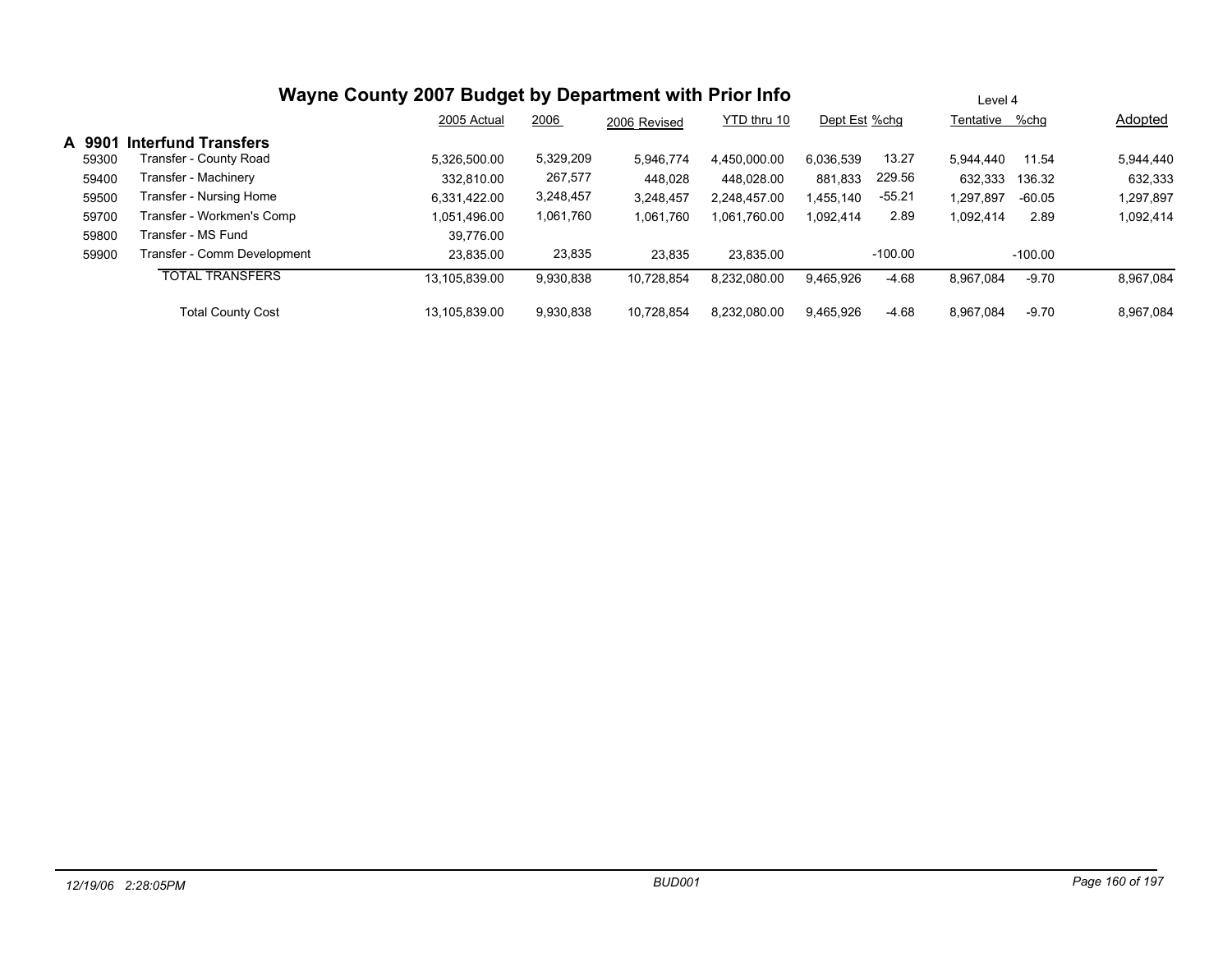# Wayne County 2007 Budget by Department with Prior Info

Level 4

## A 9901 Interfund Transfers

| | | 2005 Actual | 2006 | 2006 Revised | YTD thru 10 | Dept Est | %chg | Tentative | %chg | Adopted |
|---|---|---|---|---|---|---|---|---|---|---|
| 59300 | Transfer - County Road | 5,326,500.00 | 5,329,209 | 5,946,774 | 4,450,000.00 | 6,036,539 | 13.27 | 5,944,440 | 11.54 | 5,944,440 |
| 59400 | Transfer - Machinery | 332,810.00 | 267,577 | 448,028 | 448,028.00 | 881,833 | 229.56 | 632,333 | 136.32 | 632,333 |
| 59500 | Transfer - Nursing Home | 6,331,422.00 | 3,248,457 | 3,248,457 | 2,248,457.00 | 1,455,140 | -55.21 | 1,297,897 | -60.05 | 1,297,897 |
| 59700 | Transfer - Workmen's Comp | 1,051,496.00 | 1,061,760 | 1,061,760 | 1,061,760.00 | 1,092,414 | 2.89 | 1,092,414 | 2.89 | 1,092,414 |
| 59800 | Transfer - MS Fund | 39,776.00 | | | | | | | | |
| 59900 | Transfer - Comm Development | 23,835.00 | 23,835 | 23,835 | 23,835.00 | | -100.00 | | -100.00 | |
| | TOTAL TRANSFERS | 13,105,839.00 | 9,930,838 | 10,728,854 | 8,232,080.00 | 9,465,926 | -4.68 | 8,967,084 | -9.70 | 8,967,084 |
| | Total County Cost | 13,105,839.00 | 9,930,838 | 10,728,854 | 8,232,080.00 | 9,465,926 | -4.68 | 8,967,084 | -9.70 | 8,967,084 |

12/19/06 2:28:05PM BUD001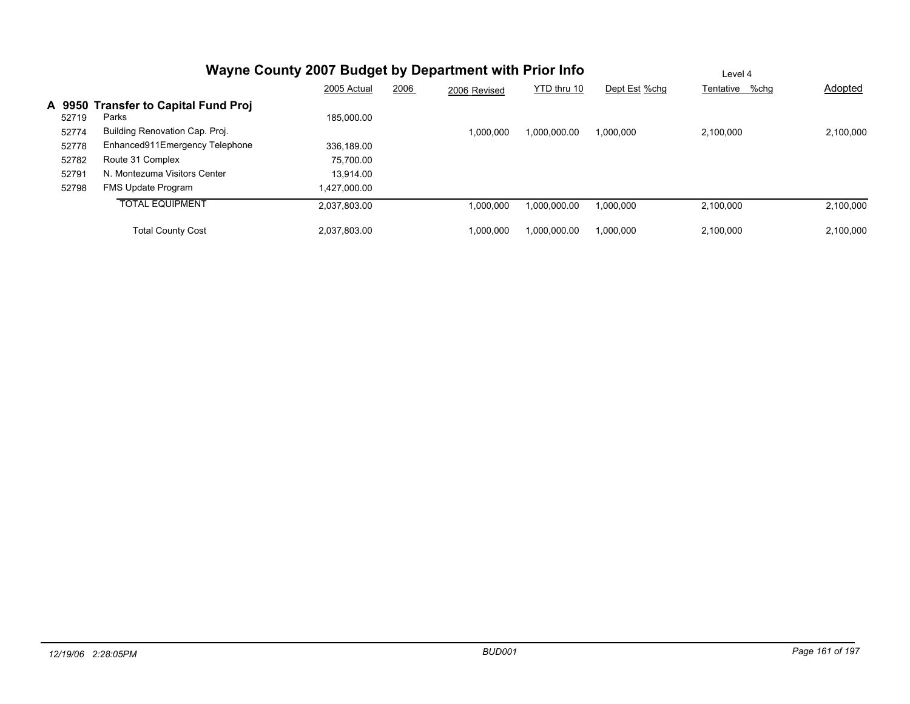# Wayne County 2007 Budget by Department with Prior Info

Level 4

## A 9950 Transfer to Capital Fund Proj

| | | 2005 Actual | 2006 | 2006 Revised | YTD thru 10 | Dept Est | %chg | Tentative | %chg | Adopted |
|---|---|---|---|---|---|---|---|---|---|---|
| 52719 | Parks | 185,000.00 | | | | | | | | |
| 52774 | Building Renovation Cap. Proj. | | | 1,000,000 | 1,000,000.00 | 1,000,000 | | 2,100,000 | | 2,100,000 |
| 52778 | Enhanced911Emergency Telephone | 336,189.00 | | | | | | | | |
| 52782 | Route 31 Complex | 75,700.00 | | | | | | | | |
| 52791 | N. Montezuma Visitors Center | 13,914.00 | | | | | | | | |
| 52798 | FMS Update Program | 1,427,000.00 | | | | | | | | |
| | TOTAL EQUIPMENT | 2,037,803.00 | | 1,000,000 | 1,000,000.00 | 1,000,000 | | 2,100,000 | | 2,100,000 |
| | Total County Cost | 2,037,803.00 | | 1,000,000 | 1,000,000.00 | 1,000,000 | | 2,100,000 | | 2,100,000 |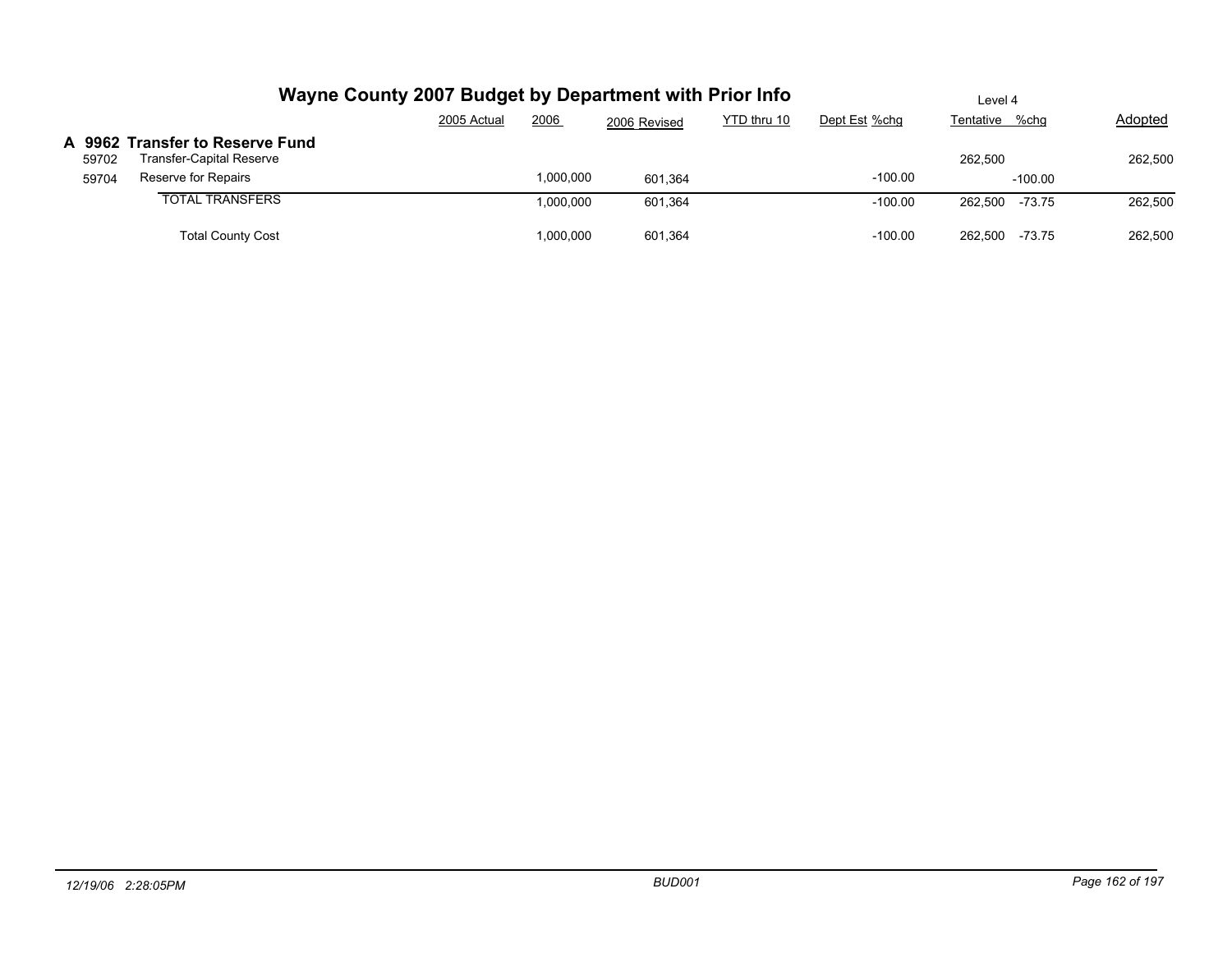# Wayne County 2007 Budget by Department with Prior Info

Level 4

## A 9962 Transfer to Reserve Fund

| | | 2005 Actual | 2006 | 2006 Revised | YTD thru 10 | Dept Est | %chg | Tentative | %chg | Adopted |
|---|---|---|---|---|---|---|---|---|---|---|
| 59702 | Transfer-Capital Reserve | | | | | | | 262,500 | | 262,500 |
| 59704 | Reserve for Repairs | | 1,000,000 | 601,364 | | | -100.00 | | -100.00 | |
| | TOTAL TRANSFERS | | 1,000,000 | 601,364 | | | -100.00 | 262,500 | -73.75 | 262,500 |
| | Total County Cost | | 1,000,000 | 601,364 | | | -100.00 | 262,500 | -73.75 | 262,500 |

12/19/06 2:28:05PM BUD001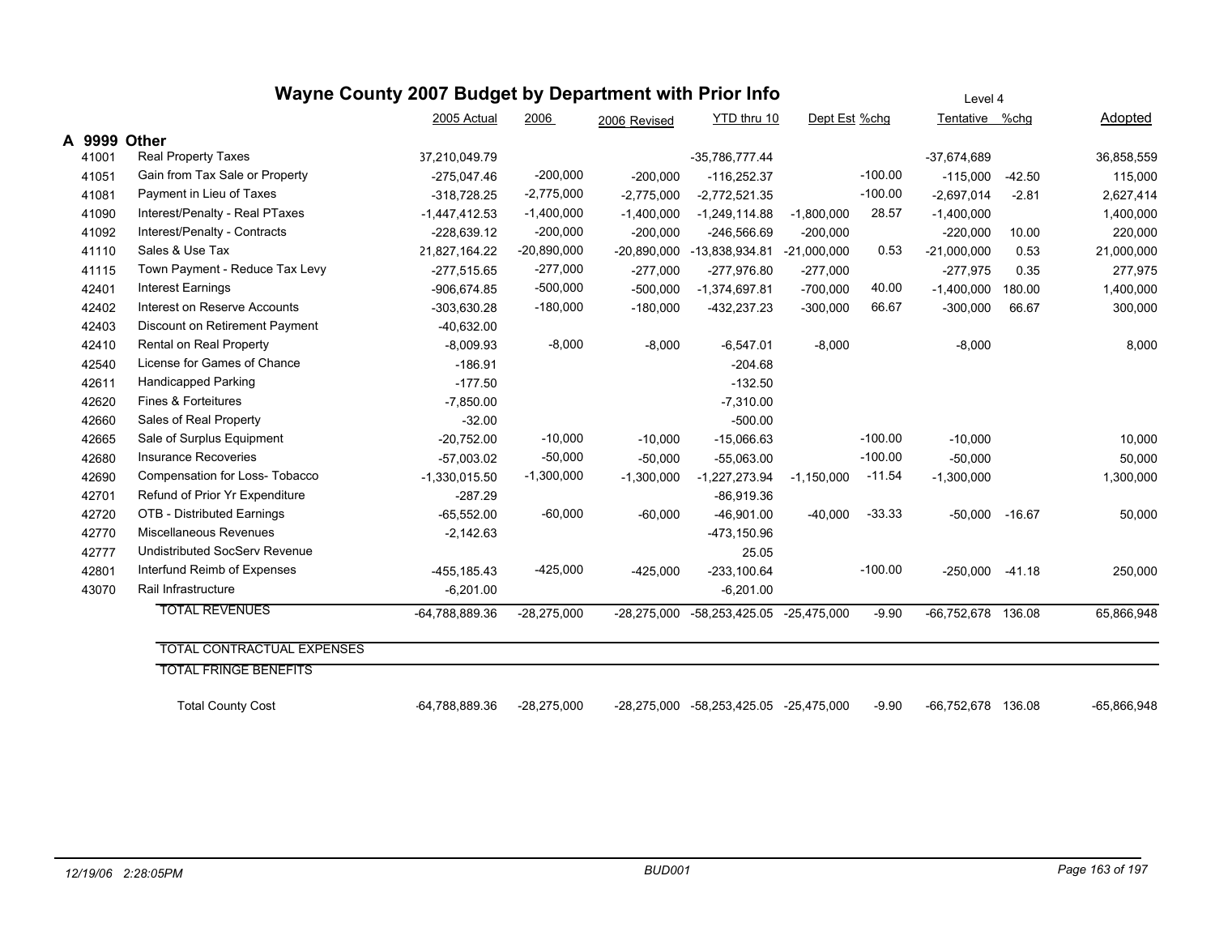# Wayne County 2007 Budget by Department with Prior Info

Level 4

## A 9999 Other

| | | 2005 Actual | 2006 | 2006 Revised | YTD thru 10 | Dept Est | %chg | Tentative | %chg | Adopted |
|---|---|---|---|---|---|---|---|---|---|---|
| 41001 | Real Property Taxes | 37,210,049.79 | | | -35,786,777.44 | | | -37,674,689 | | 36,858,559 |
| 41051 | Gain from Tax Sale or Property | -275,047.46 | -200,000 | -200,000 | -116,252.37 | | -100.00 | -115,000 | -42.50 | 115,000 |
| 41081 | Payment in Lieu of Taxes | -318,728.25 | -2,775,000 | -2,775,000 | -2,772,521.35 | | -100.00 | -2,697,014 | -2.81 | 2,627,414 |
| 41090 | Interest/Penalty - Real PTaxes | -1,447,412.53 | -1,400,000 | -1,400,000 | -1,249,114.88 | -1,800,000 | 28.57 | -1,400,000 | | 1,400,000 |
| 41092 | Interest/Penalty - Contracts | -228,639.12 | -200,000 | -200,000 | -246,566.69 | -200,000 | | -220,000 | 10.00 | 220,000 |
| 41110 | Sales & Use Tax | 21,827,164.22 | -20,890,000 | -20,890,000 | -13,838,934.81 | -21,000,000 | 0.53 | -21,000,000 | 0.53 | 21,000,000 |
| 41115 | Town Payment - Reduce Tax Levy | -277,515.65 | -277,000 | -277,000 | -277,976.80 | -277,000 | | -277,975 | 0.35 | 277,975 |
| 42401 | Interest Earnings | -906,674.85 | -500,000 | -500,000 | -1,374,697.81 | -700,000 | 40.00 | -1,400,000 | 180.00 | 1,400,000 |
| 42402 | Interest on Reserve Accounts | -303,630.28 | -180,000 | -180,000 | -432,237.23 | -300,000 | 66.67 | -300,000 | 66.67 | 300,000 |
| 42403 | Discount on Retirement Payment | -40,632.00 | | | | | | | | |
| 42410 | Rental on Real Property | -8,009.93 | -8,000 | -8,000 | -6,547.01 | -8,000 | | -8,000 | | 8,000 |
| 42540 | License for Games of Chance | -186.91 | | | -204.68 | | | | | |
| 42611 | Handicapped Parking | -177.50 | | | -132.50 | | | | | |
| 42620 | Fines & Forteitures | -7,850.00 | | | -7,310.00 | | | | | |
| 42660 | Sales of Real Property | -32.00 | | | -500.00 | | | | | |
| 42665 | Sale of Surplus Equipment | -20,752.00 | -10,000 | -10,000 | -15,066.63 | | -100.00 | -10,000 | | 10,000 |
| 42680 | Insurance Recoveries | -57,003.02 | -50,000 | -50,000 | -55,063.00 | | -100.00 | -50,000 | | 50,000 |
| 42690 | Compensation for Loss- Tobacco | -1,330,015.50 | -1,300,000 | -1,300,000 | -1,227,273.94 | -1,150,000 | -11.54 | -1,300,000 | | 1,300,000 |
| 42701 | Refund of Prior Yr Expenditure | -287.29 | | | -86,919.36 | | | | | |
| 42720 | OTB - Distributed Earnings | -65,552.00 | -60,000 | -60,000 | -46,901.00 | -40,000 | -33.33 | -50,000 | -16.67 | 50,000 |
| 42770 | Miscellaneous Revenues | -2,142.63 | | | -473,150.96 | | | | | |
| 42777 | Undistributed SocServ Revenue | | | | 25.05 | | | | | |
| 42801 | Interfund Reimb of Expenses | -455,185.43 | -425,000 | -425,000 | -233,100.64 | | -100.00 | -250,000 | -41.18 | 250,000 |
| 43070 | Rail Infrastructure | -6,201.00 | | | -6,201.00 | | | | | |
| | TOTAL REVENUES | -64,788,889.36 | -28,275,000 | -28,275,000 | -58,253,425.05 | -25,475,000 | -9.90 | -66,752,678 | 136.08 | 65,866,948 |
| | TOTAL CONTRACTUAL EXPENSES | | | | | | | | | |
| | TOTAL FRINGE BENEFITS | | | | | | | | | |
| | Total County Cost | -64,788,889.36 | -28,275,000 | -28,275,000 | -58,253,425.05 | -25,475,000 | -9.90 | -66,752,678 | 136.08 | -65,866,948 |

12/19/06 2:28:05PM BUD001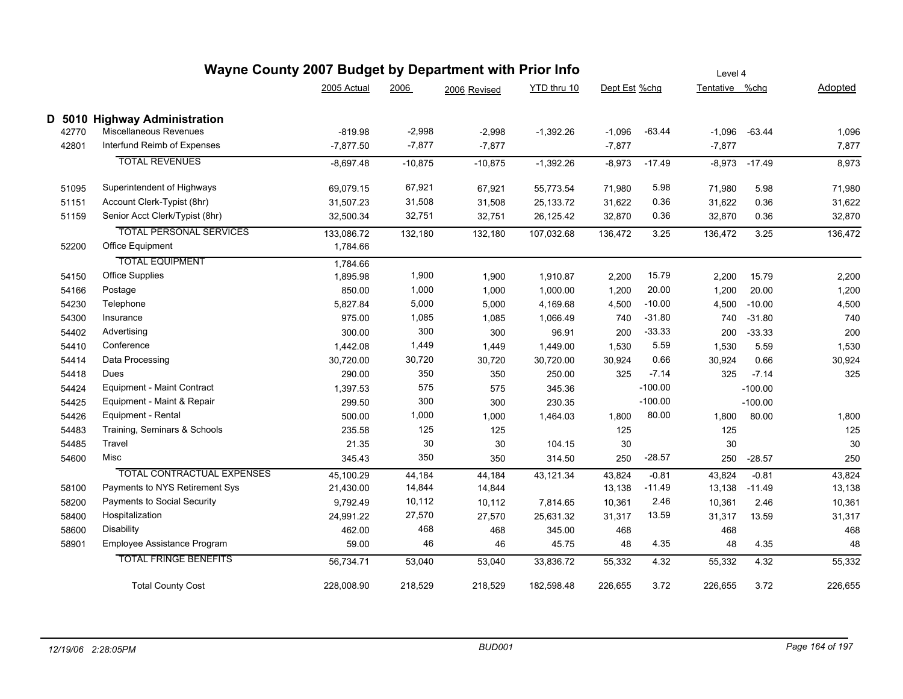# Wayne County 2007 Budget by Department with Prior Info

Level 4

## D 5010 Highway Administration

| | | 2005 Actual | 2006 | 2006 Revised | YTD thru 10 | Dept Est | %chg | Tentative | %chg | Adopted |
|---|---|---|---|---|---|---|---|---|---|---|
| 42770 | Miscellaneous Revenues | -819.98 | -2,998 | -2,998 | -1,392.26 | -1,096 | -63.44 | -1,096 | -63.44 | 1,096 |
| 42801 | Interfund Reimb of Expenses | -7,877.50 | -7,877 | -7,877 | | -7,877 | | -7,877 | | 7,877 |
| | TOTAL REVENUES | -8,697.48 | -10,875 | -10,875 | -1,392.26 | -8,973 | -17.49 | -8,973 | -17.49 | 8,973 |
| 51095 | Superintendent of Highways | 69,079.15 | 67,921 | 67,921 | 55,773.54 | 71,980 | 5.98 | 71,980 | 5.98 | 71,980 |
| 51151 | Account Clerk-Typist (8hr) | 31,507.23 | 31,508 | 31,508 | 25,133.72 | 31,622 | 0.36 | 31,622 | 0.36 | 31,622 |
| 51159 | Senior Acct Clerk/Typist (8hr) | 32,500.34 | 32,751 | 32,751 | 26,125.42 | 32,870 | 0.36 | 32,870 | 0.36 | 32,870 |
| | TOTAL PERSONAL SERVICES | 133,086.72 | 132,180 | 132,180 | 107,032.68 | 136,472 | 3.25 | 136,472 | 3.25 | 136,472 |
| 52200 | Office Equipment | 1,784.66 | | | | | | | | |
| | TOTAL EQUIPMENT | 1,784.66 | | | | | | | | |
| 54150 | Office Supplies | 1,895.98 | 1,900 | 1,900 | 1,910.87 | 2,200 | 15.79 | 2,200 | 15.79 | 2,200 |
| 54166 | Postage | 850.00 | 1,000 | 1,000 | 1,000.00 | 1,200 | 20.00 | 1,200 | 20.00 | 1,200 |
| 54230 | Telephone | 5,827.84 | 5,000 | 5,000 | 4,169.68 | 4,500 | -10.00 | 4,500 | -10.00 | 4,500 |
| 54300 | Insurance | 975.00 | 1,085 | 1,085 | 1,066.49 | 740 | -31.80 | 740 | -31.80 | 740 |
| 54402 | Advertising | 300.00 | 300 | 300 | 96.91 | 200 | -33.33 | 200 | -33.33 | 200 |
| 54410 | Conference | 1,442.08 | 1,449 | 1,449 | 1,449.00 | 1,530 | 5.59 | 1,530 | 5.59 | 1,530 |
| 54414 | Data Processing | 30,720.00 | 30,720 | 30,720 | 30,720.00 | 30,924 | 0.66 | 30,924 | 0.66 | 30,924 |
| 54418 | Dues | 290.00 | 350 | 350 | 250.00 | 325 | -7.14 | 325 | -7.14 | 325 |
| 54424 | Equipment - Maint Contract | 1,397.53 | 575 | 575 | 345.36 | | -100.00 | | -100.00 | |
| 54425 | Equipment - Maint & Repair | 299.50 | 300 | 300 | 230.35 | | -100.00 | | -100.00 | |
| 54426 | Equipment - Rental | 500.00 | 1,000 | 1,000 | 1,464.03 | 1,800 | 80.00 | 1,800 | 80.00 | 1,800 |
| 54483 | Training, Seminars & Schools | 235.58 | 125 | 125 | | 125 | | 125 | | 125 |
| 54485 | Travel | 21.35 | 30 | 30 | 104.15 | 30 | | 30 | | 30 |
| 54600 | Misc | 345.43 | 350 | 350 | 314.50 | 250 | -28.57 | 250 | -28.57 | 250 |
| | TOTAL CONTRACTUAL EXPENSES | 45,100.29 | 44,184 | 44,184 | 43,121.34 | 43,824 | -0.81 | 43,824 | -0.81 | 43,824 |
| 58100 | Payments to NYS Retirement Sys | 21,430.00 | 14,844 | 14,844 | | 13,138 | -11.49 | 13,138 | -11.49 | 13,138 |
| 58200 | Payments to Social Security | 9,792.49 | 10,112 | 10,112 | 7,814.65 | 10,361 | 2.46 | 10,361 | 2.46 | 10,361 |
| 58400 | Hospitalization | 24,991.22 | 27,570 | 27,570 | 25,631.32 | 31,317 | 13.59 | 31,317 | 13.59 | 31,317 |
| 58600 | Disability | 462.00 | 468 | 468 | 345.00 | 468 | | 468 | | 468 |
| 58901 | Employee Assistance Program | 59.00 | 46 | 46 | 45.75 | 48 | 4.35 | 48 | 4.35 | 48 |
| | TOTAL FRINGE BENEFITS | 56,734.71 | 53,040 | 53,040 | 33,836.72 | 55,332 | 4.32 | 55,332 | 4.32 | 55,332 |
| | Total County Cost | 228,008.90 | 218,529 | 218,529 | 182,598.48 | 226,655 | 3.72 | 226,655 | 3.72 | 226,655 |

*12/19/06 2:28:05PM* BUD001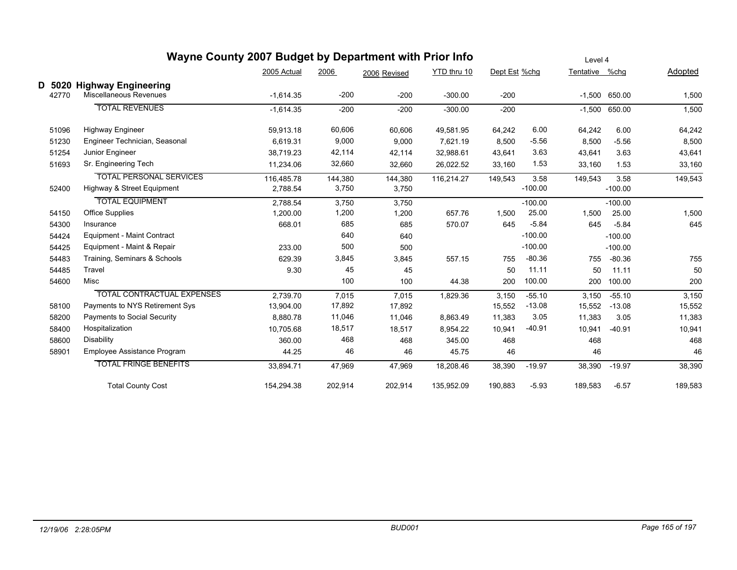# Wayne County 2007 Budget by Department with Prior Info

Level 4

## D 5020 Highway Engineering

| | | 2005 Actual | 2006 | 2006 Revised | YTD thru 10 | Dept Est | %chg | Tentative | %chg | Adopted |
|---|---|---|---|---|---|---|---|---|---|---|
| 42770 | Miscellaneous Revenues | -1,614.35 | -200 | -200 | -300.00 | -200 | | -1,500 | 650.00 | 1,500 |
| | TOTAL REVENUES | -1,614.35 | -200 | -200 | -300.00 | -200 | | -1,500 | 650.00 | 1,500 |
| 51096 | Highway Engineer | 59,913.18 | 60,606 | 60,606 | 49,581.95 | 64,242 | 6.00 | 64,242 | 6.00 | 64,242 |
| 51230 | Engineer Technician, Seasonal | 6,619.31 | 9,000 | 9,000 | 7,621.19 | 8,500 | -5.56 | 8,500 | -5.56 | 8,500 |
| 51254 | Junior Engineer | 38,719.23 | 42,114 | 42,114 | 32,988.61 | 43,641 | 3.63 | 43,641 | 3.63 | 43,641 |
| 51693 | Sr. Engineering Tech | 11,234.06 | 32,660 | 32,660 | 26,022.52 | 33,160 | 1.53 | 33,160 | 1.53 | 33,160 |
| | TOTAL PERSONAL SERVICES | 116,485.78 | 144,380 | 144,380 | 116,214.27 | 149,543 | 3.58 | 149,543 | 3.58 | 149,543 |
| 52400 | Highway & Street Equipment | 2,788.54 | 3,750 | 3,750 | | | -100.00 | | -100.00 | |
| | TOTAL EQUIPMENT | 2,788.54 | 3,750 | 3,750 | | | -100.00 | | -100.00 | |
| 54150 | Office Supplies | 1,200.00 | 1,200 | 1,200 | 657.76 | 1,500 | 25.00 | 1,500 | 25.00 | 1,500 |
| 54300 | Insurance | 668.01 | 685 | 685 | 570.07 | 645 | -5.84 | 645 | -5.84 | 645 |
| 54424 | Equipment - Maint Contract | | 640 | 640 | | | -100.00 | | -100.00 | |
| 54425 | Equipment - Maint & Repair | 233.00 | 500 | 500 | | | -100.00 | | -100.00 | |
| 54483 | Training, Seminars & Schools | 629.39 | 3,845 | 3,845 | 557.15 | 755 | -80.36 | 755 | -80.36 | 755 |
| 54485 | Travel | 9.30 | 45 | 45 | | 50 | 11.11 | 50 | 11.11 | 50 |
| 54600 | Misc | | 100 | 100 | 44.38 | 200 | 100.00 | 200 | 100.00 | 200 |
| | TOTAL CONTRACTUAL EXPENSES | 2,739.70 | 7,015 | 7,015 | 1,829.36 | 3,150 | -55.10 | 3,150 | -55.10 | 3,150 |
| 58100 | Payments to NYS Retirement Sys | 13,904.00 | 17,892 | 17,892 | | 15,552 | -13.08 | 15,552 | -13.08 | 15,552 |
| 58200 | Payments to Social Security | 8,880.78 | 11,046 | 11,046 | 8,863.49 | 11,383 | 3.05 | 11,383 | 3.05 | 11,383 |
| 58400 | Hospitalization | 10,705.68 | 18,517 | 18,517 | 8,954.22 | 10,941 | -40.91 | 10,941 | -40.91 | 10,941 |
| 58600 | Disability | 360.00 | 468 | 468 | 345.00 | 468 | | 468 | | 468 |
| 58901 | Employee Assistance Program | 44.25 | 46 | 46 | 45.75 | 46 | | 46 | | 46 |
| | TOTAL FRINGE BENEFITS | 33,894.71 | 47,969 | 47,969 | 18,208.46 | 38,390 | -19.97 | 38,390 | -19.97 | 38,390 |
| | Total County Cost | 154,294.38 | 202,914 | 202,914 | 135,952.09 | 190,883 | -5.93 | 189,583 | -6.57 | 189,583 |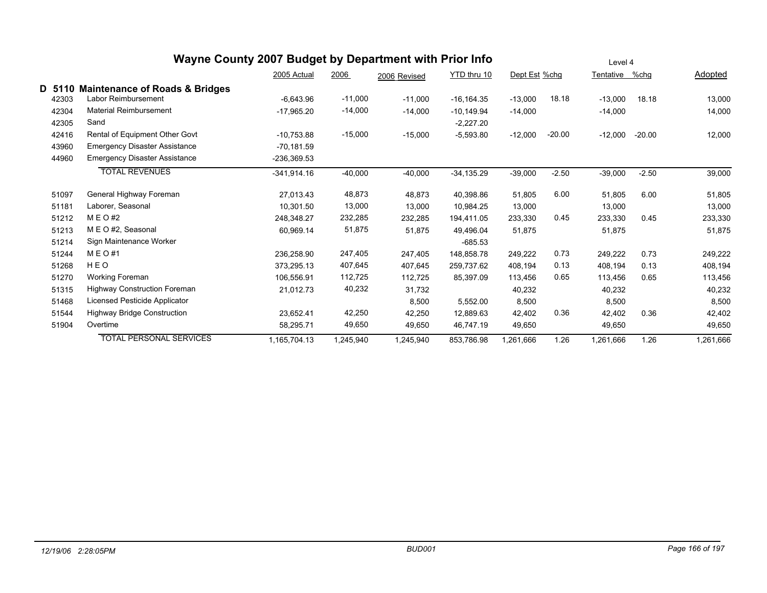# Wayne County 2007 Budget by Department with Prior Info

Level 4

## D 5110 Maintenance of Roads & Bridges

| | | 2005 Actual | 2006 | 2006 Revised | YTD thru 10 | Dept Est | %chg | Tentative | %chg | Adopted |
|---|---|---|---|---|---|---|---|---|---|---|
| 42303 | Labor Reimbursement | -6,643.96 | -11,000 | -11,000 | -16,164.35 | -13,000 | 18.18 | -13,000 | 18.18 | 13,000 |
| 42304 | Material Reimbursement | -17,965.20 | -14,000 | -14,000 | -10,149.94 | -14,000 | | -14,000 | | 14,000 |
| 42305 | Sand | | | | -2,227.20 | | | | | |
| 42416 | Rental of Equipment Other Govt | -10,753.88 | -15,000 | -15,000 | -5,593.80 | -12,000 | -20.00 | -12,000 | -20.00 | 12,000 |
| 43960 | Emergency Disaster Assistance | -70,181.59 | | | | | | | | |
| 44960 | Emergency Disaster Assistance | -236,369.53 | | | | | | | | |
| | TOTAL REVENUES | -341,914.16 | -40,000 | -40,000 | -34,135.29 | -39,000 | -2.50 | -39,000 | -2.50 | 39,000 |
| 51097 | General Highway Foreman | 27,013.43 | 48,873 | 48,873 | 40,398.86 | 51,805 | 6.00 | 51,805 | 6.00 | 51,805 |
| 51181 | Laborer, Seasonal | 10,301.50 | 13,000 | 13,000 | 10,984.25 | 13,000 | | 13,000 | | 13,000 |
| 51212 | M E O #2 | 248,348.27 | 232,285 | 232,285 | 194,411.05 | 233,330 | 0.45 | 233,330 | 0.45 | 233,330 |
| 51213 | M E O #2, Seasonal | 60,969.14 | 51,875 | 51,875 | 49,496.04 | 51,875 | | 51,875 | | 51,875 |
| 51214 | Sign Maintenance Worker | | | | -685.53 | | | | | |
| 51244 | M E O #1 | 236,258.90 | 247,405 | 247,405 | 148,858.78 | 249,222 | 0.73 | 249,222 | 0.73 | 249,222 |
| 51268 | H E O | 373,295.13 | 407,645 | 407,645 | 259,737.62 | 408,194 | 0.13 | 408,194 | 0.13 | 408,194 |
| 51270 | Working Foreman | 106,556.91 | 112,725 | 112,725 | 85,397.09 | 113,456 | 0.65 | 113,456 | 0.65 | 113,456 |
| 51315 | Highway Construction Foreman | 21,012.73 | 40,232 | 31,732 | | 40,232 | | 40,232 | | 40,232 |
| 51468 | Licensed Pesticide Applicator | | | 8,500 | 5,552.00 | 8,500 | | 8,500 | | 8,500 |
| 51544 | Highway Bridge Construction | 23,652.41 | 42,250 | 42,250 | 12,889.63 | 42,402 | 0.36 | 42,402 | 0.36 | 42,402 |
| 51904 | Overtime | 58,295.71 | 49,650 | 49,650 | 46,747.19 | 49,650 | | 49,650 | | 49,650 |
| | TOTAL PERSONAL SERVICES | 1,165,704.13 | 1,245,940 | 1,245,940 | 853,786.98 | 1,261,666 | 1.26 | 1,261,666 | 1.26 | 1,261,666 |

12/19/06 2:28:05PM BUD001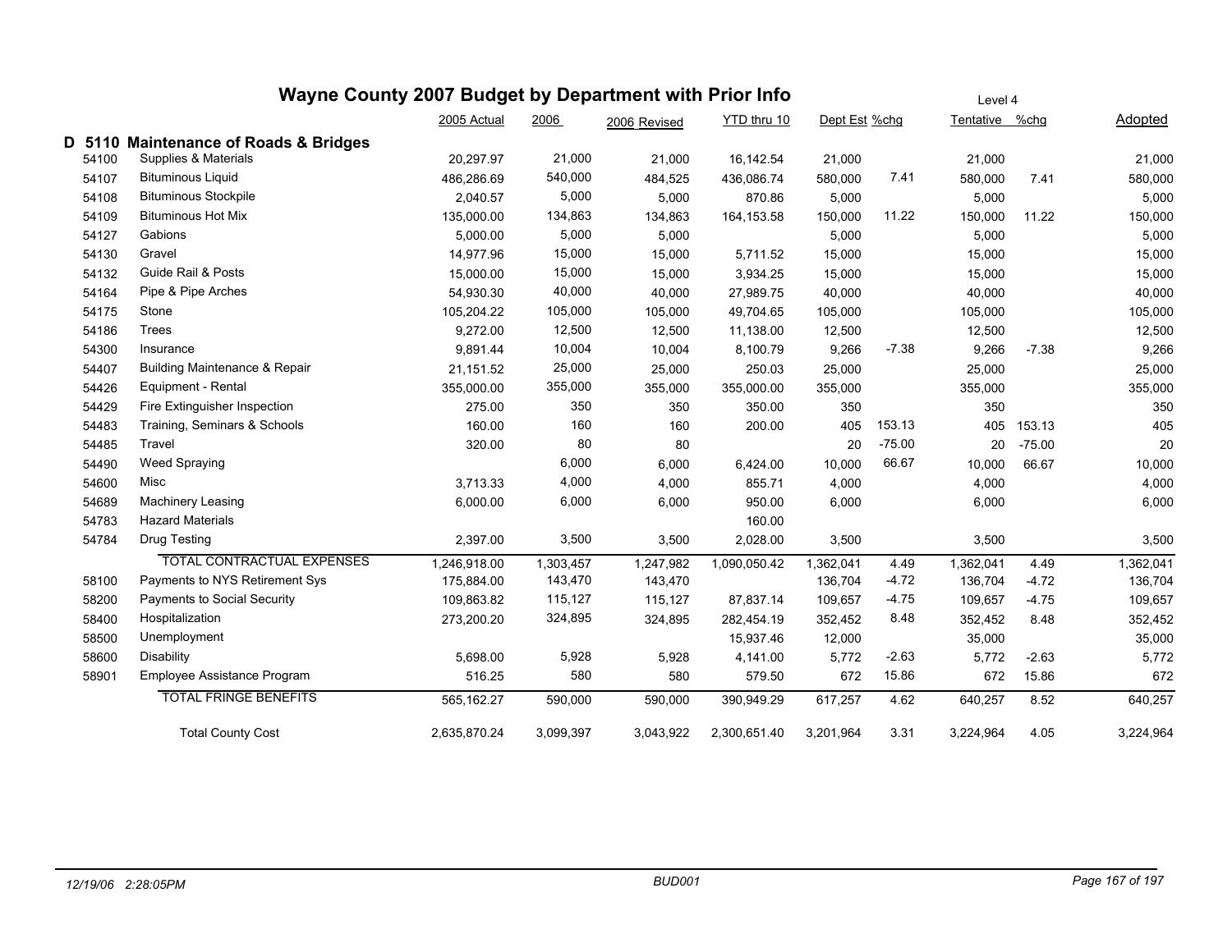# Wayne County 2007 Budget by Department with Prior Info

Level 4

## D 5110 Maintenance of Roads & Bridges

| Code | Description | 2005 Actual | 2006 | 2006 Revised | YTD thru 10 | Dept Est | %chg | Tentative | %chg | Adopted |
|---|---|---|---|---|---|---|---|---|---|---|
| 54100 | Supplies & Materials | 20,297.97 | 21,000 | 21,000 | 16,142.54 | 21,000 | | 21,000 | | 21,000 |
| 54107 | Bituminous Liquid | 486,286.69 | 540,000 | 484,525 | 436,086.74 | 580,000 | 7.41 | 580,000 | 7.41 | 580,000 |
| 54108 | Bituminous Stockpile | 2,040.57 | 5,000 | 5,000 | 870.86 | 5,000 | | 5,000 | | 5,000 |
| 54109 | Bituminous Hot Mix | 135,000.00 | 134,863 | 134,863 | 164,153.58 | 150,000 | 11.22 | 150,000 | 11.22 | 150,000 |
| 54127 | Gabions | 5,000.00 | 5,000 | 5,000 | | 5,000 | | 5,000 | | 5,000 |
| 54130 | Gravel | 14,977.96 | 15,000 | 15,000 | 5,711.52 | 15,000 | | 15,000 | | 15,000 |
| 54132 | Guide Rail & Posts | 15,000.00 | 15,000 | 15,000 | 3,934.25 | 15,000 | | 15,000 | | 15,000 |
| 54164 | Pipe & Pipe Arches | 54,930.30 | 40,000 | 40,000 | 27,989.75 | 40,000 | | 40,000 | | 40,000 |
| 54175 | Stone | 105,204.22 | 105,000 | 105,000 | 49,704.65 | 105,000 | | 105,000 | | 105,000 |
| 54186 | Trees | 9,272.00 | 12,500 | 12,500 | 11,138.00 | 12,500 | | 12,500 | | 12,500 |
| 54300 | Insurance | 9,891.44 | 10,004 | 10,004 | 8,100.79 | 9,266 | -7.38 | 9,266 | -7.38 | 9,266 |
| 54407 | Building Maintenance & Repair | 21,151.52 | 25,000 | 25,000 | 250.03 | 25,000 | | 25,000 | | 25,000 |
| 54426 | Equipment - Rental | 355,000.00 | 355,000 | 355,000 | 355,000.00 | 355,000 | | 355,000 | | 355,000 |
| 54429 | Fire Extinguisher Inspection | 275.00 | 350 | 350 | 350.00 | 350 | | 350 | | 350 |
| 54483 | Training, Seminars & Schools | 160.00 | 160 | 160 | 200.00 | 405 | 153.13 | 405 | 153.13 | 405 |
| 54485 | Travel | 320.00 | 80 | 80 | | 20 | -75.00 | 20 | -75.00 | 20 |
| 54490 | Weed Spraying | | 6,000 | 6,000 | 6,424.00 | 10,000 | 66.67 | 10,000 | 66.67 | 10,000 |
| 54600 | Misc | 3,713.33 | 4,000 | 4,000 | 855.71 | 4,000 | | 4,000 | | 4,000 |
| 54689 | Machinery Leasing | 6,000.00 | 6,000 | 6,000 | 950.00 | 6,000 | | 6,000 | | 6,000 |
| 54783 | Hazard Materials | | | | 160.00 | | | | | |
| 54784 | Drug Testing | 2,397.00 | 3,500 | 3,500 | 2,028.00 | 3,500 | | 3,500 | | 3,500 |
| | TOTAL CONTRACTUAL EXPENSES | 1,246,918.00 | 1,303,457 | 1,247,982 | 1,090,050.42 | 1,362,041 | 4.49 | 1,362,041 | 4.49 | 1,362,041 |
| 58100 | Payments to NYS Retirement Sys | 175,884.00 | 143,470 | 143,470 | | 136,704 | -4.72 | 136,704 | -4.72 | 136,704 |
| 58200 | Payments to Social Security | 109,863.82 | 115,127 | 115,127 | 87,837.14 | 109,657 | -4.75 | 109,657 | -4.75 | 109,657 |
| 58400 | Hospitalization | 273,200.20 | 324,895 | 324,895 | 282,454.19 | 352,452 | 8.48 | 352,452 | 8.48 | 352,452 |
| 58500 | Unemployment | | | | 15,937.46 | 12,000 | | 35,000 | | 35,000 |
| 58600 | Disability | 5,698.00 | 5,928 | 5,928 | 4,141.00 | 5,772 | -2.63 | 5,772 | -2.63 | 5,772 |
| 58901 | Employee Assistance Program | 516.25 | 580 | 580 | 579.50 | 672 | 15.86 | 672 | 15.86 | 672 |
| | TOTAL FRINGE BENEFITS | 565,162.27 | 590,000 | 590,000 | 390,949.29 | 617,257 | 4.62 | 640,257 | 8.52 | 640,257 |
| | Total County Cost | 2,635,870.24 | 3,099,397 | 3,043,922 | 2,300,651.40 | 3,201,964 | 3.31 | 3,224,964 | 4.05 | 3,224,964 |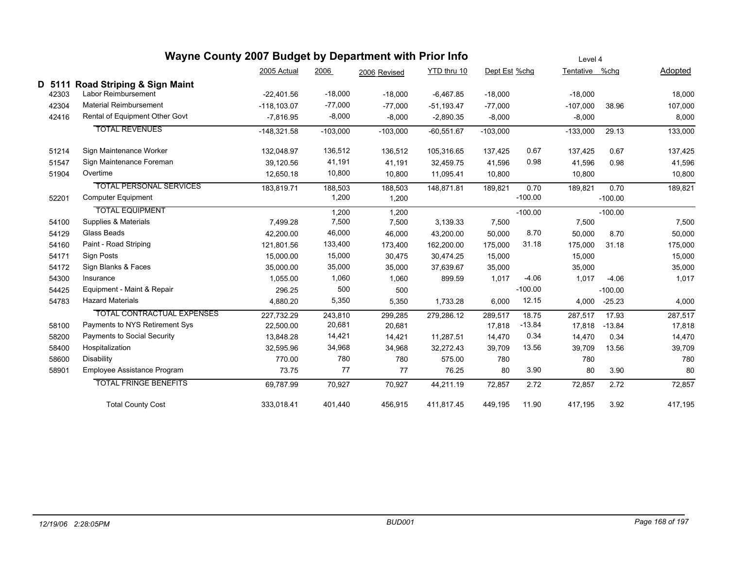# Wayne County 2007 Budget by Department with Prior Info

Level 4

| | | 2005 Actual | 2006 | 2006 Revised | YTD thru 10 | Dept Est | %chg | Tentative | %chg | Adopted |
|---|---|---|---|---|---|---|---|---|---|---|
| **D 5111** | **Road Striping & Sign Maint** | | | | | | | | | |
| 42303 | Labor Reimbursement | -22,401.56 | -18,000 | -18,000 | -6,467.85 | -18,000 | | -18,000 | | 18,000 |
| 42304 | Material Reimbursement | -118,103.07 | -77,000 | -77,000 | -51,193.47 | -77,000 | | -107,000 | 38.96 | 107,000 |
| 42416 | Rental of Equipment Other Govt | -7,816.95 | -8,000 | -8,000 | -2,890.35 | -8,000 | | -8,000 | | 8,000 |
| | TOTAL REVENUES | -148,321.58 | -103,000 | -103,000 | -60,551.67 | -103,000 | | -133,000 | 29.13 | 133,000 |
| 51214 | Sign Maintenance Worker | 132,048.97 | 136,512 | 136,512 | 105,316.65 | 137,425 | 0.67 | 137,425 | 0.67 | 137,425 |
| 51547 | Sign Maintenance Foreman | 39,120.56 | 41,191 | 41,191 | 32,459.75 | 41,596 | 0.98 | 41,596 | 0.98 | 41,596 |
| 51904 | Overtime | 12,650.18 | 10,800 | 10,800 | 11,095.41 | 10,800 | | 10,800 | | 10,800 |
| | TOTAL PERSONAL SERVICES | 183,819.71 | 188,503 | 188,503 | 148,871.81 | 189,821 | 0.70 | 189,821 | 0.70 | 189,821 |
| 52201 | Computer Equipment | | 1,200 | 1,200 | | | -100.00 | | -100.00 | |
| | TOTAL EQUIPMENT | | 1,200 | 1,200 | | | -100.00 | | -100.00 | |
| 54100 | Supplies & Materials | 7,499.28 | 7,500 | 7,500 | 3,139.33 | 7,500 | | 7,500 | | 7,500 |
| 54129 | Glass Beads | 42,200.00 | 46,000 | 46,000 | 43,200.00 | 50,000 | 8.70 | 50,000 | 8.70 | 50,000 |
| 54160 | Paint - Road Striping | 121,801.56 | 133,400 | 173,400 | 162,200.00 | 175,000 | 31.18 | 175,000 | 31.18 | 175,000 |
| 54171 | Sign Posts | 15,000.00 | 15,000 | 30,475 | 30,474.25 | 15,000 | | 15,000 | | 15,000 |
| 54172 | Sign Blanks & Faces | 35,000.00 | 35,000 | 35,000 | 37,639.67 | 35,000 | | 35,000 | | 35,000 |
| 54300 | Insurance | 1,055.00 | 1,060 | 1,060 | 899.59 | 1,017 | -4.06 | 1,017 | -4.06 | 1,017 |
| 54425 | Equipment - Maint & Repair | 296.25 | 500 | 500 | | | -100.00 | | -100.00 | |
| 54783 | Hazard Materials | 4,880.20 | 5,350 | 5,350 | 1,733.28 | 6,000 | 12.15 | 4,000 | -25.23 | 4,000 |
| | TOTAL CONTRACTUAL EXPENSES | 227,732.29 | 243,810 | 299,285 | 279,286.12 | 289,517 | 18.75 | 287,517 | 17.93 | 287,517 |
| 58100 | Payments to NYS Retirement Sys | 22,500.00 | 20,681 | 20,681 | | 17,818 | -13.84 | 17,818 | -13.84 | 17,818 |
| 58200 | Payments to Social Security | 13,848.28 | 14,421 | 14,421 | 11,287.51 | 14,470 | 0.34 | 14,470 | 0.34 | 14,470 |
| 58400 | Hospitalization | 32,595.96 | 34,968 | 34,968 | 32,272.43 | 39,709 | 13.56 | 39,709 | 13.56 | 39,709 |
| 58600 | Disability | 770.00 | 780 | 780 | 575.00 | 780 | | 780 | | 780 |
| 58901 | Employee Assistance Program | 73.75 | 77 | 77 | 76.25 | 80 | 3.90 | 80 | 3.90 | 80 |
| | TOTAL FRINGE BENEFITS | 69,787.99 | 70,927 | 70,927 | 44,211.19 | 72,857 | 2.72 | 72,857 | 2.72 | 72,857 |
| | Total County Cost | 333,018.41 | 401,440 | 456,915 | 411,817.45 | 449,195 | 11.90 | 417,195 | 3.92 | 417,195 |

12/19/06 2:28:05PM BUD001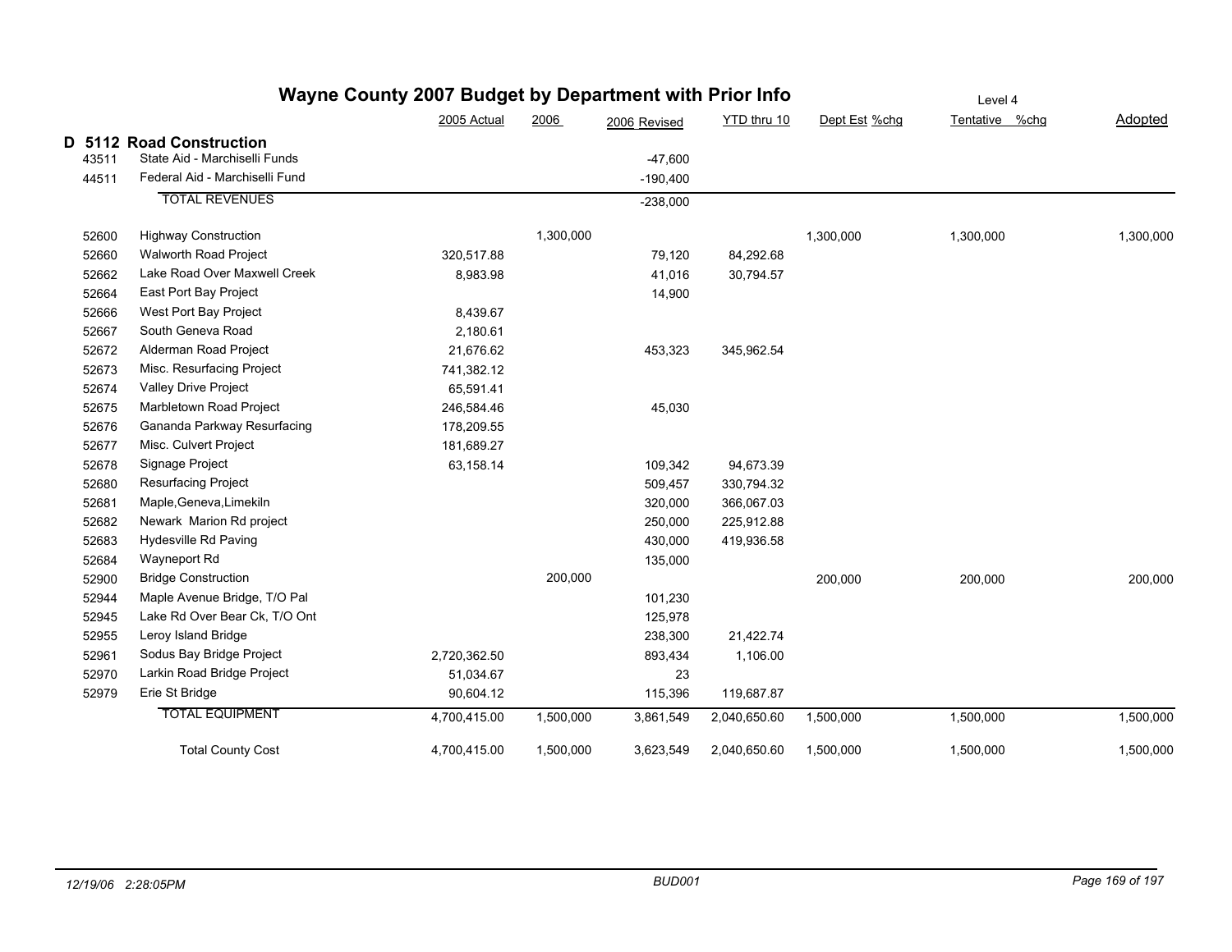# Wayne County 2007 Budget by Department with Prior Info

Level 4

## D 5112 Road Construction

| Code | Description | 2005 Actual | 2006 | 2006 Revised | YTD thru 10 | Dept Est | %chg | Tentative | %chg | Adopted |
|---|---|---|---|---|---|---|---|---|---|---|
| 43511 | State Aid - Marchiselli Funds | | | -47,600 | | | | | | |
| 44511 | Federal Aid - Marchiselli Fund | | | -190,400 | | | | | | |
| | TOTAL REVENUES | | | -238,000 | | | | | | |
| 52600 | Highway Construction | | 1,300,000 | | | 1,300,000 | | 1,300,000 | | 1,300,000 |
| 52660 | Walworth Road Project | 320,517.88 | | 79,120 | 84,292.68 | | | | | |
| 52662 | Lake Road Over Maxwell Creek | 8,983.98 | | 41,016 | 30,794.57 | | | | | |
| 52664 | East Port Bay Project | | | 14,900 | | | | | | |
| 52666 | West Port Bay Project | 8,439.67 | | | | | | | | |
| 52667 | South Geneva Road | 2,180.61 | | | | | | | | |
| 52672 | Alderman Road Project | 21,676.62 | | 453,323 | 345,962.54 | | | | | |
| 52673 | Misc. Resurfacing Project | 741,382.12 | | | | | | | | |
| 52674 | Valley Drive Project | 65,591.41 | | | | | | | | |
| 52675 | Marbletown Road Project | 246,584.46 | | 45,030 | | | | | | |
| 52676 | Gananda Parkway Resurfacing | 178,209.55 | | | | | | | | |
| 52677 | Misc. Culvert Project | 181,689.27 | | | | | | | | |
| 52678 | Signage Project | 63,158.14 | | 109,342 | 94,673.39 | | | | | |
| 52680 | Resurfacing Project | | | 509,457 | 330,794.32 | | | | | |
| 52681 | Maple,Geneva,Limekiln | | | 320,000 | 366,067.03 | | | | | |
| 52682 | Newark Marion Rd project | | | 250,000 | 225,912.88 | | | | | |
| 52683 | Hydesville Rd Paving | | | 430,000 | 419,936.58 | | | | | |
| 52684 | Wayneport Rd | | | 135,000 | | | | | | |
| 52900 | Bridge Construction | | 200,000 | | | 200,000 | | 200,000 | | 200,000 |
| 52944 | Maple Avenue Bridge, T/O Pal | | | 101,230 | | | | | | |
| 52945 | Lake Rd Over Bear Ck, T/O Ont | | | 125,978 | | | | | | |
| 52955 | Leroy Island Bridge | | | 238,300 | 21,422.74 | | | | | |
| 52961 | Sodus Bay Bridge Project | 2,720,362.50 | | 893,434 | 1,106.00 | | | | | |
| 52970 | Larkin Road Bridge Project | 51,034.67 | | 23 | | | | | | |
| 52979 | Erie St Bridge | 90,604.12 | | 115,396 | 119,687.87 | | | | | |
| | TOTAL EQUIPMENT | 4,700,415.00 | 1,500,000 | 3,861,549 | 2,040,650.60 | 1,500,000 | | 1,500,000 | | 1,500,000 |
| | Total County Cost | 4,700,415.00 | 1,500,000 | 3,623,549 | 2,040,650.60 | 1,500,000 | | 1,500,000 | | 1,500,000 |

*12/19/06 2:28:05PM* BUD001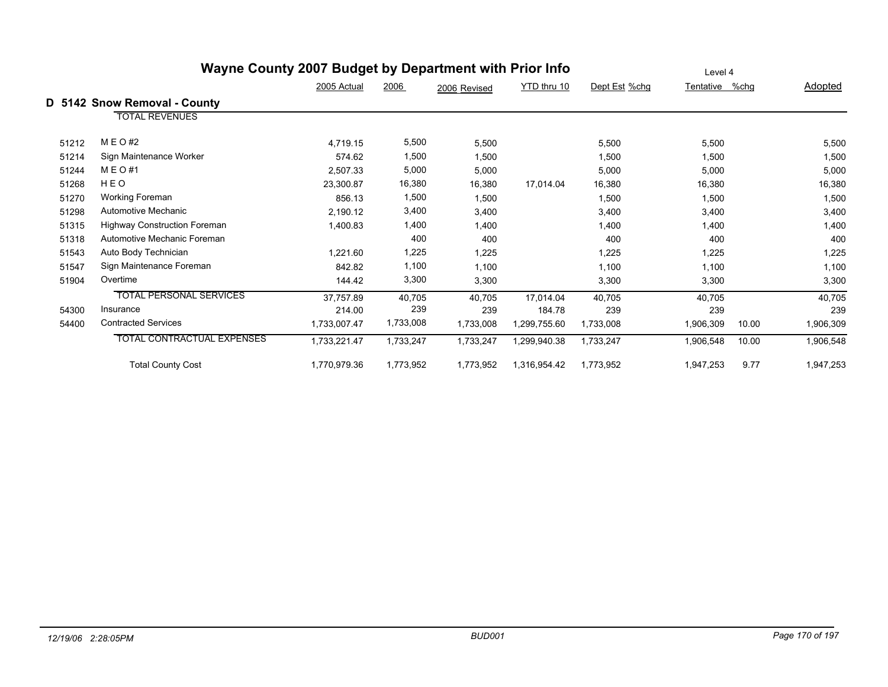# Wayne County 2007 Budget by Department with Prior Info

Level 4

## D 5142 Snow Removal - County

| | | 2005 Actual | 2006 | 2006 Revised | YTD thru 10 | Dept Est | %chg | Tentative | %chg | Adopted |
|---|---|---|---|---|---|---|---|---|---|---|
| | TOTAL REVENUES | | | | | | | | | |
| 51212 | M E O #2 | 4,719.15 | 5,500 | 5,500 | | 5,500 | | 5,500 | | 5,500 |
| 51214 | Sign Maintenance Worker | 574.62 | 1,500 | 1,500 | | 1,500 | | 1,500 | | 1,500 |
| 51244 | M E O #1 | 2,507.33 | 5,000 | 5,000 | | 5,000 | | 5,000 | | 5,000 |
| 51268 | H E O | 23,300.87 | 16,380 | 16,380 | 17,014.04 | 16,380 | | 16,380 | | 16,380 |
| 51270 | Working Foreman | 856.13 | 1,500 | 1,500 | | 1,500 | | 1,500 | | 1,500 |
| 51298 | Automotive Mechanic | 2,190.12 | 3,400 | 3,400 | | 3,400 | | 3,400 | | 3,400 |
| 51315 | Highway Construction Foreman | 1,400.83 | 1,400 | 1,400 | | 1,400 | | 1,400 | | 1,400 |
| 51318 | Automotive Mechanic Foreman | | 400 | 400 | | 400 | | 400 | | 400 |
| 51543 | Auto Body Technician | 1,221.60 | 1,225 | 1,225 | | 1,225 | | 1,225 | | 1,225 |
| 51547 | Sign Maintenance Foreman | 842.82 | 1,100 | 1,100 | | 1,100 | | 1,100 | | 1,100 |
| 51904 | Overtime | 144.42 | 3,300 | 3,300 | | 3,300 | | 3,300 | | 3,300 |
| | TOTAL PERSONAL SERVICES | 37,757.89 | 40,705 | 40,705 | 17,014.04 | 40,705 | | 40,705 | | 40,705 |
| 54300 | Insurance | 214.00 | 239 | 239 | 184.78 | 239 | | 239 | | 239 |
| 54400 | Contracted Services | 1,733,007.47 | 1,733,008 | 1,733,008 | 1,299,755.60 | 1,733,008 | | 1,906,309 | 10.00 | 1,906,309 |
| | TOTAL CONTRACTUAL EXPENSES | 1,733,221.47 | 1,733,247 | 1,733,247 | 1,299,940.38 | 1,733,247 | | 1,906,548 | 10.00 | 1,906,548 |
| | Total County Cost | 1,770,979.36 | 1,773,952 | 1,773,952 | 1,316,954.42 | 1,773,952 | | 1,947,253 | 9.77 | 1,947,253 |

*12/19/06 2:28:05PM* — *BUD001*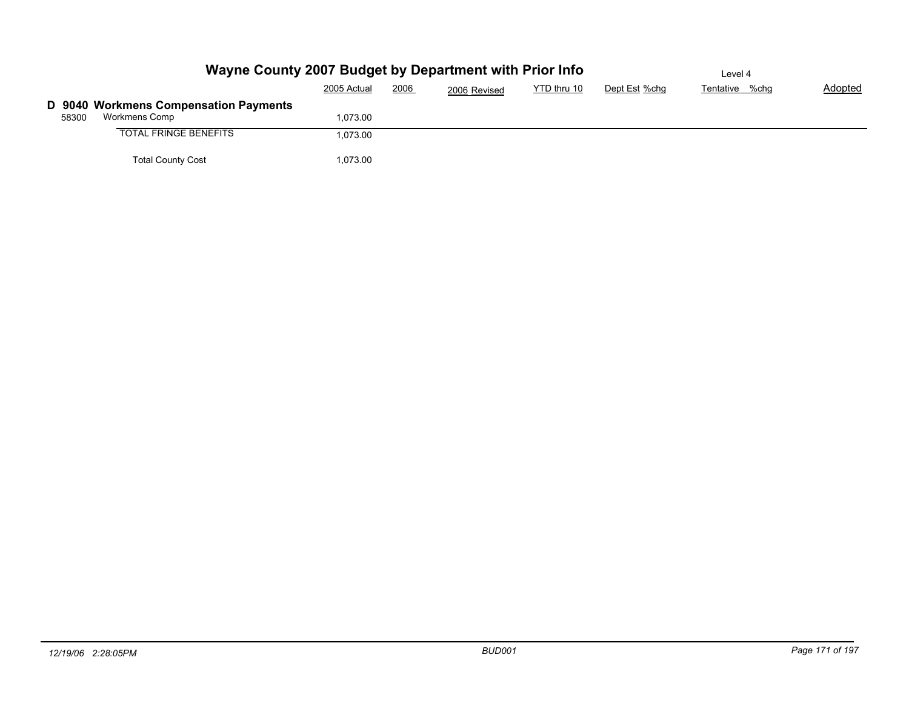# Wayne County 2007 Budget by Department with Prior Info

Level 4

| | | 2005 Actual | 2006 | 2006 Revised | YTD thru 10 | Dept Est | %chg | Tentative | %chg | Adopted |
|---|---|---|---|---|---|---|---|---|---|---|
| **D 9040** | **Workmens Compensation Payments** | | | | | | | | | |
| 58300 | Workmens Comp | 1,073.00 | | | | | | | | |
| | TOTAL FRINGE BENEFITS | 1,073.00 | | | | | | | | |
| | Total County Cost | 1,073.00 | | | | | | | | |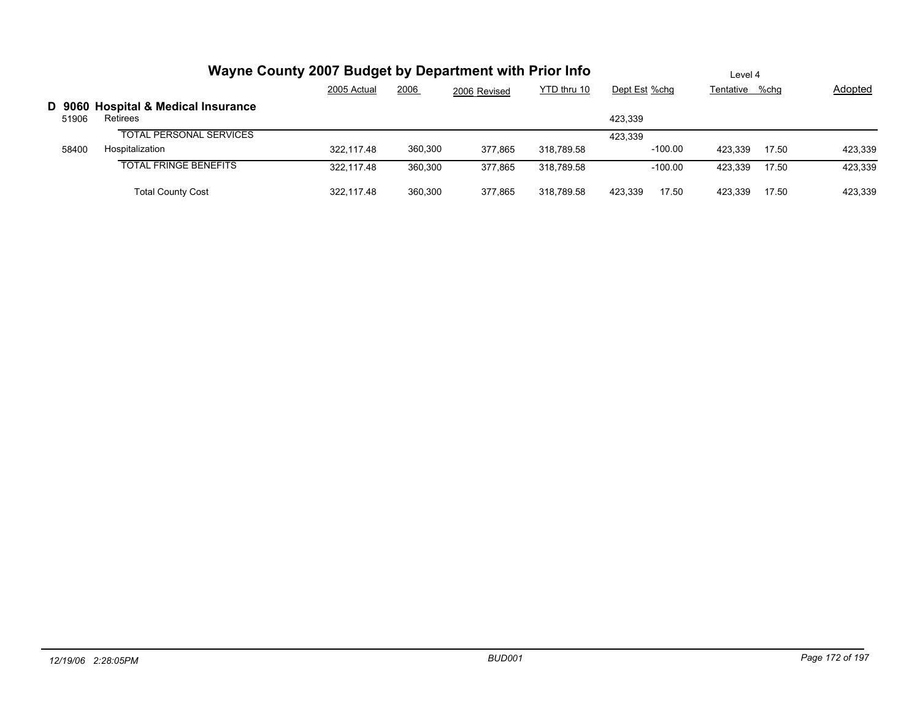# Wayne County 2007 Budget by Department with Prior Info

Level 4

## D 9060 Hospital & Medical Insurance

| | | 2005 Actual | 2006 | 2006 Revised | YTD thru 10 | Dept Est | %chg | Tentative | %chg | Adopted |
|---|---|---|---|---|---|---|---|---|---|---|
| 51906 | Retirees | | | | | 423,339 | | | | |
| | TOTAL PERSONAL SERVICES | | | | | 423,339 | | | | |
| 58400 | Hospitalization | 322,117.48 | 360,300 | 377,865 | 318,789.58 | | -100.00 | 423,339 | 17.50 | 423,339 |
| | TOTAL FRINGE BENEFITS | 322,117.48 | 360,300 | 377,865 | 318,789.58 | | -100.00 | 423,339 | 17.50 | 423,339 |
| | Total County Cost | 322,117.48 | 360,300 | 377,865 | 318,789.58 | 423,339 | 17.50 | 423,339 | 17.50 | 423,339 |

*12/19/06 2:28:05PM* *BUD001*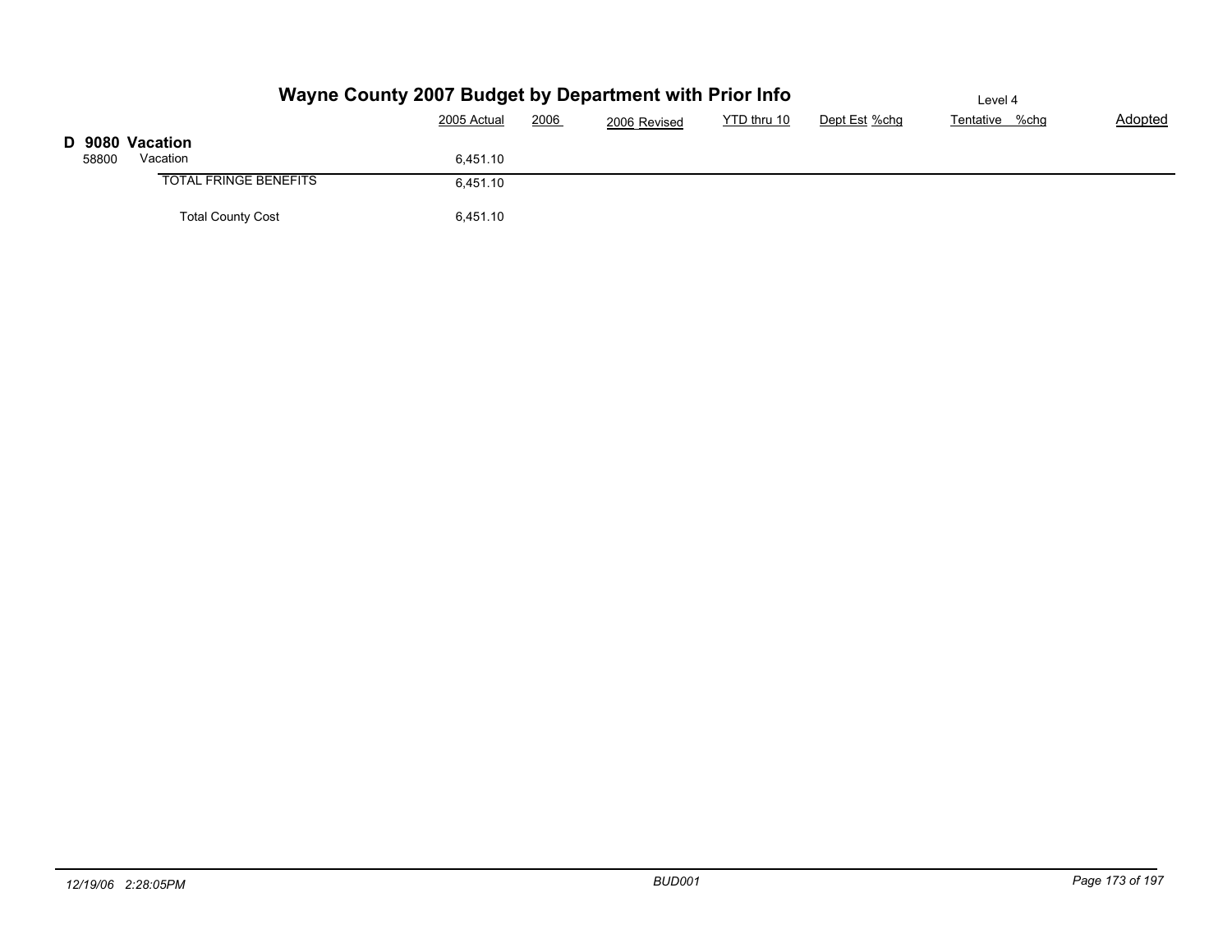# Wayne County 2007 Budget by Department with Prior Info

Level 4

| | | 2005 Actual | 2006 | 2006 Revised | YTD thru 10 | Dept Est | %chg | Tentative | %chg | Adopted |
|---|---|---|---|---|---|---|---|---|---|---|
| **D 9080** | **Vacation** | | | | | | | | | |
| 58800 | Vacation | 6,451.10 | | | | | | | | |
| | TOTAL FRINGE BENEFITS | 6,451.10 | | | | | | | | |
| | Total County Cost | 6,451.10 | | | | | | | | |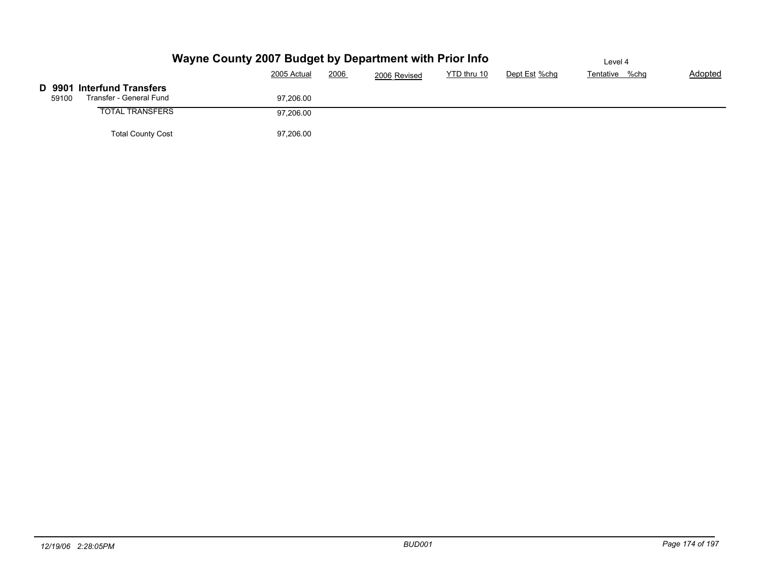# Wayne County 2007 Budget by Department with Prior Info

Level 4

| | | 2005 Actual | 2006 | 2006 Revised | YTD thru 10 | Dept Est | %chg | Tentative | %chg | Adopted |
|---|---|---|---|---|---|---|---|---|---|---|
| **D 9901** | **Interfund Transfers** | | | | | | | | | |
| 59100 | Transfer - General Fund | 97,206.00 | | | | | | | | |
| | TOTAL TRANSFERS | 97,206.00 | | | | | | | | |
| | Total County Cost | 97,206.00 | | | | | | | | |

12/19/06 2:28:05PM BUD001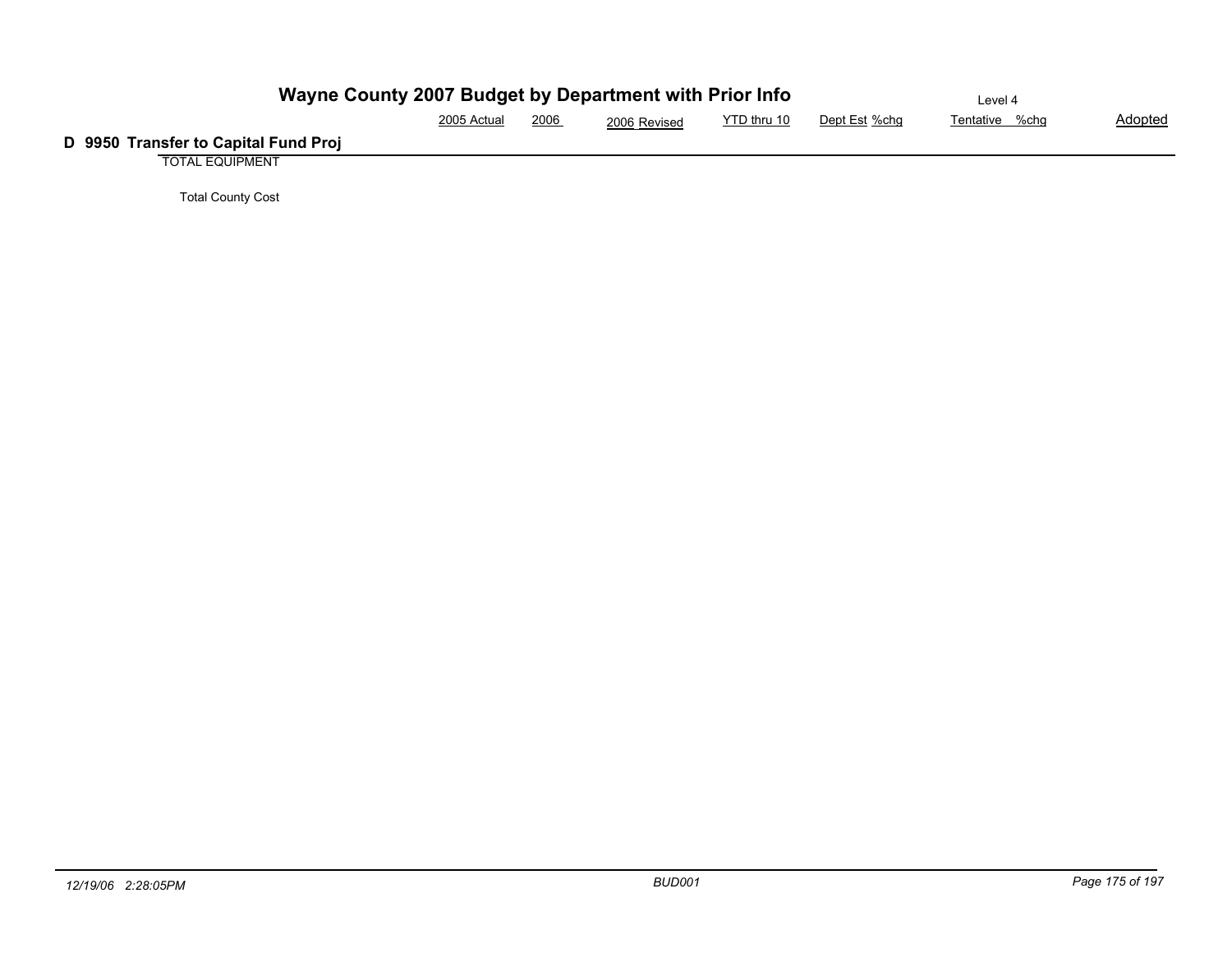# Wayne County 2007 Budget by Department with Prior Info

Level 4

| | 2005 Actual | 2006 | 2006 Revised | YTD thru 10 | Dept Est | %chg | Tentative | %chg | Adopted |
|---|---|---|---|---|---|---|---|---|---|

## D 9950 Transfer to Capital Fund Proj

| | 2005 Actual | 2006 | 2006 Revised | YTD thru 10 | Dept Est | %chg | Tentative | %chg | Adopted |
|---|---|---|---|---|---|---|---|---|---|
| TOTAL EQUIPMENT | | | | | | | | | |
| Total County Cost | | | | | | | | | |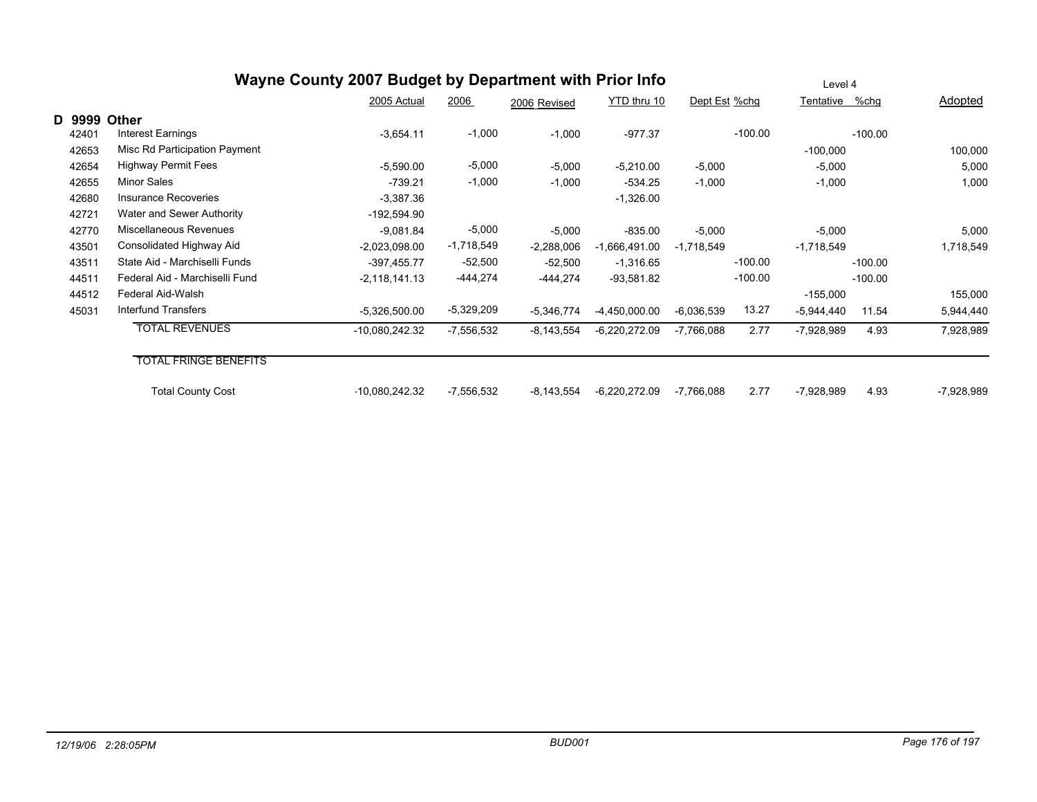# Wayne County 2007 Budget by Department with Prior Info

Level 4

| | | 2005 Actual | 2006 | 2006 Revised | YTD thru 10 | Dept Est | %chg | Tentative | %chg | Adopted |
|---|---|---|---|---|---|---|---|---|---|---|
| **D 9999** | **Other** | | | | | | | | | |
| 42401 | Interest Earnings | -3,654.11 | -1,000 | -1,000 | -977.37 | | -100.00 | | -100.00 | |
| 42653 | Misc Rd Participation Payment | | | | | | | -100,000 | | 100,000 |
| 42654 | Highway Permit Fees | -5,590.00 | -5,000 | -5,000 | -5,210.00 | -5,000 | | -5,000 | | 5,000 |
| 42655 | Minor Sales | -739.21 | -1,000 | -1,000 | -534.25 | -1,000 | | -1,000 | | 1,000 |
| 42680 | Insurance Recoveries | -3,387.36 | | | -1,326.00 | | | | | |
| 42721 | Water and Sewer Authority | -192,594.90 | | | | | | | | |
| 42770 | Miscellaneous Revenues | -9,081.84 | -5,000 | -5,000 | -835.00 | -5,000 | | -5,000 | | 5,000 |
| 43501 | Consolidated Highway Aid | -2,023,098.00 | -1,718,549 | -2,288,006 | -1,666,491.00 | -1,718,549 | | -1,718,549 | | 1,718,549 |
| 43511 | State Aid - Marchiselli Funds | -397,455.77 | -52,500 | -52,500 | -1,316.65 | | -100.00 | | -100.00 | |
| 44511 | Federal Aid - Marchiselli Fund | -2,118,141.13 | -444,274 | -444,274 | -93,581.82 | | -100.00 | | -100.00 | |
| 44512 | Federal Aid-Walsh | | | | | | | -155,000 | | 155,000 |
| 45031 | Interfund Transfers | -5,326,500.00 | -5,329,209 | -5,346,774 | -4,450,000.00 | -6,036,539 | 13.27 | -5,944,440 | 11.54 | 5,944,440 |
| | TOTAL REVENUES | -10,080,242.32 | -7,556,532 | -8,143,554 | -6,220,272.09 | -7,766,088 | 2.77 | -7,928,989 | 4.93 | 7,928,989 |
| | TOTAL FRINGE BENEFITS | | | | | | | | | |
| | Total County Cost | -10,080,242.32 | -7,556,532 | -8,143,554 | -6,220,272.09 | -7,766,088 | 2.77 | -7,928,989 | 4.93 | -7,928,989 |

*12/19/06 2:28:05PM* — *BUD001*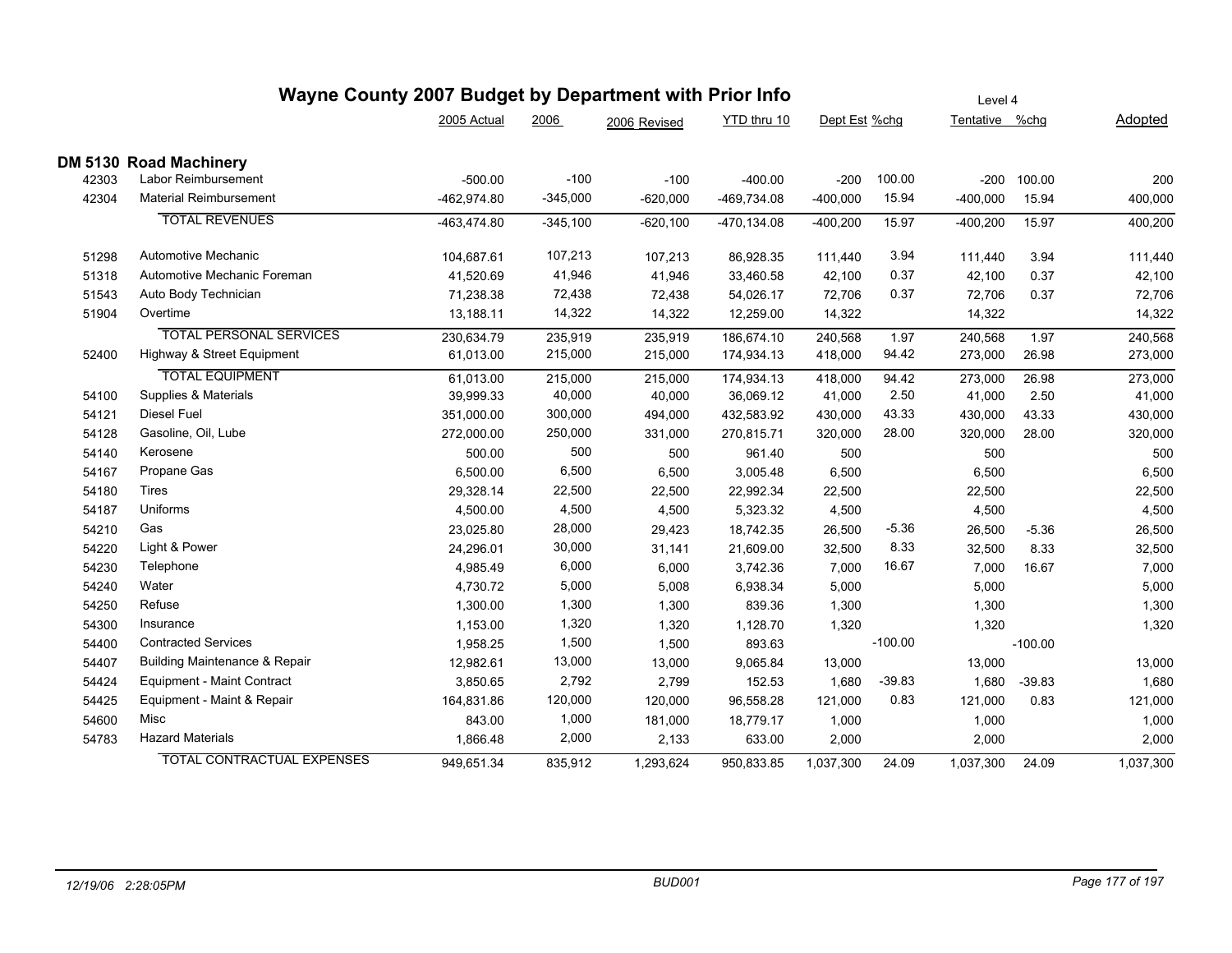# Wayne County 2007 Budget by Department with Prior Info

Level 4

## DM 5130 Road Machinery

| | | 2005 Actual | 2006 | 2006 Revised | YTD thru 10 | Dept Est | %chg | Tentative | %chg | Adopted |
|---|---|---|---|---|---|---|---|---|---|---|
| 42303 | Labor Reimbursement | -500.00 | -100 | -100 | -400.00 | -200 | 100.00 | -200 | 100.00 | 200 |
| 42304 | Material Reimbursement | -462,974.80 | -345,000 | -620,000 | -469,734.08 | -400,000 | 15.94 | -400,000 | 15.94 | 400,000 |
| | TOTAL REVENUES | -463,474.80 | -345,100 | -620,100 | -470,134.08 | -400,200 | 15.97 | -400,200 | 15.97 | 400,200 |
| 51298 | Automotive Mechanic | 104,687.61 | 107,213 | 107,213 | 86,928.35 | 111,440 | 3.94 | 111,440 | 3.94 | 111,440 |
| 51318 | Automotive Mechanic Foreman | 41,520.69 | 41,946 | 41,946 | 33,460.58 | 42,100 | 0.37 | 42,100 | 0.37 | 42,100 |
| 51543 | Auto Body Technician | 71,238.38 | 72,438 | 72,438 | 54,026.17 | 72,706 | 0.37 | 72,706 | 0.37 | 72,706 |
| 51904 | Overtime | 13,188.11 | 14,322 | 14,322 | 12,259.00 | 14,322 | | 14,322 | | 14,322 |
| | TOTAL PERSONAL SERVICES | 230,634.79 | 235,919 | 235,919 | 186,674.10 | 240,568 | 1.97 | 240,568 | 1.97 | 240,568 |
| 52400 | Highway & Street Equipment | 61,013.00 | 215,000 | 215,000 | 174,934.13 | 418,000 | 94.42 | 273,000 | 26.98 | 273,000 |
| | TOTAL EQUIPMENT | 61,013.00 | 215,000 | 215,000 | 174,934.13 | 418,000 | 94.42 | 273,000 | 26.98 | 273,000 |
| 54100 | Supplies & Materials | 39,999.33 | 40,000 | 40,000 | 36,069.12 | 41,000 | 2.50 | 41,000 | 2.50 | 41,000 |
| 54121 | Diesel Fuel | 351,000.00 | 300,000 | 494,000 | 432,583.92 | 430,000 | 43.33 | 430,000 | 43.33 | 430,000 |
| 54128 | Gasoline, Oil, Lube | 272,000.00 | 250,000 | 331,000 | 270,815.71 | 320,000 | 28.00 | 320,000 | 28.00 | 320,000 |
| 54140 | Kerosene | 500.00 | 500 | 500 | 961.40 | 500 | | 500 | | 500 |
| 54167 | Propane Gas | 6,500.00 | 6,500 | 6,500 | 3,005.48 | 6,500 | | 6,500 | | 6,500 |
| 54180 | Tires | 29,328.14 | 22,500 | 22,500 | 22,992.34 | 22,500 | | 22,500 | | 22,500 |
| 54187 | Uniforms | 4,500.00 | 4,500 | 4,500 | 5,323.32 | 4,500 | | 4,500 | | 4,500 |
| 54210 | Gas | 23,025.80 | 28,000 | 29,423 | 18,742.35 | 26,500 | -5.36 | 26,500 | -5.36 | 26,500 |
| 54220 | Light & Power | 24,296.01 | 30,000 | 31,141 | 21,609.00 | 32,500 | 8.33 | 32,500 | 8.33 | 32,500 |
| 54230 | Telephone | 4,985.49 | 6,000 | 6,000 | 3,742.36 | 7,000 | 16.67 | 7,000 | 16.67 | 7,000 |
| 54240 | Water | 4,730.72 | 5,000 | 5,008 | 6,938.34 | 5,000 | | 5,000 | | 5,000 |
| 54250 | Refuse | 1,300.00 | 1,300 | 1,300 | 839.36 | 1,300 | | 1,300 | | 1,300 |
| 54300 | Insurance | 1,153.00 | 1,320 | 1,320 | 1,128.70 | 1,320 | | 1,320 | | 1,320 |
| 54400 | Contracted Services | 1,958.25 | 1,500 | 1,500 | 893.63 | | -100.00 | | -100.00 | |
| 54407 | Building Maintenance & Repair | 12,982.61 | 13,000 | 13,000 | 9,065.84 | 13,000 | | 13,000 | | 13,000 |
| 54424 | Equipment - Maint Contract | 3,850.65 | 2,792 | 2,799 | 152.53 | 1,680 | -39.83 | 1,680 | -39.83 | 1,680 |
| 54425 | Equipment - Maint & Repair | 164,831.86 | 120,000 | 120,000 | 96,558.28 | 121,000 | 0.83 | 121,000 | 0.83 | 121,000 |
| 54600 | Misc | 843.00 | 1,000 | 181,000 | 18,779.17 | 1,000 | | 1,000 | | 1,000 |
| 54783 | Hazard Materials | 1,866.48 | 2,000 | 2,133 | 633.00 | 2,000 | | 2,000 | | 2,000 |
| | TOTAL CONTRACTUAL EXPENSES | 949,651.34 | 835,912 | 1,293,624 | 950,833.85 | 1,037,300 | 24.09 | 1,037,300 | 24.09 | 1,037,300 |

12/19/06 2:28:05PM BUD001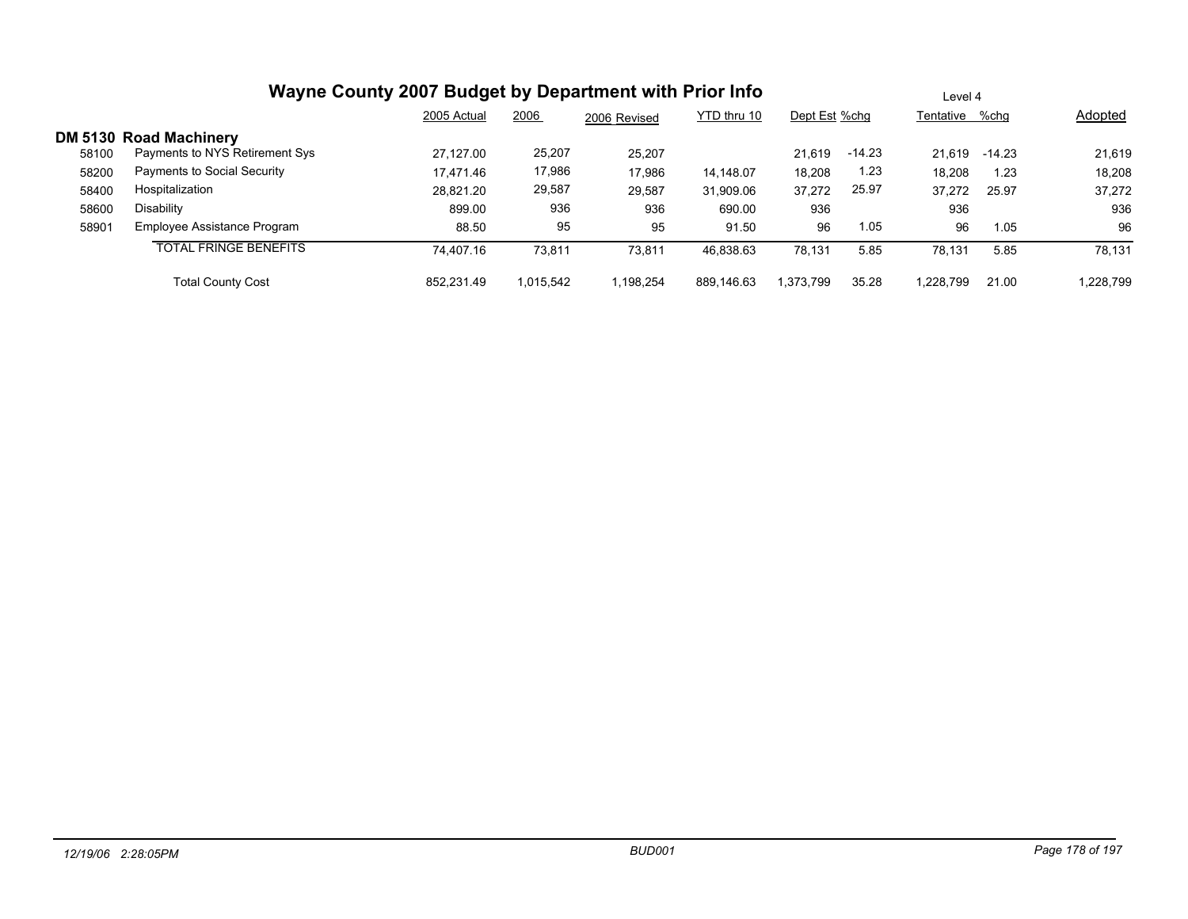# Wayne County 2007 Budget by Department with Prior Info

Level 4

## DM 5130 Road Machinery

| | | 2005 Actual | 2006 | 2006 Revised | YTD thru 10 | Dept Est | %chg | Tentative | %chg | Adopted |
|---|---|---|---|---|---|---|---|---|---|---|
| 58100 | Payments to NYS Retirement Sys | 27,127.00 | 25,207 | 25,207 | | 21,619 | -14.23 | 21,619 | -14.23 | 21,619 |
| 58200 | Payments to Social Security | 17,471.46 | 17,986 | 17,986 | 14,148.07 | 18,208 | 1.23 | 18,208 | 1.23 | 18,208 |
| 58400 | Hospitalization | 28,821.20 | 29,587 | 29,587 | 31,909.06 | 37,272 | 25.97 | 37,272 | 25.97 | 37,272 |
| 58600 | Disability | 899.00 | 936 | 936 | 690.00 | 936 | | 936 | | 936 |
| 58901 | Employee Assistance Program | 88.50 | 95 | 95 | 91.50 | 96 | 1.05 | 96 | 1.05 | 96 |
| | TOTAL FRINGE BENEFITS | 74,407.16 | 73,811 | 73,811 | 46,838.63 | 78,131 | 5.85 | 78,131 | 5.85 | 78,131 |
| | Total County Cost | 852,231.49 | 1,015,542 | 1,198,254 | 889,146.63 | 1,373,799 | 35.28 | 1,228,799 | 21.00 | 1,228,799 |

*12/19/06 2:28:05PM* *BUD001*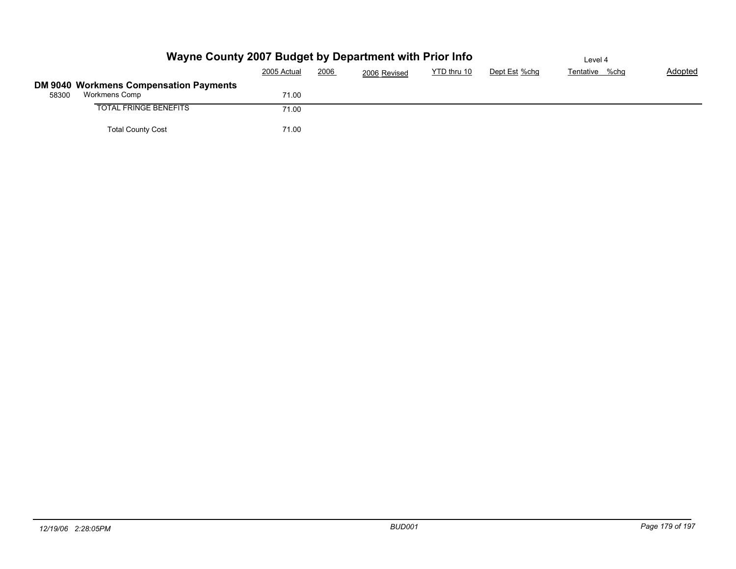# Wayne County 2007 Budget by Department with Prior Info

Level 4

## DM 9040 Workmens Compensation Payments

| | | 2005 Actual | 2006 | 2006 Revised | YTD thru 10 | Dept Est | %chg | Tentative | %chg | Adopted |
|---|---|---|---|---|---|---|---|---|---|---|
| 58300 | Workmens Comp | 71.00 | | | | | | | | |
| | TOTAL FRINGE BENEFITS | 71.00 | | | | | | | | |
| | Total County Cost | 71.00 | | | | | | | | |

12/19/06 2:28:05PM BUD001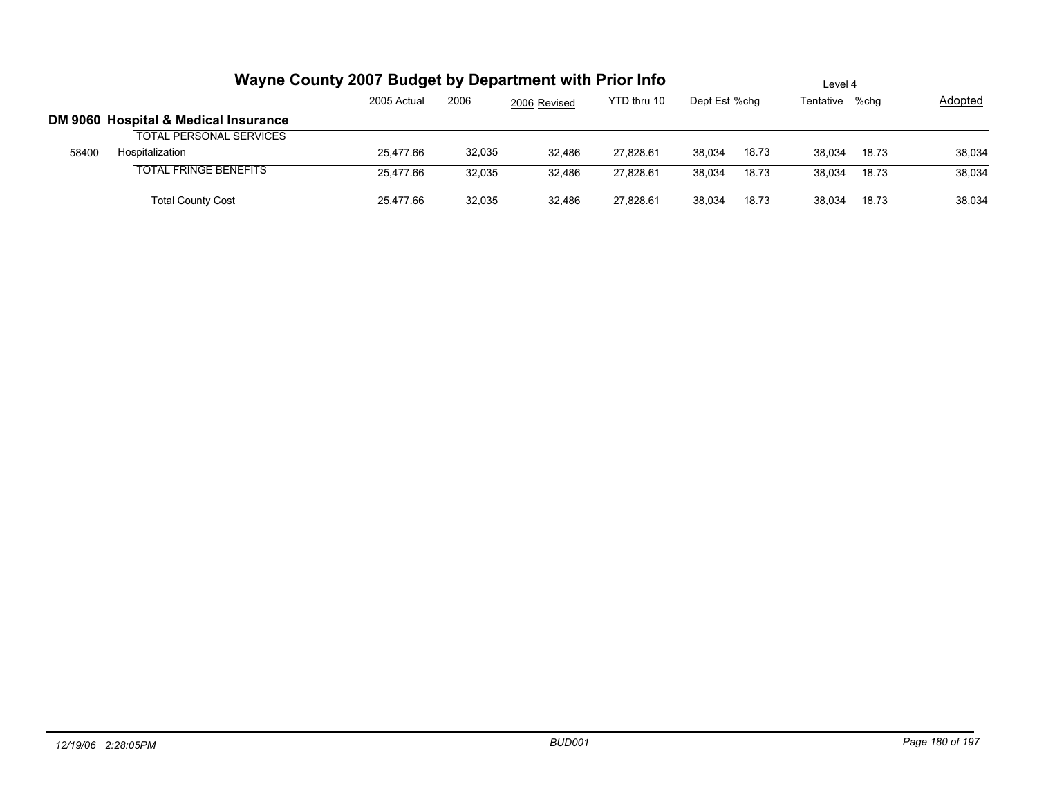# Wayne County 2007 Budget by Department with Prior Info

Level 4

## DM 9060 Hospital & Medical Insurance

| | | 2005 Actual | 2006 | 2006 Revised | YTD thru 10 | Dept Est | %chg | Tentative | %chg | Adopted |
|---|---|---|---|---|---|---|---|---|---|---|
| | TOTAL PERSONAL SERVICES | | | | | | | | | |
| 58400 | Hospitalization | 25,477.66 | 32,035 | 32,486 | 27,828.61 | 38,034 | 18.73 | 38,034 | 18.73 | 38,034 |
| | TOTAL FRINGE BENEFITS | 25,477.66 | 32,035 | 32,486 | 27,828.61 | 38,034 | 18.73 | 38,034 | 18.73 | 38,034 |
| | Total County Cost | 25,477.66 | 32,035 | 32,486 | 27,828.61 | 38,034 | 18.73 | 38,034 | 18.73 | 38,034 |

12/19/06 2:28:05PM BUD001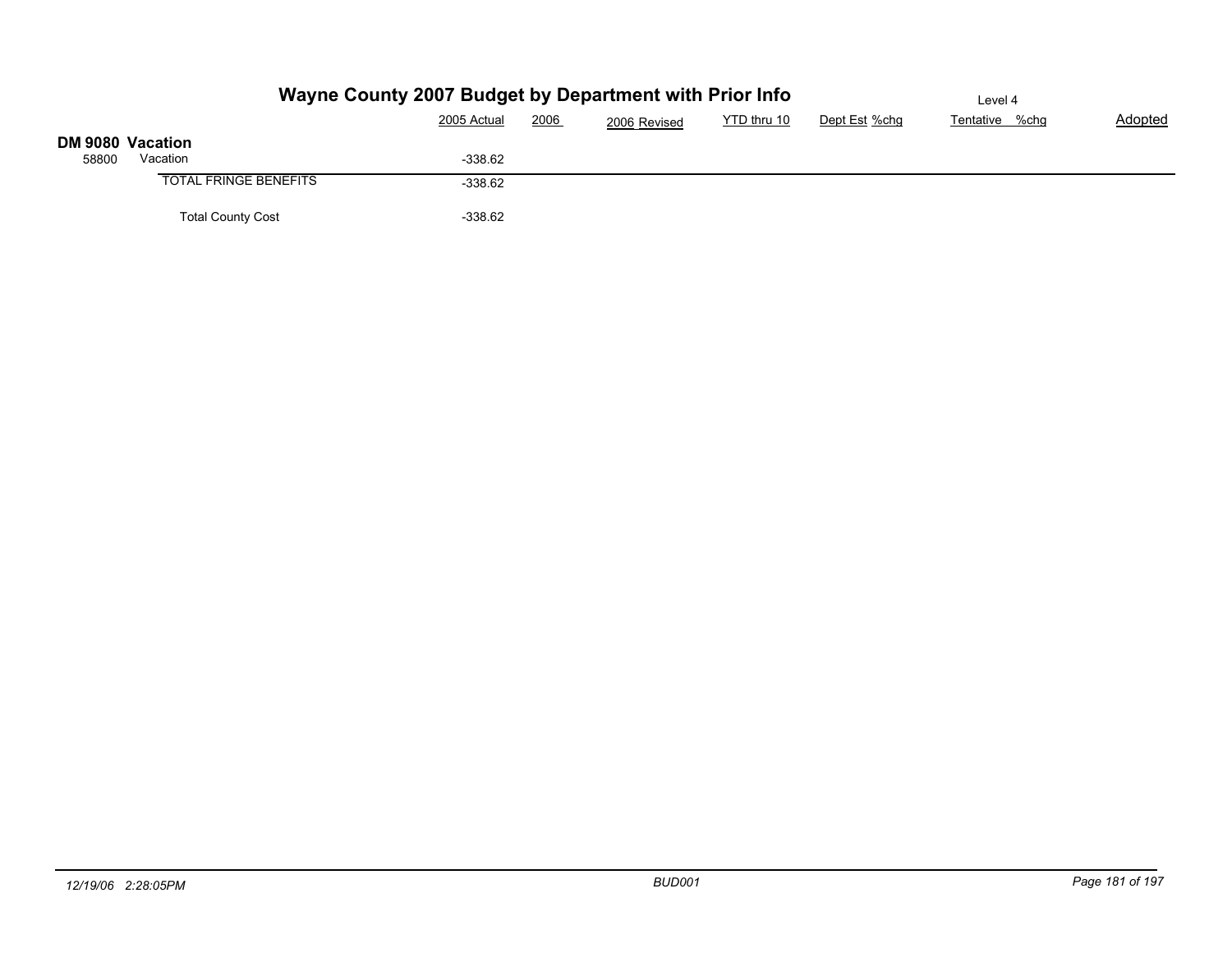# Wayne County 2007 Budget by Department with Prior Info

Level 4

## DM 9080 Vacation

| | | 2005 Actual | 2006 | 2006 Revised | YTD thru 10 | Dept Est | %chg | Tentative | %chg | Adopted |
|---|---|---|---|---|---|---|---|---|---|---|
| 58800 | Vacation | -338.62 | | | | | | | | |
| | TOTAL FRINGE BENEFITS | -338.62 | | | | | | | | |
| | Total County Cost | -338.62 | | | | | | | | |

12/19/06 2:28:05PM BUD001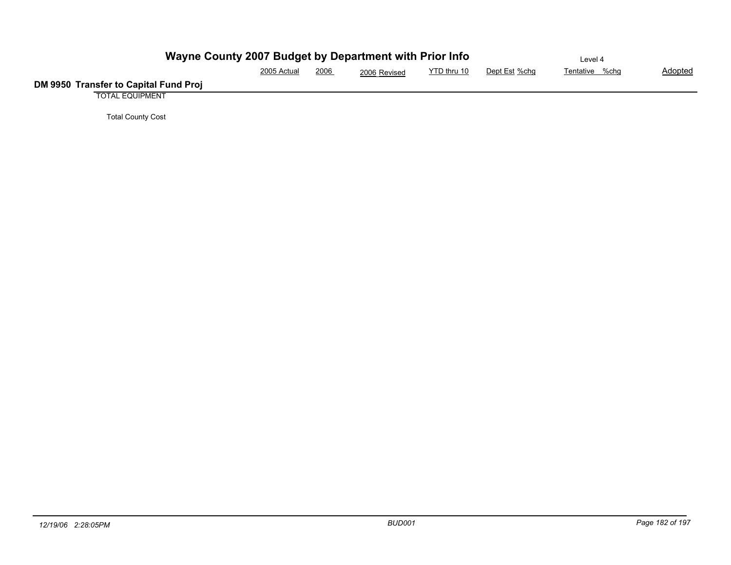# Wayne County 2007 Budget by Department with Prior Info

Level 4

| | 2005 Actual | 2006 | 2006 Revised | YTD thru 10 | Dept Est | %chg | Tentative | %chg | Adopted |
|---|---|---|---|---|---|---|---|---|---|
| **DM 9950 Transfer to Capital Fund Proj** | | | | | | | | | |
| TOTAL EQUIPMENT | | | | | | | | | |
| Total County Cost | | | | | | | | | |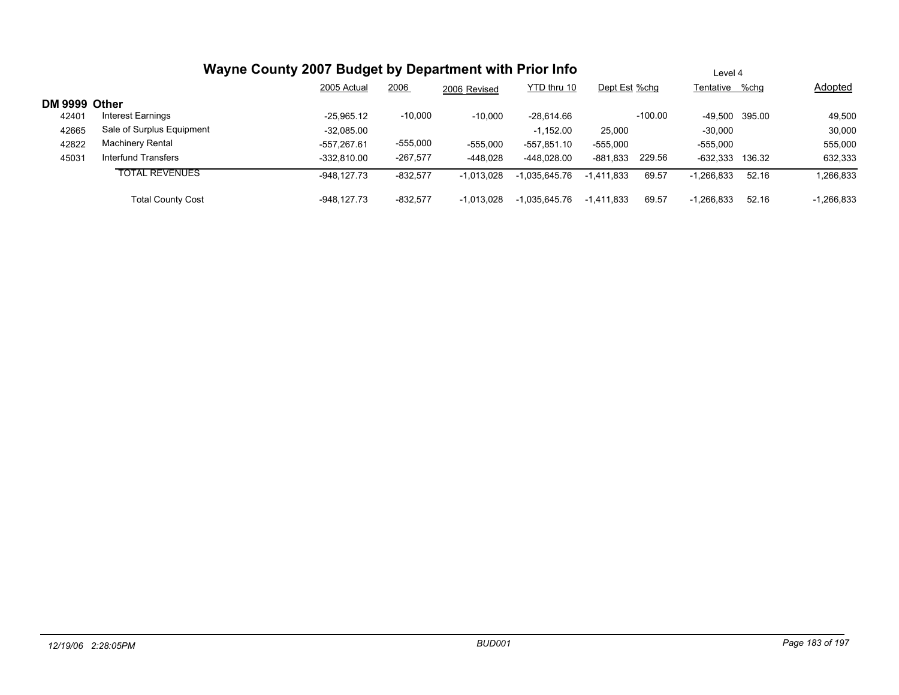# Wayne County 2007 Budget by Department with Prior Info

Level 4

## DM 9999 Other

| | | 2005 Actual | 2006 | 2006 Revised | YTD thru 10 | Dept Est | %chg | Tentative | %chg | Adopted |
|---|---|---|---|---|---|---|---|---|---|---|
| 42401 | Interest Earnings | -25,965.12 | -10,000 | -10,000 | -28,614.66 | | -100.00 | -49,500 | 395.00 | 49,500 |
| 42665 | Sale of Surplus Equipment | -32,085.00 | | | -1,152.00 | 25,000 | | -30,000 | | 30,000 |
| 42822 | Machinery Rental | -557,267.61 | -555,000 | -555,000 | -557,851.10 | -555,000 | | -555,000 | | 555,000 |
| 45031 | Interfund Transfers | -332,810.00 | -267,577 | -448,028 | -448,028.00 | -881,833 | 229.56 | -632,333 | 136.32 | 632,333 |
| | TOTAL REVENUES | -948,127.73 | -832,577 | -1,013,028 | -1,035,645.76 | -1,411,833 | 69.57 | -1,266,833 | 52.16 | 1,266,833 |
| | Total County Cost | -948,127.73 | -832,577 | -1,013,028 | -1,035,645.76 | -1,411,833 | 69.57 | -1,266,833 | 52.16 | -1,266,833 |

*12/19/06 2:28:05PM* *BUD001*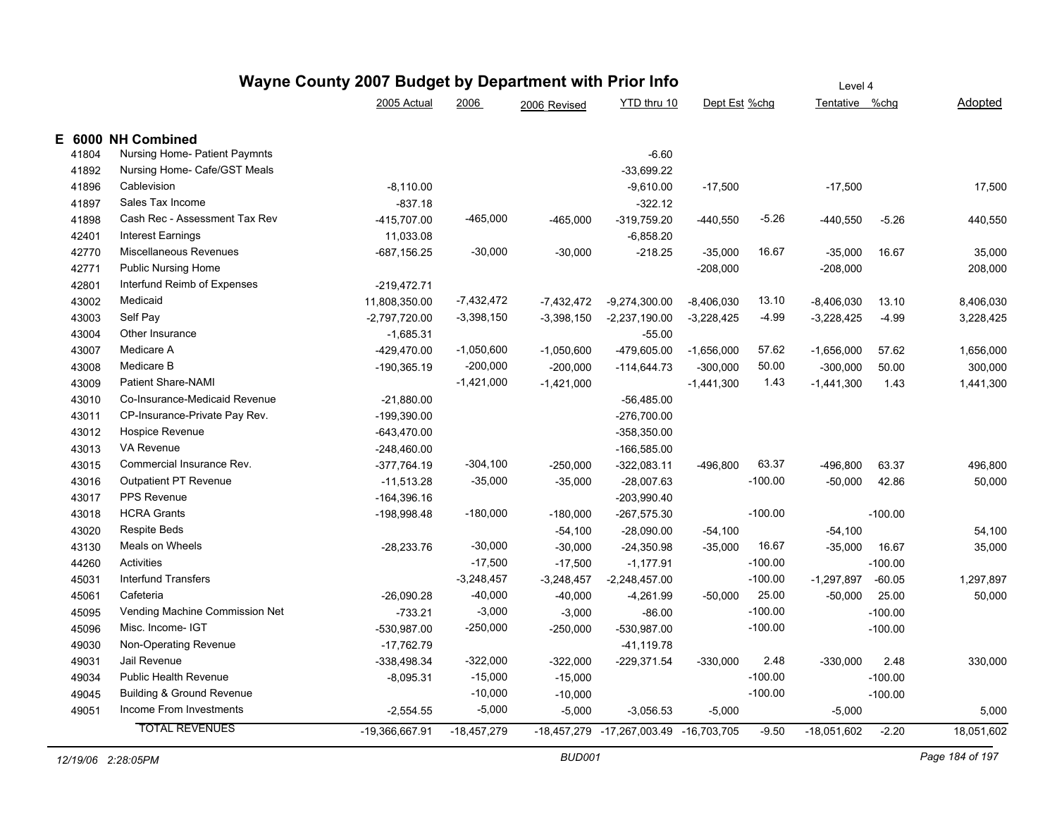# Wayne County 2007 Budget by Department with Prior Info

Level 4

## E 6000 NH Combined

| | | 2005 Actual | 2006 | 2006 Revised | YTD thru 10 | Dept Est | %chg | Tentative | %chg | Adopted |
|---|---|---|---|---|---|---|---|---|---|---|
| 41804 | Nursing Home- Patient Paymnts | | | | -6.60 | | | | | |
| 41892 | Nursing Home- Cafe/GST Meals | | | | -33,699.22 | | | | | |
| 41896 | Cablevision | -8,110.00 | | | -9,610.00 | -17,500 | | -17,500 | | 17,500 |
| 41897 | Sales Tax Income | -837.18 | | | -322.12 | | | | | |
| 41898 | Cash Rec - Assessment Tax Rev | -415,707.00 | -465,000 | -465,000 | -319,759.20 | -440,550 | -5.26 | -440,550 | -5.26 | 440,550 |
| 42401 | Interest Earnings | 11,033.08 | | | -6,858.20 | | | | | |
| 42770 | Miscellaneous Revenues | -687,156.25 | -30,000 | -30,000 | -218.25 | -35,000 | 16.67 | -35,000 | 16.67 | 35,000 |
| 42771 | Public Nursing Home | | | | | -208,000 | | -208,000 | | 208,000 |
| 42801 | Interfund Reimb of Expenses | -219,472.71 | | | | | | | | |
| 43002 | Medicaid | 11,808,350.00 | -7,432,472 | -7,432,472 | -9,274,300.00 | -8,406,030 | 13.10 | -8,406,030 | 13.10 | 8,406,030 |
| 43003 | Self Pay | -2,797,720.00 | -3,398,150 | -3,398,150 | -2,237,190.00 | -3,228,425 | -4.99 | -3,228,425 | -4.99 | 3,228,425 |
| 43004 | Other Insurance | -1,685.31 | | | -55.00 | | | | | |
| 43007 | Medicare A | -429,470.00 | -1,050,600 | -1,050,600 | -479,605.00 | -1,656,000 | 57.62 | -1,656,000 | 57.62 | 1,656,000 |
| 43008 | Medicare B | -190,365.19 | -200,000 | -200,000 | -114,644.73 | -300,000 | 50.00 | -300,000 | 50.00 | 300,000 |
| 43009 | Patient Share-NAMI | | -1,421,000 | -1,421,000 | | -1,441,300 | 1.43 | -1,441,300 | 1.43 | 1,441,300 |
| 43010 | Co-Insurance-Medicaid Revenue | -21,880.00 | | | -56,485.00 | | | | | |
| 43011 | CP-Insurance-Private Pay Rev. | -199,390.00 | | | -276,700.00 | | | | | |
| 43012 | Hospice Revenue | -643,470.00 | | | -358,350.00 | | | | | |
| 43013 | VA Revenue | -248,460.00 | | | -166,585.00 | | | | | |
| 43015 | Commercial Insurance Rev. | -377,764.19 | -304,100 | -250,000 | -322,083.11 | -496,800 | 63.37 | -496,800 | 63.37 | 496,800 |
| 43016 | Outpatient PT Revenue | -11,513.28 | -35,000 | -35,000 | -28,007.63 | | -100.00 | -50,000 | 42.86 | 50,000 |
| 43017 | PPS Revenue | -164,396.16 | | | -203,990.40 | | | | | |
| 43018 | HCRA Grants | -198,998.48 | -180,000 | -180,000 | -267,575.30 | | -100.00 | | -100.00 | |
| 43020 | Respite Beds | | | -54,100 | -28,090.00 | -54,100 | | -54,100 | | 54,100 |
| 43130 | Meals on Wheels | -28,233.76 | -30,000 | -30,000 | -24,350.98 | -35,000 | 16.67 | -35,000 | 16.67 | 35,000 |
| 44260 | Activities | | -17,500 | -17,500 | -1,177.91 | | -100.00 | | -100.00 | |
| 45031 | Interfund Transfers | | -3,248,457 | -3,248,457 | -2,248,457.00 | | -100.00 | -1,297,897 | -60.05 | 1,297,897 |
| 45061 | Cafeteria | -26,090.28 | -40,000 | -40,000 | -4,261.99 | -50,000 | 25.00 | -50,000 | 25.00 | 50,000 |
| 45095 | Vending Machine Commission Net | -733.21 | -3,000 | -3,000 | -86.00 | | -100.00 | | -100.00 | |
| 45096 | Misc. Income- IGT | -530,987.00 | -250,000 | -250,000 | -530,987.00 | | -100.00 | | -100.00 | |
| 49030 | Non-Operating Revenue | -17,762.79 | | | -41,119.78 | | | | | |
| 49031 | Jail Revenue | -338,498.34 | -322,000 | -322,000 | -229,371.54 | -330,000 | 2.48 | -330,000 | 2.48 | 330,000 |
| 49034 | Public Health Revenue | -8,095.31 | -15,000 | -15,000 | | | -100.00 | | -100.00 | |
| 49045 | Building & Ground Revenue | | -10,000 | -10,000 | | | -100.00 | | -100.00 | |
| 49051 | Income From Investments | -2,554.55 | -5,000 | -5,000 | -3,056.53 | -5,000 | | -5,000 | | 5,000 |
| | TOTAL REVENUES | -19,366,667.91 | -18,457,279 | -18,457,279 | -17,267,003.49 | -16,703,705 | -9.50 | -18,051,602 | -2.20 | 18,051,602 |

12/19/06 2:28:05PM BUD001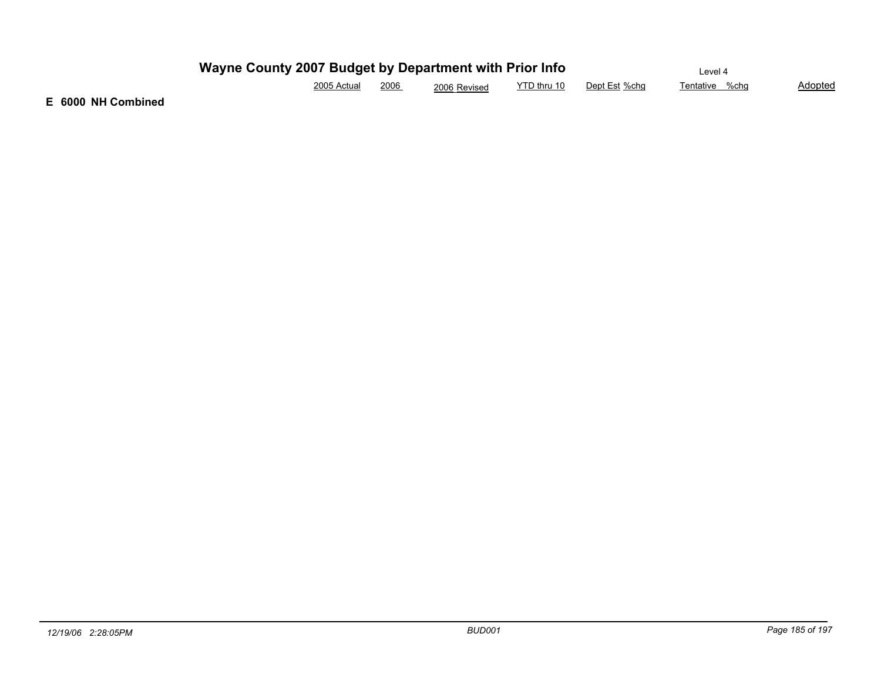# Wayne County 2007 Budget by Department with Prior Info

Level 4

| | 2005 Actual | 2006 | 2006 Revised | YTD thru 10 | Dept Est | %chg | Tentative | %chg | Adopted |
|---|---|---|---|---|---|---|---|---|---|

**E 6000 NH Combined**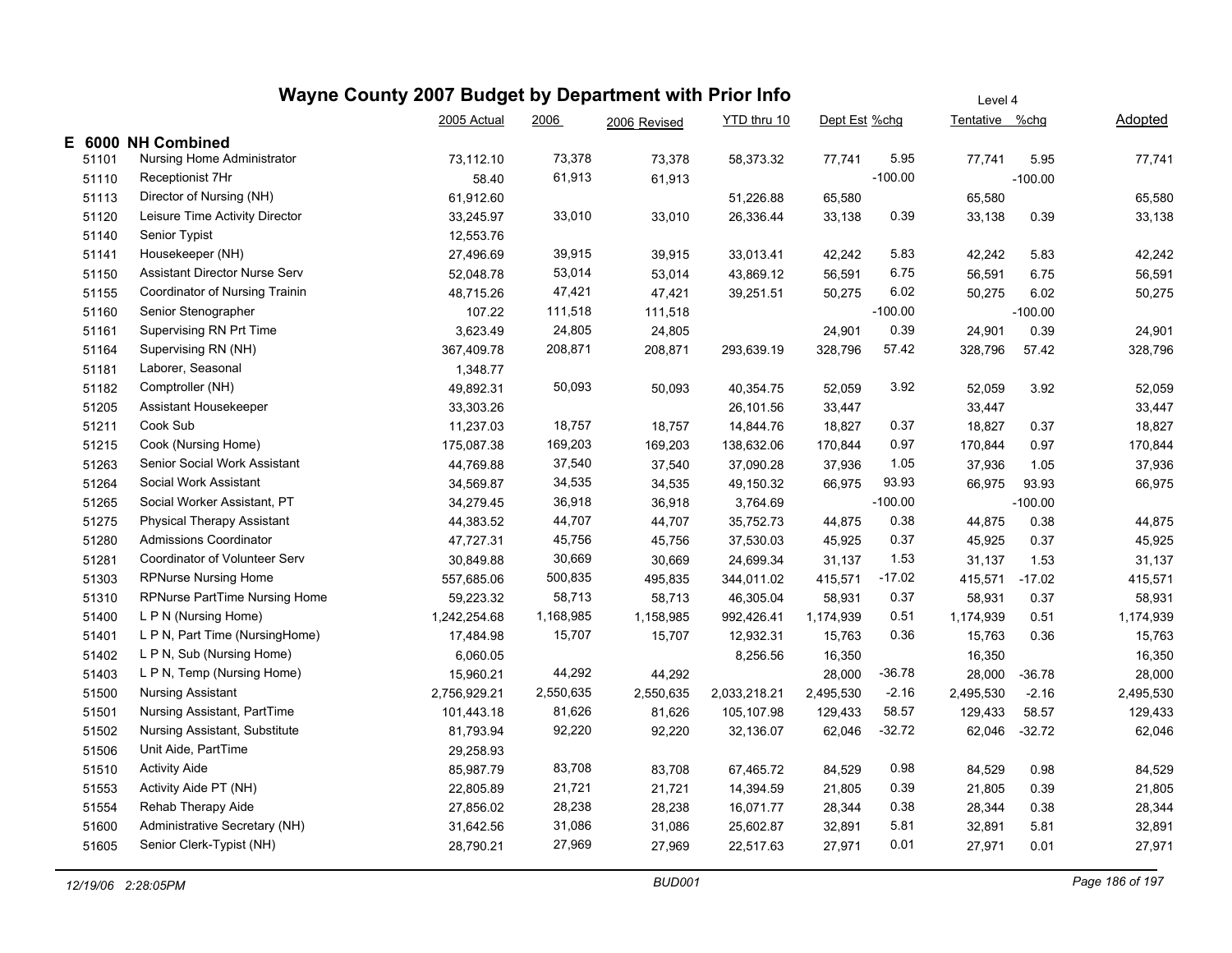# Wayne County 2007 Budget by Department with Prior Info

Level 4

| | | 2005 Actual | 2006 | 2006 Revised | YTD thru 10 | Dept Est | %chg | Tentative | %chg | Adopted |
|---|---|---|---|---|---|---|---|---|---|---|
| **E 6000** | **NH Combined** | | | | | | | | | |
| 51101 | Nursing Home Administrator | 73,112.10 | 73,378 | 73,378 | 58,373.32 | 77,741 | 5.95 | 77,741 | 5.95 | 77,741 |
| 51110 | Receptionist 7Hr | 58.40 | 61,913 | 61,913 | | | -100.00 | | -100.00 | |
| 51113 | Director of Nursing (NH) | 61,912.60 | | | 51,226.88 | 65,580 | | 65,580 | | 65,580 |
| 51120 | Leisure Time Activity Director | 33,245.97 | 33,010 | 33,010 | 26,336.44 | 33,138 | 0.39 | 33,138 | 0.39 | 33,138 |
| 51140 | Senior Typist | 12,553.76 | | | | | | | | |
| 51141 | Housekeeper (NH) | 27,496.69 | 39,915 | 39,915 | 33,013.41 | 42,242 | 5.83 | 42,242 | 5.83 | 42,242 |
| 51150 | Assistant Director Nurse Serv | 52,048.78 | 53,014 | 53,014 | 43,869.12 | 56,591 | 6.75 | 56,591 | 6.75 | 56,591 |
| 51155 | Coordinator of Nursing Trainin | 48,715.26 | 47,421 | 47,421 | 39,251.51 | 50,275 | 6.02 | 50,275 | 6.02 | 50,275 |
| 51160 | Senior Stenographer | 107.22 | 111,518 | 111,518 | | | -100.00 | | -100.00 | |
| 51161 | Supervising RN Prt Time | 3,623.49 | 24,805 | 24,805 | | 24,901 | 0.39 | 24,901 | 0.39 | 24,901 |
| 51164 | Supervising RN (NH) | 367,409.78 | 208,871 | 208,871 | 293,639.19 | 328,796 | 57.42 | 328,796 | 57.42 | 328,796 |
| 51181 | Laborer, Seasonal | 1,348.77 | | | | | | | | |
| 51182 | Comptroller (NH) | 49,892.31 | 50,093 | 50,093 | 40,354.75 | 52,059 | 3.92 | 52,059 | 3.92 | 52,059 |
| 51205 | Assistant Housekeeper | 33,303.26 | | | 26,101.56 | 33,447 | | 33,447 | | 33,447 |
| 51211 | Cook Sub | 11,237.03 | 18,757 | 18,757 | 14,844.76 | 18,827 | 0.37 | 18,827 | 0.37 | 18,827 |
| 51215 | Cook (Nursing Home) | 175,087.38 | 169,203 | 169,203 | 138,632.06 | 170,844 | 0.97 | 170,844 | 0.97 | 170,844 |
| 51263 | Senior Social Work Assistant | 44,769.88 | 37,540 | 37,540 | 37,090.28 | 37,936 | 1.05 | 37,936 | 1.05 | 37,936 |
| 51264 | Social Work Assistant | 34,569.87 | 34,535 | 34,535 | 49,150.32 | 66,975 | 93.93 | 66,975 | 93.93 | 66,975 |
| 51265 | Social Worker Assistant, PT | 34,279.45 | 36,918 | 36,918 | 3,764.69 | | -100.00 | | -100.00 | |
| 51275 | Physical Therapy Assistant | 44,383.52 | 44,707 | 44,707 | 35,752.73 | 44,875 | 0.38 | 44,875 | 0.38 | 44,875 |
| 51280 | Admissions Coordinator | 47,727.31 | 45,756 | 45,756 | 37,530.03 | 45,925 | 0.37 | 45,925 | 0.37 | 45,925 |
| 51281 | Coordinator of Volunteer Serv | 30,849.88 | 30,669 | 30,669 | 24,699.34 | 31,137 | 1.53 | 31,137 | 1.53 | 31,137 |
| 51303 | RPNurse Nursing Home | 557,685.06 | 500,835 | 495,835 | 344,011.02 | 415,571 | -17.02 | 415,571 | -17.02 | 415,571 |
| 51310 | RPNurse PartTime Nursing Home | 59,223.32 | 58,713 | 58,713 | 46,305.04 | 58,931 | 0.37 | 58,931 | 0.37 | 58,931 |
| 51400 | L P N (Nursing Home) | 1,242,254.68 | 1,168,985 | 1,158,985 | 992,426.41 | 1,174,939 | 0.51 | 1,174,939 | 0.51 | 1,174,939 |
| 51401 | L P N, Part Time (NursingHome) | 17,484.98 | 15,707 | 15,707 | 12,932.31 | 15,763 | 0.36 | 15,763 | 0.36 | 15,763 |
| 51402 | L P N, Sub (Nursing Home) | 6,060.05 | | | 8,256.56 | 16,350 | | 16,350 | | 16,350 |
| 51403 | L P N, Temp (Nursing Home) | 15,960.21 | 44,292 | 44,292 | | 28,000 | -36.78 | 28,000 | -36.78 | 28,000 |
| 51500 | Nursing Assistant | 2,756,929.21 | 2,550,635 | 2,550,635 | 2,033,218.21 | 2,495,530 | -2.16 | 2,495,530 | -2.16 | 2,495,530 |
| 51501 | Nursing Assistant, PartTime | 101,443.18 | 81,626 | 81,626 | 105,107.98 | 129,433 | 58.57 | 129,433 | 58.57 | 129,433 |
| 51502 | Nursing Assistant, Substitute | 81,793.94 | 92,220 | 92,220 | 32,136.07 | 62,046 | -32.72 | 62,046 | -32.72 | 62,046 |
| 51506 | Unit Aide, PartTime | 29,258.93 | | | | | | | | |
| 51510 | Activity Aide | 85,987.79 | 83,708 | 83,708 | 67,465.72 | 84,529 | 0.98 | 84,529 | 0.98 | 84,529 |
| 51553 | Activity Aide PT (NH) | 22,805.89 | 21,721 | 21,721 | 14,394.59 | 21,805 | 0.39 | 21,805 | 0.39 | 21,805 |
| 51554 | Rehab Therapy Aide | 27,856.02 | 28,238 | 28,238 | 16,071.77 | 28,344 | 0.38 | 28,344 | 0.38 | 28,344 |
| 51600 | Administrative Secretary (NH) | 31,642.56 | 31,086 | 31,086 | 25,602.87 | 32,891 | 5.81 | 32,891 | 5.81 | 32,891 |
| 51605 | Senior Clerk-Typist (NH) | 28,790.21 | 27,969 | 27,969 | 22,517.63 | 27,971 | 0.01 | 27,971 | 0.01 | 27,971 |

*12/19/06 2:28:05PM* BUD001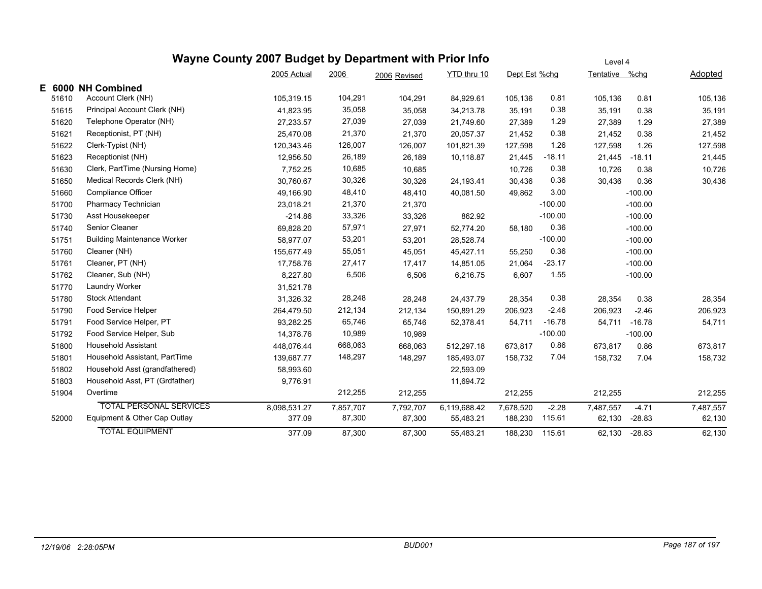# Wayne County 2007 Budget by Department with Prior Info

Level 4

| | | 2005 Actual | 2006 | 2006 Revised | YTD thru 10 | Dept Est | %chg | Tentative | %chg | Adopted |
|---|---|---|---|---|---|---|---|---|---|---|
| **E 6000** | **NH Combined** | | | | | | | | | |
| 51610 | Account Clerk (NH) | 105,319.15 | 104,291 | 104,291 | 84,929.61 | 105,136 | 0.81 | 105,136 | 0.81 | 105,136 |
| 51615 | Principal Account Clerk (NH) | 41,823.95 | 35,058 | 35,058 | 34,213.78 | 35,191 | 0.38 | 35,191 | 0.38 | 35,191 |
| 51620 | Telephone Operator (NH) | 27,233.57 | 27,039 | 27,039 | 21,749.60 | 27,389 | 1.29 | 27,389 | 1.29 | 27,389 |
| 51621 | Receptionist, PT (NH) | 25,470.08 | 21,370 | 21,370 | 20,057.37 | 21,452 | 0.38 | 21,452 | 0.38 | 21,452 |
| 51622 | Clerk-Typist (NH) | 120,343.46 | 126,007 | 126,007 | 101,821.39 | 127,598 | 1.26 | 127,598 | 1.26 | 127,598 |
| 51623 | Receptionist (NH) | 12,956.50 | 26,189 | 26,189 | 10,118.87 | 21,445 | -18.11 | 21,445 | -18.11 | 21,445 |
| 51630 | Clerk, PartTime (Nursing Home) | 7,752.25 | 10,685 | 10,685 | | 10,726 | 0.38 | 10,726 | 0.38 | 10,726 |
| 51650 | Medical Records Clerk (NH) | 30,760.67 | 30,326 | 30,326 | 24,193.41 | 30,436 | 0.36 | 30,436 | 0.36 | 30,436 |
| 51660 | Compliance Officer | 49,166.90 | 48,410 | 48,410 | 40,081.50 | 49,862 | 3.00 | | -100.00 | |
| 51700 | Pharmacy Technician | 23,018.21 | 21,370 | 21,370 | | | -100.00 | | -100.00 | |
| 51730 | Asst Housekeeper | -214.86 | 33,326 | 33,326 | 862.92 | | -100.00 | | -100.00 | |
| 51740 | Senior Cleaner | 69,828.20 | 57,971 | 27,971 | 52,774.20 | 58,180 | 0.36 | | -100.00 | |
| 51751 | Building Maintenance Worker | 58,977.07 | 53,201 | 53,201 | 28,528.74 | | -100.00 | | -100.00 | |
| 51760 | Cleaner (NH) | 155,677.49 | 55,051 | 45,051 | 45,427.11 | 55,250 | 0.36 | | -100.00 | |
| 51761 | Cleaner, PT (NH) | 17,758.76 | 27,417 | 17,417 | 14,851.05 | 21,064 | -23.17 | | -100.00 | |
| 51762 | Cleaner, Sub (NH) | 8,227.80 | 6,506 | 6,506 | 6,216.75 | 6,607 | 1.55 | | -100.00 | |
| 51770 | Laundry Worker | 31,521.78 | | | | | | | | |
| 51780 | Stock Attendant | 31,326.32 | 28,248 | 28,248 | 24,437.79 | 28,354 | 0.38 | 28,354 | 0.38 | 28,354 |
| 51790 | Food Service Helper | 264,479.50 | 212,134 | 212,134 | 150,891.29 | 206,923 | -2.46 | 206,923 | -2.46 | 206,923 |
| 51791 | Food Service Helper, PT | 93,282.25 | 65,746 | 65,746 | 52,378.41 | 54,711 | -16.78 | 54,711 | -16.78 | 54,711 |
| 51792 | Food Service Helper, Sub | 14,378.76 | 10,989 | 10,989 | | | -100.00 | | -100.00 | |
| 51800 | Household Assistant | 448,076.44 | 668,063 | 668,063 | 512,297.18 | 673,817 | 0.86 | 673,817 | 0.86 | 673,817 |
| 51801 | Household Assistant, PartTime | 139,687.77 | 148,297 | 148,297 | 185,493.07 | 158,732 | 7.04 | 158,732 | 7.04 | 158,732 |
| 51802 | Household Asst (grandfathered) | 58,993.60 | | | 22,593.09 | | | | | |
| 51803 | Household Asst, PT (Grdfather) | 9,776.91 | | | 11,694.72 | | | | | |
| 51904 | Overtime | | 212,255 | 212,255 | | 212,255 | | 212,255 | | 212,255 |
| | TOTAL PERSONAL SERVICES | 8,098,531.27 | 7,857,707 | 7,792,707 | 6,119,688.42 | 7,678,520 | -2.28 | 7,487,557 | -4.71 | 7,487,557 |
| 52000 | Equipment & Other Cap Outlay | 377.09 | 87,300 | 87,300 | 55,483.21 | 188,230 | 115.61 | 62,130 | -28.83 | 62,130 |
| | TOTAL EQUIPMENT | 377.09 | 87,300 | 87,300 | 55,483.21 | 188,230 | 115.61 | 62,130 | -28.83 | 62,130 |

12/19/06 2:28:05PM BUD001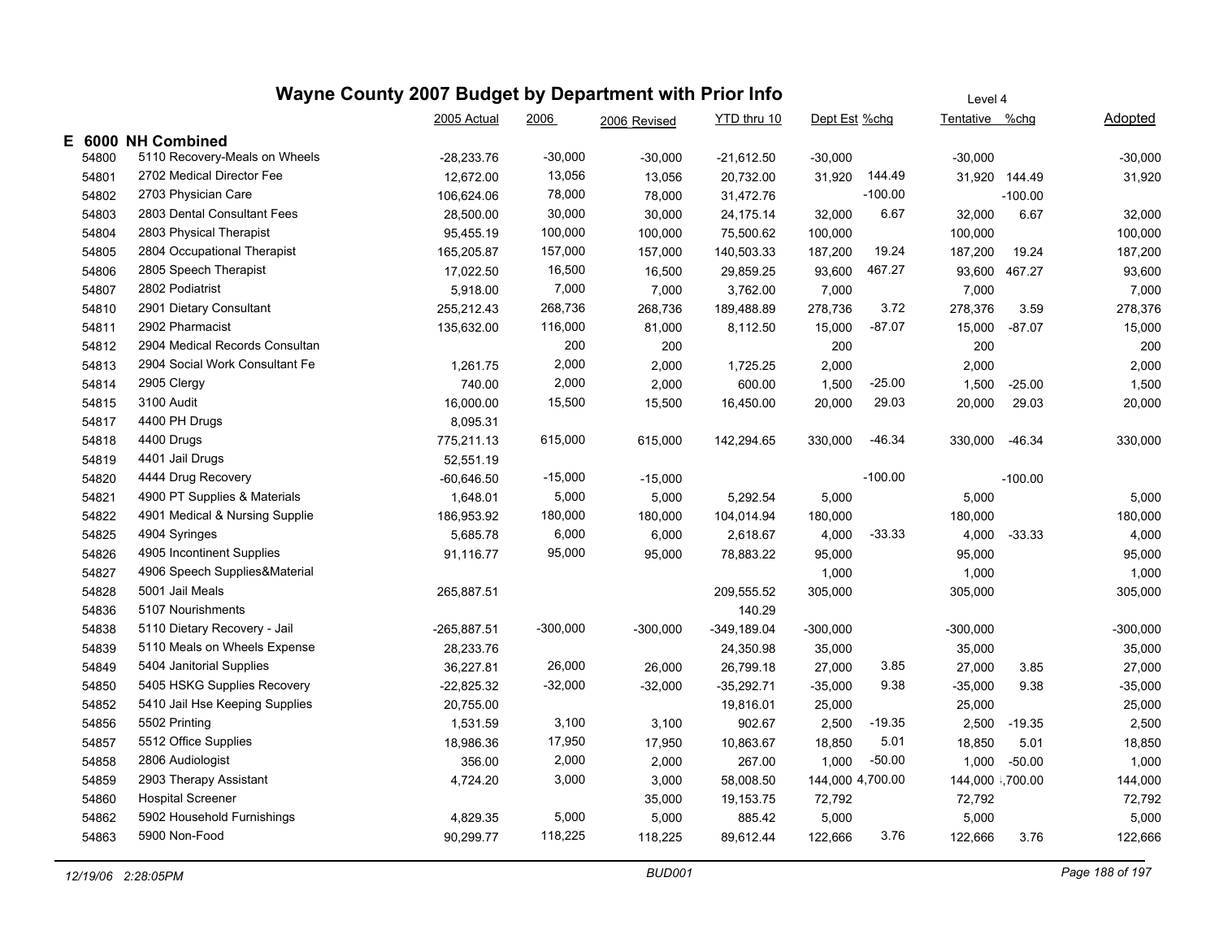# Wayne County 2007 Budget by Department with Prior Info

Level 4

| | | 2005 Actual | 2006 | 2006 Revised | YTD thru 10 | Dept Est | %chg | Tentative | %chg | Adopted |
|---|---|---|---|---|---|---|---|---|---|---|
| **E 6000** | **NH Combined** | | | | | | | | | |
| 54800 | 5110 Recovery-Meals on Wheels | -28,233.76 | -30,000 | -30,000 | -21,612.50 | -30,000 | | -30,000 | | -30,000 |
| 54801 | 2702 Medical Director Fee | 12,672.00 | 13,056 | 13,056 | 20,732.00 | 31,920 | 144.49 | 31,920 | 144.49 | 31,920 |
| 54802 | 2703 Physician Care | 106,624.06 | 78,000 | 78,000 | 31,472.76 | | -100.00 | | -100.00 | |
| 54803 | 2803 Dental Consultant Fees | 28,500.00 | 30,000 | 30,000 | 24,175.14 | 32,000 | 6.67 | 32,000 | 6.67 | 32,000 |
| 54804 | 2803 Physical Therapist | 95,455.19 | 100,000 | 100,000 | 75,500.62 | 100,000 | | 100,000 | | 100,000 |
| 54805 | 2804 Occupational Therapist | 165,205.87 | 157,000 | 157,000 | 140,503.33 | 187,200 | 19.24 | 187,200 | 19.24 | 187,200 |
| 54806 | 2805 Speech Therapist | 17,022.50 | 16,500 | 16,500 | 29,859.25 | 93,600 | 467.27 | 93,600 | 467.27 | 93,600 |
| 54807 | 2802 Podiatrist | 5,918.00 | 7,000 | 7,000 | 3,762.00 | 7,000 | | 7,000 | | 7,000 |
| 54810 | 2901 Dietary Consultant | 255,212.43 | 268,736 | 268,736 | 189,488.89 | 278,736 | 3.72 | 278,376 | 3.59 | 278,376 |
| 54811 | 2902 Pharmacist | 135,632.00 | 116,000 | 81,000 | 8,112.50 | 15,000 | -87.07 | 15,000 | -87.07 | 15,000 |
| 54812 | 2904 Medical Records Consultan | | 200 | 200 | | 200 | | 200 | | 200 |
| 54813 | 2904 Social Work Consultant Fe | 1,261.75 | 2,000 | 2,000 | 1,725.25 | 2,000 | | 2,000 | | 2,000 |
| 54814 | 2905 Clergy | 740.00 | 2,000 | 2,000 | 600.00 | 1,500 | -25.00 | 1,500 | -25.00 | 1,500 |
| 54815 | 3100 Audit | 16,000.00 | 15,500 | 15,500 | 16,450.00 | 20,000 | 29.03 | 20,000 | 29.03 | 20,000 |
| 54817 | 4400 PH Drugs | 8,095.31 | | | | | | | | |
| 54818 | 4400 Drugs | 775,211.13 | 615,000 | 615,000 | 142,294.65 | 330,000 | -46.34 | 330,000 | -46.34 | 330,000 |
| 54819 | 4401 Jail Drugs | 52,551.19 | | | | | | | | |
| 54820 | 4444 Drug Recovery | -60,646.50 | -15,000 | -15,000 | | | -100.00 | | -100.00 | |
| 54821 | 4900 PT Supplies & Materials | 1,648.01 | 5,000 | 5,000 | 5,292.54 | 5,000 | | 5,000 | | 5,000 |
| 54822 | 4901 Medical & Nursing Supplie | 186,953.92 | 180,000 | 180,000 | 104,014.94 | 180,000 | | 180,000 | | 180,000 |
| 54825 | 4904 Syringes | 5,685.78 | 6,000 | 6,000 | 2,618.67 | 4,000 | -33.33 | 4,000 | -33.33 | 4,000 |
| 54826 | 4905 Incontinent Supplies | 91,116.77 | 95,000 | 95,000 | 78,883.22 | 95,000 | | 95,000 | | 95,000 |
| 54827 | 4906 Speech Supplies&Material | | | | | 1,000 | | 1,000 | | 1,000 |
| 54828 | 5001 Jail Meals | 265,887.51 | | | 209,555.52 | 305,000 | | 305,000 | | 305,000 |
| 54836 | 5107 Nourishments | | | | 140.29 | | | | | |
| 54838 | 5110 Dietary Recovery - Jail | -265,887.51 | -300,000 | -300,000 | -349,189.04 | -300,000 | | -300,000 | | -300,000 |
| 54839 | 5110 Meals on Wheels Expense | 28,233.76 | | | 24,350.98 | 35,000 | | 35,000 | | 35,000 |
| 54849 | 5404 Janitorial Supplies | 36,227.81 | 26,000 | 26,000 | 26,799.18 | 27,000 | 3.85 | 27,000 | 3.85 | 27,000 |
| 54850 | 5405 HSKG Supplies Recovery | -22,825.32 | -32,000 | -32,000 | -35,292.71 | -35,000 | 9.38 | -35,000 | 9.38 | -35,000 |
| 54852 | 5410 Jail Hse Keeping Supplies | 20,755.00 | | | 19,816.01 | 25,000 | | 25,000 | | 25,000 |
| 54856 | 5502 Printing | 1,531.59 | 3,100 | 3,100 | 902.67 | 2,500 | -19.35 | 2,500 | -19.35 | 2,500 |
| 54857 | 5512 Office Supplies | 18,986.36 | 17,950 | 17,950 | 10,863.67 | 18,850 | 5.01 | 18,850 | 5.01 | 18,850 |
| 54858 | 2806 Audiologist | 356.00 | 2,000 | 2,000 | 267.00 | 1,000 | -50.00 | 1,000 | -50.00 | 1,000 |
| 54859 | 2903 Therapy Assistant | 4,724.20 | 3,000 | 3,000 | 58,008.50 | 144,000 | 4,700.00 | 144,000 | 4,700.00 | 144,000 |
| 54860 | Hospital Screener | | | 35,000 | 19,153.75 | 72,792 | | 72,792 | | 72,792 |
| 54862 | 5902 Household Furnishings | 4,829.35 | 5,000 | 5,000 | 885.42 | 5,000 | | 5,000 | | 5,000 |
| 54863 | 5900 Non-Food | 90,299.77 | 118,225 | 118,225 | 89,612.44 | 122,666 | 3.76 | 122,666 | 3.76 | 122,666 |

12/19/06 2:28:05PM BUD001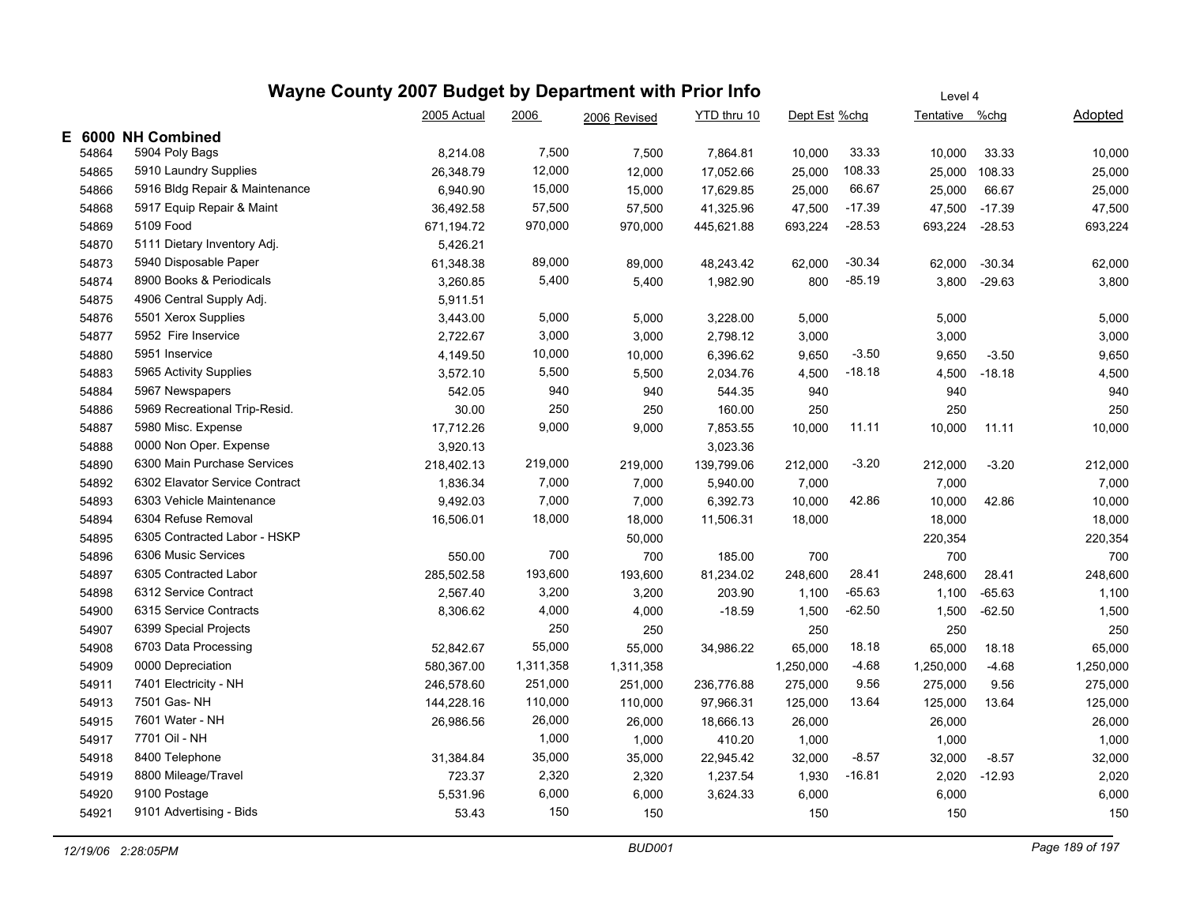# Wayne County 2007 Budget by Department with Prior Info

Level 4

## E 6000 NH Combined

| | | 2005 Actual | 2006 | 2006 Revised | YTD thru 10 | Dept Est | %chg | Tentative | %chg | Adopted |
|---|---|---|---|---|---|---|---|---|---|---|
| 54864 | 5904 Poly Bags | 8,214.08 | 7,500 | 7,500 | 7,864.81 | 10,000 | 33.33 | 10,000 | 33.33 | 10,000 |
| 54865 | 5910 Laundry Supplies | 26,348.79 | 12,000 | 12,000 | 17,052.66 | 25,000 | 108.33 | 25,000 | 108.33 | 25,000 |
| 54866 | 5916 Bldg Repair & Maintenance | 6,940.90 | 15,000 | 15,000 | 17,629.85 | 25,000 | 66.67 | 25,000 | 66.67 | 25,000 |
| 54868 | 5917 Equip Repair & Maint | 36,492.58 | 57,500 | 57,500 | 41,325.96 | 47,500 | -17.39 | 47,500 | -17.39 | 47,500 |
| 54869 | 5109 Food | 671,194.72 | 970,000 | 970,000 | 445,621.88 | 693,224 | -28.53 | 693,224 | -28.53 | 693,224 |
| 54870 | 5111 Dietary Inventory Adj. | 5,426.21 | | | | | | | | |
| 54873 | 5940 Disposable Paper | 61,348.38 | 89,000 | 89,000 | 48,243.42 | 62,000 | -30.34 | 62,000 | -30.34 | 62,000 |
| 54874 | 8900 Books & Periodicals | 3,260.85 | 5,400 | 5,400 | 1,982.90 | 800 | -85.19 | 3,800 | -29.63 | 3,800 |
| 54875 | 4906 Central Supply Adj. | 5,911.51 | | | | | | | | |
| 54876 | 5501 Xerox Supplies | 3,443.00 | 5,000 | 5,000 | 3,228.00 | 5,000 | | 5,000 | | 5,000 |
| 54877 | 5952 Fire Inservice | 2,722.67 | 3,000 | 3,000 | 2,798.12 | 3,000 | | 3,000 | | 3,000 |
| 54880 | 5951 Inservice | 4,149.50 | 10,000 | 10,000 | 6,396.62 | 9,650 | -3.50 | 9,650 | -3.50 | 9,650 |
| 54883 | 5965 Activity Supplies | 3,572.10 | 5,500 | 5,500 | 2,034.76 | 4,500 | -18.18 | 4,500 | -18.18 | 4,500 |
| 54884 | 5967 Newspapers | 542.05 | 940 | 940 | 544.35 | 940 | | 940 | | 940 |
| 54886 | 5969 Recreational Trip-Resid. | 30.00 | 250 | 250 | 160.00 | 250 | | 250 | | 250 |
| 54887 | 5980 Misc. Expense | 17,712.26 | 9,000 | 9,000 | 7,853.55 | 10,000 | 11.11 | 10,000 | 11.11 | 10,000 |
| 54888 | 0000 Non Oper. Expense | 3,920.13 | | | 3,023.36 | | | | | |
| 54890 | 6300 Main Purchase Services | 218,402.13 | 219,000 | 219,000 | 139,799.06 | 212,000 | -3.20 | 212,000 | -3.20 | 212,000 |
| 54892 | 6302 Elavator Service Contract | 1,836.34 | 7,000 | 7,000 | 5,940.00 | 7,000 | | 7,000 | | 7,000 |
| 54893 | 6303 Vehicle Maintenance | 9,492.03 | 7,000 | 7,000 | 6,392.73 | 10,000 | 42.86 | 10,000 | 42.86 | 10,000 |
| 54894 | 6304 Refuse Removal | 16,506.01 | 18,000 | 18,000 | 11,506.31 | 18,000 | | 18,000 | | 18,000 |
| 54895 | 6305 Contracted Labor - HSKP | | | 50,000 | | | | 220,354 | | 220,354 |
| 54896 | 6306 Music Services | 550.00 | 700 | 700 | 185.00 | 700 | | 700 | | 700 |
| 54897 | 6305 Contracted Labor | 285,502.58 | 193,600 | 193,600 | 81,234.02 | 248,600 | 28.41 | 248,600 | 28.41 | 248,600 |
| 54898 | 6312 Service Contract | 2,567.40 | 3,200 | 3,200 | 203.90 | 1,100 | -65.63 | 1,100 | -65.63 | 1,100 |
| 54900 | 6315 Service Contracts | 8,306.62 | 4,000 | 4,000 | -18.59 | 1,500 | -62.50 | 1,500 | -62.50 | 1,500 |
| 54907 | 6399 Special Projects | | 250 | 250 | | 250 | | 250 | | 250 |
| 54908 | 6703 Data Processing | 52,842.67 | 55,000 | 55,000 | 34,986.22 | 65,000 | 18.18 | 65,000 | 18.18 | 65,000 |
| 54909 | 0000 Depreciation | 580,367.00 | 1,311,358 | 1,311,358 | | 1,250,000 | -4.68 | 1,250,000 | -4.68 | 1,250,000 |
| 54911 | 7401 Electricity - NH | 246,578.60 | 251,000 | 251,000 | 236,776.88 | 275,000 | 9.56 | 275,000 | 9.56 | 275,000 |
| 54913 | 7501 Gas- NH | 144,228.16 | 110,000 | 110,000 | 97,966.31 | 125,000 | 13.64 | 125,000 | 13.64 | 125,000 |
| 54915 | 7601 Water - NH | 26,986.56 | 26,000 | 26,000 | 18,666.13 | 26,000 | | 26,000 | | 26,000 |
| 54917 | 7701 Oil - NH | | 1,000 | 1,000 | 410.20 | 1,000 | | 1,000 | | 1,000 |
| 54918 | 8400 Telephone | 31,384.84 | 35,000 | 35,000 | 22,945.42 | 32,000 | -8.57 | 32,000 | -8.57 | 32,000 |
| 54919 | 8800 Mileage/Travel | 723.37 | 2,320 | 2,320 | 1,237.54 | 1,930 | -16.81 | 2,020 | -12.93 | 2,020 |
| 54920 | 9100 Postage | 5,531.96 | 6,000 | 6,000 | 3,624.33 | 6,000 | | 6,000 | | 6,000 |
| 54921 | 9101 Advertising - Bids | 53.43 | 150 | 150 | | 150 | | 150 | | 150 |

*12/19/06 2:28:05PM* BUD001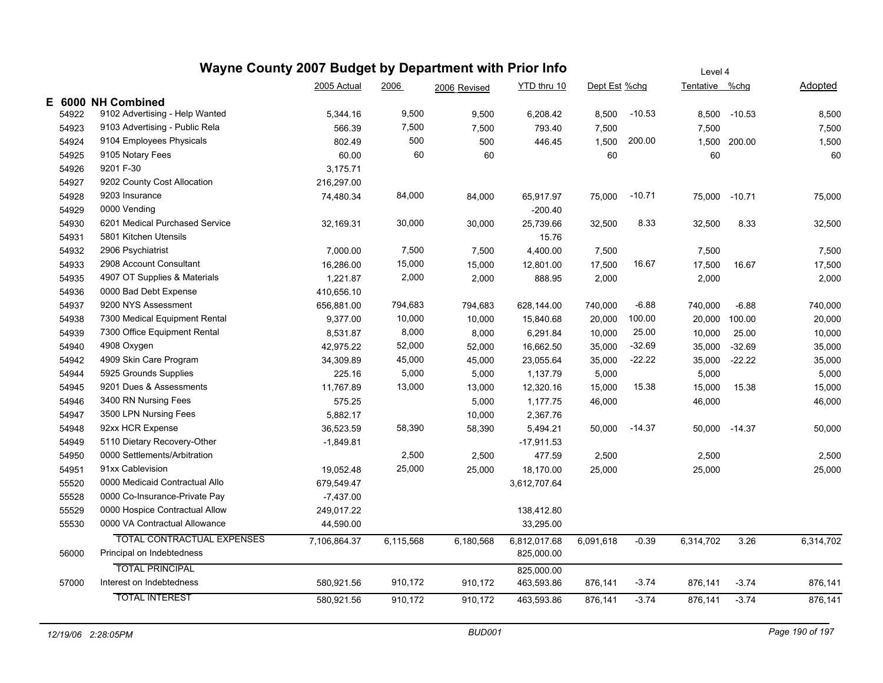# Wayne County 2007 Budget by Department with Prior Info

Level 4

| | | 2005 Actual | 2006 | 2006 Revised | YTD thru 10 | Dept Est | %chg | Tentative | %chg | Adopted |
|---|---|---|---|---|---|---|---|---|---|---|
| **E 6000** | **NH Combined** | | | | | | | | | |
| 54922 | 9102 Advertising - Help Wanted | 5,344.16 | 9,500 | 9,500 | 6,208.42 | 8,500 | -10.53 | 8,500 | -10.53 | 8,500 |
| 54923 | 9103 Advertising - Public Rela | 566.39 | 7,500 | 7,500 | 793.40 | 7,500 | | 7,500 | | 7,500 |
| 54924 | 9104 Employees Physicals | 802.49 | 500 | 500 | 446.45 | 1,500 | 200.00 | 1,500 | 200.00 | 1,500 |
| 54925 | 9105 Notary Fees | 60.00 | 60 | 60 | | 60 | | 60 | | 60 |
| 54926 | 9201 F-30 | 3,175.71 | | | | | | | | |
| 54927 | 9202 County Cost Allocation | 216,297.00 | | | | | | | | |
| 54928 | 9203 Insurance | 74,480.34 | 84,000 | 84,000 | 65,917.97 | 75,000 | -10.71 | 75,000 | -10.71 | 75,000 |
| 54929 | 0000 Vending | | | | -200.40 | | | | | |
| 54930 | 6201 Medical Purchased Service | 32,169.31 | 30,000 | 30,000 | 25,739.66 | 32,500 | 8.33 | 32,500 | 8.33 | 32,500 |
| 54931 | 5801 Kitchen Utensils | | | | 15.76 | | | | | |
| 54932 | 2906 Psychiatrist | 7,000.00 | 7,500 | 7,500 | 4,400.00 | 7,500 | | 7,500 | | 7,500 |
| 54933 | 2908 Account Consultant | 16,286.00 | 15,000 | 15,000 | 12,801.00 | 17,500 | 16.67 | 17,500 | 16.67 | 17,500 |
| 54935 | 4907 OT Supplies & Materials | 1,221.87 | 2,000 | 2,000 | 888.95 | 2,000 | | 2,000 | | 2,000 |
| 54936 | 0000 Bad Debt Expense | 410,656.10 | | | | | | | | |
| 54937 | 9200 NYS Assessment | 656,881.00 | 794,683 | 794,683 | 628,144.00 | 740,000 | -6.88 | 740,000 | -6.88 | 740,000 |
| 54938 | 7300 Medical Equipment Rental | 9,377.00 | 10,000 | 10,000 | 15,840.68 | 20,000 | 100.00 | 20,000 | 100.00 | 20,000 |
| 54939 | 7300 Office Equipment Rental | 8,531.87 | 8,000 | 8,000 | 6,291.84 | 10,000 | 25.00 | 10,000 | 25.00 | 10,000 |
| 54940 | 4908 Oxygen | 42,975.22 | 52,000 | 52,000 | 16,662.50 | 35,000 | -32.69 | 35,000 | -32.69 | 35,000 |
| 54942 | 4909 Skin Care Program | 34,309.89 | 45,000 | 45,000 | 23,055.64 | 35,000 | -22.22 | 35,000 | -22.22 | 35,000 |
| 54944 | 5925 Grounds Supplies | 225.16 | 5,000 | 5,000 | 1,137.79 | 5,000 | | 5,000 | | 5,000 |
| 54945 | 9201 Dues & Assessments | 11,767.89 | 13,000 | 13,000 | 12,320.16 | 15,000 | 15.38 | 15,000 | 15.38 | 15,000 |
| 54946 | 3400 RN Nursing Fees | 575.25 | | 5,000 | 1,177.75 | 46,000 | | 46,000 | | 46,000 |
| 54947 | 3500 LPN Nursing Fees | 5,882.17 | | 10,000 | 2,367.76 | | | | | |
| 54948 | 92xx HCR Expense | 36,523.59 | 58,390 | 58,390 | 5,494.21 | 50,000 | -14.37 | 50,000 | -14.37 | 50,000 |
| 54949 | 5110 Dietary Recovery-Other | -1,849.81 | | | -17,911.53 | | | | | |
| 54950 | 0000 Settlements/Arbitration | | 2,500 | 2,500 | 477.59 | 2,500 | | 2,500 | | 2,500 |
| 54951 | 91xx Cablevision | 19,052.48 | 25,000 | 25,000 | 18,170.00 | 25,000 | | 25,000 | | 25,000 |
| 55520 | 0000 Medicaid Contractual Allo | 679,549.47 | | | 3,612,707.64 | | | | | |
| 55528 | 0000 Co-Insurance-Private Pay | -7,437.00 | | | | | | | | |
| 55529 | 0000 Hospice Contractual Allow | 249,017.22 | | | 138,412.80 | | | | | |
| 55530 | 0000 VA Contractual Allowance | 44,590.00 | | | 33,295.00 | | | | | |
| | TOTAL CONTRACTUAL EXPENSES | 7,106,864.37 | 6,115,568 | 6,180,568 | 6,812,017.68 | 6,091,618 | -0.39 | 6,314,702 | 3.26 | 6,314,702 |
| 56000 | Principal on Indebtedness | | | | 825,000.00 | | | | | |
| | TOTAL PRINCIPAL | | | | 825,000.00 | | | | | |
| 57000 | Interest on Indebtedness | 580,921.56 | 910,172 | 910,172 | 463,593.86 | 876,141 | -3.74 | 876,141 | -3.74 | 876,141 |
| | TOTAL INTEREST | 580,921.56 | 910,172 | 910,172 | 463,593.86 | 876,141 | -3.74 | 876,141 | -3.74 | 876,141 |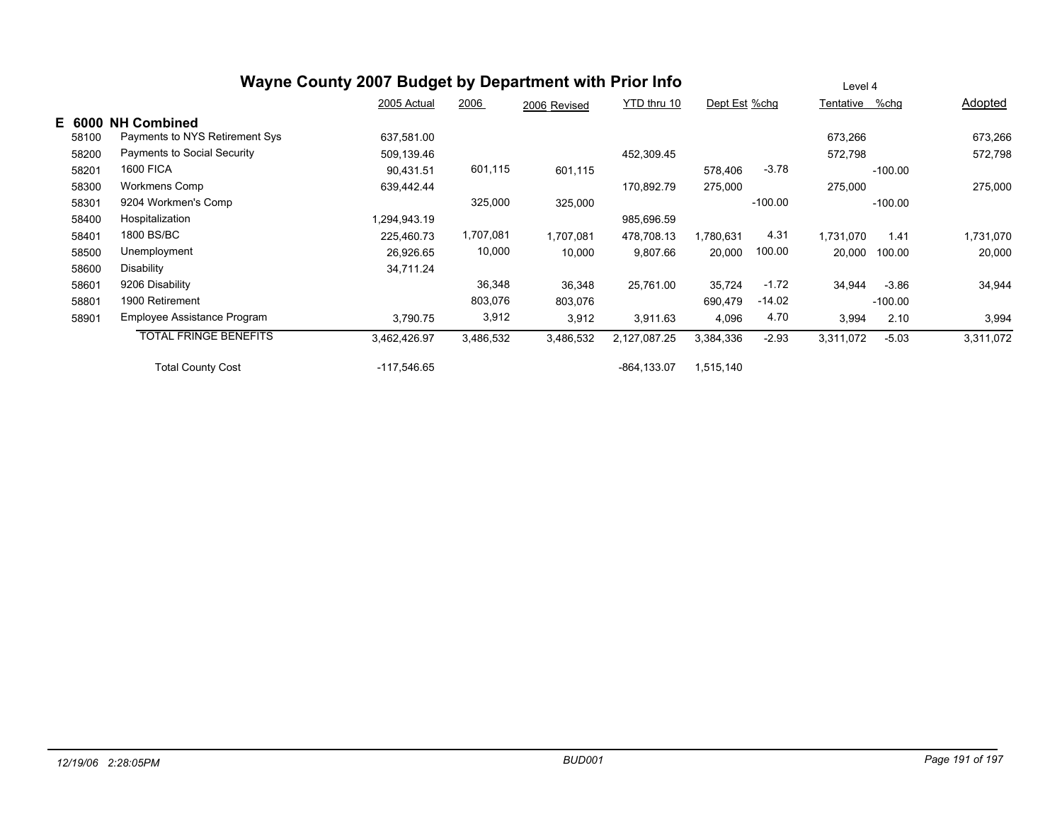# Wayne County 2007 Budget by Department with Prior Info

Level 4

## E 6000 NH Combined

| | | 2005 Actual | 2006 | 2006 Revised | YTD thru 10 | Dept Est | %chg | Tentative | %chg | Adopted |
|---|---|---|---|---|---|---|---|---|---|---|
| 58100 | Payments to NYS Retirement Sys | 637,581.00 | | | | | | 673,266 | | 673,266 |
| 58200 | Payments to Social Security | 509,139.46 | | | 452,309.45 | | | 572,798 | | 572,798 |
| 58201 | 1600 FICA | 90,431.51 | 601,115 | 601,115 | | 578,406 | -3.78 | | -100.00 | |
| 58300 | Workmens Comp | 639,442.44 | | | 170,892.79 | 275,000 | | 275,000 | | 275,000 |
| 58301 | 9204 Workmen's Comp | | 325,000 | 325,000 | | | -100.00 | | -100.00 | |
| 58400 | Hospitalization | 1,294,943.19 | | | 985,696.59 | | | | | |
| 58401 | 1800 BS/BC | 225,460.73 | 1,707,081 | 1,707,081 | 478,708.13 | 1,780,631 | 4.31 | 1,731,070 | 1.41 | 1,731,070 |
| 58500 | Unemployment | 26,926.65 | 10,000 | 10,000 | 9,807.66 | 20,000 | 100.00 | 20,000 | 100.00 | 20,000 |
| 58600 | Disability | 34,711.24 | | | | | | | | |
| 58601 | 9206 Disability | | 36,348 | 36,348 | 25,761.00 | 35,724 | -1.72 | 34,944 | -3.86 | 34,944 |
| 58801 | 1900 Retirement | | 803,076 | 803,076 | | 690,479 | -14.02 | | -100.00 | |
| 58901 | Employee Assistance Program | 3,790.75 | 3,912 | 3,912 | 3,911.63 | 4,096 | 4.70 | 3,994 | 2.10 | 3,994 |
| | TOTAL FRINGE BENEFITS | 3,462,426.97 | 3,486,532 | 3,486,532 | 2,127,087.25 | 3,384,336 | -2.93 | 3,311,072 | -5.03 | 3,311,072 |
| | Total County Cost | -117,546.65 | | | -864,133.07 | 1,515,140 | | | | |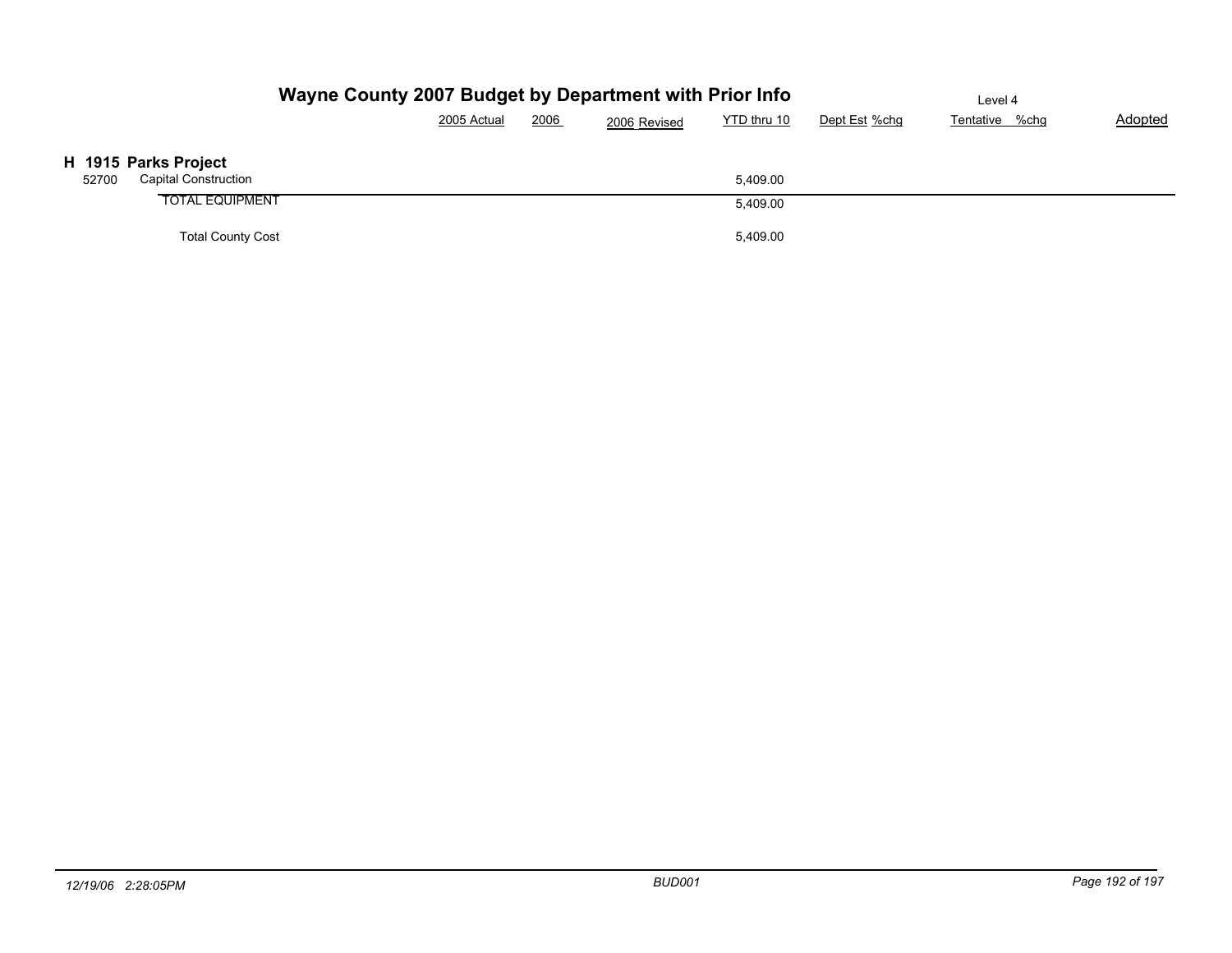# Wayne County 2007 Budget by Department with Prior Info

Level 4

## H 1915 Parks Project

| | | 2005 Actual | 2006 | 2006 Revised | YTD thru 10 | Dept Est | %chg | Tentative | %chg | Adopted |
|---|---|---|---|---|---|---|---|---|---|---|
| 52700 | Capital Construction | | | | 5,409.00 | | | | | |
| | TOTAL EQUIPMENT | | | | 5,409.00 | | | | | |
| | Total County Cost | | | | 5,409.00 | | | | | |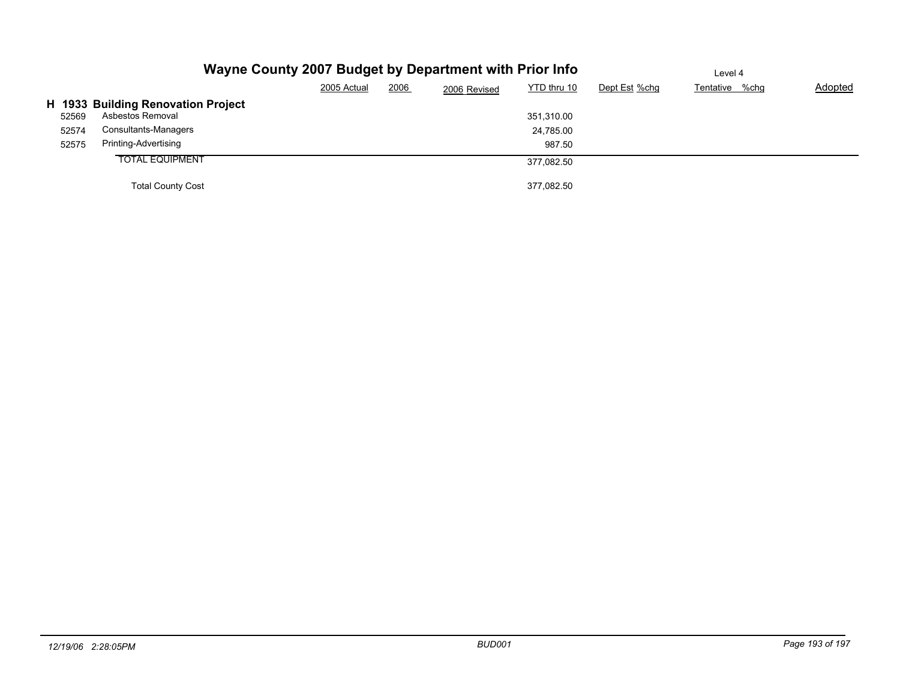# Wayne County 2007 Budget by Department with Prior Info

Level 4

| | | 2005 Actual | 2006 | 2006 Revised | YTD thru 10 | Dept Est | %chg | Tentative | %chg | Adopted |
|---|---|---|---|---|---|---|---|---|---|---|
| **H 1933** | **Building Renovation Project** | | | | | | | | | |
| 52569 | Asbestos Removal | | | | 351,310.00 | | | | | |
| 52574 | Consultants-Managers | | | | 24,785.00 | | | | | |
| 52575 | Printing-Advertising | | | | 987.50 | | | | | |
| | TOTAL EQUIPMENT | | | | 377,082.50 | | | | | |
| | Total County Cost | | | | 377,082.50 | | | | | |

12/19/06 2:28:05PM BUD001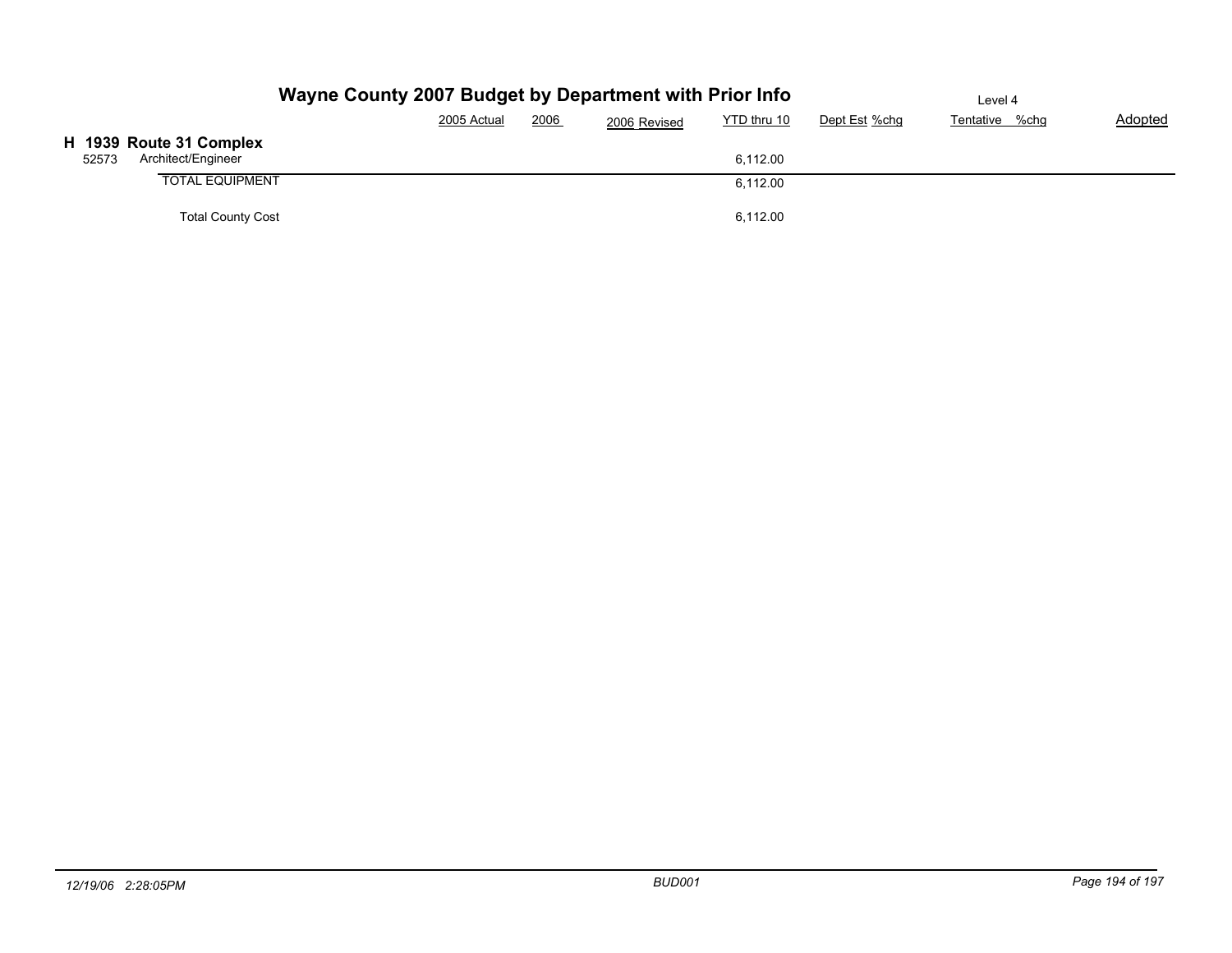# Wayne County 2007 Budget by Department with Prior Info

Level 4

| | | 2005 Actual | 2006 | 2006 Revised | YTD thru 10 | Dept Est | %chg | Tentative | %chg | Adopted |
|---|---|---|---|---|---|---|---|---|---|---|
| **H 1939** | **Route 31 Complex** | | | | | | | | | |
| 52573 | Architect/Engineer | | | | 6,112.00 | | | | | |
| | TOTAL EQUIPMENT | | | | 6,112.00 | | | | | |
| | Total County Cost | | | | 6,112.00 | | | | | |

*12/19/06 2:28:05PM* *BUD001*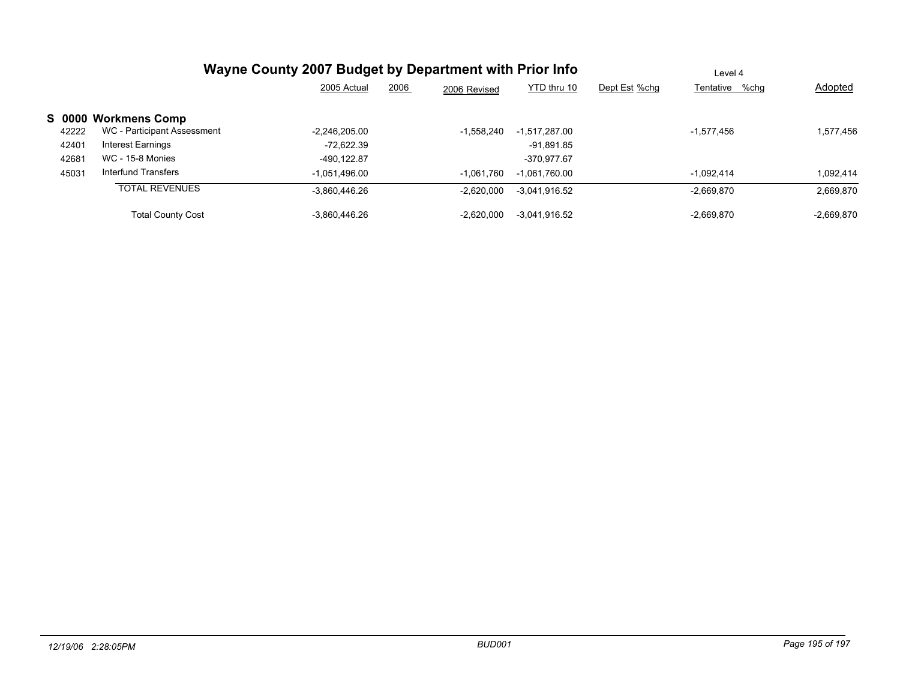# Wayne County 2007 Budget by Department with Prior Info

Level 4

| | | 2005 Actual | 2006 | 2006 Revised | YTD thru 10 | Dept Est | %chg | Tentative | %chg | Adopted |
|---|---|---|---|---|---|---|---|---|---|---|
| **S 0000** | **Workmens Comp** | | | | | | | | | |
| 42222 | WC - Participant Assessment | -2,246,205.00 | | -1,558,240 | -1,517,287.00 | | | -1,577,456 | | 1,577,456 |
| 42401 | Interest Earnings | -72,622.39 | | | -91,891.85 | | | | | |
| 42681 | WC - 15-8 Monies | -490,122.87 | | | -370,977.67 | | | | | |
| 45031 | Interfund Transfers | -1,051,496.00 | | -1,061,760 | -1,061,760.00 | | | -1,092,414 | | 1,092,414 |
| | TOTAL REVENUES | -3,860,446.26 | | -2,620,000 | -3,041,916.52 | | | -2,669,870 | | 2,669,870 |
| | Total County Cost | -3,860,446.26 | | -2,620,000 | -3,041,916.52 | | | -2,669,870 | | -2,669,870 |

12/19/06 2:28:05PM

BUD001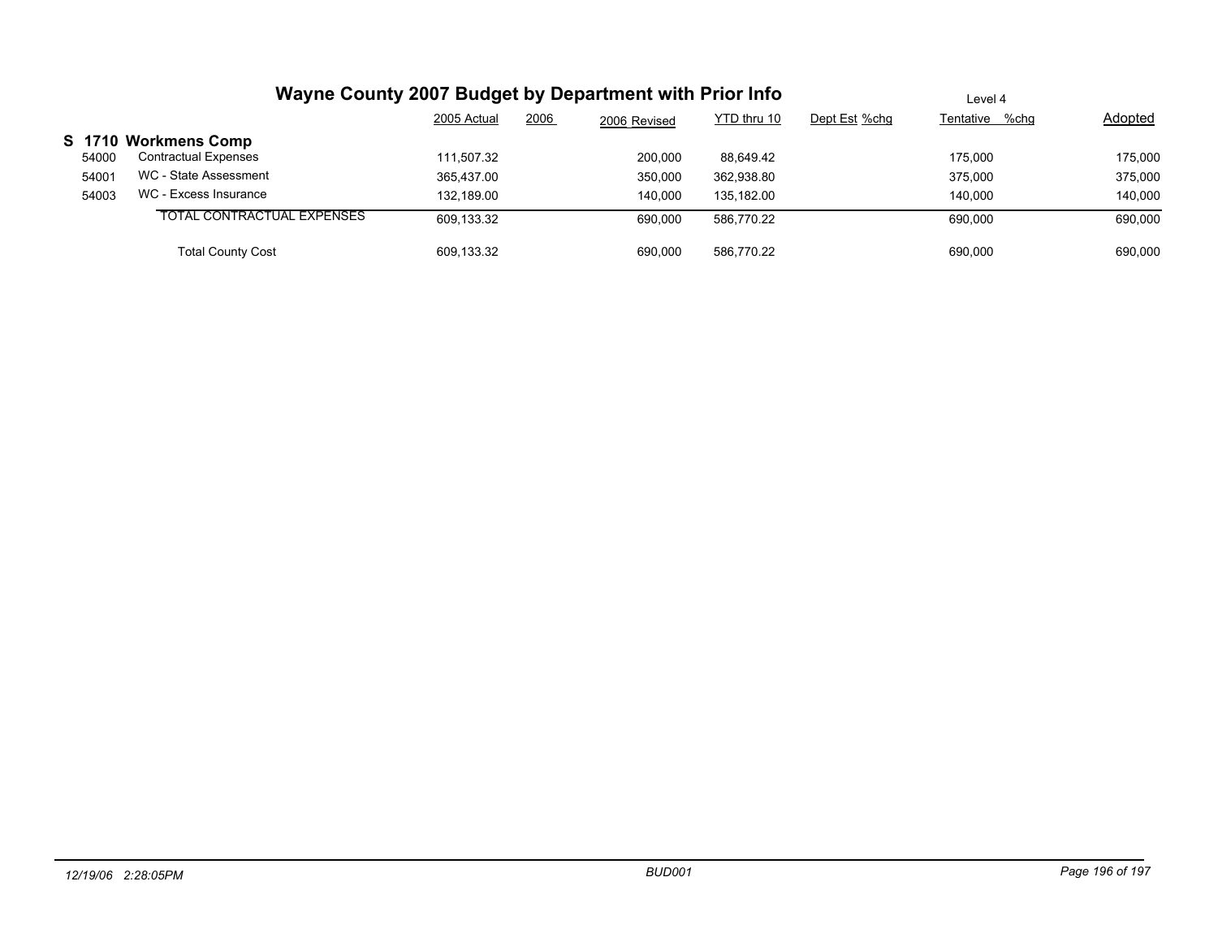# Wayne County 2007 Budget by Department with Prior Info

Level 4

| | | 2005 Actual | 2006 | 2006 Revised | YTD thru 10 | Dept Est | %chg | Tentative | %chg | Adopted |
|---|---|---|---|---|---|---|---|---|---|---|
| **S 1710** | **Workmens Comp** | | | | | | | | | |
| 54000 | Contractual Expenses | 111,507.32 | | 200,000 | 88,649.42 | | | 175,000 | | 175,000 |
| 54001 | WC - State Assessment | 365,437.00 | | 350,000 | 362,938.80 | | | 375,000 | | 375,000 |
| 54003 | WC - Excess Insurance | 132,189.00 | | 140,000 | 135,182.00 | | | 140,000 | | 140,000 |
| | TOTAL CONTRACTUAL EXPENSES | 609,133.32 | | 690,000 | 586,770.22 | | | 690,000 | | 690,000 |
| | Total County Cost | 609,133.32 | | 690,000 | 586,770.22 | | | 690,000 | | 690,000 |

12/19/06 2:28:05PM BUD001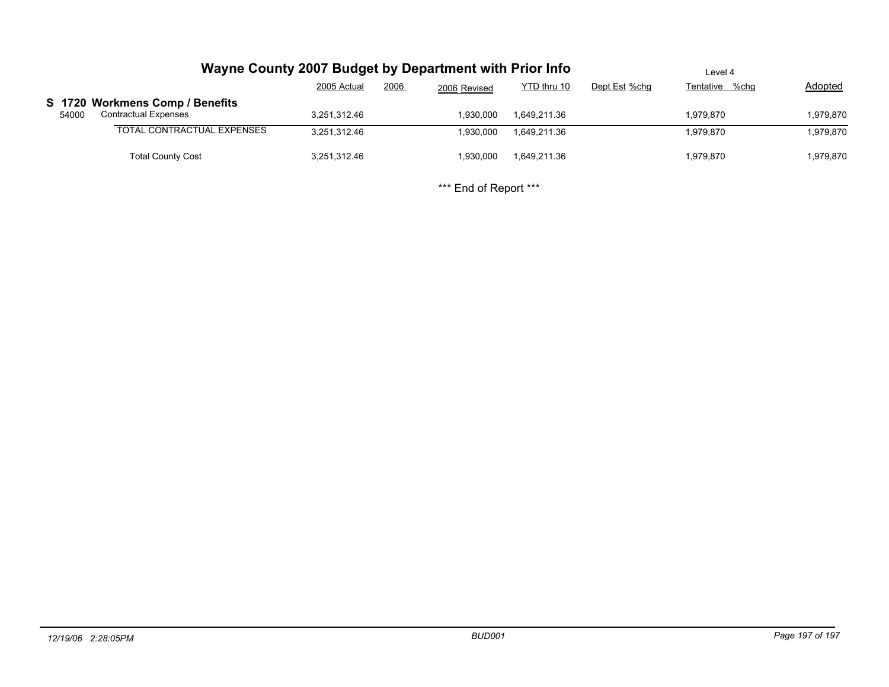# Wayne County 2007 Budget by Department with Prior Info

Level 4

| | | 2005 Actual | 2006 | 2006 Revised | YTD thru 10 | Dept Est | %chg | Tentative | %chg | Adopted |
|---|---|---|---|---|---|---|---|---|---|---|
| **S 1720** | **Workmens Comp / Benefits** | | | | | | | | | |
| 54000 | Contractual Expenses | 3,251,312.46 | | 1,930,000 | 1,649,211.36 | | | 1,979,870 | | 1,979,870 |
| | TOTAL CONTRACTUAL EXPENSES | 3,251,312.46 | | 1,930,000 | 1,649,211.36 | | | 1,979,870 | | 1,979,870 |
| | Total County Cost | 3,251,312.46 | | 1,930,000 | 1,649,211.36 | | | 1,979,870 | | 1,979,870 |

*** End of Report ***

12/19/06 2:28:05PM

BUD001